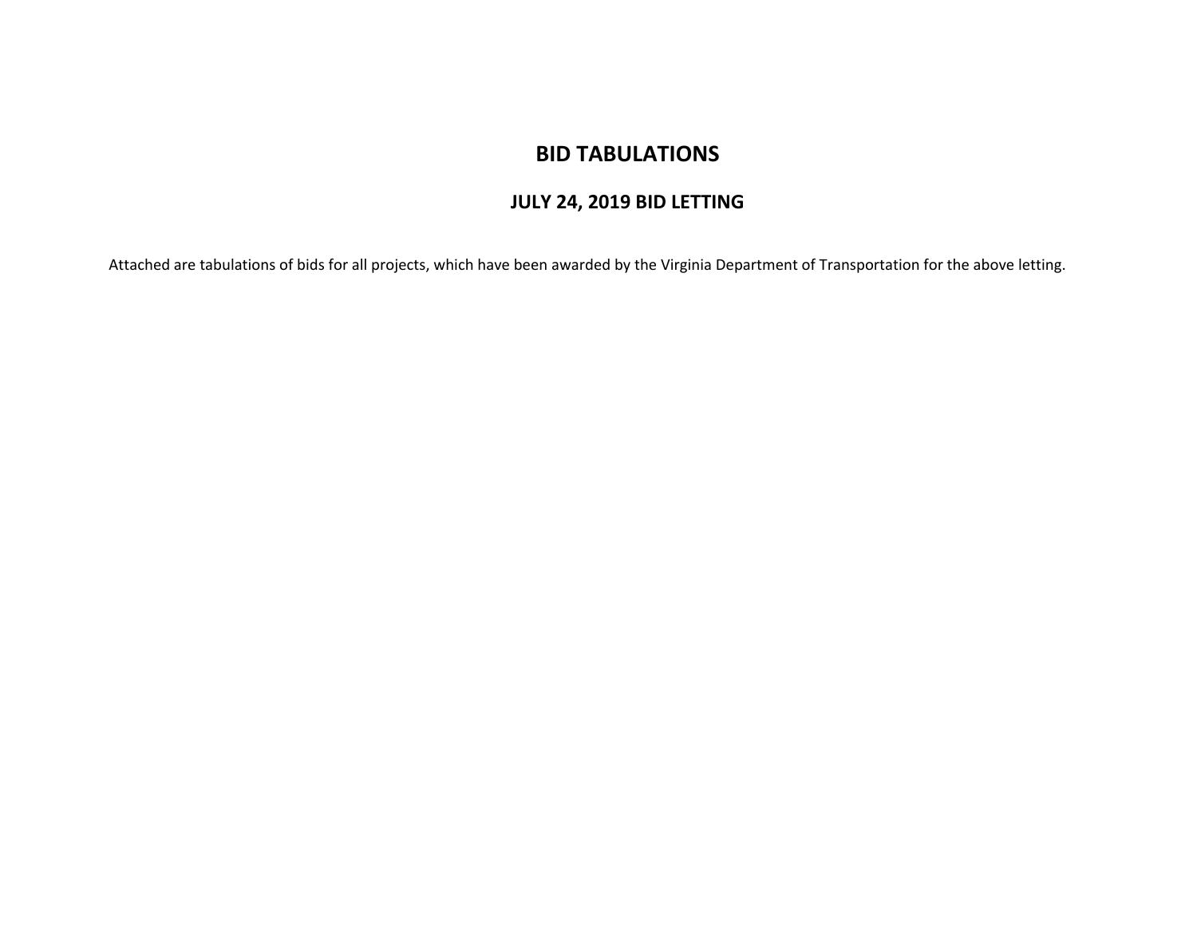# BID TABULATIONS

## JULY 24, 2019 BID LETTING

Attached are tabulations of bids for all projects, which have been awarded by the Virginia Department of Transportation for the above letting.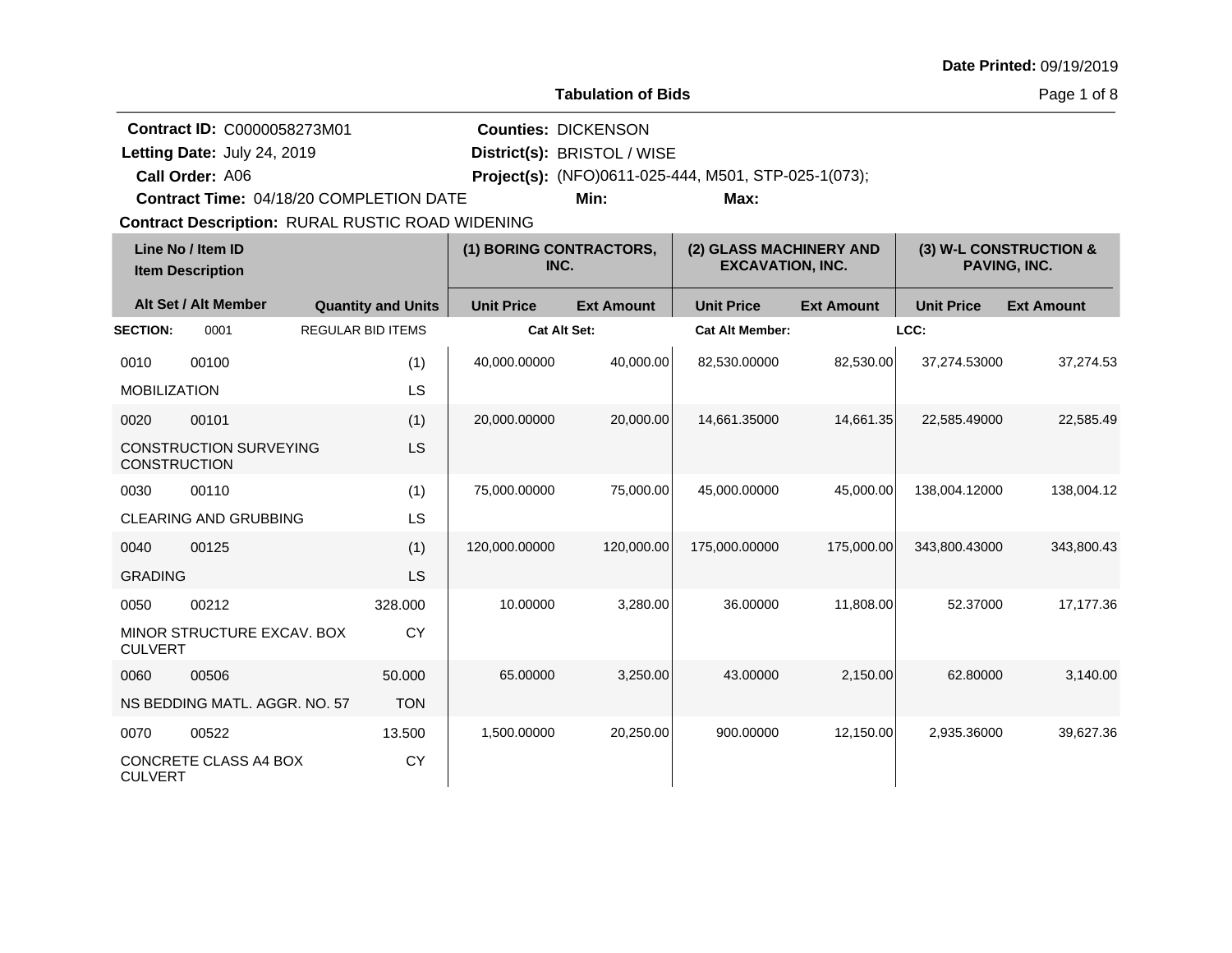**Date Printed:** 09/19/2019

## Tabulation of Bids

**Contract ID:** C0000058273M01
**Letting Date:** July 24, 2019
**Call Order:** A06
**Contract Time:** 04/18/20 COMPLETION DATE
**Contract Description:** RURAL RUSTIC ROAD WIDENING

**Counties:** DICKENSON
**District(s):** BRISTOL / WISE
**Project(s):** (NFO)0611-025-444, M501, STP-025-1(073);
**Min:** **Max:**

| Line No / Item ID / Item Description | Alt Set / Alt Member | Quantity and Units | (1) BORING CONTRACTORS, INC. Unit Price | (1) Ext Amount | (2) GLASS MACHINERY AND EXCAVATION, INC. Unit Price | (2) Ext Amount | (3) W-L CONSTRUCTION & PAVING, INC. Unit Price | (3) Ext Amount |
|---|---|---|---|---|---|---|---|---|
| **SECTION:** 0001 | | REGULAR BID ITEMS | **Cat Alt Set:** | | **Cat Alt Member:** | | **LCC:** | |
| 0010 00100 MOBILIZATION | | (1) LS | 40,000.00000 | 40,000.00 | 82,530.00000 | 82,530.00 | 37,274.53000 | 37,274.53 |
| 0020 00101 CONSTRUCTION SURVEYING CONSTRUCTION | | (1) LS | 20,000.00000 | 20,000.00 | 14,661.35000 | 14,661.35 | 22,585.49000 | 22,585.49 |
| 0030 00110 CLEARING AND GRUBBING | | (1) LS | 75,000.00000 | 75,000.00 | 45,000.00000 | 45,000.00 | 138,004.12000 | 138,004.12 |
| 0040 00125 GRADING | | (1) LS | 120,000.00000 | 120,000.00 | 175,000.00000 | 175,000.00 | 343,800.43000 | 343,800.43 |
| 0050 00212 MINOR STRUCTURE EXCAV. BOX CULVERT | | 328.000 CY | 10.00000 | 3,280.00 | 36.00000 | 11,808.00 | 52.37000 | 17,177.36 |
| 0060 00506 NS BEDDING MATL. AGGR. NO. 57 | | 50.000 TON | 65.00000 | 3,250.00 | 43.00000 | 2,150.00 | 62.80000 | 3,140.00 |
| 0070 00522 CONCRETE CLASS A4 BOX CULVERT | | 13.500 CY | 1,500.00000 | 20,250.00 | 900.00000 | 12,150.00 | 2,935.36000 | 39,627.36 |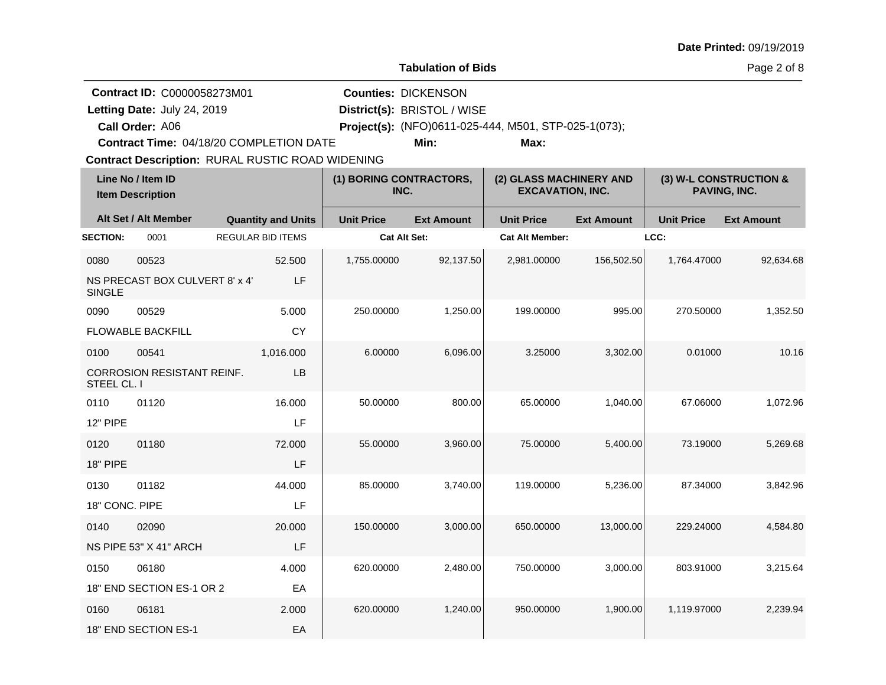Date Printed: 09/19/2019

**Tabulation of Bids**

**Contract ID:** C0000058273M01
**Letting Date:** July 24, 2019
**Call Order:** A06
**Contract Time:** 04/18/20 COMPLETION DATE
**Contract Description:** RURAL RUSTIC ROAD WIDENING

**Counties:** DICKENSON
**District(s):** BRISTOL / WISE
**Project(s):** (NFO)0611-025-444, M501, STP-025-1(073);
**Min:**
**Max:**

| Line No / Item ID | Item Description | Quantity and Units | (1) BORING CONTRACTORS, INC. Unit Price | (1) Ext Amount | (2) GLASS MACHINERY AND EXCAVATION, INC. Unit Price | (2) Ext Amount | (3) W-L CONSTRUCTION & PAVING, INC. Unit Price | (3) Ext Amount |
|---|---|---|---|---|---|---|---|---|
| **SECTION:** 0001 | REGULAR BID ITEMS | | Cat Alt Set: | | Cat Alt Member: | | LCC: | |
| 0080 00523 | NS PRECAST BOX CULVERT 8' x 4' SINGLE | 52.500 LF | 1,755.00000 | 92,137.50 | 2,981.00000 | 156,502.50 | 1,764.47000 | 92,634.68 |
| 0090 00529 | FLOWABLE BACKFILL | 5.000 CY | 250.00000 | 1,250.00 | 199.00000 | 995.00 | 270.50000 | 1,352.50 |
| 0100 00541 | CORROSION RESISTANT REINF. STEEL CL. I | 1,016.000 LB | 6.00000 | 6,096.00 | 3.25000 | 3,302.00 | 0.01000 | 10.16 |
| 0110 01120 | 12" PIPE | 16.000 LF | 50.00000 | 800.00 | 65.00000 | 1,040.00 | 67.06000 | 1,072.96 |
| 0120 01180 | 18" PIPE | 72.000 LF | 55.00000 | 3,960.00 | 75.00000 | 5,400.00 | 73.19000 | 5,269.68 |
| 0130 01182 | 18" CONC. PIPE | 44.000 LF | 85.00000 | 3,740.00 | 119.00000 | 5,236.00 | 87.34000 | 3,842.96 |
| 0140 02090 | NS PIPE 53" X 41" ARCH | 20.000 LF | 150.00000 | 3,000.00 | 650.00000 | 13,000.00 | 229.24000 | 4,584.80 |
| 0150 06180 | 18" END SECTION ES-1 OR 2 | 4.000 EA | 620.00000 | 2,480.00 | 750.00000 | 3,000.00 | 803.91000 | 3,215.64 |
| 0160 06181 | 18" END SECTION ES-1 | 2.000 EA | 620.00000 | 1,240.00 | 950.00000 | 1,900.00 | 1,119.97000 | 2,239.94 |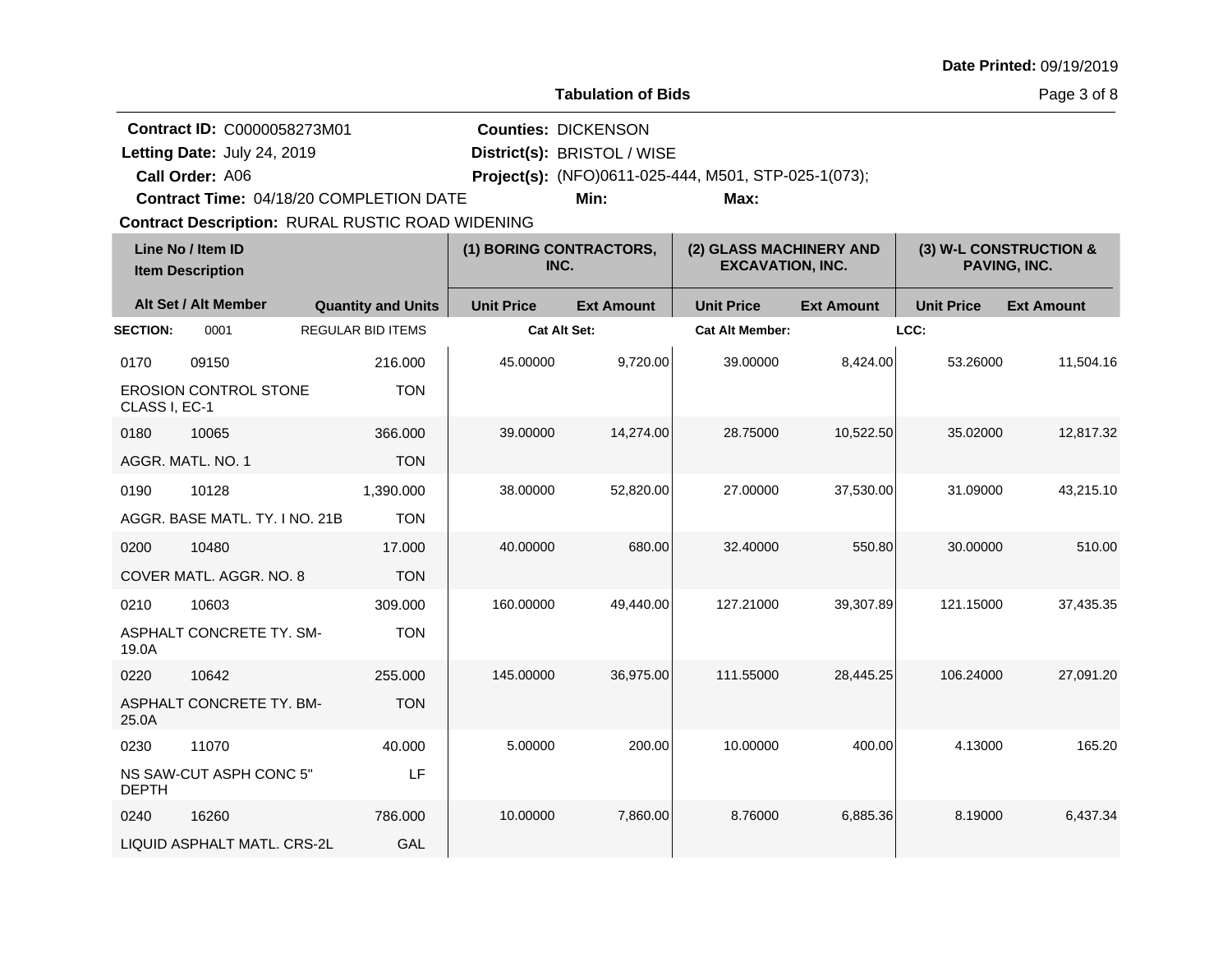**Date Printed:** 09/19/2019

**Tabulation of Bids**

**Contract ID:** C0000058273M01
**Letting Date:** July 24, 2019
**Call Order:** A06
**Contract Time:** 04/18/20 COMPLETION DATE
**Contract Description:** RURAL RUSTIC ROAD WIDENING

**Counties:** DICKENSON
**District(s):** BRISTOL / WISE
**Project(s):** (NFO)0611-025-444, M501, STP-025-1(073);
**Min:**
**Max:**

| Line No / Item ID / Item Description | Alt Set / Alt Member | Quantity and Units | (1) BORING CONTRACTORS, INC. Unit Price | (1) BORING CONTRACTORS, INC. Ext Amount | (2) GLASS MACHINERY AND EXCAVATION, INC. Unit Price | (2) GLASS MACHINERY AND EXCAVATION, INC. Ext Amount | (3) W-L CONSTRUCTION & PAVING, INC. Unit Price | (3) W-L CONSTRUCTION & PAVING, INC. Ext Amount |
|---|---|---|---|---|---|---|---|---|
| **SECTION:** 0001 | REGULAR BID ITEMS | | **Cat Alt Set:** | | **Cat Alt Member:** | | **LCC:** | |
| 0170 09150 EROSION CONTROL STONE CLASS I, EC-1 | | 216.000 TON | 45.00000 | 9,720.00 | 39.00000 | 8,424.00 | 53.26000 | 11,504.16 |
| 0180 10065 AGGR. MATL. NO. 1 | | 366.000 TON | 39.00000 | 14,274.00 | 28.75000 | 10,522.50 | 35.02000 | 12,817.32 |
| 0190 10128 AGGR. BASE MATL. TY. I NO. 21B | | 1,390.000 TON | 38.00000 | 52,820.00 | 27.00000 | 37,530.00 | 31.09000 | 43,215.10 |
| 0200 10480 COVER MATL. AGGR. NO. 8 | | 17.000 TON | 40.00000 | 680.00 | 32.40000 | 550.80 | 30.00000 | 510.00 |
| 0210 10603 ASPHALT CONCRETE TY. SM-19.0A | | 309.000 TON | 160.00000 | 49,440.00 | 127.21000 | 39,307.89 | 121.15000 | 37,435.35 |
| 0220 10642 ASPHALT CONCRETE TY. BM-25.0A | | 255.000 TON | 145.00000 | 36,975.00 | 111.55000 | 28,445.25 | 106.24000 | 27,091.20 |
| 0230 11070 NS SAW-CUT ASPH CONC 5" DEPTH | | 40.000 LF | 5.00000 | 200.00 | 10.00000 | 400.00 | 4.13000 | 165.20 |
| 0240 16260 LIQUID ASPHALT MATL. CRS-2L | | 786.000 GAL | 10.00000 | 7,860.00 | 8.76000 | 6,885.36 | 8.19000 | 6,437.34 |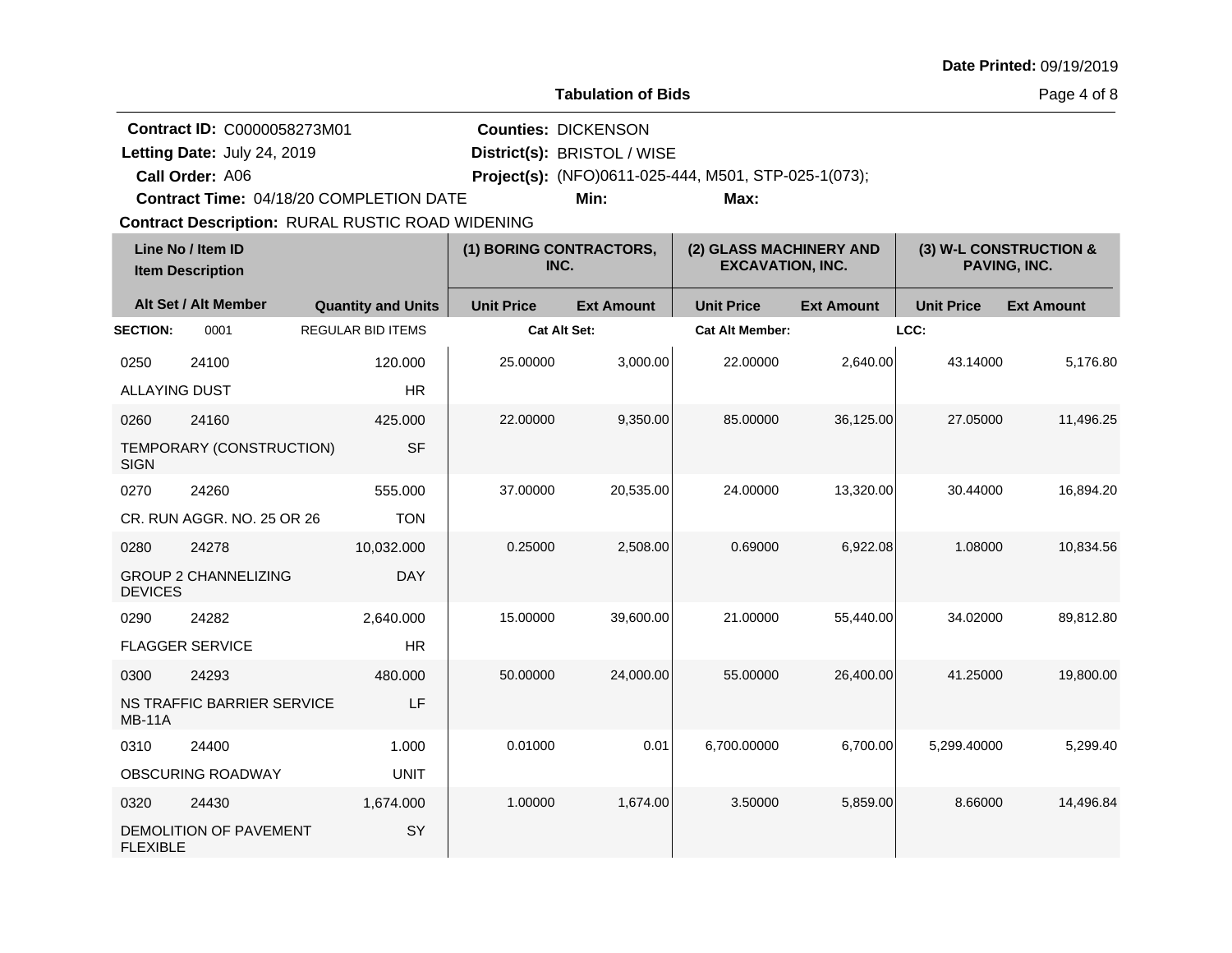**Date Printed:** 09/19/2019

## Tabulation of Bids

**Contract ID:** C0000058273M01
**Letting Date:** July 24, 2019
**Call Order:** A06
**Contract Time:** 04/18/20 COMPLETION DATE
**Counties:** DICKENSON
**District(s):** BRISTOL / WISE
**Project(s):** (NFO)0611-025-444, M501, STP-025-1(073);
**Min:**
**Max:**
**Contract Description:** RURAL RUSTIC ROAD WIDENING

| Line No / Item ID<br>Item Description | | (1) BORING CONTRACTORS, INC. | | (2) GLASS MACHINERY AND EXCAVATION, INC. | | (3) W-L CONSTRUCTION & PAVING, INC. | |
|---|---|---|---|---|---|---|---|
| Alt Set / Alt Member | Quantity and Units | Unit Price | Ext Amount | Unit Price | Ext Amount | Unit Price | Ext Amount |
| **SECTION:** 0001 | REGULAR BID ITEMS | Cat Alt Set: | | Cat Alt Member: | | LCC: | |
| 0250 24100<br>ALLAYING DUST | 120.000<br>HR | 25.00000 | 3,000.00 | 22.00000 | 2,640.00 | 43.14000 | 5,176.80 |
| 0260 24160<br>TEMPORARY (CONSTRUCTION) SIGN | 425.000<br>SF | 22.00000 | 9,350.00 | 85.00000 | 36,125.00 | 27.05000 | 11,496.25 |
| 0270 24260<br>CR. RUN AGGR. NO. 25 OR 26 | 555.000<br>TON | 37.00000 | 20,535.00 | 24.00000 | 13,320.00 | 30.44000 | 16,894.20 |
| 0280 24278<br>GROUP 2 CHANNELIZING DEVICES | 10,032.000<br>DAY | 0.25000 | 2,508.00 | 0.69000 | 6,922.08 | 1.08000 | 10,834.56 |
| 0290 24282<br>FLAGGER SERVICE | 2,640.000<br>HR | 15.00000 | 39,600.00 | 21.00000 | 55,440.00 | 34.02000 | 89,812.80 |
| 0300 24293<br>NS TRAFFIC BARRIER SERVICE MB-11A | 480.000<br>LF | 50.00000 | 24,000.00 | 55.00000 | 26,400.00 | 41.25000 | 19,800.00 |
| 0310 24400<br>OBSCURING ROADWAY | 1.000<br>UNIT | 0.01000 | 0.01 | 6,700.00000 | 6,700.00 | 5,299.40000 | 5,299.40 |
| 0320 24430<br>DEMOLITION OF PAVEMENT FLEXIBLE | 1,674.000<br>SY | 1.00000 | 1,674.00 | 3.50000 | 5,859.00 | 8.66000 | 14,496.84 |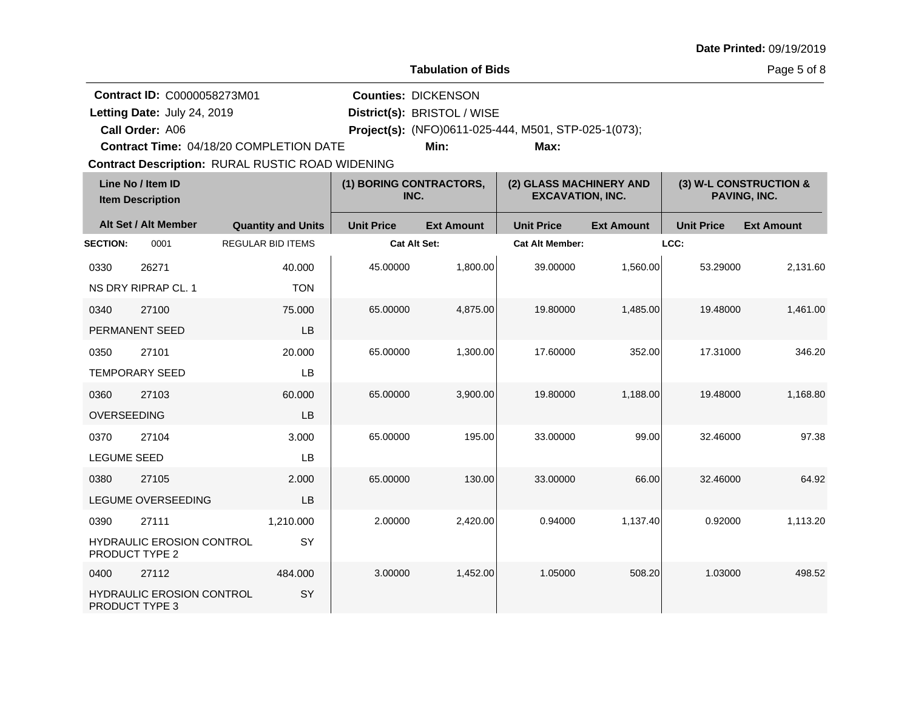**Date Printed:** 09/19/2019

**Tabulation of Bids**

**Contract ID:** C0000058273M01
**Letting Date:** July 24, 2019
**Call Order:** A06
**Contract Time:** 04/18/20 COMPLETION DATE
**Contract Description:** RURAL RUSTIC ROAD WIDENING

**Counties:** DICKENSON
**District(s):** BRISTOL / WISE
**Project(s):** (NFO)0611-025-444, M501, STP-025-1(073);
**Min:**
**Max:**

| Line No / Item ID / Item Description | Alt Set / Alt Member | Quantity and Units | (1) BORING CONTRACTORS, INC. Unit Price | (1) Ext Amount | (2) GLASS MACHINERY AND EXCAVATION, INC. Unit Price | (2) Ext Amount | (3) W-L CONSTRUCTION & PAVING, INC. Unit Price | (3) Ext Amount |
|---|---|---|---|---|---|---|---|---|
| **SECTION:** 0001 | REGULAR BID ITEMS | | Cat Alt Set: | | Cat Alt Member: | | LCC: | |
| 0330 26271 NS DRY RIPRAP CL. 1 | | 40.000 TON | 45.00000 | 1,800.00 | 39.00000 | 1,560.00 | 53.29000 | 2,131.60 |
| 0340 27100 PERMANENT SEED | | 75.000 LB | 65.00000 | 4,875.00 | 19.80000 | 1,485.00 | 19.48000 | 1,461.00 |
| 0350 27101 TEMPORARY SEED | | 20.000 LB | 65.00000 | 1,300.00 | 17.60000 | 352.00 | 17.31000 | 346.20 |
| 0360 27103 OVERSEEDING | | 60.000 LB | 65.00000 | 3,900.00 | 19.80000 | 1,188.00 | 19.48000 | 1,168.80 |
| 0370 27104 LEGUME SEED | | 3.000 LB | 65.00000 | 195.00 | 33.00000 | 99.00 | 32.46000 | 97.38 |
| 0380 27105 LEGUME OVERSEEDING | | 2.000 LB | 65.00000 | 130.00 | 33.00000 | 66.00 | 32.46000 | 64.92 |
| 0390 27111 HYDRAULIC EROSION CONTROL PRODUCT TYPE 2 | | 1,210.000 SY | 2.00000 | 2,420.00 | 0.94000 | 1,137.40 | 0.92000 | 1,113.20 |
| 0400 27112 HYDRAULIC EROSION CONTROL PRODUCT TYPE 3 | | 484.000 SY | 3.00000 | 1,452.00 | 1.05000 | 508.20 | 1.03000 | 498.52 |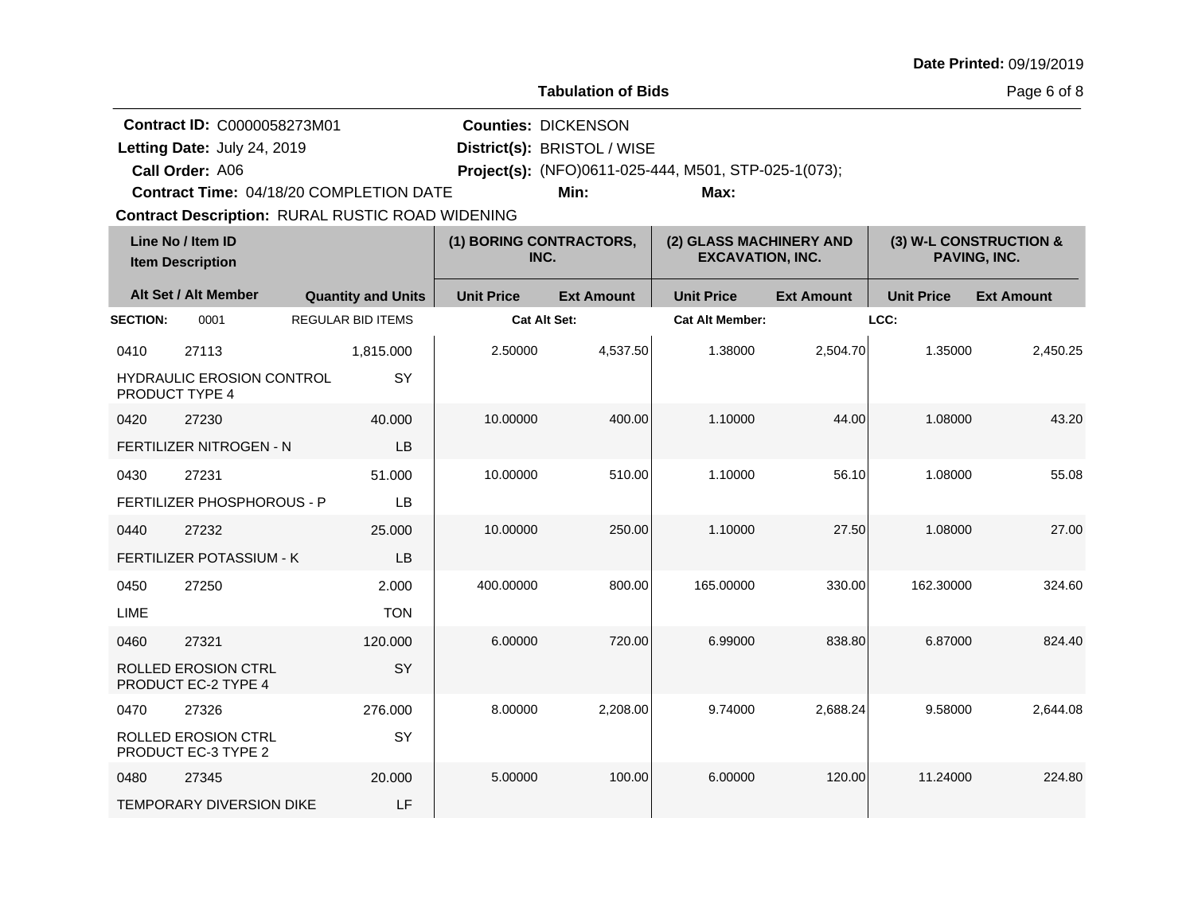**Date Printed:** 09/19/2019

## Tabulation of Bids

**Contract ID:** C0000058273M01
**Letting Date:** July 24, 2019
**Call Order:** A06
**Contract Time:** 04/18/20 COMPLETION DATE
**Contract Description:** RURAL RUSTIC ROAD WIDENING

**Counties:** DICKENSON
**District(s):** BRISTOL / WISE
**Project(s):** (NFO)0611-025-444, M501, STP-025-1(073);
**Min:** **Max:**

| Line No / Item ID | Item Description | Quantity and Units | (1) BORING CONTRACTORS, INC. Unit Price | (1) Ext Amount | (2) GLASS MACHINERY AND EXCAVATION, INC. Unit Price | (2) Ext Amount | (3) W-L CONSTRUCTION & PAVING, INC. Unit Price | (3) Ext Amount |
|---|---|---|---|---|---|---|---|---|
| **SECTION:** 0001 | REGULAR BID ITEMS | | **Cat Alt Set:** | | **Cat Alt Member:** | | **LCC:** | |
| 0410 27113 | HYDRAULIC EROSION CONTROL PRODUCT TYPE 4 | 1,815.000 SY | 2.50000 | 4,537.50 | 1.38000 | 2,504.70 | 1.35000 | 2,450.25 |
| 0420 27230 | FERTILIZER NITROGEN - N | 40.000 LB | 10.00000 | 400.00 | 1.10000 | 44.00 | 1.08000 | 43.20 |
| 0430 27231 | FERTILIZER PHOSPHOROUS - P | 51.000 LB | 10.00000 | 510.00 | 1.10000 | 56.10 | 1.08000 | 55.08 |
| 0440 27232 | FERTILIZER POTASSIUM - K | 25.000 LB | 10.00000 | 250.00 | 1.10000 | 27.50 | 1.08000 | 27.00 |
| 0450 27250 | LIME | 2.000 TON | 400.00000 | 800.00 | 165.00000 | 330.00 | 162.30000 | 324.60 |
| 0460 27321 | ROLLED EROSION CTRL PRODUCT EC-2 TYPE 4 | 120.000 SY | 6.00000 | 720.00 | 6.99000 | 838.80 | 6.87000 | 824.40 |
| 0470 27326 | ROLLED EROSION CTRL PRODUCT EC-3 TYPE 2 | 276.000 SY | 8.00000 | 2,208.00 | 9.74000 | 2,688.24 | 9.58000 | 2,644.08 |
| 0480 27345 | TEMPORARY DIVERSION DIKE | 20.000 LF | 5.00000 | 100.00 | 6.00000 | 120.00 | 11.24000 | 224.80 |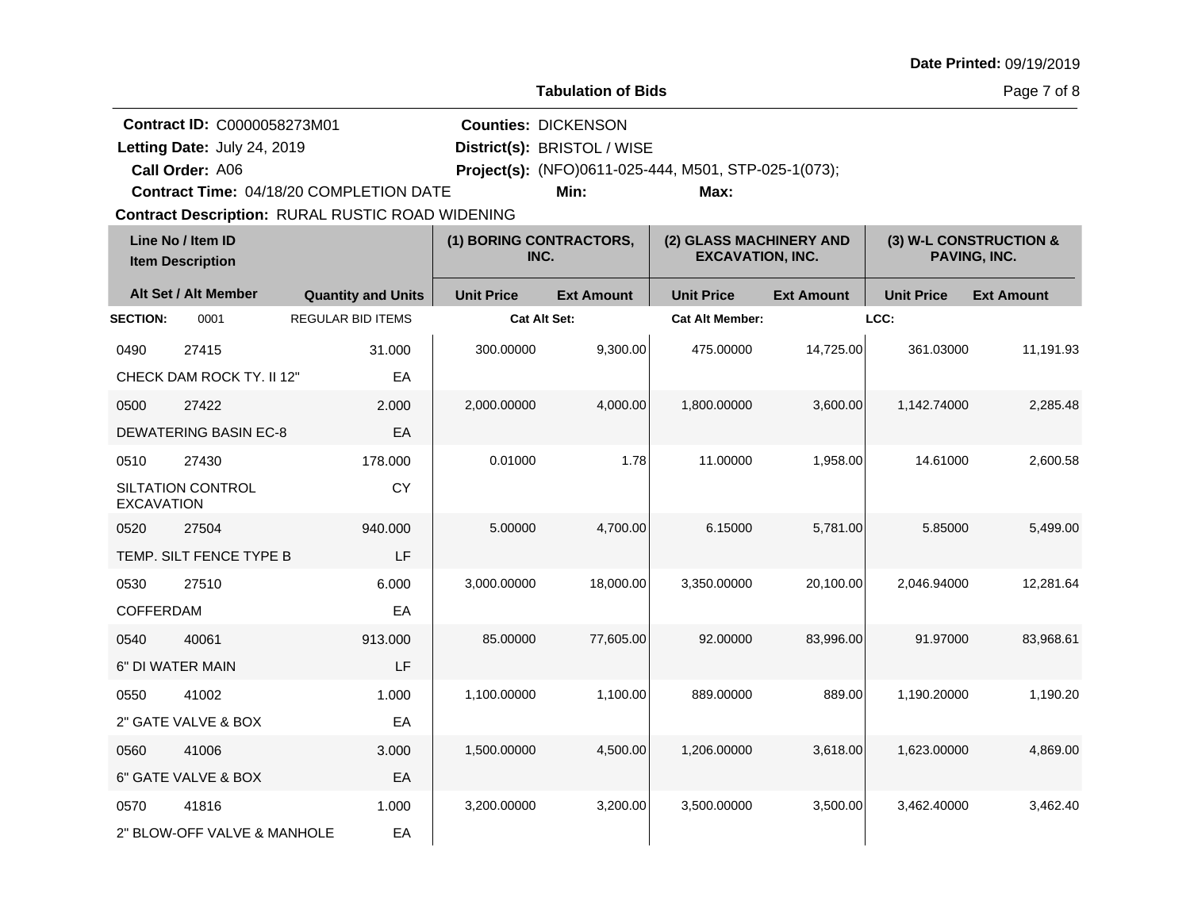**Date Printed:** 09/19/2019

**Tabulation of Bids**

**Contract ID:** C0000058273M01
**Letting Date:** July 24, 2019
**Call Order:** A06
**Contract Time:** 04/18/20 COMPLETION DATE
**Contract Description:** RURAL RUSTIC ROAD WIDENING

**Counties:** DICKENSON
**District(s):** BRISTOL / WISE
**Project(s):** (NFO)0611-025-444, M501, STP-025-1(073);
**Min:** **Max:**

| Line No / Item ID / Item Description | Alt Set / Alt Member | Quantity and Units | (1) BORING CONTRACTORS, INC. Unit Price | Ext Amount | (2) GLASS MACHINERY AND EXCAVATION, INC. Unit Price | Ext Amount | (3) W-L CONSTRUCTION & PAVING, INC. Unit Price | Ext Amount |
|---|---|---|---|---|---|---|---|---|
| **SECTION:** 0001 | REGULAR BID ITEMS | | **Cat Alt Set:** | | **Cat Alt Member:** | | **LCC:** | |
| 0490 27415 CHECK DAM ROCK TY. II 12" | | 31.000 EA | 300.00000 | 9,300.00 | 475.00000 | 14,725.00 | 361.03000 | 11,191.93 |
| 0500 27422 DEWATERING BASIN EC-8 | | 2.000 EA | 2,000.00000 | 4,000.00 | 1,800.00000 | 3,600.00 | 1,142.74000 | 2,285.48 |
| 0510 27430 SILTATION CONTROL EXCAVATION | | 178.000 CY | 0.01000 | 1.78 | 11.00000 | 1,958.00 | 14.61000 | 2,600.58 |
| 0520 27504 TEMP. SILT FENCE TYPE B | | 940.000 LF | 5.00000 | 4,700.00 | 6.15000 | 5,781.00 | 5.85000 | 5,499.00 |
| 0530 27510 COFFERDAM | | 6.000 EA | 3,000.00000 | 18,000.00 | 3,350.00000 | 20,100.00 | 2,046.94000 | 12,281.64 |
| 0540 40061 6" DI WATER MAIN | | 913.000 LF | 85.00000 | 77,605.00 | 92.00000 | 83,996.00 | 91.97000 | 83,968.61 |
| 0550 41002 2" GATE VALVE & BOX | | 1.000 EA | 1,100.00000 | 1,100.00 | 889.00000 | 889.00 | 1,190.20000 | 1,190.20 |
| 0560 41006 6" GATE VALVE & BOX | | 3.000 EA | 1,500.00000 | 4,500.00 | 1,206.00000 | 3,618.00 | 1,623.00000 | 4,869.00 |
| 0570 41816 2" BLOW-OFF VALVE & MANHOLE | | 1.000 EA | 3,200.00000 | 3,200.00 | 3,500.00000 | 3,500.00 | 3,462.40000 | 3,462.40 |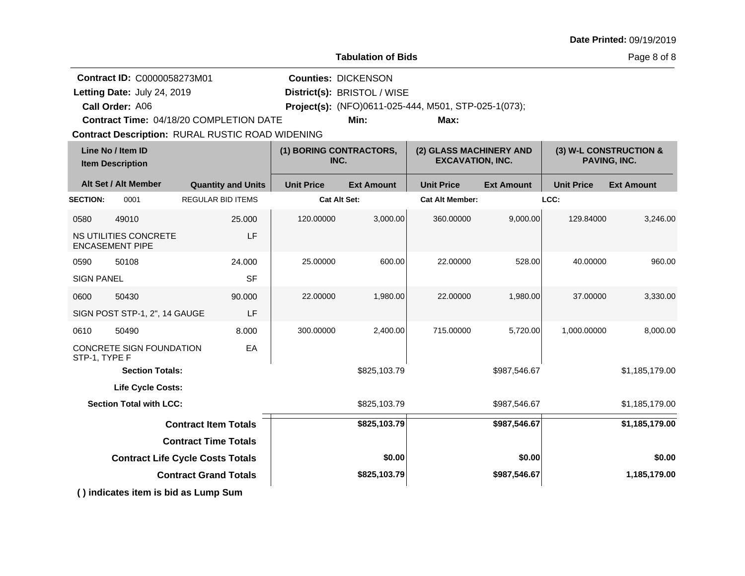**Date Printed:** 09/19/2019

**Tabulation of Bids**

**Contract ID:** C0000058273M01
**Letting Date:** July 24, 2019
**Call Order:** A06
**Contract Time:** 04/18/20 COMPLETION DATE
**Contract Description:** RURAL RUSTIC ROAD WIDENING

**Counties:** DICKENSON
**District(s):** BRISTOL / WISE
**Project(s):** (NFO)0611-025-444, M501, STP-025-1(073);
**Min:**
**Max:**

| Line No / Item ID | Item Description | Quantity and Units | (1) BORING CONTRACTORS, INC. Unit Price | Ext Amount | (2) GLASS MACHINERY AND EXCAVATION, INC. Unit Price | Ext Amount | (3) W-L CONSTRUCTION & PAVING, INC. Unit Price | Ext Amount |
|---|---|---|---|---|---|---|---|---|
| **SECTION:** 0001 | REGULAR BID ITEMS | | **Cat Alt Set:** | | **Cat Alt Member:** | | **LCC:** | |
| 0580 49010 | NS UTILITIES CONCRETE ENCASEMENT PIPE | 25.000 LF | 120.00000 | 3,000.00 | 360.00000 | 9,000.00 | 129.84000 | 3,246.00 |
| 0590 50108 | SIGN PANEL | 24.000 SF | 25.00000 | 600.00 | 22.00000 | 528.00 | 40.00000 | 960.00 |
| 0600 50430 | SIGN POST STP-1, 2", 14 GAUGE | 90.000 LF | 22.00000 | 1,980.00 | 22.00000 | 1,980.00 | 37.00000 | 3,330.00 |
| 0610 50490 | CONCRETE SIGN FOUNDATION STP-1, TYPE F | 8.000 EA | 300.00000 | 2,400.00 | 715.00000 | 5,720.00 | 1,000.00000 | 8,000.00 |
| **Section Totals:** | | | | $825,103.79 | | $987,546.67 | | $1,185,179.00 |
| **Life Cycle Costs:** | | | | | | | | |
| **Section Total with LCC:** | | | | $825,103.79 | | $987,546.67 | | $1,185,179.00 |
| **Contract Item Totals** | | | | **$825,103.79** | | **$987,546.67** | | **$1,185,179.00** |
| **Contract Time Totals** | | | | | | | | |
| **Contract Life Cycle Costs Totals** | | | | **$0.00** | | **$0.00** | | **$0.00** |
| **Contract Grand Totals** | | | | **$825,103.79** | | **$987,546.67** | | **1,185,179.00** |

**( ) indicates item is bid as Lump Sum**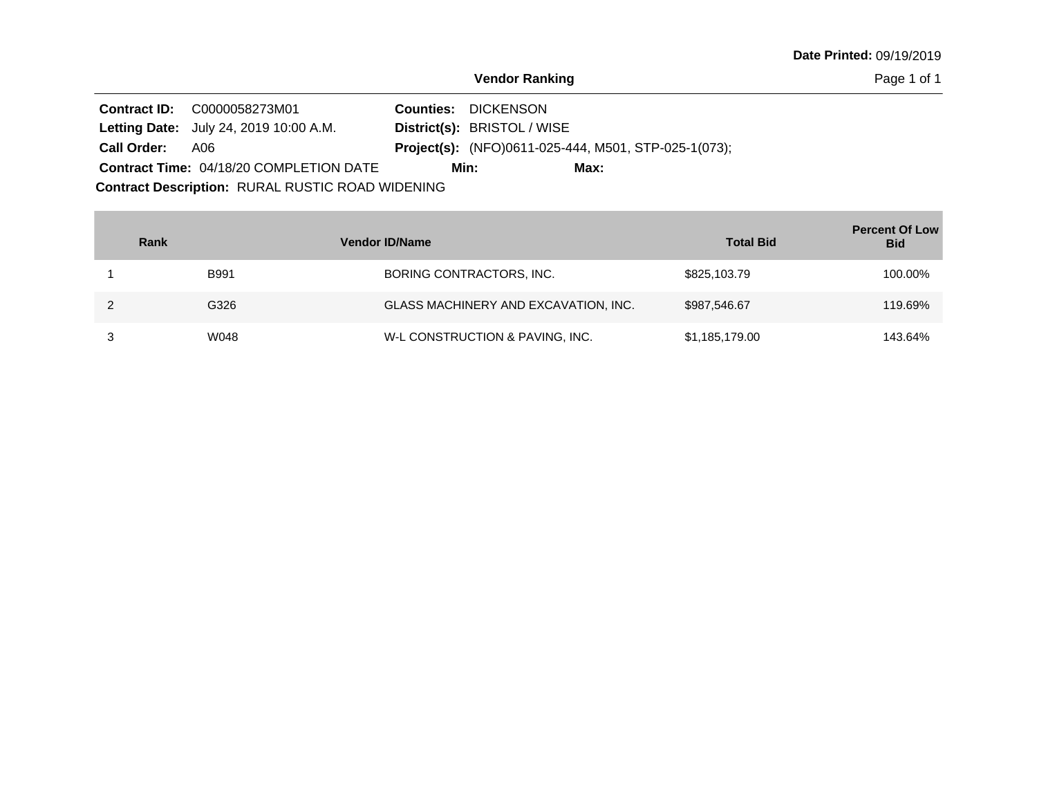**Date Printed:** 09/19/2019

## Vendor Ranking

**Contract ID:** C0000058273M01
**Letting Date:** July 24, 2019 10:00 A.M.
**Call Order:** A06
**Contract Time:** 04/18/20 COMPLETION DATE

**Counties:** DICKENSON
**District(s):** BRISTOL / WISE
**Project(s):** (NFO)0611-025-444, M501, STP-025-1(073);
**Min:**
**Max:**

**Contract Description:** RURAL RUSTIC ROAD WIDENING

| Rank | Vendor ID/Name | | Total Bid | Percent Of Low Bid |
|---|---|---|---|---|
| 1 | B991 | BORING CONTRACTORS, INC. | $825,103.79 | 100.00% |
| 2 | G326 | GLASS MACHINERY AND EXCAVATION, INC. | $987,546.67 | 119.69% |
| 3 | W048 | W-L CONSTRUCTION & PAVING, INC. | $1,185,179.00 | 143.64% |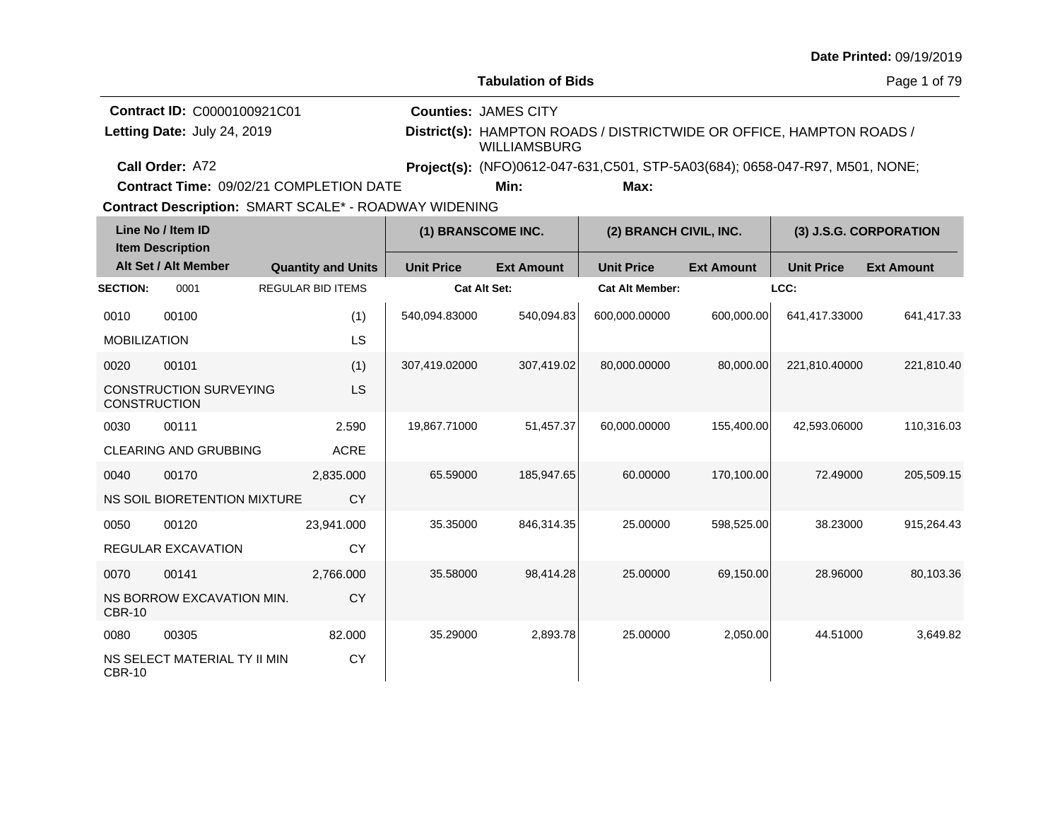**Date Printed:** 09/19/2019

## Tabulation of Bids

**Contract ID:** C0000100921C01
**Letting Date:** July 24, 2019
**Call Order:** A72
**Contract Time:** 09/02/21 COMPLETION DATE

**Counties:** JAMES CITY
**District(s):** HAMPTON ROADS / DISTRICTWIDE OR OFFICE, HAMPTON ROADS / WILLIAMSBURG
**Project(s):** (NFO)0612-047-631,C501, STP-5A03(684); 0658-047-R97, M501, NONE;
**Min:** **Max:**

**Contract Description:** SMART SCALE* - ROADWAY WIDENING

| Line No / Item ID | | Quantity and Units | (1) BRANSCOME INC. | | (2) BRANCH CIVIL, INC. | | (3) J.S.G. CORPORATION | |
|---|---|---|---|---|---|---|---|---|
| Item Description / Alt Set / Alt Member | | | Unit Price | Ext Amount | Unit Price | Ext Amount | Unit Price | Ext Amount |
| **SECTION:** 0001 | REGULAR BID ITEMS | | Cat Alt Set: | | Cat Alt Member: | | LCC: | |
| 0010 | 00100 | (1) | 540,094.83000 | 540,094.83 | 600,000.00000 | 600,000.00 | 641,417.33000 | 641,417.33 |
| MOBILIZATION | | LS | | | | | | |
| 0020 | 00101 | (1) | 307,419.02000 | 307,419.02 | 80,000.00000 | 80,000.00 | 221,810.40000 | 221,810.40 |
| CONSTRUCTION SURVEYING CONSTRUCTION | | LS | | | | | | |
| 0030 | 00111 | 2.590 | 19,867.71000 | 51,457.37 | 60,000.00000 | 155,400.00 | 42,593.06000 | 110,316.03 |
| CLEARING AND GRUBBING | | ACRE | | | | | | |
| 0040 | 00170 | 2,835.000 | 65.59000 | 185,947.65 | 60.00000 | 170,100.00 | 72.49000 | 205,509.15 |
| NS SOIL BIORETENTION MIXTURE | | CY | | | | | | |
| 0050 | 00120 | 23,941.000 | 35.35000 | 846,314.35 | 25.00000 | 598,525.00 | 38.23000 | 915,264.43 |
| REGULAR EXCAVATION | | CY | | | | | | |
| 0070 | 00141 | 2,766.000 | 35.58000 | 98,414.28 | 25.00000 | 69,150.00 | 28.96000 | 80,103.36 |
| NS BORROW EXCAVATION MIN. CBR-10 | | CY | | | | | | |
| 0080 | 00305 | 82.000 | 35.29000 | 2,893.78 | 25.00000 | 2,050.00 | 44.51000 | 3,649.82 |
| NS SELECT MATERIAL TY II MIN CBR-10 | | CY | | | | | | |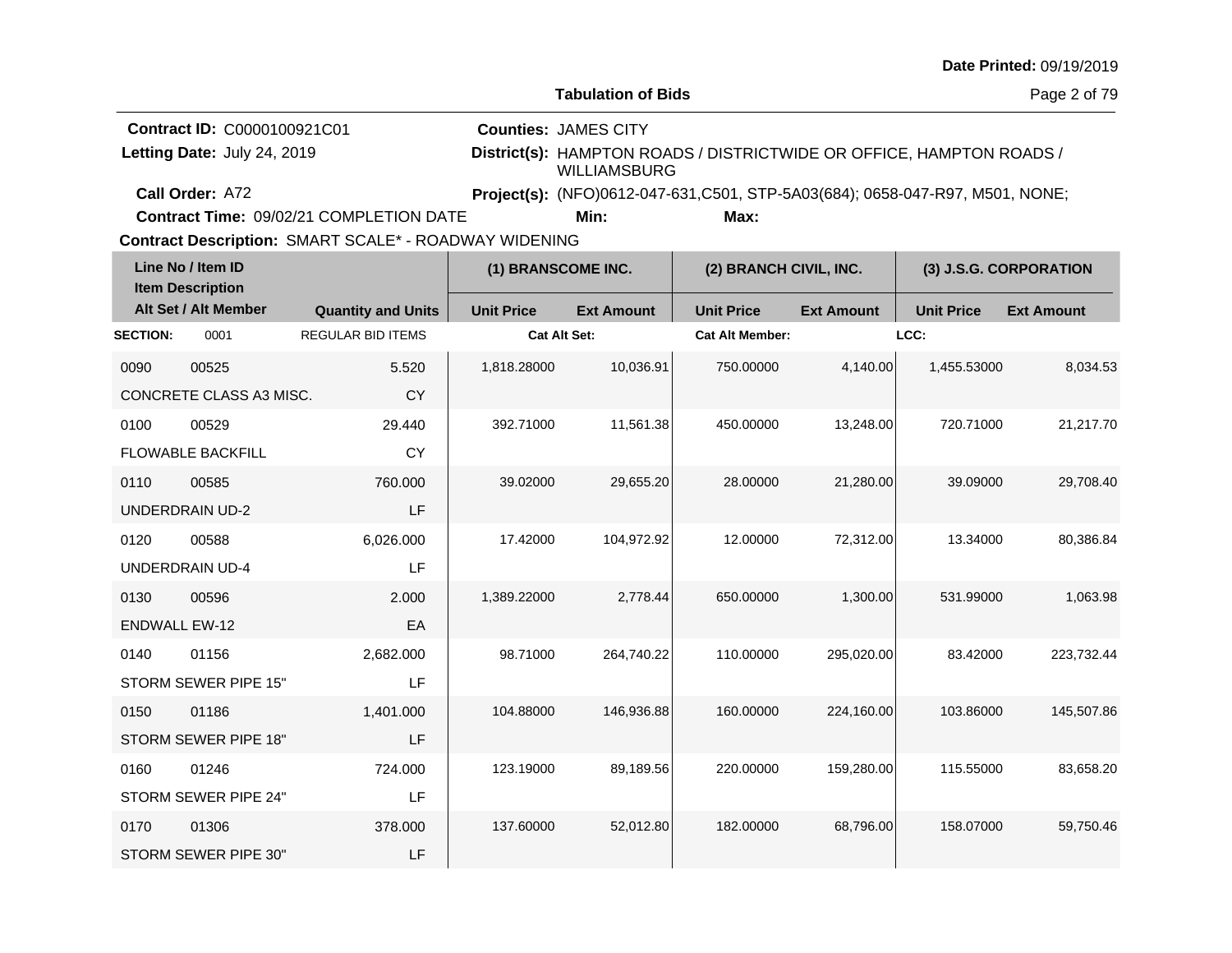**Date Printed:** 09/19/2019

## Tabulation of Bids

**Contract ID:** C0000100921C01
**Letting Date:** July 24, 2019
**Call Order:** A72
**Contract Time:** 09/02/21 COMPLETION DATE
**Counties:** JAMES CITY
**District(s):** HAMPTON ROADS / DISTRICTWIDE OR OFFICE, HAMPTON ROADS / WILLIAMSBURG
**Project(s):** (NFO)0612-047-631,C501, STP-5A03(684); 0658-047-R97, M501, NONE;
**Min:** **Max:**
**Contract Description:** SMART SCALE* - ROADWAY WIDENING

| Line No / Item ID | Item Description / Alt Set / Alt Member | Quantity and Units | (1) BRANSCOME INC. Unit Price | (1) BRANSCOME INC. Ext Amount | (2) BRANCH CIVIL, INC. Unit Price | (2) BRANCH CIVIL, INC. Ext Amount | (3) J.S.G. CORPORATION Unit Price | (3) J.S.G. CORPORATION Ext Amount |
|---|---|---|---|---|---|---|---|---|
| **SECTION:** 0001 | REGULAR BID ITEMS | | Cat Alt Set: | | Cat Alt Member: | | LCC: | |
| 0090 00525 | CONCRETE CLASS A3 MISC. | 5.520 CY | 1,818.28000 | 10,036.91 | 750.00000 | 4,140.00 | 1,455.53000 | 8,034.53 |
| 0100 00529 | FLOWABLE BACKFILL | 29.440 CY | 392.71000 | 11,561.38 | 450.00000 | 13,248.00 | 720.71000 | 21,217.70 |
| 0110 00585 | UNDERDRAIN UD-2 | 760.000 LF | 39.02000 | 29,655.20 | 28.00000 | 21,280.00 | 39.09000 | 29,708.40 |
| 0120 00588 | UNDERDRAIN UD-4 | 6,026.000 LF | 17.42000 | 104,972.92 | 12.00000 | 72,312.00 | 13.34000 | 80,386.84 |
| 0130 00596 | ENDWALL EW-12 | 2.000 EA | 1,389.22000 | 2,778.44 | 650.00000 | 1,300.00 | 531.99000 | 1,063.98 |
| 0140 01156 | STORM SEWER PIPE 15" | 2,682.000 LF | 98.71000 | 264,740.22 | 110.00000 | 295,020.00 | 83.42000 | 223,732.44 |
| 0150 01186 | STORM SEWER PIPE 18" | 1,401.000 LF | 104.88000 | 146,936.88 | 160.00000 | 224,160.00 | 103.86000 | 145,507.86 |
| 0160 01246 | STORM SEWER PIPE 24" | 724.000 LF | 123.19000 | 89,189.56 | 220.00000 | 159,280.00 | 115.55000 | 83,658.20 |
| 0170 01306 | STORM SEWER PIPE 30" | 378.000 LF | 137.60000 | 52,012.80 | 182.00000 | 68,796.00 | 158.07000 | 59,750.46 |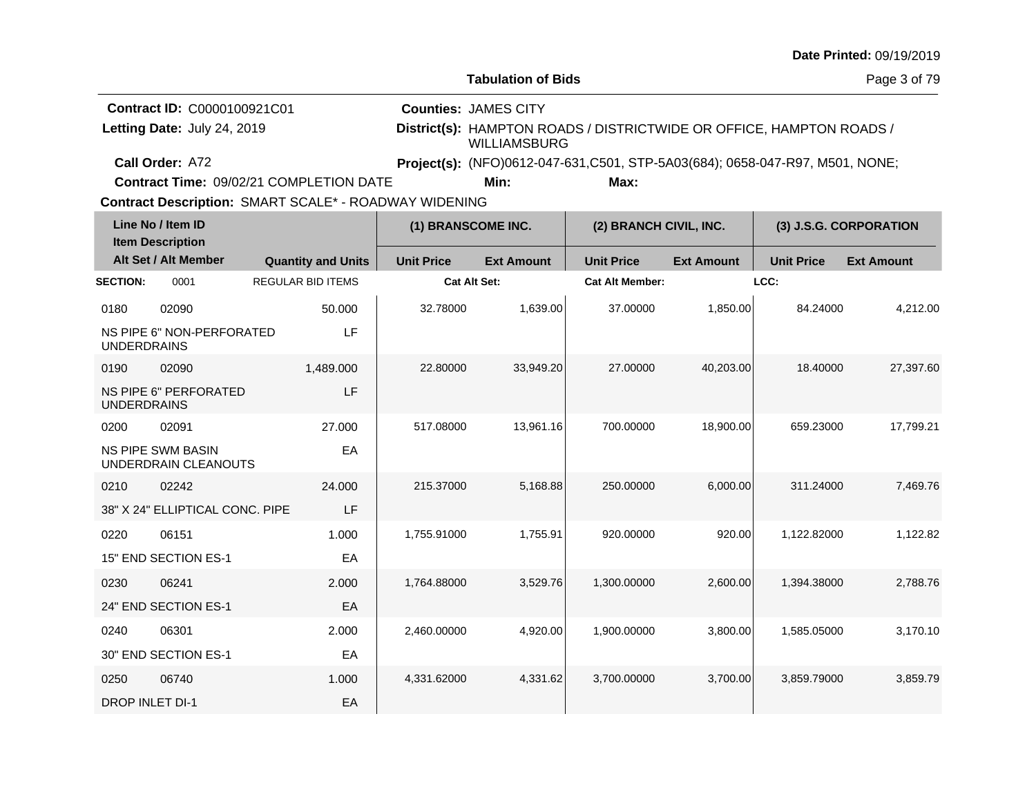**Date Printed:** 09/19/2019

**Tabulation of Bids**

**Contract ID:** C0000100921C01
**Letting Date:** July 24, 2019
**Call Order:** A72
**Contract Time:** 09/02/21 COMPLETION DATE
**Contract Description:** SMART SCALE* - ROADWAY WIDENING

**Counties:** JAMES CITY
**District(s):** HAMPTON ROADS / DISTRICTWIDE OR OFFICE, HAMPTON ROADS / WILLIAMSBURG
**Project(s):** (NFO)0612-047-631,C501, STP-5A03(684); 0658-047-R97, M501, NONE;
**Min:** **Max:**

| Line No / Item ID / Item Description / Alt Set / Alt Member | | Quantity and Units | (1) BRANSCOME INC. Unit Price | (1) BRANSCOME INC. Ext Amount | (2) BRANCH CIVIL, INC. Unit Price | (2) BRANCH CIVIL, INC. Ext Amount | (3) J.S.G. CORPORATION Unit Price | (3) J.S.G. CORPORATION Ext Amount |
|---|---|---|---|---|---|---|---|---|
| **SECTION:** 0001 | REGULAR BID ITEMS | | **Cat Alt Set:** | | **Cat Alt Member:** | | **LCC:** | |
| 0180 | 02090 | 50.000 | 32.78000 | 1,639.00 | 37.00000 | 1,850.00 | 84.24000 | 4,212.00 |
| NS PIPE 6" NON-PERFORATED UNDERDRAINS | | LF | | | | | | |
| 0190 | 02090 | 1,489.000 | 22.80000 | 33,949.20 | 27.00000 | 40,203.00 | 18.40000 | 27,397.60 |
| NS PIPE 6" PERFORATED UNDERDRAINS | | LF | | | | | | |
| 0200 | 02091 | 27.000 | 517.08000 | 13,961.16 | 700.00000 | 18,900.00 | 659.23000 | 17,799.21 |
| NS PIPE SWM BASIN UNDERDRAIN CLEANOUTS | | EA | | | | | | |
| 0210 | 02242 | 24.000 | 215.37000 | 5,168.88 | 250.00000 | 6,000.00 | 311.24000 | 7,469.76 |
| 38" X 24" ELLIPTICAL CONC. PIPE | | LF | | | | | | |
| 0220 | 06151 | 1.000 | 1,755.91000 | 1,755.91 | 920.00000 | 920.00 | 1,122.82000 | 1,122.82 |
| 15" END SECTION ES-1 | | EA | | | | | | |
| 0230 | 06241 | 2.000 | 1,764.88000 | 3,529.76 | 1,300.00000 | 2,600.00 | 1,394.38000 | 2,788.76 |
| 24" END SECTION ES-1 | | EA | | | | | | |
| 0240 | 06301 | 2.000 | 2,460.00000 | 4,920.00 | 1,900.00000 | 3,800.00 | 1,585.05000 | 3,170.10 |
| 30" END SECTION ES-1 | | EA | | | | | | |
| 0250 | 06740 | 1.000 | 4,331.62000 | 4,331.62 | 3,700.00000 | 3,700.00 | 3,859.79000 | 3,859.79 |
| DROP INLET DI-1 | | EA | | | | | | |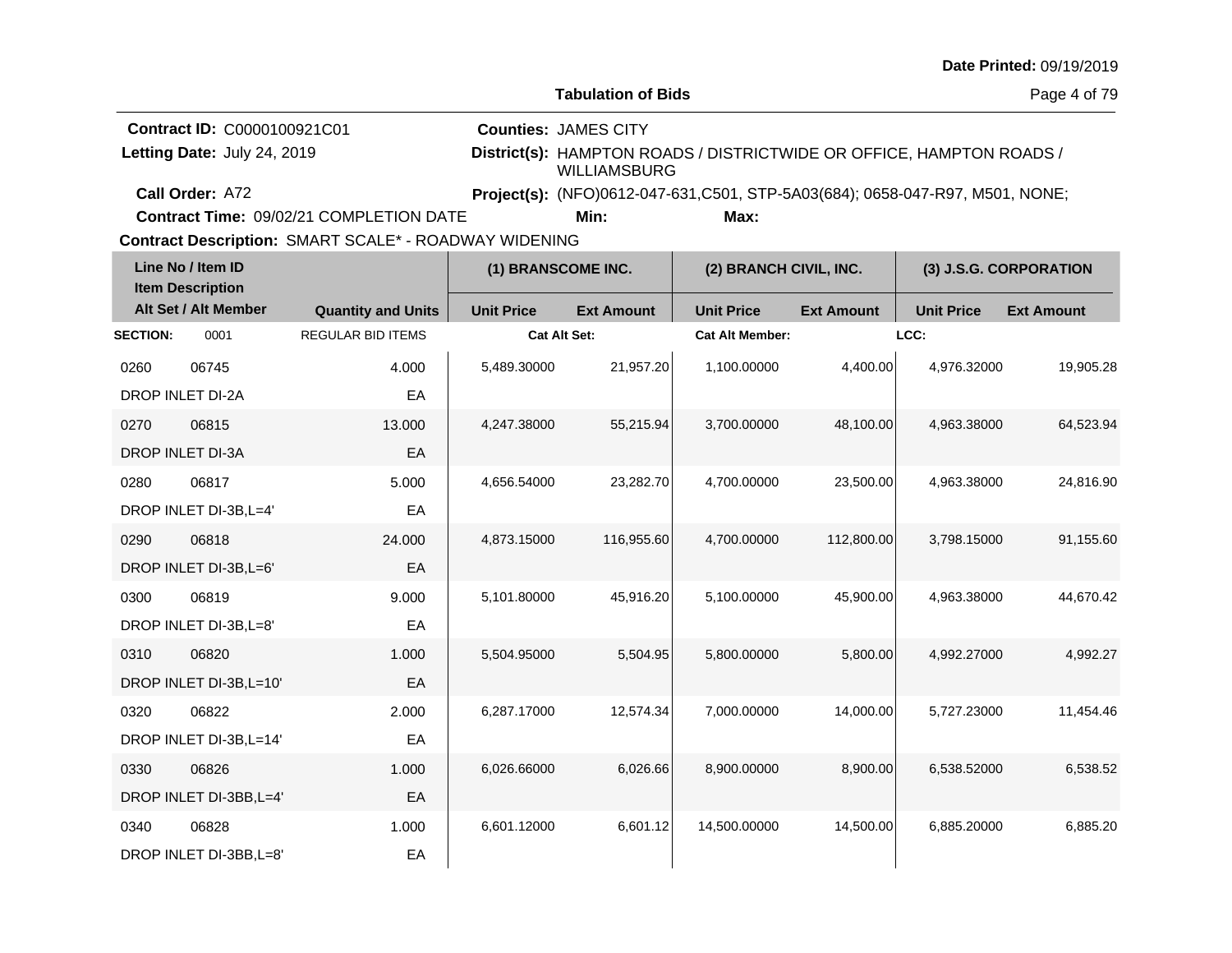Date Printed: 09/19/2019

**Tabulation of Bids**

**Contract ID:** C0000100921C01
**Letting Date:** July 24, 2019
**Call Order:** A72
**Contract Time:** 09/02/21 COMPLETION DATE
**Counties:** JAMES CITY
**District(s):** HAMPTON ROADS / DISTRICTWIDE OR OFFICE, HAMPTON ROADS / WILLIAMSBURG
**Project(s):** (NFO)0612-047-631,C501, STP-5A03(684); 0658-047-R97, M501, NONE;
**Min:** **Max:**
**Contract Description:** SMART SCALE* - ROADWAY WIDENING

| Line No / Item ID | Item Description / Alt Set / Alt Member | Quantity and Units | (1) BRANSCOME INC. Unit Price | (1) BRANSCOME INC. Ext Amount | (2) BRANCH CIVIL, INC. Unit Price | (2) BRANCH CIVIL, INC. Ext Amount | (3) J.S.G. CORPORATION Unit Price | (3) J.S.G. CORPORATION Ext Amount |
|---|---|---|---|---|---|---|---|---|
| **SECTION:** 0001 | REGULAR BID ITEMS | | Cat Alt Set: | | Cat Alt Member: | | LCC: | |
| 0260 06745 | DROP INLET DI-2A | 4.000 EA | 5,489.30000 | 21,957.20 | 1,100.00000 | 4,400.00 | 4,976.32000 | 19,905.28 |
| 0270 06815 | DROP INLET DI-3A | 13.000 EA | 4,247.38000 | 55,215.94 | 3,700.00000 | 48,100.00 | 4,963.38000 | 64,523.94 |
| 0280 06817 | DROP INLET DI-3B,L=4' | 5.000 EA | 4,656.54000 | 23,282.70 | 4,700.00000 | 23,500.00 | 4,963.38000 | 24,816.90 |
| 0290 06818 | DROP INLET DI-3B,L=6' | 24.000 EA | 4,873.15000 | 116,955.60 | 4,700.00000 | 112,800.00 | 3,798.15000 | 91,155.60 |
| 0300 06819 | DROP INLET DI-3B,L=8' | 9.000 EA | 5,101.80000 | 45,916.20 | 5,100.00000 | 45,900.00 | 4,963.38000 | 44,670.42 |
| 0310 06820 | DROP INLET DI-3B,L=10' | 1.000 EA | 5,504.95000 | 5,504.95 | 5,800.00000 | 5,800.00 | 4,992.27000 | 4,992.27 |
| 0320 06822 | DROP INLET DI-3B,L=14' | 2.000 EA | 6,287.17000 | 12,574.34 | 7,000.00000 | 14,000.00 | 5,727.23000 | 11,454.46 |
| 0330 06826 | DROP INLET DI-3BB,L=4' | 1.000 EA | 6,026.66000 | 6,026.66 | 8,900.00000 | 8,900.00 | 6,538.52000 | 6,538.52 |
| 0340 06828 | DROP INLET DI-3BB,L=8' | 1.000 EA | 6,601.12000 | 6,601.12 | 14,500.00000 | 14,500.00 | 6,885.20000 | 6,885.20 |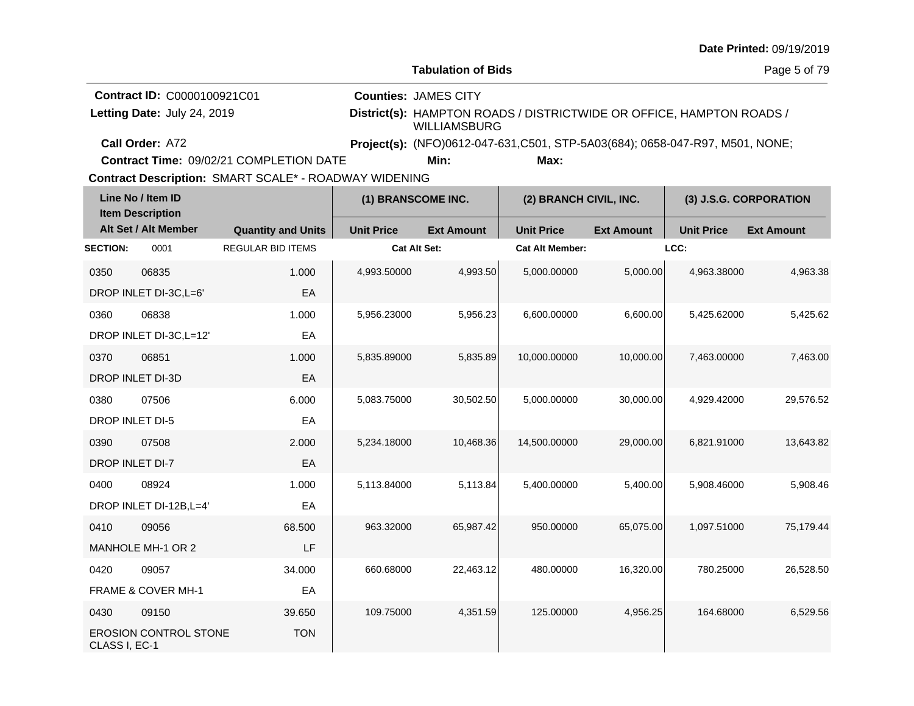**Date Printed:** 09/19/2019

## Tabulation of Bids

**Contract ID:** C0000100921C01
**Letting Date:** July 24, 2019
**Call Order:** A72
**Contract Time:** 09/02/21 COMPLETION DATE

**Counties:** JAMES CITY
**District(s):** HAMPTON ROADS / DISTRICTWIDE OR OFFICE, HAMPTON ROADS / WILLIAMSBURG
**Project(s):** (NFO)0612-047-631,C501, STP-5A03(684); 0658-047-R97, M501, NONE;
**Min:** **Max:**

**Contract Description:** SMART SCALE* - ROADWAY WIDENING

| Line No / Item ID / Item Description / Alt Set / Alt Member | | Quantity and Units | (1) BRANSCOME INC. Unit Price | (1) BRANSCOME INC. Ext Amount | (2) BRANCH CIVIL, INC. Unit Price | (2) BRANCH CIVIL, INC. Ext Amount | (3) J.S.G. CORPORATION Unit Price | (3) J.S.G. CORPORATION Ext Amount |
|---|---|---|---|---|---|---|---|---|
| **SECTION:** 0001 | | REGULAR BID ITEMS | Cat Alt Set: | | Cat Alt Member: | | LCC: | |
| 0350 | 06835 | 1.000 | 4,993.50000 | 4,993.50 | 5,000.00000 | 5,000.00 | 4,963.38000 | 4,963.38 |
| DROP INLET DI-3C,L=6' | | EA | | | | | | |
| 0360 | 06838 | 1.000 | 5,956.23000 | 5,956.23 | 6,600.00000 | 6,600.00 | 5,425.62000 | 5,425.62 |
| DROP INLET DI-3C,L=12' | | EA | | | | | | |
| 0370 | 06851 | 1.000 | 5,835.89000 | 5,835.89 | 10,000.00000 | 10,000.00 | 7,463.00000 | 7,463.00 |
| DROP INLET DI-3D | | EA | | | | | | |
| 0380 | 07506 | 6.000 | 5,083.75000 | 30,502.50 | 5,000.00000 | 30,000.00 | 4,929.42000 | 29,576.52 |
| DROP INLET DI-5 | | EA | | | | | | |
| 0390 | 07508 | 2.000 | 5,234.18000 | 10,468.36 | 14,500.00000 | 29,000.00 | 6,821.91000 | 13,643.82 |
| DROP INLET DI-7 | | EA | | | | | | |
| 0400 | 08924 | 1.000 | 5,113.84000 | 5,113.84 | 5,400.00000 | 5,400.00 | 5,908.46000 | 5,908.46 |
| DROP INLET DI-12B,L=4' | | EA | | | | | | |
| 0410 | 09056 | 68.500 | 963.32000 | 65,987.42 | 950.00000 | 65,075.00 | 1,097.51000 | 75,179.44 |
| MANHOLE MH-1 OR 2 | | LF | | | | | | |
| 0420 | 09057 | 34.000 | 660.68000 | 22,463.12 | 480.00000 | 16,320.00 | 780.25000 | 26,528.50 |
| FRAME & COVER MH-1 | | EA | | | | | | |
| 0430 | 09150 | 39.650 | 109.75000 | 4,351.59 | 125.00000 | 4,956.25 | 164.68000 | 6,529.56 |
| EROSION CONTROL STONE CLASS I, EC-1 | | TON | | | | | | |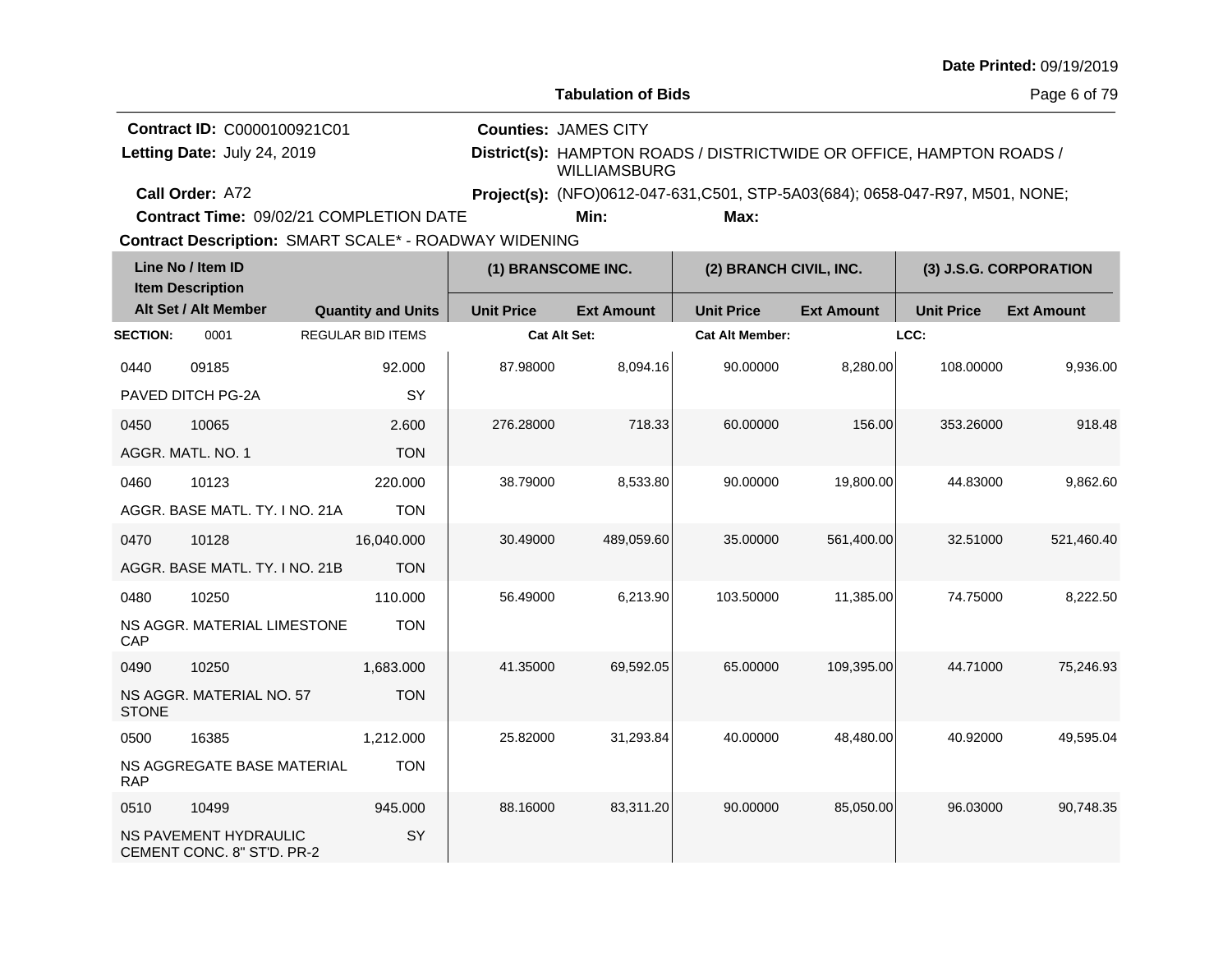**Date Printed:** 09/19/2019

**Tabulation of Bids**

**Contract ID:** C0000100921C01
**Letting Date:** July 24, 2019
**Call Order:** A72
**Contract Time:** 09/02/21 COMPLETION DATE
**Contract Description:** SMART SCALE* - ROADWAY WIDENING

**Counties:** JAMES CITY
**District(s):** HAMPTON ROADS / DISTRICTWIDE OR OFFICE, HAMPTON ROADS / WILLIAMSBURG
**Project(s):** (NFO)0612-047-631,C501, STP-5A03(684); 0658-047-R97, M501, NONE;
**Min:** **Max:**

| Line No / Item ID / Item Description / Alt Set / Alt Member | | Quantity and Units | (1) BRANSCOME INC. | | (2) BRANCH CIVIL, INC. | | (3) J.S.G. CORPORATION | |
|---|---|---|---|---|---|---|---|---|
| | | | Unit Price | Ext Amount | Unit Price | Ext Amount | Unit Price | Ext Amount |
| **SECTION:** 0001 | | REGULAR BID ITEMS | Cat Alt Set: | | Cat Alt Member: | | LCC: | |
| 0440 | 09185 | 92.000 | 87.98000 | 8,094.16 | 90.00000 | 8,280.00 | 108.00000 | 9,936.00 |
| PAVED DITCH PG-2A | | SY | | | | | | |
| 0450 | 10065 | 2.600 | 276.28000 | 718.33 | 60.00000 | 156.00 | 353.26000 | 918.48 |
| AGGR. MATL. NO. 1 | | TON | | | | | | |
| 0460 | 10123 | 220.000 | 38.79000 | 8,533.80 | 90.00000 | 19,800.00 | 44.83000 | 9,862.60 |
| AGGR. BASE MATL. TY. I NO. 21A | | TON | | | | | | |
| 0470 | 10128 | 16,040.000 | 30.49000 | 489,059.60 | 35.00000 | 561,400.00 | 32.51000 | 521,460.40 |
| AGGR. BASE MATL. TY. I NO. 21B | | TON | | | | | | |
| 0480 | 10250 | 110.000 | 56.49000 | 6,213.90 | 103.50000 | 11,385.00 | 74.75000 | 8,222.50 |
| NS AGGR. MATERIAL LIMESTONE CAP | | TON | | | | | | |
| 0490 | 10250 | 1,683.000 | 41.35000 | 69,592.05 | 65.00000 | 109,395.00 | 44.71000 | 75,246.93 |
| NS AGGR. MATERIAL NO. 57 STONE | | TON | | | | | | |
| 0500 | 16385 | 1,212.000 | 25.82000 | 31,293.84 | 40.00000 | 48,480.00 | 40.92000 | 49,595.04 |
| NS AGGREGATE BASE MATERIAL RAP | | TON | | | | | | |
| 0510 | 10499 | 945.000 | 88.16000 | 83,311.20 | 90.00000 | 85,050.00 | 96.03000 | 90,748.35 |
| NS PAVEMENT HYDRAULIC CEMENT CONC. 8" ST'D. PR-2 | | SY | | | | | | |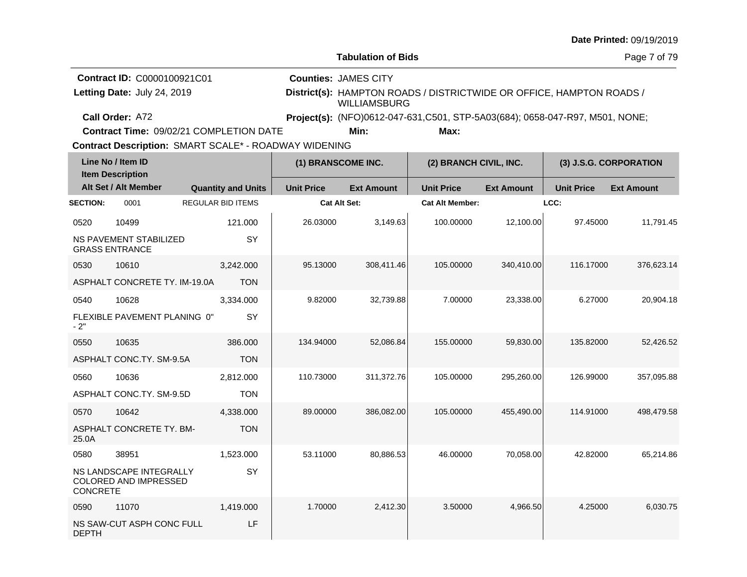Date Printed: 09/19/2019

**Tabulation of Bids**

**Contract ID:** C0000100921C01
**Letting Date:** July 24, 2019
**Call Order:** A72
**Contract Time:** 09/02/21 COMPLETION DATE
**Contract Description:** SMART SCALE* - ROADWAY WIDENING

**Counties:** JAMES CITY
**District(s):** HAMPTON ROADS / DISTRICTWIDE OR OFFICE, HAMPTON ROADS / WILLIAMSBURG
**Project(s):** (NFO)0612-047-631,C501, STP-5A03(684); 0658-047-R97, M501, NONE;
**Min:** **Max:**

| Line No / Item ID / Item Description / Alt Set / Alt Member | | Quantity and Units | (1) BRANSCOME INC. Unit Price | (1) BRANSCOME INC. Ext Amount | (2) BRANCH CIVIL, INC. Unit Price | (2) BRANCH CIVIL, INC. Ext Amount | (3) J.S.G. CORPORATION Unit Price | (3) J.S.G. CORPORATION Ext Amount |
|---|---|---|---|---|---|---|---|---|
| **SECTION:** 0001 | | REGULAR BID ITEMS | Cat Alt Set: | | Cat Alt Member: | | LCC: | |
| 0520 | 10499 | 121.000 | 26.03000 | 3,149.63 | 100.00000 | 12,100.00 | 97.45000 | 11,791.45 |
| NS PAVEMENT STABILIZED GRASS ENTRANCE | | SY | | | | | | |
| 0530 | 10610 | 3,242.000 | 95.13000 | 308,411.46 | 105.00000 | 340,410.00 | 116.17000 | 376,623.14 |
| ASPHALT CONCRETE TY. IM-19.0A | | TON | | | | | | |
| 0540 | 10628 | 3,334.000 | 9.82000 | 32,739.88 | 7.00000 | 23,338.00 | 6.27000 | 20,904.18 |
| FLEXIBLE PAVEMENT PLANING 0" - 2" | | SY | | | | | | |
| 0550 | 10635 | 386.000 | 134.94000 | 52,086.84 | 155.00000 | 59,830.00 | 135.82000 | 52,426.52 |
| ASPHALT CONC.TY. SM-9.5A | | TON | | | | | | |
| 0560 | 10636 | 2,812.000 | 110.73000 | 311,372.76 | 105.00000 | 295,260.00 | 126.99000 | 357,095.88 |
| ASPHALT CONC.TY. SM-9.5D | | TON | | | | | | |
| 0570 | 10642 | 4,338.000 | 89.00000 | 386,082.00 | 105.00000 | 455,490.00 | 114.91000 | 498,479.58 |
| ASPHALT CONCRETE TY. BM-25.0A | | TON | | | | | | |
| 0580 | 38951 | 1,523.000 | 53.11000 | 80,886.53 | 46.00000 | 70,058.00 | 42.82000 | 65,214.86 |
| NS LANDSCAPE INTEGRALLY COLORED AND IMPRESSED CONCRETE | | SY | | | | | | |
| 0590 | 11070 | 1,419.000 | 1.70000 | 2,412.30 | 3.50000 | 4,966.50 | 4.25000 | 6,030.75 |
| NS SAW-CUT ASPH CONC FULL DEPTH | | LF | | | | | | |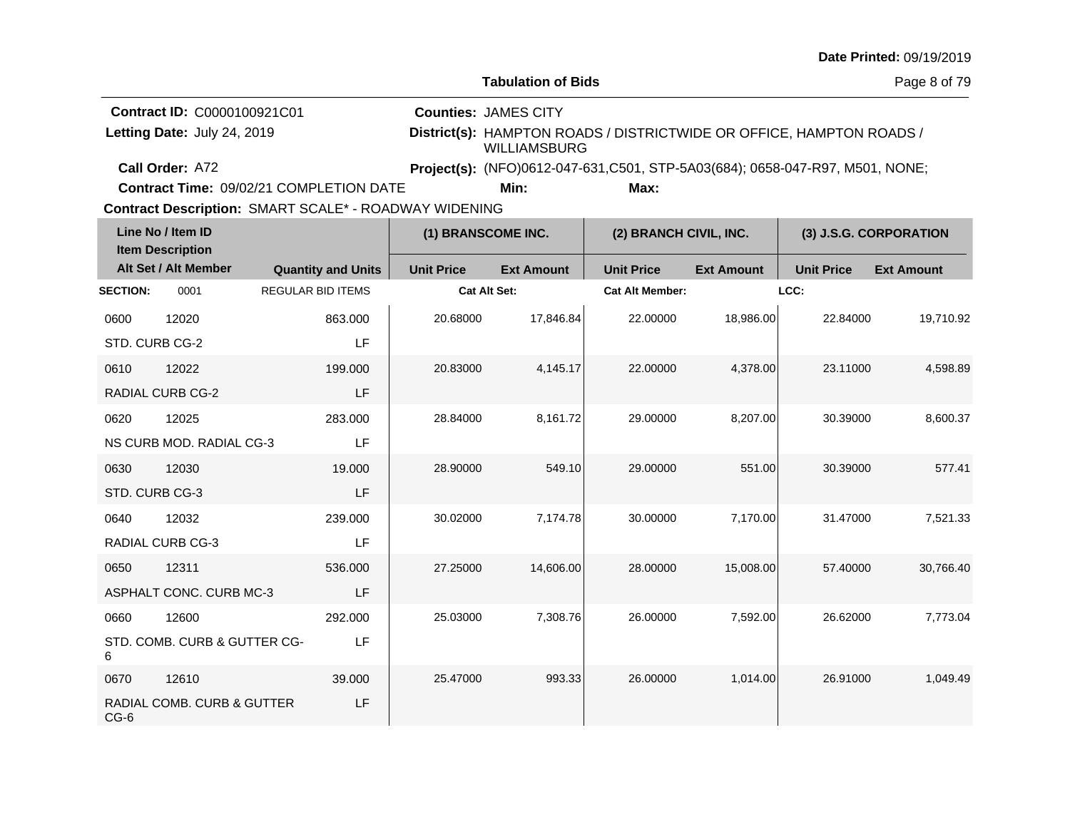**Tabulation of Bids**

**Contract ID:** C0000100921C01
**Letting Date:** July 24, 2019
**Call Order:** A72
**Contract Time:** 09/02/21 COMPLETION DATE
**Contract Description:** SMART SCALE* - ROADWAY WIDENING

**Counties:** JAMES CITY
**District(s):** HAMPTON ROADS / DISTRICTWIDE OR OFFICE, HAMPTON ROADS / WILLIAMSBURG
**Project(s):** (NFO)0612-047-631,C501, STP-5A03(684); 0658-047-R97, M501, NONE;
**Min:**
**Max:**

| Line No / Item ID | Item Description | Quantity and Units | (1) BRANSCOME INC. Unit Price | Ext Amount | (2) BRANCH CIVIL, INC. Unit Price | Ext Amount | (3) J.S.G. CORPORATION Unit Price | Ext Amount |
|---|---|---|---|---|---|---|---|---|
| **SECTION:** 0001 | REGULAR BID ITEMS | | Cat Alt Set: | | Cat Alt Member: | | LCC: | |
| 0600 12020 | STD. CURB CG-2 | 863.000 LF | 20.68000 | 17,846.84 | 22.00000 | 18,986.00 | 22.84000 | 19,710.92 |
| 0610 12022 | RADIAL CURB CG-2 | 199.000 LF | 20.83000 | 4,145.17 | 22.00000 | 4,378.00 | 23.11000 | 4,598.89 |
| 0620 12025 | NS CURB MOD. RADIAL CG-3 | 283.000 LF | 28.84000 | 8,161.72 | 29.00000 | 8,207.00 | 30.39000 | 8,600.37 |
| 0630 12030 | STD. CURB CG-3 | 19.000 LF | 28.90000 | 549.10 | 29.00000 | 551.00 | 30.39000 | 577.41 |
| 0640 12032 | RADIAL CURB CG-3 | 239.000 LF | 30.02000 | 7,174.78 | 30.00000 | 7,170.00 | 31.47000 | 7,521.33 |
| 0650 12311 | ASPHALT CONC. CURB MC-3 | 536.000 LF | 27.25000 | 14,606.00 | 28.00000 | 15,008.00 | 57.40000 | 30,766.40 |
| 0660 12600 | STD. COMB. CURB & GUTTER CG-6 | 292.000 LF | 25.03000 | 7,308.76 | 26.00000 | 7,592.00 | 26.62000 | 7,773.04 |
| 0670 12610 | RADIAL COMB. CURB & GUTTER CG-6 | 39.000 LF | 25.47000 | 993.33 | 26.00000 | 1,014.00 | 26.91000 | 1,049.49 |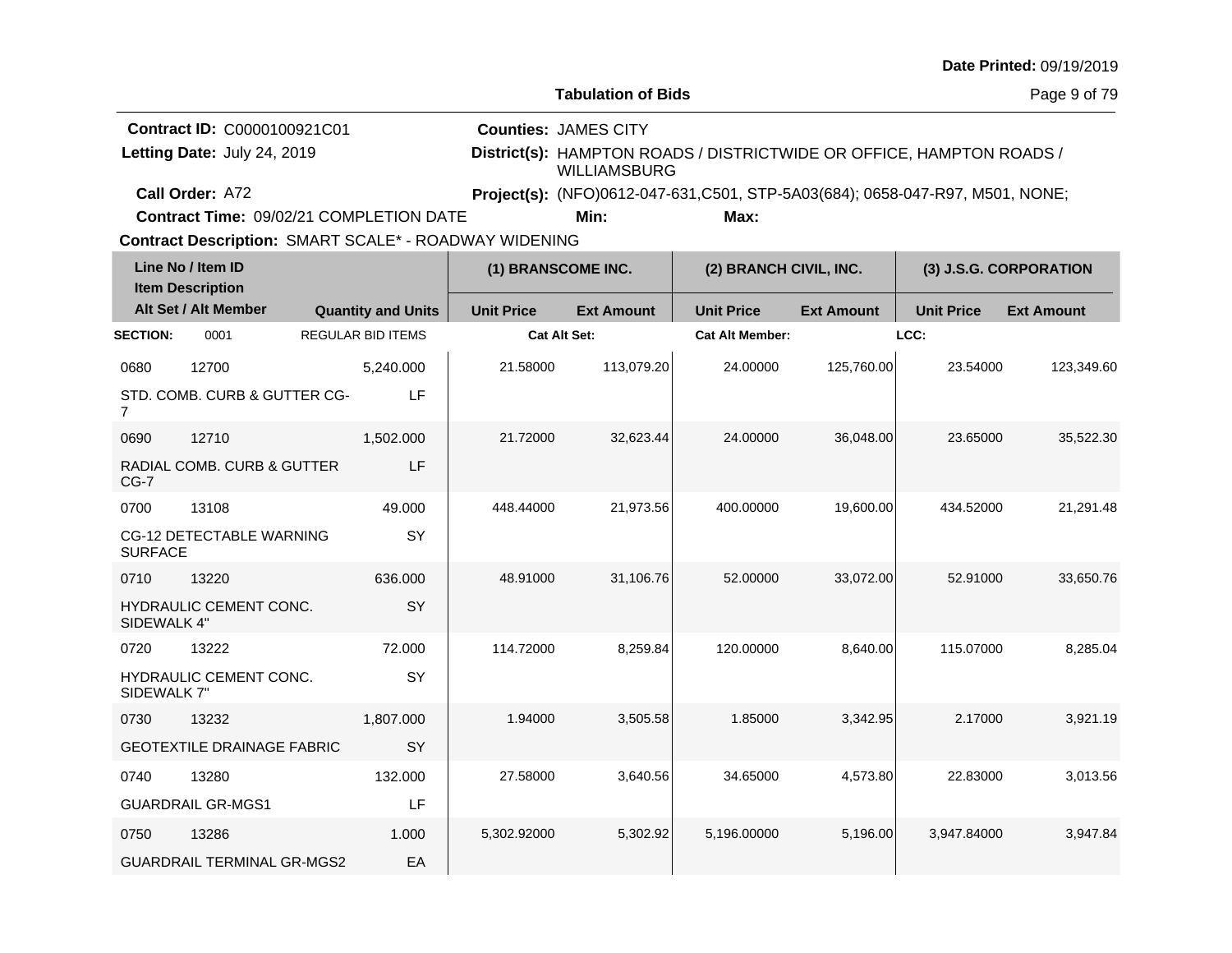**Date Printed:** 09/19/2019

**Tabulation of Bids**

**Contract ID:** C0000100921C01
**Letting Date:** July 24, 2019
**Call Order:** A72
**Contract Time:** 09/02/21 COMPLETION DATE
**Contract Description:** SMART SCALE* - ROADWAY WIDENING

**Counties:** JAMES CITY
**District(s):** HAMPTON ROADS / DISTRICTWIDE OR OFFICE, HAMPTON ROADS / WILLIAMSBURG
**Project(s):** (NFO)0612-047-631,C501, STP-5A03(684); 0658-047-R97, M501, NONE;
**Min:** **Max:**

| Line No / Item ID / Item Description / Alt Set / Alt Member | | Quantity and Units | (1) BRANSCOME INC. Unit Price | (1) BRANSCOME INC. Ext Amount | (2) BRANCH CIVIL, INC. Unit Price | (2) BRANCH CIVIL, INC. Ext Amount | (3) J.S.G. CORPORATION Unit Price | (3) J.S.G. CORPORATION Ext Amount |
|---|---|---|---|---|---|---|---|---|
| **SECTION:** 0001 | REGULAR BID ITEMS | | Cat Alt Set: | | Cat Alt Member: | | LCC: | |
| 0680 | 12700 | 5,240.000 | 21.58000 | 113,079.20 | 24.00000 | 125,760.00 | 23.54000 | 123,349.60 |
| STD. COMB. CURB & GUTTER CG-7 | | LF | | | | | | |
| 0690 | 12710 | 1,502.000 | 21.72000 | 32,623.44 | 24.00000 | 36,048.00 | 23.65000 | 35,522.30 |
| RADIAL COMB. CURB & GUTTER CG-7 | | LF | | | | | | |
| 0700 | 13108 | 49.000 | 448.44000 | 21,973.56 | 400.00000 | 19,600.00 | 434.52000 | 21,291.48 |
| CG-12 DETECTABLE WARNING SURFACE | | SY | | | | | | |
| 0710 | 13220 | 636.000 | 48.91000 | 31,106.76 | 52.00000 | 33,072.00 | 52.91000 | 33,650.76 |
| HYDRAULIC CEMENT CONC. SIDEWALK 4" | | SY | | | | | | |
| 0720 | 13222 | 72.000 | 114.72000 | 8,259.84 | 120.00000 | 8,640.00 | 115.07000 | 8,285.04 |
| HYDRAULIC CEMENT CONC. SIDEWALK 7" | | SY | | | | | | |
| 0730 | 13232 | 1,807.000 | 1.94000 | 3,505.58 | 1.85000 | 3,342.95 | 2.17000 | 3,921.19 |
| GEOTEXTILE DRAINAGE FABRIC | | SY | | | | | | |
| 0740 | 13280 | 132.000 | 27.58000 | 3,640.56 | 34.65000 | 4,573.80 | 22.83000 | 3,013.56 |
| GUARDRAIL GR-MGS1 | | LF | | | | | | |
| 0750 | 13286 | 1.000 | 5,302.92000 | 5,302.92 | 5,196.00000 | 5,196.00 | 3,947.84000 | 3,947.84 |
| GUARDRAIL TERMINAL GR-MGS2 | | EA | | | | | | |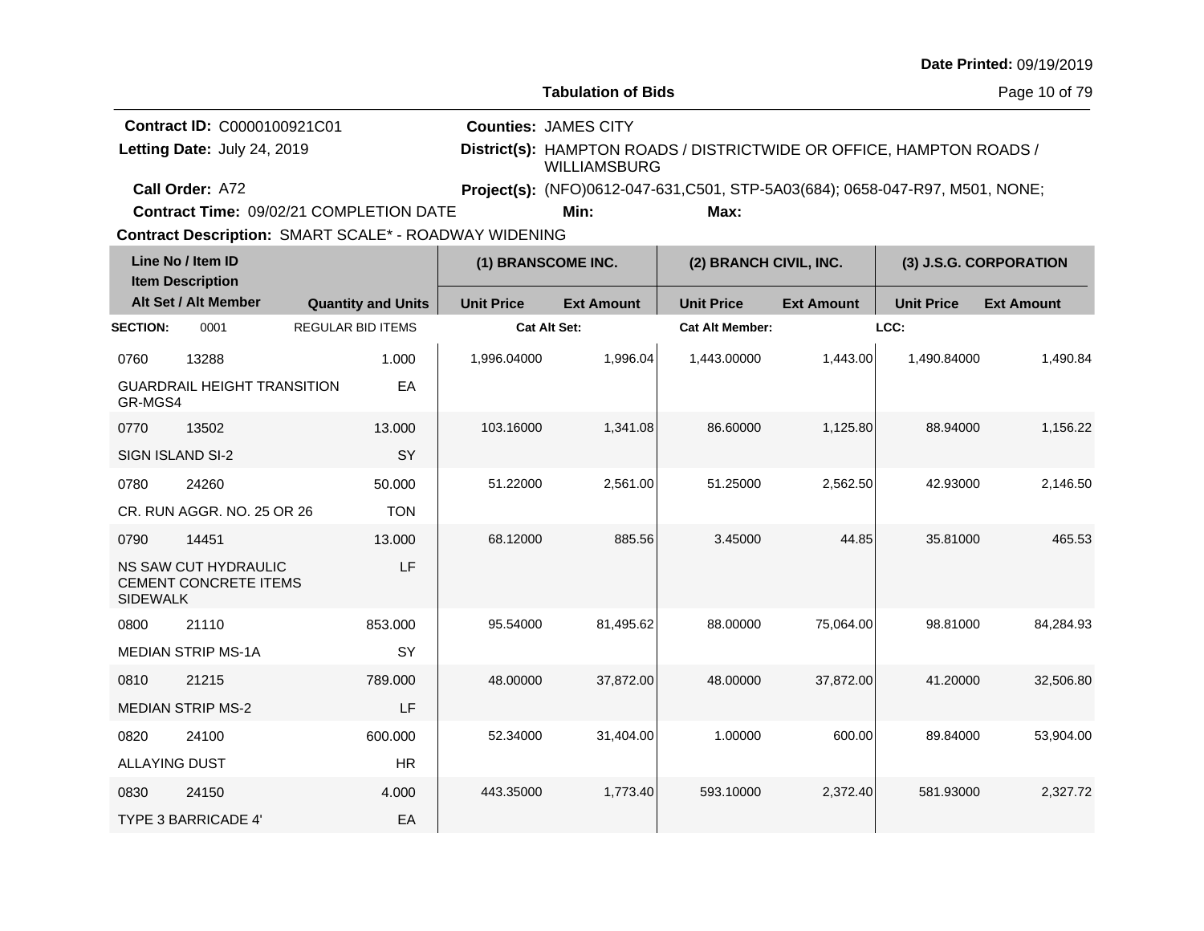Date Printed: 09/19/2019

**Tabulation of Bids**

**Contract ID:** C0000100921C01
**Letting Date:** July 24, 2019
**Call Order:** A72
**Contract Time:** 09/02/21 COMPLETION DATE
**Contract Description:** SMART SCALE* - ROADWAY WIDENING

**Counties:** JAMES CITY
**District(s):** HAMPTON ROADS / DISTRICTWIDE OR OFFICE, HAMPTON ROADS / WILLIAMSBURG
**Project(s):** (NFO)0612-047-631,C501, STP-5A03(684); 0658-047-R97, M501, NONE;
**Min:**
**Max:**

| Line No / Item ID / Item Description / Alt Set / Alt Member | Quantity and Units | (1) BRANSCOME INC. Unit Price | (1) BRANSCOME INC. Ext Amount | (2) BRANCH CIVIL, INC. Unit Price | (2) BRANCH CIVIL, INC. Ext Amount | (3) J.S.G. CORPORATION Unit Price | (3) J.S.G. CORPORATION Ext Amount |
|---|---|---|---|---|---|---|---|
| **SECTION:** 0001 REGULAR BID ITEMS | | Cat Alt Set: | | Cat Alt Member: | | LCC: | |
| 0760 13288 GUARDRAIL HEIGHT TRANSITION GR-MGS4 | 1.000 EA | 1,996.04000 | 1,996.04 | 1,443.00000 | 1,443.00 | 1,490.84000 | 1,490.84 |
| 0770 13502 SIGN ISLAND SI-2 | 13.000 SY | 103.16000 | 1,341.08 | 86.60000 | 1,125.80 | 88.94000 | 1,156.22 |
| 0780 24260 CR. RUN AGGR. NO. 25 OR 26 | 50.000 TON | 51.22000 | 2,561.00 | 51.25000 | 2,562.50 | 42.93000 | 2,146.50 |
| 0790 14451 NS SAW CUT HYDRAULIC CEMENT CONCRETE ITEMS SIDEWALK | 13.000 LF | 68.12000 | 885.56 | 3.45000 | 44.85 | 35.81000 | 465.53 |
| 0800 21110 MEDIAN STRIP MS-1A | 853.000 SY | 95.54000 | 81,495.62 | 88.00000 | 75,064.00 | 98.81000 | 84,284.93 |
| 0810 21215 MEDIAN STRIP MS-2 | 789.000 LF | 48.00000 | 37,872.00 | 48.00000 | 37,872.00 | 41.20000 | 32,506.80 |
| 0820 24100 ALLAYING DUST | 600.000 HR | 52.34000 | 31,404.00 | 1.00000 | 600.00 | 89.84000 | 53,904.00 |
| 0830 24150 TYPE 3 BARRICADE 4' | 4.000 EA | 443.35000 | 1,773.40 | 593.10000 | 2,372.40 | 581.93000 | 2,327.72 |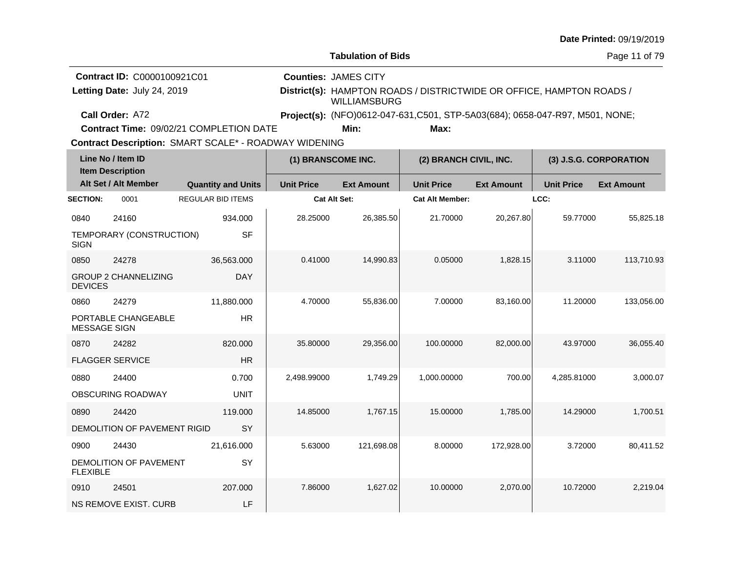**Date Printed:** 09/19/2019

**Tabulation of Bids**

**Contract ID:** C0000100921C01
**Letting Date:** July 24, 2019
**Call Order:** A72
**Contract Time:** 09/02/21 COMPLETION DATE
**Contract Description:** SMART SCALE* - ROADWAY WIDENING

**Counties:** JAMES CITY
**District(s):** HAMPTON ROADS / DISTRICTWIDE OR OFFICE, HAMPTON ROADS / WILLIAMSBURG
**Project(s):** (NFO)0612-047-631,C501, STP-5A03(684); 0658-047-R97, M501, NONE;
**Min:** **Max:**

| Line No / Item ID / Item Description / Alt Set / Alt Member | | Quantity and Units | (1) BRANSCOME INC. Unit Price | (1) BRANSCOME INC. Ext Amount | (2) BRANCH CIVIL, INC. Unit Price | (2) BRANCH CIVIL, INC. Ext Amount | (3) J.S.G. CORPORATION Unit Price | (3) J.S.G. CORPORATION Ext Amount |
|---|---|---|---|---|---|---|---|---|
| **SECTION:** 0001 | REGULAR BID ITEMS | | Cat Alt Set: | | Cat Alt Member: | | LCC: | |
| 0840 | 24160 | 934.000 | 28.25000 | 26,385.50 | 21.70000 | 20,267.80 | 59.77000 | 55,825.18 |
| TEMPORARY (CONSTRUCTION) SIGN | | SF | | | | | | |
| 0850 | 24278 | 36,563.000 | 0.41000 | 14,990.83 | 0.05000 | 1,828.15 | 3.11000 | 113,710.93 |
| GROUP 2 CHANNELIZING DEVICES | | DAY | | | | | | |
| 0860 | 24279 | 11,880.000 | 4.70000 | 55,836.00 | 7.00000 | 83,160.00 | 11.20000 | 133,056.00 |
| PORTABLE CHANGEABLE MESSAGE SIGN | | HR | | | | | | |
| 0870 | 24282 | 820.000 | 35.80000 | 29,356.00 | 100.00000 | 82,000.00 | 43.97000 | 36,055.40 |
| FLAGGER SERVICE | | HR | | | | | | |
| 0880 | 24400 | 0.700 | 2,498.99000 | 1,749.29 | 1,000.00000 | 700.00 | 4,285.81000 | 3,000.07 |
| OBSCURING ROADWAY | | UNIT | | | | | | |
| 0890 | 24420 | 119.000 | 14.85000 | 1,767.15 | 15.00000 | 1,785.00 | 14.29000 | 1,700.51 |
| DEMOLITION OF PAVEMENT RIGID | | SY | | | | | | |
| 0900 | 24430 | 21,616.000 | 5.63000 | 121,698.08 | 8.00000 | 172,928.00 | 3.72000 | 80,411.52 |
| DEMOLITION OF PAVEMENT FLEXIBLE | | SY | | | | | | |
| 0910 | 24501 | 207.000 | 7.86000 | 1,627.02 | 10.00000 | 2,070.00 | 10.72000 | 2,219.04 |
| NS REMOVE EXIST. CURB | | LF | | | | | | |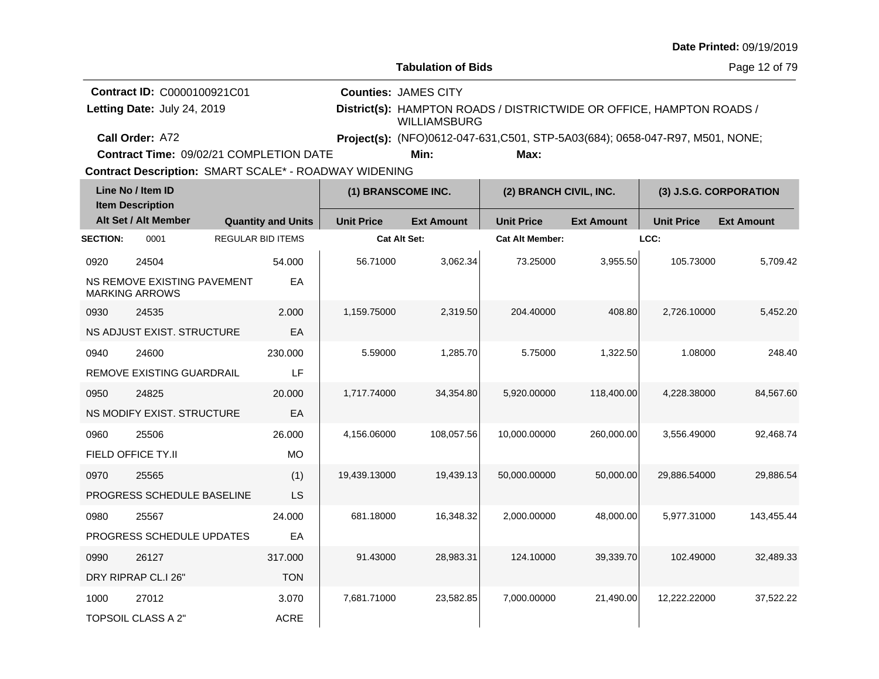**Date Printed:** 09/19/2019

**Tabulation of Bids**

**Contract ID:** C0000100921C01
**Letting Date:** July 24, 2019
**Call Order:** A72
**Contract Time:** 09/02/21 COMPLETION DATE
**Contract Description:** SMART SCALE* - ROADWAY WIDENING

**Counties:** JAMES CITY
**District(s):** HAMPTON ROADS / DISTRICTWIDE OR OFFICE, HAMPTON ROADS / WILLIAMSBURG
**Project(s):** (NFO)0612-047-631,C501, STP-5A03(684); 0658-047-R97, M501, NONE;
**Min:** **Max:**

| Line No / Item ID | Item Description / Alt Set / Alt Member | Quantity and Units | (1) BRANSCOME INC. Unit Price | (1) BRANSCOME INC. Ext Amount | (2) BRANCH CIVIL, INC. Unit Price | (2) BRANCH CIVIL, INC. Ext Amount | (3) J.S.G. CORPORATION Unit Price | (3) J.S.G. CORPORATION Ext Amount |
|---|---|---|---|---|---|---|---|---|
| **SECTION:** 0001 | REGULAR BID ITEMS | | Cat Alt Set: | | Cat Alt Member: | | LCC: | |
| 0920 24504 | NS REMOVE EXISTING PAVEMENT MARKING ARROWS | 54.000 EA | 56.71000 | 3,062.34 | 73.25000 | 3,955.50 | 105.73000 | 5,709.42 |
| 0930 24535 | NS ADJUST EXIST. STRUCTURE | 2.000 EA | 1,159.75000 | 2,319.50 | 204.40000 | 408.80 | 2,726.10000 | 5,452.20 |
| 0940 24600 | REMOVE EXISTING GUARDRAIL | 230.000 LF | 5.59000 | 1,285.70 | 5.75000 | 1,322.50 | 1.08000 | 248.40 |
| 0950 24825 | NS MODIFY EXIST. STRUCTURE | 20.000 EA | 1,717.74000 | 34,354.80 | 5,920.00000 | 118,400.00 | 4,228.38000 | 84,567.60 |
| 0960 25506 | FIELD OFFICE TY.II | 26.000 MO | 4,156.06000 | 108,057.56 | 10,000.00000 | 260,000.00 | 3,556.49000 | 92,468.74 |
| 0970 25565 | PROGRESS SCHEDULE BASELINE | (1) LS | 19,439.13000 | 19,439.13 | 50,000.00000 | 50,000.00 | 29,886.54000 | 29,886.54 |
| 0980 25567 | PROGRESS SCHEDULE UPDATES | 24.000 EA | 681.18000 | 16,348.32 | 2,000.00000 | 48,000.00 | 5,977.31000 | 143,455.44 |
| 0990 26127 | DRY RIPRAP CL.I 26" | 317.000 TON | 91.43000 | 28,983.31 | 124.10000 | 39,339.70 | 102.49000 | 32,489.33 |
| 1000 27012 | TOPSOIL CLASS A 2" | 3.070 ACRE | 7,681.71000 | 23,582.85 | 7,000.00000 | 21,490.00 | 12,222.22000 | 37,522.22 |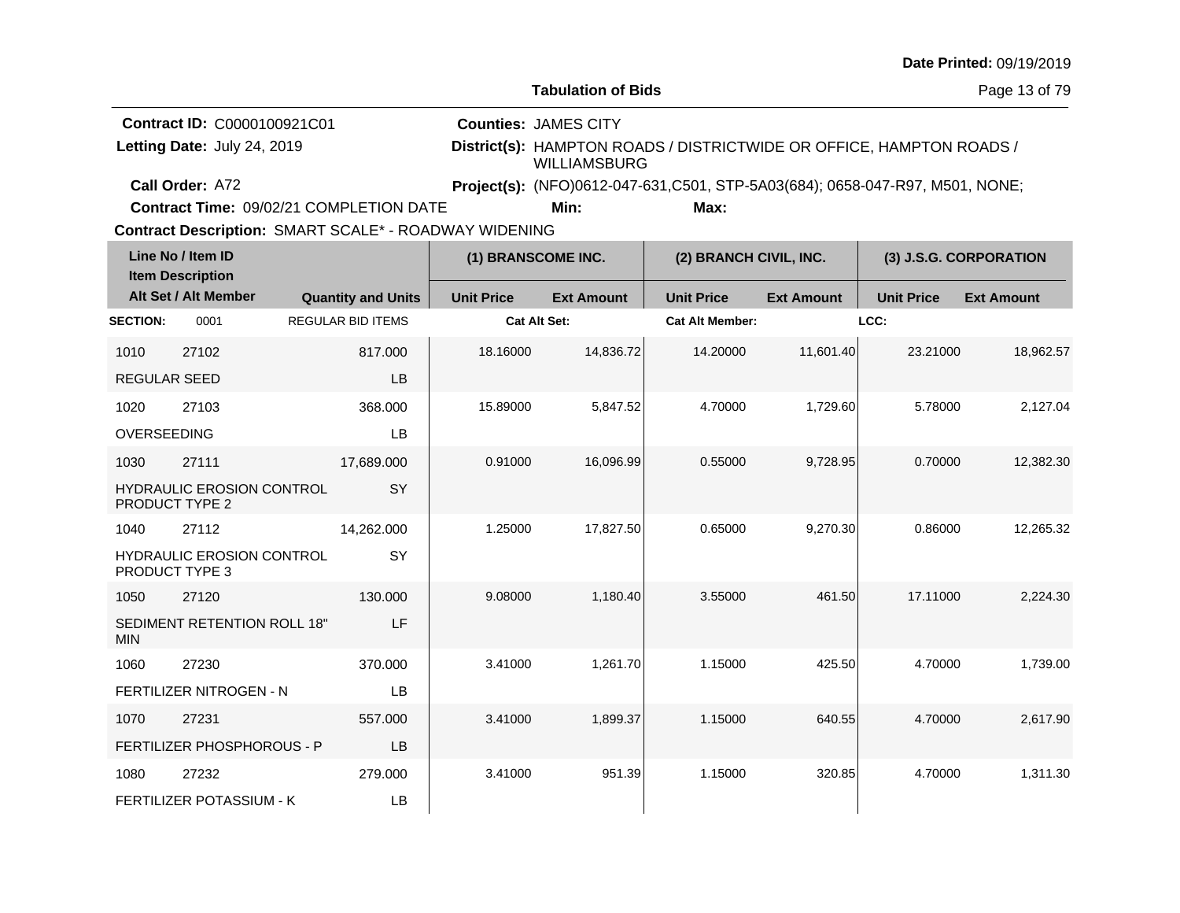Date Printed: 09/19/2019

**Tabulation of Bids**

**Contract ID:** C0000100921C01
**Letting Date:** July 24, 2019
**Call Order:** A72
**Contract Time:** 09/02/21 COMPLETION DATE
**Contract Description:** SMART SCALE* - ROADWAY WIDENING

**Counties:** JAMES CITY
**District(s):** HAMPTON ROADS / DISTRICTWIDE OR OFFICE, HAMPTON ROADS / WILLIAMSBURG
**Project(s):** (NFO)0612-047-631,C501, STP-5A03(684); 0658-047-R97, M501, NONE;
**Min:**
**Max:**

| Line No / Item ID / Item Description / Alt Set / Alt Member | Quantity and Units | (1) BRANSCOME INC. Unit Price | (1) BRANSCOME INC. Ext Amount | (2) BRANCH CIVIL, INC. Unit Price | (2) BRANCH CIVIL, INC. Ext Amount | (3) J.S.G. CORPORATION Unit Price | (3) J.S.G. CORPORATION Ext Amount |
|---|---|---|---|---|---|---|---|
| **SECTION:** 0001 | REGULAR BID ITEMS | Cat Alt Set: | | Cat Alt Member: | | LCC: | |
| 1010 27102 REGULAR SEED | 817.000 LB | 18.16000 | 14,836.72 | 14.20000 | 11,601.40 | 23.21000 | 18,962.57 |
| 1020 27103 OVERSEEDING | 368.000 LB | 15.89000 | 5,847.52 | 4.70000 | 1,729.60 | 5.78000 | 2,127.04 |
| 1030 27111 HYDRAULIC EROSION CONTROL PRODUCT TYPE 2 | 17,689.000 SY | 0.91000 | 16,096.99 | 0.55000 | 9,728.95 | 0.70000 | 12,382.30 |
| 1040 27112 HYDRAULIC EROSION CONTROL PRODUCT TYPE 3 | 14,262.000 SY | 1.25000 | 17,827.50 | 0.65000 | 9,270.30 | 0.86000 | 12,265.32 |
| 1050 27120 SEDIMENT RETENTION ROLL 18" MIN | 130.000 LF | 9.08000 | 1,180.40 | 3.55000 | 461.50 | 17.11000 | 2,224.30 |
| 1060 27230 FERTILIZER NITROGEN - N | 370.000 LB | 3.41000 | 1,261.70 | 1.15000 | 425.50 | 4.70000 | 1,739.00 |
| 1070 27231 FERTILIZER PHOSPHOROUS - P | 557.000 LB | 3.41000 | 1,899.37 | 1.15000 | 640.55 | 4.70000 | 2,617.90 |
| 1080 27232 FERTILIZER POTASSIUM - K | 279.000 LB | 3.41000 | 951.39 | 1.15000 | 320.85 | 4.70000 | 1,311.30 |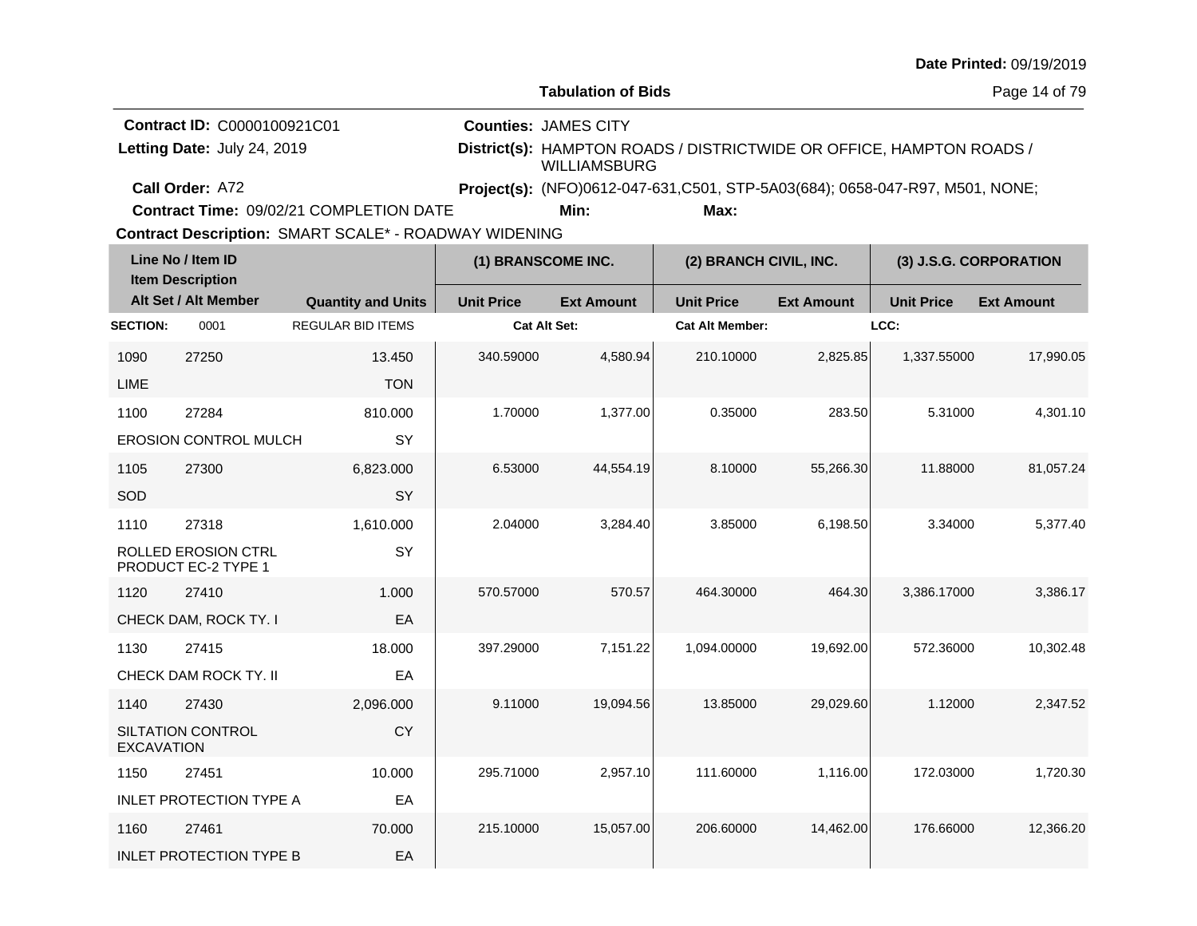Date Printed: 09/19/2019

**Tabulation of Bids**

**Contract ID:** C0000100921C01
**Letting Date:** July 24, 2019
**Call Order:** A72
**Contract Time:** 09/02/21 COMPLETION DATE

**Counties:** JAMES CITY
**District(s):** HAMPTON ROADS / DISTRICTWIDE OR OFFICE, HAMPTON ROADS / WILLIAMSBURG
**Project(s):** (NFO)0612-047-631,C501, STP-5A03(684); 0658-047-R97, M501, NONE;
**Min:** **Max:**

**Contract Description:** SMART SCALE* - ROADWAY WIDENING

| Line No / Item ID / Item Description / Alt Set / Alt Member | | Quantity and Units | (1) BRANSCOME INC. Unit Price | (1) BRANSCOME INC. Ext Amount | (2) BRANCH CIVIL, INC. Unit Price | (2) BRANCH CIVIL, INC. Ext Amount | (3) J.S.G. CORPORATION Unit Price | (3) J.S.G. CORPORATION Ext Amount |
|---|---|---|---|---|---|---|---|---|
| **SECTION:** | 0001 | REGULAR BID ITEMS | Cat Alt Set: | | Cat Alt Member: | | LCC: | |
| 1090 | 27250 | 13.450 | 340.59000 | 4,580.94 | 210.10000 | 2,825.85 | 1,337.55000 | 17,990.05 |
| LIME | | TON | | | | | | |
| 1100 | 27284 | 810.000 | 1.70000 | 1,377.00 | 0.35000 | 283.50 | 5.31000 | 4,301.10 |
| EROSION CONTROL MULCH | | SY | | | | | | |
| 1105 | 27300 | 6,823.000 | 6.53000 | 44,554.19 | 8.10000 | 55,266.30 | 11.88000 | 81,057.24 |
| SOD | | SY | | | | | | |
| 1110 | 27318 | 1,610.000 | 2.04000 | 3,284.40 | 3.85000 | 6,198.50 | 3.34000 | 5,377.40 |
| ROLLED EROSION CTRL PRODUCT EC-2 TYPE 1 | | SY | | | | | | |
| 1120 | 27410 | 1.000 | 570.57000 | 570.57 | 464.30000 | 464.30 | 3,386.17000 | 3,386.17 |
| CHECK DAM, ROCK TY. I | | EA | | | | | | |
| 1130 | 27415 | 18.000 | 397.29000 | 7,151.22 | 1,094.00000 | 19,692.00 | 572.36000 | 10,302.48 |
| CHECK DAM ROCK TY. II | | EA | | | | | | |
| 1140 | 27430 | 2,096.000 | 9.11000 | 19,094.56 | 13.85000 | 29,029.60 | 1.12000 | 2,347.52 |
| SILTATION CONTROL EXCAVATION | | CY | | | | | | |
| 1150 | 27451 | 10.000 | 295.71000 | 2,957.10 | 111.60000 | 1,116.00 | 172.03000 | 1,720.30 |
| INLET PROTECTION TYPE A | | EA | | | | | | |
| 1160 | 27461 | 70.000 | 215.10000 | 15,057.00 | 206.60000 | 14,462.00 | 176.66000 | 12,366.20 |
| INLET PROTECTION TYPE B | | EA | | | | | | |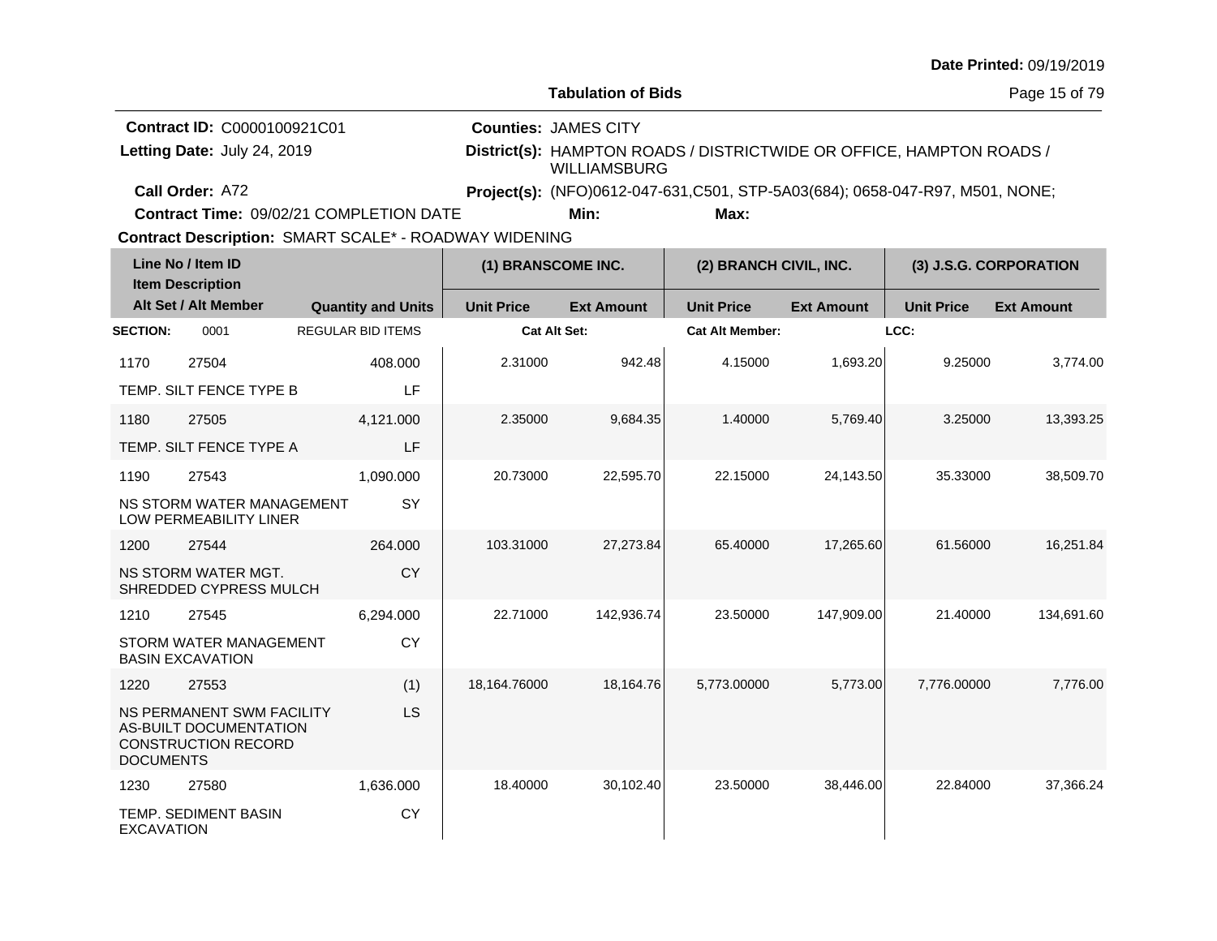**Date Printed:** 09/19/2019

**Tabulation of Bids**

**Contract ID:** C0000100921C01
**Letting Date:** July 24, 2019
**Call Order:** A72
**Contract Time:** 09/02/21 COMPLETION DATE

**Counties:** JAMES CITY
**District(s):** HAMPTON ROADS / DISTRICTWIDE OR OFFICE, HAMPTON ROADS / WILLIAMSBURG
**Project(s):** (NFO)0612-047-631,C501, STP-5A03(684); 0658-047-R97, M501, NONE;
**Min:** **Max:**

**Contract Description:** SMART SCALE* - ROADWAY WIDENING

| Line No / Item ID / Item Description / Alt Set / Alt Member | | Quantity and Units | (1) BRANSCOME INC. Unit Price | (1) BRANSCOME INC. Ext Amount | (2) BRANCH CIVIL, INC. Unit Price | (2) BRANCH CIVIL, INC. Ext Amount | (3) J.S.G. CORPORATION Unit Price | (3) J.S.G. CORPORATION Ext Amount |
|---|---|---|---|---|---|---|---|---|
| **SECTION:** | 0001 | REGULAR BID ITEMS | Cat Alt Set: | | Cat Alt Member: | | LCC: | |
| 1170 | 27504 | 408.000 | 2.31000 | 942.48 | 4.15000 | 1,693.20 | 9.25000 | 3,774.00 |
| TEMP. SILT FENCE TYPE B | | LF | | | | | | |
| 1180 | 27505 | 4,121.000 | 2.35000 | 9,684.35 | 1.40000 | 5,769.40 | 3.25000 | 13,393.25 |
| TEMP. SILT FENCE TYPE A | | LF | | | | | | |
| 1190 | 27543 | 1,090.000 | 20.73000 | 22,595.70 | 22.15000 | 24,143.50 | 35.33000 | 38,509.70 |
| NS STORM WATER MANAGEMENT LOW PERMEABILITY LINER | | SY | | | | | | |
| 1200 | 27544 | 264.000 | 103.31000 | 27,273.84 | 65.40000 | 17,265.60 | 61.56000 | 16,251.84 |
| NS STORM WATER MGT. SHREDDED CYPRESS MULCH | | CY | | | | | | |
| 1210 | 27545 | 6,294.000 | 22.71000 | 142,936.74 | 23.50000 | 147,909.00 | 21.40000 | 134,691.60 |
| STORM WATER MANAGEMENT BASIN EXCAVATION | | CY | | | | | | |
| 1220 | 27553 | (1) | 18,164.76000 | 18,164.76 | 5,773.00000 | 5,773.00 | 7,776.00000 | 7,776.00 |
| NS PERMANENT SWM FACILITY AS-BUILT DOCUMENTATION CONSTRUCTION RECORD DOCUMENTS | | LS | | | | | | |
| 1230 | 27580 | 1,636.000 | 18.40000 | 30,102.40 | 23.50000 | 38,446.00 | 22.84000 | 37,366.24 |
| TEMP. SEDIMENT BASIN EXCAVATION | | CY | | | | | | |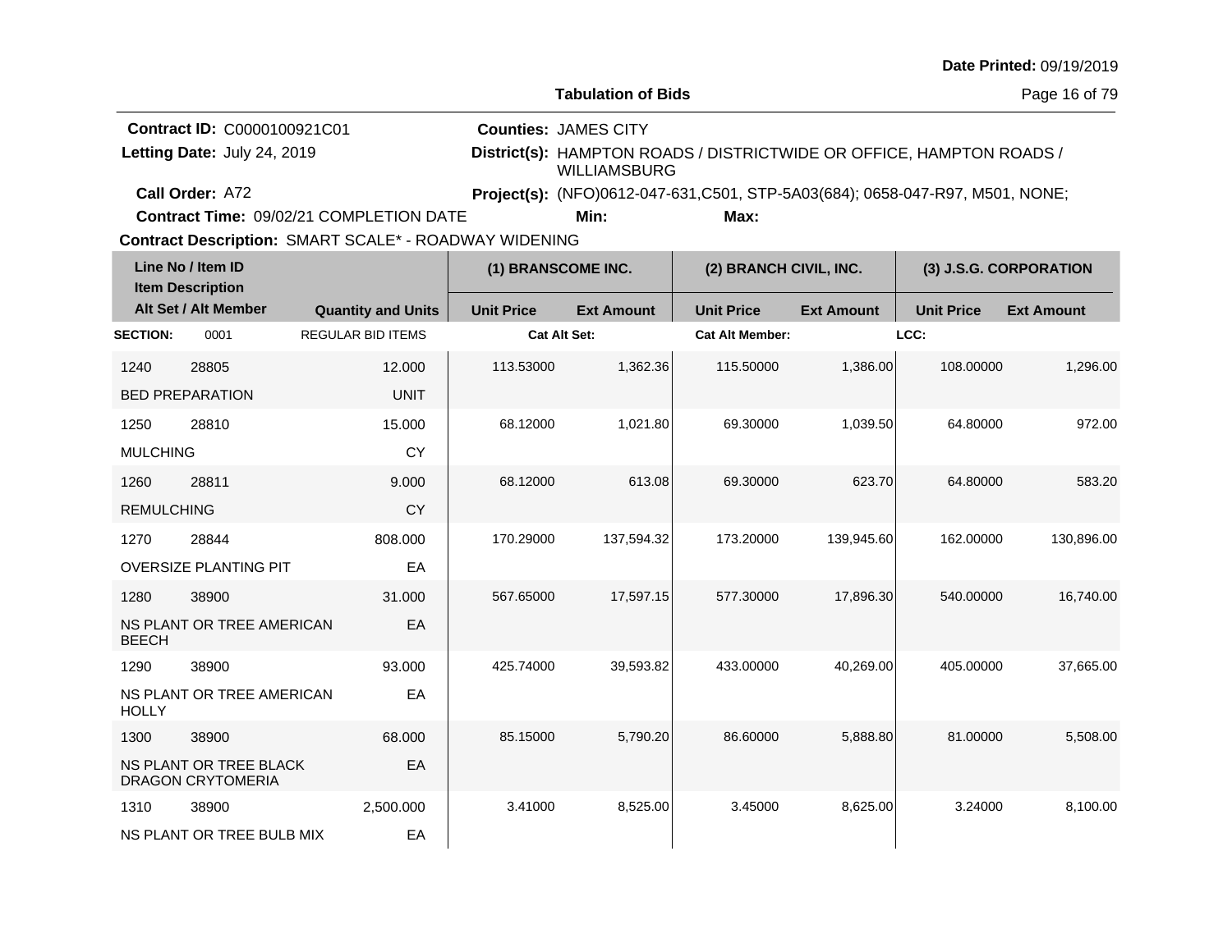Date Printed: 09/19/2019

**Tabulation of Bids**

**Contract ID:** C0000100921C01
**Letting Date:** July 24, 2019
**Call Order:** A72
**Contract Time:** 09/02/21 COMPLETION DATE
**Contract Description:** SMART SCALE* - ROADWAY WIDENING

**Counties:** JAMES CITY
**District(s):** HAMPTON ROADS / DISTRICTWIDE OR OFFICE, HAMPTON ROADS / WILLIAMSBURG
**Project(s):** (NFO)0612-047-631,C501, STP-5A03(684); 0658-047-R97, M501, NONE;
**Min:**
**Max:**

| Line No / Item ID / Item Description / Alt Set / Alt Member | | Quantity and Units | (1) BRANSCOME INC. Unit Price | (1) BRANSCOME INC. Ext Amount | (2) BRANCH CIVIL, INC. Unit Price | (2) BRANCH CIVIL, INC. Ext Amount | (3) J.S.G. CORPORATION Unit Price | (3) J.S.G. CORPORATION Ext Amount |
|---|---|---|---|---|---|---|---|---|
| **SECTION:** 0001 | | REGULAR BID ITEMS | Cat Alt Set: | | Cat Alt Member: | | LCC: | |
| 1240 | 28805 | 12.000 | 113.53000 | 1,362.36 | 115.50000 | 1,386.00 | 108.00000 | 1,296.00 |
| BED PREPARATION | | UNIT | | | | | | |
| 1250 | 28810 | 15.000 | 68.12000 | 1,021.80 | 69.30000 | 1,039.50 | 64.80000 | 972.00 |
| MULCHING | | CY | | | | | | |
| 1260 | 28811 | 9.000 | 68.12000 | 613.08 | 69.30000 | 623.70 | 64.80000 | 583.20 |
| REMULCHING | | CY | | | | | | |
| 1270 | 28844 | 808.000 | 170.29000 | 137,594.32 | 173.20000 | 139,945.60 | 162.00000 | 130,896.00 |
| OVERSIZE PLANTING PIT | | EA | | | | | | |
| 1280 | 38900 | 31.000 | 567.65000 | 17,597.15 | 577.30000 | 17,896.30 | 540.00000 | 16,740.00 |
| NS PLANT OR TREE AMERICAN BEECH | | EA | | | | | | |
| 1290 | 38900 | 93.000 | 425.74000 | 39,593.82 | 433.00000 | 40,269.00 | 405.00000 | 37,665.00 |
| NS PLANT OR TREE AMERICAN HOLLY | | EA | | | | | | |
| 1300 | 38900 | 68.000 | 85.15000 | 5,790.20 | 86.60000 | 5,888.80 | 81.00000 | 5,508.00 |
| NS PLANT OR TREE BLACK DRAGON CRYTOMERIA | | EA | | | | | | |
| 1310 | 38900 | 2,500.000 | 3.41000 | 8,525.00 | 3.45000 | 8,625.00 | 3.24000 | 8,100.00 |
| NS PLANT OR TREE BULB MIX | | EA | | | | | | |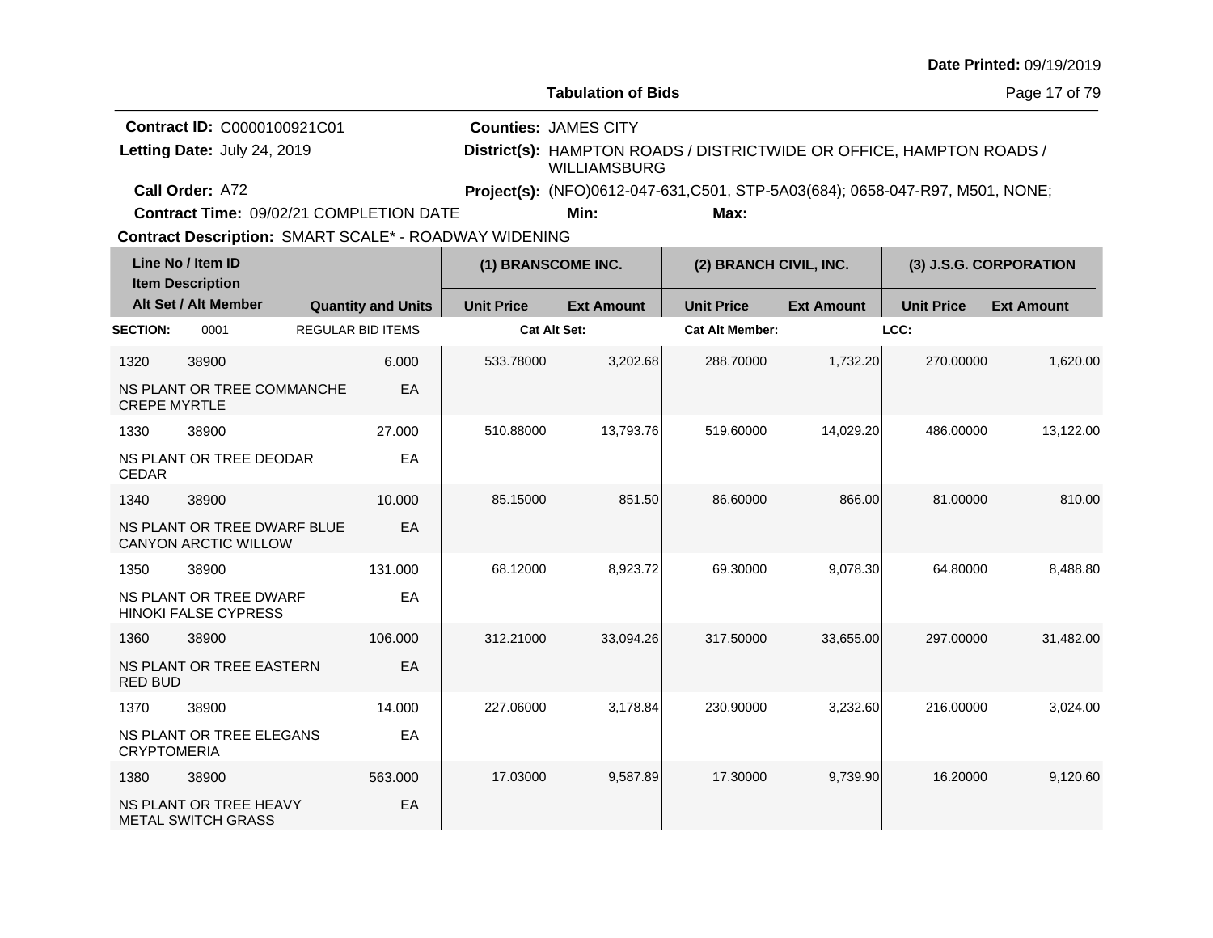Date Printed: 09/19/2019

**Tabulation of Bids**

**Contract ID:** C0000100921C01  
**Letting Date:** July 24, 2019  
**Call Order:** A72  
**Contract Time:** 09/02/21 COMPLETION DATE  

**Counties:** JAMES CITY  
**District(s):** HAMPTON ROADS / DISTRICTWIDE OR OFFICE, HAMPTON ROADS / WILLIAMSBURG  
**Project(s):** (NFO)0612-047-631,C501, STP-5A03(684); 0658-047-R97, M501, NONE;  
**Min:** **Max:**

**Contract Description:** SMART SCALE* - ROADWAY WIDENING

| Line No / Item ID | | Item Description / Alt Set / Alt Member | Quantity and Units | (1) BRANSCOME INC. Unit Price | (1) BRANSCOME INC. Ext Amount | (2) BRANCH CIVIL, INC. Unit Price | (2) BRANCH CIVIL, INC. Ext Amount | (3) J.S.G. CORPORATION Unit Price | (3) J.S.G. CORPORATION Ext Amount |
|---|---|---|---|---|---|---|---|---|---|
| **SECTION:** | 0001 | REGULAR BID ITEMS | | Cat Alt Set: | | Cat Alt Member: | | LCC: | |
| 1320 | 38900 | NS PLANT OR TREE COMMANCHE CREPE MYRTLE | 6.000 EA | 533.78000 | 3,202.68 | 288.70000 | 1,732.20 | 270.00000 | 1,620.00 |
| 1330 | 38900 | NS PLANT OR TREE DEODAR CEDAR | 27.000 EA | 510.88000 | 13,793.76 | 519.60000 | 14,029.20 | 486.00000 | 13,122.00 |
| 1340 | 38900 | NS PLANT OR TREE DWARF BLUE CANYON ARCTIC WILLOW | 10.000 EA | 85.15000 | 851.50 | 86.60000 | 866.00 | 81.00000 | 810.00 |
| 1350 | 38900 | NS PLANT OR TREE DWARF HINOKI FALSE CYPRESS | 131.000 EA | 68.12000 | 8,923.72 | 69.30000 | 9,078.30 | 64.80000 | 8,488.80 |
| 1360 | 38900 | NS PLANT OR TREE EASTERN RED BUD | 106.000 EA | 312.21000 | 33,094.26 | 317.50000 | 33,655.00 | 297.00000 | 31,482.00 |
| 1370 | 38900 | NS PLANT OR TREE ELEGANS CRYPTOMERIA | 14.000 EA | 227.06000 | 3,178.84 | 230.90000 | 3,232.60 | 216.00000 | 3,024.00 |
| 1380 | 38900 | NS PLANT OR TREE HEAVY METAL SWITCH GRASS | 563.000 EA | 17.03000 | 9,587.89 | 17.30000 | 9,739.90 | 16.20000 | 9,120.60 |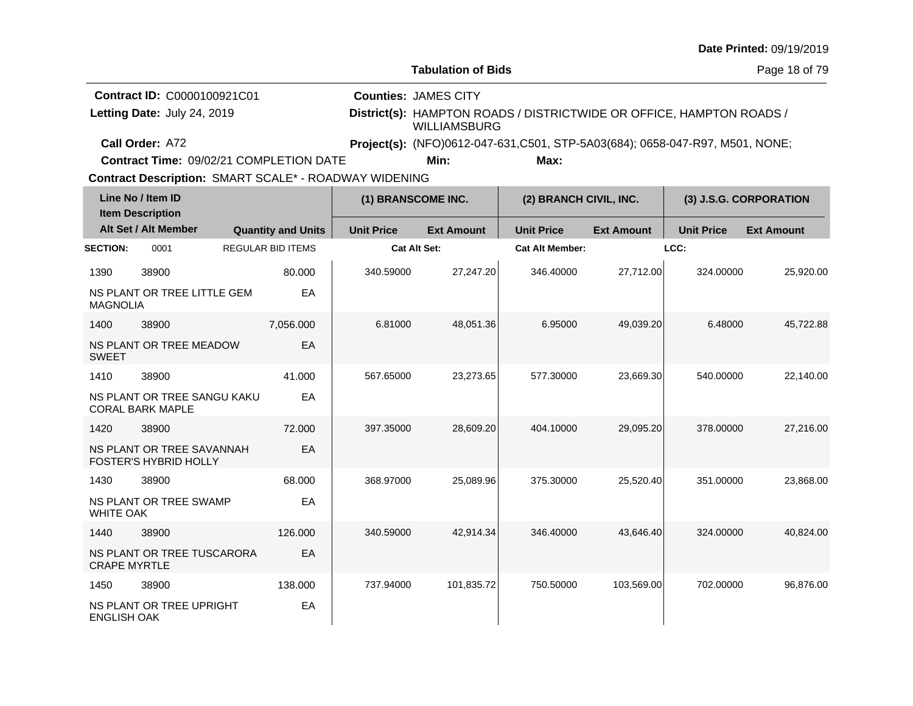Date Printed: 09/19/2019

**Tabulation of Bids**

**Contract ID:** C0000100921C01
**Letting Date:** July 24, 2019
**Call Order:** A72
**Contract Time:** 09/02/21 COMPLETION DATE
**Contract Description:** SMART SCALE* - ROADWAY WIDENING

**Counties:** JAMES CITY
**District(s):** HAMPTON ROADS / DISTRICTWIDE OR OFFICE, HAMPTON ROADS / WILLIAMSBURG
**Project(s):** (NFO)0612-047-631,C501, STP-5A03(684); 0658-047-R97, M501, NONE;
**Min:** **Max:**

| Line No / Item ID | Item Description / Alt Set / Alt Member | Quantity and Units | (1) BRANSCOME INC. Unit Price | (1) BRANSCOME INC. Ext Amount | (2) BRANCH CIVIL, INC. Unit Price | (2) BRANCH CIVIL, INC. Ext Amount | (3) J.S.G. CORPORATION Unit Price | (3) J.S.G. CORPORATION Ext Amount |
|---|---|---|---|---|---|---|---|---|
| **SECTION:** 0001 | REGULAR BID ITEMS | | Cat Alt Set: | | Cat Alt Member: | | LCC: | |
| 1390 38900 | NS PLANT OR TREE LITTLE GEM MAGNOLIA | 80.000 EA | 340.59000 | 27,247.20 | 346.40000 | 27,712.00 | 324.00000 | 25,920.00 |
| 1400 38900 | NS PLANT OR TREE MEADOW SWEET | 7,056.000 EA | 6.81000 | 48,051.36 | 6.95000 | 49,039.20 | 6.48000 | 45,722.88 |
| 1410 38900 | NS PLANT OR TREE SANGU KAKU CORAL BARK MAPLE | 41.000 EA | 567.65000 | 23,273.65 | 577.30000 | 23,669.30 | 540.00000 | 22,140.00 |
| 1420 38900 | NS PLANT OR TREE SAVANNAH FOSTER'S HYBRID HOLLY | 72.000 EA | 397.35000 | 28,609.20 | 404.10000 | 29,095.20 | 378.00000 | 27,216.00 |
| 1430 38900 | NS PLANT OR TREE SWAMP WHITE OAK | 68.000 EA | 368.97000 | 25,089.96 | 375.30000 | 25,520.40 | 351.00000 | 23,868.00 |
| 1440 38900 | NS PLANT OR TREE TUSCARORA CRAPE MYRTLE | 126.000 EA | 340.59000 | 42,914.34 | 346.40000 | 43,646.40 | 324.00000 | 40,824.00 |
| 1450 38900 | NS PLANT OR TREE UPRIGHT ENGLISH OAK | 138.000 EA | 737.94000 | 101,835.72 | 750.50000 | 103,569.00 | 702.00000 | 96,876.00 |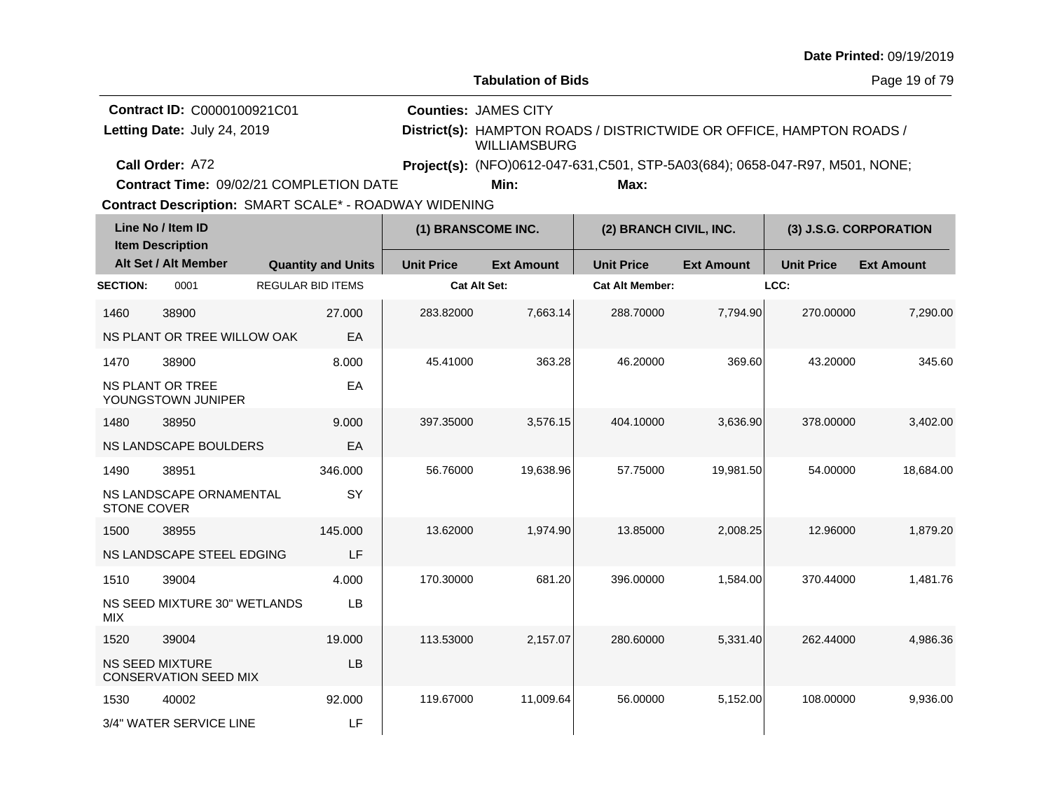Date Printed: 09/19/2019

**Tabulation of Bids**

**Contract ID:** C0000100921C01
**Letting Date:** July 24, 2019
**Call Order:** A72
**Contract Time:** 09/02/21 COMPLETION DATE
**Contract Description:** SMART SCALE* - ROADWAY WIDENING

**Counties:** JAMES CITY
**District(s):** HAMPTON ROADS / DISTRICTWIDE OR OFFICE, HAMPTON ROADS / WILLIAMSBURG
**Project(s):** (NFO)0612-047-631,C501, STP-5A03(684); 0658-047-R97, M501, NONE;
**Min:** **Max:**

| Line No / Item ID | Item Description | Quantity and Units | (1) BRANSCOME INC. Unit Price | (1) BRANSCOME INC. Ext Amount | (2) BRANCH CIVIL, INC. Unit Price | (2) BRANCH CIVIL, INC. Ext Amount | (3) J.S.G. CORPORATION Unit Price | (3) J.S.G. CORPORATION Ext Amount |
|---|---|---|---|---|---|---|---|---|
| **SECTION:** 0001 | REGULAR BID ITEMS | | **Cat Alt Set:** | | **Cat Alt Member:** | | **LCC:** | |
| 1460 38900 | NS PLANT OR TREE WILLOW OAK | 27.000 EA | 283.82000 | 7,663.14 | 288.70000 | 7,794.90 | 270.00000 | 7,290.00 |
| 1470 38900 | NS PLANT OR TREE YOUNGSTOWN JUNIPER | 8.000 EA | 45.41000 | 363.28 | 46.20000 | 369.60 | 43.20000 | 345.60 |
| 1480 38950 | NS LANDSCAPE BOULDERS | 9.000 EA | 397.35000 | 3,576.15 | 404.10000 | 3,636.90 | 378.00000 | 3,402.00 |
| 1490 38951 | NS LANDSCAPE ORNAMENTAL STONE COVER | 346.000 SY | 56.76000 | 19,638.96 | 57.75000 | 19,981.50 | 54.00000 | 18,684.00 |
| 1500 38955 | NS LANDSCAPE STEEL EDGING | 145.000 LF | 13.62000 | 1,974.90 | 13.85000 | 2,008.25 | 12.96000 | 1,879.20 |
| 1510 39004 | NS SEED MIXTURE 30" WETLANDS MIX | 4.000 LB | 170.30000 | 681.20 | 396.00000 | 1,584.00 | 370.44000 | 1,481.76 |
| 1520 39004 | NS SEED MIXTURE CONSERVATION SEED MIX | 19.000 LB | 113.53000 | 2,157.07 | 280.60000 | 5,331.40 | 262.44000 | 4,986.36 |
| 1530 40002 | 3/4" WATER SERVICE LINE | 92.000 LF | 119.67000 | 11,009.64 | 56.00000 | 5,152.00 | 108.00000 | 9,936.00 |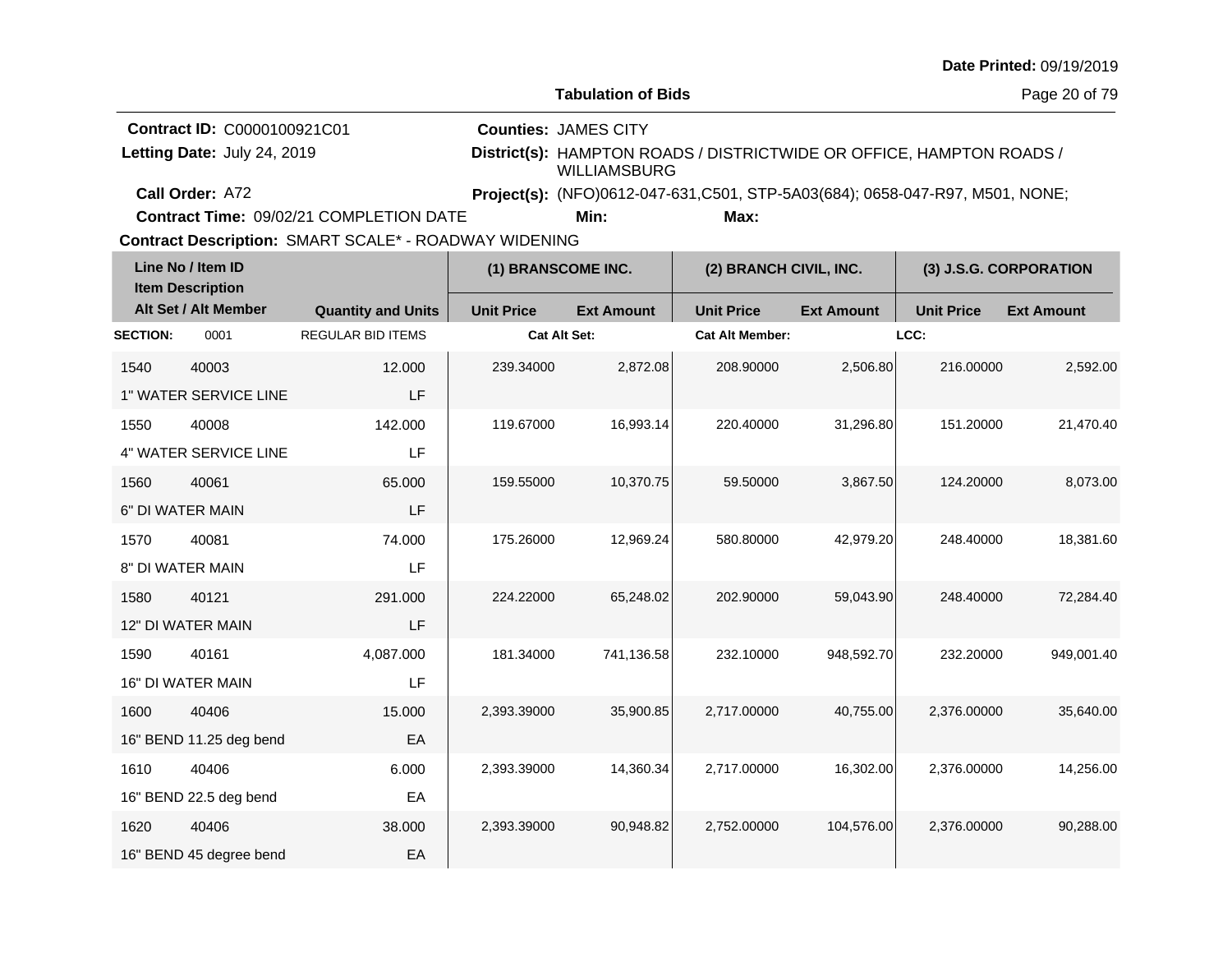**Date Printed:** 09/19/2019

**Tabulation of Bids**

**Contract ID:** C0000100921C01
**Letting Date:** July 24, 2019
**Call Order:** A72
**Contract Time:** 09/02/21 COMPLETION DATE
**Contract Description:** SMART SCALE* - ROADWAY WIDENING

**Counties:** JAMES CITY
**District(s):** HAMPTON ROADS / DISTRICTWIDE OR OFFICE, HAMPTON ROADS / WILLIAMSBURG
**Project(s):** (NFO)0612-047-631,C501, STP-5A03(684); 0658-047-R97, M501, NONE;
**Min:** **Max:**

| Line No / Item ID / Item Description / Alt Set / Alt Member | | Quantity and Units | (1) BRANSCOME INC. | | (2) BRANCH CIVIL, INC. | | (3) J.S.G. CORPORATION | |
|---|---|---|---|---|---|---|---|---|
| | | | Unit Price | Ext Amount | Unit Price | Ext Amount | Unit Price | Ext Amount |
| **SECTION:** | 0001 | REGULAR BID ITEMS | Cat Alt Set: | | Cat Alt Member: | | LCC: | |
| 1540 | 40003 | 12.000 | 239.34000 | 2,872.08 | 208.90000 | 2,506.80 | 216.00000 | 2,592.00 |
| 1" WATER SERVICE LINE | | LF | | | | | | |
| 1550 | 40008 | 142.000 | 119.67000 | 16,993.14 | 220.40000 | 31,296.80 | 151.20000 | 21,470.40 |
| 4" WATER SERVICE LINE | | LF | | | | | | |
| 1560 | 40061 | 65.000 | 159.55000 | 10,370.75 | 59.50000 | 3,867.50 | 124.20000 | 8,073.00 |
| 6" DI WATER MAIN | | LF | | | | | | |
| 1570 | 40081 | 74.000 | 175.26000 | 12,969.24 | 580.80000 | 42,979.20 | 248.40000 | 18,381.60 |
| 8" DI WATER MAIN | | LF | | | | | | |
| 1580 | 40121 | 291.000 | 224.22000 | 65,248.02 | 202.90000 | 59,043.90 | 248.40000 | 72,284.40 |
| 12" DI WATER MAIN | | LF | | | | | | |
| 1590 | 40161 | 4,087.000 | 181.34000 | 741,136.58 | 232.10000 | 948,592.70 | 232.20000 | 949,001.40 |
| 16" DI WATER MAIN | | LF | | | | | | |
| 1600 | 40406 | 15.000 | 2,393.39000 | 35,900.85 | 2,717.00000 | 40,755.00 | 2,376.00000 | 35,640.00 |
| 16" BEND 11.25 deg bend | | EA | | | | | | |
| 1610 | 40406 | 6.000 | 2,393.39000 | 14,360.34 | 2,717.00000 | 16,302.00 | 2,376.00000 | 14,256.00 |
| 16" BEND 22.5 deg bend | | EA | | | | | | |
| 1620 | 40406 | 38.000 | 2,393.39000 | 90,948.82 | 2,752.00000 | 104,576.00 | 2,376.00000 | 90,288.00 |
| 16" BEND 45 degree bend | | EA | | | | | | |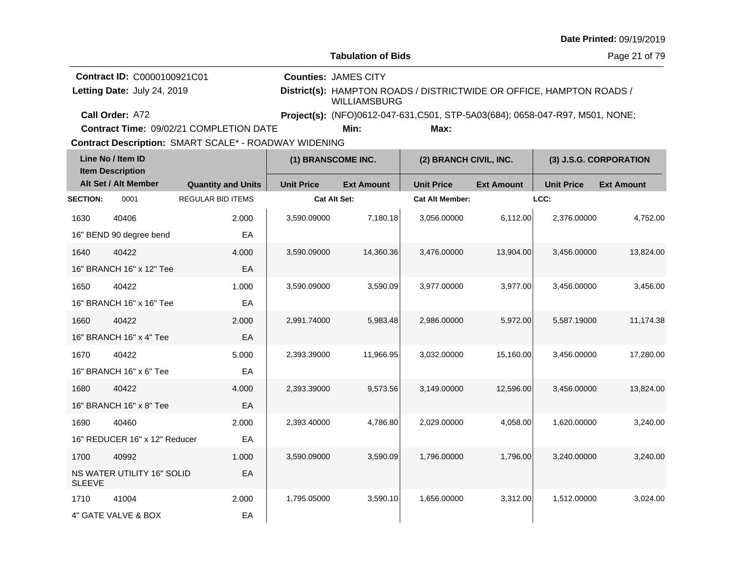Date Printed: 09/19/2019

**Tabulation of Bids**

**Contract ID:** C0000100921C01
**Letting Date:** July 24, 2019
**Call Order:** A72
**Contract Time:** 09/02/21 COMPLETION DATE
**Counties:** JAMES CITY
**District(s):** HAMPTON ROADS / DISTRICTWIDE OR OFFICE, HAMPTON ROADS / WILLIAMSBURG
**Project(s):** (NFO)0612-047-631,C501, STP-5A03(684); 0658-047-R97, M501, NONE;
**Min:** **Max:**
**Contract Description:** SMART SCALE* - ROADWAY WIDENING

| Line No / Item ID | Item Description | Quantity and Units | (1) BRANSCOME INC. Unit Price | (1) BRANSCOME INC. Ext Amount | (2) BRANCH CIVIL, INC. Unit Price | (2) BRANCH CIVIL, INC. Ext Amount | (3) J.S.G. CORPORATION Unit Price | (3) J.S.G. CORPORATION Ext Amount |
|---|---|---|---|---|---|---|---|---|
| **SECTION:** 0001 | REGULAR BID ITEMS | | Cat Alt Set: | | Cat Alt Member: | | LCC: | |
| 1630 40406 | 16" BEND 90 degree bend | 2.000 EA | 3,590.09000 | 7,180.18 | 3,056.00000 | 6,112.00 | 2,376.00000 | 4,752.00 |
| 1640 40422 | 16" BRANCH 16" x 12" Tee | 4.000 EA | 3,590.09000 | 14,360.36 | 3,476.00000 | 13,904.00 | 3,456.00000 | 13,824.00 |
| 1650 40422 | 16" BRANCH 16" x 16" Tee | 1.000 EA | 3,590.09000 | 3,590.09 | 3,977.00000 | 3,977.00 | 3,456.00000 | 3,456.00 |
| 1660 40422 | 16" BRANCH 16" x 4" Tee | 2.000 EA | 2,991.74000 | 5,983.48 | 2,986.00000 | 5,972.00 | 5,587.19000 | 11,174.38 |
| 1670 40422 | 16" BRANCH 16" x 6" Tee | 5.000 EA | 2,393.39000 | 11,966.95 | 3,032.00000 | 15,160.00 | 3,456.00000 | 17,280.00 |
| 1680 40422 | 16" BRANCH 16" x 8" Tee | 4.000 EA | 2,393.39000 | 9,573.56 | 3,149.00000 | 12,596.00 | 3,456.00000 | 13,824.00 |
| 1690 40460 | 16" REDUCER 16" x 12" Reducer | 2.000 EA | 2,393.40000 | 4,786.80 | 2,029.00000 | 4,058.00 | 1,620.00000 | 3,240.00 |
| 1700 40992 | NS WATER UTILITY 16" SOLID SLEEVE | 1.000 EA | 3,590.09000 | 3,590.09 | 1,796.00000 | 1,796.00 | 3,240.00000 | 3,240.00 |
| 1710 41004 | 4" GATE VALVE & BOX | 2.000 EA | 1,795.05000 | 3,590.10 | 1,656.00000 | 3,312.00 | 1,512.00000 | 3,024.00 |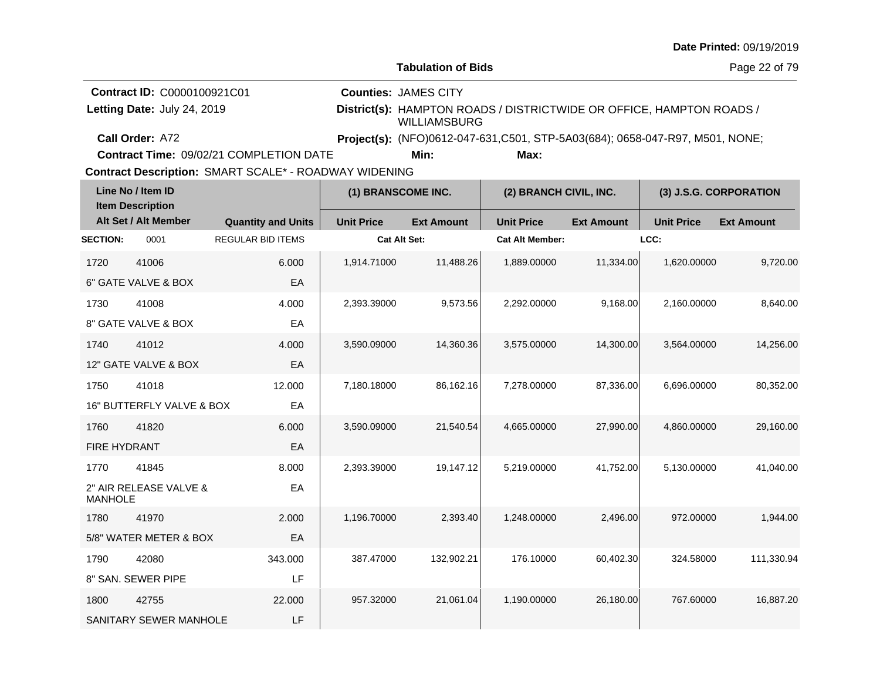**Date Printed:** 09/19/2019

**Tabulation of Bids**

**Contract ID:** C0000100921C01
**Letting Date:** July 24, 2019
**Call Order:** A72
**Contract Time:** 09/02/21 COMPLETION DATE
**Contract Description:** SMART SCALE* - ROADWAY WIDENING

**Counties:** JAMES CITY
**District(s):** HAMPTON ROADS / DISTRICTWIDE OR OFFICE, HAMPTON ROADS / WILLIAMSBURG
**Project(s):** (NFO)0612-047-631,C501, STP-5A03(684); 0658-047-R97, M501, NONE;
**Min:** **Max:**

| Line No / Item ID | Item Description / Alt Set / Alt Member | Quantity and Units | (1) BRANSCOME INC. Unit Price | (1) BRANSCOME INC. Ext Amount | (2) BRANCH CIVIL, INC. Unit Price | (2) BRANCH CIVIL, INC. Ext Amount | (3) J.S.G. CORPORATION Unit Price | (3) J.S.G. CORPORATION Ext Amount |
|---|---|---|---|---|---|---|---|---|
| **SECTION:** 0001 | REGULAR BID ITEMS | | Cat Alt Set: | | Cat Alt Member: | | LCC: | |
| 1720 41006 | 6" GATE VALVE & BOX | 6.000 EA | 1,914.71000 | 11,488.26 | 1,889.00000 | 11,334.00 | 1,620.00000 | 9,720.00 |
| 1730 41008 | 8" GATE VALVE & BOX | 4.000 EA | 2,393.39000 | 9,573.56 | 2,292.00000 | 9,168.00 | 2,160.00000 | 8,640.00 |
| 1740 41012 | 12" GATE VALVE & BOX | 4.000 EA | 3,590.09000 | 14,360.36 | 3,575.00000 | 14,300.00 | 3,564.00000 | 14,256.00 |
| 1750 41018 | 16" BUTTERFLY VALVE & BOX | 12.000 EA | 7,180.18000 | 86,162.16 | 7,278.00000 | 87,336.00 | 6,696.00000 | 80,352.00 |
| 1760 41820 | FIRE HYDRANT | 6.000 EA | 3,590.09000 | 21,540.54 | 4,665.00000 | 27,990.00 | 4,860.00000 | 29,160.00 |
| 1770 41845 | 2" AIR RELEASE VALVE & MANHOLE | 8.000 EA | 2,393.39000 | 19,147.12 | 5,219.00000 | 41,752.00 | 5,130.00000 | 41,040.00 |
| 1780 41970 | 5/8" WATER METER & BOX | 2.000 EA | 1,196.70000 | 2,393.40 | 1,248.00000 | 2,496.00 | 972.00000 | 1,944.00 |
| 1790 42080 | 8" SAN. SEWER PIPE | 343.000 LF | 387.47000 | 132,902.21 | 176.10000 | 60,402.30 | 324.58000 | 111,330.94 |
| 1800 42755 | SANITARY SEWER MANHOLE | 22.000 LF | 957.32000 | 21,061.04 | 1,190.00000 | 26,180.00 | 767.60000 | 16,887.20 |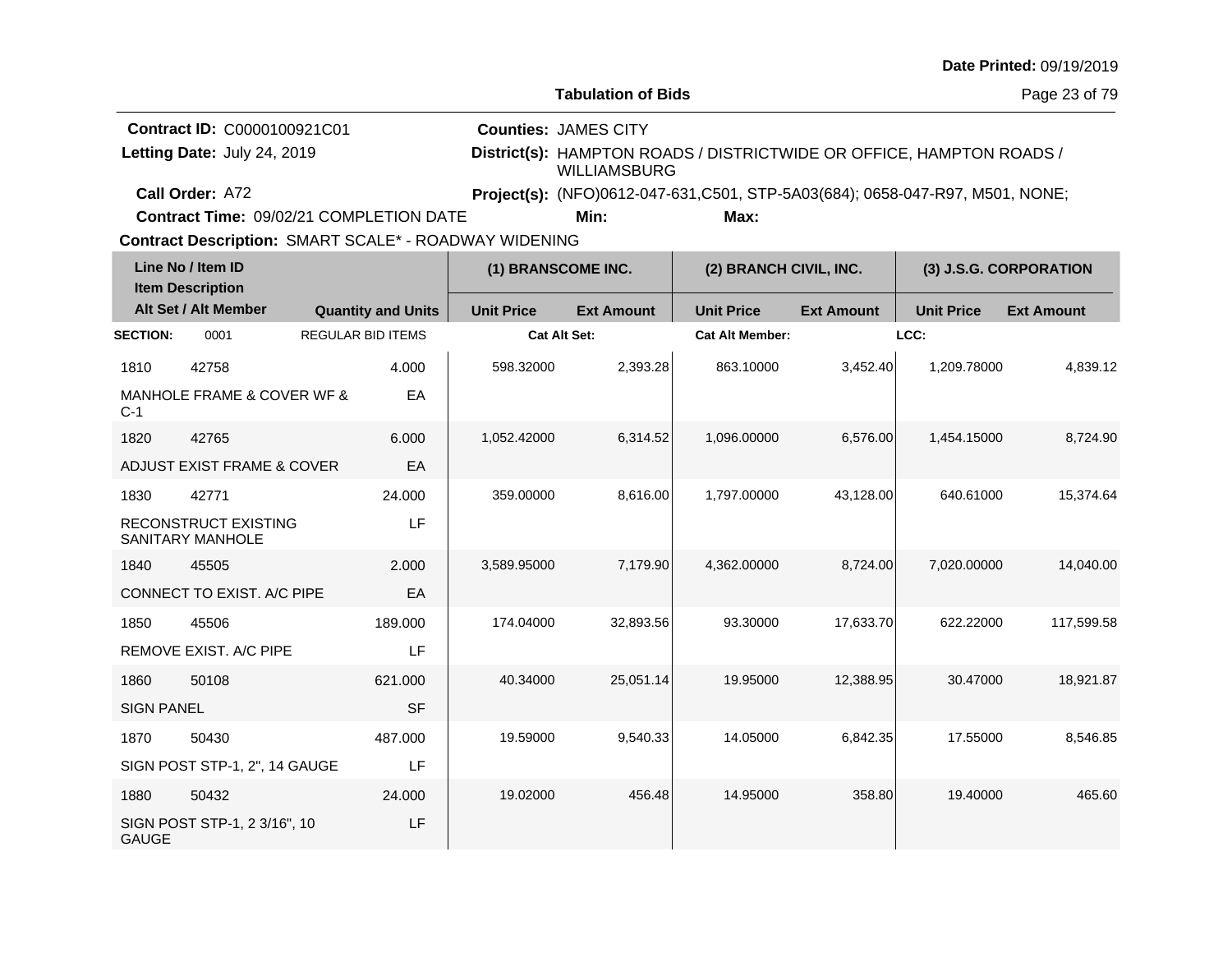Date Printed: 09/19/2019

**Tabulation of Bids**

**Contract ID:** C0000100921C01
**Letting Date:** July 24, 2019
**Call Order:** A72
**Contract Time:** 09/02/21 COMPLETION DATE
**Contract Description:** SMART SCALE* - ROADWAY WIDENING

**Counties:** JAMES CITY
**District(s):** HAMPTON ROADS / DISTRICTWIDE OR OFFICE, HAMPTON ROADS / WILLIAMSBURG
**Project(s):** (NFO)0612-047-631,C501, STP-5A03(684); 0658-047-R97, M501, NONE;
**Min:**
**Max:**

| Line No / Item ID / Item Description / Alt Set / Alt Member | | Quantity and Units | (1) BRANSCOME INC. | | (2) BRANCH CIVIL, INC. | | (3) J.S.G. CORPORATION | |
|---|---|---|---|---|---|---|---|---|
| | | | Unit Price | Ext Amount | Unit Price | Ext Amount | Unit Price | Ext Amount |
| **SECTION:** 0001 | | REGULAR BID ITEMS | Cat Alt Set: | | Cat Alt Member: | | LCC: | |
| 1810 | 42758 | 4.000 | 598.32000 | 2,393.28 | 863.10000 | 3,452.40 | 1,209.78000 | 4,839.12 |
| MANHOLE FRAME & COVER WF & C-1 | | EA | | | | | | |
| 1820 | 42765 | 6.000 | 1,052.42000 | 6,314.52 | 1,096.00000 | 6,576.00 | 1,454.15000 | 8,724.90 |
| ADJUST EXIST FRAME & COVER | | EA | | | | | | |
| 1830 | 42771 | 24.000 | 359.00000 | 8,616.00 | 1,797.00000 | 43,128.00 | 640.61000 | 15,374.64 |
| RECONSTRUCT EXISTING SANITARY MANHOLE | | LF | | | | | | |
| 1840 | 45505 | 2.000 | 3,589.95000 | 7,179.90 | 4,362.00000 | 8,724.00 | 7,020.00000 | 14,040.00 |
| CONNECT TO EXIST. A/C PIPE | | EA | | | | | | |
| 1850 | 45506 | 189.000 | 174.04000 | 32,893.56 | 93.30000 | 17,633.70 | 622.22000 | 117,599.58 |
| REMOVE EXIST. A/C PIPE | | LF | | | | | | |
| 1860 | 50108 | 621.000 | 40.34000 | 25,051.14 | 19.95000 | 12,388.95 | 30.47000 | 18,921.87 |
| SIGN PANEL | | SF | | | | | | |
| 1870 | 50430 | 487.000 | 19.59000 | 9,540.33 | 14.05000 | 6,842.35 | 17.55000 | 8,546.85 |
| SIGN POST STP-1, 2", 14 GAUGE | | LF | | | | | | |
| 1880 | 50432 | 24.000 | 19.02000 | 456.48 | 14.95000 | 358.80 | 19.40000 | 465.60 |
| SIGN POST STP-1, 2 3/16", 10 GAUGE | | LF | | | | | | |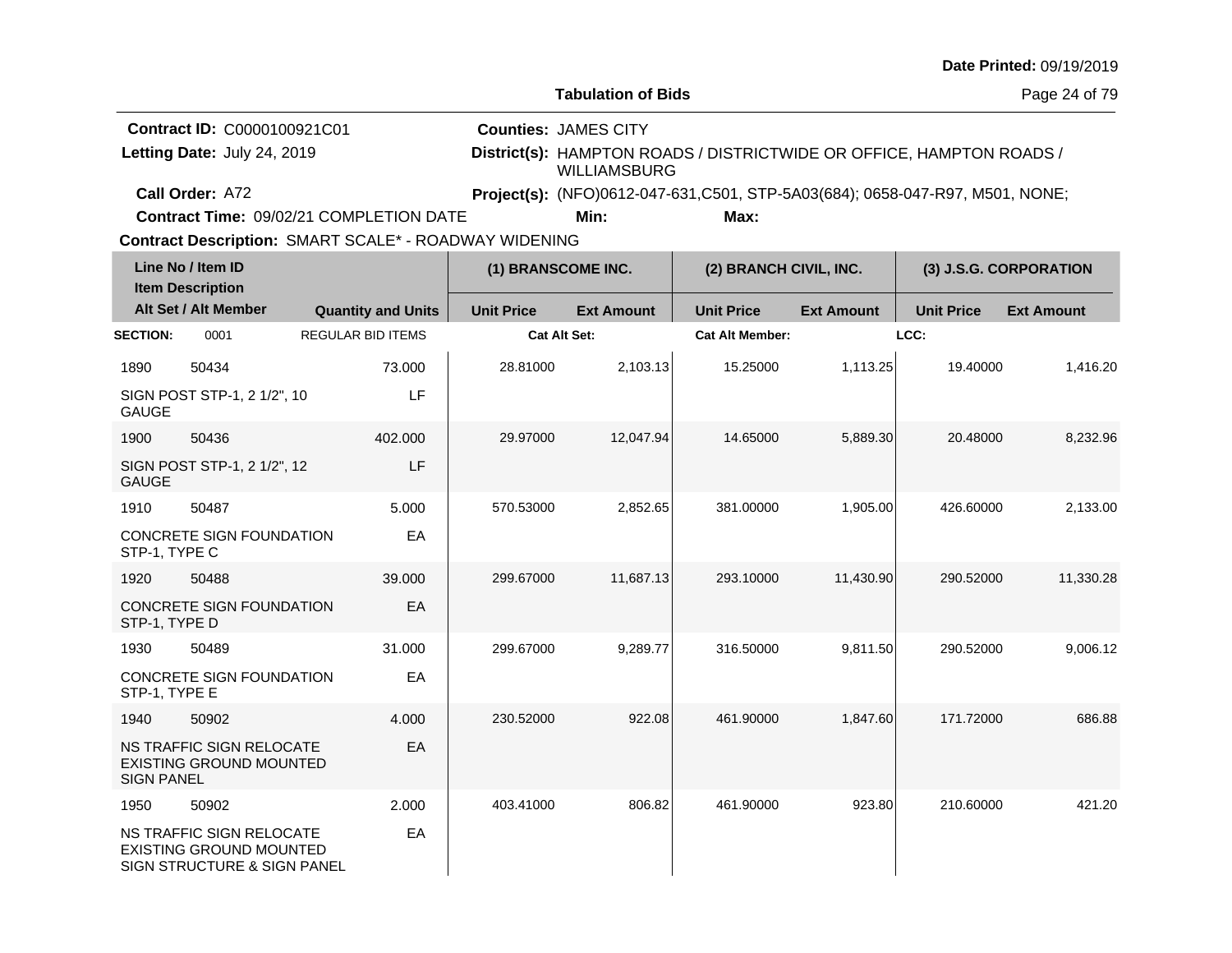Date Printed: 09/19/2019

**Tabulation of Bids**

**Contract ID:** C0000100921C01
**Letting Date:** July 24, 2019
**Call Order:** A72
**Contract Time:** 09/02/21 COMPLETION DATE
**Contract Description:** SMART SCALE* - ROADWAY WIDENING

**Counties:** JAMES CITY
**District(s):** HAMPTON ROADS / DISTRICTWIDE OR OFFICE, HAMPTON ROADS / WILLIAMSBURG
**Project(s):** (NFO)0612-047-631,C501, STP-5A03(684); 0658-047-R97, M501, NONE;
**Min:** **Max:**

| Line No / Item ID | Item Description / Alt Set / Alt Member | Quantity and Units | (1) BRANSCOME INC. Unit Price | (1) BRANSCOME INC. Ext Amount | (2) BRANCH CIVIL, INC. Unit Price | (2) BRANCH CIVIL, INC. Ext Amount | (3) J.S.G. CORPORATION Unit Price | (3) J.S.G. CORPORATION Ext Amount |
|---|---|---|---|---|---|---|---|---|
| **SECTION:** 0001 | REGULAR BID ITEMS | | Cat Alt Set: | | Cat Alt Member: | | LCC: | |
| 1890 50434 | SIGN POST STP-1, 2 1/2", 10 GAUGE | 73.000 LF | 28.81000 | 2,103.13 | 15.25000 | 1,113.25 | 19.40000 | 1,416.20 |
| 1900 50436 | SIGN POST STP-1, 2 1/2", 12 GAUGE | 402.000 LF | 29.97000 | 12,047.94 | 14.65000 | 5,889.30 | 20.48000 | 8,232.96 |
| 1910 50487 | CONCRETE SIGN FOUNDATION STP-1, TYPE C | 5.000 EA | 570.53000 | 2,852.65 | 381.00000 | 1,905.00 | 426.60000 | 2,133.00 |
| 1920 50488 | CONCRETE SIGN FOUNDATION STP-1, TYPE D | 39.000 EA | 299.67000 | 11,687.13 | 293.10000 | 11,430.90 | 290.52000 | 11,330.28 |
| 1930 50489 | CONCRETE SIGN FOUNDATION STP-1, TYPE E | 31.000 EA | 299.67000 | 9,289.77 | 316.50000 | 9,811.50 | 290.52000 | 9,006.12 |
| 1940 50902 | NS TRAFFIC SIGN RELOCATE EXISTING GROUND MOUNTED SIGN PANEL | 4.000 EA | 230.52000 | 922.08 | 461.90000 | 1,847.60 | 171.72000 | 686.88 |
| 1950 50902 | NS TRAFFIC SIGN RELOCATE EXISTING GROUND MOUNTED SIGN STRUCTURE & SIGN PANEL | 2.000 EA | 403.41000 | 806.82 | 461.90000 | 923.80 | 210.60000 | 421.20 |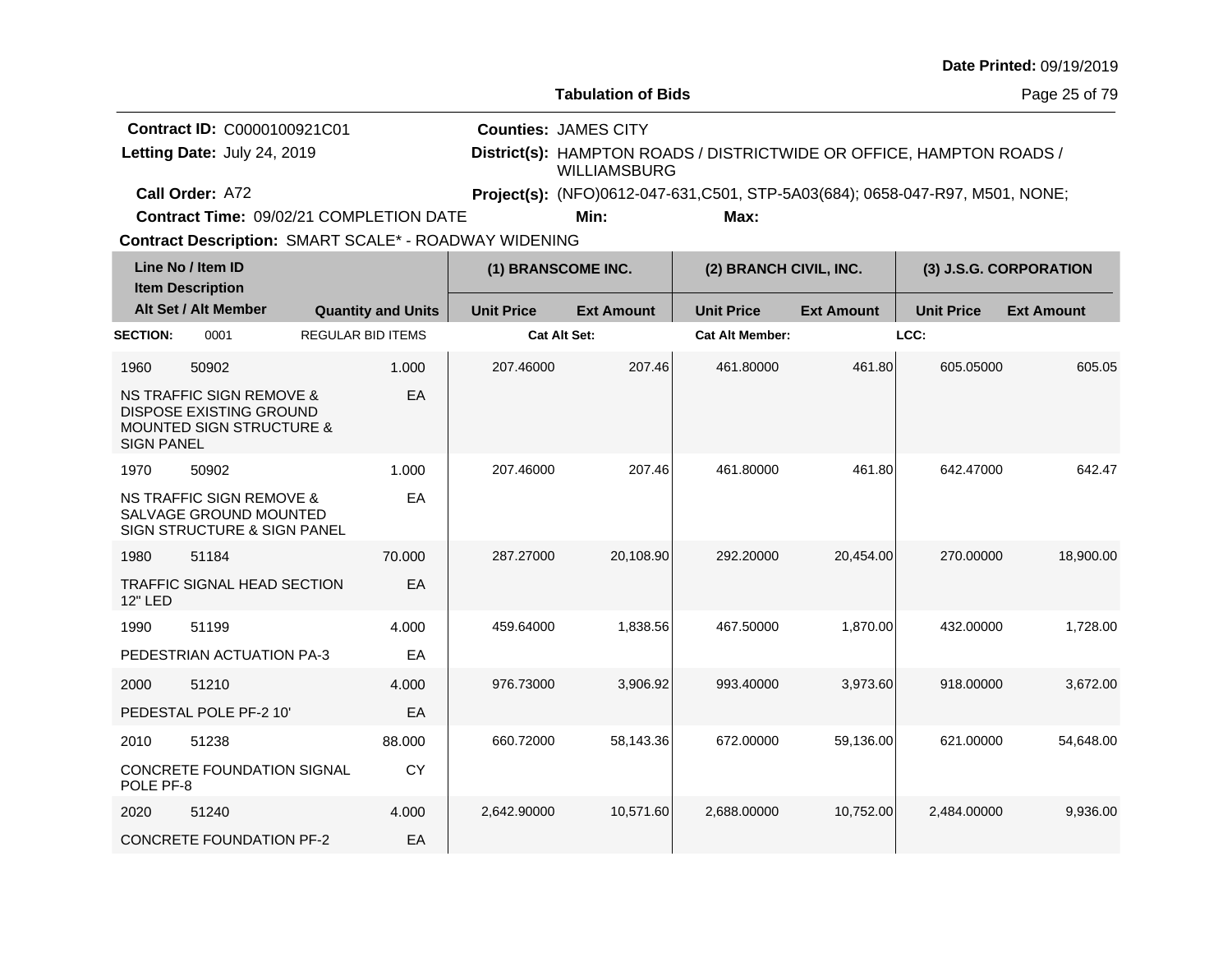**Date Printed:** 09/19/2019

**Tabulation of Bids**

**Contract ID:** C0000100921C01
**Letting Date:** July 24, 2019
**Call Order:** A72
**Contract Time:** 09/02/21 COMPLETION DATE
**Contract Description:** SMART SCALE* - ROADWAY WIDENING

**Counties:** JAMES CITY
**District(s):** HAMPTON ROADS / DISTRICTWIDE OR OFFICE, HAMPTON ROADS / WILLIAMSBURG
**Project(s):** (NFO)0612-047-631,C501, STP-5A03(684); 0658-047-R97, M501, NONE;
**Min:**
**Max:**

| Line No / Item ID | Item Description / Alt Set / Alt Member | Quantity and Units | (1) BRANSCOME INC. Unit Price | (1) BRANSCOME INC. Ext Amount | (2) BRANCH CIVIL, INC. Unit Price | (2) BRANCH CIVIL, INC. Ext Amount | (3) J.S.G. CORPORATION Unit Price | (3) J.S.G. CORPORATION Ext Amount |
|---|---|---|---|---|---|---|---|---|
| **SECTION:** 0001 | REGULAR BID ITEMS | | **Cat Alt Set:** | | **Cat Alt Member:** | | **LCC:** | |
| 1960 50902 | NS TRAFFIC SIGN REMOVE & DISPOSE EXISTING GROUND MOUNTED SIGN STRUCTURE & SIGN PANEL | 1.000 EA | 207.46000 | 207.46 | 461.80000 | 461.80 | 605.05000 | 605.05 |
| 1970 50902 | NS TRAFFIC SIGN REMOVE & SALVAGE GROUND MOUNTED SIGN STRUCTURE & SIGN PANEL | 1.000 EA | 207.46000 | 207.46 | 461.80000 | 461.80 | 642.47000 | 642.47 |
| 1980 51184 | TRAFFIC SIGNAL HEAD SECTION 12" LED | 70.000 EA | 287.27000 | 20,108.90 | 292.20000 | 20,454.00 | 270.00000 | 18,900.00 |
| 1990 51199 | PEDESTRIAN ACTUATION PA-3 | 4.000 EA | 459.64000 | 1,838.56 | 467.50000 | 1,870.00 | 432.00000 | 1,728.00 |
| 2000 51210 | PEDESTAL POLE PF-2 10' | 4.000 EA | 976.73000 | 3,906.92 | 993.40000 | 3,973.60 | 918.00000 | 3,672.00 |
| 2010 51238 | CONCRETE FOUNDATION SIGNAL POLE PF-8 | 88.000 CY | 660.72000 | 58,143.36 | 672.00000 | 59,136.00 | 621.00000 | 54,648.00 |
| 2020 51240 | CONCRETE FOUNDATION PF-2 | 4.000 EA | 2,642.90000 | 10,571.60 | 2,688.00000 | 10,752.00 | 2,484.00000 | 9,936.00 |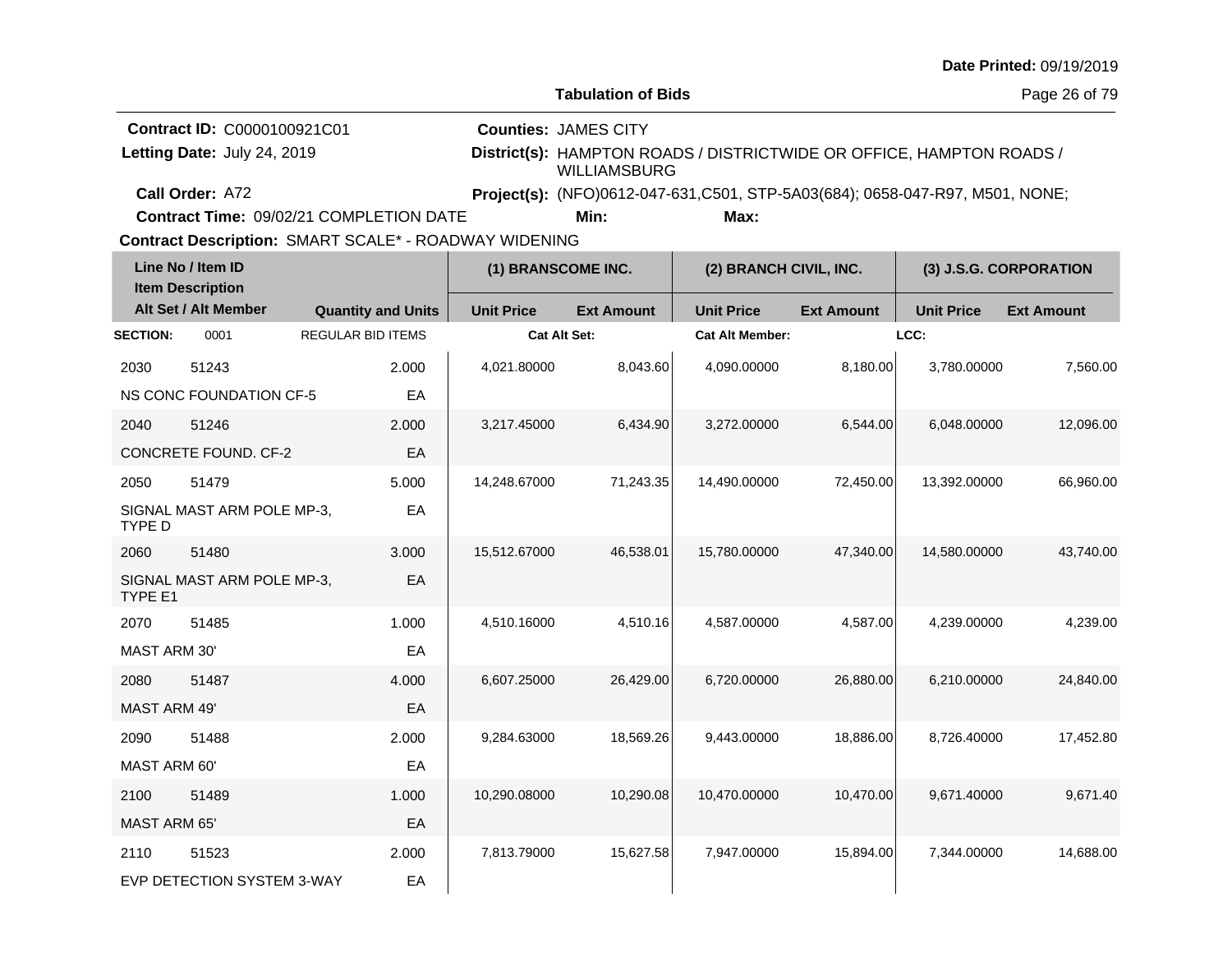Date Printed: 09/19/2019

**Tabulation of Bids**

**Contract ID:** C0000100921C01
**Letting Date:** July 24, 2019
**Call Order:** A72
**Contract Time:** 09/02/21 COMPLETION DATE
**Contract Description:** SMART SCALE* - ROADWAY WIDENING

**Counties:** JAMES CITY
**District(s):** HAMPTON ROADS / DISTRICTWIDE OR OFFICE, HAMPTON ROADS / WILLIAMSBURG
**Project(s):** (NFO)0612-047-631,C501, STP-5A03(684); 0658-047-R97, M501, NONE;
**Min:** **Max:**

| Line No / Item ID / Item Description / Alt Set / Alt Member | | Quantity and Units | (1) BRANSCOME INC. Unit Price | (1) BRANSCOME INC. Ext Amount | (2) BRANCH CIVIL, INC. Unit Price | (2) BRANCH CIVIL, INC. Ext Amount | (3) J.S.G. CORPORATION Unit Price | (3) J.S.G. CORPORATION Ext Amount |
|---|---|---|---|---|---|---|---|---|
| **SECTION:** 0001 | REGULAR BID ITEMS | | Cat Alt Set: | | Cat Alt Member: | | LCC: | |
| 2030 | 51243 | 2.000 | 4,021.80000 | 8,043.60 | 4,090.00000 | 8,180.00 | 3,780.00000 | 7,560.00 |
| NS CONC FOUNDATION CF-5 | | EA | | | | | | |
| 2040 | 51246 | 2.000 | 3,217.45000 | 6,434.90 | 3,272.00000 | 6,544.00 | 6,048.00000 | 12,096.00 |
| CONCRETE FOUND. CF-2 | | EA | | | | | | |
| 2050 | 51479 | 5.000 | 14,248.67000 | 71,243.35 | 14,490.00000 | 72,450.00 | 13,392.00000 | 66,960.00 |
| SIGNAL MAST ARM POLE MP-3, TYPE D | | EA | | | | | | |
| 2060 | 51480 | 3.000 | 15,512.67000 | 46,538.01 | 15,780.00000 | 47,340.00 | 14,580.00000 | 43,740.00 |
| SIGNAL MAST ARM POLE MP-3, TYPE E1 | | EA | | | | | | |
| 2070 | 51485 | 1.000 | 4,510.16000 | 4,510.16 | 4,587.00000 | 4,587.00 | 4,239.00000 | 4,239.00 |
| MAST ARM 30' | | EA | | | | | | |
| 2080 | 51487 | 4.000 | 6,607.25000 | 26,429.00 | 6,720.00000 | 26,880.00 | 6,210.00000 | 24,840.00 |
| MAST ARM 49' | | EA | | | | | | |
| 2090 | 51488 | 2.000 | 9,284.63000 | 18,569.26 | 9,443.00000 | 18,886.00 | 8,726.40000 | 17,452.80 |
| MAST ARM 60' | | EA | | | | | | |
| 2100 | 51489 | 1.000 | 10,290.08000 | 10,290.08 | 10,470.00000 | 10,470.00 | 9,671.40000 | 9,671.40 |
| MAST ARM 65' | | EA | | | | | | |
| 2110 | 51523 | 2.000 | 7,813.79000 | 15,627.58 | 7,947.00000 | 15,894.00 | 7,344.00000 | 14,688.00 |
| EVP DETECTION SYSTEM 3-WAY | | EA | | | | | | |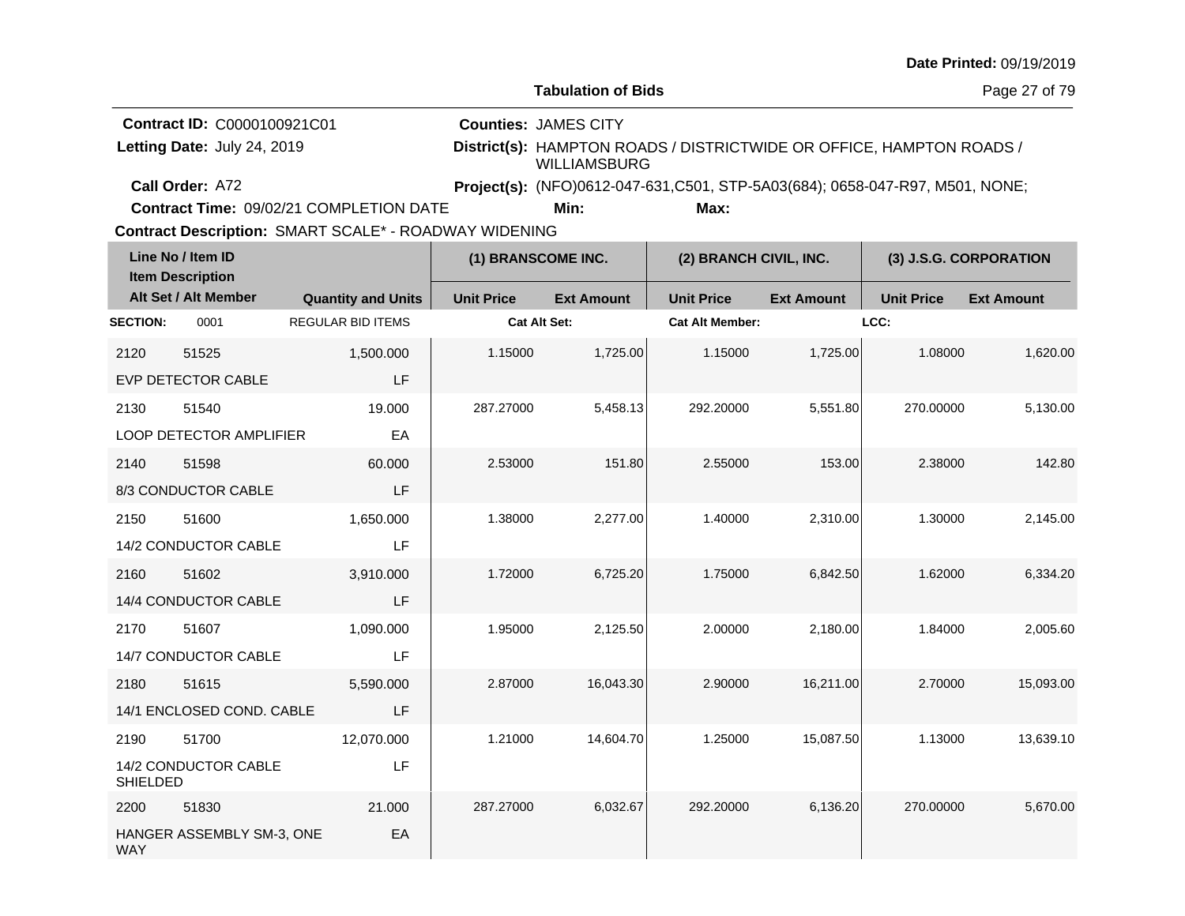**Date Printed:** 09/19/2019

**Tabulation of Bids**

**Contract ID:** C0000100921C01

**Letting Date:** July 24, 2019

**Call Order:** A72

**Contract Time:** 09/02/21 COMPLETION DATE

**Counties:** JAMES CITY

**District(s):** HAMPTON ROADS / DISTRICTWIDE OR OFFICE, HAMPTON ROADS / WILLIAMSBURG

**Project(s):** (NFO)0612-047-631,C501, STP-5A03(684); 0658-047-R97, M501, NONE;

**Min:** **Max:**

**Contract Description:** SMART SCALE* - ROADWAY WIDENING

| Line No / Item ID | Item Description | Quantity and Units | (1) BRANSCOME INC. Unit Price | (1) BRANSCOME INC. Ext Amount | (2) BRANCH CIVIL, INC. Unit Price | (2) BRANCH CIVIL, INC. Ext Amount | (3) J.S.G. CORPORATION Unit Price | (3) J.S.G. CORPORATION Ext Amount |
|---|---|---|---|---|---|---|---|---|
| **SECTION:** 0001 | REGULAR BID ITEMS | | **Cat Alt Set:** | | **Cat Alt Member:** | | **LCC:** | |
| 2120 51525 | EVP DETECTOR CABLE | 1,500.000 LF | 1.15000 | 1,725.00 | 1.15000 | 1,725.00 | 1.08000 | 1,620.00 |
| 2130 51540 | LOOP DETECTOR AMPLIFIER | 19.000 EA | 287.27000 | 5,458.13 | 292.20000 | 5,551.80 | 270.00000 | 5,130.00 |
| 2140 51598 | 8/3 CONDUCTOR CABLE | 60.000 LF | 2.53000 | 151.80 | 2.55000 | 153.00 | 2.38000 | 142.80 |
| 2150 51600 | 14/2 CONDUCTOR CABLE | 1,650.000 LF | 1.38000 | 2,277.00 | 1.40000 | 2,310.00 | 1.30000 | 2,145.00 |
| 2160 51602 | 14/4 CONDUCTOR CABLE | 3,910.000 LF | 1.72000 | 6,725.20 | 1.75000 | 6,842.50 | 1.62000 | 6,334.20 |
| 2170 51607 | 14/7 CONDUCTOR CABLE | 1,090.000 LF | 1.95000 | 2,125.50 | 2.00000 | 2,180.00 | 1.84000 | 2,005.60 |
| 2180 51615 | 14/1 ENCLOSED COND. CABLE | 5,590.000 LF | 2.87000 | 16,043.30 | 2.90000 | 16,211.00 | 2.70000 | 15,093.00 |
| 2190 51700 | 14/2 CONDUCTOR CABLE SHIELDED | 12,070.000 LF | 1.21000 | 14,604.70 | 1.25000 | 15,087.50 | 1.13000 | 13,639.10 |
| 2200 51830 | HANGER ASSEMBLY SM-3, ONE WAY | 21.000 EA | 287.27000 | 6,032.67 | 292.20000 | 6,136.20 | 270.00000 | 5,670.00 |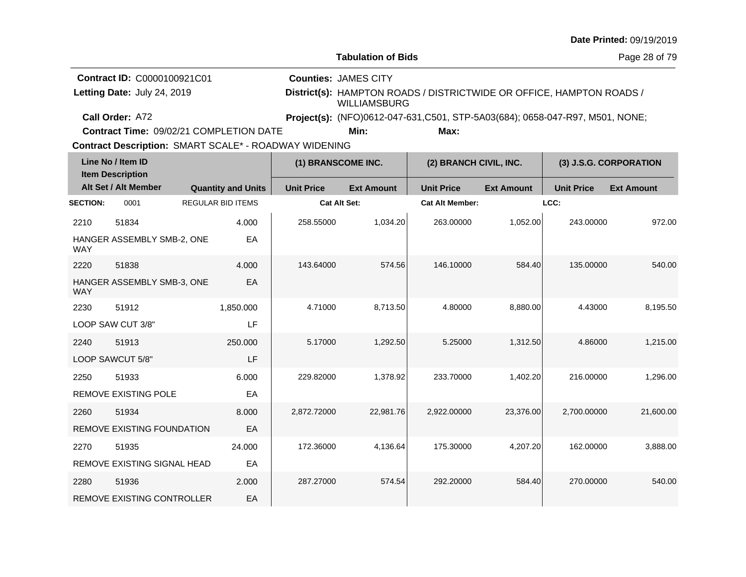Date Printed: 09/19/2019

## Tabulation of Bids

**Contract ID:** C0000100921C01
**Letting Date:** July 24, 2019
**Call Order:** A72
**Contract Time:** 09/02/21 COMPLETION DATE
**Contract Description:** SMART SCALE* - ROADWAY WIDENING

**Counties:** JAMES CITY
**District(s):** HAMPTON ROADS / DISTRICTWIDE OR OFFICE, HAMPTON ROADS / WILLIAMSBURG
**Project(s):** (NFO)0612-047-631,C501, STP-5A03(684); 0658-047-R97, M501, NONE;
**Min:**
**Max:**

| Line No / Item ID / Item Description / Alt Set / Alt Member | Quantity and Units | (1) BRANSCOME INC. Unit Price | (1) BRANSCOME INC. Ext Amount | (2) BRANCH CIVIL, INC. Unit Price | (2) BRANCH CIVIL, INC. Ext Amount | (3) J.S.G. CORPORATION Unit Price | (3) J.S.G. CORPORATION Ext Amount |
|---|---|---|---|---|---|---|---|
| **SECTION:** 0001 REGULAR BID ITEMS | | **Cat Alt Set:** | | **Cat Alt Member:** | | **LCC:** | |
| 2210 51834 HANGER ASSEMBLY SMB-2, ONE WAY | 4.000 EA | 258.55000 | 1,034.20 | 263.00000 | 1,052.00 | 243.00000 | 972.00 |
| 2220 51838 HANGER ASSEMBLY SMB-3, ONE WAY | 4.000 EA | 143.64000 | 574.56 | 146.10000 | 584.40 | 135.00000 | 540.00 |
| 2230 51912 LOOP SAW CUT 3/8" | 1,850.000 LF | 4.71000 | 8,713.50 | 4.80000 | 8,880.00 | 4.43000 | 8,195.50 |
| 2240 51913 LOOP SAWCUT 5/8" | 250.000 LF | 5.17000 | 1,292.50 | 5.25000 | 1,312.50 | 4.86000 | 1,215.00 |
| 2250 51933 REMOVE EXISTING POLE | 6.000 EA | 229.82000 | 1,378.92 | 233.70000 | 1,402.20 | 216.00000 | 1,296.00 |
| 2260 51934 REMOVE EXISTING FOUNDATION | 8.000 EA | 2,872.72000 | 22,981.76 | 2,922.00000 | 23,376.00 | 2,700.00000 | 21,600.00 |
| 2270 51935 REMOVE EXISTING SIGNAL HEAD | 24.000 EA | 172.36000 | 4,136.64 | 175.30000 | 4,207.20 | 162.00000 | 3,888.00 |
| 2280 51936 REMOVE EXISTING CONTROLLER | 2.000 EA | 287.27000 | 574.54 | 292.20000 | 584.40 | 270.00000 | 540.00 |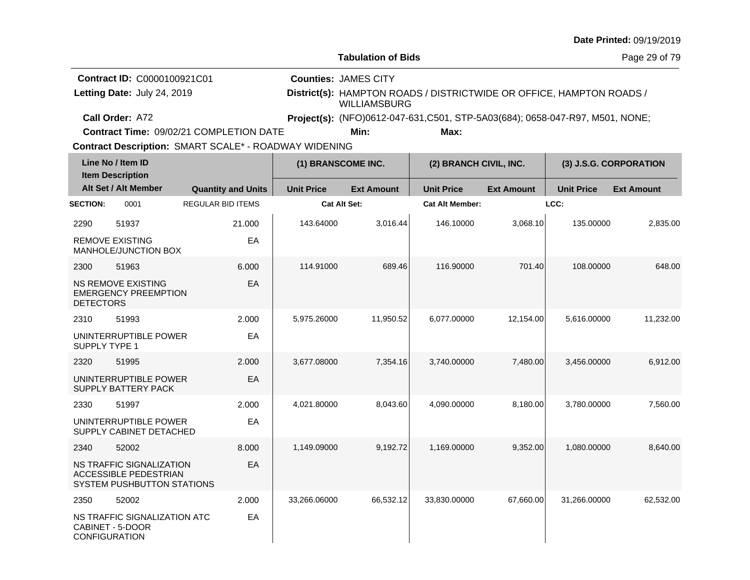**Tabulation of Bids**

**Contract ID:** C0000100921C01
**Letting Date:** July 24, 2019
**Call Order:** A72
**Contract Time:** 09/02/21 COMPLETION DATE
**Contract Description:** SMART SCALE* - ROADWAY WIDENING

**Counties:** JAMES CITY
**District(s):** HAMPTON ROADS / DISTRICTWIDE OR OFFICE, HAMPTON ROADS / WILLIAMSBURG
**Project(s):** (NFO)0612-047-631,C501, STP-5A03(684); 0658-047-R97, M501, NONE;
**Min:**
**Max:**

| Line No / Item ID | Item Description | Quantity and Units | (1) BRANSCOME INC. Unit Price | (1) BRANSCOME INC. Ext Amount | (2) BRANCH CIVIL, INC. Unit Price | (2) BRANCH CIVIL, INC. Ext Amount | (3) J.S.G. CORPORATION Unit Price | (3) J.S.G. CORPORATION Ext Amount |
|---|---|---|---|---|---|---|---|---|
| **SECTION:** 0001 | REGULAR BID ITEMS | | Cat Alt Set: | | Cat Alt Member: | | LCC: | |
| 2290 51937 | REMOVE EXISTING MANHOLE/JUNCTION BOX | 21.000 EA | 143.64000 | 3,016.44 | 146.10000 | 3,068.10 | 135.00000 | 2,835.00 |
| 2300 51963 | NS REMOVE EXISTING EMERGENCY PREEMPTION DETECTORS | 6.000 EA | 114.91000 | 689.46 | 116.90000 | 701.40 | 108.00000 | 648.00 |
| 2310 51993 | UNINTERRUPTIBLE POWER SUPPLY TYPE 1 | 2.000 EA | 5,975.26000 | 11,950.52 | 6,077.00000 | 12,154.00 | 5,616.00000 | 11,232.00 |
| 2320 51995 | UNINTERRUPTIBLE POWER SUPPLY BATTERY PACK | 2.000 EA | 3,677.08000 | 7,354.16 | 3,740.00000 | 7,480.00 | 3,456.00000 | 6,912.00 |
| 2330 51997 | UNINTERRUPTIBLE POWER SUPPLY CABINET DETACHED | 2.000 EA | 4,021.80000 | 8,043.60 | 4,090.00000 | 8,180.00 | 3,780.00000 | 7,560.00 |
| 2340 52002 | NS TRAFFIC SIGNALIZATION ACCESSIBLE PEDESTRIAN SYSTEM PUSHBUTTON STATIONS | 8.000 EA | 1,149.09000 | 9,192.72 | 1,169.00000 | 9,352.00 | 1,080.00000 | 8,640.00 |
| 2350 52002 | NS TRAFFIC SIGNALIZATION ATC CABINET - 5-DOOR CONFIGURATION | 2.000 EA | 33,266.06000 | 66,532.12 | 33,830.00000 | 67,660.00 | 31,266.00000 | 62,532.00 |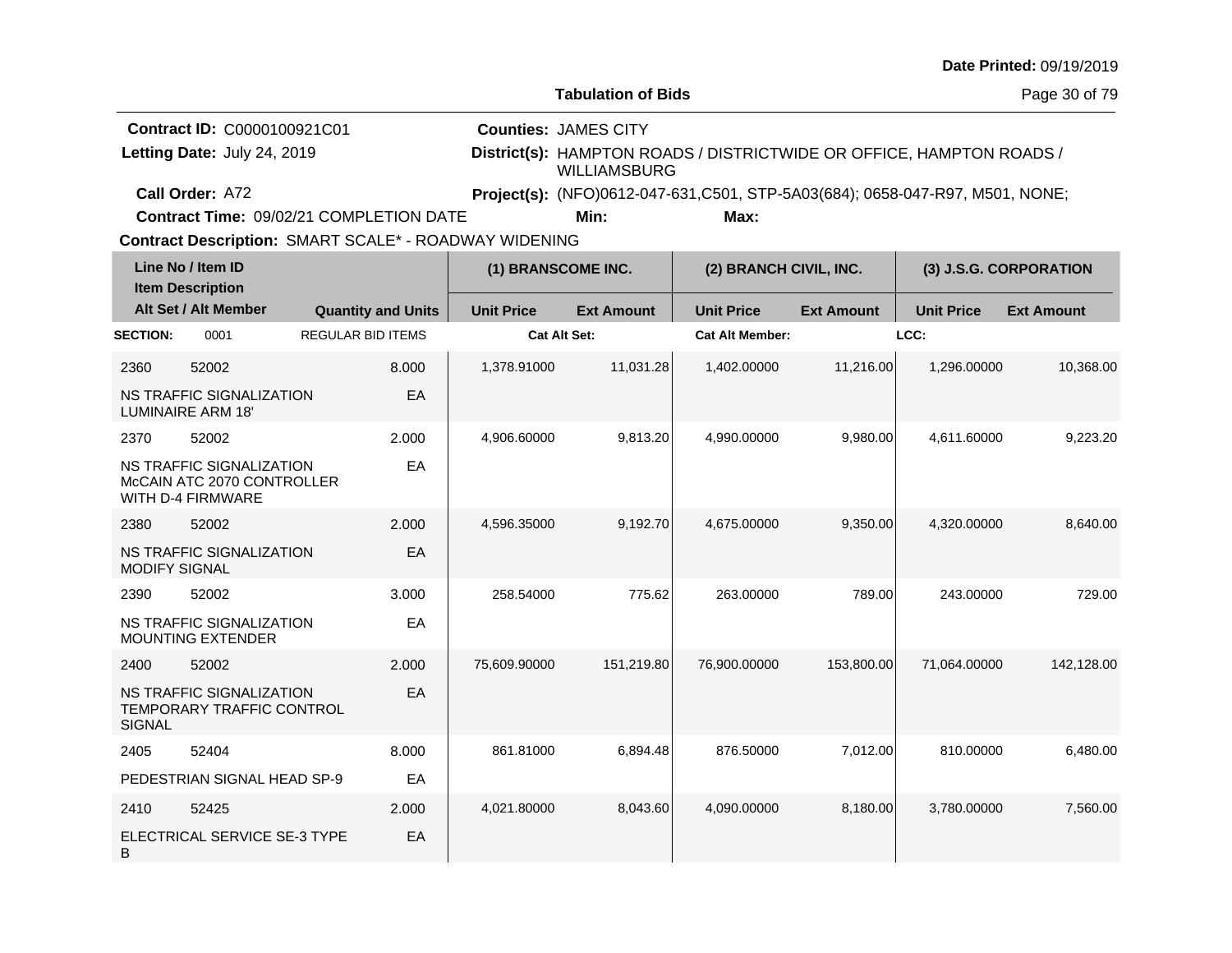Date Printed: 09/19/2019

**Tabulation of Bids**

**Contract ID:** C0000100921C01
**Letting Date:** July 24, 2019
**Call Order:** A72
**Contract Time:** 09/02/21 COMPLETION DATE
**Contract Description:** SMART SCALE* - ROADWAY WIDENING

**Counties:** JAMES CITY
**District(s):** HAMPTON ROADS / DISTRICTWIDE OR OFFICE, HAMPTON ROADS / WILLIAMSBURG
**Project(s):** (NFO)0612-047-631,C501, STP-5A03(684); 0658-047-R97, M501, NONE;
**Min:**
**Max:**

| Line No / Item ID | | Item Description / Alt Set / Alt Member | Quantity and Units | (1) BRANSCOME INC. Unit Price | (1) BRANSCOME INC. Ext Amount | (2) BRANCH CIVIL, INC. Unit Price | (2) BRANCH CIVIL, INC. Ext Amount | (3) J.S.G. CORPORATION Unit Price | (3) J.S.G. CORPORATION Ext Amount |
|---|---|---|---|---|---|---|---|---|---|
| **SECTION:** | 0001 | REGULAR BID ITEMS | | Cat Alt Set: | | Cat Alt Member: | | LCC: | |
| 2360 | 52002 | NS TRAFFIC SIGNALIZATION LUMINAIRE ARM 18' | 8.000 EA | 1,378.91000 | 11,031.28 | 1,402.00000 | 11,216.00 | 1,296.00000 | 10,368.00 |
| 2370 | 52002 | NS TRAFFIC SIGNALIZATION McCAIN ATC 2070 CONTROLLER WITH D-4 FIRMWARE | 2.000 EA | 4,906.60000 | 9,813.20 | 4,990.00000 | 9,980.00 | 4,611.60000 | 9,223.20 |
| 2380 | 52002 | NS TRAFFIC SIGNALIZATION MODIFY SIGNAL | 2.000 EA | 4,596.35000 | 9,192.70 | 4,675.00000 | 9,350.00 | 4,320.00000 | 8,640.00 |
| 2390 | 52002 | NS TRAFFIC SIGNALIZATION MOUNTING EXTENDER | 3.000 EA | 258.54000 | 775.62 | 263.00000 | 789.00 | 243.00000 | 729.00 |
| 2400 | 52002 | NS TRAFFIC SIGNALIZATION TEMPORARY TRAFFIC CONTROL SIGNAL | 2.000 EA | 75,609.90000 | 151,219.80 | 76,900.00000 | 153,800.00 | 71,064.00000 | 142,128.00 |
| 2405 | 52404 | PEDESTRIAN SIGNAL HEAD SP-9 | 8.000 EA | 861.81000 | 6,894.48 | 876.50000 | 7,012.00 | 810.00000 | 6,480.00 |
| 2410 | 52425 | ELECTRICAL SERVICE SE-3 TYPE B | 2.000 EA | 4,021.80000 | 8,043.60 | 4,090.00000 | 8,180.00 | 3,780.00000 | 7,560.00 |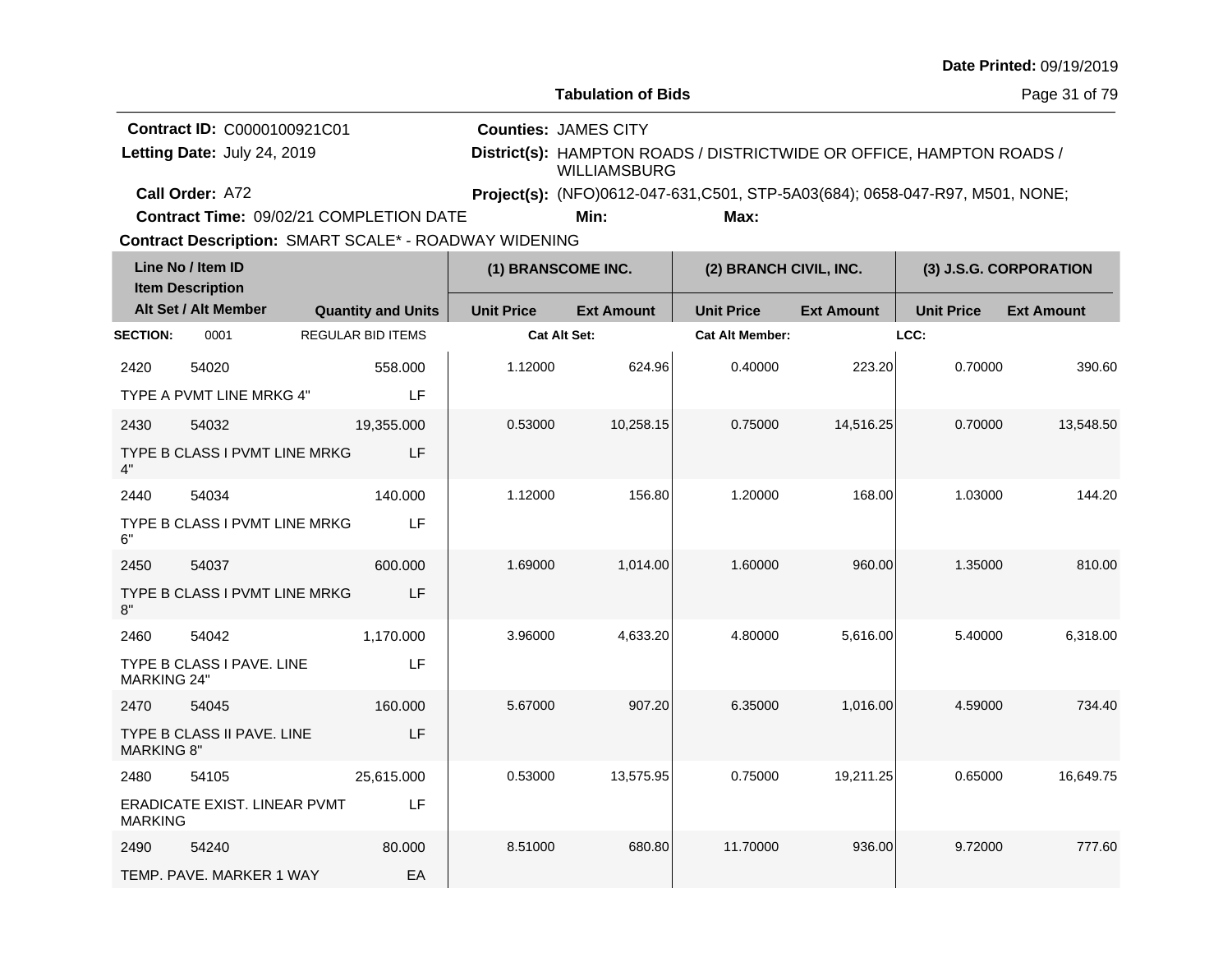**Date Printed:** 09/19/2019

**Tabulation of Bids**

**Contract ID:** C0000100921C01
**Letting Date:** July 24, 2019
**Call Order:** A72
**Contract Time:** 09/02/21 COMPLETION DATE
**Contract Description:** SMART SCALE* - ROADWAY WIDENING

**Counties:** JAMES CITY
**District(s):** HAMPTON ROADS / DISTRICTWIDE OR OFFICE, HAMPTON ROADS / WILLIAMSBURG
**Project(s):** (NFO)0612-047-631,C501, STP-5A03(684); 0658-047-R97, M501, NONE;
**Min:**
**Max:**

| Line No / Item ID | Item Description | Quantity and Units | (1) BRANSCOME INC. Unit Price | (1) BRANSCOME INC. Ext Amount | (2) BRANCH CIVIL, INC. Unit Price | (2) BRANCH CIVIL, INC. Ext Amount | (3) J.S.G. CORPORATION Unit Price | (3) J.S.G. CORPORATION Ext Amount |
|---|---|---|---|---|---|---|---|---|
| **SECTION:** 0001 | REGULAR BID ITEMS | | Cat Alt Set: | | Cat Alt Member: | | LCC: | |
| 2420 54020 | TYPE A PVMT LINE MRKG 4" | 558.000 LF | 1.12000 | 624.96 | 0.40000 | 223.20 | 0.70000 | 390.60 |
| 2430 54032 | TYPE B CLASS I PVMT LINE MRKG 4" | 19,355.000 LF | 0.53000 | 10,258.15 | 0.75000 | 14,516.25 | 0.70000 | 13,548.50 |
| 2440 54034 | TYPE B CLASS I PVMT LINE MRKG 6" | 140.000 LF | 1.12000 | 156.80 | 1.20000 | 168.00 | 1.03000 | 144.20 |
| 2450 54037 | TYPE B CLASS I PVMT LINE MRKG 8" | 600.000 LF | 1.69000 | 1,014.00 | 1.60000 | 960.00 | 1.35000 | 810.00 |
| 2460 54042 | TYPE B CLASS I PAVE. LINE MARKING 24" | 1,170.000 LF | 3.96000 | 4,633.20 | 4.80000 | 5,616.00 | 5.40000 | 6,318.00 |
| 2470 54045 | TYPE B CLASS II PAVE. LINE MARKING 8" | 160.000 LF | 5.67000 | 907.20 | 6.35000 | 1,016.00 | 4.59000 | 734.40 |
| 2480 54105 | ERADICATE EXIST. LINEAR PVMT MARKING | 25,615.000 LF | 0.53000 | 13,575.95 | 0.75000 | 19,211.25 | 0.65000 | 16,649.75 |
| 2490 54240 | TEMP. PAVE. MARKER 1 WAY | 80.000 EA | 8.51000 | 680.80 | 11.70000 | 936.00 | 9.72000 | 777.60 |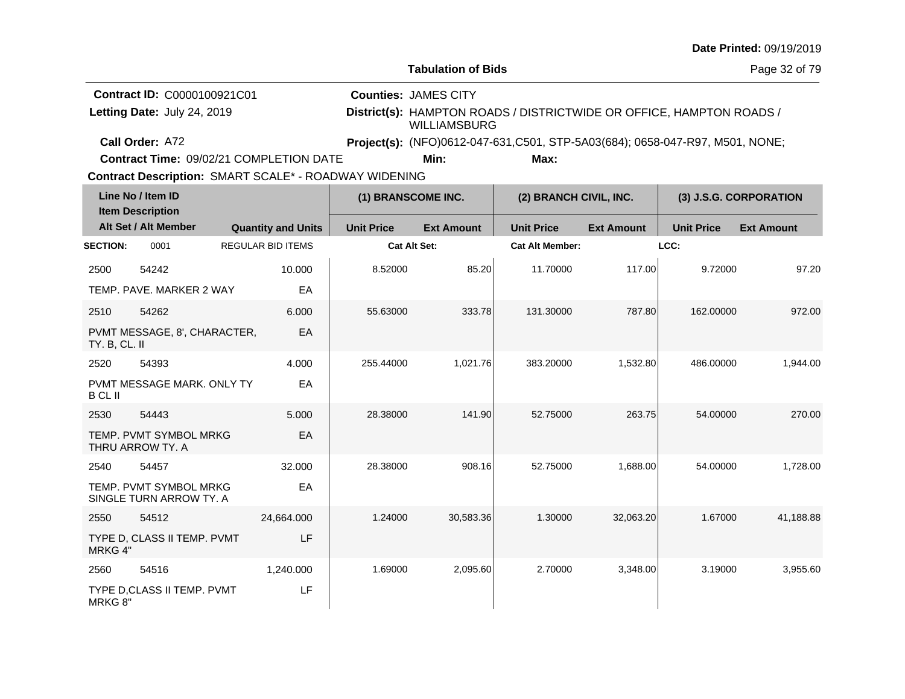**Date Printed:** 09/19/2019

**Tabulation of Bids**

**Contract ID:** C0000100921C01
**Letting Date:** July 24, 2019
**Call Order:** A72
**Contract Time:** 09/02/21 COMPLETION DATE
**Contract Description:** SMART SCALE* - ROADWAY WIDENING

**Counties:** JAMES CITY
**District(s):** HAMPTON ROADS / DISTRICTWIDE OR OFFICE, HAMPTON ROADS / WILLIAMSBURG
**Project(s):** (NFO)0612-047-631,C501, STP-5A03(684); 0658-047-R97, M501, NONE;
**Min:** **Max:**

| Line No / Item ID | Item Description | Quantity and Units | (1) BRANSCOME INC. Unit Price | (1) BRANSCOME INC. Ext Amount | (2) BRANCH CIVIL, INC. Unit Price | (2) BRANCH CIVIL, INC. Ext Amount | (3) J.S.G. CORPORATION Unit Price | (3) J.S.G. CORPORATION Ext Amount |
|---|---|---|---|---|---|---|---|---|
| **SECTION:** 0001 | REGULAR BID ITEMS | | Cat Alt Set: | | Cat Alt Member: | | LCC: | |
| 2500 54242 | TEMP. PAVE. MARKER 2 WAY | 10.000 EA | 8.52000 | 85.20 | 11.70000 | 117.00 | 9.72000 | 97.20 |
| 2510 54262 | PVMT MESSAGE, 8', CHARACTER, TY. B, CL. II | 6.000 EA | 55.63000 | 333.78 | 131.30000 | 787.80 | 162.00000 | 972.00 |
| 2520 54393 | PVMT MESSAGE MARK. ONLY TY B CL II | 4.000 EA | 255.44000 | 1,021.76 | 383.20000 | 1,532.80 | 486.00000 | 1,944.00 |
| 2530 54443 | TEMP. PVMT SYMBOL MRKG THRU ARROW TY. A | 5.000 EA | 28.38000 | 141.90 | 52.75000 | 263.75 | 54.00000 | 270.00 |
| 2540 54457 | TEMP. PVMT SYMBOL MRKG SINGLE TURN ARROW TY. A | 32.000 EA | 28.38000 | 908.16 | 52.75000 | 1,688.00 | 54.00000 | 1,728.00 |
| 2550 54512 | TYPE D, CLASS II TEMP. PVMT MRKG 4" | 24,664.000 LF | 1.24000 | 30,583.36 | 1.30000 | 32,063.20 | 1.67000 | 41,188.88 |
| 2560 54516 | TYPE D,CLASS II TEMP. PVMT MRKG 8" | 1,240.000 LF | 1.69000 | 2,095.60 | 2.70000 | 3,348.00 | 3.19000 | 3,955.60 |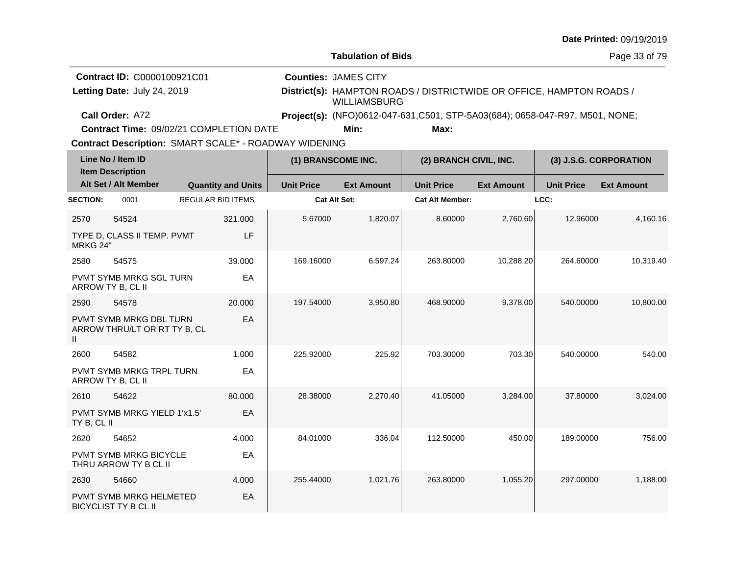Date Printed: 09/19/2019

**Tabulation of Bids**

**Contract ID:** C0000100921C01
**Letting Date:** July 24, 2019
**Call Order:** A72
**Contract Time:** 09/02/21 COMPLETION DATE
**Counties:** JAMES CITY
**District(s):** HAMPTON ROADS / DISTRICTWIDE OR OFFICE, HAMPTON ROADS / WILLIAMSBURG
**Project(s):** (NFO)0612-047-631,C501, STP-5A03(684); 0658-047-R97, M501, NONE;
**Min:** **Max:**
**Contract Description:** SMART SCALE* - ROADWAY WIDENING

| Line No / Item ID | Item Description | Quantity and Units | (1) BRANSCOME INC. Unit Price | (1) BRANSCOME INC. Ext Amount | (2) BRANCH CIVIL, INC. Unit Price | (2) BRANCH CIVIL, INC. Ext Amount | (3) J.S.G. CORPORATION Unit Price | (3) J.S.G. CORPORATION Ext Amount |
|---|---|---|---|---|---|---|---|---|
| **SECTION:** 0001 | REGULAR BID ITEMS | | Cat Alt Set: | | Cat Alt Member: | | LCC: | |
| 2570 54524 | TYPE D, CLASS II TEMP. PVMT MRKG 24" | 321.000 LF | 5.67000 | 1,820.07 | 8.60000 | 2,760.60 | 12.96000 | 4,160.16 |
| 2580 54575 | PVMT SYMB MRKG SGL TURN ARROW TY B, CL II | 39.000 EA | 169.16000 | 6,597.24 | 263.80000 | 10,288.20 | 264.60000 | 10,319.40 |
| 2590 54578 | PVMT SYMB MRKG DBL TURN ARROW THRU/LT OR RT TY B, CL II | 20.000 EA | 197.54000 | 3,950.80 | 468.90000 | 9,378.00 | 540.00000 | 10,800.00 |
| 2600 54582 | PVMT SYMB MRKG TRPL TURN ARROW TY B, CL II | 1.000 EA | 225.92000 | 225.92 | 703.30000 | 703.30 | 540.00000 | 540.00 |
| 2610 54622 | PVMT SYMB MRKG YIELD 1'x1.5' TY B, CL II | 80.000 EA | 28.38000 | 2,270.40 | 41.05000 | 3,284.00 | 37.80000 | 3,024.00 |
| 2620 54652 | PVMT SYMB MRKG BICYCLE THRU ARROW TY B CL II | 4.000 EA | 84.01000 | 336.04 | 112.50000 | 450.00 | 189.00000 | 756.00 |
| 2630 54660 | PVMT SYMB MRKG HELMETED BICYCLIST TY B CL II | 4.000 EA | 255.44000 | 1,021.76 | 263.80000 | 1,055.20 | 297.00000 | 1,188.00 |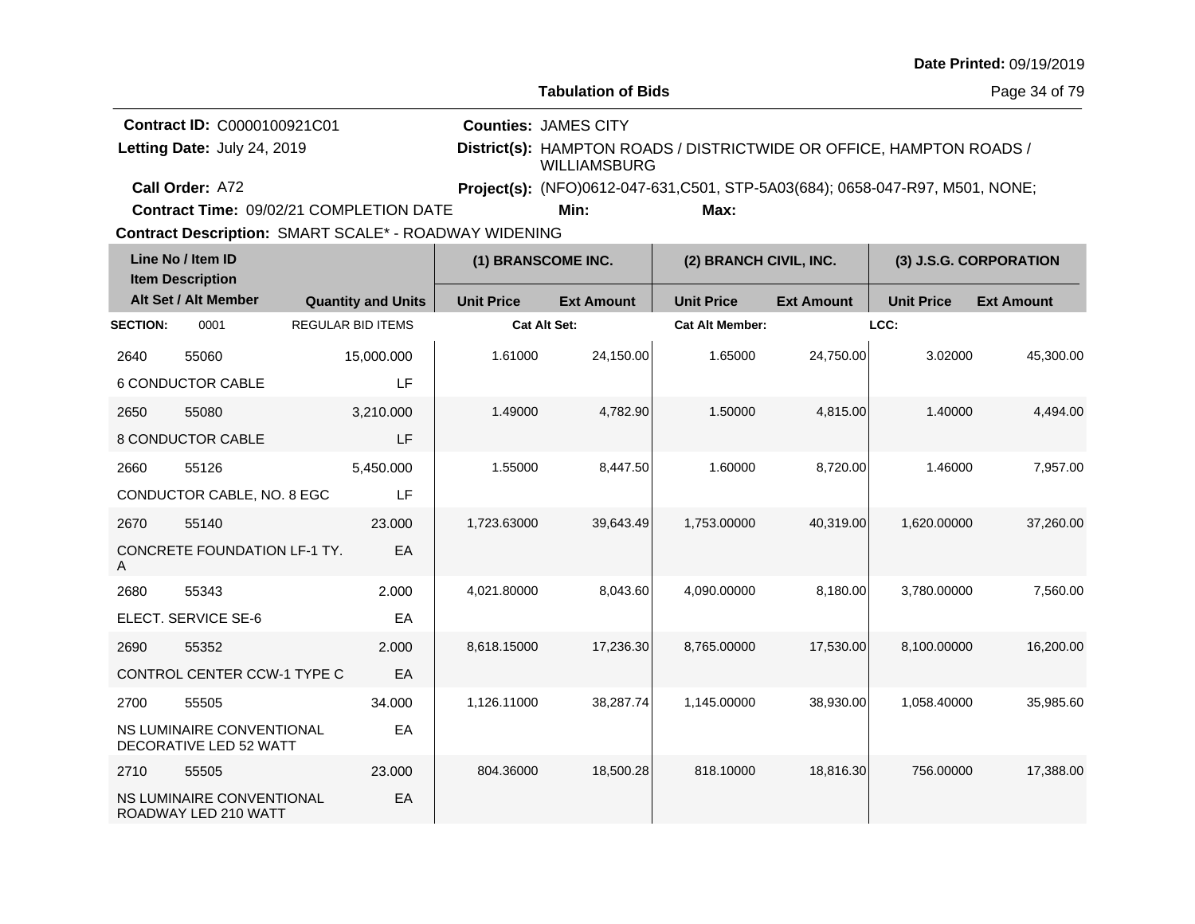Date Printed: 09/19/2019

**Tabulation of Bids**

**Contract ID:** C0000100921C01
**Letting Date:** July 24, 2019
**Call Order:** A72
**Contract Time:** 09/02/21 COMPLETION DATE
**Contract Description:** SMART SCALE* - ROADWAY WIDENING

**Counties:** JAMES CITY
**District(s):** HAMPTON ROADS / DISTRICTWIDE OR OFFICE, HAMPTON ROADS / WILLIAMSBURG
**Project(s):** (NFO)0612-047-631,C501, STP-5A03(684); 0658-047-R97, M501, NONE;
**Min:** **Max:**

| Line No / Item ID / Item Description / Alt Set / Alt Member | | Quantity and Units | (1) BRANSCOME INC. Unit Price | (1) BRANSCOME INC. Ext Amount | (2) BRANCH CIVIL, INC. Unit Price | (2) BRANCH CIVIL, INC. Ext Amount | (3) J.S.G. CORPORATION Unit Price | (3) J.S.G. CORPORATION Ext Amount |
|---|---|---|---|---|---|---|---|---|
| **SECTION:** 0001 | REGULAR BID ITEMS | | Cat Alt Set: | | Cat Alt Member: | | LCC: | |
| 2640 | 55060 | 15,000.000 | 1.61000 | 24,150.00 | 1.65000 | 24,750.00 | 3.02000 | 45,300.00 |
| 6 CONDUCTOR CABLE | | LF | | | | | | |
| 2650 | 55080 | 3,210.000 | 1.49000 | 4,782.90 | 1.50000 | 4,815.00 | 1.40000 | 4,494.00 |
| 8 CONDUCTOR CABLE | | LF | | | | | | |
| 2660 | 55126 | 5,450.000 | 1.55000 | 8,447.50 | 1.60000 | 8,720.00 | 1.46000 | 7,957.00 |
| CONDUCTOR CABLE, NO. 8 EGC | | LF | | | | | | |
| 2670 | 55140 | 23.000 | 1,723.63000 | 39,643.49 | 1,753.00000 | 40,319.00 | 1,620.00000 | 37,260.00 |
| CONCRETE FOUNDATION LF-1 TY. A | | EA | | | | | | |
| 2680 | 55343 | 2.000 | 4,021.80000 | 8,043.60 | 4,090.00000 | 8,180.00 | 3,780.00000 | 7,560.00 |
| ELECT. SERVICE SE-6 | | EA | | | | | | |
| 2690 | 55352 | 2.000 | 8,618.15000 | 17,236.30 | 8,765.00000 | 17,530.00 | 8,100.00000 | 16,200.00 |
| CONTROL CENTER CCW-1 TYPE C | | EA | | | | | | |
| 2700 | 55505 | 34.000 | 1,126.11000 | 38,287.74 | 1,145.00000 | 38,930.00 | 1,058.40000 | 35,985.60 |
| NS LUMINAIRE CONVENTIONAL DECORATIVE LED 52 WATT | | EA | | | | | | |
| 2710 | 55505 | 23.000 | 804.36000 | 18,500.28 | 818.10000 | 18,816.30 | 756.00000 | 17,388.00 |
| NS LUMINAIRE CONVENTIONAL ROADWAY LED 210 WATT | | EA | | | | | | |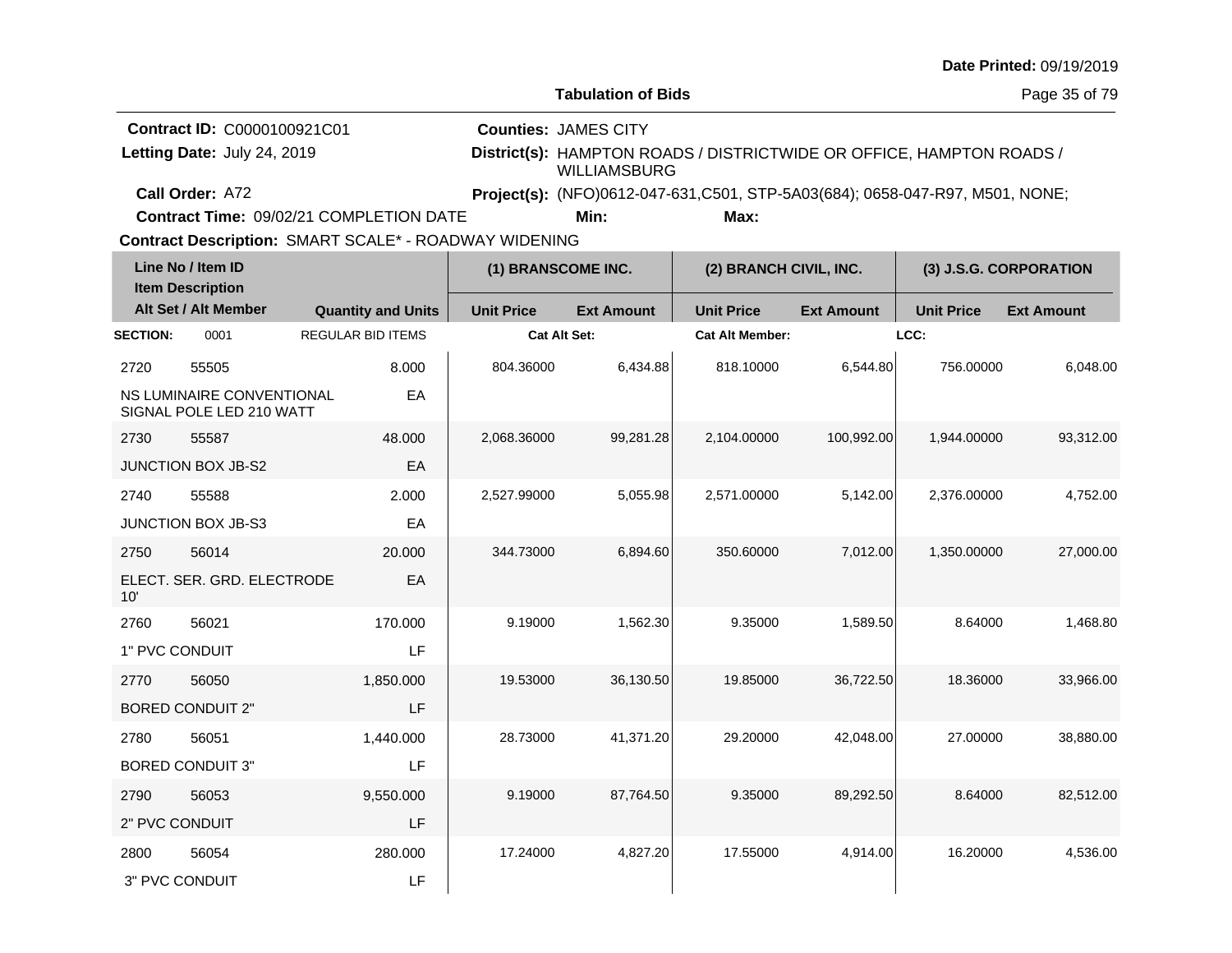**Date Printed:** 09/19/2019

**Tabulation of Bids**

**Contract ID:** C0000100921C01

**Letting Date:** July 24, 2019

**Call Order:** A72

**Contract Time:** 09/02/21 COMPLETION DATE

**Contract Description:** SMART SCALE* - ROADWAY WIDENING

**Counties:** JAMES CITY

**District(s):** HAMPTON ROADS / DISTRICTWIDE OR OFFICE, HAMPTON ROADS / WILLIAMSBURG

**Project(s):** (NFO)0612-047-631,C501, STP-5A03(684); 0658-047-R97, M501, NONE;

**Min:** **Max:**

| Line No / Item ID | Item Description | Quantity and Units | (1) BRANSCOME INC. Unit Price | (1) BRANSCOME INC. Ext Amount | (2) BRANCH CIVIL, INC. Unit Price | (2) BRANCH CIVIL, INC. Ext Amount | (3) J.S.G. CORPORATION Unit Price | (3) J.S.G. CORPORATION Ext Amount |
|---|---|---|---|---|---|---|---|---|
| **SECTION:** 0001 | REGULAR BID ITEMS | | Cat Alt Set: | | Cat Alt Member: | | LCC: | |
| 2720 55505 | NS LUMINAIRE CONVENTIONAL SIGNAL POLE LED 210 WATT | 8.000 EA | 804.36000 | 6,434.88 | 818.10000 | 6,544.80 | 756.00000 | 6,048.00 |
| 2730 55587 | JUNCTION BOX JB-S2 | 48.000 EA | 2,068.36000 | 99,281.28 | 2,104.00000 | 100,992.00 | 1,944.00000 | 93,312.00 |
| 2740 55588 | JUNCTION BOX JB-S3 | 2.000 EA | 2,527.99000 | 5,055.98 | 2,571.00000 | 5,142.00 | 2,376.00000 | 4,752.00 |
| 2750 56014 | ELECT. SER. GRD. ELECTRODE 10' | 20.000 EA | 344.73000 | 6,894.60 | 350.60000 | 7,012.00 | 1,350.00000 | 27,000.00 |
| 2760 56021 | 1" PVC CONDUIT | 170.000 LF | 9.19000 | 1,562.30 | 9.35000 | 1,589.50 | 8.64000 | 1,468.80 |
| 2770 56050 | BORED CONDUIT 2" | 1,850.000 LF | 19.53000 | 36,130.50 | 19.85000 | 36,722.50 | 18.36000 | 33,966.00 |
| 2780 56051 | BORED CONDUIT 3" | 1,440.000 LF | 28.73000 | 41,371.20 | 29.20000 | 42,048.00 | 27.00000 | 38,880.00 |
| 2790 56053 | 2" PVC CONDUIT | 9,550.000 LF | 9.19000 | 87,764.50 | 9.35000 | 89,292.50 | 8.64000 | 82,512.00 |
| 2800 56054 | 3" PVC CONDUIT | 280.000 LF | 17.24000 | 4,827.20 | 17.55000 | 4,914.00 | 16.20000 | 4,536.00 |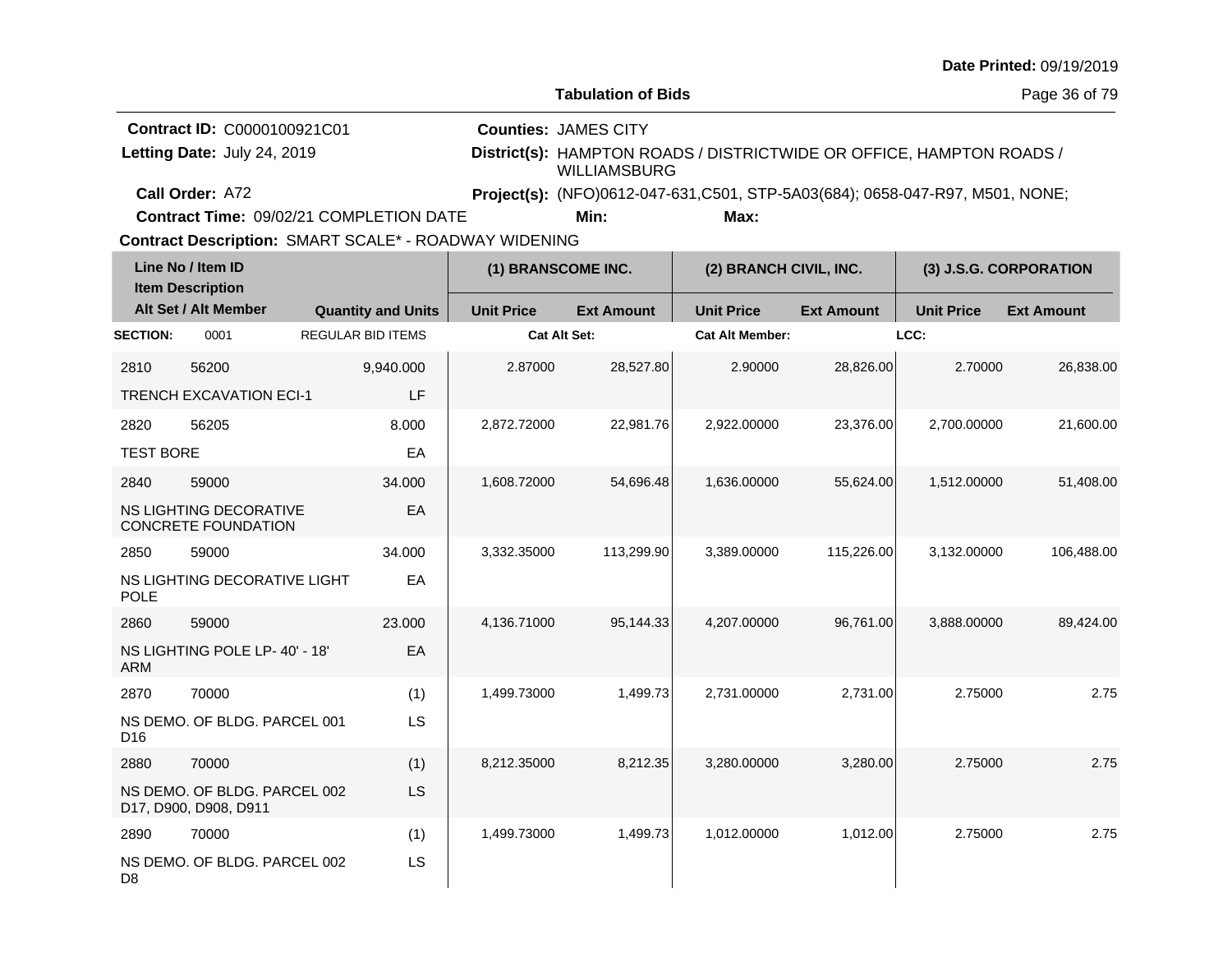Date Printed: 09/19/2019

**Tabulation of Bids**

**Contract ID:** C0000100921C01
**Letting Date:** July 24, 2019
**Call Order:** A72
**Contract Time:** 09/02/21 COMPLETION DATE
**Contract Description:** SMART SCALE* - ROADWAY WIDENING

**Counties:** JAMES CITY
**District(s):** HAMPTON ROADS / DISTRICTWIDE OR OFFICE, HAMPTON ROADS / WILLIAMSBURG
**Project(s):** (NFO)0612-047-631,C501, STP-5A03(684); 0658-047-R97, M501, NONE;
**Min:**
**Max:**

| Line No / Item ID / Item Description / Alt Set / Alt Member | | Quantity and Units | (1) BRANSCOME INC. Unit Price | (1) BRANSCOME INC. Ext Amount | (2) BRANCH CIVIL, INC. Unit Price | (2) BRANCH CIVIL, INC. Ext Amount | (3) J.S.G. CORPORATION Unit Price | (3) J.S.G. CORPORATION Ext Amount |
|---|---|---|---|---|---|---|---|---|
| **SECTION:** 0001 | REGULAR BID ITEMS | | Cat Alt Set: | | Cat Alt Member: | | LCC: | |
| 2810 | 56200 | 9,940.000 | 2.87000 | 28,527.80 | 2.90000 | 28,826.00 | 2.70000 | 26,838.00 |
| TRENCH EXCAVATION ECI-1 | | LF | | | | | | |
| 2820 | 56205 | 8.000 | 2,872.72000 | 22,981.76 | 2,922.00000 | 23,376.00 | 2,700.00000 | 21,600.00 |
| TEST BORE | | EA | | | | | | |
| 2840 | 59000 | 34.000 | 1,608.72000 | 54,696.48 | 1,636.00000 | 55,624.00 | 1,512.00000 | 51,408.00 |
| NS LIGHTING DECORATIVE CONCRETE FOUNDATION | | EA | | | | | | |
| 2850 | 59000 | 34.000 | 3,332.35000 | 113,299.90 | 3,389.00000 | 115,226.00 | 3,132.00000 | 106,488.00 |
| NS LIGHTING DECORATIVE LIGHT POLE | | EA | | | | | | |
| 2860 | 59000 | 23.000 | 4,136.71000 | 95,144.33 | 4,207.00000 | 96,761.00 | 3,888.00000 | 89,424.00 |
| NS LIGHTING POLE LP- 40' - 18' ARM | | EA | | | | | | |
| 2870 | 70000 | (1) | 1,499.73000 | 1,499.73 | 2,731.00000 | 2,731.00 | 2.75000 | 2.75 |
| NS DEMO. OF BLDG. PARCEL 001 D16 | | LS | | | | | | |
| 2880 | 70000 | (1) | 8,212.35000 | 8,212.35 | 3,280.00000 | 3,280.00 | 2.75000 | 2.75 |
| NS DEMO. OF BLDG. PARCEL 002 D17, D900, D908, D911 | | LS | | | | | | |
| 2890 | 70000 | (1) | 1,499.73000 | 1,499.73 | 1,012.00000 | 1,012.00 | 2.75000 | 2.75 |
| NS DEMO. OF BLDG. PARCEL 002 D8 | | LS | | | | | | |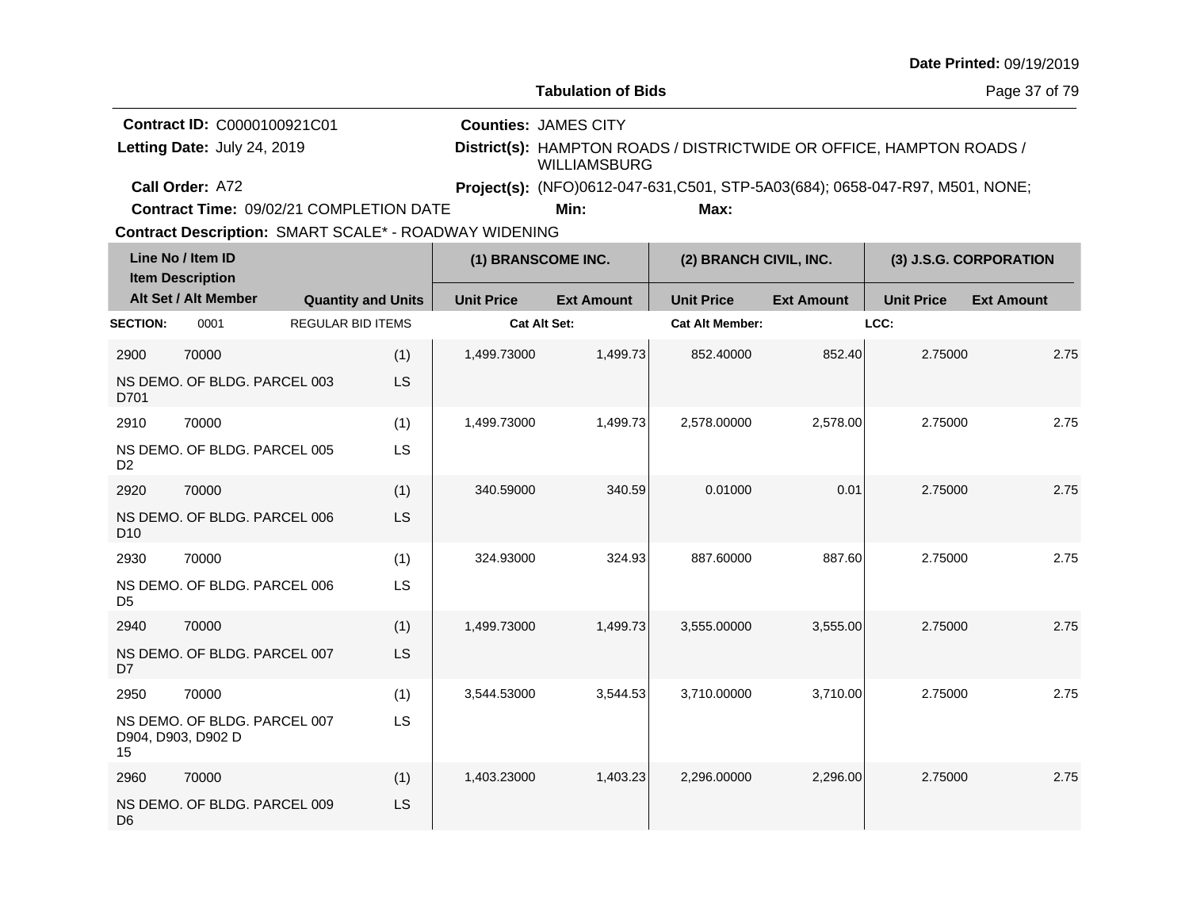**Date Printed:** 09/19/2019

**Tabulation of Bids**

**Contract ID:** C0000100921C01
**Letting Date:** July 24, 2019
**Call Order:** A72
**Contract Time:** 09/02/21 COMPLETION DATE
**Contract Description:** SMART SCALE* - ROADWAY WIDENING

**Counties:** JAMES CITY
**District(s):** HAMPTON ROADS / DISTRICTWIDE OR OFFICE, HAMPTON ROADS / WILLIAMSBURG
**Project(s):** (NFO)0612-047-631,C501, STP-5A03(684); 0658-047-R97, M501, NONE;
**Min:** **Max:**

| Line No / Item ID / Item Description / Alt Set / Alt Member | Quantity and Units | (1) BRANSCOME INC. Unit Price | (1) BRANSCOME INC. Ext Amount | (2) BRANCH CIVIL, INC. Unit Price | (2) BRANCH CIVIL, INC. Ext Amount | (3) J.S.G. CORPORATION Unit Price | (3) J.S.G. CORPORATION Ext Amount |
|---|---|---|---|---|---|---|---|
| **SECTION:** 0001 REGULAR BID ITEMS | | **Cat Alt Set:** | | **Cat Alt Member:** | | **LCC:** | |
| 2900 70000 NS DEMO. OF BLDG. PARCEL 003 D701 | (1) LS | 1,499.73000 | 1,499.73 | 852.40000 | 852.40 | 2.75000 | 2.75 |
| 2910 70000 NS DEMO. OF BLDG. PARCEL 005 D2 | (1) LS | 1,499.73000 | 1,499.73 | 2,578.00000 | 2,578.00 | 2.75000 | 2.75 |
| 2920 70000 NS DEMO. OF BLDG. PARCEL 006 D10 | (1) LS | 340.59000 | 340.59 | 0.01000 | 0.01 | 2.75000 | 2.75 |
| 2930 70000 NS DEMO. OF BLDG. PARCEL 006 D5 | (1) LS | 324.93000 | 324.93 | 887.60000 | 887.60 | 2.75000 | 2.75 |
| 2940 70000 NS DEMO. OF BLDG. PARCEL 007 D7 | (1) LS | 1,499.73000 | 1,499.73 | 3,555.00000 | 3,555.00 | 2.75000 | 2.75 |
| 2950 70000 NS DEMO. OF BLDG. PARCEL 007 D904, D903, D902 D 15 | (1) LS | 3,544.53000 | 3,544.53 | 3,710.00000 | 3,710.00 | 2.75000 | 2.75 |
| 2960 70000 NS DEMO. OF BLDG. PARCEL 009 D6 | (1) LS | 1,403.23000 | 1,403.23 | 2,296.00000 | 2,296.00 | 2.75000 | 2.75 |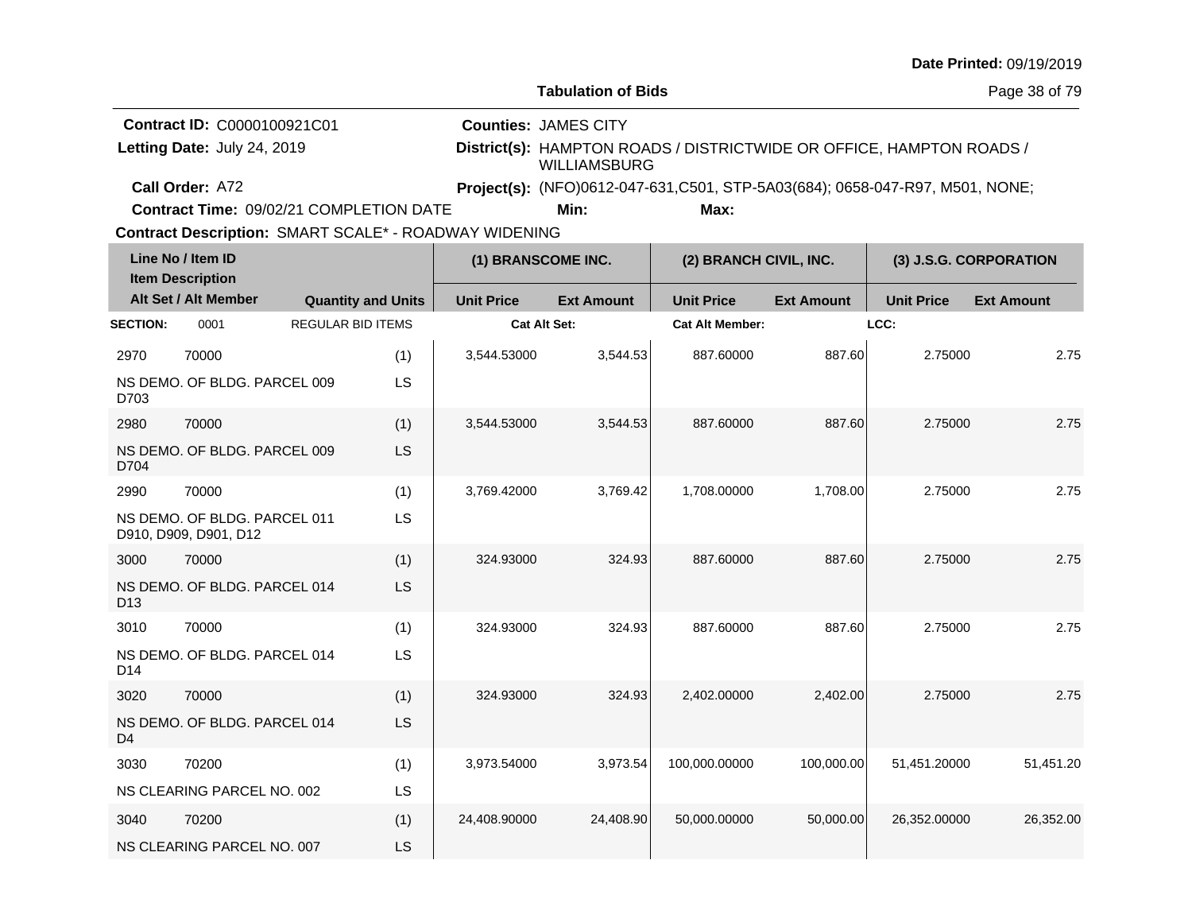Date Printed: 09/19/2019

**Tabulation of Bids**

**Contract ID:** C0000100921C01
**Letting Date:** July 24, 2019
**Call Order:** A72
**Contract Time:** 09/02/21 COMPLETION DATE
**Contract Description:** SMART SCALE* - ROADWAY WIDENING

**Counties:** JAMES CITY
**District(s):** HAMPTON ROADS / DISTRICTWIDE OR OFFICE, HAMPTON ROADS / WILLIAMSBURG
**Project(s):** (NFO)0612-047-631,C501, STP-5A03(684); 0658-047-R97, M501, NONE;
**Min:** **Max:**

| Line No / Item ID / Item Description / Alt Set / Alt Member | Quantity and Units | (1) BRANSCOME INC. Unit Price | (1) BRANSCOME INC. Ext Amount | (2) BRANCH CIVIL, INC. Unit Price | (2) BRANCH CIVIL, INC. Ext Amount | (3) J.S.G. CORPORATION Unit Price | (3) J.S.G. CORPORATION Ext Amount |
|---|---|---|---|---|---|---|---|
| **SECTION:** 0001 REGULAR BID ITEMS | | **Cat Alt Set:** | | **Cat Alt Member:** | | **LCC:** | |
| 2970 70000 NS DEMO. OF BLDG. PARCEL 009 D703 | (1) LS | 3,544.53000 | 3,544.53 | 887.60000 | 887.60 | 2.75000 | 2.75 |
| 2980 70000 NS DEMO. OF BLDG. PARCEL 009 D704 | (1) LS | 3,544.53000 | 3,544.53 | 887.60000 | 887.60 | 2.75000 | 2.75 |
| 2990 70000 NS DEMO. OF BLDG. PARCEL 011 D910, D909, D901, D12 | (1) LS | 3,769.42000 | 3,769.42 | 1,708.00000 | 1,708.00 | 2.75000 | 2.75 |
| 3000 70000 NS DEMO. OF BLDG. PARCEL 014 D13 | (1) LS | 324.93000 | 324.93 | 887.60000 | 887.60 | 2.75000 | 2.75 |
| 3010 70000 NS DEMO. OF BLDG. PARCEL 014 D14 | (1) LS | 324.93000 | 324.93 | 887.60000 | 887.60 | 2.75000 | 2.75 |
| 3020 70000 NS DEMO. OF BLDG. PARCEL 014 D4 | (1) LS | 324.93000 | 324.93 | 2,402.00000 | 2,402.00 | 2.75000 | 2.75 |
| 3030 70200 NS CLEARING PARCEL NO. 002 | (1) LS | 3,973.54000 | 3,973.54 | 100,000.00000 | 100,000.00 | 51,451.20000 | 51,451.20 |
| 3040 70200 NS CLEARING PARCEL NO. 007 | (1) LS | 24,408.90000 | 24,408.90 | 50,000.00000 | 50,000.00 | 26,352.00000 | 26,352.00 |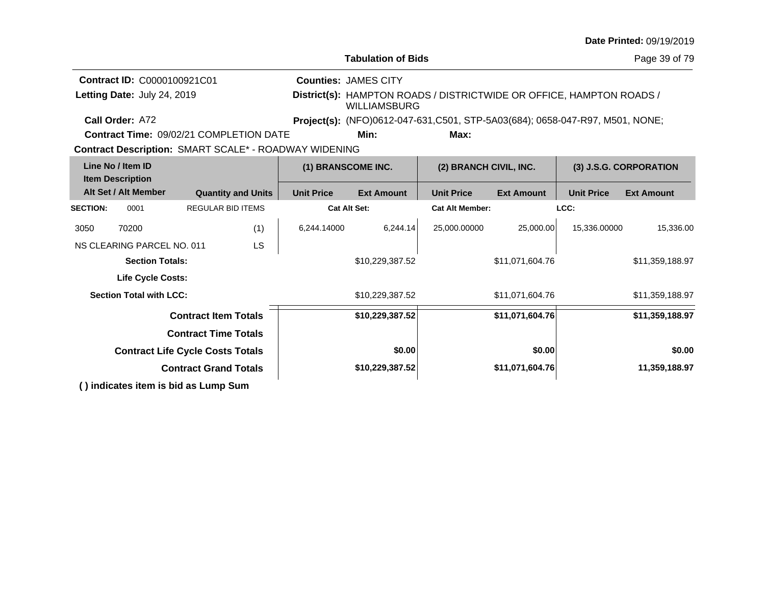**Date Printed:** 09/19/2019

## Tabulation of Bids

**Contract ID:** C0000100921C01
**Letting Date:** July 24, 2019
**Call Order:** A72
**Contract Time:** 09/02/21 COMPLETION DATE
**Contract Description:** SMART SCALE* - ROADWAY WIDENING

**Counties:** JAMES CITY
**District(s):** HAMPTON ROADS / DISTRICTWIDE OR OFFICE, HAMPTON ROADS / WILLIAMSBURG
**Project(s):** (NFO)0612-047-631,C501, STP-5A03(684); 0658-047-R97, M501, NONE;
**Min:** **Max:**

| Line No / Item ID | | Quantity and Units | (1) BRANSCOME INC. | | (2) BRANCH CIVIL, INC. | | (3) J.S.G. CORPORATION | |
|---|---|---|---|---|---|---|---|---|
| Item Description / Alt Set / Alt Member | | | Unit Price | Ext Amount | Unit Price | Ext Amount | Unit Price | Ext Amount |
| **SECTION:** | 0001 | REGULAR BID ITEMS | **Cat Alt Set:** | | **Cat Alt Member:** | | **LCC:** | |
| 3050 | 70200 | (1) | 6,244.14000 | 6,244.14 | 25,000.00000 | 25,000.00 | 15,336.00000 | 15,336.00 |
| NS CLEARING PARCEL NO. 011 | | LS | | | | | | |
| **Section Totals:** | | | | $10,229,387.52 | | $11,071,604.76 | | $11,359,188.97 |
| **Life Cycle Costs:** | | | | | | | | |
| **Section Total with LCC:** | | | | $10,229,387.52 | | $11,071,604.76 | | $11,359,188.97 |
| **Contract Item Totals** | | | | **$10,229,387.52** | | **$11,071,604.76** | | **$11,359,188.97** |
| **Contract Time Totals** | | | | | | | | |
| **Contract Life Cycle Costs Totals** | | | | **$0.00** | | **$0.00** | | **$0.00** |
| **Contract Grand Totals** | | | | **$10,229,387.52** | | **$11,071,604.76** | | **11,359,188.97** |

**( ) indicates item is bid as Lump Sum**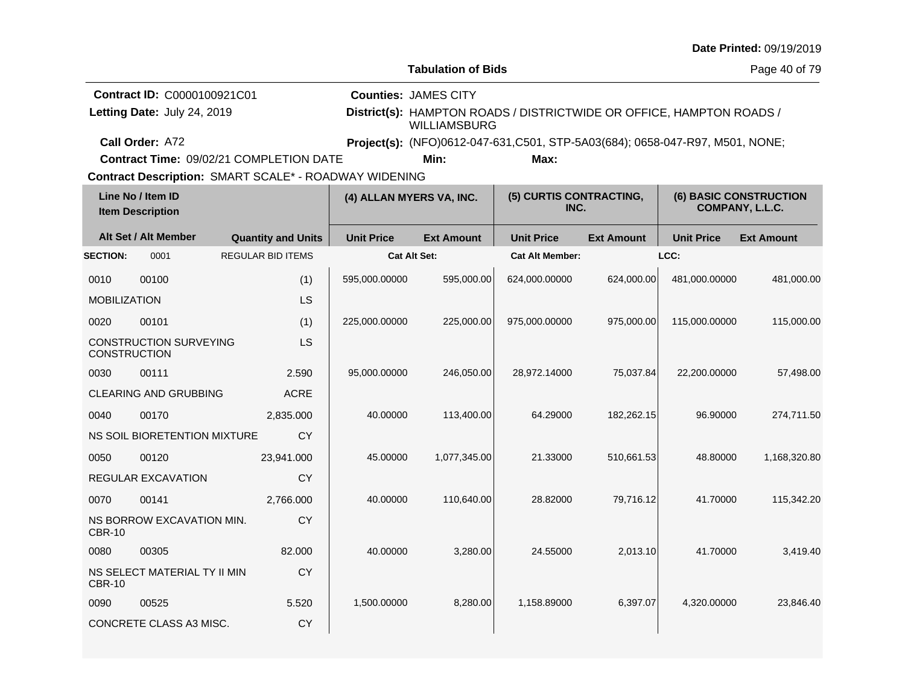Date Printed: 09/19/2019

**Tabulation of Bids**

**Contract ID:** C0000100921C01
**Letting Date:** July 24, 2019
**Call Order:** A72
**Contract Time:** 09/02/21 COMPLETION DATE
**Contract Description:** SMART SCALE* - ROADWAY WIDENING

**Counties:** JAMES CITY
**District(s):** HAMPTON ROADS / DISTRICTWIDE OR OFFICE, HAMPTON ROADS / WILLIAMSBURG
**Project(s):** (NFO)0612-047-631,C501, STP-5A03(684); 0658-047-R97, M501, NONE;
**Min:** **Max:**

| Line No / Item ID | | Item Description / Alt Set / Alt Member | Quantity and Units | (4) ALLAN MYERS VA, INC. Unit Price | Ext Amount | (5) CURTIS CONTRACTING, INC. Unit Price | Ext Amount | (6) BASIC CONSTRUCTION COMPANY, L.L.C. Unit Price | Ext Amount |
|---|---|---|---|---|---|---|---|---|---|
| **SECTION:** | 0001 | REGULAR BID ITEMS | | Cat Alt Set: | | Cat Alt Member: | | LCC: | |
| 0010 | 00100 | MOBILIZATION | (1) LS | 595,000.00000 | 595,000.00 | 624,000.00000 | 624,000.00 | 481,000.00000 | 481,000.00 |
| 0020 | 00101 | CONSTRUCTION SURVEYING CONSTRUCTION | (1) LS | 225,000.00000 | 225,000.00 | 975,000.00000 | 975,000.00 | 115,000.00000 | 115,000.00 |
| 0030 | 00111 | CLEARING AND GRUBBING | 2.590 ACRE | 95,000.00000 | 246,050.00 | 28,972.14000 | 75,037.84 | 22,200.00000 | 57,498.00 |
| 0040 | 00170 | NS SOIL BIORETENTION MIXTURE | 2,835.000 CY | 40.00000 | 113,400.00 | 64.29000 | 182,262.15 | 96.90000 | 274,711.50 |
| 0050 | 00120 | REGULAR EXCAVATION | 23,941.000 CY | 45.00000 | 1,077,345.00 | 21.33000 | 510,661.53 | 48.80000 | 1,168,320.80 |
| 0070 | 00141 | NS BORROW EXCAVATION MIN. CBR-10 | 2,766.000 CY | 40.00000 | 110,640.00 | 28.82000 | 79,716.12 | 41.70000 | 115,342.20 |
| 0080 | 00305 | NS SELECT MATERIAL TY II MIN CBR-10 | 82.000 CY | 40.00000 | 3,280.00 | 24.55000 | 2,013.10 | 41.70000 | 3,419.40 |
| 0090 | 00525 | CONCRETE CLASS A3 MISC. | 5.520 CY | 1,500.00000 | 8,280.00 | 1,158.89000 | 6,397.07 | 4,320.00000 | 23,846.40 |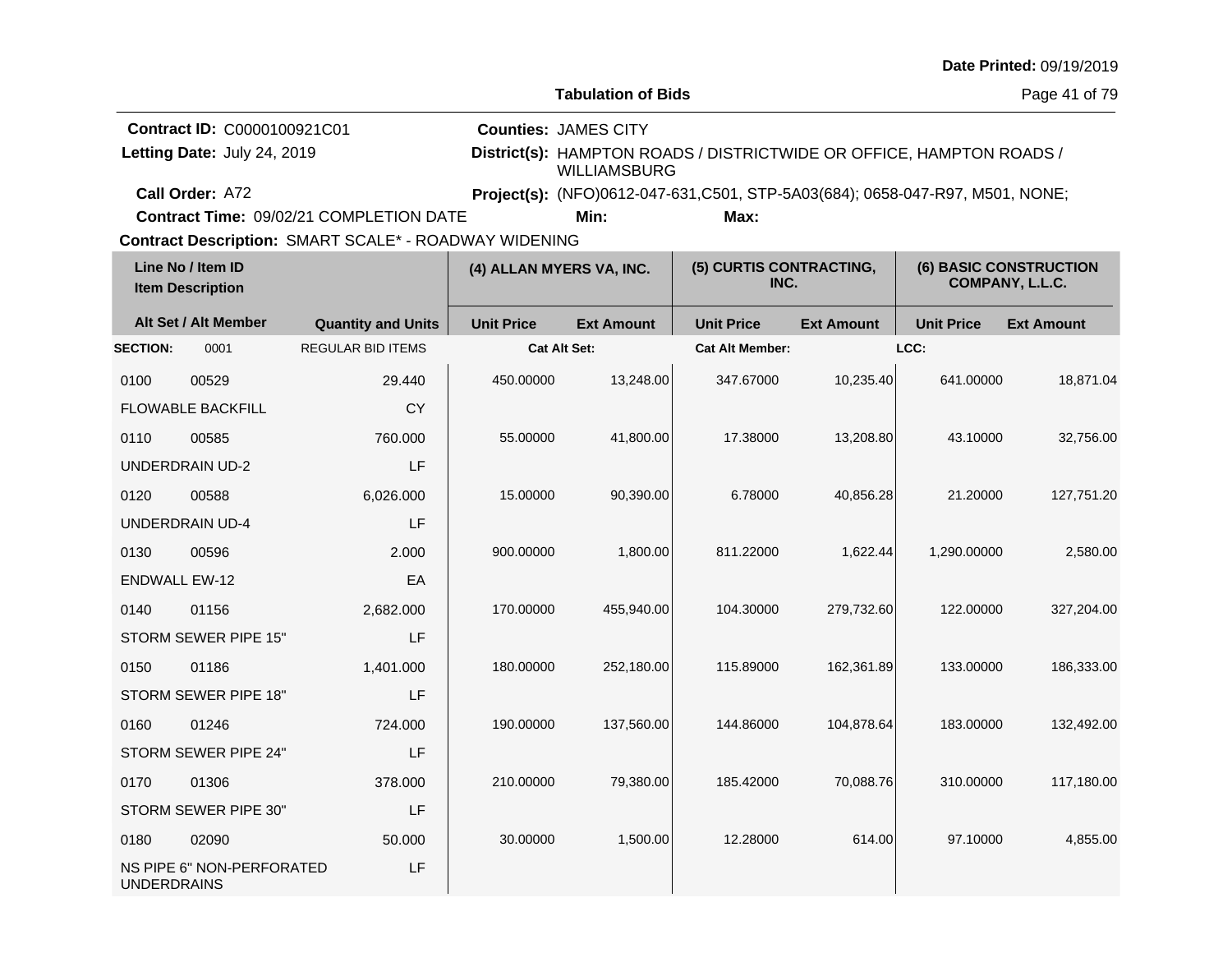Date Printed: 09/19/2019

**Tabulation of Bids**

**Contract ID:** C0000100921C01
**Letting Date:** July 24, 2019
**Call Order:** A72
**Contract Time:** 09/02/21 COMPLETION DATE
**Contract Description:** SMART SCALE* - ROADWAY WIDENING

**Counties:** JAMES CITY
**District(s):** HAMPTON ROADS / DISTRICTWIDE OR OFFICE, HAMPTON ROADS / WILLIAMSBURG
**Project(s):** (NFO)0612-047-631,C501, STP-5A03(684); 0658-047-R97, M501, NONE;
**Min:**
**Max:**

| Line No / Item ID | Item Description | Quantity and Units | (4) ALLAN MYERS VA, INC. Unit Price | (4) ALLAN MYERS VA, INC. Ext Amount | (5) CURTIS CONTRACTING, INC. Unit Price | (5) CURTIS CONTRACTING, INC. Ext Amount | (6) BASIC CONSTRUCTION COMPANY, L.L.C. Unit Price | (6) BASIC CONSTRUCTION COMPANY, L.L.C. Ext Amount |
|---|---|---|---|---|---|---|---|---|
| **SECTION:** 0001 | REGULAR BID ITEMS | | Cat Alt Set: | | Cat Alt Member: | | LCC: | |
| 0100 00529 | FLOWABLE BACKFILL | 29.440 CY | 450.00000 | 13,248.00 | 347.67000 | 10,235.40 | 641.00000 | 18,871.04 |
| 0110 00585 | UNDERDRAIN UD-2 | 760.000 LF | 55.00000 | 41,800.00 | 17.38000 | 13,208.80 | 43.10000 | 32,756.00 |
| 0120 00588 | UNDERDRAIN UD-4 | 6,026.000 LF | 15.00000 | 90,390.00 | 6.78000 | 40,856.28 | 21.20000 | 127,751.20 |
| 0130 00596 | ENDWALL EW-12 | 2.000 EA | 900.00000 | 1,800.00 | 811.22000 | 1,622.44 | 1,290.00000 | 2,580.00 |
| 0140 01156 | STORM SEWER PIPE 15" | 2,682.000 LF | 170.00000 | 455,940.00 | 104.30000 | 279,732.60 | 122.00000 | 327,204.00 |
| 0150 01186 | STORM SEWER PIPE 18" | 1,401.000 LF | 180.00000 | 252,180.00 | 115.89000 | 162,361.89 | 133.00000 | 186,333.00 |
| 0160 01246 | STORM SEWER PIPE 24" | 724.000 LF | 190.00000 | 137,560.00 | 144.86000 | 104,878.64 | 183.00000 | 132,492.00 |
| 0170 01306 | STORM SEWER PIPE 30" | 378.000 LF | 210.00000 | 79,380.00 | 185.42000 | 70,088.76 | 310.00000 | 117,180.00 |
| 0180 02090 | NS PIPE 6" NON-PERFORATED UNDERDRAINS | 50.000 LF | 30.00000 | 1,500.00 | 12.28000 | 614.00 | 97.10000 | 4,855.00 |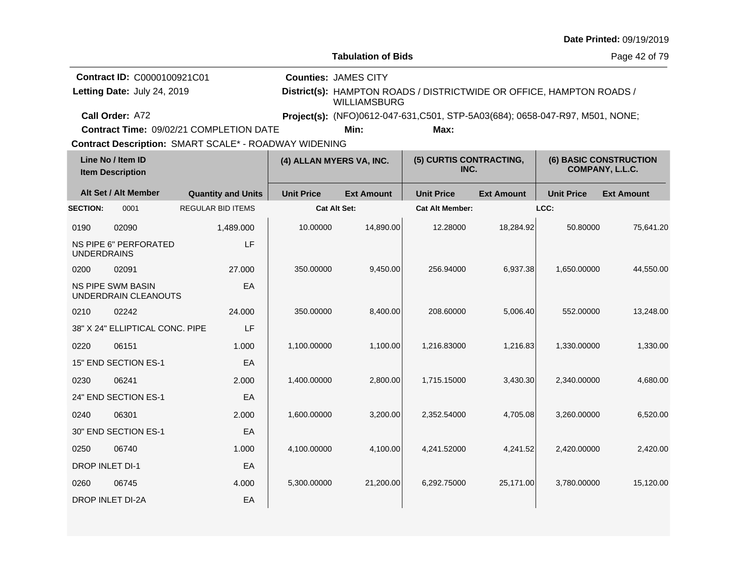Date Printed: 09/19/2019

**Tabulation of Bids**

**Contract ID:** C0000100921C01
**Letting Date:** July 24, 2019
**Call Order:** A72
**Contract Time:** 09/02/21 COMPLETION DATE
**Contract Description:** SMART SCALE* - ROADWAY WIDENING

**Counties:** JAMES CITY
**District(s):** HAMPTON ROADS / DISTRICTWIDE OR OFFICE, HAMPTON ROADS / WILLIAMSBURG
**Project(s):** (NFO)0612-047-631,C501, STP-5A03(684); 0658-047-R97, M501, NONE;
**Min:** **Max:**

| Line No / Item ID | | Item Description | Quantity and Units | (4) ALLAN MYERS VA, INC. Unit Price | Ext Amount | (5) CURTIS CONTRACTING, INC. Unit Price | Ext Amount | (6) BASIC CONSTRUCTION COMPANY, L.L.C. Unit Price | Ext Amount |
|---|---|---|---|---|---|---|---|---|---|
| **SECTION:** | 0001 | REGULAR BID ITEMS | | Cat Alt Set: | | Cat Alt Member: | | LCC: | |
| 0190 | 02090 | NS PIPE 6" PERFORATED UNDERDRAINS | 1,489.000 LF | 10.00000 | 14,890.00 | 12.28000 | 18,284.92 | 50.80000 | 75,641.20 |
| 0200 | 02091 | NS PIPE SWM BASIN UNDERDRAIN CLEANOUTS | 27.000 EA | 350.00000 | 9,450.00 | 256.94000 | 6,937.38 | 1,650.00000 | 44,550.00 |
| 0210 | 02242 | 38" X 24" ELLIPTICAL CONC. PIPE | 24.000 LF | 350.00000 | 8,400.00 | 208.60000 | 5,006.40 | 552.00000 | 13,248.00 |
| 0220 | 06151 | 15" END SECTION ES-1 | 1.000 EA | 1,100.00000 | 1,100.00 | 1,216.83000 | 1,216.83 | 1,330.00000 | 1,330.00 |
| 0230 | 06241 | 24" END SECTION ES-1 | 2.000 EA | 1,400.00000 | 2,800.00 | 1,715.15000 | 3,430.30 | 2,340.00000 | 4,680.00 |
| 0240 | 06301 | 30" END SECTION ES-1 | 2.000 EA | 1,600.00000 | 3,200.00 | 2,352.54000 | 4,705.08 | 3,260.00000 | 6,520.00 |
| 0250 | 06740 | DROP INLET DI-1 | 1.000 EA | 4,100.00000 | 4,100.00 | 4,241.52000 | 4,241.52 | 2,420.00000 | 2,420.00 |
| 0260 | 06745 | DROP INLET DI-2A | 4.000 EA | 5,300.00000 | 21,200.00 | 6,292.75000 | 25,171.00 | 3,780.00000 | 15,120.00 |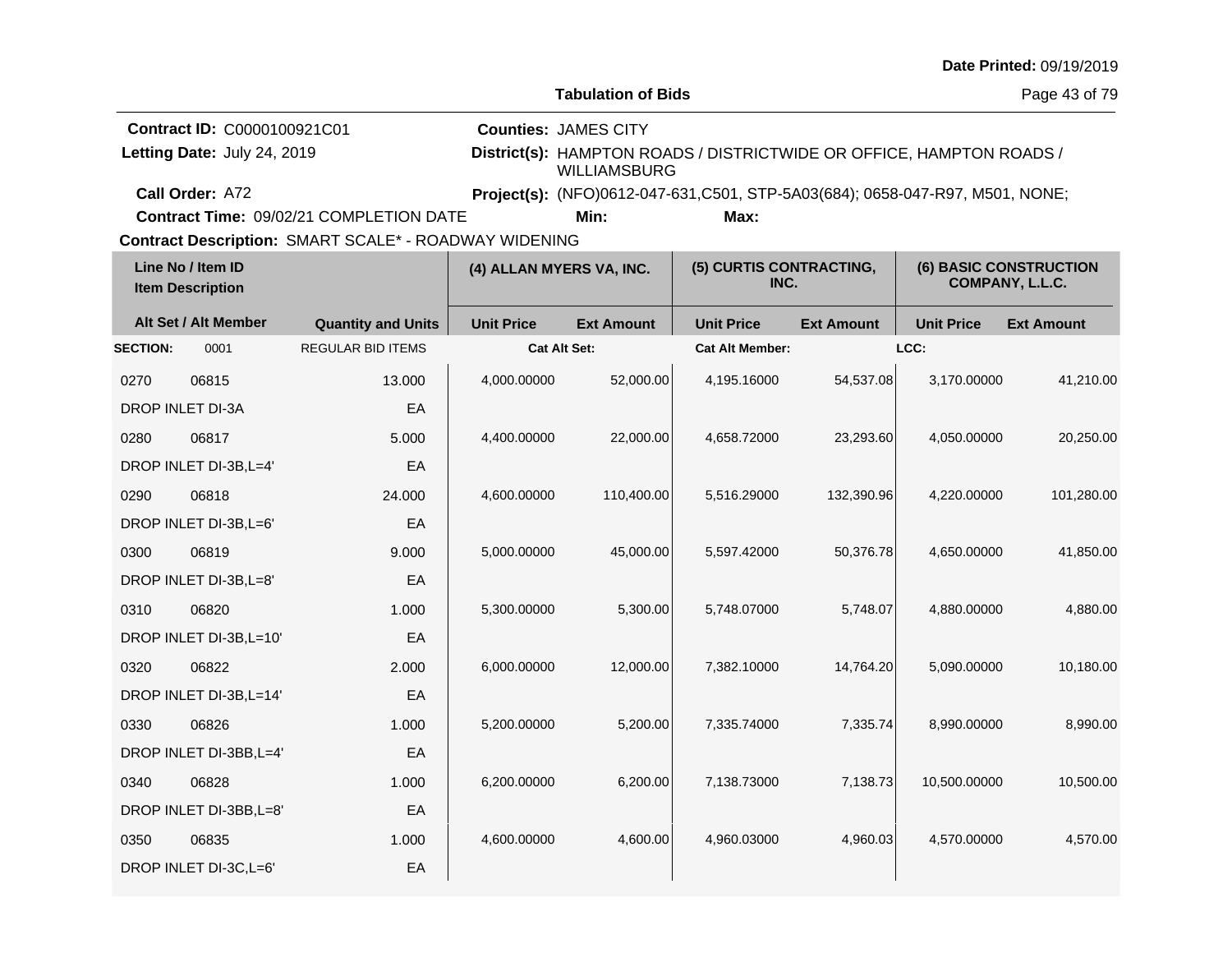Date Printed: 09/19/2019

**Tabulation of Bids**

**Contract ID:** C0000100921C01
**Letting Date:** July 24, 2019
**Call Order:** A72
**Contract Time:** 09/02/21 COMPLETION DATE

**Counties:** JAMES CITY
**District(s):** HAMPTON ROADS / DISTRICTWIDE OR OFFICE, HAMPTON ROADS / WILLIAMSBURG
**Project(s):** (NFO)0612-047-631,C501, STP-5A03(684); 0658-047-R97, M501, NONE;
**Min:** **Max:**

**Contract Description:** SMART SCALE* - ROADWAY WIDENING

| Line No / Item ID | Item Description | Quantity and Units | (4) ALLAN MYERS VA, INC. Unit Price | (4) ALLAN MYERS VA, INC. Ext Amount | (5) CURTIS CONTRACTING, INC. Unit Price | (5) CURTIS CONTRACTING, INC. Ext Amount | (6) BASIC CONSTRUCTION COMPANY, L.L.C. Unit Price | (6) BASIC CONSTRUCTION COMPANY, L.L.C. Ext Amount |
|---|---|---|---|---|---|---|---|---|
| **SECTION:** 0001 | REGULAR BID ITEMS | | Cat Alt Set: | | Cat Alt Member: | | LCC: | |
| 0270 06815 | DROP INLET DI-3A | 13.000 EA | 4,000.00000 | 52,000.00 | 4,195.16000 | 54,537.08 | 3,170.00000 | 41,210.00 |
| 0280 06817 | DROP INLET DI-3B,L=4' | 5.000 EA | 4,400.00000 | 22,000.00 | 4,658.72000 | 23,293.60 | 4,050.00000 | 20,250.00 |
| 0290 06818 | DROP INLET DI-3B,L=6' | 24.000 EA | 4,600.00000 | 110,400.00 | 5,516.29000 | 132,390.96 | 4,220.00000 | 101,280.00 |
| 0300 06819 | DROP INLET DI-3B,L=8' | 9.000 EA | 5,000.00000 | 45,000.00 | 5,597.42000 | 50,376.78 | 4,650.00000 | 41,850.00 |
| 0310 06820 | DROP INLET DI-3B,L=10' | 1.000 EA | 5,300.00000 | 5,300.00 | 5,748.07000 | 5,748.07 | 4,880.00000 | 4,880.00 |
| 0320 06822 | DROP INLET DI-3B,L=14' | 2.000 EA | 6,000.00000 | 12,000.00 | 7,382.10000 | 14,764.20 | 5,090.00000 | 10,180.00 |
| 0330 06826 | DROP INLET DI-3BB,L=4' | 1.000 EA | 5,200.00000 | 5,200.00 | 7,335.74000 | 7,335.74 | 8,990.00000 | 8,990.00 |
| 0340 06828 | DROP INLET DI-3BB,L=8' | 1.000 EA | 6,200.00000 | 6,200.00 | 7,138.73000 | 7,138.73 | 10,500.00000 | 10,500.00 |
| 0350 06835 | DROP INLET DI-3C,L=6' | 1.000 EA | 4,600.00000 | 4,600.00 | 4,960.03000 | 4,960.03 | 4,570.00000 | 4,570.00 |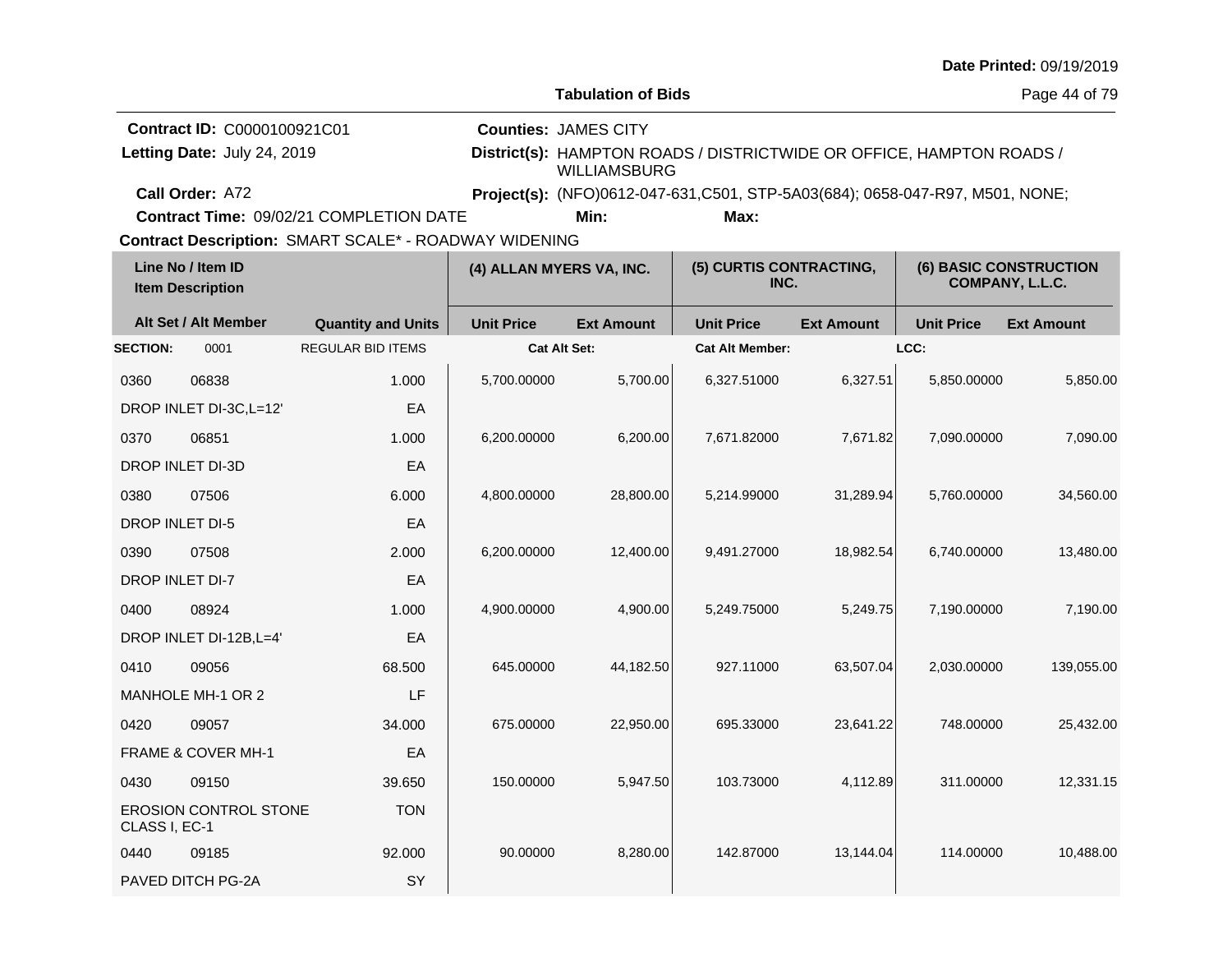**Date Printed:** 09/19/2019

**Tabulation of Bids**

**Contract ID:** C0000100921C01
**Letting Date:** July 24, 2019
**Call Order:** A72
**Contract Time:** 09/02/21 COMPLETION DATE

**Counties:** JAMES CITY
**District(s):** HAMPTON ROADS / DISTRICTWIDE OR OFFICE, HAMPTON ROADS / WILLIAMSBURG
**Project(s):** (NFO)0612-047-631,C501, STP-5A03(684); 0658-047-R97, M501, NONE;
**Min:** **Max:**

**Contract Description:** SMART SCALE* - ROADWAY WIDENING

| Line No / Item ID | Item Description | Quantity and Units | (4) ALLAN MYERS VA, INC. Unit Price | (4) ALLAN MYERS VA, INC. Ext Amount | (5) CURTIS CONTRACTING, INC. Unit Price | (5) CURTIS CONTRACTING, INC. Ext Amount | (6) BASIC CONSTRUCTION COMPANY, L.L.C. Unit Price | (6) BASIC CONSTRUCTION COMPANY, L.L.C. Ext Amount |
|---|---|---|---|---|---|---|---|---|
| **SECTION:** 0001 | REGULAR BID ITEMS | | Cat Alt Set: | | Cat Alt Member: | | LCC: | |
| 0360 06838 | DROP INLET DI-3C,L=12' | 1.000 EA | 5,700.00000 | 5,700.00 | 6,327.51000 | 6,327.51 | 5,850.00000 | 5,850.00 |
| 0370 06851 | DROP INLET DI-3D | 1.000 EA | 6,200.00000 | 6,200.00 | 7,671.82000 | 7,671.82 | 7,090.00000 | 7,090.00 |
| 0380 07506 | DROP INLET DI-5 | 6.000 EA | 4,800.00000 | 28,800.00 | 5,214.99000 | 31,289.94 | 5,760.00000 | 34,560.00 |
| 0390 07508 | DROP INLET DI-7 | 2.000 EA | 6,200.00000 | 12,400.00 | 9,491.27000 | 18,982.54 | 6,740.00000 | 13,480.00 |
| 0400 08924 | DROP INLET DI-12B,L=4' | 1.000 EA | 4,900.00000 | 4,900.00 | 5,249.75000 | 5,249.75 | 7,190.00000 | 7,190.00 |
| 0410 09056 | MANHOLE MH-1 OR 2 | 68.500 LF | 645.00000 | 44,182.50 | 927.11000 | 63,507.04 | 2,030.00000 | 139,055.00 |
| 0420 09057 | FRAME & COVER MH-1 | 34.000 EA | 675.00000 | 22,950.00 | 695.33000 | 23,641.22 | 748.00000 | 25,432.00 |
| 0430 09150 | EROSION CONTROL STONE CLASS I, EC-1 | 39.650 TON | 150.00000 | 5,947.50 | 103.73000 | 4,112.89 | 311.00000 | 12,331.15 |
| 0440 09185 | PAVED DITCH PG-2A | 92.000 SY | 90.00000 | 8,280.00 | 142.87000 | 13,144.04 | 114.00000 | 10,488.00 |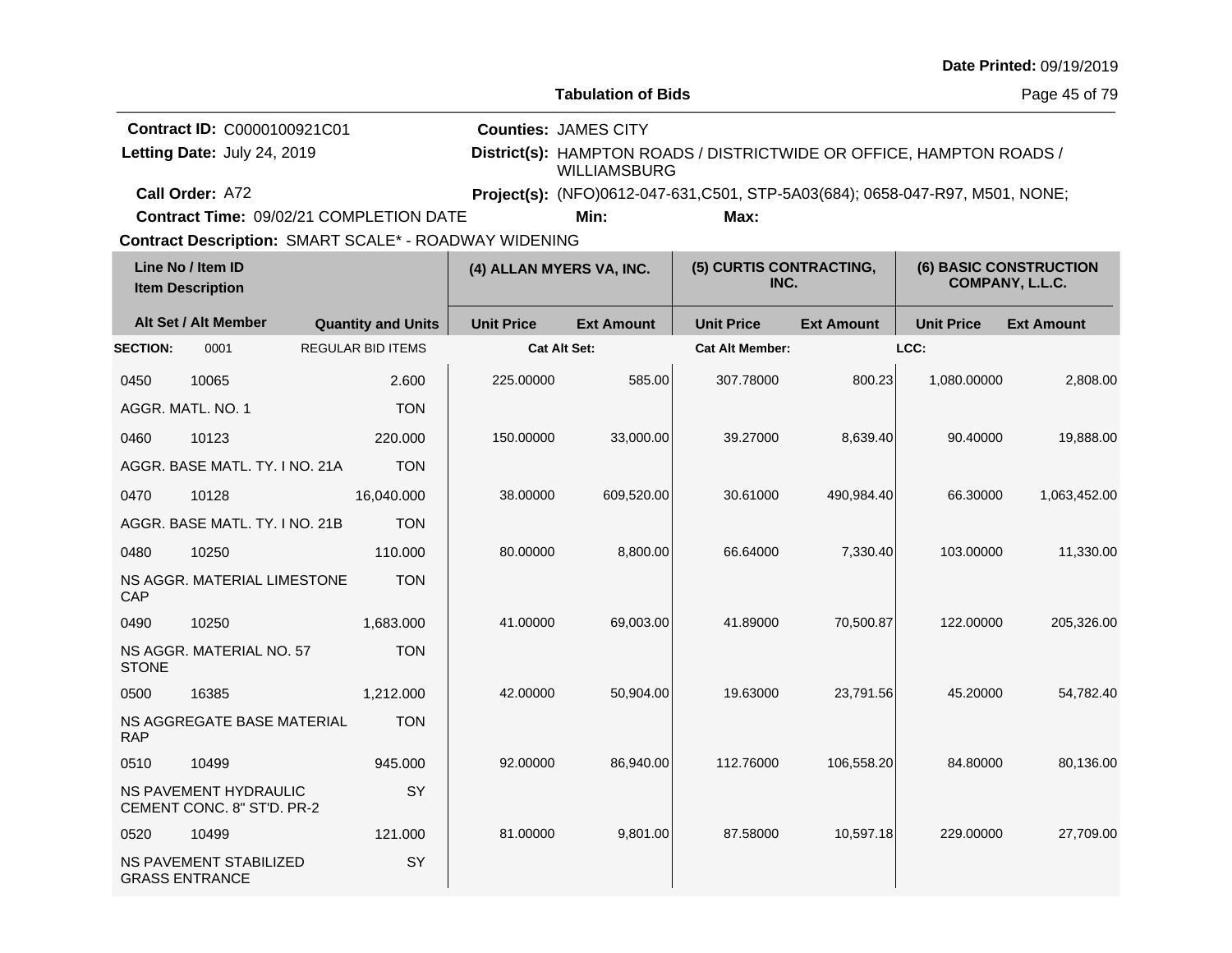**Tabulation of Bids**

**Date Printed:** 09/19/2019

**Contract ID:** C0000100921C01
**Letting Date:** July 24, 2019
**Call Order:** A72
**Contract Time:** 09/02/21 COMPLETION DATE
**Contract Description:** SMART SCALE* - ROADWAY WIDENING

**Counties:** JAMES CITY
**District(s):** HAMPTON ROADS / DISTRICTWIDE OR OFFICE, HAMPTON ROADS / WILLIAMSBURG
**Project(s):** (NFO)0612-047-631,C501, STP-5A03(684); 0658-047-R97, M501, NONE;
**Min:** **Max:**

| Line No / Item ID / Item Description | | Quantity and Units | (4) ALLAN MYERS VA, INC. | | (5) CURTIS CONTRACTING, INC. | | (6) BASIC CONSTRUCTION COMPANY, L.L.C. | |
|---|---|---|---|---|---|---|---|---|
| Alt Set / Alt Member | | | Unit Price | Ext Amount | Unit Price | Ext Amount | Unit Price | Ext Amount |
| **SECTION:** 0001 | | REGULAR BID ITEMS | Cat Alt Set: | | Cat Alt Member: | | LCC: | |
| 0450 | 10065 | 2.600 | 225.00000 | 585.00 | 307.78000 | 800.23 | 1,080.00000 | 2,808.00 |
| AGGR. MATL. NO. 1 | | TON | | | | | | |
| 0460 | 10123 | 220.000 | 150.00000 | 33,000.00 | 39.27000 | 8,639.40 | 90.40000 | 19,888.00 |
| AGGR. BASE MATL. TY. I NO. 21A | | TON | | | | | | |
| 0470 | 10128 | 16,040.000 | 38.00000 | 609,520.00 | 30.61000 | 490,984.40 | 66.30000 | 1,063,452.00 |
| AGGR. BASE MATL. TY. I NO. 21B | | TON | | | | | | |
| 0480 | 10250 | 110.000 | 80.00000 | 8,800.00 | 66.64000 | 7,330.40 | 103.00000 | 11,330.00 |
| NS AGGR. MATERIAL LIMESTONE CAP | | TON | | | | | | |
| 0490 | 10250 | 1,683.000 | 41.00000 | 69,003.00 | 41.89000 | 70,500.87 | 122.00000 | 205,326.00 |
| NS AGGR. MATERIAL NO. 57 STONE | | TON | | | | | | |
| 0500 | 16385 | 1,212.000 | 42.00000 | 50,904.00 | 19.63000 | 23,791.56 | 45.20000 | 54,782.40 |
| NS AGGREGATE BASE MATERIAL RAP | | TON | | | | | | |
| 0510 | 10499 | 945.000 | 92.00000 | 86,940.00 | 112.76000 | 106,558.20 | 84.80000 | 80,136.00 |
| NS PAVEMENT HYDRAULIC CEMENT CONC. 8" ST'D. PR-2 | | SY | | | | | | |
| 0520 | 10499 | 121.000 | 81.00000 | 9,801.00 | 87.58000 | 10,597.18 | 229.00000 | 27,709.00 |
| NS PAVEMENT STABILIZED GRASS ENTRANCE | | SY | | | | | | |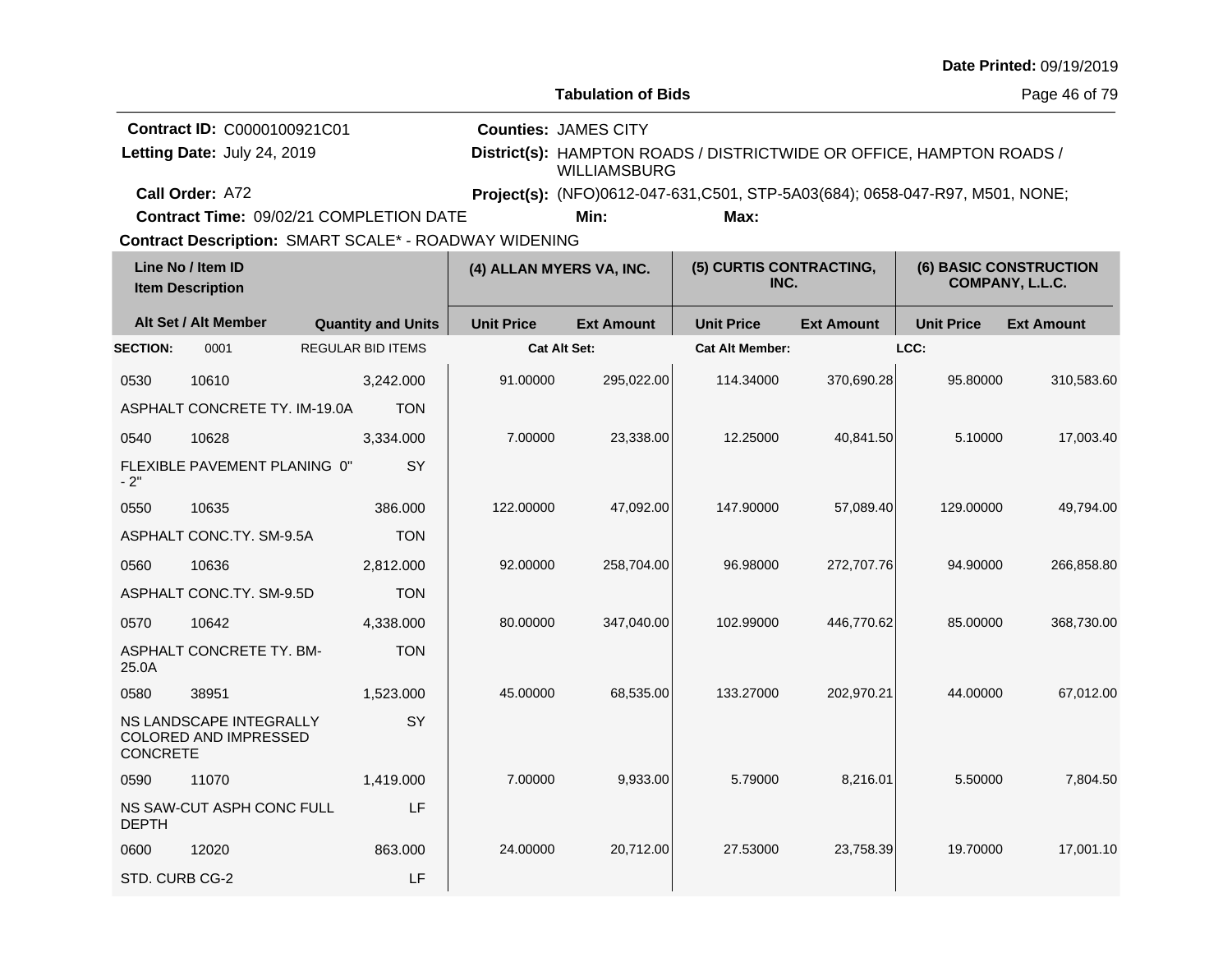Date Printed: 09/19/2019

**Tabulation of Bids**

**Contract ID:** C0000100921C01
**Letting Date:** July 24, 2019
**Call Order:** A72
**Contract Time:** 09/02/21 COMPLETION DATE
**Counties:** JAMES CITY
**District(s):** HAMPTON ROADS / DISTRICTWIDE OR OFFICE, HAMPTON ROADS / WILLIAMSBURG
**Project(s):** (NFO)0612-047-631,C501, STP-5A03(684); 0658-047-R97, M501, NONE;
**Min:** **Max:**
**Contract Description:** SMART SCALE* - ROADWAY WIDENING

| Line No / Item ID | | Item Description | | (4) ALLAN MYERS VA, INC. | | (5) CURTIS CONTRACTING, INC. | | (6) BASIC CONSTRUCTION COMPANY, L.L.C. | |
|---|---|---|---|---|---|---|---|---|---|
| Alt Set / Alt Member | | | Quantity and Units | Unit Price | Ext Amount | Unit Price | Ext Amount | Unit Price | Ext Amount |
| **SECTION:** | 0001 | REGULAR BID ITEMS | | Cat Alt Set: | | Cat Alt Member: | | LCC: | |
| 0530 | 10610 | ASPHALT CONCRETE TY. IM-19.0A | 3,242.000 TON | 91.00000 | 295,022.00 | 114.34000 | 370,690.28 | 95.80000 | 310,583.60 |
| 0540 | 10628 | FLEXIBLE PAVEMENT PLANING 0" - 2" | 3,334.000 SY | 7.00000 | 23,338.00 | 12.25000 | 40,841.50 | 5.10000 | 17,003.40 |
| 0550 | 10635 | ASPHALT CONC.TY. SM-9.5A | 386.000 TON | 122.00000 | 47,092.00 | 147.90000 | 57,089.40 | 129.00000 | 49,794.00 |
| 0560 | 10636 | ASPHALT CONC.TY. SM-9.5D | 2,812.000 TON | 92.00000 | 258,704.00 | 96.98000 | 272,707.76 | 94.90000 | 266,858.80 |
| 0570 | 10642 | ASPHALT CONCRETE TY. BM-25.0A | 4,338.000 TON | 80.00000 | 347,040.00 | 102.99000 | 446,770.62 | 85.00000 | 368,730.00 |
| 0580 | 38951 | NS LANDSCAPE INTEGRALLY COLORED AND IMPRESSED CONCRETE | 1,523.000 SY | 45.00000 | 68,535.00 | 133.27000 | 202,970.21 | 44.00000 | 67,012.00 |
| 0590 | 11070 | NS SAW-CUT ASPH CONC FULL DEPTH | 1,419.000 LF | 7.00000 | 9,933.00 | 5.79000 | 8,216.01 | 5.50000 | 7,804.50 |
| 0600 | 12020 | STD. CURB CG-2 | 863.000 LF | 24.00000 | 20,712.00 | 27.53000 | 23,758.39 | 19.70000 | 17,001.10 |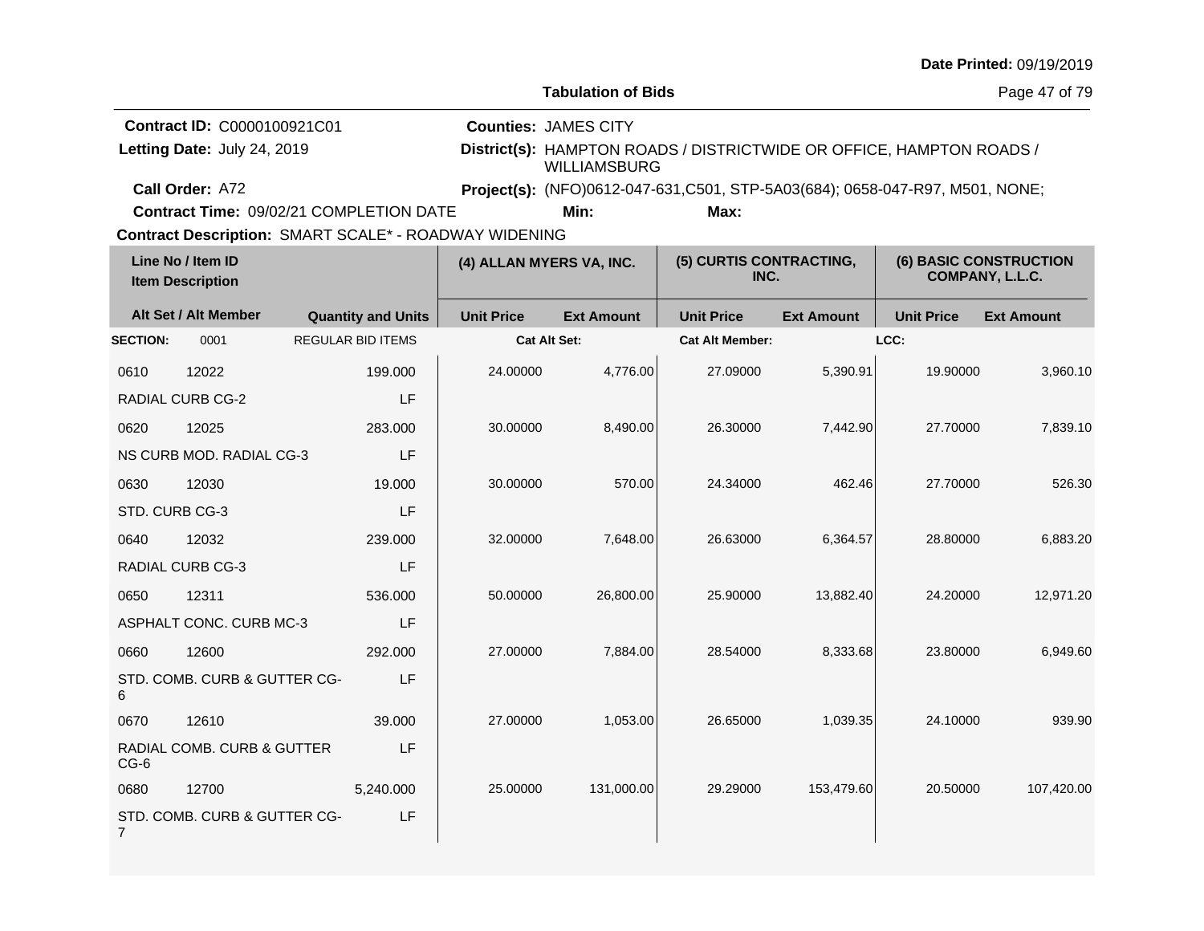Date Printed: 09/19/2019

**Tabulation of Bids**

**Contract ID:** C0000100921C01
**Letting Date:** July 24, 2019
**Call Order:** A72
**Contract Time:** 09/02/21 COMPLETION DATE
**Contract Description:** SMART SCALE* - ROADWAY WIDENING

**Counties:** JAMES CITY
**District(s):** HAMPTON ROADS / DISTRICTWIDE OR OFFICE, HAMPTON ROADS / WILLIAMSBURG
**Project(s):** (NFO)0612-047-631,C501, STP-5A03(684); 0658-047-R97, M501, NONE;
**Min:** **Max:**

| Line No / Item ID | Item Description | Quantity and Units | (4) ALLAN MYERS VA, INC. Unit Price | Ext Amount | (5) CURTIS CONTRACTING, INC. Unit Price | Ext Amount | (6) BASIC CONSTRUCTION COMPANY, L.L.C. Unit Price | Ext Amount |
|---|---|---|---|---|---|---|---|---|
| **SECTION:** 0001 | REGULAR BID ITEMS | | Cat Alt Set: | | Cat Alt Member: | | LCC: | |
| 0610 12022 | RADIAL CURB CG-2 | 199.000 LF | 24.00000 | 4,776.00 | 27.09000 | 5,390.91 | 19.90000 | 3,960.10 |
| 0620 12025 | NS CURB MOD. RADIAL CG-3 | 283.000 LF | 30.00000 | 8,490.00 | 26.30000 | 7,442.90 | 27.70000 | 7,839.10 |
| 0630 12030 | STD. CURB CG-3 | 19.000 LF | 30.00000 | 570.00 | 24.34000 | 462.46 | 27.70000 | 526.30 |
| 0640 12032 | RADIAL CURB CG-3 | 239.000 LF | 32.00000 | 7,648.00 | 26.63000 | 6,364.57 | 28.80000 | 6,883.20 |
| 0650 12311 | ASPHALT CONC. CURB MC-3 | 536.000 LF | 50.00000 | 26,800.00 | 25.90000 | 13,882.40 | 24.20000 | 12,971.20 |
| 0660 12600 | STD. COMB. CURB & GUTTER CG-6 | 292.000 LF | 27.00000 | 7,884.00 | 28.54000 | 8,333.68 | 23.80000 | 6,949.60 |
| 0670 12610 | RADIAL COMB. CURB & GUTTER CG-6 | 39.000 LF | 27.00000 | 1,053.00 | 26.65000 | 1,039.35 | 24.10000 | 939.90 |
| 0680 12700 | STD. COMB. CURB & GUTTER CG-7 | 5,240.000 LF | 25.00000 | 131,000.00 | 29.29000 | 153,479.60 | 20.50000 | 107,420.00 |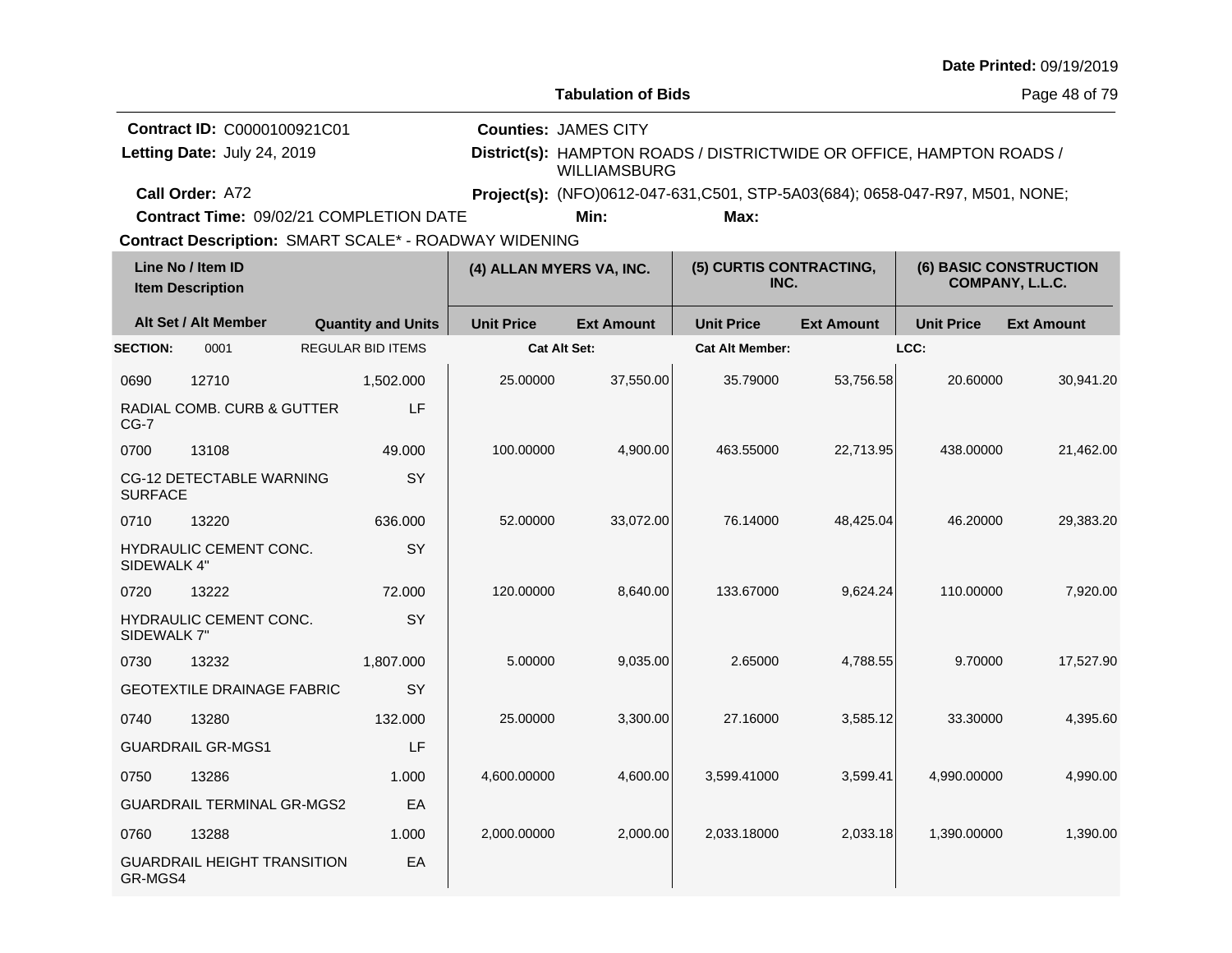Date Printed: 09/19/2019

**Tabulation of Bids**

**Contract ID:** C0000100921C01
**Letting Date:** July 24, 2019
**Call Order:** A72
**Contract Time:** 09/02/21 COMPLETION DATE

**Counties:** JAMES CITY
**District(s):** HAMPTON ROADS / DISTRICTWIDE OR OFFICE, HAMPTON ROADS / WILLIAMSBURG
**Project(s):** (NFO)0612-047-631,C501, STP-5A03(684); 0658-047-R97, M501, NONE;
**Min:** **Max:**

**Contract Description:** SMART SCALE* - ROADWAY WIDENING

| Line No / Item ID | | Quantity and Units | (4) ALLAN MYERS VA, INC. | | (5) CURTIS CONTRACTING, INC. | | (6) BASIC CONSTRUCTION COMPANY, L.L.C. | |
|---|---|---|---|---|---|---|---|---|
| Item Description / Alt Set / Alt Member | | | Unit Price | Ext Amount | Unit Price | Ext Amount | Unit Price | Ext Amount |
| **SECTION:** 0001 | | REGULAR BID ITEMS | Cat Alt Set: | | Cat Alt Member: | | LCC: | |
| 0690 | 12710 | 1,502.000 | 25.00000 | 37,550.00 | 35.79000 | 53,756.58 | 20.60000 | 30,941.20 |
| RADIAL COMB. CURB & GUTTER CG-7 | | LF | | | | | | |
| 0700 | 13108 | 49.000 | 100.00000 | 4,900.00 | 463.55000 | 22,713.95 | 438.00000 | 21,462.00 |
| CG-12 DETECTABLE WARNING SURFACE | | SY | | | | | | |
| 0710 | 13220 | 636.000 | 52.00000 | 33,072.00 | 76.14000 | 48,425.04 | 46.20000 | 29,383.20 |
| HYDRAULIC CEMENT CONC. SIDEWALK 4" | | SY | | | | | | |
| 0720 | 13222 | 72.000 | 120.00000 | 8,640.00 | 133.67000 | 9,624.24 | 110.00000 | 7,920.00 |
| HYDRAULIC CEMENT CONC. SIDEWALK 7" | | SY | | | | | | |
| 0730 | 13232 | 1,807.000 | 5.00000 | 9,035.00 | 2.65000 | 4,788.55 | 9.70000 | 17,527.90 |
| GEOTEXTILE DRAINAGE FABRIC | | SY | | | | | | |
| 0740 | 13280 | 132.000 | 25.00000 | 3,300.00 | 27.16000 | 3,585.12 | 33.30000 | 4,395.60 |
| GUARDRAIL GR-MGS1 | | LF | | | | | | |
| 0750 | 13286 | 1.000 | 4,600.00000 | 4,600.00 | 3,599.41000 | 3,599.41 | 4,990.00000 | 4,990.00 |
| GUARDRAIL TERMINAL GR-MGS2 | | EA | | | | | | |
| 0760 | 13288 | 1.000 | 2,000.00000 | 2,000.00 | 2,033.18000 | 2,033.18 | 1,390.00000 | 1,390.00 |
| GUARDRAIL HEIGHT TRANSITION GR-MGS4 | | EA | | | | | | |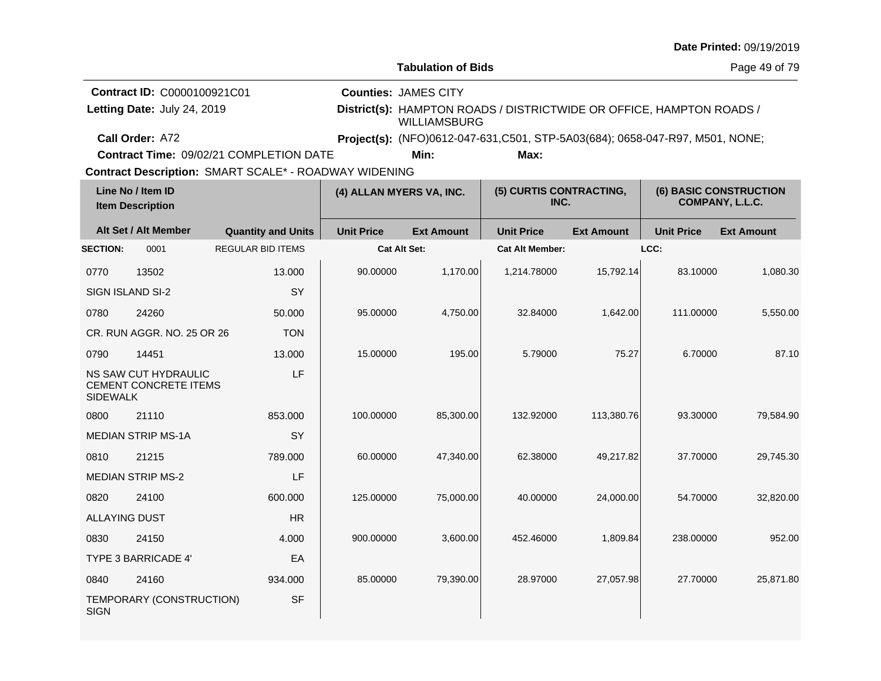**Date Printed:** 09/19/2019

**Tabulation of Bids**

**Contract ID:** C0000100921C01
**Letting Date:** July 24, 2019
**Call Order:** A72
**Contract Time:** 09/02/21 COMPLETION DATE
**Counties:** JAMES CITY
**District(s):** HAMPTON ROADS / DISTRICTWIDE OR OFFICE, HAMPTON ROADS / WILLIAMSBURG
**Project(s):** (NFO)0612-047-631,C501, STP-5A03(684); 0658-047-R97, M501, NONE;
**Min:** **Max:**

**Contract Description:** SMART SCALE* - ROADWAY WIDENING

| Line No / Item ID / Item Description | | Quantity and Units | (4) ALLAN MYERS VA, INC. Unit Price | Ext Amount | (5) CURTIS CONTRACTING, INC. Unit Price | Ext Amount | (6) BASIC CONSTRUCTION COMPANY, L.L.C. Unit Price | Ext Amount |
|---|---|---|---|---|---|---|---|---|
| **SECTION:** 0001 | | REGULAR BID ITEMS | Cat Alt Set: | | Cat Alt Member: | | LCC: | |
| 0770 | 13502 | 13.000 | 90.00000 | 1,170.00 | 1,214.78000 | 15,792.14 | 83.10000 | 1,080.30 |
| SIGN ISLAND SI-2 | | SY | | | | | | |
| 0780 | 24260 | 50.000 | 95.00000 | 4,750.00 | 32.84000 | 1,642.00 | 111.00000 | 5,550.00 |
| CR. RUN AGGR. NO. 25 OR 26 | | TON | | | | | | |
| 0790 | 14451 | 13.000 | 15.00000 | 195.00 | 5.79000 | 75.27 | 6.70000 | 87.10 |
| NS SAW CUT HYDRAULIC CEMENT CONCRETE ITEMS SIDEWALK | | LF | | | | | | |
| 0800 | 21110 | 853.000 | 100.00000 | 85,300.00 | 132.92000 | 113,380.76 | 93.30000 | 79,584.90 |
| MEDIAN STRIP MS-1A | | SY | | | | | | |
| 0810 | 21215 | 789.000 | 60.00000 | 47,340.00 | 62.38000 | 49,217.82 | 37.70000 | 29,745.30 |
| MEDIAN STRIP MS-2 | | LF | | | | | | |
| 0820 | 24100 | 600.000 | 125.00000 | 75,000.00 | 40.00000 | 24,000.00 | 54.70000 | 32,820.00 |
| ALLAYING DUST | | HR | | | | | | |
| 0830 | 24150 | 4.000 | 900.00000 | 3,600.00 | 452.46000 | 1,809.84 | 238.00000 | 952.00 |
| TYPE 3 BARRICADE 4' | | EA | | | | | | |
| 0840 | 24160 | 934.000 | 85.00000 | 79,390.00 | 28.97000 | 27,057.98 | 27.70000 | 25,871.80 |
| TEMPORARY (CONSTRUCTION) SIGN | | SF | | | | | | |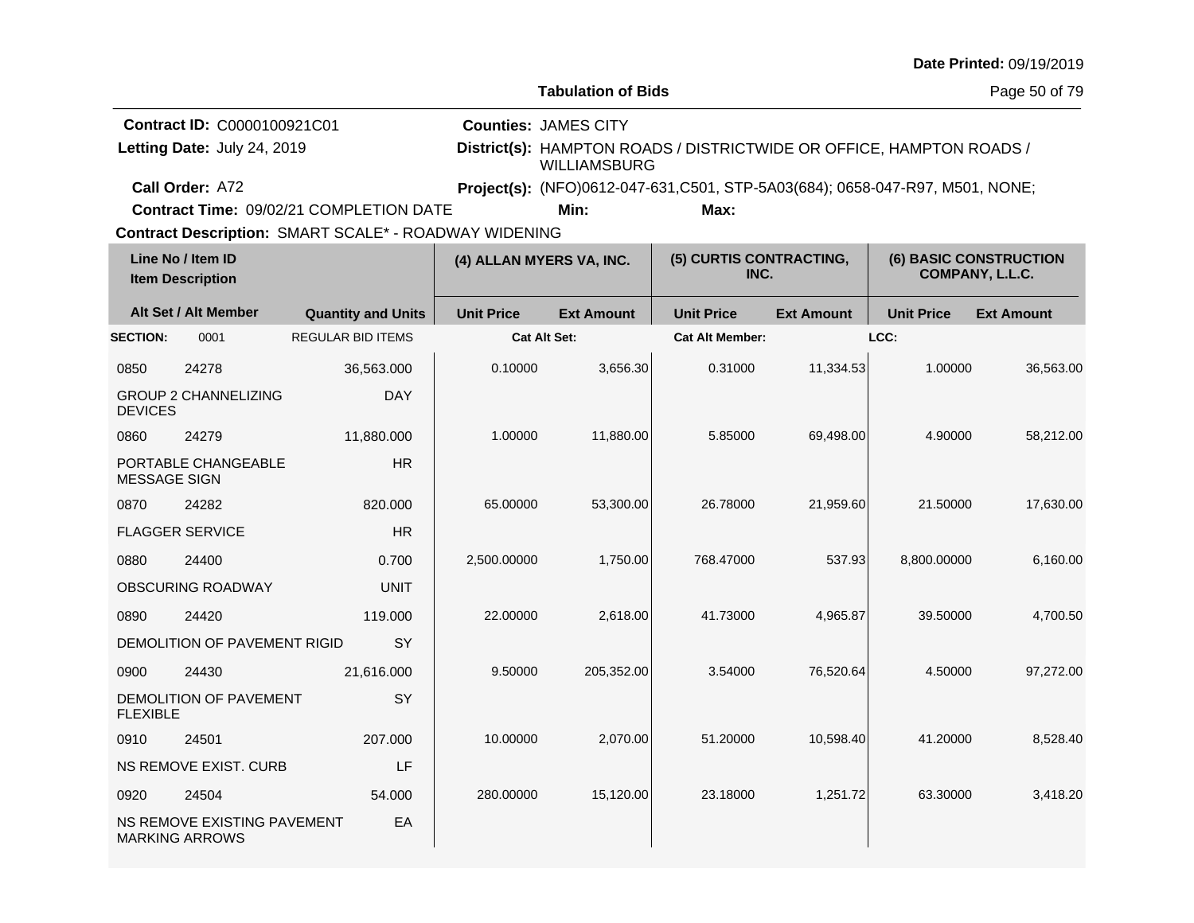Date Printed: 09/19/2019

**Tabulation of Bids**

**Contract ID:** C0000100921C01
**Letting Date:** July 24, 2019
**Call Order:** A72
**Contract Time:** 09/02/21 COMPLETION DATE
**Counties:** JAMES CITY
**District(s):** HAMPTON ROADS / DISTRICTWIDE OR OFFICE, HAMPTON ROADS / WILLIAMSBURG
**Project(s):** (NFO)0612-047-631,C501, STP-5A03(684); 0658-047-R97, M501, NONE;
**Min:** **Max:**
**Contract Description:** SMART SCALE* - ROADWAY WIDENING

| Line No / Item ID | Item Description | Quantity and Units | (4) ALLAN MYERS VA, INC. Unit Price | Ext Amount | (5) CURTIS CONTRACTING, INC. Unit Price | Ext Amount | (6) BASIC CONSTRUCTION COMPANY, L.L.C. Unit Price | Ext Amount |
|---|---|---|---|---|---|---|---|---|
| **SECTION:** 0001 | REGULAR BID ITEMS | | Cat Alt Set: | | Cat Alt Member: | | LCC: | |
| 0850 24278 | GROUP 2 CHANNELIZING DEVICES | 36,563.000 DAY | 0.10000 | 3,656.30 | 0.31000 | 11,334.53 | 1.00000 | 36,563.00 |
| 0860 24279 | PORTABLE CHANGEABLE MESSAGE SIGN | 11,880.000 HR | 1.00000 | 11,880.00 | 5.85000 | 69,498.00 | 4.90000 | 58,212.00 |
| 0870 24282 | FLAGGER SERVICE | 820.000 HR | 65.00000 | 53,300.00 | 26.78000 | 21,959.60 | 21.50000 | 17,630.00 |
| 0880 24400 | OBSCURING ROADWAY | 0.700 UNIT | 2,500.00000 | 1,750.00 | 768.47000 | 537.93 | 8,800.00000 | 6,160.00 |
| 0890 24420 | DEMOLITION OF PAVEMENT RIGID | 119.000 SY | 22.00000 | 2,618.00 | 41.73000 | 4,965.87 | 39.50000 | 4,700.50 |
| 0900 24430 | DEMOLITION OF PAVEMENT FLEXIBLE | 21,616.000 SY | 9.50000 | 205,352.00 | 3.54000 | 76,520.64 | 4.50000 | 97,272.00 |
| 0910 24501 | NS REMOVE EXIST. CURB | 207.000 LF | 10.00000 | 2,070.00 | 51.20000 | 10,598.40 | 41.20000 | 8,528.40 |
| 0920 24504 | NS REMOVE EXISTING PAVEMENT MARKING ARROWS | 54.000 EA | 280.00000 | 15,120.00 | 23.18000 | 1,251.72 | 63.30000 | 3,418.20 |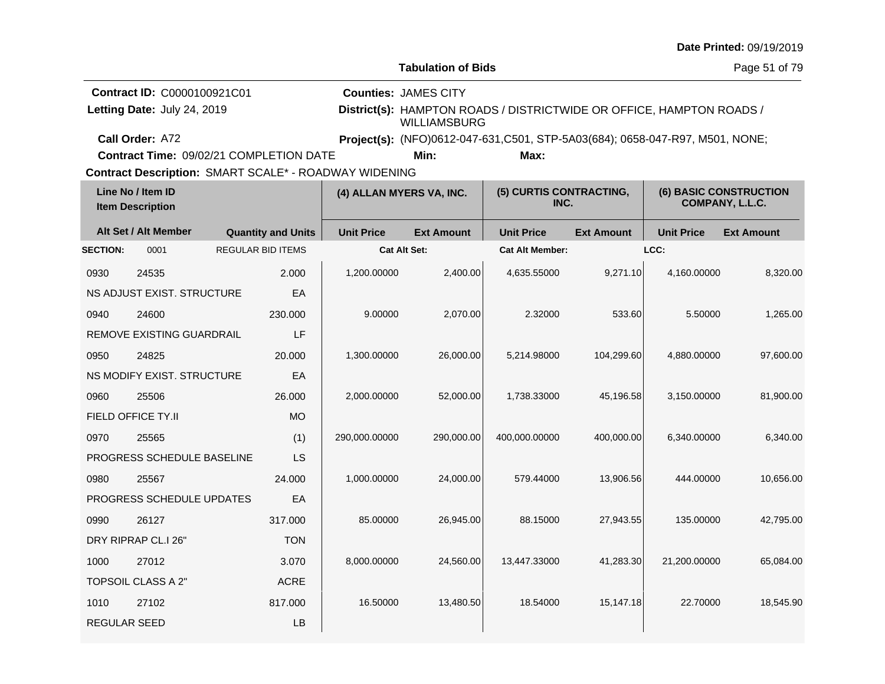Date Printed: 09/19/2019

**Tabulation of Bids**

**Contract ID:** C0000100921C01
**Letting Date:** July 24, 2019
**Call Order:** A72
**Contract Time:** 09/02/21 COMPLETION DATE
**Contract Description:** SMART SCALE* - ROADWAY WIDENING

**Counties:** JAMES CITY
**District(s):** HAMPTON ROADS / DISTRICTWIDE OR OFFICE, HAMPTON ROADS / WILLIAMSBURG
**Project(s):** (NFO)0612-047-631,C501, STP-5A03(684); 0658-047-R97, M501, NONE;
**Min:** **Max:**

| Line No / Item ID | Item Description | Quantity and Units | (4) ALLAN MYERS VA, INC. Unit Price | Ext Amount | (5) CURTIS CONTRACTING, INC. Unit Price | Ext Amount | (6) BASIC CONSTRUCTION COMPANY, L.L.C. Unit Price | Ext Amount |
|---|---|---|---|---|---|---|---|---|
| SECTION: 0001 | REGULAR BID ITEMS | | Cat Alt Set: | | Cat Alt Member: | | LCC: | |
| 0930 24535 | NS ADJUST EXIST. STRUCTURE | 2.000 EA | 1,200.00000 | 2,400.00 | 4,635.55000 | 9,271.10 | 4,160.00000 | 8,320.00 |
| 0940 24600 | REMOVE EXISTING GUARDRAIL | 230.000 LF | 9.00000 | 2,070.00 | 2.32000 | 533.60 | 5.50000 | 1,265.00 |
| 0950 24825 | NS MODIFY EXIST. STRUCTURE | 20.000 EA | 1,300.00000 | 26,000.00 | 5,214.98000 | 104,299.60 | 4,880.00000 | 97,600.00 |
| 0960 25506 | FIELD OFFICE TY.II | 26.000 MO | 2,000.00000 | 52,000.00 | 1,738.33000 | 45,196.58 | 3,150.00000 | 81,900.00 |
| 0970 25565 | PROGRESS SCHEDULE BASELINE | (1) LS | 290,000.00000 | 290,000.00 | 400,000.00000 | 400,000.00 | 6,340.00000 | 6,340.00 |
| 0980 25567 | PROGRESS SCHEDULE UPDATES | 24.000 EA | 1,000.00000 | 24,000.00 | 579.44000 | 13,906.56 | 444.00000 | 10,656.00 |
| 0990 26127 | DRY RIPRAP CL.I 26" | 317.000 TON | 85.00000 | 26,945.00 | 88.15000 | 27,943.55 | 135.00000 | 42,795.00 |
| 1000 27012 | TOPSOIL CLASS A 2" | 3.070 ACRE | 8,000.00000 | 24,560.00 | 13,447.33000 | 41,283.30 | 21,200.00000 | 65,084.00 |
| 1010 27102 | REGULAR SEED | 817.000 LB | 16.50000 | 13,480.50 | 18.54000 | 15,147.18 | 22.70000 | 18,545.90 |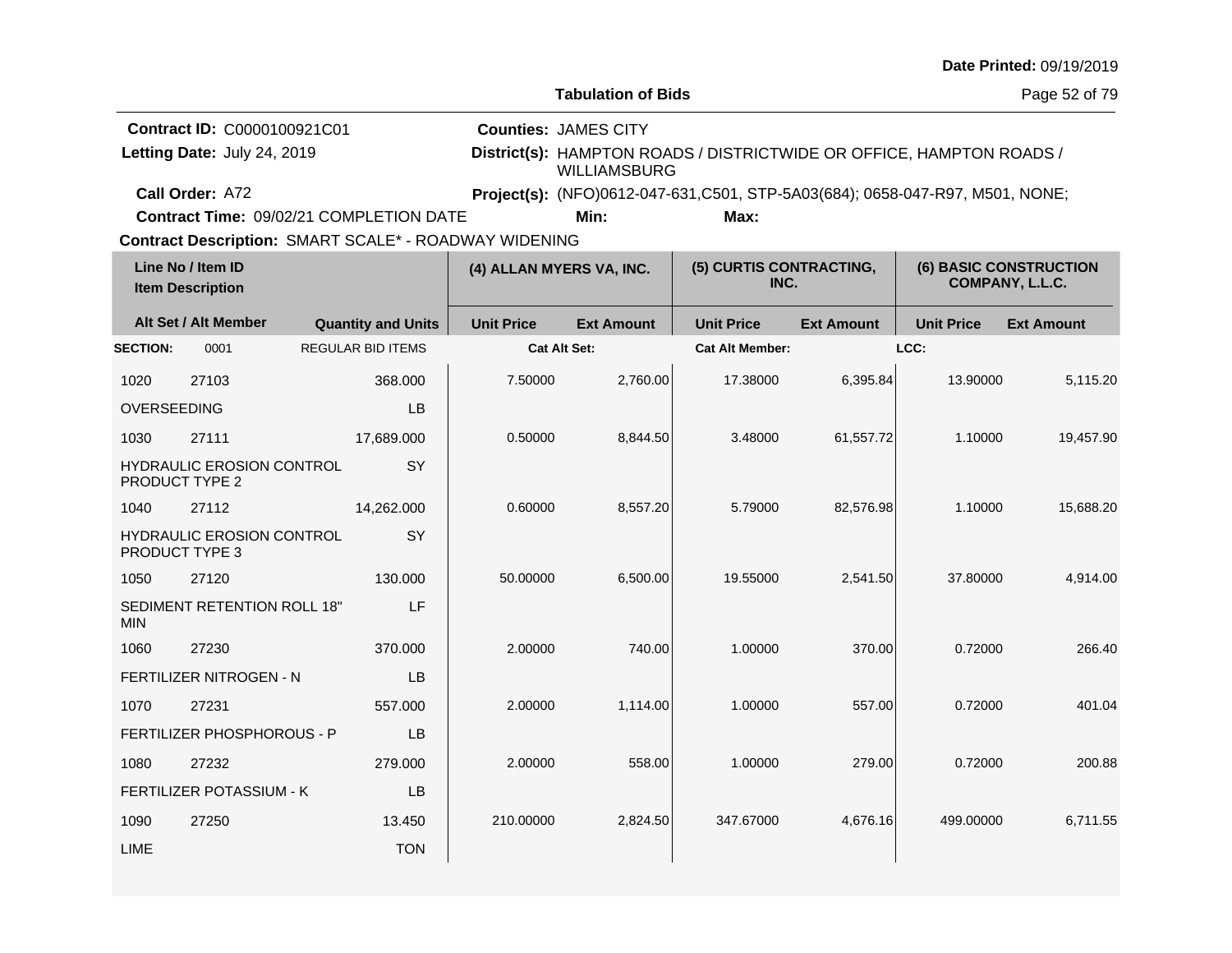Date Printed: 09/19/2019

**Tabulation of Bids**

**Contract ID:** C0000100921C01
**Letting Date:** July 24, 2019
**Call Order:** A72
**Contract Time:** 09/02/21 COMPLETION DATE

**Counties:** JAMES CITY
**District(s):** HAMPTON ROADS / DISTRICTWIDE OR OFFICE, HAMPTON ROADS / WILLIAMSBURG
**Project(s):** (NFO)0612-047-631,C501, STP-5A03(684); 0658-047-R97, M501, NONE;
**Min:** **Max:**

**Contract Description:** SMART SCALE* - ROADWAY WIDENING

| Line No / Item ID | | Quantity and Units | (4) ALLAN MYERS VA, INC. | | (5) CURTIS CONTRACTING, INC. | | (6) BASIC CONSTRUCTION COMPANY, L.L.C. | |
|---|---|---|---|---|---|---|---|---|
| Item Description / Alt Set / Alt Member | | | Unit Price | Ext Amount | Unit Price | Ext Amount | Unit Price | Ext Amount |
| **SECTION:** 0001 | | REGULAR BID ITEMS | Cat Alt Set: | | Cat Alt Member: | | LCC: | |
| 1020 | 27103 | 368.000 | 7.50000 | 2,760.00 | 17.38000 | 6,395.84 | 13.90000 | 5,115.20 |
| OVERSEEDING | | LB | | | | | | |
| 1030 | 27111 | 17,689.000 | 0.50000 | 8,844.50 | 3.48000 | 61,557.72 | 1.10000 | 19,457.90 |
| HYDRAULIC EROSION CONTROL PRODUCT TYPE 2 | | SY | | | | | | |
| 1040 | 27112 | 14,262.000 | 0.60000 | 8,557.20 | 5.79000 | 82,576.98 | 1.10000 | 15,688.20 |
| HYDRAULIC EROSION CONTROL PRODUCT TYPE 3 | | SY | | | | | | |
| 1050 | 27120 | 130.000 | 50.00000 | 6,500.00 | 19.55000 | 2,541.50 | 37.80000 | 4,914.00 |
| SEDIMENT RETENTION ROLL 18" MIN | | LF | | | | | | |
| 1060 | 27230 | 370.000 | 2.00000 | 740.00 | 1.00000 | 370.00 | 0.72000 | 266.40 |
| FERTILIZER NITROGEN - N | | LB | | | | | | |
| 1070 | 27231 | 557.000 | 2.00000 | 1,114.00 | 1.00000 | 557.00 | 0.72000 | 401.04 |
| FERTILIZER PHOSPHOROUS - P | | LB | | | | | | |
| 1080 | 27232 | 279.000 | 2.00000 | 558.00 | 1.00000 | 279.00 | 0.72000 | 200.88 |
| FERTILIZER POTASSIUM - K | | LB | | | | | | |
| 1090 | 27250 | 13.450 | 210.00000 | 2,824.50 | 347.67000 | 4,676.16 | 499.00000 | 6,711.55 |
| LIME | | TON | | | | | | |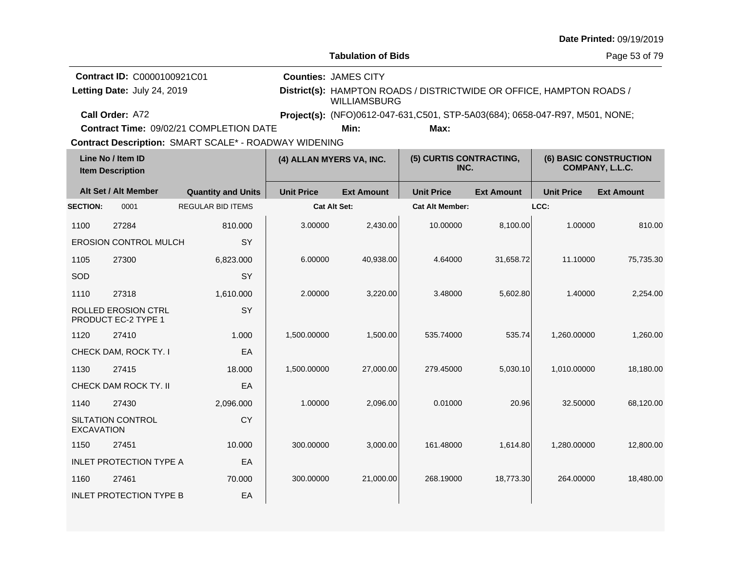**Date Printed:** 09/19/2019

**Tabulation of Bids**

**Contract ID:** C0000100921C01
**Letting Date:** July 24, 2019
**Call Order:** A72
**Contract Time:** 09/02/21 COMPLETION DATE
**Contract Description:** SMART SCALE* - ROADWAY WIDENING

**Counties:** JAMES CITY
**District(s):** HAMPTON ROADS / DISTRICTWIDE OR OFFICE, HAMPTON ROADS / WILLIAMSBURG
**Project(s):** (NFO)0612-047-631,C501, STP-5A03(684); 0658-047-R97, M501, NONE;
**Min:** **Max:**

| Line No / Item ID | Item Description | Quantity and Units | (4) ALLAN MYERS VA, INC. Unit Price | (4) ALLAN MYERS VA, INC. Ext Amount | (5) CURTIS CONTRACTING, INC. Unit Price | (5) CURTIS CONTRACTING, INC. Ext Amount | (6) BASIC CONSTRUCTION COMPANY, L.L.C. Unit Price | (6) BASIC CONSTRUCTION COMPANY, L.L.C. Ext Amount |
|---|---|---|---|---|---|---|---|---|
| **SECTION:** 0001 | REGULAR BID ITEMS | | **Cat Alt Set:** | | **Cat Alt Member:** | | **LCC:** | |
| 1100 27284 | EROSION CONTROL MULCH | 810.000 SY | 3.00000 | 2,430.00 | 10.00000 | 8,100.00 | 1.00000 | 810.00 |
| 1105 27300 | SOD | 6,823.000 SY | 6.00000 | 40,938.00 | 4.64000 | 31,658.72 | 11.10000 | 75,735.30 |
| 1110 27318 | ROLLED EROSION CTRL PRODUCT EC-2 TYPE 1 | 1,610.000 SY | 2.00000 | 3,220.00 | 3.48000 | 5,602.80 | 1.40000 | 2,254.00 |
| 1120 27410 | CHECK DAM, ROCK TY. I | 1.000 EA | 1,500.00000 | 1,500.00 | 535.74000 | 535.74 | 1,260.00000 | 1,260.00 |
| 1130 27415 | CHECK DAM ROCK TY. II | 18.000 EA | 1,500.00000 | 27,000.00 | 279.45000 | 5,030.10 | 1,010.00000 | 18,180.00 |
| 1140 27430 | SILTATION CONTROL EXCAVATION | 2,096.000 CY | 1.00000 | 2,096.00 | 0.01000 | 20.96 | 32.50000 | 68,120.00 |
| 1150 27451 | INLET PROTECTION TYPE A | 10.000 EA | 300.00000 | 3,000.00 | 161.48000 | 1,614.80 | 1,280.00000 | 12,800.00 |
| 1160 27461 | INLET PROTECTION TYPE B | 70.000 EA | 300.00000 | 21,000.00 | 268.19000 | 18,773.30 | 264.00000 | 18,480.00 |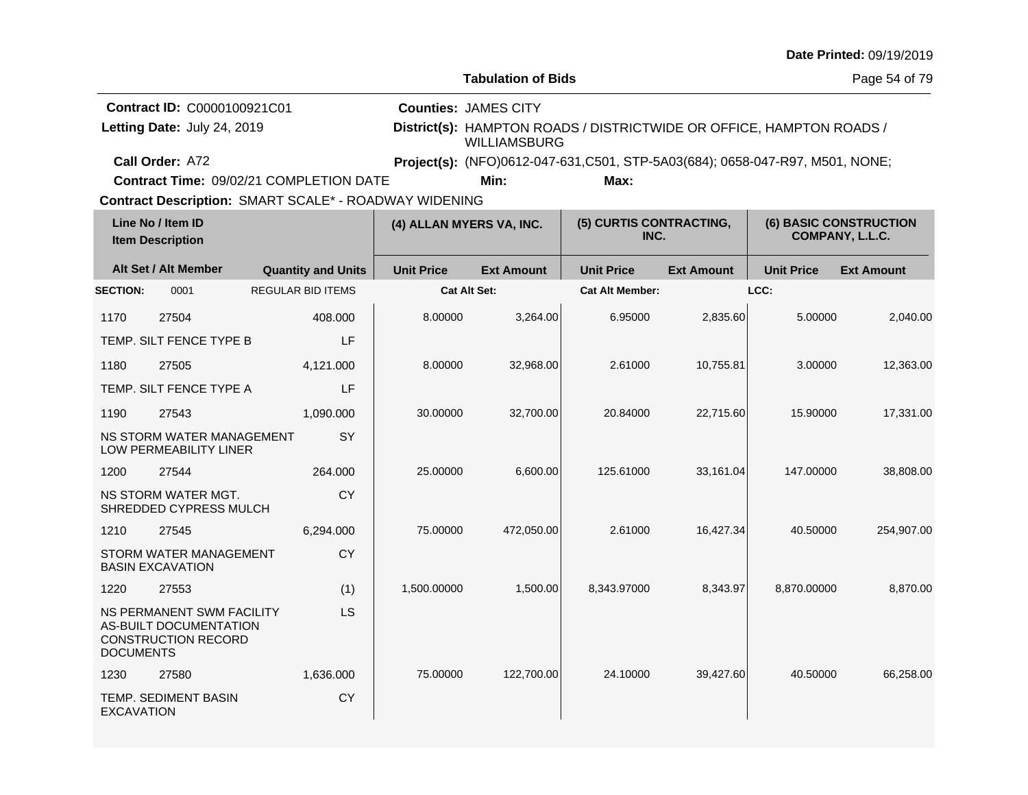**Date Printed:** 09/19/2019

**Tabulation of Bids**

**Contract ID:** C0000100921C01
**Letting Date:** July 24, 2019
**Call Order:** A72
**Contract Time:** 09/02/21 COMPLETION DATE
**Contract Description:** SMART SCALE* - ROADWAY WIDENING

**Counties:** JAMES CITY
**District(s):** HAMPTON ROADS / DISTRICTWIDE OR OFFICE, HAMPTON ROADS / WILLIAMSBURG
**Project(s):** (NFO)0612-047-631,C501, STP-5A03(684); 0658-047-R97, M501, NONE;
**Min:** **Max:**

| Line No / Item ID / Item Description | | Quantity and Units | (4) ALLAN MYERS VA, INC. Unit Price | (4) ALLAN MYERS VA, INC. Ext Amount | (5) CURTIS CONTRACTING, INC. Unit Price | (5) CURTIS CONTRACTING, INC. Ext Amount | (6) BASIC CONSTRUCTION COMPANY, L.L.C. Unit Price | (6) BASIC CONSTRUCTION COMPANY, L.L.C. Ext Amount |
|---|---|---|---|---|---|---|---|---|
| **SECTION:** 0001 | REGULAR BID ITEMS | | Cat Alt Set: | | Cat Alt Member: | | LCC: | |
| 1170 | 27504 | 408.000 | 8.00000 | 3,264.00 | 6.95000 | 2,835.60 | 5.00000 | 2,040.00 |
| TEMP. SILT FENCE TYPE B | | LF | | | | | | |
| 1180 | 27505 | 4,121.000 | 8.00000 | 32,968.00 | 2.61000 | 10,755.81 | 3.00000 | 12,363.00 |
| TEMP. SILT FENCE TYPE A | | LF | | | | | | |
| 1190 | 27543 | 1,090.000 | 30.00000 | 32,700.00 | 20.84000 | 22,715.60 | 15.90000 | 17,331.00 |
| NS STORM WATER MANAGEMENT LOW PERMEABILITY LINER | | SY | | | | | | |
| 1200 | 27544 | 264.000 | 25.00000 | 6,600.00 | 125.61000 | 33,161.04 | 147.00000 | 38,808.00 |
| NS STORM WATER MGT. SHREDDED CYPRESS MULCH | | CY | | | | | | |
| 1210 | 27545 | 6,294.000 | 75.00000 | 472,050.00 | 2.61000 | 16,427.34 | 40.50000 | 254,907.00 |
| STORM WATER MANAGEMENT BASIN EXCAVATION | | CY | | | | | | |
| 1220 | 27553 | (1) | 1,500.00000 | 1,500.00 | 8,343.97000 | 8,343.97 | 8,870.00000 | 8,870.00 |
| NS PERMANENT SWM FACILITY AS-BUILT DOCUMENTATION CONSTRUCTION RECORD DOCUMENTS | | LS | | | | | | |
| 1230 | 27580 | 1,636.000 | 75.00000 | 122,700.00 | 24.10000 | 39,427.60 | 40.50000 | 66,258.00 |
| TEMP. SEDIMENT BASIN EXCAVATION | | CY | | | | | | |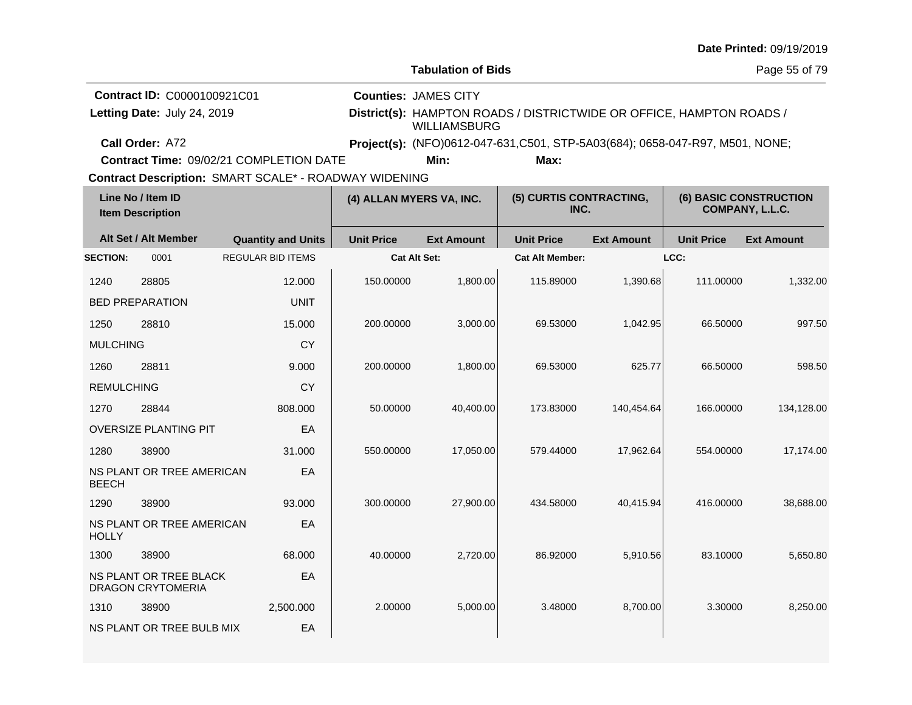Date Printed: 09/19/2019

**Tabulation of Bids**

**Contract ID:** C0000100921C01
**Letting Date:** July 24, 2019
**Call Order:** A72
**Contract Time:** 09/02/21 COMPLETION DATE
**Contract Description:** SMART SCALE* - ROADWAY WIDENING

**Counties:** JAMES CITY
**District(s):** HAMPTON ROADS / DISTRICTWIDE OR OFFICE, HAMPTON ROADS / WILLIAMSBURG
**Project(s):** (NFO)0612-047-631,C501, STP-5A03(684); 0658-047-R97, M501, NONE;
**Min:** **Max:**

| Line No / Item ID | | Item Description / Quantity and Units | (4) ALLAN MYERS VA, INC. | | (5) CURTIS CONTRACTING, INC. | | (6) BASIC CONSTRUCTION COMPANY, L.L.C. | |
|---|---|---|---|---|---|---|---|---|
| Alt Set / Alt Member | | Quantity and Units | Unit Price | Ext Amount | Unit Price | Ext Amount | Unit Price | Ext Amount |
| **SECTION:** | 0001 | REGULAR BID ITEMS | **Cat Alt Set:** | | **Cat Alt Member:** | | **LCC:** | |
| 1240 | 28805 | 12.000 | 150.00000 | 1,800.00 | 115.89000 | 1,390.68 | 111.00000 | 1,332.00 |
| BED PREPARATION | | UNIT | | | | | | |
| 1250 | 28810 | 15.000 | 200.00000 | 3,000.00 | 69.53000 | 1,042.95 | 66.50000 | 997.50 |
| MULCHING | | CY | | | | | | |
| 1260 | 28811 | 9.000 | 200.00000 | 1,800.00 | 69.53000 | 625.77 | 66.50000 | 598.50 |
| REMULCHING | | CY | | | | | | |
| 1270 | 28844 | 808.000 | 50.00000 | 40,400.00 | 173.83000 | 140,454.64 | 166.00000 | 134,128.00 |
| OVERSIZE PLANTING PIT | | EA | | | | | | |
| 1280 | 38900 | 31.000 | 550.00000 | 17,050.00 | 579.44000 | 17,962.64 | 554.00000 | 17,174.00 |
| NS PLANT OR TREE AMERICAN BEECH | | EA | | | | | | |
| 1290 | 38900 | 93.000 | 300.00000 | 27,900.00 | 434.58000 | 40,415.94 | 416.00000 | 38,688.00 |
| NS PLANT OR TREE AMERICAN HOLLY | | EA | | | | | | |
| 1300 | 38900 | 68.000 | 40.00000 | 2,720.00 | 86.92000 | 5,910.56 | 83.10000 | 5,650.80 |
| NS PLANT OR TREE BLACK DRAGON CRYTOMERIA | | EA | | | | | | |
| 1310 | 38900 | 2,500.000 | 2.00000 | 5,000.00 | 3.48000 | 8,700.00 | 3.30000 | 8,250.00 |
| NS PLANT OR TREE BULB MIX | | EA | | | | | | |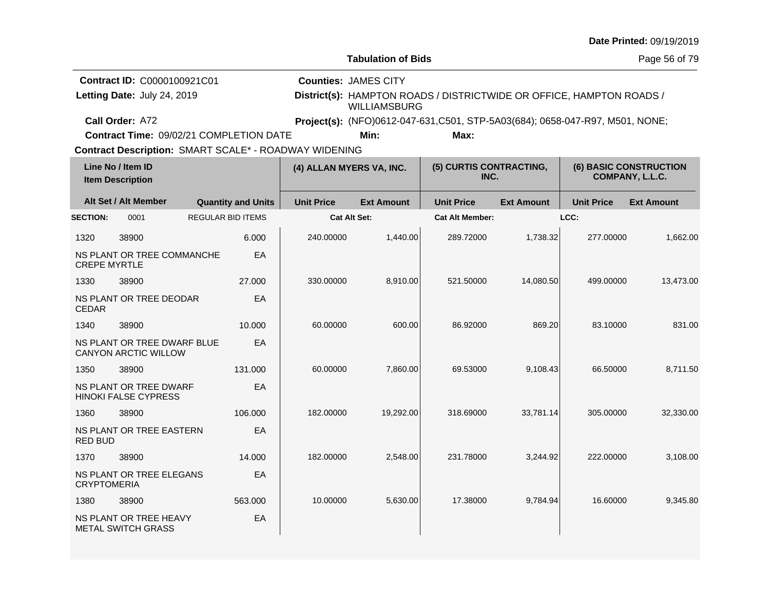**Date Printed:** 09/19/2019

**Tabulation of Bids**

**Contract ID:** C0000100921C01
**Letting Date:** July 24, 2019
**Call Order:** A72
**Contract Time:** 09/02/21 COMPLETION DATE
**Contract Description:** SMART SCALE* - ROADWAY WIDENING

**Counties:** JAMES CITY
**District(s):** HAMPTON ROADS / DISTRICTWIDE OR OFFICE, HAMPTON ROADS / WILLIAMSBURG
**Project(s):** (NFO)0612-047-631,C501, STP-5A03(684); 0658-047-R97, M501, NONE;
**Min:**
**Max:**

| Line No / Item ID | | Item Description | Quantity and Units | (4) ALLAN MYERS VA, INC. Unit Price | (4) ALLAN MYERS VA, INC. Ext Amount | (5) CURTIS CONTRACTING, INC. Unit Price | (5) CURTIS CONTRACTING, INC. Ext Amount | (6) BASIC CONSTRUCTION COMPANY, L.L.C. Unit Price | (6) BASIC CONSTRUCTION COMPANY, L.L.C. Ext Amount |
|---|---|---|---|---|---|---|---|---|---|
| **SECTION:** | 0001 | REGULAR BID ITEMS | | Cat Alt Set: | | Cat Alt Member: | | LCC: | |
| 1320 | 38900 | NS PLANT OR TREE COMMANCHE CREPE MYRTLE | 6.000 EA | 240.00000 | 1,440.00 | 289.72000 | 1,738.32 | 277.00000 | 1,662.00 |
| 1330 | 38900 | NS PLANT OR TREE DEODAR CEDAR | 27.000 EA | 330.00000 | 8,910.00 | 521.50000 | 14,080.50 | 499.00000 | 13,473.00 |
| 1340 | 38900 | NS PLANT OR TREE DWARF BLUE CANYON ARCTIC WILLOW | 10.000 EA | 60.00000 | 600.00 | 86.92000 | 869.20 | 83.10000 | 831.00 |
| 1350 | 38900 | NS PLANT OR TREE DWARF HINOKI FALSE CYPRESS | 131.000 EA | 60.00000 | 7,860.00 | 69.53000 | 9,108.43 | 66.50000 | 8,711.50 |
| 1360 | 38900 | NS PLANT OR TREE EASTERN RED BUD | 106.000 EA | 182.00000 | 19,292.00 | 318.69000 | 33,781.14 | 305.00000 | 32,330.00 |
| 1370 | 38900 | NS PLANT OR TREE ELEGANS CRYPTOMERIA | 14.000 EA | 182.00000 | 2,548.00 | 231.78000 | 3,244.92 | 222.00000 | 3,108.00 |
| 1380 | 38900 | NS PLANT OR TREE HEAVY METAL SWITCH GRASS | 563.000 EA | 10.00000 | 5,630.00 | 17.38000 | 9,784.94 | 16.60000 | 9,345.80 |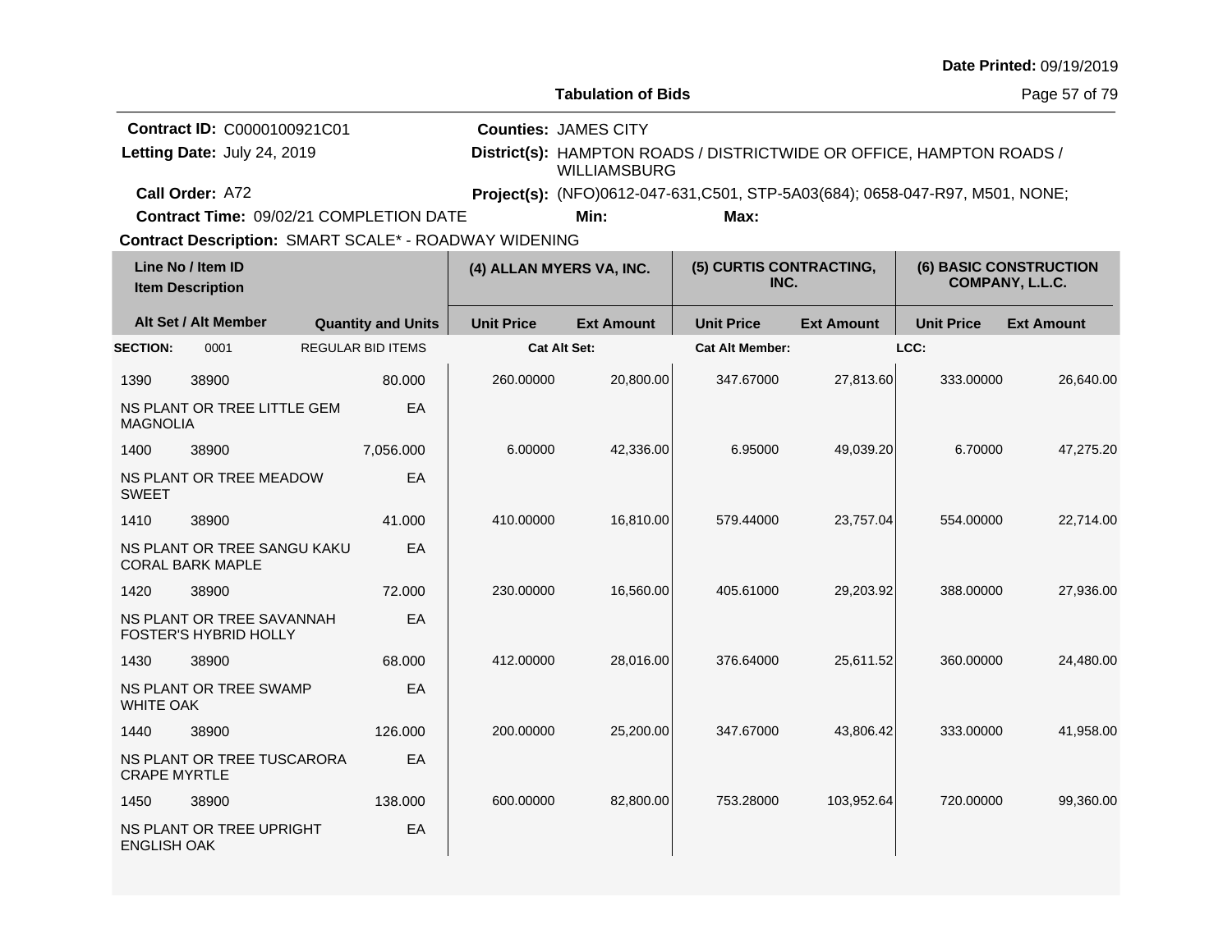**Date Printed:** 09/19/2019

**Tabulation of Bids**

**Contract ID:** C0000100921C01
**Letting Date:** July 24, 2019
**Call Order:** A72
**Contract Time:** 09/02/21 COMPLETION DATE
**Contract Description:** SMART SCALE* - ROADWAY WIDENING

**Counties:** JAMES CITY
**District(s):** HAMPTON ROADS / DISTRICTWIDE OR OFFICE, HAMPTON ROADS / WILLIAMSBURG
**Project(s):** (NFO)0612-047-631,C501, STP-5A03(684); 0658-047-R97, M501, NONE;
**Min:** **Max:**

| Line No / Item ID | Item Description | Quantity and Units | (4) ALLAN MYERS VA, INC. Unit Price | (4) ALLAN MYERS VA, INC. Ext Amount | (5) CURTIS CONTRACTING, INC. Unit Price | (5) CURTIS CONTRACTING, INC. Ext Amount | (6) BASIC CONSTRUCTION COMPANY, L.L.C. Unit Price | (6) BASIC CONSTRUCTION COMPANY, L.L.C. Ext Amount |
|---|---|---|---|---|---|---|---|---|
| **SECTION:** 0001 | REGULAR BID ITEMS | | Cat Alt Set: | | Cat Alt Member: | | LCC: | |
| 1390 38900 | NS PLANT OR TREE LITTLE GEM MAGNOLIA | 80.000 EA | 260.00000 | 20,800.00 | 347.67000 | 27,813.60 | 333.00000 | 26,640.00 |
| 1400 38900 | NS PLANT OR TREE MEADOW SWEET | 7,056.000 EA | 6.00000 | 42,336.00 | 6.95000 | 49,039.20 | 6.70000 | 47,275.20 |
| 1410 38900 | NS PLANT OR TREE SANGU KAKU CORAL BARK MAPLE | 41.000 EA | 410.00000 | 16,810.00 | 579.44000 | 23,757.04 | 554.00000 | 22,714.00 |
| 1420 38900 | NS PLANT OR TREE SAVANNAH FOSTER'S HYBRID HOLLY | 72.000 EA | 230.00000 | 16,560.00 | 405.61000 | 29,203.92 | 388.00000 | 27,936.00 |
| 1430 38900 | NS PLANT OR TREE SWAMP WHITE OAK | 68.000 EA | 412.00000 | 28,016.00 | 376.64000 | 25,611.52 | 360.00000 | 24,480.00 |
| 1440 38900 | NS PLANT OR TREE TUSCARORA CRAPE MYRTLE | 126.000 EA | 200.00000 | 25,200.00 | 347.67000 | 43,806.42 | 333.00000 | 41,958.00 |
| 1450 38900 | NS PLANT OR TREE UPRIGHT ENGLISH OAK | 138.000 EA | 600.00000 | 82,800.00 | 753.28000 | 103,952.64 | 720.00000 | 99,360.00 |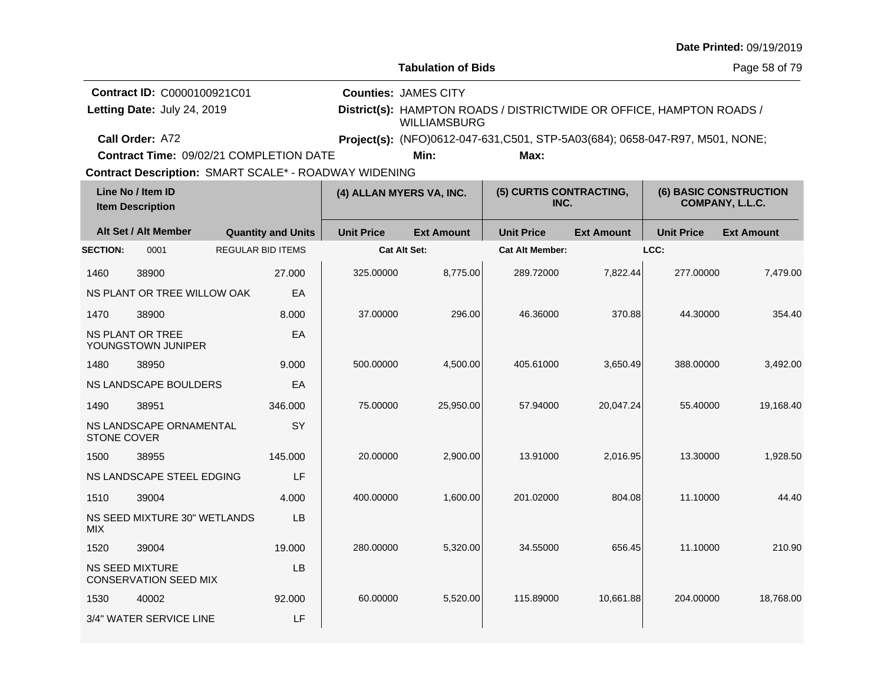**Date Printed:** 09/19/2019

## Tabulation of Bids

**Contract ID:** C0000100921C01
**Letting Date:** July 24, 2019
**Call Order:** A72
**Contract Time:** 09/02/21 COMPLETION DATE
**Contract Description:** SMART SCALE* - ROADWAY WIDENING

**Counties:** JAMES CITY
**District(s):** HAMPTON ROADS / DISTRICTWIDE OR OFFICE, HAMPTON ROADS / WILLIAMSBURG
**Project(s):** (NFO)0612-047-631,C501, STP-5A03(684); 0658-047-R97, M501, NONE;
**Min:**
**Max:**

| Line No / Item ID / Item Description | | Quantity and Units | (4) ALLAN MYERS VA, INC. Unit Price | Ext Amount | (5) CURTIS CONTRACTING, INC. Unit Price | Ext Amount | (6) BASIC CONSTRUCTION COMPANY, L.L.C. Unit Price | Ext Amount |
|---|---|---|---|---|---|---|---|---|
| **SECTION:** 0001 | REGULAR BID ITEMS | | Cat Alt Set: | | Cat Alt Member: | | LCC: | |
| 1460 | 38900 | 27.000 | 325.00000 | 8,775.00 | 289.72000 | 7,822.44 | 277.00000 | 7,479.00 |
| NS PLANT OR TREE WILLOW OAK | | EA | | | | | | |
| 1470 | 38900 | 8.000 | 37.00000 | 296.00 | 46.36000 | 370.88 | 44.30000 | 354.40 |
| NS PLANT OR TREE YOUNGSTOWN JUNIPER | | EA | | | | | | |
| 1480 | 38950 | 9.000 | 500.00000 | 4,500.00 | 405.61000 | 3,650.49 | 388.00000 | 3,492.00 |
| NS LANDSCAPE BOULDERS | | EA | | | | | | |
| 1490 | 38951 | 346.000 | 75.00000 | 25,950.00 | 57.94000 | 20,047.24 | 55.40000 | 19,168.40 |
| NS LANDSCAPE ORNAMENTAL STONE COVER | | SY | | | | | | |
| 1500 | 38955 | 145.000 | 20.00000 | 2,900.00 | 13.91000 | 2,016.95 | 13.30000 | 1,928.50 |
| NS LANDSCAPE STEEL EDGING | | LF | | | | | | |
| 1510 | 39004 | 4.000 | 400.00000 | 1,600.00 | 201.02000 | 804.08 | 11.10000 | 44.40 |
| NS SEED MIXTURE 30" WETLANDS MIX | | LB | | | | | | |
| 1520 | 39004 | 19.000 | 280.00000 | 5,320.00 | 34.55000 | 656.45 | 11.10000 | 210.90 |
| NS SEED MIXTURE CONSERVATION SEED MIX | | LB | | | | | | |
| 1530 | 40002 | 92.000 | 60.00000 | 5,520.00 | 115.89000 | 10,661.88 | 204.00000 | 18,768.00 |
| 3/4" WATER SERVICE LINE | | LF | | | | | | |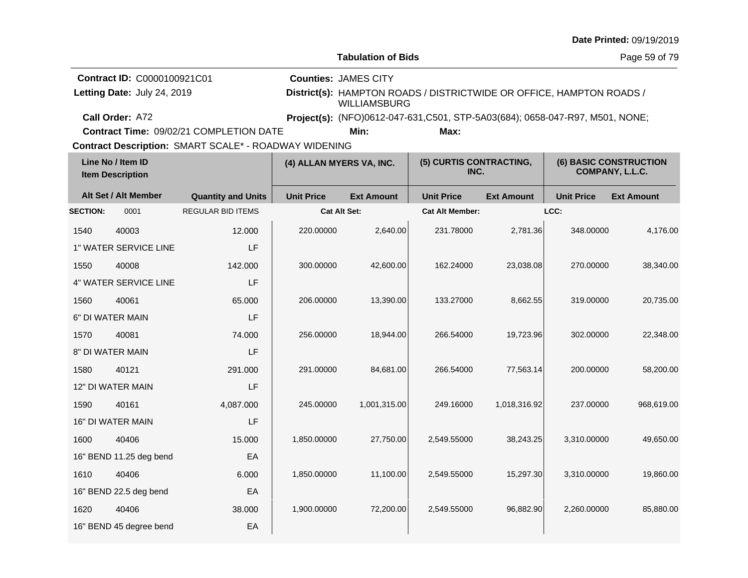**Date Printed:** 09/19/2019

**Tabulation of Bids**

**Contract ID:** C0000100921C01

**Letting Date:** July 24, 2019

**Call Order:** A72

**Contract Time:** 09/02/21 COMPLETION DATE

**Counties:** JAMES CITY

**District(s):** HAMPTON ROADS / DISTRICTWIDE OR OFFICE, HAMPTON ROADS / WILLIAMSBURG

**Project(s):** (NFO)0612-047-631,C501, STP-5A03(684); 0658-047-R97, M501, NONE;

**Min:** **Max:**

**Contract Description:** SMART SCALE* - ROADWAY WIDENING

| Line No / Item ID | | Quantity and Units | (4) ALLAN MYERS VA, INC. | | (5) CURTIS CONTRACTING, INC. | | (6) BASIC CONSTRUCTION COMPANY, L.L.C. | |
|---|---|---|---|---|---|---|---|---|
| Item Description / Alt Set / Alt Member | | | Unit Price | Ext Amount | Unit Price | Ext Amount | Unit Price | Ext Amount |
| **SECTION:** | 0001 | REGULAR BID ITEMS | **Cat Alt Set:** | | **Cat Alt Member:** | | **LCC:** | |
| 1540 | 40003 | 12.000 | 220.00000 | 2,640.00 | 231.78000 | 2,781.36 | 348.00000 | 4,176.00 |
| 1" WATER SERVICE LINE | | LF | | | | | | |
| 1550 | 40008 | 142.000 | 300.00000 | 42,600.00 | 162.24000 | 23,038.08 | 270.00000 | 38,340.00 |
| 4" WATER SERVICE LINE | | LF | | | | | | |
| 1560 | 40061 | 65.000 | 206.00000 | 13,390.00 | 133.27000 | 8,662.55 | 319.00000 | 20,735.00 |
| 6" DI WATER MAIN | | LF | | | | | | |
| 1570 | 40081 | 74.000 | 256.00000 | 18,944.00 | 266.54000 | 19,723.96 | 302.00000 | 22,348.00 |
| 8" DI WATER MAIN | | LF | | | | | | |
| 1580 | 40121 | 291.000 | 291.00000 | 84,681.00 | 266.54000 | 77,563.14 | 200.00000 | 58,200.00 |
| 12" DI WATER MAIN | | LF | | | | | | |
| 1590 | 40161 | 4,087.000 | 245.00000 | 1,001,315.00 | 249.16000 | 1,018,316.92 | 237.00000 | 968,619.00 |
| 16" DI WATER MAIN | | LF | | | | | | |
| 1600 | 40406 | 15.000 | 1,850.00000 | 27,750.00 | 2,549.55000 | 38,243.25 | 3,310.00000 | 49,650.00 |
| 16" BEND 11.25 deg bend | | EA | | | | | | |
| 1610 | 40406 | 6.000 | 1,850.00000 | 11,100.00 | 2,549.55000 | 15,297.30 | 3,310.00000 | 19,860.00 |
| 16" BEND 22.5 deg bend | | EA | | | | | | |
| 1620 | 40406 | 38.000 | 1,900.00000 | 72,200.00 | 2,549.55000 | 96,882.90 | 2,260.00000 | 85,880.00 |
| 16" BEND 45 degree bend | | EA | | | | | | |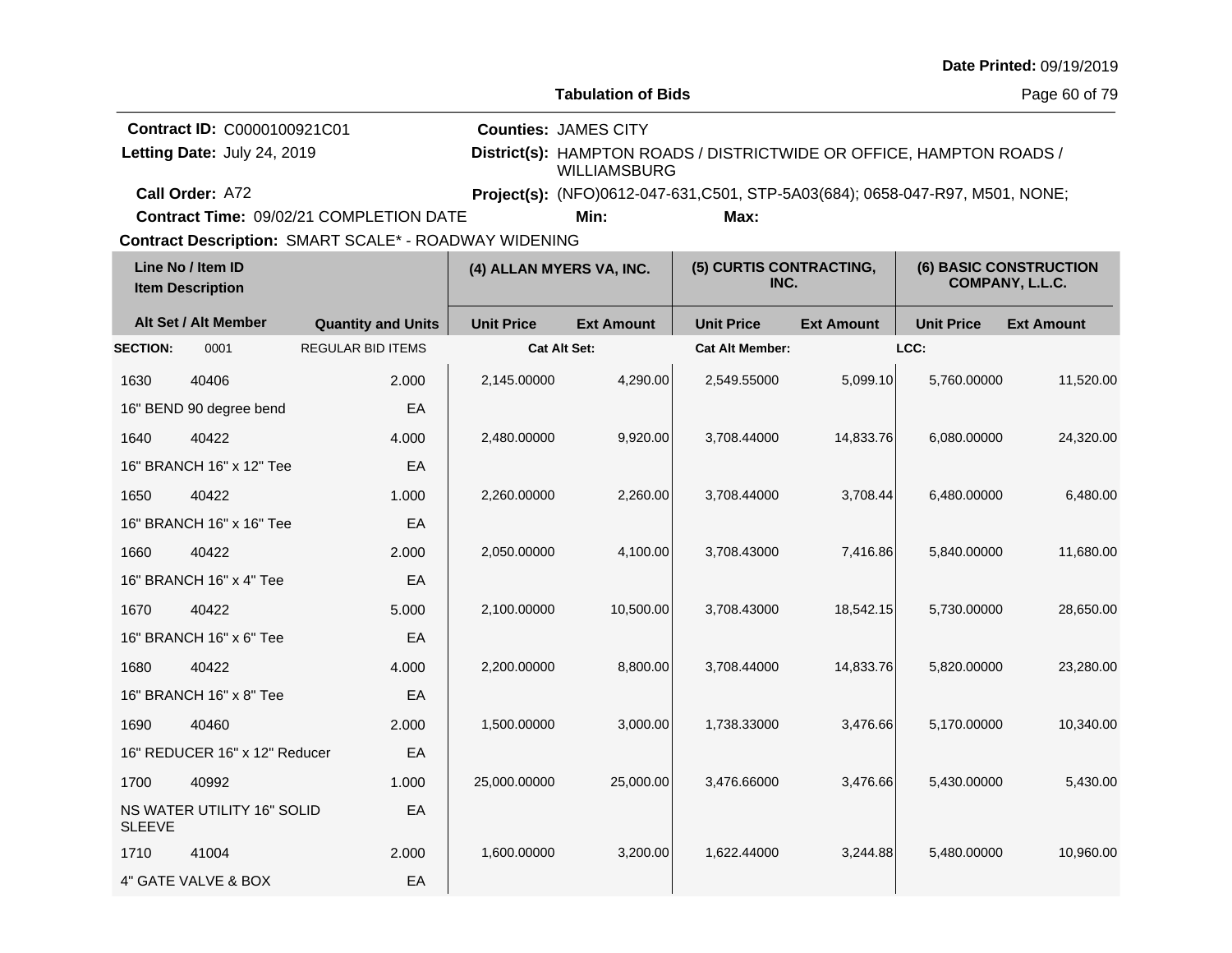Date Printed: 09/19/2019

## Tabulation of Bids

**Contract ID:** C0000100921C01
**Letting Date:** July 24, 2019
**Call Order:** A72
**Contract Time:** 09/02/21 COMPLETION DATE
**Counties:** JAMES CITY
**District(s):** HAMPTON ROADS / DISTRICTWIDE OR OFFICE, HAMPTON ROADS / WILLIAMSBURG
**Project(s):** (NFO)0612-047-631,C501, STP-5A03(684); 0658-047-R97, M501, NONE;
**Min:** **Max:**
**Contract Description:** SMART SCALE* - ROADWAY WIDENING

| Line No / Item ID / Item Description | Alt Set / Alt Member | Quantity and Units | (4) ALLAN MYERS VA, INC. Unit Price | (4) ALLAN MYERS VA, INC. Ext Amount | (5) CURTIS CONTRACTING, INC. Unit Price | (5) CURTIS CONTRACTING, INC. Ext Amount | (6) BASIC CONSTRUCTION COMPANY, L.L.C. Unit Price | (6) BASIC CONSTRUCTION COMPANY, L.L.C. Ext Amount |
|---|---|---|---|---|---|---|---|---|
| **SECTION:** 0001 | REGULAR BID ITEMS | | Cat Alt Set: | | Cat Alt Member: | | LCC: | |
| 1630 40406 16" BEND 90 degree bend | | 2.000 EA | 2,145.00000 | 4,290.00 | 2,549.55000 | 5,099.10 | 5,760.00000 | 11,520.00 |
| 1640 40422 16" BRANCH 16" x 12" Tee | | 4.000 EA | 2,480.00000 | 9,920.00 | 3,708.44000 | 14,833.76 | 6,080.00000 | 24,320.00 |
| 1650 40422 16" BRANCH 16" x 16" Tee | | 1.000 EA | 2,260.00000 | 2,260.00 | 3,708.44000 | 3,708.44 | 6,480.00000 | 6,480.00 |
| 1660 40422 16" BRANCH 16" x 4" Tee | | 2.000 EA | 2,050.00000 | 4,100.00 | 3,708.43000 | 7,416.86 | 5,840.00000 | 11,680.00 |
| 1670 40422 16" BRANCH 16" x 6" Tee | | 5.000 EA | 2,100.00000 | 10,500.00 | 3,708.43000 | 18,542.15 | 5,730.00000 | 28,650.00 |
| 1680 40422 16" BRANCH 16" x 8" Tee | | 4.000 EA | 2,200.00000 | 8,800.00 | 3,708.44000 | 14,833.76 | 5,820.00000 | 23,280.00 |
| 1690 40460 16" REDUCER 16" x 12" Reducer | | 2.000 EA | 1,500.00000 | 3,000.00 | 1,738.33000 | 3,476.66 | 5,170.00000 | 10,340.00 |
| 1700 40992 NS WATER UTILITY 16" SOLID SLEEVE | | 1.000 EA | 25,000.00000 | 25,000.00 | 3,476.66000 | 3,476.66 | 5,430.00000 | 5,430.00 |
| 1710 41004 4" GATE VALVE & BOX | | 2.000 EA | 1,600.00000 | 3,200.00 | 1,622.44000 | 3,244.88 | 5,480.00000 | 10,960.00 |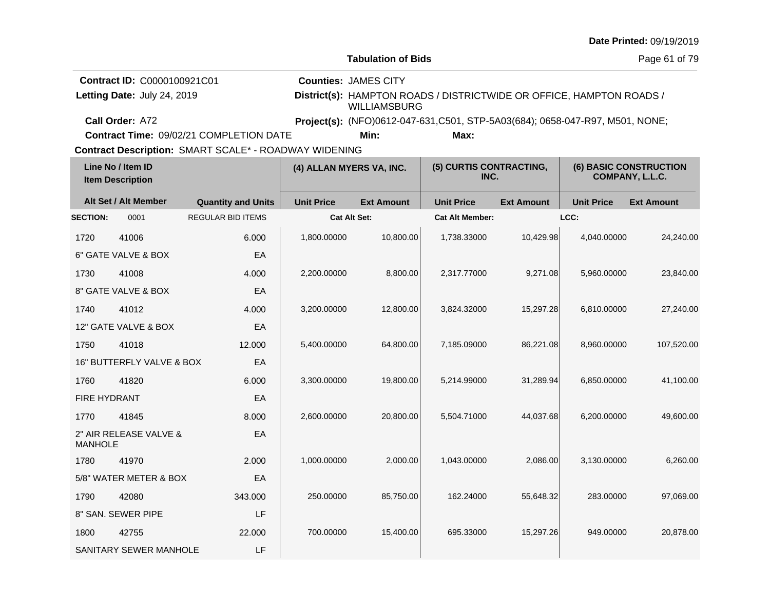**Date Printed:** 09/19/2019

**Tabulation of Bids**

**Contract ID:** C0000100921C01
**Letting Date:** July 24, 2019
**Call Order:** A72
**Contract Time:** 09/02/21 COMPLETION DATE

**Counties:** JAMES CITY
**District(s):** HAMPTON ROADS / DISTRICTWIDE OR OFFICE, HAMPTON ROADS / WILLIAMSBURG
**Project(s):** (NFO)0612-047-631,C501, STP-5A03(684); 0658-047-R97, M501, NONE;
**Min:** **Max:**

**Contract Description:** SMART SCALE* - ROADWAY WIDENING

| Line No / Item ID | Item Description | Quantity and Units | (4) ALLAN MYERS VA, INC. Unit Price | (4) ALLAN MYERS VA, INC. Ext Amount | (5) CURTIS CONTRACTING, INC. Unit Price | (5) CURTIS CONTRACTING, INC. Ext Amount | (6) BASIC CONSTRUCTION COMPANY, L.L.C. Unit Price | (6) BASIC CONSTRUCTION COMPANY, L.L.C. Ext Amount |
|---|---|---|---|---|---|---|---|---|
| **SECTION:** 0001 | REGULAR BID ITEMS | | Cat Alt Set: | | Cat Alt Member: | | LCC: | |
| 1720 41006 | 6" GATE VALVE & BOX | 6.000 EA | 1,800.00000 | 10,800.00 | 1,738.33000 | 10,429.98 | 4,040.00000 | 24,240.00 |
| 1730 41008 | 8" GATE VALVE & BOX | 4.000 EA | 2,200.00000 | 8,800.00 | 2,317.77000 | 9,271.08 | 5,960.00000 | 23,840.00 |
| 1740 41012 | 12" GATE VALVE & BOX | 4.000 EA | 3,200.00000 | 12,800.00 | 3,824.32000 | 15,297.28 | 6,810.00000 | 27,240.00 |
| 1750 41018 | 16" BUTTERFLY VALVE & BOX | 12.000 EA | 5,400.00000 | 64,800.00 | 7,185.09000 | 86,221.08 | 8,960.00000 | 107,520.00 |
| 1760 41820 | FIRE HYDRANT | 6.000 EA | 3,300.00000 | 19,800.00 | 5,214.99000 | 31,289.94 | 6,850.00000 | 41,100.00 |
| 1770 41845 | 2" AIR RELEASE VALVE & MANHOLE | 8.000 EA | 2,600.00000 | 20,800.00 | 5,504.71000 | 44,037.68 | 6,200.00000 | 49,600.00 |
| 1780 41970 | 5/8" WATER METER & BOX | 2.000 EA | 1,000.00000 | 2,000.00 | 1,043.00000 | 2,086.00 | 3,130.00000 | 6,260.00 |
| 1790 42080 | 8" SAN. SEWER PIPE | 343.000 LF | 250.00000 | 85,750.00 | 162.24000 | 55,648.32 | 283.00000 | 97,069.00 |
| 1800 42755 | SANITARY SEWER MANHOLE | 22.000 LF | 700.00000 | 15,400.00 | 695.33000 | 15,297.26 | 949.00000 | 20,878.00 |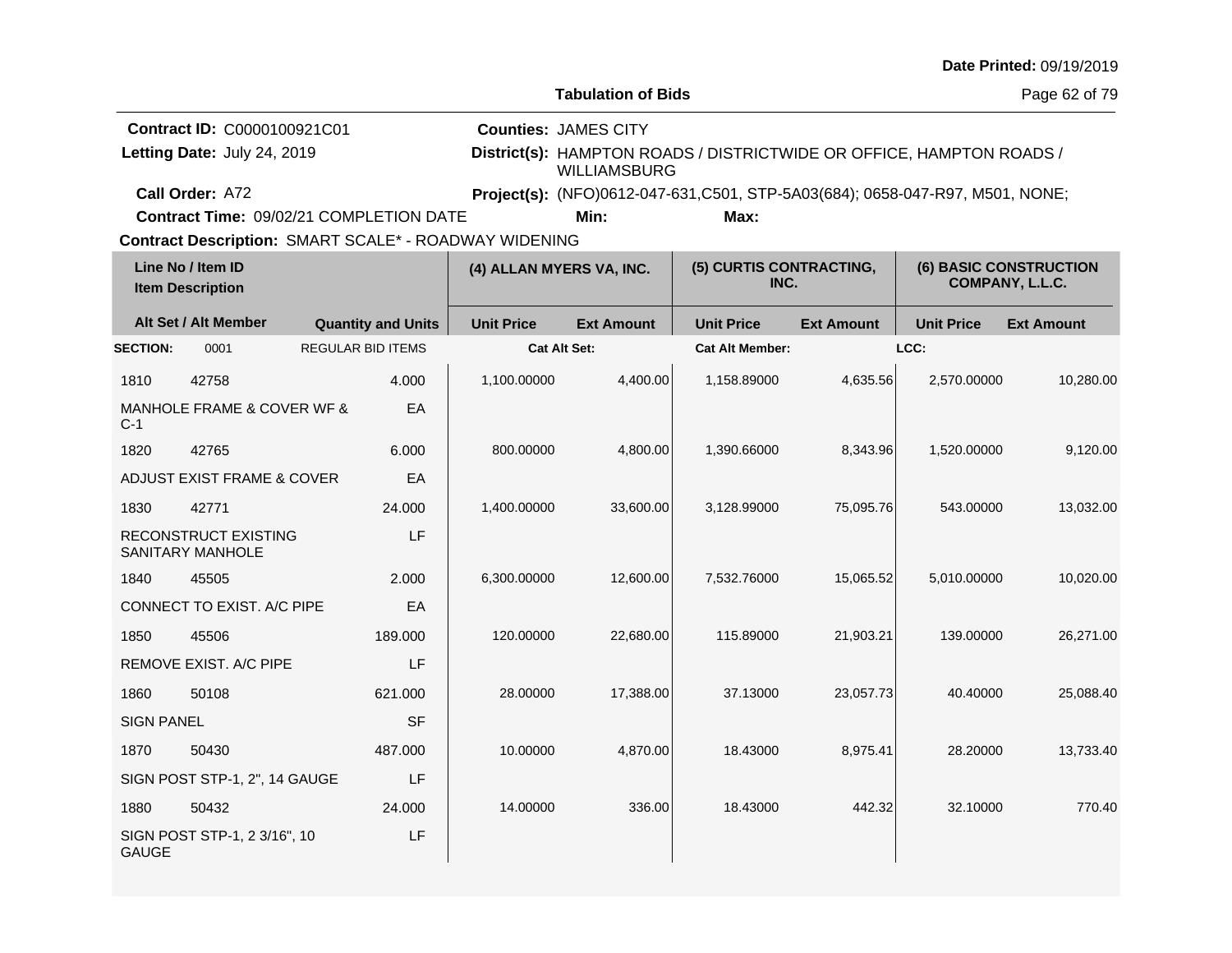**Date Printed:** 09/19/2019

**Tabulation of Bids**

**Contract ID:** C0000100921C01
**Letting Date:** July 24, 2019
**Call Order:** A72
**Contract Time:** 09/02/21 COMPLETION DATE
**Contract Description:** SMART SCALE* - ROADWAY WIDENING

**Counties:** JAMES CITY
**District(s):** HAMPTON ROADS / DISTRICTWIDE OR OFFICE, HAMPTON ROADS / WILLIAMSBURG
**Project(s):** (NFO)0612-047-631,C501, STP-5A03(684); 0658-047-R97, M501, NONE;
**Min:** **Max:**

| Line No / Item ID / Item Description | | Quantity and Units | (4) ALLAN MYERS VA, INC. Unit Price | (4) ALLAN MYERS VA, INC. Ext Amount | (5) CURTIS CONTRACTING, INC. Unit Price | (5) CURTIS CONTRACTING, INC. Ext Amount | (6) BASIC CONSTRUCTION COMPANY, L.L.C. Unit Price | (6) BASIC CONSTRUCTION COMPANY, L.L.C. Ext Amount |
|---|---|---|---|---|---|---|---|---|
| **SECTION:** 0001 | REGULAR BID ITEMS | | **Cat Alt Set:** | | **Cat Alt Member:** | | **LCC:** | |
| 1810 | 42758 | 4.000 | 1,100.00000 | 4,400.00 | 1,158.89000 | 4,635.56 | 2,570.00000 | 10,280.00 |
| MANHOLE FRAME & COVER WF & C-1 | | EA | | | | | | |
| 1820 | 42765 | 6.000 | 800.00000 | 4,800.00 | 1,390.66000 | 8,343.96 | 1,520.00000 | 9,120.00 |
| ADJUST EXIST FRAME & COVER | | EA | | | | | | |
| 1830 | 42771 | 24.000 | 1,400.00000 | 33,600.00 | 3,128.99000 | 75,095.76 | 543.00000 | 13,032.00 |
| RECONSTRUCT EXISTING SANITARY MANHOLE | | LF | | | | | | |
| 1840 | 45505 | 2.000 | 6,300.00000 | 12,600.00 | 7,532.76000 | 15,065.52 | 5,010.00000 | 10,020.00 |
| CONNECT TO EXIST. A/C PIPE | | EA | | | | | | |
| 1850 | 45506 | 189.000 | 120.00000 | 22,680.00 | 115.89000 | 21,903.21 | 139.00000 | 26,271.00 |
| REMOVE EXIST. A/C PIPE | | LF | | | | | | |
| 1860 | 50108 | 621.000 | 28.00000 | 17,388.00 | 37.13000 | 23,057.73 | 40.40000 | 25,088.40 |
| SIGN PANEL | | SF | | | | | | |
| 1870 | 50430 | 487.000 | 10.00000 | 4,870.00 | 18.43000 | 8,975.41 | 28.20000 | 13,733.40 |
| SIGN POST STP-1, 2", 14 GAUGE | | LF | | | | | | |
| 1880 | 50432 | 24.000 | 14.00000 | 336.00 | 18.43000 | 442.32 | 32.10000 | 770.40 |
| SIGN POST STP-1, 2 3/16", 10 GAUGE | | LF | | | | | | |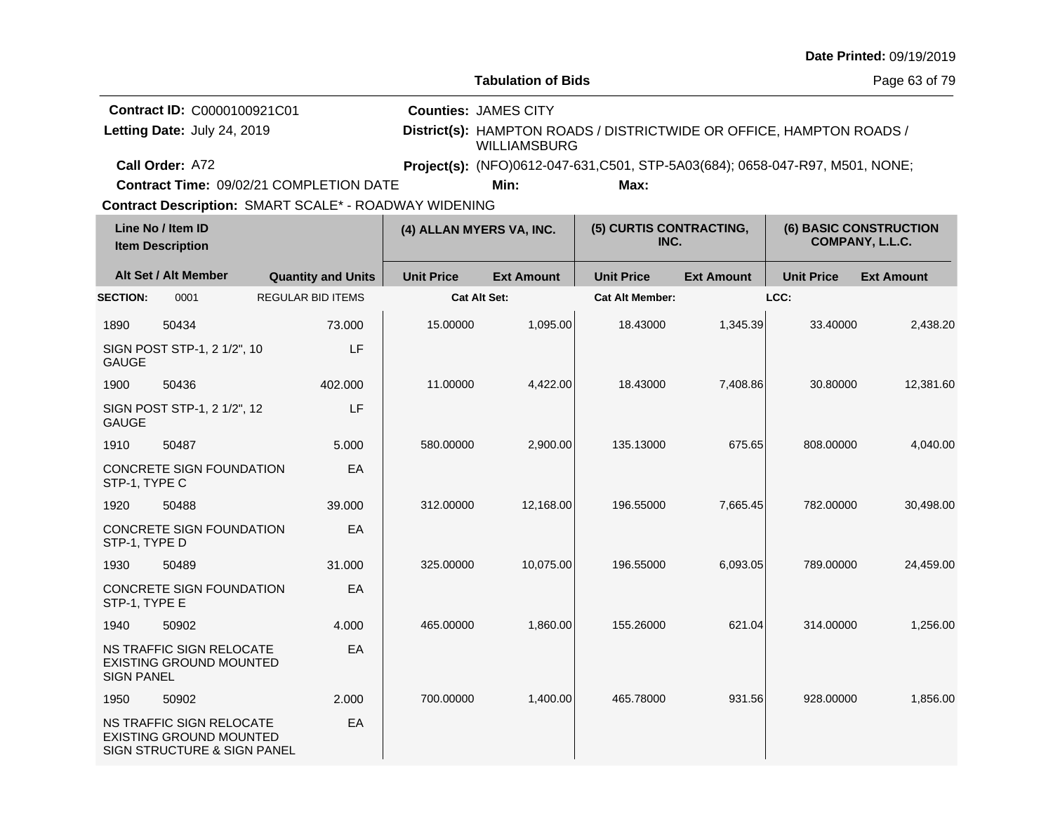Date Printed: 09/19/2019

**Tabulation of Bids**

**Contract ID:** C0000100921C01
**Letting Date:** July 24, 2019
**Call Order:** A72
**Contract Time:** 09/02/21 COMPLETION DATE
**Contract Description:** SMART SCALE* - ROADWAY WIDENING

**Counties:** JAMES CITY
**District(s):** HAMPTON ROADS / DISTRICTWIDE OR OFFICE, HAMPTON ROADS / WILLIAMSBURG
**Project(s):** (NFO)0612-047-631,C501, STP-5A03(684); 0658-047-R97, M501, NONE;
**Min:** **Max:**

| Line No / Item ID / Item Description | Alt Set / Alt Member | Quantity and Units | (4) ALLAN MYERS VA, INC. Unit Price | Ext Amount | (5) CURTIS CONTRACTING, INC. Unit Price | Ext Amount | (6) BASIC CONSTRUCTION COMPANY, L.L.C. Unit Price | Ext Amount |
|---|---|---|---|---|---|---|---|---|
| **SECTION:** 0001 | REGULAR BID ITEMS | | Cat Alt Set: | | Cat Alt Member: | | LCC: | |
| 1890 50434 SIGN POST STP-1, 2 1/2", 10 GAUGE | | 73.000 LF | 15.00000 | 1,095.00 | 18.43000 | 1,345.39 | 33.40000 | 2,438.20 |
| 1900 50436 SIGN POST STP-1, 2 1/2", 12 GAUGE | | 402.000 LF | 11.00000 | 4,422.00 | 18.43000 | 7,408.86 | 30.80000 | 12,381.60 |
| 1910 50487 CONCRETE SIGN FOUNDATION STP-1, TYPE C | | 5.000 EA | 580.00000 | 2,900.00 | 135.13000 | 675.65 | 808.00000 | 4,040.00 |
| 1920 50488 CONCRETE SIGN FOUNDATION STP-1, TYPE D | | 39.000 EA | 312.00000 | 12,168.00 | 196.55000 | 7,665.45 | 782.00000 | 30,498.00 |
| 1930 50489 CONCRETE SIGN FOUNDATION STP-1, TYPE E | | 31.000 EA | 325.00000 | 10,075.00 | 196.55000 | 6,093.05 | 789.00000 | 24,459.00 |
| 1940 50902 NS TRAFFIC SIGN RELOCATE EXISTING GROUND MOUNTED SIGN PANEL | | 4.000 EA | 465.00000 | 1,860.00 | 155.26000 | 621.04 | 314.00000 | 1,256.00 |
| 1950 50902 NS TRAFFIC SIGN RELOCATE EXISTING GROUND MOUNTED SIGN STRUCTURE & SIGN PANEL | | 2.000 EA | 700.00000 | 1,400.00 | 465.78000 | 931.56 | 928.00000 | 1,856.00 |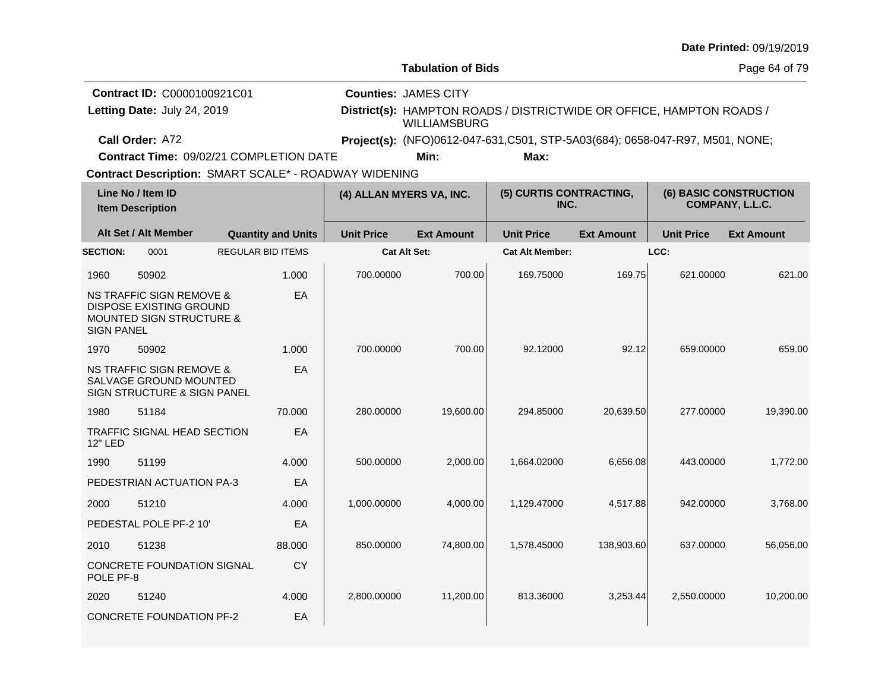Date Printed: 09/19/2019

**Tabulation of Bids**

**Contract ID:** C0000100921C01
**Letting Date:** July 24, 2019
**Call Order:** A72
**Contract Time:** 09/02/21 COMPLETION DATE
**Contract Description:** SMART SCALE* - ROADWAY WIDENING

**Counties:** JAMES CITY
**District(s):** HAMPTON ROADS / DISTRICTWIDE OR OFFICE, HAMPTON ROADS / WILLIAMSBURG
**Project(s):** (NFO)0612-047-631,C501, STP-5A03(684); 0658-047-R97, M501, NONE;
**Min:** **Max:**

| Line No / Item ID | Item Description | Quantity and Units | (4) ALLAN MYERS VA, INC. Unit Price | Ext Amount | (5) CURTIS CONTRACTING, INC. Unit Price | Ext Amount | (6) BASIC CONSTRUCTION COMPANY, L.L.C. Unit Price | Ext Amount |
|---|---|---|---|---|---|---|---|---|
| **SECTION:** 0001 | REGULAR BID ITEMS | | Cat Alt Set: | | Cat Alt Member: | | LCC: | |
| 1960 50902 | NS TRAFFIC SIGN REMOVE & DISPOSE EXISTING GROUND MOUNTED SIGN STRUCTURE & SIGN PANEL | 1.000 EA | 700.00000 | 700.00 | 169.75000 | 169.75 | 621.00000 | 621.00 |
| 1970 50902 | NS TRAFFIC SIGN REMOVE & SALVAGE GROUND MOUNTED SIGN STRUCTURE & SIGN PANEL | 1.000 EA | 700.00000 | 700.00 | 92.12000 | 92.12 | 659.00000 | 659.00 |
| 1980 51184 | TRAFFIC SIGNAL HEAD SECTION 12" LED | 70.000 EA | 280.00000 | 19,600.00 | 294.85000 | 20,639.50 | 277.00000 | 19,390.00 |
| 1990 51199 | PEDESTRIAN ACTUATION PA-3 | 4.000 EA | 500.00000 | 2,000.00 | 1,664.02000 | 6,656.08 | 443.00000 | 1,772.00 |
| 2000 51210 | PEDESTAL POLE PF-2 10' | 4.000 EA | 1,000.00000 | 4,000.00 | 1,129.47000 | 4,517.88 | 942.00000 | 3,768.00 |
| 2010 51238 | CONCRETE FOUNDATION SIGNAL POLE PF-8 | 88.000 CY | 850.00000 | 74,800.00 | 1,578.45000 | 138,903.60 | 637.00000 | 56,056.00 |
| 2020 51240 | CONCRETE FOUNDATION PF-2 | 4.000 EA | 2,800.00000 | 11,200.00 | 813.36000 | 3,253.44 | 2,550.00000 | 10,200.00 |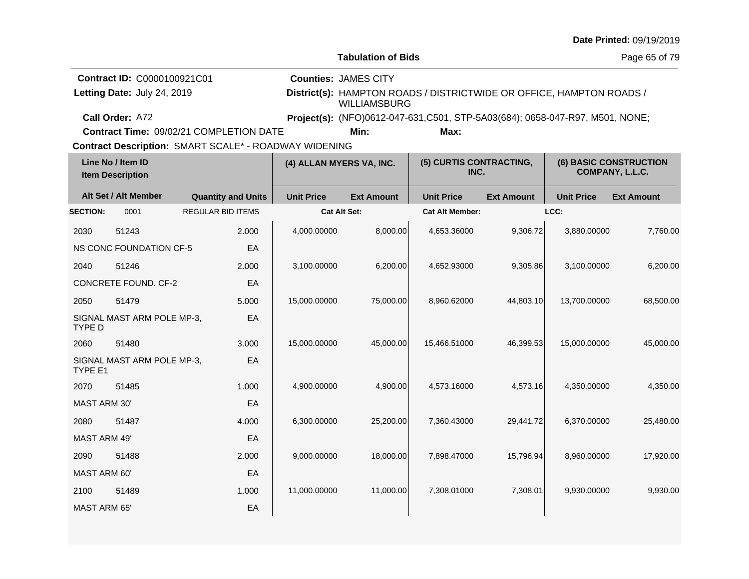**Date Printed:** 09/19/2019

**Tabulation of Bids**

**Contract ID:** C0000100921C01
**Letting Date:** July 24, 2019
**Call Order:** A72
**Contract Time:** 09/02/21 COMPLETION DATE
**Contract Description:** SMART SCALE* - ROADWAY WIDENING

**Counties:** JAMES CITY
**District(s):** HAMPTON ROADS / DISTRICTWIDE OR OFFICE, HAMPTON ROADS / WILLIAMSBURG
**Project(s):** (NFO)0612-047-631,C501, STP-5A03(684); 0658-047-R97, M501, NONE;
**Min:** **Max:**

| Line No / Item ID | Item Description | Quantity and Units | (4) ALLAN MYERS VA, INC. Unit Price | Ext Amount | (5) CURTIS CONTRACTING, INC. Unit Price | Ext Amount | (6) BASIC CONSTRUCTION COMPANY, L.L.C. Unit Price | Ext Amount |
|---|---|---|---|---|---|---|---|---|
| **SECTION:** 0001 | REGULAR BID ITEMS | | Cat Alt Set: | | Cat Alt Member: | | LCC: | |
| 2030 51243 | NS CONC FOUNDATION CF-5 | 2.000 EA | 4,000.00000 | 8,000.00 | 4,653.36000 | 9,306.72 | 3,880.00000 | 7,760.00 |
| 2040 51246 | CONCRETE FOUND. CF-2 | 2.000 EA | 3,100.00000 | 6,200.00 | 4,652.93000 | 9,305.86 | 3,100.00000 | 6,200.00 |
| 2050 51479 | SIGNAL MAST ARM POLE MP-3, TYPE D | 5.000 EA | 15,000.00000 | 75,000.00 | 8,960.62000 | 44,803.10 | 13,700.00000 | 68,500.00 |
| 2060 51480 | SIGNAL MAST ARM POLE MP-3, TYPE E1 | 3.000 EA | 15,000.00000 | 45,000.00 | 15,466.51000 | 46,399.53 | 15,000.00000 | 45,000.00 |
| 2070 51485 | MAST ARM 30' | 1.000 EA | 4,900.00000 | 4,900.00 | 4,573.16000 | 4,573.16 | 4,350.00000 | 4,350.00 |
| 2080 51487 | MAST ARM 49' | 4.000 EA | 6,300.00000 | 25,200.00 | 7,360.43000 | 29,441.72 | 6,370.00000 | 25,480.00 |
| 2090 51488 | MAST ARM 60' | 2.000 EA | 9,000.00000 | 18,000.00 | 7,898.47000 | 15,796.94 | 8,960.00000 | 17,920.00 |
| 2100 51489 | MAST ARM 65' | 1.000 EA | 11,000.00000 | 11,000.00 | 7,308.01000 | 7,308.01 | 9,930.00000 | 9,930.00 |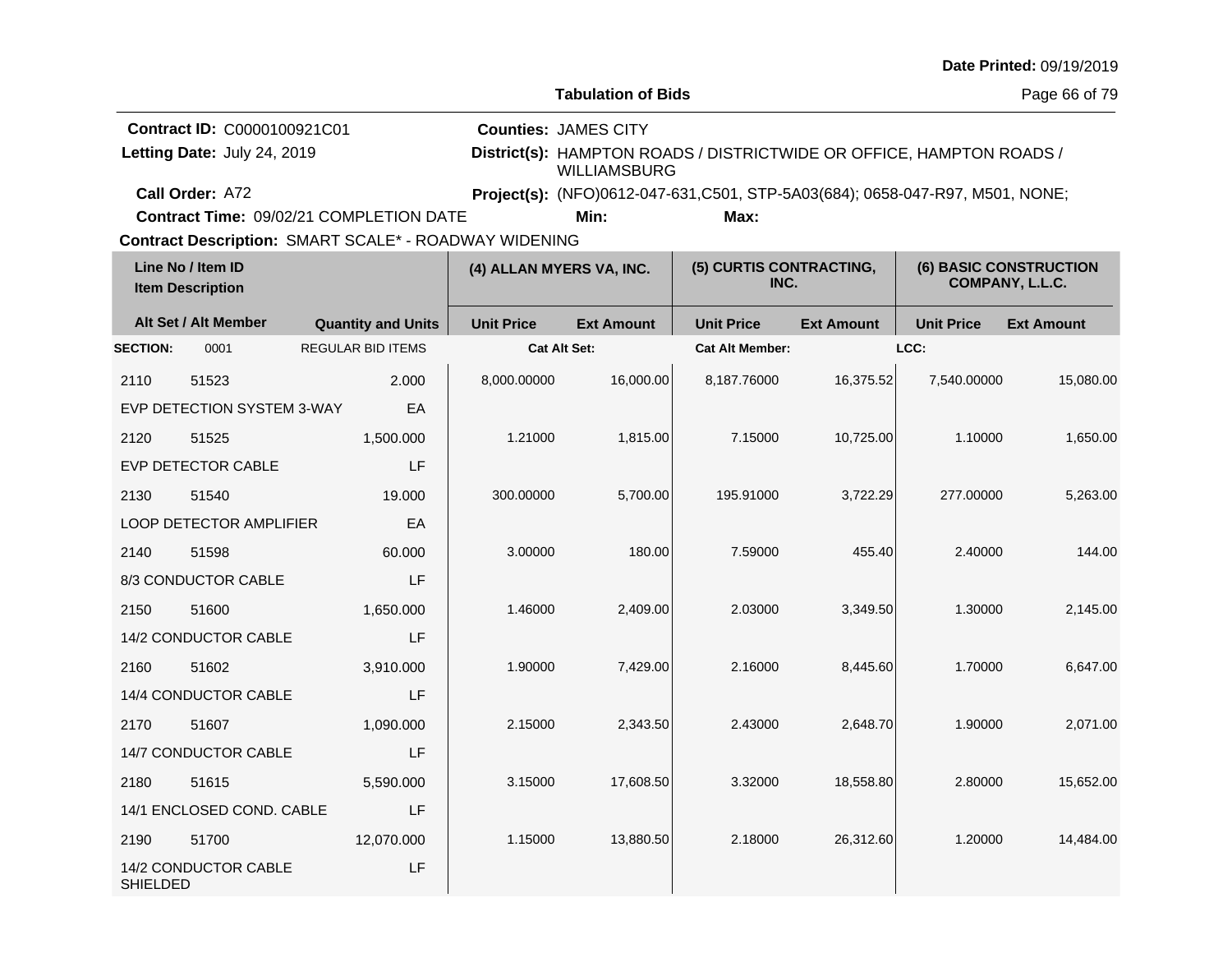Date Printed: 09/19/2019

**Tabulation of Bids**

**Contract ID:** C0000100921C01
**Letting Date:** July 24, 2019
**Call Order:** A72
**Contract Time:** 09/02/21 COMPLETION DATE

**Counties:** JAMES CITY
**District(s):** HAMPTON ROADS / DISTRICTWIDE OR OFFICE, HAMPTON ROADS / WILLIAMSBURG
**Project(s):** (NFO)0612-047-631,C501, STP-5A03(684); 0658-047-R97, M501, NONE;
**Min:** **Max:**

**Contract Description:** SMART SCALE* - ROADWAY WIDENING

| Line No / Item ID | | Quantity and Units | (4) ALLAN MYERS VA, INC. | | (5) CURTIS CONTRACTING, INC. | | (6) BASIC CONSTRUCTION COMPANY, L.L.C. | |
|---|---|---|---|---|---|---|---|---|
| Item Description / Alt Set / Alt Member | | | Unit Price | Ext Amount | Unit Price | Ext Amount | Unit Price | Ext Amount |
| **SECTION:** 0001 | | REGULAR BID ITEMS | Cat Alt Set: | | Cat Alt Member: | | LCC: | |
| 2110 | 51523 | 2.000 | 8,000.00000 | 16,000.00 | 8,187.76000 | 16,375.52 | 7,540.00000 | 15,080.00 |
| EVP DETECTION SYSTEM 3-WAY | | EA | | | | | | |
| 2120 | 51525 | 1,500.000 | 1.21000 | 1,815.00 | 7.15000 | 10,725.00 | 1.10000 | 1,650.00 |
| EVP DETECTOR CABLE | | LF | | | | | | |
| 2130 | 51540 | 19.000 | 300.00000 | 5,700.00 | 195.91000 | 3,722.29 | 277.00000 | 5,263.00 |
| LOOP DETECTOR AMPLIFIER | | EA | | | | | | |
| 2140 | 51598 | 60.000 | 3.00000 | 180.00 | 7.59000 | 455.40 | 2.40000 | 144.00 |
| 8/3 CONDUCTOR CABLE | | LF | | | | | | |
| 2150 | 51600 | 1,650.000 | 1.46000 | 2,409.00 | 2.03000 | 3,349.50 | 1.30000 | 2,145.00 |
| 14/2 CONDUCTOR CABLE | | LF | | | | | | |
| 2160 | 51602 | 3,910.000 | 1.90000 | 7,429.00 | 2.16000 | 8,445.60 | 1.70000 | 6,647.00 |
| 14/4 CONDUCTOR CABLE | | LF | | | | | | |
| 2170 | 51607 | 1,090.000 | 2.15000 | 2,343.50 | 2.43000 | 2,648.70 | 1.90000 | 2,071.00 |
| 14/7 CONDUCTOR CABLE | | LF | | | | | | |
| 2180 | 51615 | 5,590.000 | 3.15000 | 17,608.50 | 3.32000 | 18,558.80 | 2.80000 | 15,652.00 |
| 14/1 ENCLOSED COND. CABLE | | LF | | | | | | |
| 2190 | 51700 | 12,070.000 | 1.15000 | 13,880.50 | 2.18000 | 26,312.60 | 1.20000 | 14,484.00 |
| 14/2 CONDUCTOR CABLE SHIELDED | | LF | | | | | | |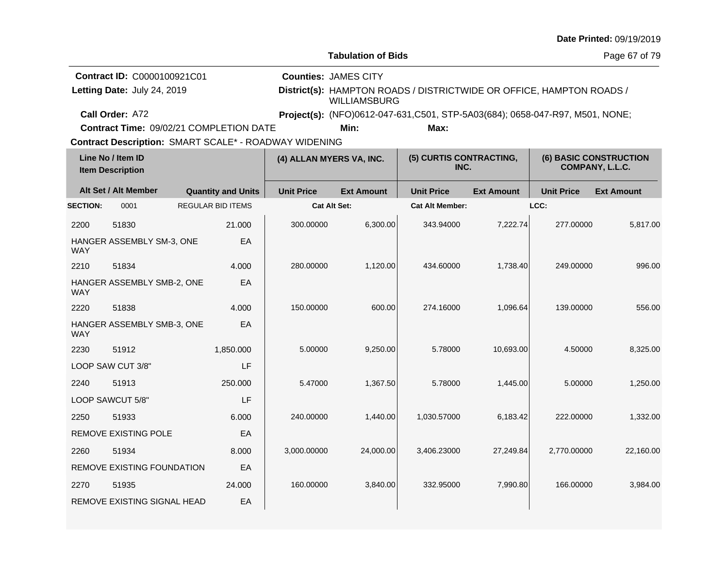**Date Printed:** 09/19/2019

**Tabulation of Bids**

**Contract ID:** C0000100921C01
**Letting Date:** July 24, 2019
**Call Order:** A72
**Contract Time:** 09/02/21 COMPLETION DATE
**Contract Description:** SMART SCALE* - ROADWAY WIDENING

**Counties:** JAMES CITY
**District(s):** HAMPTON ROADS / DISTRICTWIDE OR OFFICE, HAMPTON ROADS / WILLIAMSBURG
**Project(s):** (NFO)0612-047-631,C501, STP-5A03(684); 0658-047-R97, M501, NONE;
**Min:** **Max:**

| Line No / Item ID | Item Description | Quantity and Units | (4) ALLAN MYERS VA, INC. Unit Price | Ext Amount | (5) CURTIS CONTRACTING, INC. Unit Price | Ext Amount | (6) BASIC CONSTRUCTION COMPANY, L.L.C. Unit Price | Ext Amount |
|---|---|---|---|---|---|---|---|---|
| **SECTION:** 0001 | REGULAR BID ITEMS | | Cat Alt Set: | | Cat Alt Member: | | LCC: | |
| 2200 51830 | HANGER ASSEMBLY SM-3, ONE WAY | 21.000 EA | 300.00000 | 6,300.00 | 343.94000 | 7,222.74 | 277.00000 | 5,817.00 |
| 2210 51834 | HANGER ASSEMBLY SMB-2, ONE WAY | 4.000 EA | 280.00000 | 1,120.00 | 434.60000 | 1,738.40 | 249.00000 | 996.00 |
| 2220 51838 | HANGER ASSEMBLY SMB-3, ONE WAY | 4.000 EA | 150.00000 | 600.00 | 274.16000 | 1,096.64 | 139.00000 | 556.00 |
| 2230 51912 | LOOP SAW CUT 3/8" | 1,850.000 LF | 5.00000 | 9,250.00 | 5.78000 | 10,693.00 | 4.50000 | 8,325.00 |
| 2240 51913 | LOOP SAWCUT 5/8" | 250.000 LF | 5.47000 | 1,367.50 | 5.78000 | 1,445.00 | 5.00000 | 1,250.00 |
| 2250 51933 | REMOVE EXISTING POLE | 6.000 EA | 240.00000 | 1,440.00 | 1,030.57000 | 6,183.42 | 222.00000 | 1,332.00 |
| 2260 51934 | REMOVE EXISTING FOUNDATION | 8.000 EA | 3,000.00000 | 24,000.00 | 3,406.23000 | 27,249.84 | 2,770.00000 | 22,160.00 |
| 2270 51935 | REMOVE EXISTING SIGNAL HEAD | 24.000 EA | 160.00000 | 3,840.00 | 332.95000 | 7,990.80 | 166.00000 | 3,984.00 |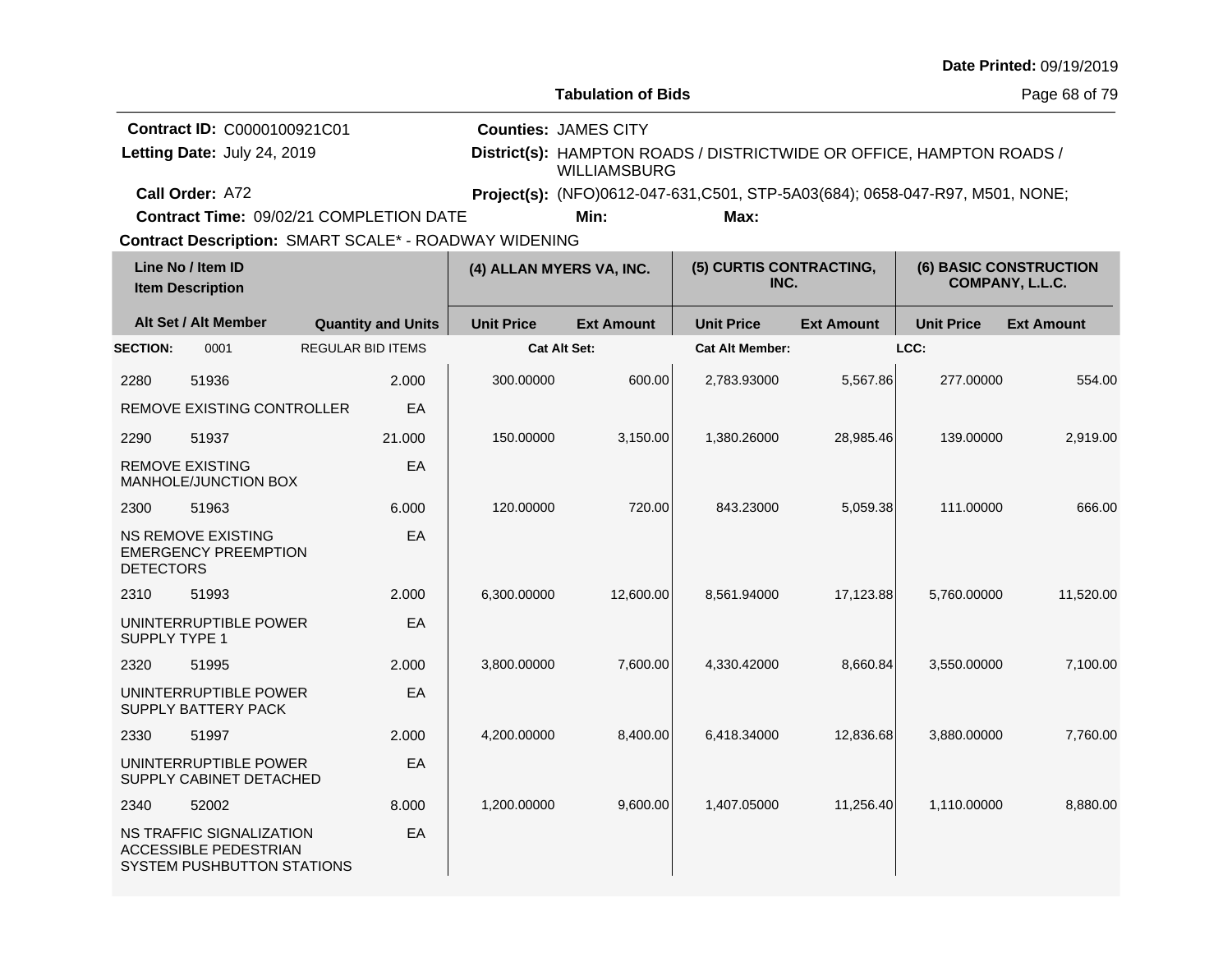Date Printed: 09/19/2019

**Tabulation of Bids**

**Contract ID:** C0000100921C01
**Letting Date:** July 24, 2019
**Call Order:** A72
**Contract Time:** 09/02/21 COMPLETION DATE
**Contract Description:** SMART SCALE* - ROADWAY WIDENING

**Counties:** JAMES CITY
**District(s):** HAMPTON ROADS / DISTRICTWIDE OR OFFICE, HAMPTON ROADS / WILLIAMSBURG
**Project(s):** (NFO)0612-047-631,C501, STP-5A03(684); 0658-047-R97, M501, NONE;
**Min:** **Max:**

| Line No / Item ID / Item Description | | Alt Set / Alt Member | Quantity and Units | (4) ALLAN MYERS VA, INC. Unit Price | Ext Amount | (5) CURTIS CONTRACTING, INC. Unit Price | Ext Amount | (6) BASIC CONSTRUCTION COMPANY, L.L.C. Unit Price | Ext Amount |
|---|---|---|---|---|---|---|---|---|---|
| **SECTION:** | 0001 | REGULAR BID ITEMS | | Cat Alt Set: | | Cat Alt Member: | | LCC: | |
| 2280 | 51936 | | 2.000 | 300.00000 | 600.00 | 2,783.93000 | 5,567.86 | 277.00000 | 554.00 |
| REMOVE EXISTING CONTROLLER | | | EA | | | | | | |
| 2290 | 51937 | | 21.000 | 150.00000 | 3,150.00 | 1,380.26000 | 28,985.46 | 139.00000 | 2,919.00 |
| REMOVE EXISTING MANHOLE/JUNCTION BOX | | | EA | | | | | | |
| 2300 | 51963 | | 6.000 | 120.00000 | 720.00 | 843.23000 | 5,059.38 | 111.00000 | 666.00 |
| NS REMOVE EXISTING EMERGENCY PREEMPTION DETECTORS | | | EA | | | | | | |
| 2310 | 51993 | | 2.000 | 6,300.00000 | 12,600.00 | 8,561.94000 | 17,123.88 | 5,760.00000 | 11,520.00 |
| UNINTERRUPTIBLE POWER SUPPLY TYPE 1 | | | EA | | | | | | |
| 2320 | 51995 | | 2.000 | 3,800.00000 | 7,600.00 | 4,330.42000 | 8,660.84 | 3,550.00000 | 7,100.00 |
| UNINTERRUPTIBLE POWER SUPPLY BATTERY PACK | | | EA | | | | | | |
| 2330 | 51997 | | 2.000 | 4,200.00000 | 8,400.00 | 6,418.34000 | 12,836.68 | 3,880.00000 | 7,760.00 |
| UNINTERRUPTIBLE POWER SUPPLY CABINET DETACHED | | | EA | | | | | | |
| 2340 | 52002 | | 8.000 | 1,200.00000 | 9,600.00 | 1,407.05000 | 11,256.40 | 1,110.00000 | 8,880.00 |
| NS TRAFFIC SIGNALIZATION ACCESSIBLE PEDESTRIAN SYSTEM PUSHBUTTON STATIONS | | | EA | | | | | | |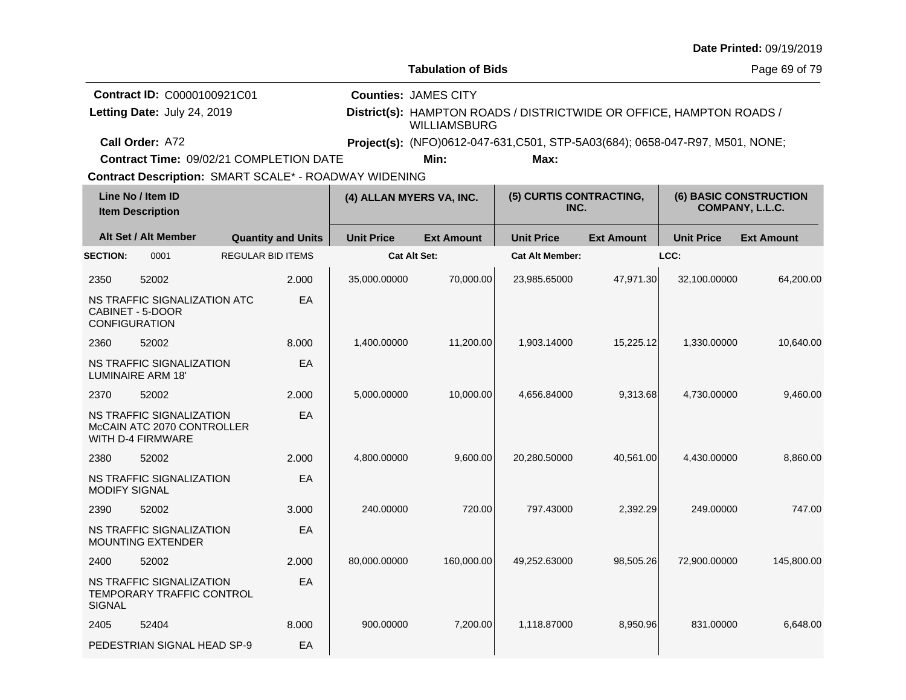Date Printed: 09/19/2019

**Tabulation of Bids**

**Contract ID:** C0000100921C01
**Letting Date:** July 24, 2019
**Call Order:** A72
**Contract Time:** 09/02/21 COMPLETION DATE
**Contract Description:** SMART SCALE* - ROADWAY WIDENING

**Counties:** JAMES CITY
**District(s):** HAMPTON ROADS / DISTRICTWIDE OR OFFICE, HAMPTON ROADS / WILLIAMSBURG
**Project(s):** (NFO)0612-047-631,C501, STP-5A03(684); 0658-047-R97, M501, NONE;
**Min:** **Max:**

| Line No / Item ID | Item Description / Alt Set / Alt Member | Quantity and Units | (4) ALLAN MYERS VA, INC. Unit Price | (4) ALLAN MYERS VA, INC. Ext Amount | (5) CURTIS CONTRACTING, INC. Unit Price | (5) CURTIS CONTRACTING, INC. Ext Amount | (6) BASIC CONSTRUCTION COMPANY, L.L.C. Unit Price | (6) BASIC CONSTRUCTION COMPANY, L.L.C. Ext Amount |
|---|---|---|---|---|---|---|---|---|
| SECTION: 0001 | REGULAR BID ITEMS | | Cat Alt Set: | | Cat Alt Member: | | LCC: | |
| 2350 52002 | NS TRAFFIC SIGNALIZATION ATC CABINET - 5-DOOR CONFIGURATION | 2.000 EA | 35,000.00000 | 70,000.00 | 23,985.65000 | 47,971.30 | 32,100.00000 | 64,200.00 |
| 2360 52002 | NS TRAFFIC SIGNALIZATION LUMINAIRE ARM 18' | 8.000 EA | 1,400.00000 | 11,200.00 | 1,903.14000 | 15,225.12 | 1,330.00000 | 10,640.00 |
| 2370 52002 | NS TRAFFIC SIGNALIZATION McCAIN ATC 2070 CONTROLLER WITH D-4 FIRMWARE | 2.000 EA | 5,000.00000 | 10,000.00 | 4,656.84000 | 9,313.68 | 4,730.00000 | 9,460.00 |
| 2380 52002 | NS TRAFFIC SIGNALIZATION MODIFY SIGNAL | 2.000 EA | 4,800.00000 | 9,600.00 | 20,280.50000 | 40,561.00 | 4,430.00000 | 8,860.00 |
| 2390 52002 | NS TRAFFIC SIGNALIZATION MOUNTING EXTENDER | 3.000 EA | 240.00000 | 720.00 | 797.43000 | 2,392.29 | 249.00000 | 747.00 |
| 2400 52002 | NS TRAFFIC SIGNALIZATION TEMPORARY TRAFFIC CONTROL SIGNAL | 2.000 EA | 80,000.00000 | 160,000.00 | 49,252.63000 | 98,505.26 | 72,900.00000 | 145,800.00 |
| 2405 52404 | PEDESTRIAN SIGNAL HEAD SP-9 | 8.000 EA | 900.00000 | 7,200.00 | 1,118.87000 | 8,950.96 | 831.00000 | 6,648.00 |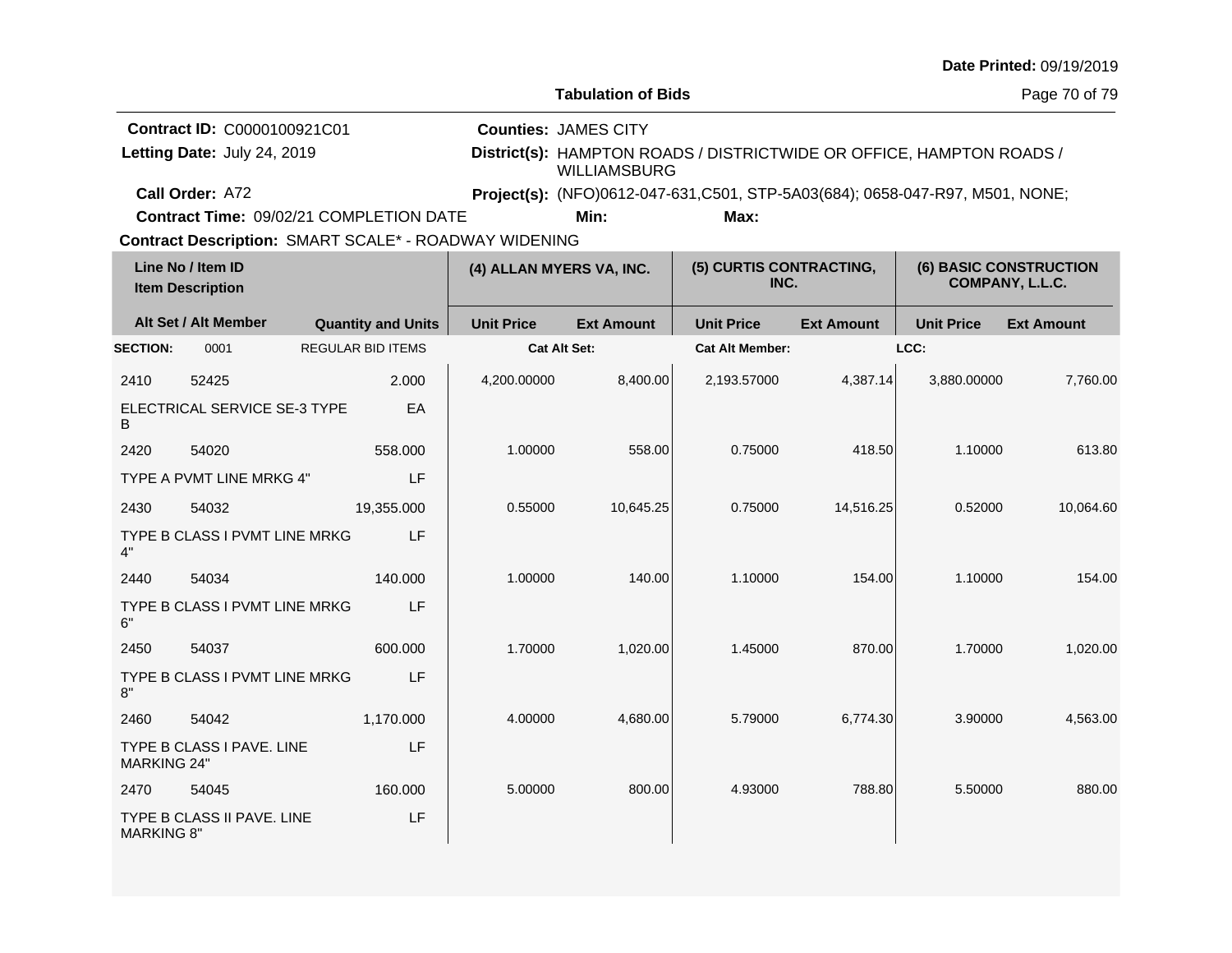Date Printed: 09/19/2019

**Tabulation of Bids**

**Contract ID:** C0000100921C01
**Letting Date:** July 24, 2019
**Call Order:** A72
**Contract Time:** 09/02/21 COMPLETION DATE
**Contract Description:** SMART SCALE* - ROADWAY WIDENING

**Counties:** JAMES CITY
**District(s):** HAMPTON ROADS / DISTRICTWIDE OR OFFICE, HAMPTON ROADS / WILLIAMSBURG
**Project(s):** (NFO)0612-047-631,C501, STP-5A03(684); 0658-047-R97, M501, NONE;
**Min:** **Max:**

| Line No / Item ID | Item Description | Quantity and Units | (4) ALLAN MYERS VA, INC. Unit Price | Ext Amount | (5) CURTIS CONTRACTING, INC. Unit Price | Ext Amount | (6) BASIC CONSTRUCTION COMPANY, L.L.C. Unit Price | Ext Amount |
|---|---|---|---|---|---|---|---|---|
| **SECTION:** 0001 | REGULAR BID ITEMS | | Cat Alt Set: | | Cat Alt Member: | | LCC: | |
| 2410 52425 | ELECTRICAL SERVICE SE-3 TYPE B | 2.000 EA | 4,200.00000 | 8,400.00 | 2,193.57000 | 4,387.14 | 3,880.00000 | 7,760.00 |
| 2420 54020 | TYPE A PVMT LINE MRKG 4" | 558.000 LF | 1.00000 | 558.00 | 0.75000 | 418.50 | 1.10000 | 613.80 |
| 2430 54032 | TYPE B CLASS I PVMT LINE MRKG 4" | 19,355.000 LF | 0.55000 | 10,645.25 | 0.75000 | 14,516.25 | 0.52000 | 10,064.60 |
| 2440 54034 | TYPE B CLASS I PVMT LINE MRKG 6" | 140.000 LF | 1.00000 | 140.00 | 1.10000 | 154.00 | 1.10000 | 154.00 |
| 2450 54037 | TYPE B CLASS I PVMT LINE MRKG 8" | 600.000 LF | 1.70000 | 1,020.00 | 1.45000 | 870.00 | 1.70000 | 1,020.00 |
| 2460 54042 | TYPE B CLASS I PAVE. LINE MARKING 24" | 1,170.000 LF | 4.00000 | 4,680.00 | 5.79000 | 6,774.30 | 3.90000 | 4,563.00 |
| 2470 54045 | TYPE B CLASS II PAVE. LINE MARKING 8" | 160.000 LF | 5.00000 | 800.00 | 4.93000 | 788.80 | 5.50000 | 880.00 |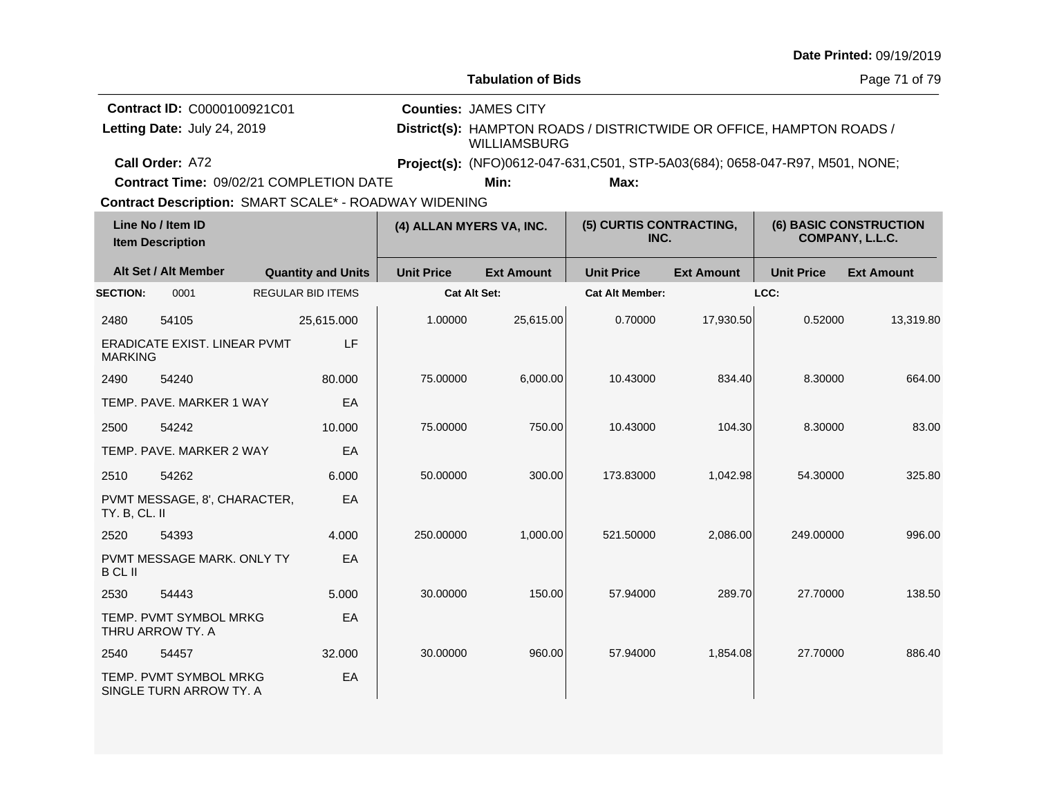**Date Printed:** 09/19/2019

**Tabulation of Bids**

**Contract ID:** C0000100921C01
**Letting Date:** July 24, 2019
**Call Order:** A72
**Contract Time:** 09/02/21 COMPLETION DATE
**Contract Description:** SMART SCALE* - ROADWAY WIDENING

**Counties:** JAMES CITY
**District(s):** HAMPTON ROADS / DISTRICTWIDE OR OFFICE, HAMPTON ROADS / WILLIAMSBURG
**Project(s):** (NFO)0612-047-631,C501, STP-5A03(684); 0658-047-R97, M501, NONE;
**Min:**
**Max:**

| Line No / Item ID | | Quantity and Units | (4) ALLAN MYERS VA, INC. | | (5) CURTIS CONTRACTING, INC. | | (6) BASIC CONSTRUCTION COMPANY, L.L.C. | |
|---|---|---|---|---|---|---|---|---|
| Item Description / Alt Set / Alt Member | | | Unit Price | Ext Amount | Unit Price | Ext Amount | Unit Price | Ext Amount |
| **SECTION:** 0001 | REGULAR BID ITEMS | | Cat Alt Set: | | Cat Alt Member: | | LCC: | |
| 2480 | 54105 | 25,615.000 | 1.00000 | 25,615.00 | 0.70000 | 17,930.50 | 0.52000 | 13,319.80 |
| ERADICATE EXIST. LINEAR PVMT MARKING | | LF | | | | | | |
| 2490 | 54240 | 80.000 | 75.00000 | 6,000.00 | 10.43000 | 834.40 | 8.30000 | 664.00 |
| TEMP. PAVE. MARKER 1 WAY | | EA | | | | | | |
| 2500 | 54242 | 10.000 | 75.00000 | 750.00 | 10.43000 | 104.30 | 8.30000 | 83.00 |
| TEMP. PAVE. MARKER 2 WAY | | EA | | | | | | |
| 2510 | 54262 | 6.000 | 50.00000 | 300.00 | 173.83000 | 1,042.98 | 54.30000 | 325.80 |
| PVMT MESSAGE, 8', CHARACTER, TY. B, CL. II | | EA | | | | | | |
| 2520 | 54393 | 4.000 | 250.00000 | 1,000.00 | 521.50000 | 2,086.00 | 249.00000 | 996.00 |
| PVMT MESSAGE MARK. ONLY TY B CL II | | EA | | | | | | |
| 2530 | 54443 | 5.000 | 30.00000 | 150.00 | 57.94000 | 289.70 | 27.70000 | 138.50 |
| TEMP. PVMT SYMBOL MRKG THRU ARROW TY. A | | EA | | | | | | |
| 2540 | 54457 | 32.000 | 30.00000 | 960.00 | 57.94000 | 1,854.08 | 27.70000 | 886.40 |
| TEMP. PVMT SYMBOL MRKG SINGLE TURN ARROW TY. A | | EA | | | | | | |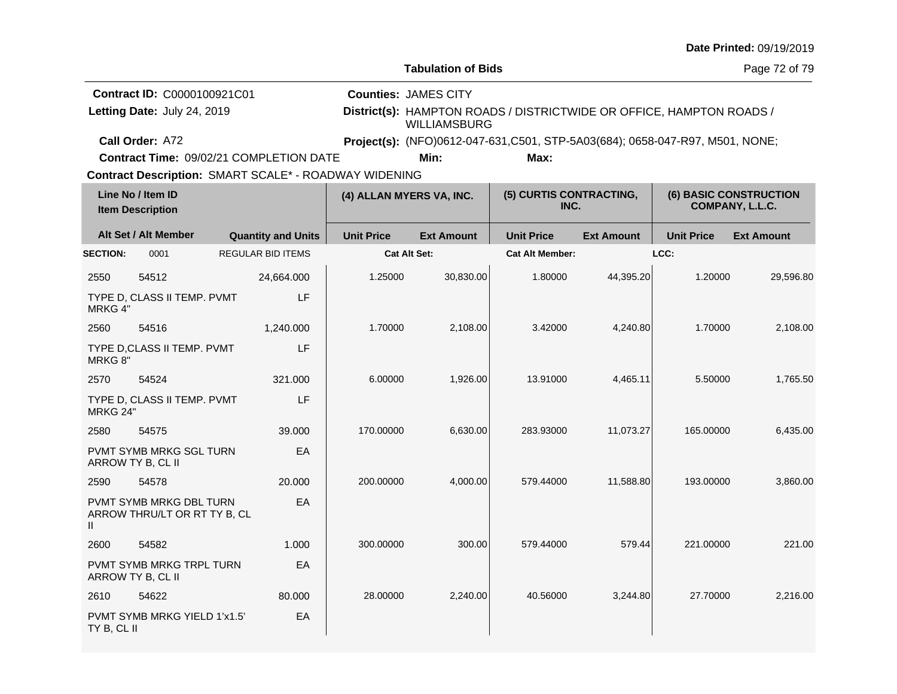Date Printed: 09/19/2019

**Tabulation of Bids**

**Contract ID:** C0000100921C01
**Letting Date:** July 24, 2019
**Call Order:** A72
**Contract Time:** 09/02/21 COMPLETION DATE
**Contract Description:** SMART SCALE* - ROADWAY WIDENING

**Counties:** JAMES CITY
**District(s):** HAMPTON ROADS / DISTRICTWIDE OR OFFICE, HAMPTON ROADS / WILLIAMSBURG
**Project(s):** (NFO)0612-047-631,C501, STP-5A03(684); 0658-047-R97, M501, NONE;
**Min:** **Max:**

| Line No / Item ID / Item Description | | Quantity and Units | (4) ALLAN MYERS VA, INC. | | (5) CURTIS CONTRACTING, INC. | | (6) BASIC CONSTRUCTION COMPANY, L.L.C. | |
|---|---|---|---|---|---|---|---|---|
| Alt Set / Alt Member | | | Unit Price | Ext Amount | Unit Price | Ext Amount | Unit Price | Ext Amount |
| **SECTION:** 0001 | | REGULAR BID ITEMS | Cat Alt Set: | | Cat Alt Member: | | LCC: | |
| 2550 | 54512 | 24,664.000 | 1.25000 | 30,830.00 | 1.80000 | 44,395.20 | 1.20000 | 29,596.80 |
| TYPE D, CLASS II TEMP. PVMT MRKG 4" | | LF | | | | | | |
| 2560 | 54516 | 1,240.000 | 1.70000 | 2,108.00 | 3.42000 | 4,240.80 | 1.70000 | 2,108.00 |
| TYPE D,CLASS II TEMP. PVMT MRKG 8" | | LF | | | | | | |
| 2570 | 54524 | 321.000 | 6.00000 | 1,926.00 | 13.91000 | 4,465.11 | 5.50000 | 1,765.50 |
| TYPE D, CLASS II TEMP. PVMT MRKG 24" | | LF | | | | | | |
| 2580 | 54575 | 39.000 | 170.00000 | 6,630.00 | 283.93000 | 11,073.27 | 165.00000 | 6,435.00 |
| PVMT SYMB MRKG SGL TURN ARROW TY B, CL II | | EA | | | | | | |
| 2590 | 54578 | 20.000 | 200.00000 | 4,000.00 | 579.44000 | 11,588.80 | 193.00000 | 3,860.00 |
| PVMT SYMB MRKG DBL TURN ARROW THRU/LT OR RT TY B, CL II | | EA | | | | | | |
| 2600 | 54582 | 1.000 | 300.00000 | 300.00 | 579.44000 | 579.44 | 221.00000 | 221.00 |
| PVMT SYMB MRKG TRPL TURN ARROW TY B, CL II | | EA | | | | | | |
| 2610 | 54622 | 80.000 | 28.00000 | 2,240.00 | 40.56000 | 3,244.80 | 27.70000 | 2,216.00 |
| PVMT SYMB MRKG YIELD 1'x1.5' TY B, CL II | | EA | | | | | | |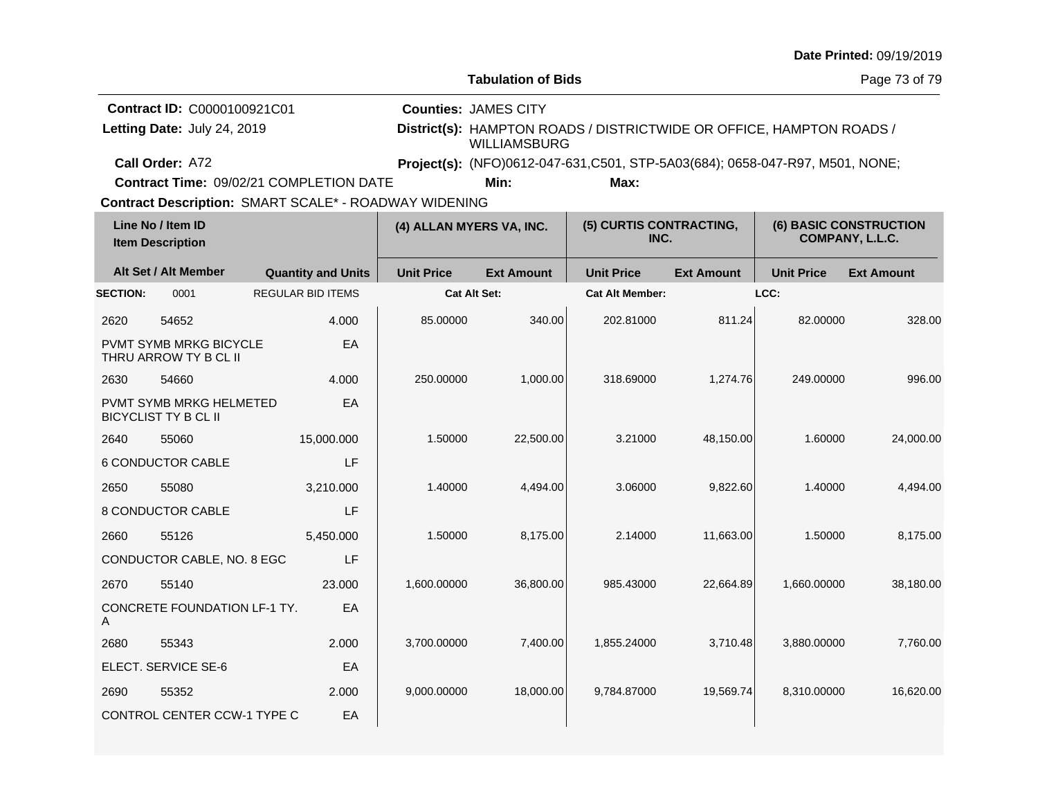**Date Printed:** 09/19/2019

**Tabulation of Bids**

**Contract ID:** C0000100921C01
**Letting Date:** July 24, 2019
**Call Order:** A72
**Contract Time:** 09/02/21 COMPLETION DATE
**Contract Description:** SMART SCALE* - ROADWAY WIDENING

**Counties:** JAMES CITY
**District(s):** HAMPTON ROADS / DISTRICTWIDE OR OFFICE, HAMPTON ROADS / WILLIAMSBURG
**Project(s):** (NFO)0612-047-631,C501, STP-5A03(684); 0658-047-R97, M501, NONE;
**Min:** **Max:**

| Line No / Item ID | Item Description | Quantity and Units | (4) ALLAN MYERS VA, INC. Unit Price | Ext Amount | (5) CURTIS CONTRACTING, INC. Unit Price | Ext Amount | (6) BASIC CONSTRUCTION COMPANY, L.L.C. Unit Price | Ext Amount |
|---|---|---|---|---|---|---|---|---|
| **SECTION:** 0001 | REGULAR BID ITEMS | | | | | | | |
| 2620 54652 | PVMT SYMB MRKG BICYCLE THRU ARROW TY B CL II | 4.000 EA | 85.00000 | 340.00 | 202.81000 | 811.24 | 82.00000 | 328.00 |
| 2630 54660 | PVMT SYMB MRKG HELMETED BICYCLIST TY B CL II | 4.000 EA | 250.00000 | 1,000.00 | 318.69000 | 1,274.76 | 249.00000 | 996.00 |
| 2640 55060 | 6 CONDUCTOR CABLE | 15,000.000 LF | 1.50000 | 22,500.00 | 3.21000 | 48,150.00 | 1.60000 | 24,000.00 |
| 2650 55080 | 8 CONDUCTOR CABLE | 3,210.000 LF | 1.40000 | 4,494.00 | 3.06000 | 9,822.60 | 1.40000 | 4,494.00 |
| 2660 55126 | CONDUCTOR CABLE, NO. 8 EGC | 5,450.000 LF | 1.50000 | 8,175.00 | 2.14000 | 11,663.00 | 1.50000 | 8,175.00 |
| 2670 55140 | CONCRETE FOUNDATION LF-1 TY. A | 23.000 EA | 1,600.00000 | 36,800.00 | 985.43000 | 22,664.89 | 1,660.00000 | 38,180.00 |
| 2680 55343 | ELECT. SERVICE SE-6 | 2.000 EA | 3,700.00000 | 7,400.00 | 1,855.24000 | 3,710.48 | 3,880.00000 | 7,760.00 |
| 2690 55352 | CONTROL CENTER CCW-1 TYPE C | 2.000 EA | 9,000.00000 | 18,000.00 | 9,784.87000 | 19,569.74 | 8,310.00000 | 16,620.00 |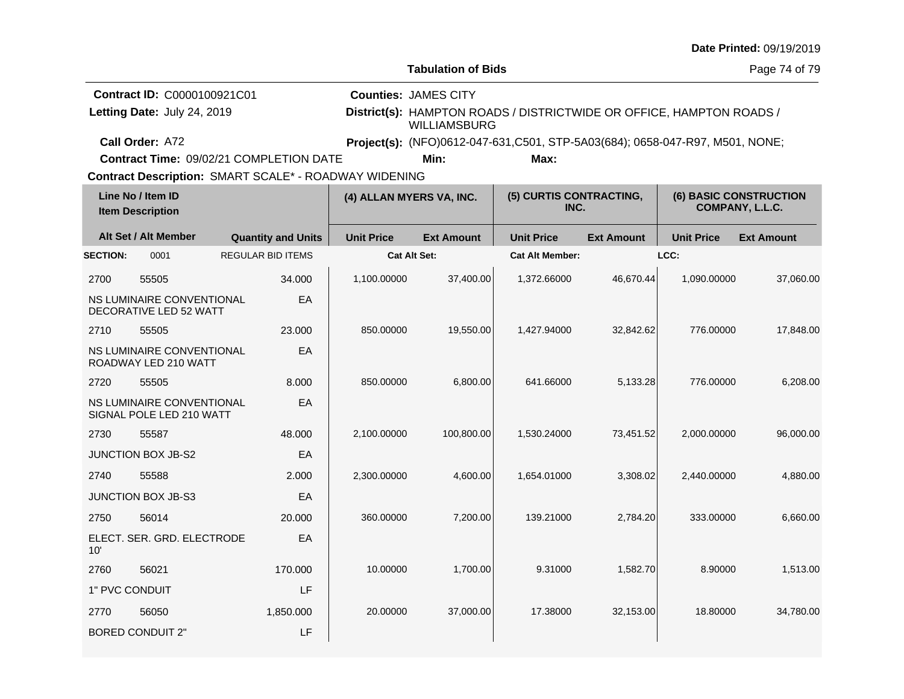**Date Printed:** 09/19/2019

**Tabulation of Bids**

**Contract ID:** C0000100921C01
**Letting Date:** July 24, 2019
**Call Order:** A72
**Contract Time:** 09/02/21 COMPLETION DATE
**Contract Description:** SMART SCALE* - ROADWAY WIDENING

**Counties:** JAMES CITY
**District(s):** HAMPTON ROADS / DISTRICTWIDE OR OFFICE, HAMPTON ROADS / WILLIAMSBURG
**Project(s):** (NFO)0612-047-631,C501, STP-5A03(684); 0658-047-R97, M501, NONE;
**Min:** **Max:**

| Line No / Item ID | | Item Description / Quantity and Units | | (4) ALLAN MYERS VA, INC. | | (5) CURTIS CONTRACTING, INC. | | (6) BASIC CONSTRUCTION COMPANY, L.L.C. | |
|---|---|---|---|---|---|---|---|---|---|
| Alt Set / Alt Member | | | Quantity and Units | Unit Price | Ext Amount | Unit Price | Ext Amount | Unit Price | Ext Amount |
| **SECTION:** | 0001 | REGULAR BID ITEMS | | Cat Alt Set: | | Cat Alt Member: | | LCC: | |
| 2700 | 55505 | NS LUMINAIRE CONVENTIONAL DECORATIVE LED 52 WATT | 34.000 EA | 1,100.00000 | 37,400.00 | 1,372.66000 | 46,670.44 | 1,090.00000 | 37,060.00 |
| 2710 | 55505 | NS LUMINAIRE CONVENTIONAL ROADWAY LED 210 WATT | 23.000 EA | 850.00000 | 19,550.00 | 1,427.94000 | 32,842.62 | 776.00000 | 17,848.00 |
| 2720 | 55505 | NS LUMINAIRE CONVENTIONAL SIGNAL POLE LED 210 WATT | 8.000 EA | 850.00000 | 6,800.00 | 641.66000 | 5,133.28 | 776.00000 | 6,208.00 |
| 2730 | 55587 | JUNCTION BOX JB-S2 | 48.000 EA | 2,100.00000 | 100,800.00 | 1,530.24000 | 73,451.52 | 2,000.00000 | 96,000.00 |
| 2740 | 55588 | JUNCTION BOX JB-S3 | 2.000 EA | 2,300.00000 | 4,600.00 | 1,654.01000 | 3,308.02 | 2,440.00000 | 4,880.00 |
| 2750 | 56014 | ELECT. SER. GRD. ELECTRODE 10' | 20.000 EA | 360.00000 | 7,200.00 | 139.21000 | 2,784.20 | 333.00000 | 6,660.00 |
| 2760 | 56021 | 1" PVC CONDUIT | 170.000 LF | 10.00000 | 1,700.00 | 9.31000 | 1,582.70 | 8.90000 | 1,513.00 |
| 2770 | 56050 | BORED CONDUIT 2" | 1,850.000 LF | 20.00000 | 37,000.00 | 17.38000 | 32,153.00 | 18.80000 | 34,780.00 |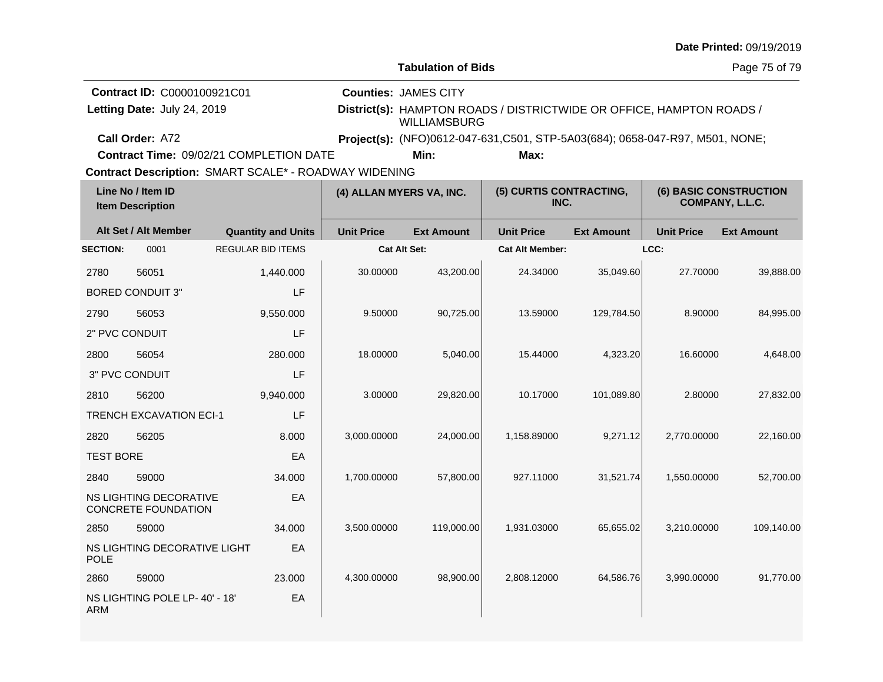**Date Printed:** 09/19/2019

**Tabulation of Bids**

**Contract ID:** C0000100921C01
**Letting Date:** July 24, 2019
**Call Order:** A72
**Contract Time:** 09/02/21 COMPLETION DATE
**Contract Description:** SMART SCALE* - ROADWAY WIDENING

**Counties:** JAMES CITY
**District(s):** HAMPTON ROADS / DISTRICTWIDE OR OFFICE, HAMPTON ROADS / WILLIAMSBURG
**Project(s):** (NFO)0612-047-631,C501, STP-5A03(684); 0658-047-R97, M501, NONE;
**Min:**
**Max:**

| Line No / Item ID / Item Description | | Quantity and Units | (4) ALLAN MYERS VA, INC. Unit Price | (4) ALLAN MYERS VA, INC. Ext Amount | (5) CURTIS CONTRACTING, INC. Unit Price | (5) CURTIS CONTRACTING, INC. Ext Amount | (6) BASIC CONSTRUCTION COMPANY, L.L.C. Unit Price | (6) BASIC CONSTRUCTION COMPANY, L.L.C. Ext Amount |
|---|---|---|---|---|---|---|---|---|
| **SECTION:** | 0001 | REGULAR BID ITEMS | Cat Alt Set: | | Cat Alt Member: | | LCC: | |
| 2780 | 56051 | 1,440.000 | 30.00000 | 43,200.00 | 24.34000 | 35,049.60 | 27.70000 | 39,888.00 |
| BORED CONDUIT 3" | | LF | | | | | | |
| 2790 | 56053 | 9,550.000 | 9.50000 | 90,725.00 | 13.59000 | 129,784.50 | 8.90000 | 84,995.00 |
| 2" PVC CONDUIT | | LF | | | | | | |
| 2800 | 56054 | 280.000 | 18.00000 | 5,040.00 | 15.44000 | 4,323.20 | 16.60000 | 4,648.00 |
| 3" PVC CONDUIT | | LF | | | | | | |
| 2810 | 56200 | 9,940.000 | 3.00000 | 29,820.00 | 10.17000 | 101,089.80 | 2.80000 | 27,832.00 |
| TRENCH EXCAVATION ECI-1 | | LF | | | | | | |
| 2820 | 56205 | 8.000 | 3,000.00000 | 24,000.00 | 1,158.89000 | 9,271.12 | 2,770.00000 | 22,160.00 |
| TEST BORE | | EA | | | | | | |
| 2840 | 59000 | 34.000 | 1,700.00000 | 57,800.00 | 927.11000 | 31,521.74 | 1,550.00000 | 52,700.00 |
| NS LIGHTING DECORATIVE CONCRETE FOUNDATION | | EA | | | | | | |
| 2850 | 59000 | 34.000 | 3,500.00000 | 119,000.00 | 1,931.03000 | 65,655.02 | 3,210.00000 | 109,140.00 |
| NS LIGHTING DECORATIVE LIGHT POLE | | EA | | | | | | |
| 2860 | 59000 | 23.000 | 4,300.00000 | 98,900.00 | 2,808.12000 | 64,586.76 | 3,990.00000 | 91,770.00 |
| NS LIGHTING POLE LP- 40' - 18' ARM | | EA | | | | | | |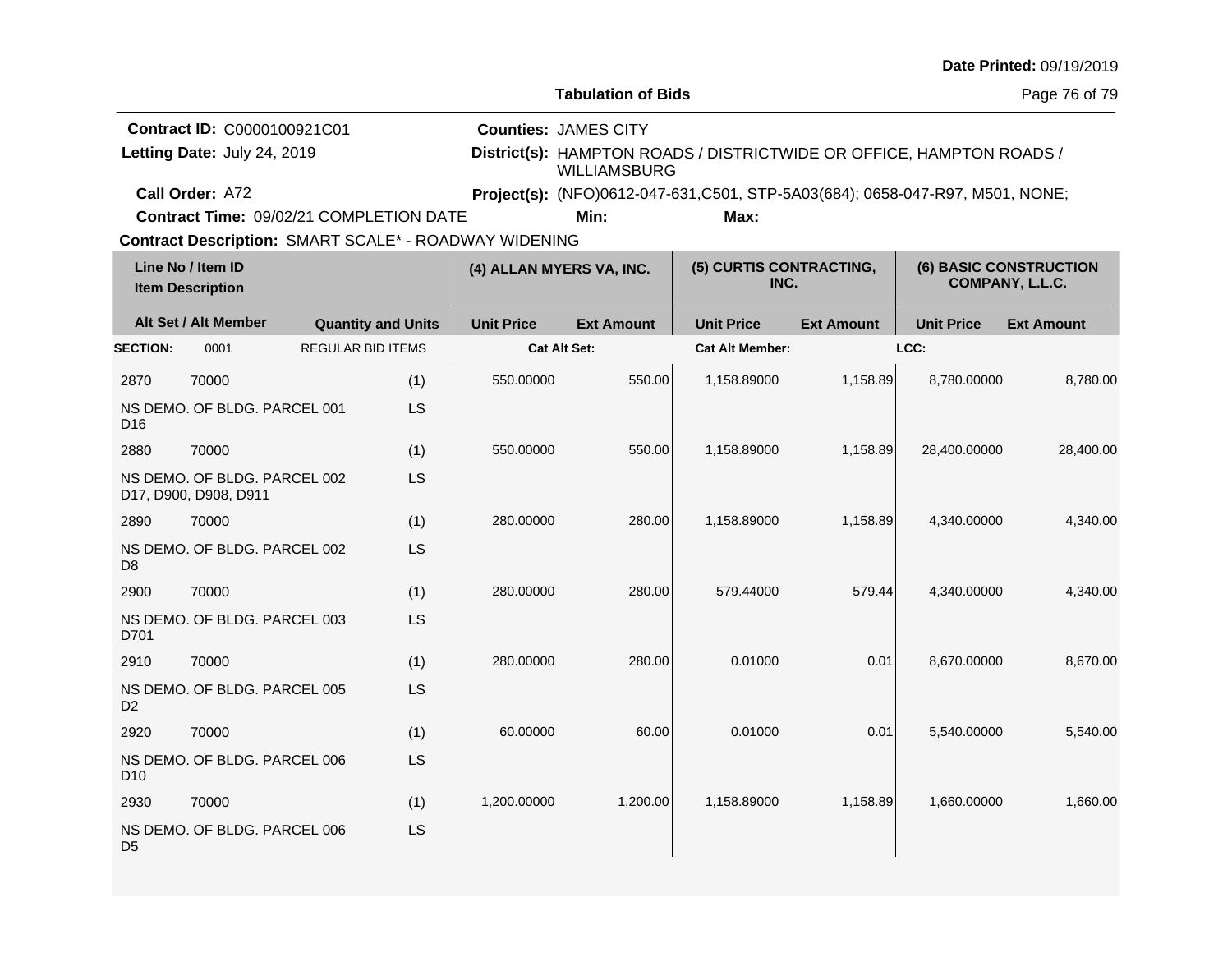Date Printed: 09/19/2019

**Tabulation of Bids**

**Contract ID:** C0000100921C01
**Letting Date:** July 24, 2019
**Call Order:** A72
**Contract Time:** 09/02/21 COMPLETION DATE
**Contract Description:** SMART SCALE* - ROADWAY WIDENING

**Counties:** JAMES CITY
**District(s):** HAMPTON ROADS / DISTRICTWIDE OR OFFICE, HAMPTON ROADS / WILLIAMSBURG
**Project(s):** (NFO)0612-047-631,C501, STP-5A03(684); 0658-047-R97, M501, NONE;
**Min:** **Max:**

| Line No / Item ID | Item Description | Alt Set / Alt Member | Quantity and Units | (4) ALLAN MYERS VA, INC. Unit Price | (4) ALLAN MYERS VA, INC. Ext Amount | (5) CURTIS CONTRACTING, INC. Unit Price | (5) CURTIS CONTRACTING, INC. Ext Amount | (6) BASIC CONSTRUCTION COMPANY, L.L.C. Unit Price | (6) BASIC CONSTRUCTION COMPANY, L.L.C. Ext Amount |
|---|---|---|---|---|---|---|---|---|---|
| **SECTION:** 0001 | REGULAR BID ITEMS | | | Cat Alt Set: | | Cat Alt Member: | | LCC: | |
| 2870 70000 | NS DEMO. OF BLDG. PARCEL 001 D16 | | (1) LS | 550.00000 | 550.00 | 1,158.89000 | 1,158.89 | 8,780.00000 | 8,780.00 |
| 2880 70000 | NS DEMO. OF BLDG. PARCEL 002 D17, D900, D908, D911 | | (1) LS | 550.00000 | 550.00 | 1,158.89000 | 1,158.89 | 28,400.00000 | 28,400.00 |
| 2890 70000 | NS DEMO. OF BLDG. PARCEL 002 D8 | | (1) LS | 280.00000 | 280.00 | 1,158.89000 | 1,158.89 | 4,340.00000 | 4,340.00 |
| 2900 70000 | NS DEMO. OF BLDG. PARCEL 003 D701 | | (1) LS | 280.00000 | 280.00 | 579.44000 | 579.44 | 4,340.00000 | 4,340.00 |
| 2910 70000 | NS DEMO. OF BLDG. PARCEL 005 D2 | | (1) LS | 280.00000 | 280.00 | 0.01000 | 0.01 | 8,670.00000 | 8,670.00 |
| 2920 70000 | NS DEMO. OF BLDG. PARCEL 006 D10 | | (1) LS | 60.00000 | 60.00 | 0.01000 | 0.01 | 5,540.00000 | 5,540.00 |
| 2930 70000 | NS DEMO. OF BLDG. PARCEL 006 D5 | | (1) LS | 1,200.00000 | 1,200.00 | 1,158.89000 | 1,158.89 | 1,660.00000 | 1,660.00 |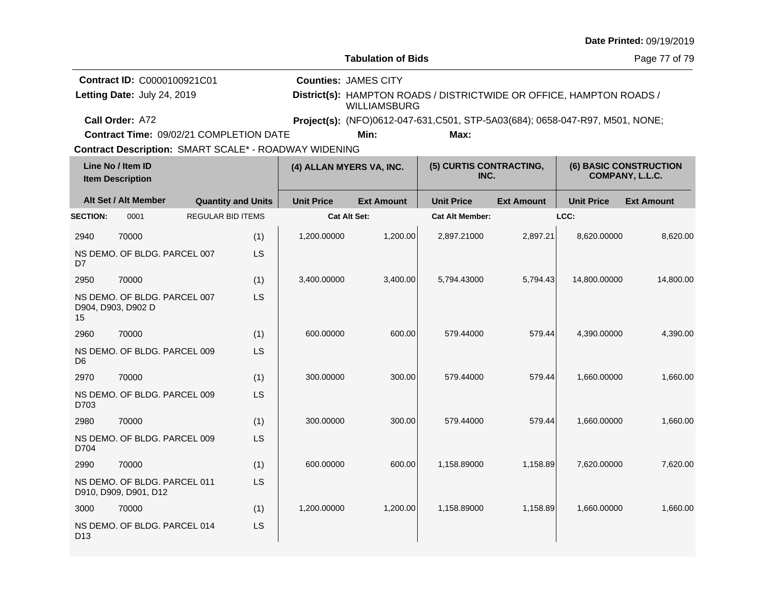**Tabulation of Bids**

Date Printed: 09/19/2019

**Contract ID:** C0000100921C01
**Letting Date:** July 24, 2019
**Call Order:** A72
**Contract Time:** 09/02/21 COMPLETION DATE
**Contract Description:** SMART SCALE* - ROADWAY WIDENING

**Counties:** JAMES CITY
**District(s):** HAMPTON ROADS / DISTRICTWIDE OR OFFICE, HAMPTON ROADS / WILLIAMSBURG
**Project(s):** (NFO)0612-047-631,C501, STP-5A03(684); 0658-047-R97, M501, NONE;
**Min:**
**Max:**

| Line No / Item ID | | Item Description / Quantity and Units | | (4) ALLAN MYERS VA, INC. | | (5) CURTIS CONTRACTING, INC. | | (6) BASIC CONSTRUCTION COMPANY, L.L.C. | |
|---|---|---|---|---|---|---|---|---|---|
| Alt Set / Alt Member | | | Quantity and Units | Unit Price | Ext Amount | Unit Price | Ext Amount | Unit Price | Ext Amount |
| SECTION: | 0001 | REGULAR BID ITEMS | | Cat Alt Set: | | Cat Alt Member: | | LCC: | |
| 2940 | 70000 | NS DEMO. OF BLDG. PARCEL 007 D7 | (1) LS | 1,200.00000 | 1,200.00 | 2,897.21000 | 2,897.21 | 8,620.00000 | 8,620.00 |
| 2950 | 70000 | NS DEMO. OF BLDG. PARCEL 007 D904, D903, D902 D 15 | (1) LS | 3,400.00000 | 3,400.00 | 5,794.43000 | 5,794.43 | 14,800.00000 | 14,800.00 |
| 2960 | 70000 | NS DEMO. OF BLDG. PARCEL 009 D6 | (1) LS | 600.00000 | 600.00 | 579.44000 | 579.44 | 4,390.00000 | 4,390.00 |
| 2970 | 70000 | NS DEMO. OF BLDG. PARCEL 009 D703 | (1) LS | 300.00000 | 300.00 | 579.44000 | 579.44 | 1,660.00000 | 1,660.00 |
| 2980 | 70000 | NS DEMO. OF BLDG. PARCEL 009 D704 | (1) LS | 300.00000 | 300.00 | 579.44000 | 579.44 | 1,660.00000 | 1,660.00 |
| 2990 | 70000 | NS DEMO. OF BLDG. PARCEL 011 D910, D909, D901, D12 | (1) LS | 600.00000 | 600.00 | 1,158.89000 | 1,158.89 | 7,620.00000 | 7,620.00 |
| 3000 | 70000 | NS DEMO. OF BLDG. PARCEL 014 D13 | (1) LS | 1,200.00000 | 1,200.00 | 1,158.89000 | 1,158.89 | 1,660.00000 | 1,660.00 |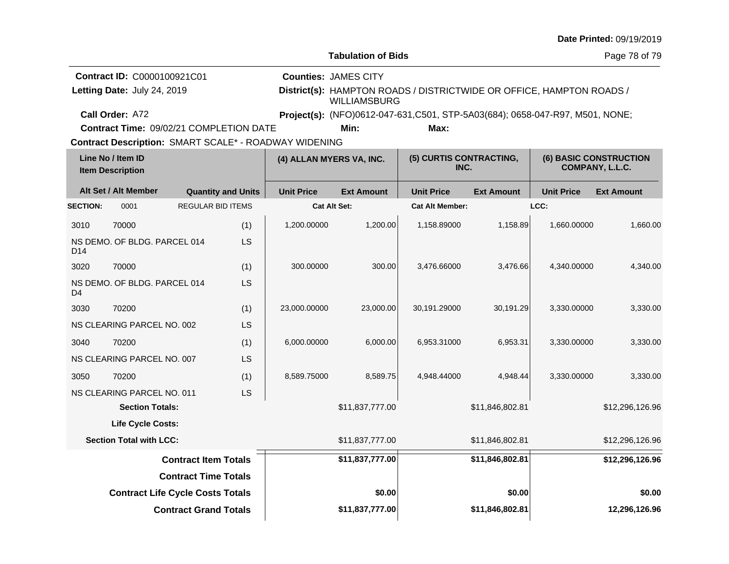**Date Printed:** 09/19/2019

**Tabulation of Bids**

**Contract ID:** C0000100921C01
**Letting Date:** July 24, 2019
**Call Order:** A72
**Contract Time:** 09/02/21 COMPLETION DATE
**Contract Description:** SMART SCALE* - ROADWAY WIDENING

**Counties:** JAMES CITY
**District(s):** HAMPTON ROADS / DISTRICTWIDE OR OFFICE, HAMPTON ROADS / WILLIAMSBURG
**Project(s):** (NFO)0612-047-631,C501, STP-5A03(684); 0658-047-R97, M501, NONE;
**Min:**
**Max:**

| Line No / Item ID | Item Description | Alt Set / Alt Member | Quantity and Units | (4) ALLAN MYERS VA, INC. Unit Price | (4) ALLAN MYERS VA, INC. Ext Amount | (5) CURTIS CONTRACTING, INC. Unit Price | (5) CURTIS CONTRACTING, INC. Ext Amount | (6) BASIC CONSTRUCTION COMPANY, L.L.C. Unit Price | (6) BASIC CONSTRUCTION COMPANY, L.L.C. Ext Amount |
|---|---|---|---|---|---|---|---|---|---|
| **SECTION:** 0001 | REGULAR BID ITEMS | | | Cat Alt Set: | | Cat Alt Member: | | LCC: | |
| 3010 70000 | NS DEMO. OF BLDG. PARCEL 014 D14 | | (1) LS | 1,200.00000 | 1,200.00 | 1,158.89000 | 1,158.89 | 1,660.00000 | 1,660.00 |
| 3020 70000 | NS DEMO. OF BLDG. PARCEL 014 D4 | | (1) LS | 300.00000 | 300.00 | 3,476.66000 | 3,476.66 | 4,340.00000 | 4,340.00 |
| 3030 70200 | NS CLEARING PARCEL NO. 002 | | (1) LS | 23,000.00000 | 23,000.00 | 30,191.29000 | 30,191.29 | 3,330.00000 | 3,330.00 |
| 3040 70200 | NS CLEARING PARCEL NO. 007 | | (1) LS | 6,000.00000 | 6,000.00 | 6,953.31000 | 6,953.31 | 3,330.00000 | 3,330.00 |
| 3050 70200 | NS CLEARING PARCEL NO. 011 | | (1) LS | 8,589.75000 | 8,589.75 | 4,948.44000 | 4,948.44 | 3,330.00000 | 3,330.00 |
| **Section Totals:** | | | | | $11,837,777.00 | | $11,846,802.81 | | $12,296,126.96 |
| **Life Cycle Costs:** | | | | | | | | | |
| **Section Total with LCC:** | | | | | $11,837,777.00 | | $11,846,802.81 | | $12,296,126.96 |
| **Contract Item Totals** | | | | | **$11,837,777.00** | | **$11,846,802.81** | | **$12,296,126.96** |
| **Contract Time Totals** | | | | | | | | | |
| **Contract Life Cycle Costs Totals** | | | | | **$0.00** | | **$0.00** | | **$0.00** |
| **Contract Grand Totals** | | | | | **$11,837,777.00** | | **$11,846,802.81** | | **12,296,126.96** |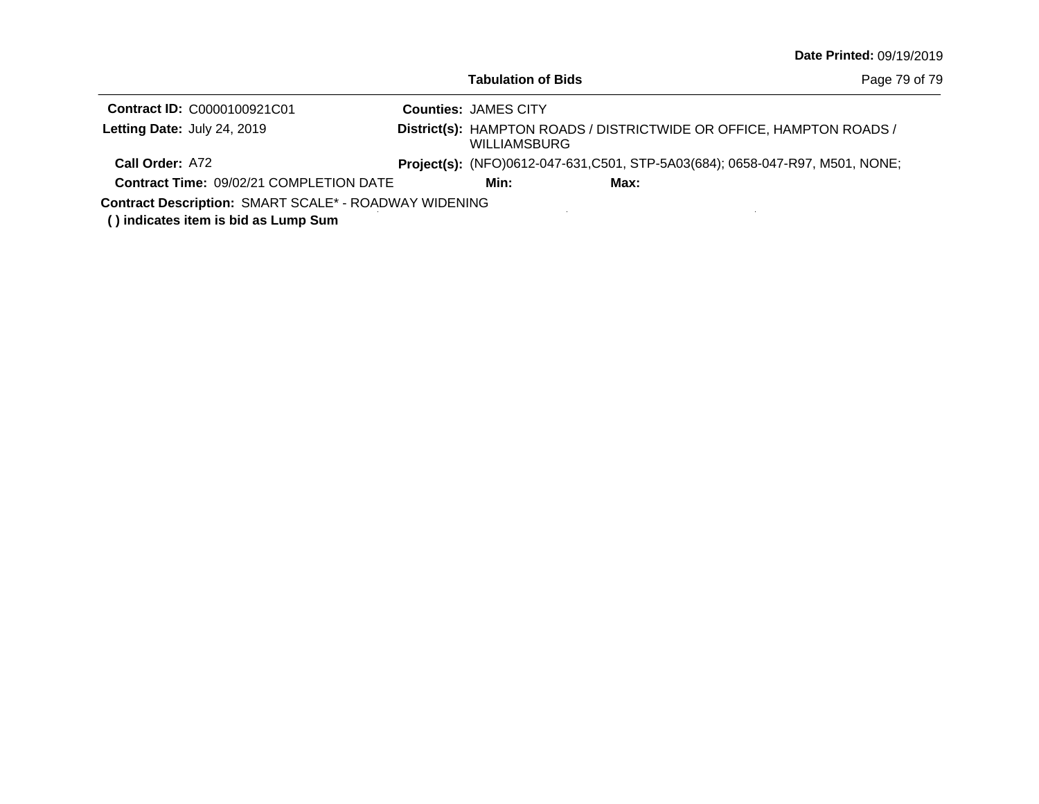**Date Printed:** 09/19/2019

**Tabulation of Bids**

**Contract ID:** C0000100921C01

**Counties:** JAMES CITY

**Letting Date:** July 24, 2019

**District(s):** HAMPTON ROADS / DISTRICTWIDE OR OFFICE, HAMPTON ROADS / WILLIAMSBURG

**Call Order:** A72

**Project(s):** (NFO)0612-047-631,C501, STP-5A03(684); 0658-047-R97, M501, NONE;

**Contract Time:** 09/02/21 COMPLETION DATE

**Min:**

**Max:**

**Contract Description:** SMART SCALE* - ROADWAY WIDENING

**( ) indicates item is bid as Lump Sum**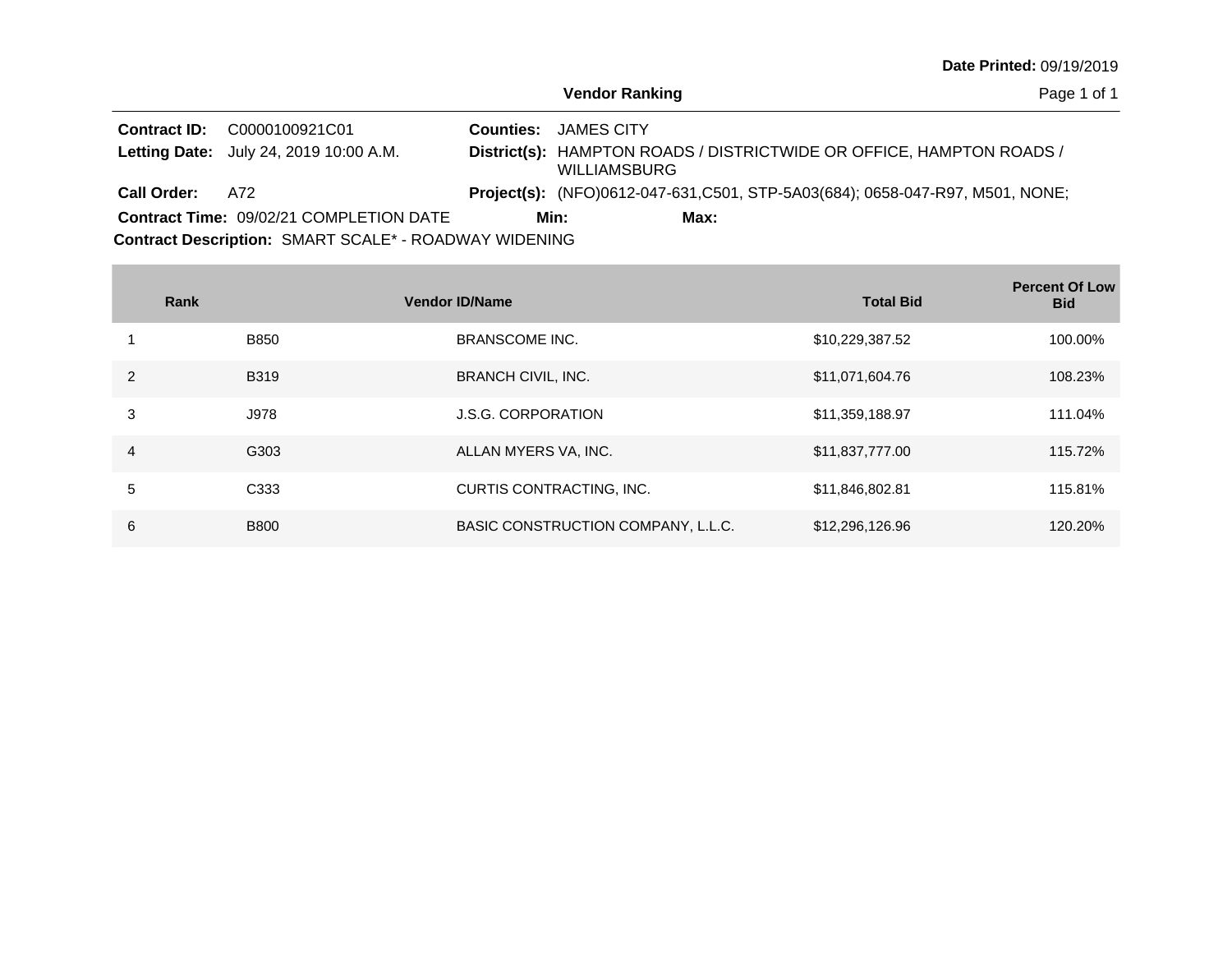Date Printed: 09/19/2019

## Vendor Ranking

**Contract ID:** C0000100921C01
**Letting Date:** July 24, 2019 10:00 A.M.
**Call Order:** A72
**Contract Time:** 09/02/21 COMPLETION DATE
**Counties:** JAMES CITY
**District(s):** HAMPTON ROADS / DISTRICTWIDE OR OFFICE, HAMPTON ROADS / WILLIAMSBURG
**Project(s):** (NFO)0612-047-631,C501, STP-5A03(684); 0658-047-R97, M501, NONE;
**Min:**
**Max:**
**Contract Description:** SMART SCALE* - ROADWAY WIDENING

| Rank | Vendor ID | Name | Total Bid | Percent Of Low Bid |
|---|---|---|---|---|
| 1 | B850 | BRANSCOME INC. | $10,229,387.52 | 100.00% |
| 2 | B319 | BRANCH CIVIL, INC. | $11,071,604.76 | 108.23% |
| 3 | J978 | J.S.G. CORPORATION | $11,359,188.97 | 111.04% |
| 4 | G303 | ALLAN MYERS VA, INC. | $11,837,777.00 | 115.72% |
| 5 | C333 | CURTIS CONTRACTING, INC. | $11,846,802.81 | 115.81% |
| 6 | B800 | BASIC CONSTRUCTION COMPANY, L.L.C. | $12,296,126.96 | 120.20% |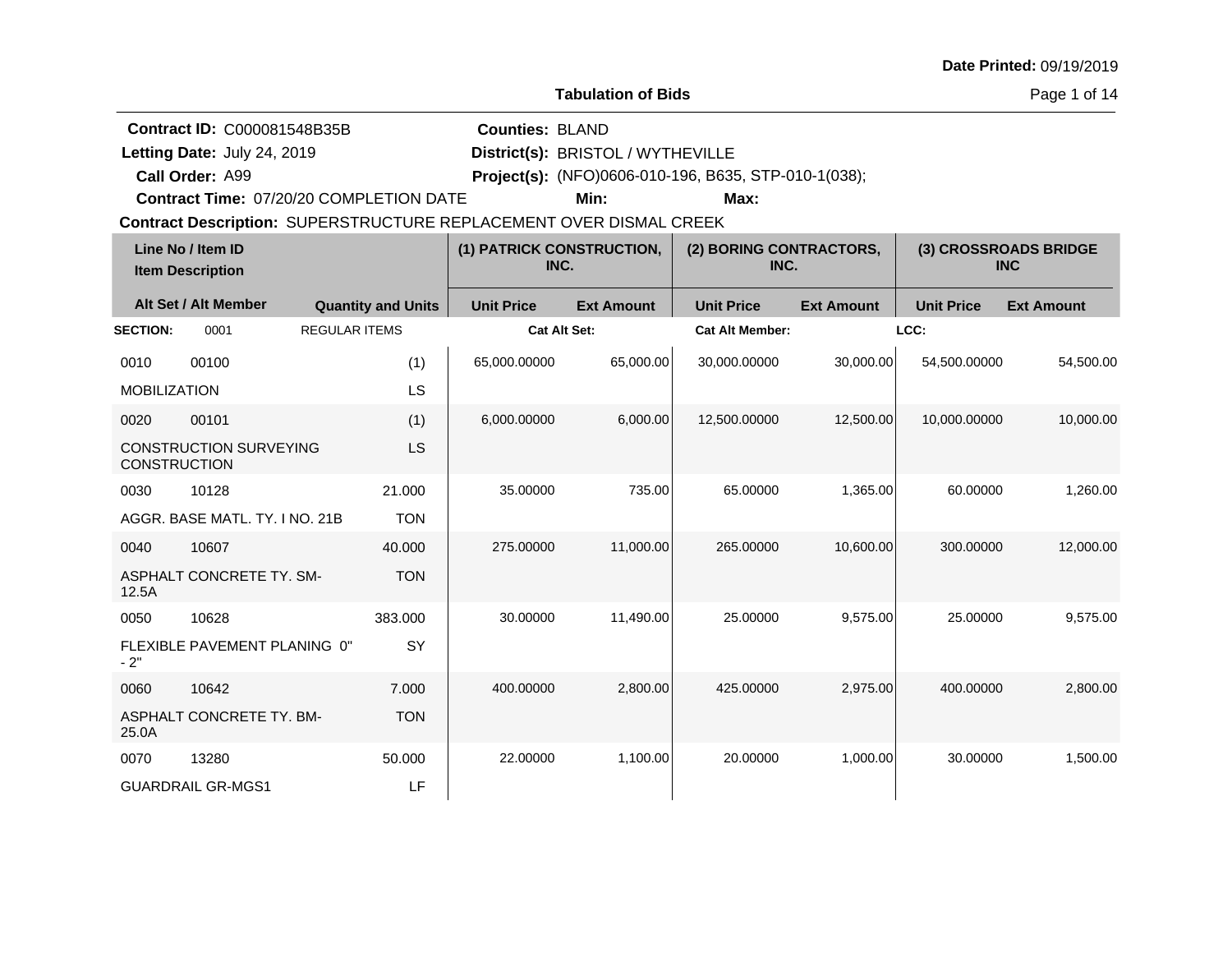Date Printed: 09/19/2019

# Tabulation of Bids

**Contract ID:** C000081548B35B
**Letting Date:** July 24, 2019
**Call Order:** A99
**Contract Time:** 07/20/20 COMPLETION DATE
**Counties:** BLAND
**District(s):** BRISTOL / WYTHEVILLE
**Project(s):** (NFO)0606-010-196, B635, STP-010-1(038);
**Min:**
**Max:**
**Contract Description:** SUPERSTRUCTURE REPLACEMENT OVER DISMAL CREEK

| Line No / Item ID / Item Description | Alt Set / Alt Member | Quantity and Units | (1) PATRICK CONSTRUCTION, INC. Unit Price | (1) PATRICK CONSTRUCTION, INC. Ext Amount | (2) BORING CONTRACTORS, INC. Unit Price | (2) BORING CONTRACTORS, INC. Ext Amount | (3) CROSSROADS BRIDGE INC Unit Price | (3) CROSSROADS BRIDGE INC Ext Amount |
|---|---|---|---|---|---|---|---|---|
| **SECTION:** 0001 REGULAR ITEMS | | | **Cat Alt Set:** | | **Cat Alt Member:** | | **LCC:** | |
| 0010 00100 MOBILIZATION | | (1) LS | 65,000.00000 | 65,000.00 | 30,000.00000 | 30,000.00 | 54,500.00000 | 54,500.00 |
| 0020 00101 CONSTRUCTION SURVEYING CONSTRUCTION | | (1) LS | 6,000.00000 | 6,000.00 | 12,500.00000 | 12,500.00 | 10,000.00000 | 10,000.00 |
| 0030 10128 AGGR. BASE MATL. TY. I NO. 21B | | 21.000 TON | 35.00000 | 735.00 | 65.00000 | 1,365.00 | 60.00000 | 1,260.00 |
| 0040 10607 ASPHALT CONCRETE TY. SM-12.5A | | 40.000 TON | 275.00000 | 11,000.00 | 265.00000 | 10,600.00 | 300.00000 | 12,000.00 |
| 0050 10628 FLEXIBLE PAVEMENT PLANING 0" - 2" | | 383.000 SY | 30.00000 | 11,490.00 | 25.00000 | 9,575.00 | 25.00000 | 9,575.00 |
| 0060 10642 ASPHALT CONCRETE TY. BM-25.0A | | 7.000 TON | 400.00000 | 2,800.00 | 425.00000 | 2,975.00 | 400.00000 | 2,800.00 |
| 0070 13280 GUARDRAIL GR-MGS1 | | 50.000 LF | 22.00000 | 1,100.00 | 20.00000 | 1,000.00 | 30.00000 | 1,500.00 |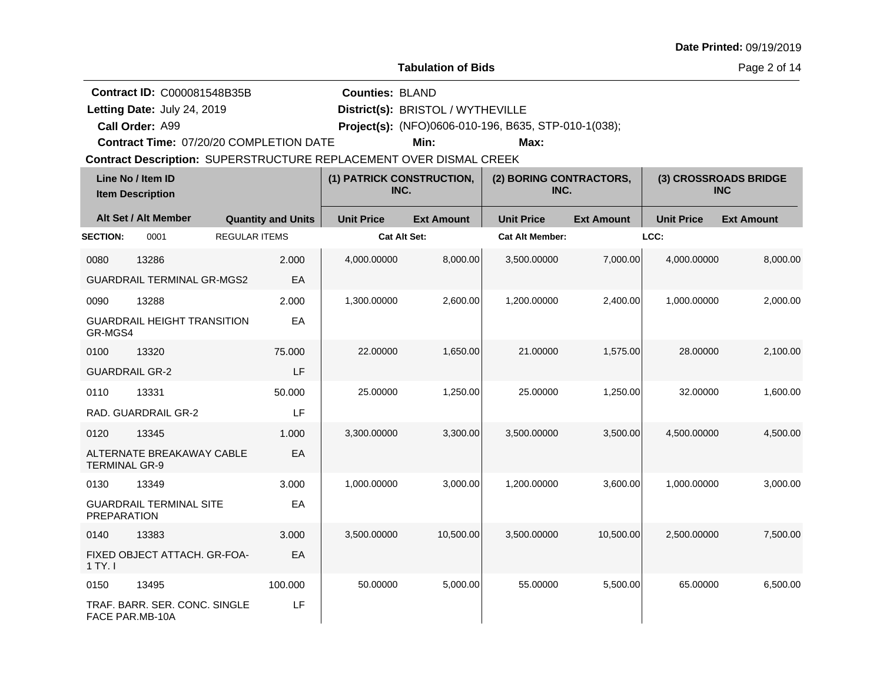Date Printed: 09/19/2019

**Tabulation of Bids**

**Contract ID:** C000081548B35B
**Letting Date:** July 24, 2019
**Call Order:** A99
**Contract Time:** 07/20/20 COMPLETION DATE

**Counties:** BLAND
**District(s):** BRISTOL / WYTHEVILLE
**Project(s):** (NFO)0606-010-196, B635, STP-010-1(038);
**Min:** **Max:**

**Contract Description:** SUPERSTRUCTURE REPLACEMENT OVER DISMAL CREEK

| Line No / Item ID | Item Description | Quantity and Units | (1) PATRICK CONSTRUCTION, INC. | | (2) BORING CONTRACTORS, INC. | | (3) CROSSROADS BRIDGE INC | |
|---|---|---|---|---|---|---|---|---|
| Alt Set / Alt Member | | | Unit Price | Ext Amount | Unit Price | Ext Amount | Unit Price | Ext Amount |
| **SECTION:** 0001 | REGULAR ITEMS | | Cat Alt Set: | | Cat Alt Member: | | LCC: | |
| 0080 13286 | GUARDRAIL TERMINAL GR-MGS2 | 2.000 EA | 4,000.00000 | 8,000.00 | 3,500.00000 | 7,000.00 | 4,000.00000 | 8,000.00 |
| 0090 13288 | GUARDRAIL HEIGHT TRANSITION GR-MGS4 | 2.000 EA | 1,300.00000 | 2,600.00 | 1,200.00000 | 2,400.00 | 1,000.00000 | 2,000.00 |
| 0100 13320 | GUARDRAIL GR-2 | 75.000 LF | 22.00000 | 1,650.00 | 21.00000 | 1,575.00 | 28.00000 | 2,100.00 |
| 0110 13331 | RAD. GUARDRAIL GR-2 | 50.000 LF | 25.00000 | 1,250.00 | 25.00000 | 1,250.00 | 32.00000 | 1,600.00 |
| 0120 13345 | ALTERNATE BREAKAWAY CABLE TERMINAL GR-9 | 1.000 EA | 3,300.00000 | 3,300.00 | 3,500.00000 | 3,500.00 | 4,500.00000 | 4,500.00 |
| 0130 13349 | GUARDRAIL TERMINAL SITE PREPARATION | 3.000 EA | 1,000.00000 | 3,000.00 | 1,200.00000 | 3,600.00 | 1,000.00000 | 3,000.00 |
| 0140 13383 | FIXED OBJECT ATTACH. GR-FOA-1 TY. I | 3.000 EA | 3,500.00000 | 10,500.00 | 3,500.00000 | 10,500.00 | 2,500.00000 | 7,500.00 |
| 0150 13495 | TRAF. BARR. SER. CONC. SINGLE FACE PAR.MB-10A | 100.000 LF | 50.00000 | 5,000.00 | 55.00000 | 5,500.00 | 65.00000 | 6,500.00 |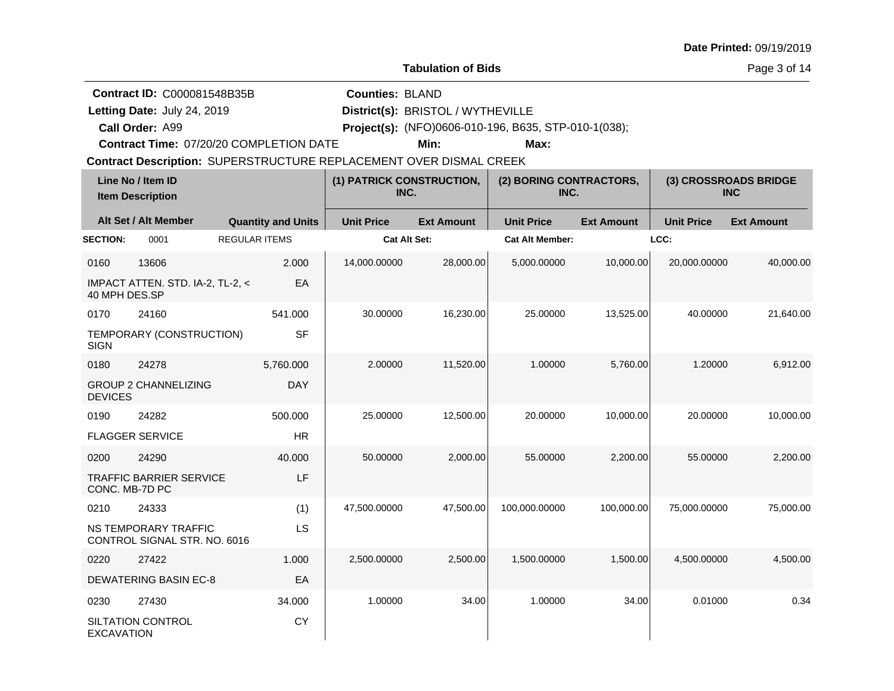Date Printed: 09/19/2019

**Tabulation of Bids**

**Contract ID:** C000081548B35B  **Counties:** BLAND
**Letting Date:** July 24, 2019  **District(s):** BRISTOL / WYTHEVILLE
**Call Order:** A99  **Project(s):** (NFO)0606-010-196, B635, STP-010-1(038);
**Contract Time:** 07/20/20 COMPLETION DATE  **Min:**  **Max:**
**Contract Description:** SUPERSTRUCTURE REPLACEMENT OVER DISMAL CREEK

| Line No / Item ID / Item Description | | Quantity and Units | (1) PATRICK CONSTRUCTION, INC. | | (2) BORING CONTRACTORS, INC. | | (3) CROSSROADS BRIDGE INC | |
|---|---|---|---|---|---|---|---|---|
| Alt Set / Alt Member | | | Unit Price | Ext Amount | Unit Price | Ext Amount | Unit Price | Ext Amount |
| **SECTION:** 0001 | REGULAR ITEMS | | **Cat Alt Set:** | | **Cat Alt Member:** | | **LCC:** | |
| 0160 | 13606 | 2.000 | 14,000.00000 | 28,000.00 | 5,000.00000 | 10,000.00 | 20,000.00000 | 40,000.00 |
| IMPACT ATTEN. STD. IA-2, TL-2, < 40 MPH DES.SP | | EA | | | | | | |
| 0170 | 24160 | 541.000 | 30.00000 | 16,230.00 | 25.00000 | 13,525.00 | 40.00000 | 21,640.00 |
| TEMPORARY (CONSTRUCTION) SIGN | | SF | | | | | | |
| 0180 | 24278 | 5,760.000 | 2.00000 | 11,520.00 | 1.00000 | 5,760.00 | 1.20000 | 6,912.00 |
| GROUP 2 CHANNELIZING DEVICES | | DAY | | | | | | |
| 0190 | 24282 | 500.000 | 25.00000 | 12,500.00 | 20.00000 | 10,000.00 | 20.00000 | 10,000.00 |
| FLAGGER SERVICE | | HR | | | | | | |
| 0200 | 24290 | 40.000 | 50.00000 | 2,000.00 | 55.00000 | 2,200.00 | 55.00000 | 2,200.00 |
| TRAFFIC BARRIER SERVICE CONC. MB-7D PC | | LF | | | | | | |
| 0210 | 24333 | (1) | 47,500.00000 | 47,500.00 | 100,000.00000 | 100,000.00 | 75,000.00000 | 75,000.00 |
| NS TEMPORARY TRAFFIC CONTROL SIGNAL STR. NO. 6016 | | LS | | | | | | |
| 0220 | 27422 | 1.000 | 2,500.00000 | 2,500.00 | 1,500.00000 | 1,500.00 | 4,500.00000 | 4,500.00 |
| DEWATERING BASIN EC-8 | | EA | | | | | | |
| 0230 | 27430 | 34.000 | 1.00000 | 34.00 | 1.00000 | 34.00 | 0.01000 | 0.34 |
| SILTATION CONTROL EXCAVATION | | CY | | | | | | |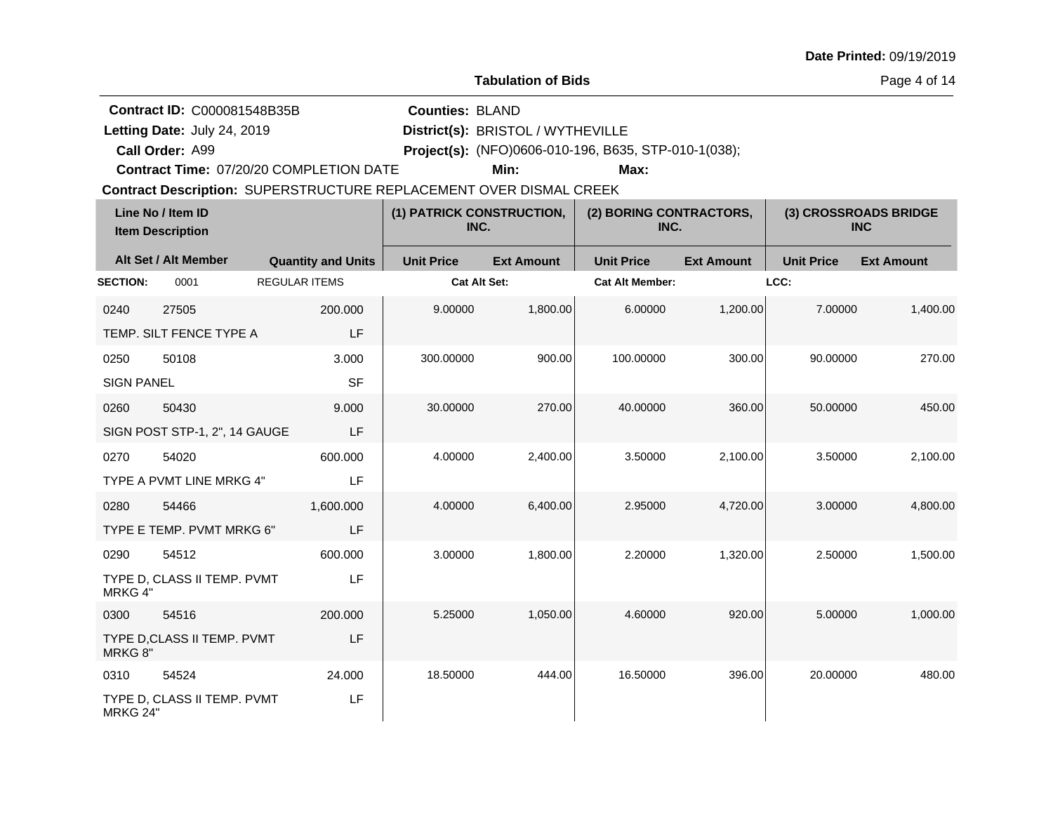**Date Printed:** 09/19/2019

## Tabulation of Bids

**Contract ID:** C000081548B35B
**Letting Date:** July 24, 2019
**Call Order:** A99
**Contract Time:** 07/20/20 COMPLETION DATE
**Counties:** BLAND
**District(s):** BRISTOL / WYTHEVILLE
**Project(s):** (NFO)0606-010-196, B635, STP-010-1(038);
**Min:**
**Max:**
**Contract Description:** SUPERSTRUCTURE REPLACEMENT OVER DISMAL CREEK

| Line No / Item ID / Item Description | Alt Set / Alt Member | Quantity and Units | (1) PATRICK CONSTRUCTION, INC. Unit Price | (1) PATRICK CONSTRUCTION, INC. Ext Amount | (2) BORING CONTRACTORS, INC. Unit Price | (2) BORING CONTRACTORS, INC. Ext Amount | (3) CROSSROADS BRIDGE INC Unit Price | (3) CROSSROADS BRIDGE INC Ext Amount |
|---|---|---|---|---|---|---|---|---|
| **SECTION:** 0001 REGULAR ITEMS | | | **Cat Alt Set:** | | **Cat Alt Member:** | | **LCC:** | |
| 0240 27505 TEMP. SILT FENCE TYPE A | | 200.000 LF | 9.00000 | 1,800.00 | 6.00000 | 1,200.00 | 7.00000 | 1,400.00 |
| 0250 50108 SIGN PANEL | | 3.000 SF | 300.00000 | 900.00 | 100.00000 | 300.00 | 90.00000 | 270.00 |
| 0260 50430 SIGN POST STP-1, 2", 14 GAUGE | | 9.000 LF | 30.00000 | 270.00 | 40.00000 | 360.00 | 50.00000 | 450.00 |
| 0270 54020 TYPE A PVMT LINE MRKG 4" | | 600.000 LF | 4.00000 | 2,400.00 | 3.50000 | 2,100.00 | 3.50000 | 2,100.00 |
| 0280 54466 TYPE E TEMP. PVMT MRKG 6" | | 1,600.000 LF | 4.00000 | 6,400.00 | 2.95000 | 4,720.00 | 3.00000 | 4,800.00 |
| 0290 54512 TYPE D, CLASS II TEMP. PVMT MRKG 4" | | 600.000 LF | 3.00000 | 1,800.00 | 2.20000 | 1,320.00 | 2.50000 | 1,500.00 |
| 0300 54516 TYPE D,CLASS II TEMP. PVMT MRKG 8" | | 200.000 LF | 5.25000 | 1,050.00 | 4.60000 | 920.00 | 5.00000 | 1,000.00 |
| 0310 54524 TYPE D, CLASS II TEMP. PVMT MRKG 24" | | 24.000 LF | 18.50000 | 444.00 | 16.50000 | 396.00 | 20.00000 | 480.00 |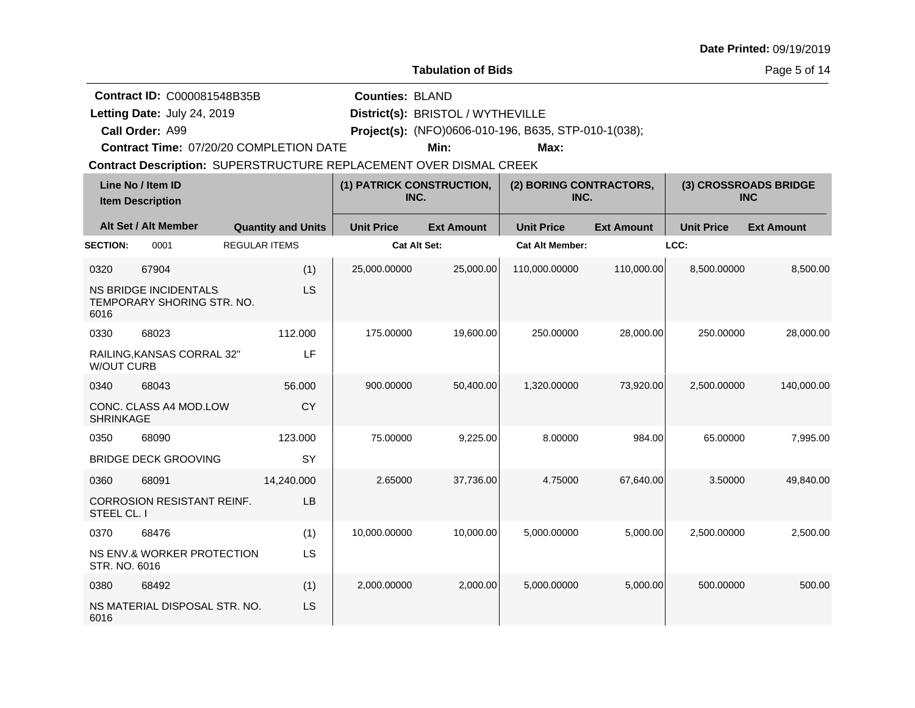**Tabulation of Bids**

**Date Printed:** 09/19/2019

**Contract ID:** C000081548B35B
**Letting Date:** July 24, 2019
**Call Order:** A99
**Contract Time:** 07/20/20 COMPLETION DATE
**Counties:** BLAND
**District(s):** BRISTOL / WYTHEVILLE
**Project(s):** (NFO)0606-010-196, B635, STP-010-1(038);
**Min:**
**Max:**
**Contract Description:** SUPERSTRUCTURE REPLACEMENT OVER DISMAL CREEK

| Line No / Item ID / Item Description | Quantity and Units | (1) PATRICK CONSTRUCTION, INC. Unit Price | (1) PATRICK CONSTRUCTION, INC. Ext Amount | (2) BORING CONTRACTORS, INC. Unit Price | (2) BORING CONTRACTORS, INC. Ext Amount | (3) CROSSROADS BRIDGE INC Unit Price | (3) CROSSROADS BRIDGE INC Ext Amount |
|---|---|---|---|---|---|---|---|
| **SECTION:** 0001 REGULAR ITEMS | | **Cat Alt Set:** | | **Cat Alt Member:** | | **LCC:** | |
| 0320 67904 NS BRIDGE INCIDENTALS TEMPORARY SHORING STR. NO. 6016 | (1) LS | 25,000.00000 | 25,000.00 | 110,000.00000 | 110,000.00 | 8,500.00000 | 8,500.00 |
| 0330 68023 RAILING,KANSAS CORRAL 32" W/OUT CURB | 112.000 LF | 175.00000 | 19,600.00 | 250.00000 | 28,000.00 | 250.00000 | 28,000.00 |
| 0340 68043 CONC. CLASS A4 MOD.LOW SHRINKAGE | 56.000 CY | 900.00000 | 50,400.00 | 1,320.00000 | 73,920.00 | 2,500.00000 | 140,000.00 |
| 0350 68090 BRIDGE DECK GROOVING | 123.000 SY | 75.00000 | 9,225.00 | 8.00000 | 984.00 | 65.00000 | 7,995.00 |
| 0360 68091 CORROSION RESISTANT REINF. STEEL CL. I | 14,240.000 LB | 2.65000 | 37,736.00 | 4.75000 | 67,640.00 | 3.50000 | 49,840.00 |
| 0370 68476 NS ENV.& WORKER PROTECTION STR. NO. 6016 | (1) LS | 10,000.00000 | 10,000.00 | 5,000.00000 | 5,000.00 | 2,500.00000 | 2,500.00 |
| 0380 68492 NS MATERIAL DISPOSAL STR. NO. 6016 | (1) LS | 2,000.00000 | 2,000.00 | 5,000.00000 | 5,000.00 | 500.00000 | 500.00 |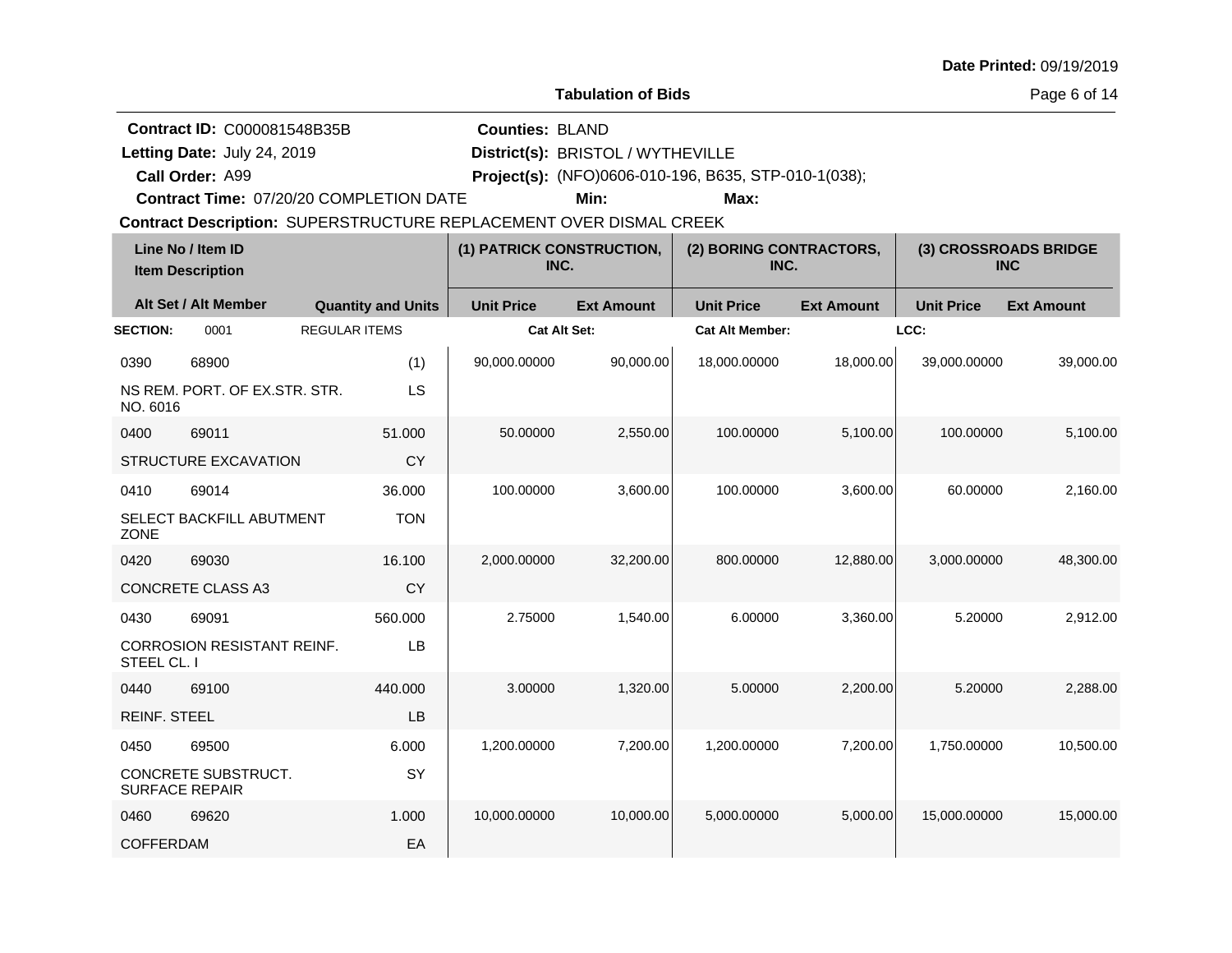**Date Printed:** 09/19/2019

**Tabulation of Bids**

**Contract ID:** C000081548B35B
**Letting Date:** July 24, 2019
**Call Order:** A99
**Contract Time:** 07/20/20 COMPLETION DATE

**Counties:** BLAND
**District(s):** BRISTOL / WYTHEVILLE
**Project(s):** (NFO)0606-010-196, B635, STP-010-1(038);
**Min:**
**Max:**

**Contract Description:** SUPERSTRUCTURE REPLACEMENT OVER DISMAL CREEK

| Line No / Item ID | Item Description | Quantity and Units | (1) PATRICK CONSTRUCTION, INC. Unit Price | (1) PATRICK CONSTRUCTION, INC. Ext Amount | (2) BORING CONTRACTORS, INC. Unit Price | (2) BORING CONTRACTORS, INC. Ext Amount | (3) CROSSROADS BRIDGE INC Unit Price | (3) CROSSROADS BRIDGE INC Ext Amount |
|---|---|---|---|---|---|---|---|---|
| **SECTION:** 0001 | REGULAR ITEMS | | Cat Alt Set: | | Cat Alt Member: | | LCC: | |
| 0390 / 68900 | NS REM. PORT. OF EX.STR. STR. NO. 6016 | (1) LS | 90,000.00000 | 90,000.00 | 18,000.00000 | 18,000.00 | 39,000.00000 | 39,000.00 |
| 0400 / 69011 | STRUCTURE EXCAVATION | 51.000 CY | 50.00000 | 2,550.00 | 100.00000 | 5,100.00 | 100.00000 | 5,100.00 |
| 0410 / 69014 | SELECT BACKFILL ABUTMENT ZONE | 36.000 TON | 100.00000 | 3,600.00 | 100.00000 | 3,600.00 | 60.00000 | 2,160.00 |
| 0420 / 69030 | CONCRETE CLASS A3 | 16.100 CY | 2,000.00000 | 32,200.00 | 800.00000 | 12,880.00 | 3,000.00000 | 48,300.00 |
| 0430 / 69091 | CORROSION RESISTANT REINF. STEEL CL. I | 560.000 LB | 2.75000 | 1,540.00 | 6.00000 | 3,360.00 | 5.20000 | 2,912.00 |
| 0440 / 69100 | REINF. STEEL | 440.000 LB | 3.00000 | 1,320.00 | 5.00000 | 2,200.00 | 5.20000 | 2,288.00 |
| 0450 / 69500 | CONCRETE SUBSTRUCT. SURFACE REPAIR | 6.000 SY | 1,200.00000 | 7,200.00 | 1,200.00000 | 7,200.00 | 1,750.00000 | 10,500.00 |
| 0460 / 69620 | COFFERDAM | 1.000 EA | 10,000.00000 | 10,000.00 | 5,000.00000 | 5,000.00 | 15,000.00000 | 15,000.00 |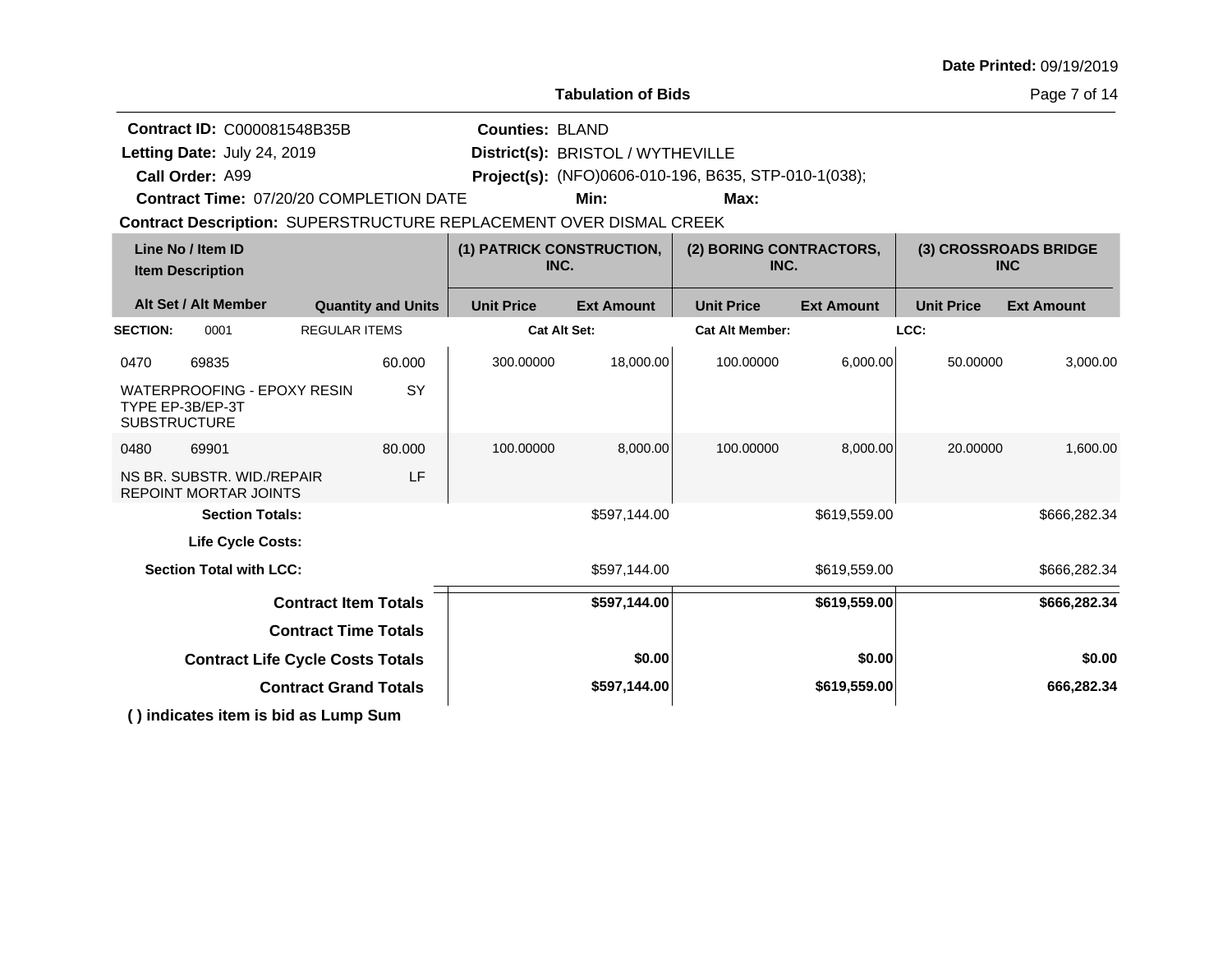**Date Printed:** 09/19/2019

**Tabulation of Bids**

**Contract ID:** C000081548B35B
**Letting Date:** July 24, 2019
**Call Order:** A99
**Contract Time:** 07/20/20 COMPLETION DATE

**Counties:** BLAND
**District(s):** BRISTOL / WYTHEVILLE
**Project(s):** (NFO)0606-010-196, B635, STP-010-1(038);
**Min:** **Max:**

**Contract Description:** SUPERSTRUCTURE REPLACEMENT OVER DISMAL CREEK

| Line No / Item ID / Item Description | Alt Set / Alt Member | Quantity and Units | (1) PATRICK CONSTRUCTION, INC. Unit Price | (1) PATRICK CONSTRUCTION, INC. Ext Amount | (2) BORING CONTRACTORS, INC. Unit Price | (2) BORING CONTRACTORS, INC. Ext Amount | (3) CROSSROADS BRIDGE INC Unit Price | (3) CROSSROADS BRIDGE INC Ext Amount |
|---|---|---|---|---|---|---|---|---|
| **SECTION:** 0001 REGULAR ITEMS | | | **Cat Alt Set:** | | **Cat Alt Member:** | | **LCC:** | |
| 0470 69835 WATERPROOFING - EPOXY RESIN TYPE EP-3B/EP-3T SUBSTRUCTURE | | 60.000 SY | 300.00000 | 18,000.00 | 100.00000 | 6,000.00 | 50.00000 | 3,000.00 |
| 0480 69901 NS BR. SUBSTR. WID./REPAIR REPOINT MORTAR JOINTS | | 80.000 LF | 100.00000 | 8,000.00 | 100.00000 | 8,000.00 | 20.00000 | 1,600.00 |
| **Section Totals:** | | | | $597,144.00 | | $619,559.00 | | $666,282.34 |
| **Life Cycle Costs:** | | | | | | | | |
| **Section Total with LCC:** | | | | $597,144.00 | | $619,559.00 | | $666,282.34 |
| **Contract Item Totals** | | | | **$597,144.00** | | **$619,559.00** | | **$666,282.34** |
| **Contract Time Totals** | | | | | | | | |
| **Contract Life Cycle Costs Totals** | | | | **$0.00** | | **$0.00** | | **$0.00** |
| **Contract Grand Totals** | | | | **$597,144.00** | | **$619,559.00** | | **666,282.34** |

**( ) indicates item is bid as Lump Sum**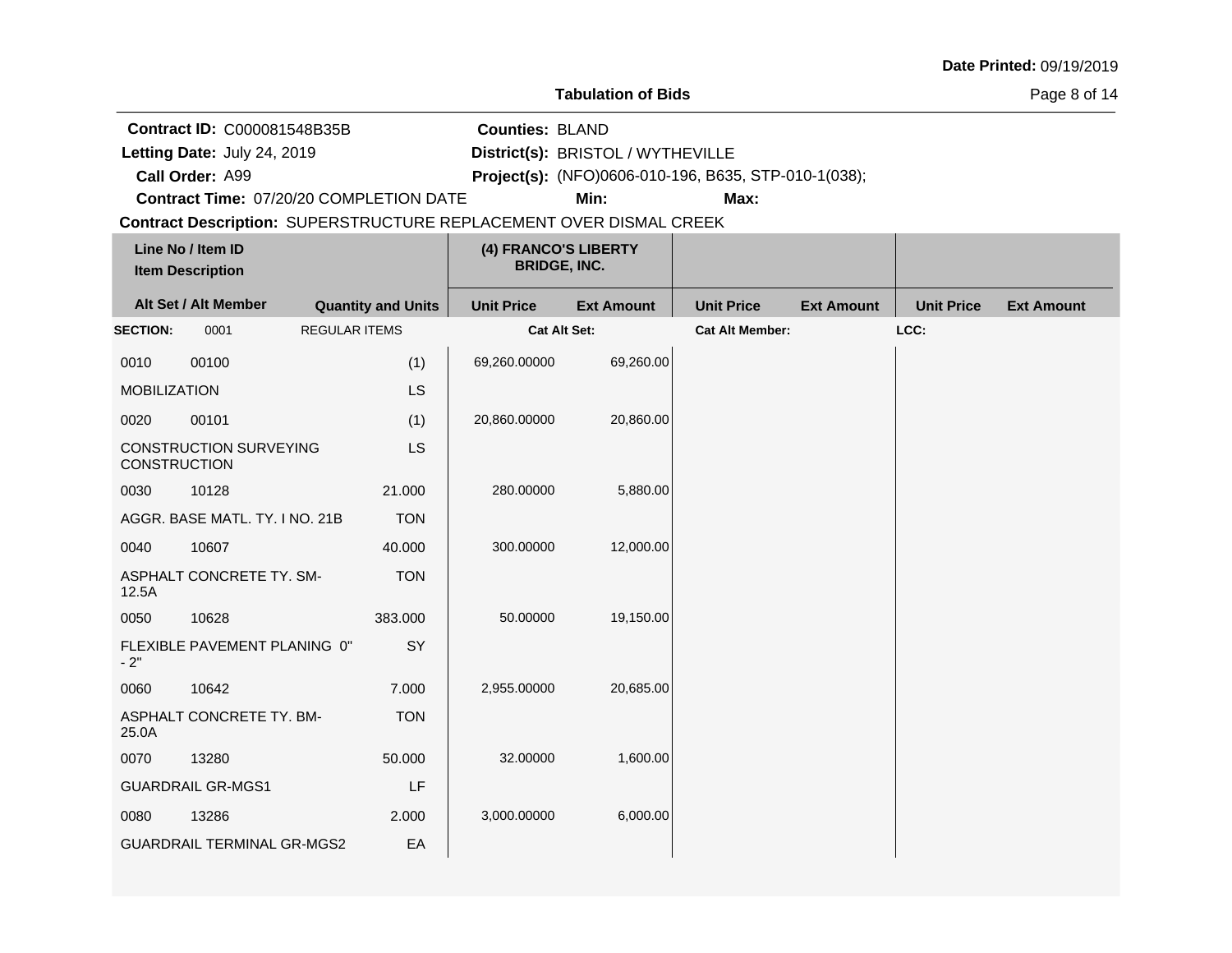**Date Printed:** 09/19/2019

**Tabulation of Bids**

**Contract ID:** C000081548B35B
**Letting Date:** July 24, 2019
**Call Order:** A99
**Contract Time:** 07/20/20 COMPLETION DATE

**Counties:** BLAND
**District(s):** BRISTOL / WYTHEVILLE
**Project(s):** (NFO)0606-010-196, B635, STP-010-1(038);
**Min:** **Max:**

**Contract Description:** SUPERSTRUCTURE REPLACEMENT OVER DISMAL CREEK

| Line No / Item ID | Item Description / Alt Set / Alt Member | Quantity and Units | (4) FRANCO'S LIBERTY BRIDGE, INC. Unit Price | (4) FRANCO'S LIBERTY BRIDGE, INC. Ext Amount | Unit Price | Ext Amount | Unit Price | Ext Amount |
|---|---|---|---|---|---|---|---|---|
| **SECTION:** 0001 | REGULAR ITEMS | | **Cat Alt Set:** | | **Cat Alt Member:** | | **LCC:** | |
| 0010 00100 | MOBILIZATION | (1) LS | 69,260.00000 | 69,260.00 | | | | |
| 0020 00101 | CONSTRUCTION SURVEYING CONSTRUCTION | (1) LS | 20,860.00000 | 20,860.00 | | | | |
| 0030 10128 | AGGR. BASE MATL. TY. I NO. 21B | 21.000 TON | 280.00000 | 5,880.00 | | | | |
| 0040 10607 | ASPHALT CONCRETE TY. SM-12.5A | 40.000 TON | 300.00000 | 12,000.00 | | | | |
| 0050 10628 | FLEXIBLE PAVEMENT PLANING 0" - 2" | 383.000 SY | 50.00000 | 19,150.00 | | | | |
| 0060 10642 | ASPHALT CONCRETE TY. BM-25.0A | 7.000 TON | 2,955.00000 | 20,685.00 | | | | |
| 0070 13280 | GUARDRAIL GR-MGS1 | 50.000 LF | 32.00000 | 1,600.00 | | | | |
| 0080 13286 | GUARDRAIL TERMINAL GR-MGS2 | 2.000 EA | 3,000.00000 | 6,000.00 | | | | |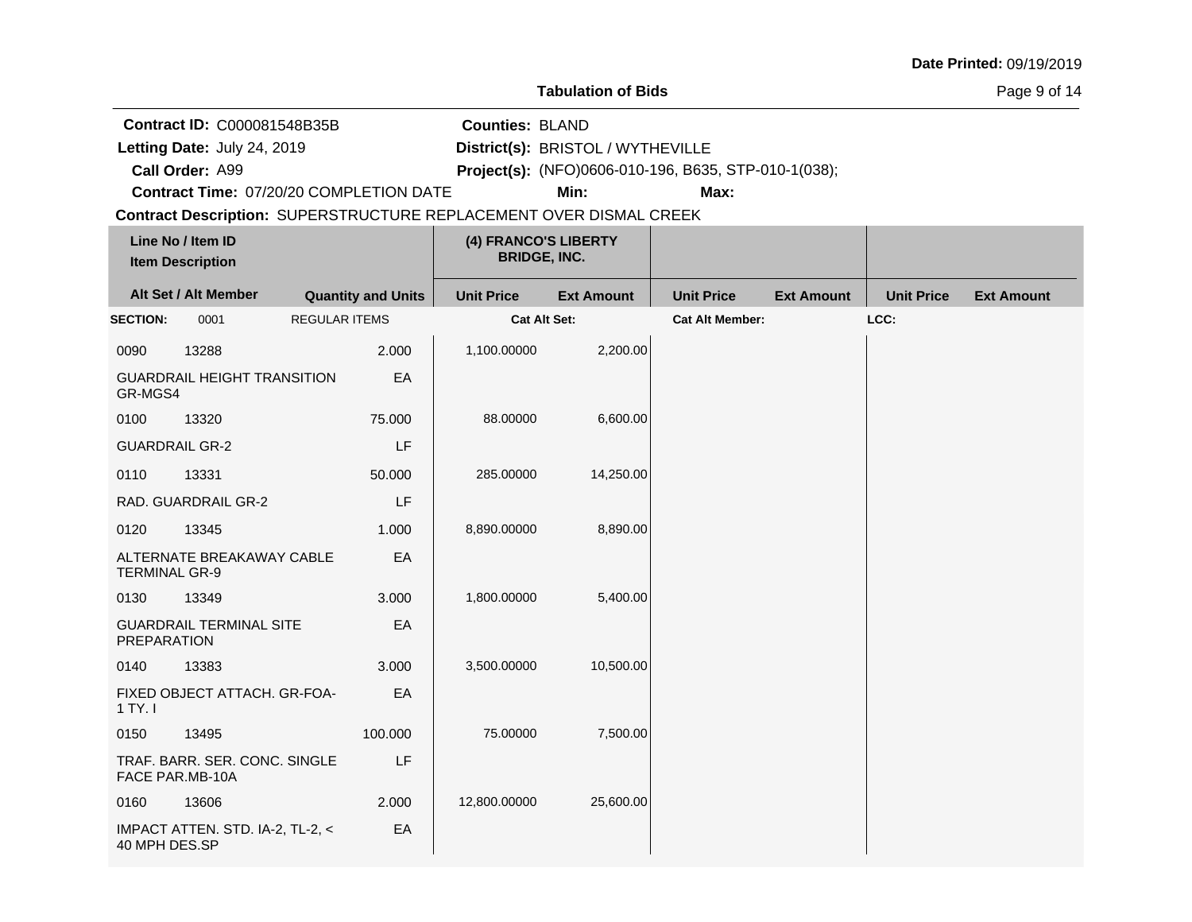**Date Printed:** 09/19/2019

## Tabulation of Bids

**Contract ID:** C000081548B35B
**Letting Date:** July 24, 2019
**Call Order:** A99
**Contract Time:** 07/20/20 COMPLETION DATE

**Counties:** BLAND
**District(s):** BRISTOL / WYTHEVILLE
**Project(s):** (NFO)0606-010-196, B635, STP-010-1(038);
**Min:**
**Max:**

**Contract Description:** SUPERSTRUCTURE REPLACEMENT OVER DISMAL CREEK

| Line No / Item ID | Item Description | Alt Set / Alt Member | Quantity and Units | (4) FRANCO'S LIBERTY BRIDGE, INC. Unit Price | (4) FRANCO'S LIBERTY BRIDGE, INC. Ext Amount | Unit Price | Ext Amount | Unit Price | Ext Amount |
|---|---|---|---|---|---|---|---|---|---|
| **SECTION:** 0001 | REGULAR ITEMS | | | **Cat Alt Set:** | | **Cat Alt Member:** | | **LCC:** | |
| 0090 13288 | GUARDRAIL HEIGHT TRANSITION GR-MGS4 | | 2.000 EA | 1,100.00000 | 2,200.00 | | | | |
| 0100 13320 | GUARDRAIL GR-2 | | 75.000 LF | 88.00000 | 6,600.00 | | | | |
| 0110 13331 | RAD. GUARDRAIL GR-2 | | 50.000 LF | 285.00000 | 14,250.00 | | | | |
| 0120 13345 | ALTERNATE BREAKAWAY CABLE TERMINAL GR-9 | | 1.000 EA | 8,890.00000 | 8,890.00 | | | | |
| 0130 13349 | GUARDRAIL TERMINAL SITE PREPARATION | | 3.000 EA | 1,800.00000 | 5,400.00 | | | | |
| 0140 13383 | FIXED OBJECT ATTACH. GR-FOA-1 TY. I | | 3.000 EA | 3,500.00000 | 10,500.00 | | | | |
| 0150 13495 | TRAF. BARR. SER. CONC. SINGLE FACE PAR.MB-10A | | 100.000 LF | 75.00000 | 7,500.00 | | | | |
| 0160 13606 | IMPACT ATTEN. STD. IA-2, TL-2, < 40 MPH DES.SP | | 2.000 EA | 12,800.00000 | 25,600.00 | | | | |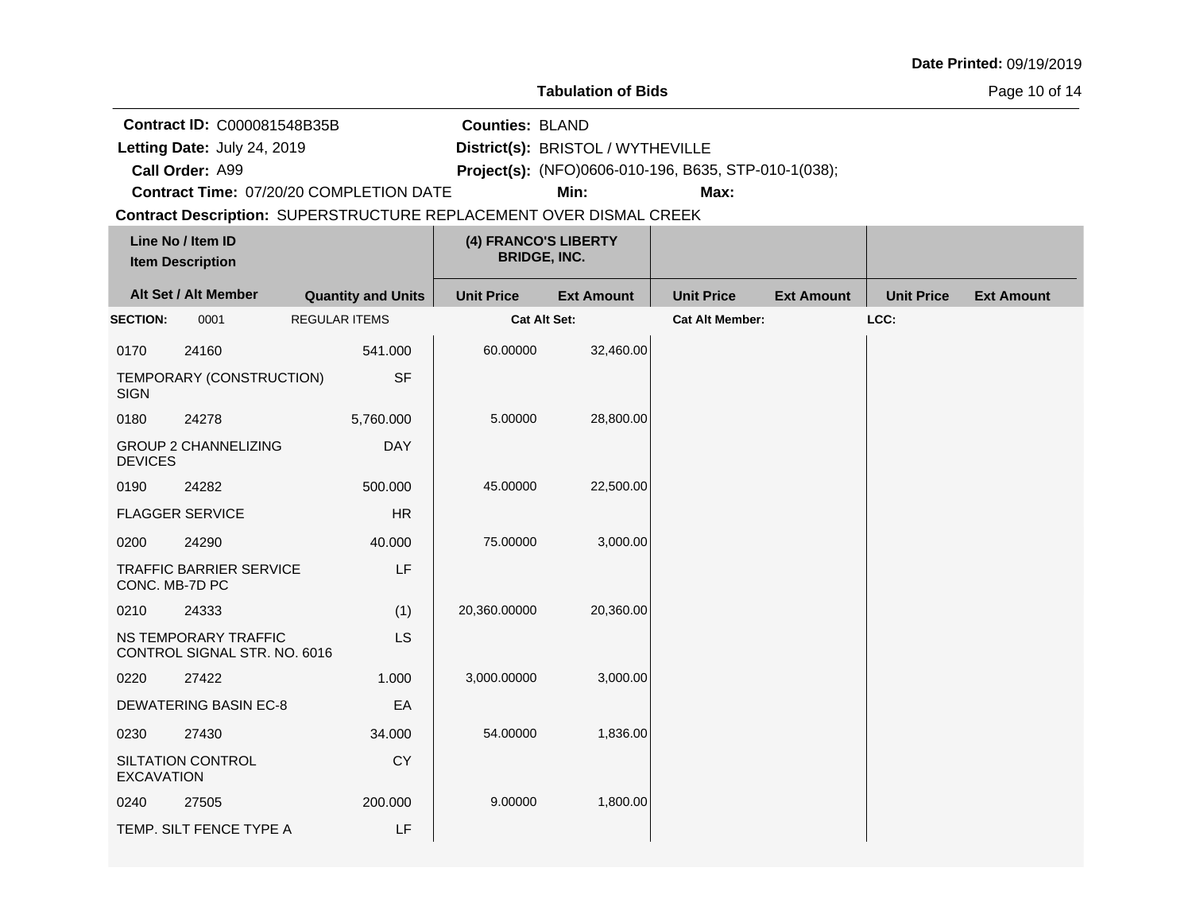**Date Printed:** 09/19/2019

# Tabulation of Bids

**Contract ID:** C000081548B35B
**Letting Date:** July 24, 2019
**Call Order:** A99
**Contract Time:** 07/20/20 COMPLETION DATE
**Counties:** BLAND
**District(s):** BRISTOL / WYTHEVILLE
**Project(s):** (NFO)0606-010-196, B635, STP-010-1(038);
**Min:**
**Max:**
**Contract Description:** SUPERSTRUCTURE REPLACEMENT OVER DISMAL CREEK

| Line No / Item ID | Item Description | Quantity and Units | (4) FRANCO'S LIBERTY BRIDGE, INC. Unit Price | Ext Amount | Unit Price | Ext Amount | Unit Price | Ext Amount |
|---|---|---|---|---|---|---|---|---|
| **SECTION:** 0001 | REGULAR ITEMS | | **Cat Alt Set:** | | **Cat Alt Member:** | | **LCC:** | |
| 0170 24160 | TEMPORARY (CONSTRUCTION) SIGN | 541.000 SF | 60.00000 | 32,460.00 | | | | |
| 0180 24278 | GROUP 2 CHANNELIZING DEVICES | 5,760.000 DAY | 5.00000 | 28,800.00 | | | | |
| 0190 24282 | FLAGGER SERVICE | 500.000 HR | 45.00000 | 22,500.00 | | | | |
| 0200 24290 | TRAFFIC BARRIER SERVICE CONC. MB-7D PC | 40.000 LF | 75.00000 | 3,000.00 | | | | |
| 0210 24333 | NS TEMPORARY TRAFFIC CONTROL SIGNAL STR. NO. 6016 | (1) LS | 20,360.00000 | 20,360.00 | | | | |
| 0220 27422 | DEWATERING BASIN EC-8 | 1.000 EA | 3,000.00000 | 3,000.00 | | | | |
| 0230 27430 | SILTATION CONTROL EXCAVATION | 34.000 CY | 54.00000 | 1,836.00 | | | | |
| 0240 27505 | TEMP. SILT FENCE TYPE A | 200.000 LF | 9.00000 | 1,800.00 | | | | |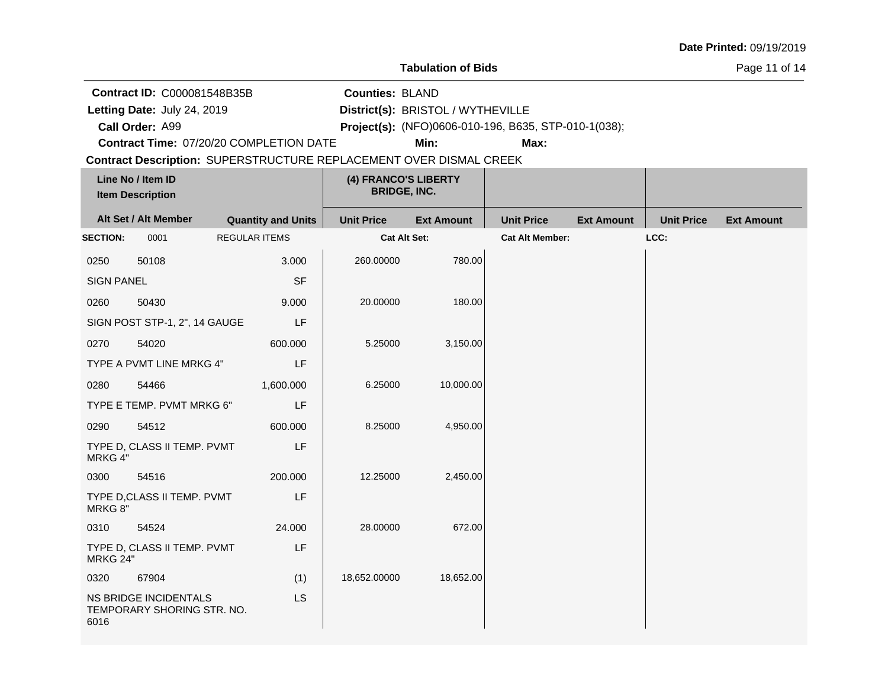**Date Printed:** 09/19/2019

**Tabulation of Bids**

**Contract ID:** C000081548B35B
**Letting Date:** July 24, 2019
**Call Order:** A99
**Contract Time:** 07/20/20 COMPLETION DATE

**Counties:** BLAND
**District(s):** BRISTOL / WYTHEVILLE
**Project(s):** (NFO)0606-010-196, B635, STP-010-1(038);
**Min:** **Max:**

**Contract Description:** SUPERSTRUCTURE REPLACEMENT OVER DISMAL CREEK

| Line No / Item ID<br>Item Description | | | (4) FRANCO'S LIBERTY BRIDGE, INC. | | | | | |
|---|---|---|---|---|---|---|---|---|
| Alt Set / Alt Member | | Quantity and Units | Unit Price | Ext Amount | Unit Price | Ext Amount | Unit Price | Ext Amount |
| **SECTION:** | 0001 | REGULAR ITEMS | **Cat Alt Set:** | | **Cat Alt Member:** | | **LCC:** | |
| 0250 | 50108 | 3.000 | 260.00000 | 780.00 | | | | |
| SIGN PANEL | | SF | | | | | | |
| 0260 | 50430 | 9.000 | 20.00000 | 180.00 | | | | |
| SIGN POST STP-1, 2", 14 GAUGE | | LF | | | | | | |
| 0270 | 54020 | 600.000 | 5.25000 | 3,150.00 | | | | |
| TYPE A PVMT LINE MRKG 4" | | LF | | | | | | |
| 0280 | 54466 | 1,600.000 | 6.25000 | 10,000.00 | | | | |
| TYPE E TEMP. PVMT MRKG 6" | | LF | | | | | | |
| 0290 | 54512 | 600.000 | 8.25000 | 4,950.00 | | | | |
| TYPE D, CLASS II TEMP. PVMT MRKG 4" | | LF | | | | | | |
| 0300 | 54516 | 200.000 | 12.25000 | 2,450.00 | | | | |
| TYPE D,CLASS II TEMP. PVMT MRKG 8" | | LF | | | | | | |
| 0310 | 54524 | 24.000 | 28.00000 | 672.00 | | | | |
| TYPE D, CLASS II TEMP. PVMT MRKG 24" | | LF | | | | | | |
| 0320 | 67904 | (1) | 18,652.00000 | 18,652.00 | | | | |
| NS BRIDGE INCIDENTALS TEMPORARY SHORING STR. NO. 6016 | | LS | | | | | | |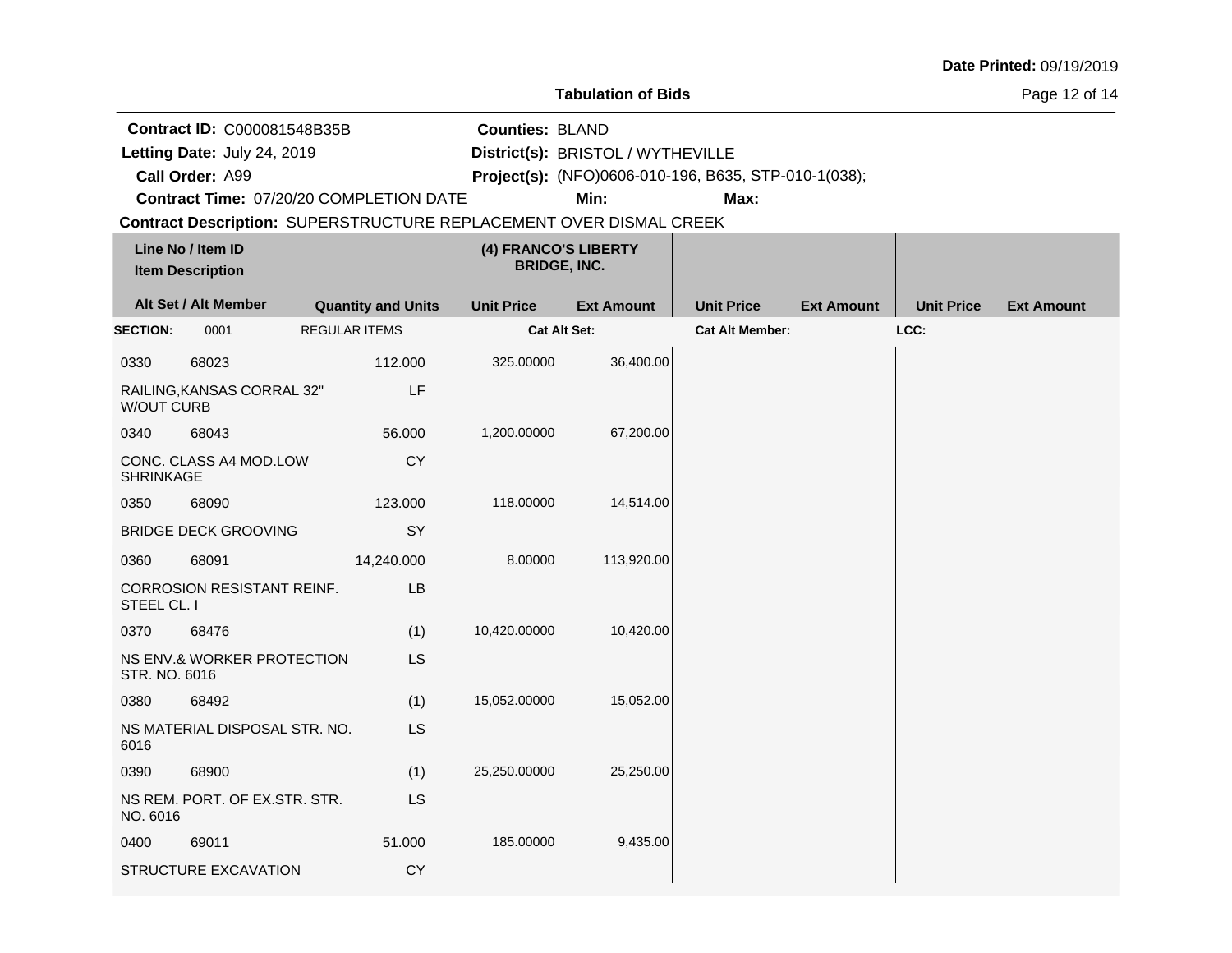**Date Printed:** 09/19/2019

**Tabulation of Bids**

**Contract ID:** C000081548B35B
**Letting Date:** July 24, 2019
**Call Order:** A99
**Contract Time:** 07/20/20 COMPLETION DATE

**Counties:** BLAND
**District(s):** BRISTOL / WYTHEVILLE
**Project(s):** (NFO)0606-010-196, B635, STP-010-1(038);
**Min:**
**Max:**

**Contract Description:** SUPERSTRUCTURE REPLACEMENT OVER DISMAL CREEK

| Line No / Item ID / Item Description / Alt Set / Alt Member | Quantity and Units | (4) FRANCO'S LIBERTY BRIDGE, INC. Unit Price | (4) FRANCO'S LIBERTY BRIDGE, INC. Ext Amount | Unit Price | Ext Amount | Unit Price | Ext Amount |
|---|---|---|---|---|---|---|---|
| **SECTION:** 0001 REGULAR ITEMS | | **Cat Alt Set:** | | **Cat Alt Member:** | | **LCC:** | |
| 0330 68023 RAILING,KANSAS CORRAL 32" W/OUT CURB | 112.000 LF | 325.00000 | 36,400.00 | | | | |
| 0340 68043 CONC. CLASS A4 MOD.LOW SHRINKAGE | 56.000 CY | 1,200.00000 | 67,200.00 | | | | |
| 0350 68090 BRIDGE DECK GROOVING | 123.000 SY | 118.00000 | 14,514.00 | | | | |
| 0360 68091 CORROSION RESISTANT REINF. STEEL CL. I | 14,240.000 LB | 8.00000 | 113,920.00 | | | | |
| 0370 68476 NS ENV.& WORKER PROTECTION STR. NO. 6016 | (1) LS | 10,420.00000 | 10,420.00 | | | | |
| 0380 68492 NS MATERIAL DISPOSAL STR. NO. 6016 | (1) LS | 15,052.00000 | 15,052.00 | | | | |
| 0390 68900 NS REM. PORT. OF EX.STR. STR. NO. 6016 | (1) LS | 25,250.00000 | 25,250.00 | | | | |
| 0400 69011 STRUCTURE EXCAVATION | 51.000 CY | 185.00000 | 9,435.00 | | | | |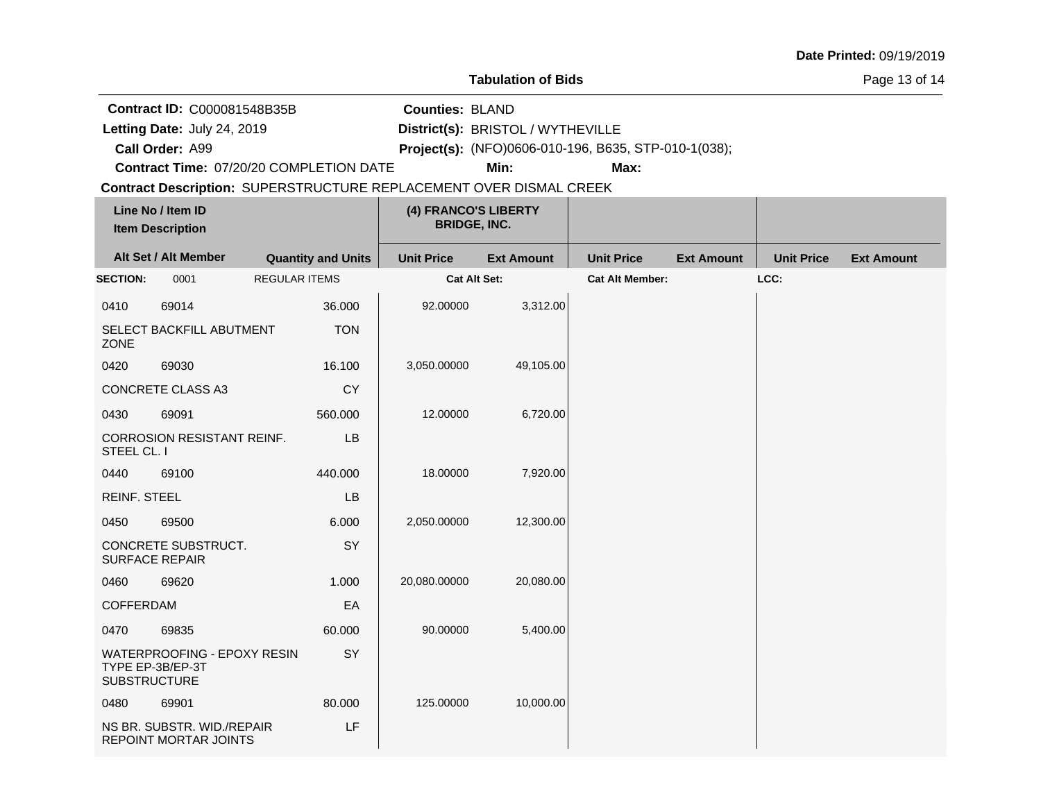**Date Printed:** 09/19/2019

**Tabulation of Bids**

**Contract ID:** C000081548B35B
**Letting Date:** July 24, 2019
**Call Order:** A99
**Contract Time:** 07/20/20 COMPLETION DATE

**Counties:** BLAND
**District(s):** BRISTOL / WYTHEVILLE
**Project(s):** (NFO)0606-010-196, B635, STP-010-1(038);
**Min:** **Max:**

**Contract Description:** SUPERSTRUCTURE REPLACEMENT OVER DISMAL CREEK

| Line No / Item ID / Item Description | Alt Set / Alt Member | Quantity and Units | (4) FRANCO'S LIBERTY BRIDGE, INC. Unit Price | (4) FRANCO'S LIBERTY BRIDGE, INC. Ext Amount | Unit Price | Ext Amount | Unit Price | Ext Amount |
|---|---|---|---|---|---|---|---|---|
| **SECTION:** 0001 REGULAR ITEMS | | | **Cat Alt Set:** | | **Cat Alt Member:** | | **LCC:** | |
| 0410 69014 SELECT BACKFILL ABUTMENT ZONE | | 36.000 TON | 92.00000 | 3,312.00 | | | | |
| 0420 69030 CONCRETE CLASS A3 | | 16.100 CY | 3,050.00000 | 49,105.00 | | | | |
| 0430 69091 CORROSION RESISTANT REINF. STEEL CL. I | | 560.000 LB | 12.00000 | 6,720.00 | | | | |
| 0440 69100 REINF. STEEL | | 440.000 LB | 18.00000 | 7,920.00 | | | | |
| 0450 69500 CONCRETE SUBSTRUCT. SURFACE REPAIR | | 6.000 SY | 2,050.00000 | 12,300.00 | | | | |
| 0460 69620 COFFERDAM | | 1.000 EA | 20,080.00000 | 20,080.00 | | | | |
| 0470 69835 WATERPROOFING - EPOXY RESIN TYPE EP-3B/EP-3T SUBSTRUCTURE | | 60.000 SY | 90.00000 | 5,400.00 | | | | |
| 0480 69901 NS BR. SUBSTR. WID./REPAIR REPOINT MORTAR JOINTS | | 80.000 LF | 125.00000 | 10,000.00 | | | | |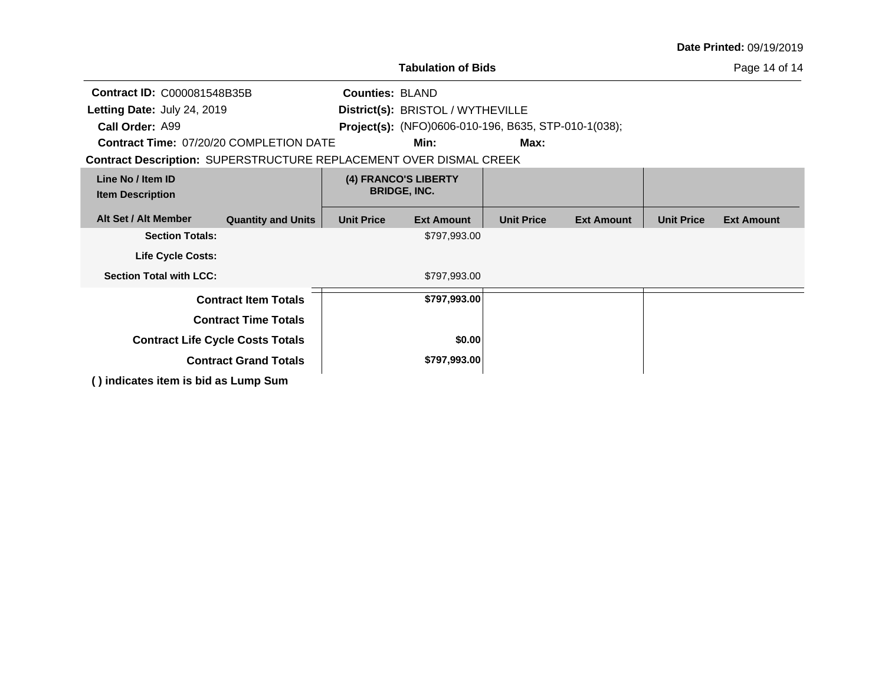**Date Printed:** 09/19/2019

**Tabulation of Bids**

**Contract ID:** C000081548B35B
**Letting Date:** July 24, 2019
**Call Order:** A99
**Contract Time:** 07/20/20 COMPLETION DATE
**Counties:** BLAND
**District(s):** BRISTOL / WYTHEVILLE
**Project(s):** (NFO)0606-010-196, B635, STP-010-1(038);
**Min:** **Max:**
**Contract Description:** SUPERSTRUCTURE REPLACEMENT OVER DISMAL CREEK

| Line No / Item ID<br>Item Description | | (4) FRANCO'S LIBERTY BRIDGE, INC. | | | | | |
|---|---|---|---|---|---|---|---|
| **Alt Set / Alt Member** | **Quantity and Units** | **Unit Price** | **Ext Amount** | **Unit Price** | **Ext Amount** | **Unit Price** | **Ext Amount** |
| **Section Totals:** | | | $797,993.00 | | | | |
| **Life Cycle Costs:** | | | | | | | |
| **Section Total with LCC:** | | | $797,993.00 | | | | |
| **Contract Item Totals** | | | **$797,993.00** | | | | |
| **Contract Time Totals** | | | | | | | |
| **Contract Life Cycle Costs Totals** | | | **$0.00** | | | | |
| **Contract Grand Totals** | | | **$797,993.00** | | | | |

**( ) indicates item is bid as Lump Sum**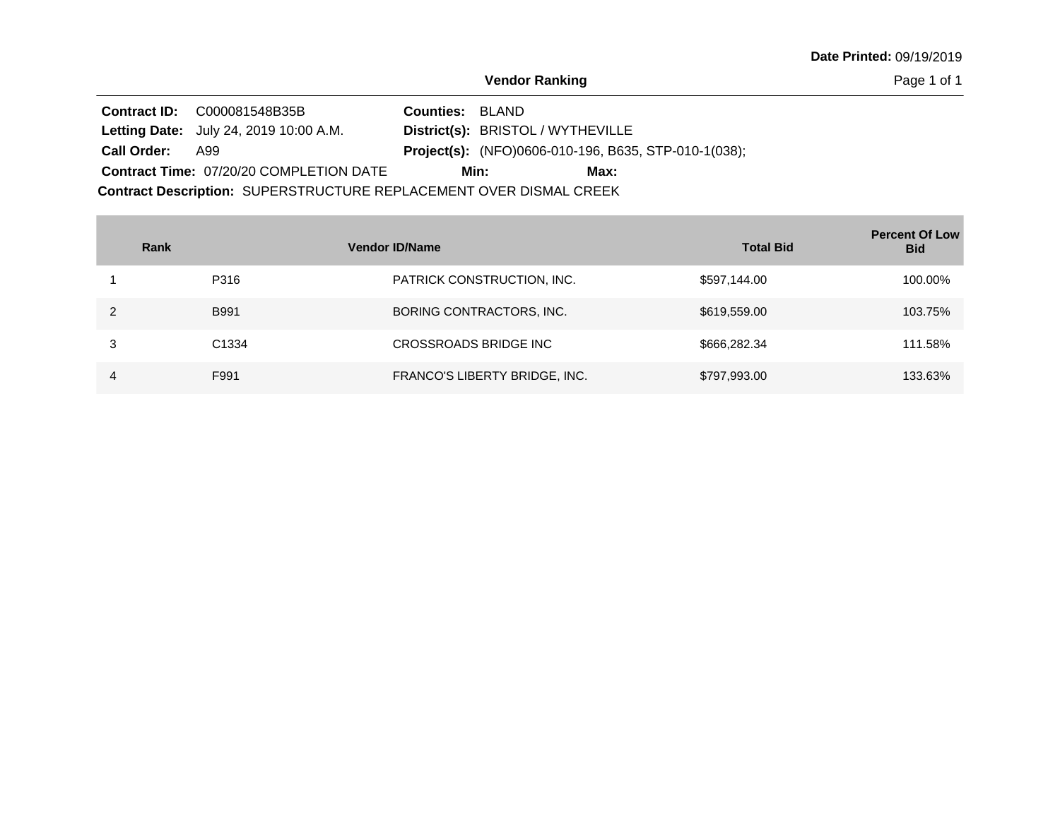**Date Printed:** 09/19/2019

## Vendor Ranking

**Contract ID:** C000081548B35B
**Letting Date:** July 24, 2019 10:00 A.M.
**Call Order:** A99
**Contract Time:** 07/20/20 COMPLETION DATE

**Counties:** BLAND
**District(s):** BRISTOL / WYTHEVILLE
**Project(s):** (NFO)0606-010-196, B635, STP-010-1(038);
**Min:** **Max:**

**Contract Description:** SUPERSTRUCTURE REPLACEMENT OVER DISMAL CREEK

| Rank | Vendor ID/Name | | Total Bid | Percent Of Low Bid |
|---|---|---|---|---|
| 1 | P316 | PATRICK CONSTRUCTION, INC. | $597,144.00 | 100.00% |
| 2 | B991 | BORING CONTRACTORS, INC. | $619,559.00 | 103.75% |
| 3 | C1334 | CROSSROADS BRIDGE INC | $666,282.34 | 111.58% |
| 4 | F991 | FRANCO'S LIBERTY BRIDGE, INC. | $797,993.00 | 133.63% |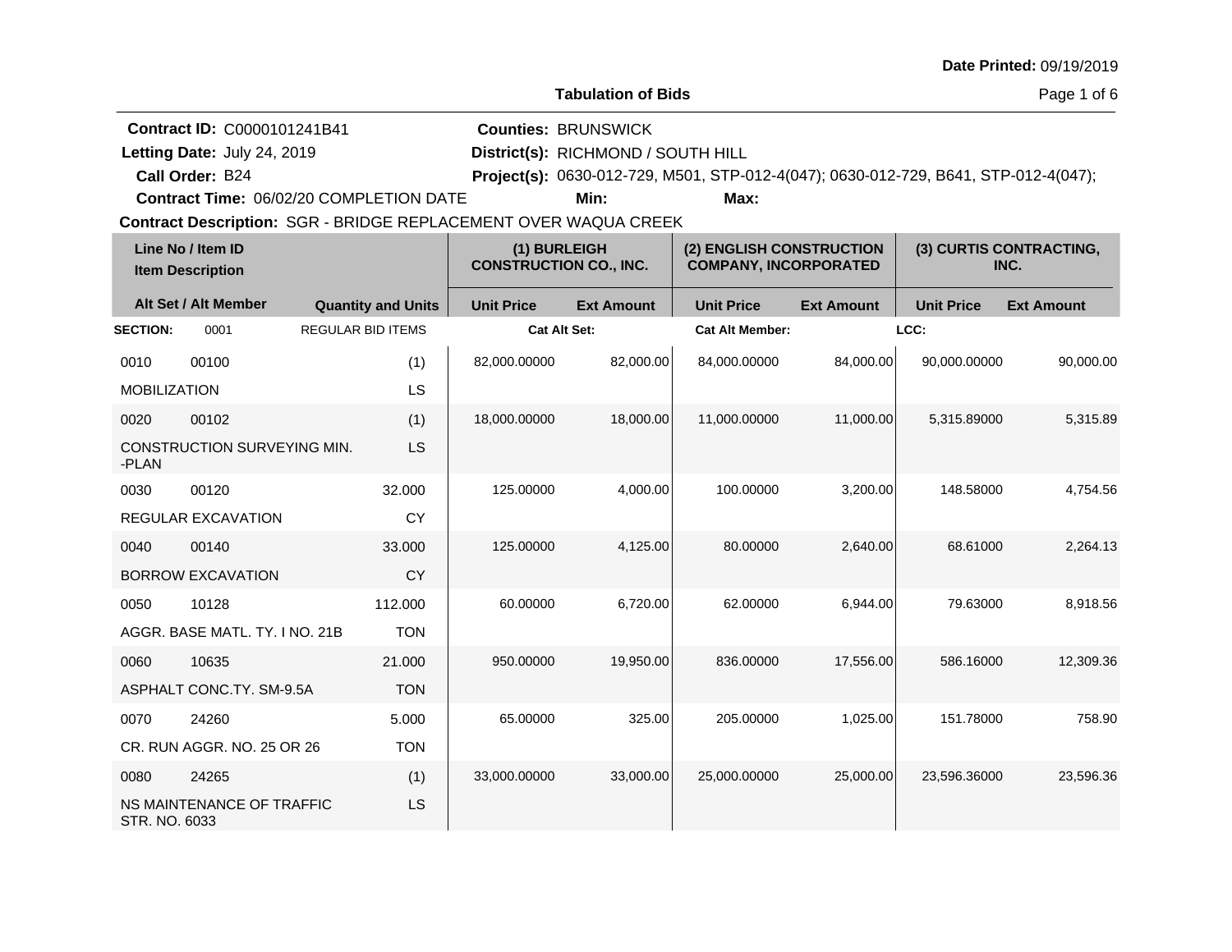Date Printed: 09/19/2019

# Tabulation of Bids

**Contract ID:** C0000101241B41
**Letting Date:** July 24, 2019
**Call Order:** B24
**Contract Time:** 06/02/20 COMPLETION DATE

**Counties:** BRUNSWICK
**District(s):** RICHMOND / SOUTH HILL
**Project(s):** 0630-012-729, M501, STP-012-4(047); 0630-012-729, B641, STP-012-4(047);
**Min:**
**Max:**

**Contract Description:** SGR - BRIDGE REPLACEMENT OVER WAQUA CREEK

| Line No / Item ID | Item Description | Quantity and Units | (1) BURLEIGH CONSTRUCTION CO., INC. Unit Price | (1) Ext Amount | (2) ENGLISH CONSTRUCTION COMPANY, INCORPORATED Unit Price | (2) Ext Amount | (3) CURTIS CONTRACTING, INC. Unit Price | (3) Ext Amount |
|---|---|---|---|---|---|---|---|---|
| **SECTION:** 0001 | REGULAR BID ITEMS | | **Cat Alt Set:** | | **Cat Alt Member:** | | **LCC:** | |
| 0010 00100 | MOBILIZATION | (1) LS | 82,000.00000 | 82,000.00 | 84,000.00000 | 84,000.00 | 90,000.00000 | 90,000.00 |
| 0020 00102 | CONSTRUCTION SURVEYING MIN. -PLAN | (1) LS | 18,000.00000 | 18,000.00 | 11,000.00000 | 11,000.00 | 5,315.89000 | 5,315.89 |
| 0030 00120 | REGULAR EXCAVATION | 32.000 CY | 125.00000 | 4,000.00 | 100.00000 | 3,200.00 | 148.58000 | 4,754.56 |
| 0040 00140 | BORROW EXCAVATION | 33.000 CY | 125.00000 | 4,125.00 | 80.00000 | 2,640.00 | 68.61000 | 2,264.13 |
| 0050 10128 | AGGR. BASE MATL. TY. I NO. 21B | 112.000 TON | 60.00000 | 6,720.00 | 62.00000 | 6,944.00 | 79.63000 | 8,918.56 |
| 0060 10635 | ASPHALT CONC.TY. SM-9.5A | 21.000 TON | 950.00000 | 19,950.00 | 836.00000 | 17,556.00 | 586.16000 | 12,309.36 |
| 0070 24260 | CR. RUN AGGR. NO. 25 OR 26 | 5.000 TON | 65.00000 | 325.00 | 205.00000 | 1,025.00 | 151.78000 | 758.90 |
| 0080 24265 | NS MAINTENANCE OF TRAFFIC STR. NO. 6033 | (1) LS | 33,000.00000 | 33,000.00 | 25,000.00000 | 25,000.00 | 23,596.36000 | 23,596.36 |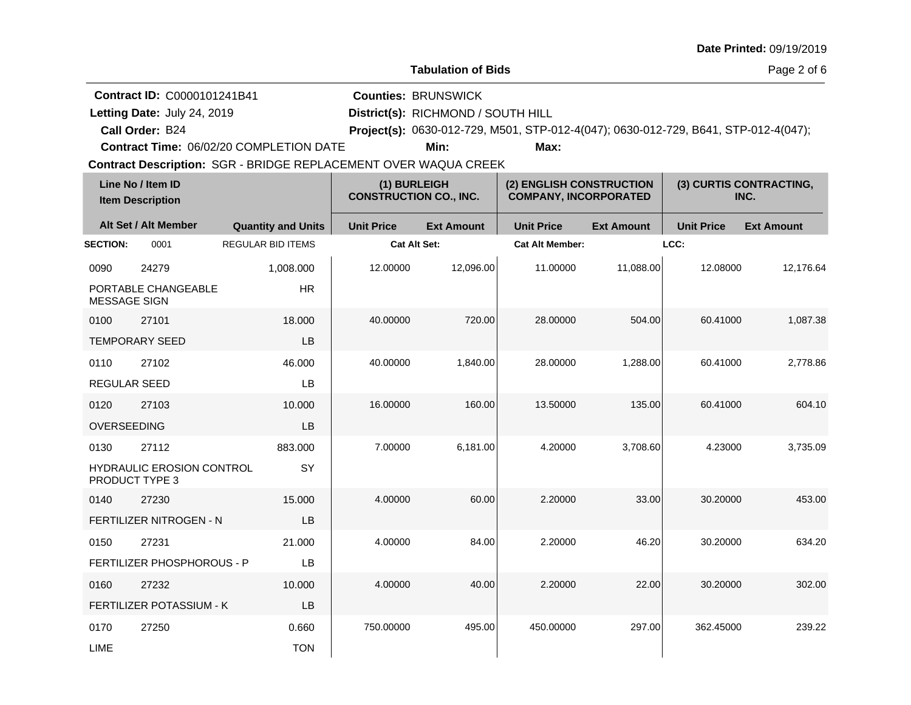**Date Printed:** 09/19/2019

## Tabulation of Bids

**Contract ID:** C0000101241B41
**Letting Date:** July 24, 2019
**Call Order:** B24
**Contract Time:** 06/02/20 COMPLETION DATE
**Counties:** BRUNSWICK
**District(s):** RICHMOND / SOUTH HILL
**Project(s):** 0630-012-729, M501, STP-012-4(047); 0630-012-729, B641, STP-012-4(047);
**Min:**
**Max:**
**Contract Description:** SGR - BRIDGE REPLACEMENT OVER WAQUA CREEK

| Line No / Item ID | Item Description | Quantity and Units | (1) BURLEIGH CONSTRUCTION CO., INC. | | (2) ENGLISH CONSTRUCTION COMPANY, INCORPORATED | | (3) CURTIS CONTRACTING, INC. | |
|---|---|---|---|---|---|---|---|---|
| Alt Set / Alt Member | | | Unit Price | Ext Amount | Unit Price | Ext Amount | Unit Price | Ext Amount |
| SECTION: 0001 | REGULAR BID ITEMS | | Cat Alt Set: | | Cat Alt Member: | | LCC: | |
| 0090 24279 | PORTABLE CHANGEABLE MESSAGE SIGN | 1,008.000 HR | 12.00000 | 12,096.00 | 11.00000 | 11,088.00 | 12.08000 | 12,176.64 |
| 0100 27101 | TEMPORARY SEED | 18.000 LB | 40.00000 | 720.00 | 28.00000 | 504.00 | 60.41000 | 1,087.38 |
| 0110 27102 | REGULAR SEED | 46.000 LB | 40.00000 | 1,840.00 | 28.00000 | 1,288.00 | 60.41000 | 2,778.86 |
| 0120 27103 | OVERSEEDING | 10.000 LB | 16.00000 | 160.00 | 13.50000 | 135.00 | 60.41000 | 604.10 |
| 0130 27112 | HYDRAULIC EROSION CONTROL PRODUCT TYPE 3 | 883.000 SY | 7.00000 | 6,181.00 | 4.20000 | 3,708.60 | 4.23000 | 3,735.09 |
| 0140 27230 | FERTILIZER NITROGEN - N | 15.000 LB | 4.00000 | 60.00 | 2.20000 | 33.00 | 30.20000 | 453.00 |
| 0150 27231 | FERTILIZER PHOSPHOROUS - P | 21.000 LB | 4.00000 | 84.00 | 2.20000 | 46.20 | 30.20000 | 634.20 |
| 0160 27232 | FERTILIZER POTASSIUM - K | 10.000 LB | 4.00000 | 40.00 | 2.20000 | 22.00 | 30.20000 | 302.00 |
| 0170 27250 | LIME | 0.660 TON | 750.00000 | 495.00 | 450.00000 | 297.00 | 362.45000 | 239.22 |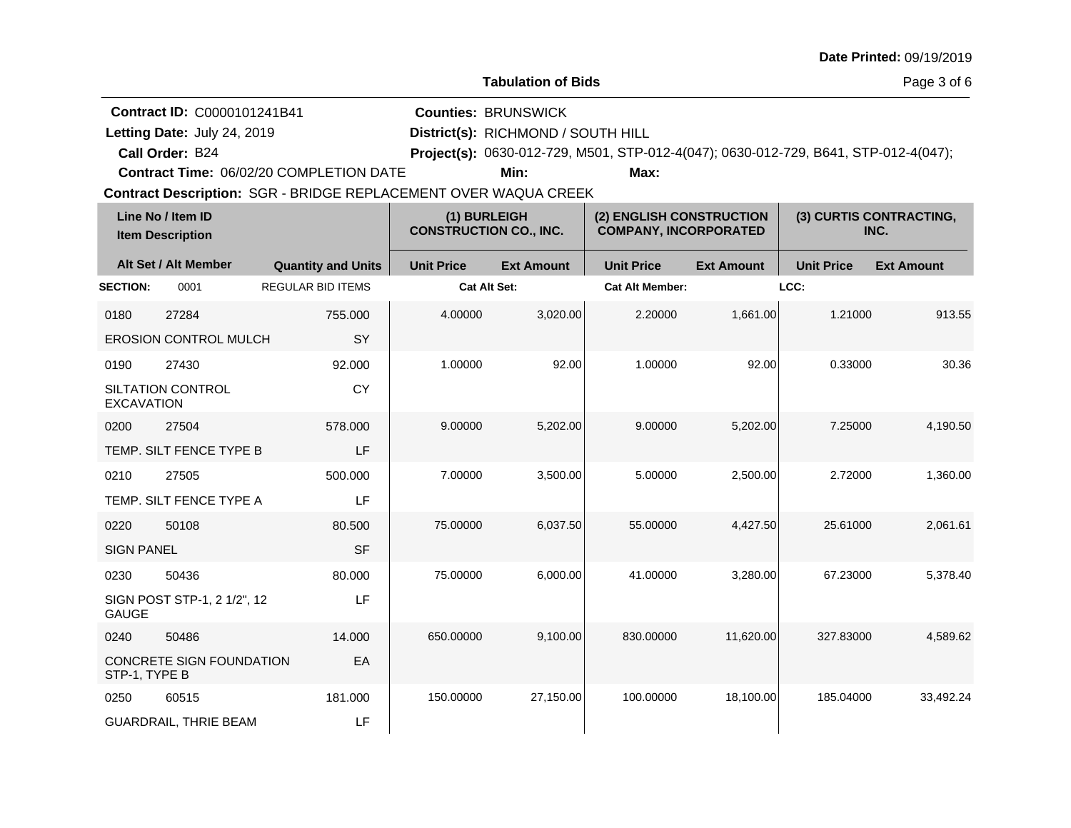**Date Printed:** 09/19/2019

**Tabulation of Bids**

**Contract ID:** C0000101241B41
**Letting Date:** July 24, 2019
**Call Order:** B24
**Contract Time:** 06/02/20 COMPLETION DATE

**Counties:** BRUNSWICK
**District(s):** RICHMOND / SOUTH HILL
**Project(s):** 0630-012-729, M501, STP-012-4(047); 0630-012-729, B641, STP-012-4(047);
**Min:** **Max:**

**Contract Description:** SGR - BRIDGE REPLACEMENT OVER WAQUA CREEK

| Line No / Item ID | Item Description | Quantity and Units | (1) BURLEIGH CONSTRUCTION CO., INC. Unit Price | (1) Ext Amount | (2) ENGLISH CONSTRUCTION COMPANY, INCORPORATED Unit Price | (2) Ext Amount | (3) CURTIS CONTRACTING, INC. Unit Price | (3) Ext Amount |
|---|---|---|---|---|---|---|---|---|
| **SECTION:** 0001 | REGULAR BID ITEMS | | **Cat Alt Set:** | | **Cat Alt Member:** | | **LCC:** | |
| 0180 27284 | EROSION CONTROL MULCH | 755.000 SY | 4.00000 | 3,020.00 | 2.20000 | 1,661.00 | 1.21000 | 913.55 |
| 0190 27430 | SILTATION CONTROL EXCAVATION | 92.000 CY | 1.00000 | 92.00 | 1.00000 | 92.00 | 0.33000 | 30.36 |
| 0200 27504 | TEMP. SILT FENCE TYPE B | 578.000 LF | 9.00000 | 5,202.00 | 9.00000 | 5,202.00 | 7.25000 | 4,190.50 |
| 0210 27505 | TEMP. SILT FENCE TYPE A | 500.000 LF | 7.00000 | 3,500.00 | 5.00000 | 2,500.00 | 2.72000 | 1,360.00 |
| 0220 50108 | SIGN PANEL | 80.500 SF | 75.00000 | 6,037.50 | 55.00000 | 4,427.50 | 25.61000 | 2,061.61 |
| 0230 50436 | SIGN POST STP-1, 2 1/2", 12 GAUGE | 80.000 LF | 75.00000 | 6,000.00 | 41.00000 | 3,280.00 | 67.23000 | 5,378.40 |
| 0240 50486 | CONCRETE SIGN FOUNDATION STP-1, TYPE B | 14.000 EA | 650.00000 | 9,100.00 | 830.00000 | 11,620.00 | 327.83000 | 4,589.62 |
| 0250 60515 | GUARDRAIL, THRIE BEAM | 181.000 LF | 150.00000 | 27,150.00 | 100.00000 | 18,100.00 | 185.04000 | 33,492.24 |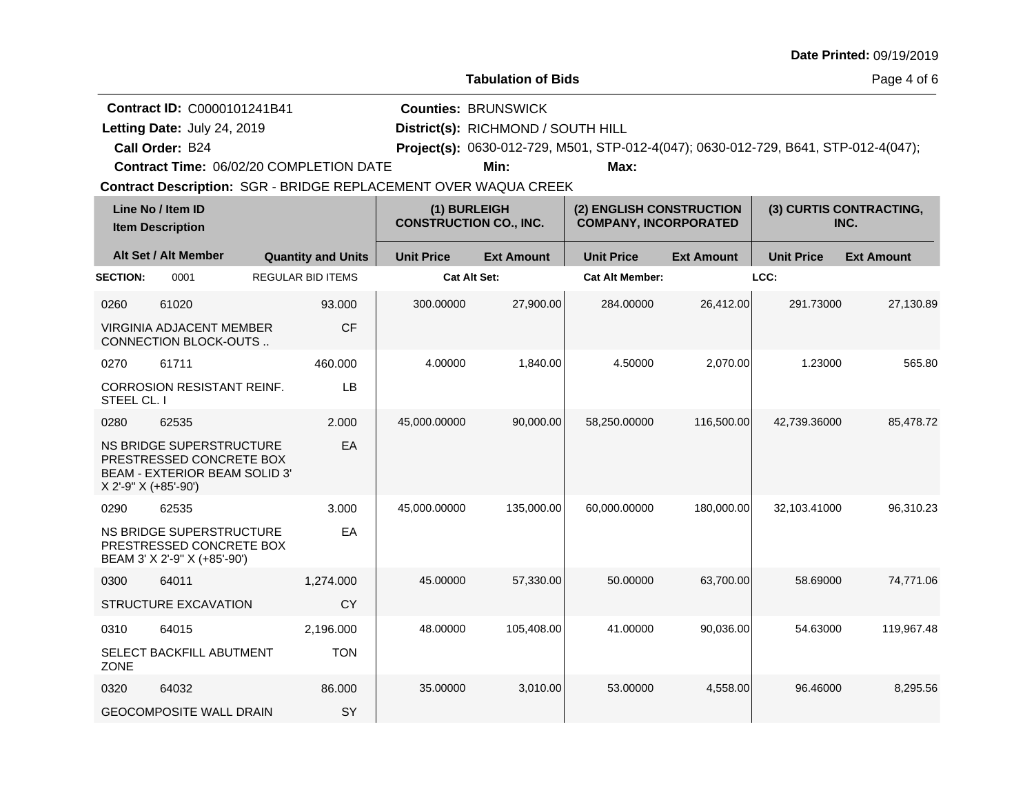**Date Printed:** 09/19/2019

**Tabulation of Bids**

**Contract ID:** C0000101241B41
**Letting Date:** July 24, 2019
**Call Order:** B24
**Contract Time:** 06/02/20 COMPLETION DATE

**Counties:** BRUNSWICK
**District(s):** RICHMOND / SOUTH HILL
**Project(s):** 0630-012-729, M501, STP-012-4(047); 0630-012-729, B641, STP-012-4(047);
**Min:** **Max:**

**Contract Description:** SGR - BRIDGE REPLACEMENT OVER WAQUA CREEK

| Line No / Item ID | Item Description / Alt Set / Alt Member | Quantity and Units | (1) BURLEIGH CONSTRUCTION CO., INC. Unit Price | (1) BURLEIGH CONSTRUCTION CO., INC. Ext Amount | (2) ENGLISH CONSTRUCTION COMPANY, INCORPORATED Unit Price | (2) ENGLISH CONSTRUCTION COMPANY, INCORPORATED Ext Amount | (3) CURTIS CONTRACTING, INC. Unit Price | (3) CURTIS CONTRACTING, INC. Ext Amount |
|---|---|---|---|---|---|---|---|---|
| **SECTION:** 0001 | REGULAR BID ITEMS | | **Cat Alt Set:** | | **Cat Alt Member:** | | **LCC:** | |
| 0260 61020 | VIRGINIA ADJACENT MEMBER CONNECTION BLOCK-OUTS .. | 93.000 CF | 300.00000 | 27,900.00 | 284.00000 | 26,412.00 | 291.73000 | 27,130.89 |
| 0270 61711 | CORROSION RESISTANT REINF. STEEL CL. I | 460.000 LB | 4.00000 | 1,840.00 | 4.50000 | 2,070.00 | 1.23000 | 565.80 |
| 0280 62535 | NS BRIDGE SUPERSTRUCTURE PRESTRESSED CONCRETE BOX BEAM - EXTERIOR BEAM SOLID 3' X 2'-9" X (+85'-90') | 2.000 EA | 45,000.00000 | 90,000.00 | 58,250.00000 | 116,500.00 | 42,739.36000 | 85,478.72 |
| 0290 62535 | NS BRIDGE SUPERSTRUCTURE PRESTRESSED CONCRETE BOX BEAM 3' X 2'-9" X (+85'-90') | 3.000 EA | 45,000.00000 | 135,000.00 | 60,000.00000 | 180,000.00 | 32,103.41000 | 96,310.23 |
| 0300 64011 | STRUCTURE EXCAVATION | 1,274.000 CY | 45.00000 | 57,330.00 | 50.00000 | 63,700.00 | 58.69000 | 74,771.06 |
| 0310 64015 | SELECT BACKFILL ABUTMENT ZONE | 2,196.000 TON | 48.00000 | 105,408.00 | 41.00000 | 90,036.00 | 54.63000 | 119,967.48 |
| 0320 64032 | GEOCOMPOSITE WALL DRAIN | 86.000 SY | 35.00000 | 3,010.00 | 53.00000 | 4,558.00 | 96.46000 | 8,295.56 |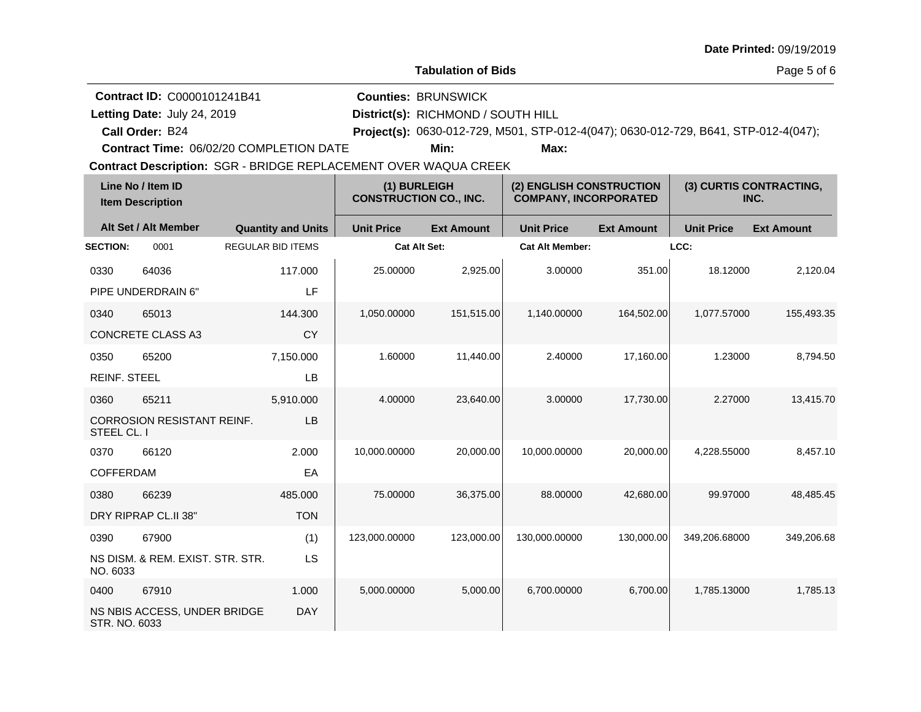**Date Printed:** 09/19/2019

**Tabulation of Bids**

**Contract ID:** C0000101241B41
**Letting Date:** July 24, 2019
**Call Order:** B24
**Contract Time:** 06/02/20 COMPLETION DATE
**Counties:** BRUNSWICK
**District(s):** RICHMOND / SOUTH HILL
**Project(s):** 0630-012-729, M501, STP-012-4(047); 0630-012-729, B641, STP-012-4(047);
**Min:**
**Max:**
**Contract Description:** SGR - BRIDGE REPLACEMENT OVER WAQUA CREEK

| Line No / Item ID<br>Item Description | | | (1) BURLEIGH CONSTRUCTION CO., INC. | | (2) ENGLISH CONSTRUCTION COMPANY, INCORPORATED | | (3) CURTIS CONTRACTING, INC. | |
|---|---|---|---|---|---|---|---|---|
| Alt Set / Alt Member | | Quantity and Units | Unit Price | Ext Amount | Unit Price | Ext Amount | Unit Price | Ext Amount |
| **SECTION:** | 0001 | REGULAR BID ITEMS | **Cat Alt Set:** | | **Cat Alt Member:** | | **LCC:** | |
| 0330 | 64036 | 117.000 | 25.00000 | 2,925.00 | 3.00000 | 351.00 | 18.12000 | 2,120.04 |
| PIPE UNDERDRAIN 6" | | LF | | | | | | |
| 0340 | 65013 | 144.300 | 1,050.00000 | 151,515.00 | 1,140.00000 | 164,502.00 | 1,077.57000 | 155,493.35 |
| CONCRETE CLASS A3 | | CY | | | | | | |
| 0350 | 65200 | 7,150.000 | 1.60000 | 11,440.00 | 2.40000 | 17,160.00 | 1.23000 | 8,794.50 |
| REINF. STEEL | | LB | | | | | | |
| 0360 | 65211 | 5,910.000 | 4.00000 | 23,640.00 | 3.00000 | 17,730.00 | 2.27000 | 13,415.70 |
| CORROSION RESISTANT REINF. STEEL CL. I | | LB | | | | | | |
| 0370 | 66120 | 2.000 | 10,000.00000 | 20,000.00 | 10,000.00000 | 20,000.00 | 4,228.55000 | 8,457.10 |
| COFFERDAM | | EA | | | | | | |
| 0380 | 66239 | 485.000 | 75.00000 | 36,375.00 | 88.00000 | 42,680.00 | 99.97000 | 48,485.45 |
| DRY RIPRAP CL.II 38" | | TON | | | | | | |
| 0390 | 67900 | (1) | 123,000.00000 | 123,000.00 | 130,000.00000 | 130,000.00 | 349,206.68000 | 349,206.68 |
| NS DISM. & REM. EXIST. STR. STR. NO. 6033 | | LS | | | | | | |
| 0400 | 67910 | 1.000 | 5,000.00000 | 5,000.00 | 6,700.00000 | 6,700.00 | 1,785.13000 | 1,785.13 |
| NS NBIS ACCESS, UNDER BRIDGE STR. NO. 6033 | | DAY | | | | | | |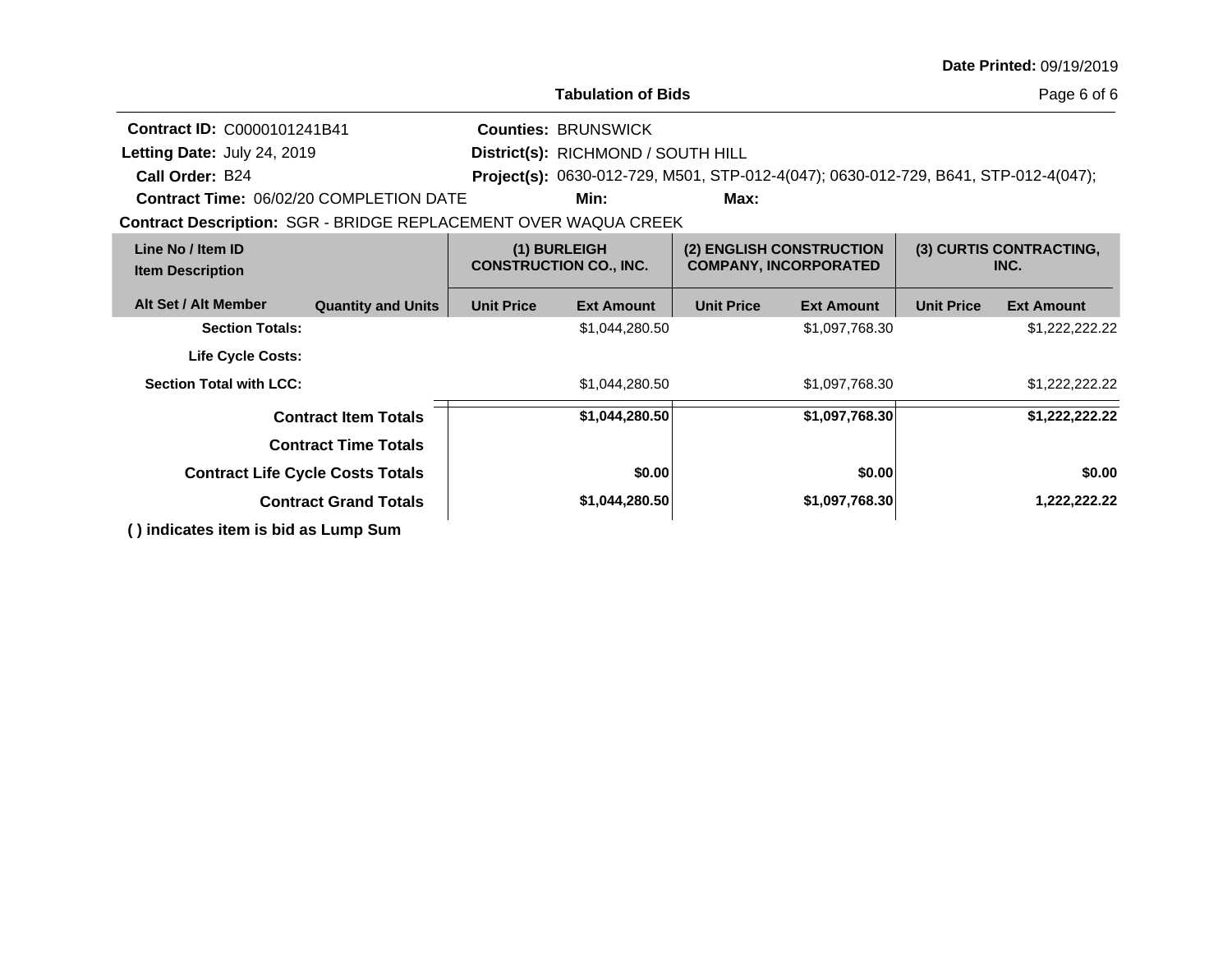Date Printed: 09/19/2019

**Tabulation of Bids**

**Contract ID:** C0000101241B41
**Letting Date:** July 24, 2019
**Call Order:** B24
**Contract Time:** 06/02/20 COMPLETION DATE

**Counties:** BRUNSWICK
**District(s):** RICHMOND / SOUTH HILL
**Project(s):** 0630-012-729, M501, STP-012-4(047); 0630-012-729, B641, STP-012-4(047);
**Min:** **Max:**

**Contract Description:** SGR - BRIDGE REPLACEMENT OVER WAQUA CREEK

| Line No / Item ID<br>Item Description | | (1) BURLEIGH CONSTRUCTION CO., INC. | | (2) ENGLISH CONSTRUCTION COMPANY, INCORPORATED | | (3) CURTIS CONTRACTING, INC. | |
|---|---|---|---|---|---|---|---|
| **Alt Set / Alt Member** | **Quantity and Units** | **Unit Price** | **Ext Amount** | **Unit Price** | **Ext Amount** | **Unit Price** | **Ext Amount** |
| **Section Totals:** | | | $1,044,280.50 | | $1,097,768.30 | | $1,222,222.22 |
| **Life Cycle Costs:** | | | | | | | |
| **Section Total with LCC:** | | | $1,044,280.50 | | $1,097,768.30 | | $1,222,222.22 |
| **Contract Item Totals** | | | **$1,044,280.50** | | **$1,097,768.30** | | **$1,222,222.22** |
| **Contract Time Totals** | | | | | | | |
| **Contract Life Cycle Costs Totals** | | | **$0.00** | | **$0.00** | | **$0.00** |
| **Contract Grand Totals** | | | **$1,044,280.50** | | **$1,097,768.30** | | **1,222,222.22** |

**( ) indicates item is bid as Lump Sum**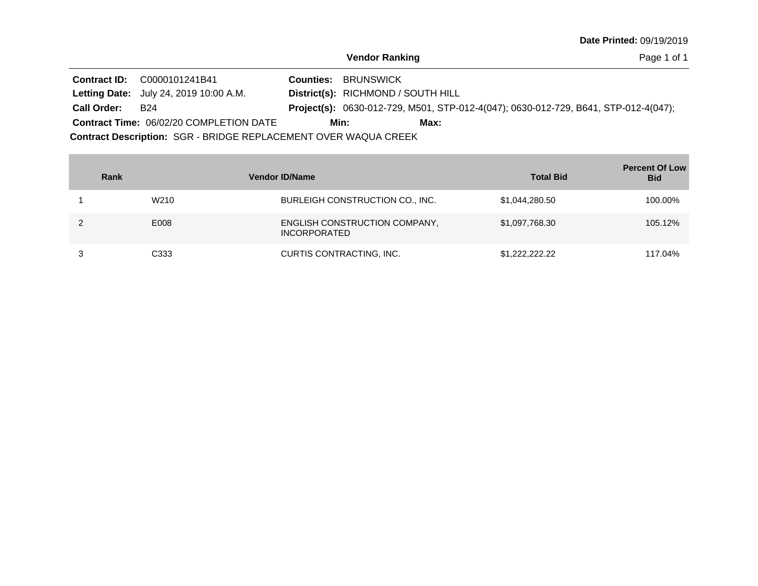**Date Printed:** 09/19/2019

## Vendor Ranking

**Contract ID:** C0000101241B41
**Letting Date:** July 24, 2019 10:00 A.M.
**Call Order:** B24
**Contract Time:** 06/02/20 COMPLETION DATE

**Counties:** BRUNSWICK
**District(s):** RICHMOND / SOUTH HILL
**Project(s):** 0630-012-729, M501, STP-012-4(047); 0630-012-729, B641, STP-012-4(047);
**Min:**
**Max:**

**Contract Description:** SGR - BRIDGE REPLACEMENT OVER WAQUA CREEK

| Rank | Vendor ID/Name | | Total Bid | Percent Of Low Bid |
|---|---|---|---|---|
| 1 | W210 | BURLEIGH CONSTRUCTION CO., INC. | $1,044,280.50 | 100.00% |
| 2 | E008 | ENGLISH CONSTRUCTION COMPANY, INCORPORATED | $1,097,768.30 | 105.12% |
| 3 | C333 | CURTIS CONTRACTING, INC. | $1,222,222.22 | 117.04% |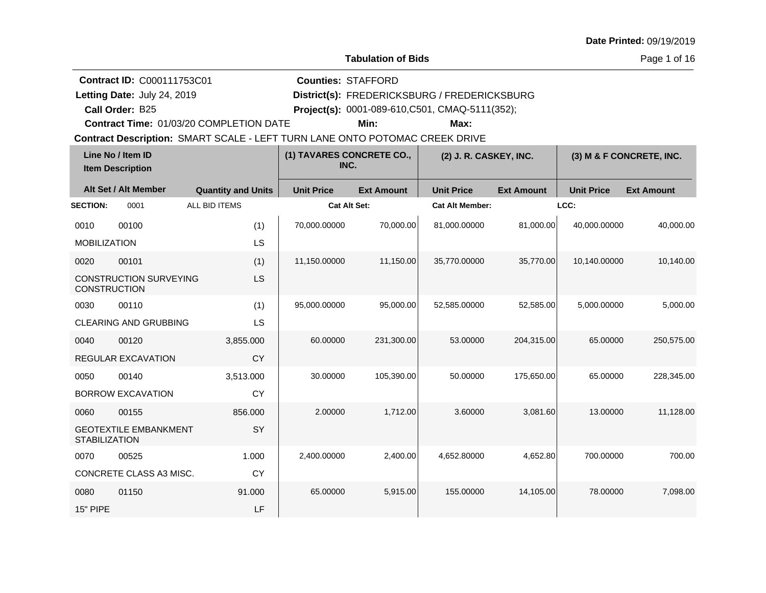**Date Printed:** 09/19/2019

## Tabulation of Bids

**Contract ID:** C000111753C01
**Letting Date:** July 24, 2019
**Call Order:** B25
**Contract Time:** 01/03/20 COMPLETION DATE

**Counties:** STAFFORD
**District(s):** FREDERICKSBURG / FREDERICKSBURG
**Project(s):** 0001-089-610,C501, CMAQ-5111(352);
**Min:**
**Max:**

**Contract Description:** SMART SCALE - LEFT TURN LANE ONTO POTOMAC CREEK DRIVE

| Line No / Item ID | Item Description | Quantity and Units | (1) TAVARES CONCRETE CO., INC. Unit Price | (1) TAVARES CONCRETE CO., INC. Ext Amount | (2) J. R. CASKEY, INC. Unit Price | (2) J. R. CASKEY, INC. Ext Amount | (3) M & F CONCRETE, INC. Unit Price | (3) M & F CONCRETE, INC. Ext Amount |
|---|---|---|---|---|---|---|---|---|
| **SECTION:** 0001 | ALL BID ITEMS | | **Cat Alt Set:** | | **Cat Alt Member:** | | **LCC:** | |
| 0010 / 00100 | MOBILIZATION | (1) LS | 70,000.00000 | 70,000.00 | 81,000.00000 | 81,000.00 | 40,000.00000 | 40,000.00 |
| 0020 / 00101 | CONSTRUCTION SURVEYING CONSTRUCTION | (1) LS | 11,150.00000 | 11,150.00 | 35,770.00000 | 35,770.00 | 10,140.00000 | 10,140.00 |
| 0030 / 00110 | CLEARING AND GRUBBING | (1) LS | 95,000.00000 | 95,000.00 | 52,585.00000 | 52,585.00 | 5,000.00000 | 5,000.00 |
| 0040 / 00120 | REGULAR EXCAVATION | 3,855.000 CY | 60.00000 | 231,300.00 | 53.00000 | 204,315.00 | 65.00000 | 250,575.00 |
| 0050 / 00140 | BORROW EXCAVATION | 3,513.000 CY | 30.00000 | 105,390.00 | 50.00000 | 175,650.00 | 65.00000 | 228,345.00 |
| 0060 / 00155 | GEOTEXTILE EMBANKMENT STABILIZATION | 856.000 SY | 2.00000 | 1,712.00 | 3.60000 | 3,081.60 | 13.00000 | 11,128.00 |
| 0070 / 00525 | CONCRETE CLASS A3 MISC. | 1.000 CY | 2,400.00000 | 2,400.00 | 4,652.80000 | 4,652.80 | 700.00000 | 700.00 |
| 0080 / 01150 | 15" PIPE | 91.000 LF | 65.00000 | 5,915.00 | 155.00000 | 14,105.00 | 78.00000 | 7,098.00 |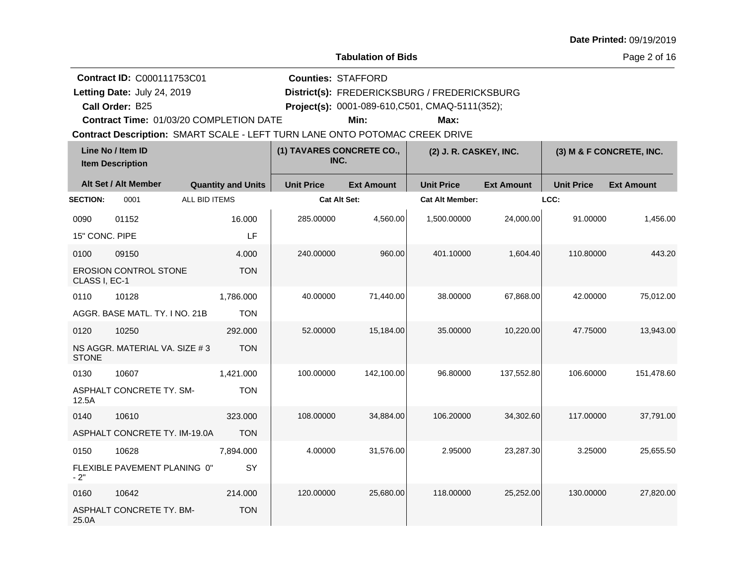**Date Printed:** 09/19/2019

**Tabulation of Bids**

**Contract ID:** C000111753C01
**Letting Date:** July 24, 2019
**Call Order:** B25
**Contract Time:** 01/03/20 COMPLETION DATE

**Counties:** STAFFORD
**District(s):** FREDERICKSBURG / FREDERICKSBURG
**Project(s):** 0001-089-610,C501, CMAQ-5111(352);
**Min:**
**Max:**

**Contract Description:** SMART SCALE - LEFT TURN LANE ONTO POTOMAC CREEK DRIVE

| Line No / Item ID | Item Description | Quantity and Units | (1) TAVARES CONCRETE CO., INC. Unit Price | (1) Ext Amount | (2) J. R. CASKEY, INC. Unit Price | (2) Ext Amount | (3) M & F CONCRETE, INC. Unit Price | (3) Ext Amount |
|---|---|---|---|---|---|---|---|---|
| **SECTION:** 0001 | ALL BID ITEMS | | **Cat Alt Set:** | | **Cat Alt Member:** | | **LCC:** | |
| 0090 01152 | 15" CONC. PIPE | 16.000 LF | 285.00000 | 4,560.00 | 1,500.00000 | 24,000.00 | 91.00000 | 1,456.00 |
| 0100 09150 | EROSION CONTROL STONE CLASS I, EC-1 | 4.000 TON | 240.00000 | 960.00 | 401.10000 | 1,604.40 | 110.80000 | 443.20 |
| 0110 10128 | AGGR. BASE MATL. TY. I NO. 21B | 1,786.000 TON | 40.00000 | 71,440.00 | 38.00000 | 67,868.00 | 42.00000 | 75,012.00 |
| 0120 10250 | NS AGGR. MATERIAL VA. SIZE # 3 STONE | 292.000 TON | 52.00000 | 15,184.00 | 35.00000 | 10,220.00 | 47.75000 | 13,943.00 |
| 0130 10607 | ASPHALT CONCRETE TY. SM-12.5A | 1,421.000 TON | 100.00000 | 142,100.00 | 96.80000 | 137,552.80 | 106.60000 | 151,478.60 |
| 0140 10610 | ASPHALT CONCRETE TY. IM-19.0A | 323.000 TON | 108.00000 | 34,884.00 | 106.20000 | 34,302.60 | 117.00000 | 37,791.00 |
| 0150 10628 | FLEXIBLE PAVEMENT PLANING 0" - 2" | 7,894.000 SY | 4.00000 | 31,576.00 | 2.95000 | 23,287.30 | 3.25000 | 25,655.50 |
| 0160 10642 | ASPHALT CONCRETE TY. BM-25.0A | 214.000 TON | 120.00000 | 25,680.00 | 118.00000 | 25,252.00 | 130.00000 | 27,820.00 |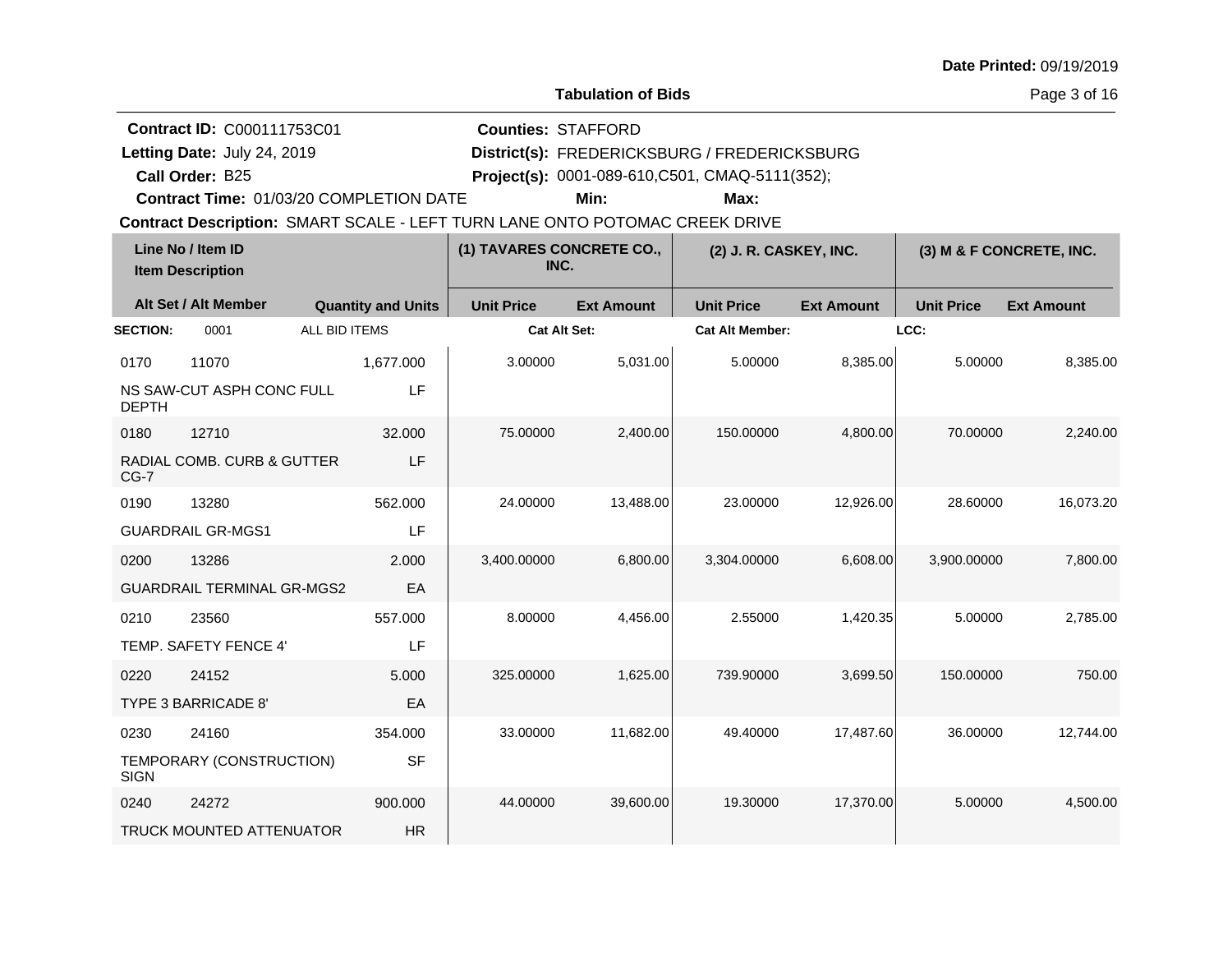**Date Printed:** 09/19/2019

**Tabulation of Bids**

**Contract ID:** C000111753C01
**Letting Date:** July 24, 2019
**Call Order:** B25
**Contract Time:** 01/03/20 COMPLETION DATE
**Counties:** STAFFORD
**District(s):** FREDERICKSBURG / FREDERICKSBURG
**Project(s):** 0001-089-610,C501, CMAQ-5111(352);
**Min:**
**Max:**
**Contract Description:** SMART SCALE - LEFT TURN LANE ONTO POTOMAC CREEK DRIVE

| Line No / Item ID<br>Item Description | | (1) TAVARES CONCRETE CO., INC. | | (2) J. R. CASKEY, INC. | | (3) M & F CONCRETE, INC. | |
|---|---|---|---|---|---|---|---|
| **Alt Set / Alt Member** | **Quantity and Units** | **Unit Price** | **Ext Amount** | **Unit Price** | **Ext Amount** | **Unit Price** | **Ext Amount** |
| **SECTION:** 0001 ALL BID ITEMS | | **Cat Alt Set:** | | **Cat Alt Member:** | | **LCC:** | |
| 0170 11070<br>NS SAW-CUT ASPH CONC FULL DEPTH | 1,677.000<br>LF | 3.00000 | 5,031.00 | 5.00000 | 8,385.00 | 5.00000 | 8,385.00 |
| 0180 12710<br>RADIAL COMB. CURB & GUTTER CG-7 | 32.000<br>LF | 75.00000 | 2,400.00 | 150.00000 | 4,800.00 | 70.00000 | 2,240.00 |
| 0190 13280<br>GUARDRAIL GR-MGS1 | 562.000<br>LF | 24.00000 | 13,488.00 | 23.00000 | 12,926.00 | 28.60000 | 16,073.20 |
| 0200 13286<br>GUARDRAIL TERMINAL GR-MGS2 | 2.000<br>EA | 3,400.00000 | 6,800.00 | 3,304.00000 | 6,608.00 | 3,900.00000 | 7,800.00 |
| 0210 23560<br>TEMP. SAFETY FENCE 4' | 557.000<br>LF | 8.00000 | 4,456.00 | 2.55000 | 1,420.35 | 5.00000 | 2,785.00 |
| 0220 24152<br>TYPE 3 BARRICADE 8' | 5.000<br>EA | 325.00000 | 1,625.00 | 739.90000 | 3,699.50 | 150.00000 | 750.00 |
| 0230 24160<br>TEMPORARY (CONSTRUCTION) SIGN | 354.000<br>SF | 33.00000 | 11,682.00 | 49.40000 | 17,487.60 | 36.00000 | 12,744.00 |
| 0240 24272<br>TRUCK MOUNTED ATTENUATOR | 900.000<br>HR | 44.00000 | 39,600.00 | 19.30000 | 17,370.00 | 5.00000 | 4,500.00 |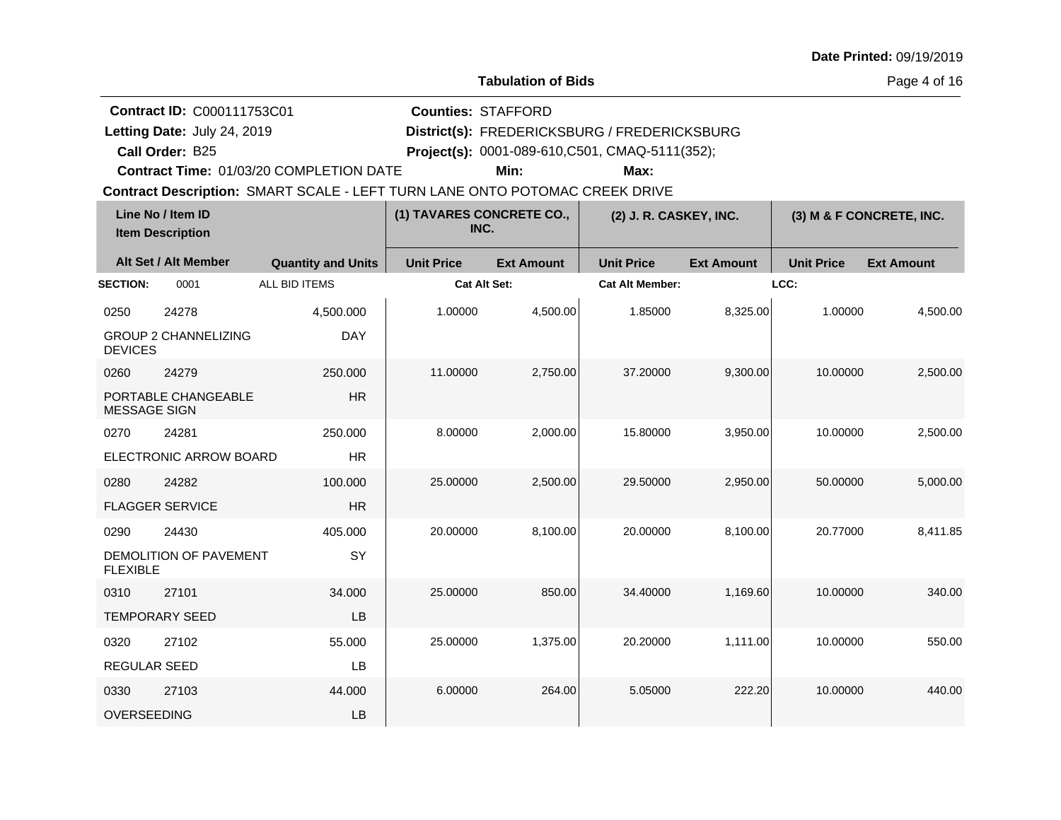**Date Printed:** 09/19/2019

**Tabulation of Bids**

**Contract ID:** C000111753C01
**Letting Date:** July 24, 2019
**Call Order:** B25
**Contract Time:** 01/03/20 COMPLETION DATE

**Counties:** STAFFORD
**District(s):** FREDERICKSBURG / FREDERICKSBURG
**Project(s):** 0001-089-610,C501, CMAQ-5111(352);
**Min:**
**Max:**

**Contract Description:** SMART SCALE - LEFT TURN LANE ONTO POTOMAC CREEK DRIVE

| Line No / Item ID<br>Item Description | | | (1) TAVARES CONCRETE CO., INC. | | (2) J. R. CASKEY, INC. | | (3) M & F CONCRETE, INC. | |
|---|---|---|---|---|---|---|---|---|
| Alt Set / Alt Member | | Quantity and Units | Unit Price | Ext Amount | Unit Price | Ext Amount | Unit Price | Ext Amount |
| **SECTION:** 0001 | | ALL BID ITEMS | **Cat Alt Set:** | | **Cat Alt Member:** | | **LCC:** | |
| 0250 | 24278 | 4,500.000 | 1.00000 | 4,500.00 | 1.85000 | 8,325.00 | 1.00000 | 4,500.00 |
| GROUP 2 CHANNELIZING DEVICES | | DAY | | | | | | |
| 0260 | 24279 | 250.000 | 11.00000 | 2,750.00 | 37.20000 | 9,300.00 | 10.00000 | 2,500.00 |
| PORTABLE CHANGEABLE MESSAGE SIGN | | HR | | | | | | |
| 0270 | 24281 | 250.000 | 8.00000 | 2,000.00 | 15.80000 | 3,950.00 | 10.00000 | 2,500.00 |
| ELECTRONIC ARROW BOARD | | HR | | | | | | |
| 0280 | 24282 | 100.000 | 25.00000 | 2,500.00 | 29.50000 | 2,950.00 | 50.00000 | 5,000.00 |
| FLAGGER SERVICE | | HR | | | | | | |
| 0290 | 24430 | 405.000 | 20.00000 | 8,100.00 | 20.00000 | 8,100.00 | 20.77000 | 8,411.85 |
| DEMOLITION OF PAVEMENT FLEXIBLE | | SY | | | | | | |
| 0310 | 27101 | 34.000 | 25.00000 | 850.00 | 34.40000 | 1,169.60 | 10.00000 | 340.00 |
| TEMPORARY SEED | | LB | | | | | | |
| 0320 | 27102 | 55.000 | 25.00000 | 1,375.00 | 20.20000 | 1,111.00 | 10.00000 | 550.00 |
| REGULAR SEED | | LB | | | | | | |
| 0330 | 27103 | 44.000 | 6.00000 | 264.00 | 5.05000 | 222.20 | 10.00000 | 440.00 |
| OVERSEEDING | | LB | | | | | | |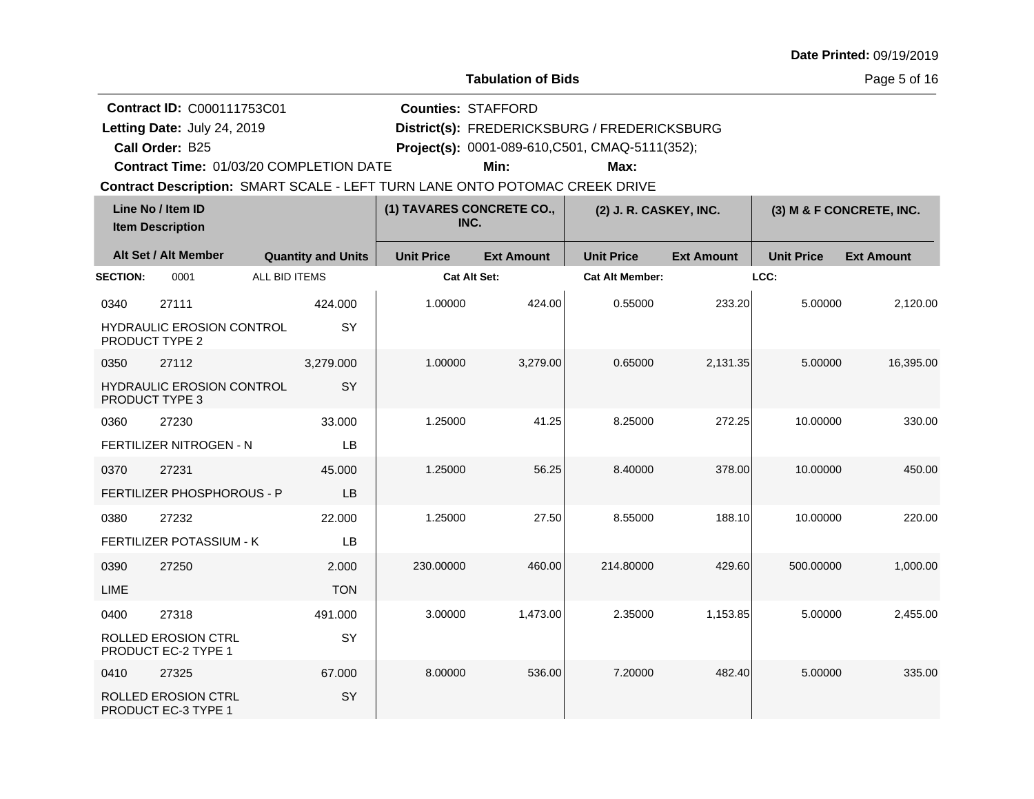**Date Printed:** 09/19/2019

**Tabulation of Bids**

**Contract ID:** C000111753C01
**Letting Date:** July 24, 2019
**Call Order:** B25
**Contract Time:** 01/03/20 COMPLETION DATE

**Counties:** STAFFORD
**District(s):** FREDERICKSBURG / FREDERICKSBURG
**Project(s):** 0001-089-610,C501, CMAQ-5111(352);
**Min:** **Max:**

**Contract Description:** SMART SCALE - LEFT TURN LANE ONTO POTOMAC CREEK DRIVE

| Line No / Item ID / Item Description | | Quantity and Units | (1) TAVARES CONCRETE CO., INC. | | (2) J. R. CASKEY, INC. | | (3) M & F CONCRETE, INC. | |
|---|---|---|---|---|---|---|---|---|
| Alt Set / Alt Member | | | Unit Price | Ext Amount | Unit Price | Ext Amount | Unit Price | Ext Amount |
| **SECTION:** 0001 | ALL BID ITEMS | | **Cat Alt Set:** | | **Cat Alt Member:** | | **LCC:** | |
| 0340 | 27111 | 424.000 | 1.00000 | 424.00 | 0.55000 | 233.20 | 5.00000 | 2,120.00 |
| HYDRAULIC EROSION CONTROL PRODUCT TYPE 2 | | SY | | | | | | |
| 0350 | 27112 | 3,279.000 | 1.00000 | 3,279.00 | 0.65000 | 2,131.35 | 5.00000 | 16,395.00 |
| HYDRAULIC EROSION CONTROL PRODUCT TYPE 3 | | SY | | | | | | |
| 0360 | 27230 | 33.000 | 1.25000 | 41.25 | 8.25000 | 272.25 | 10.00000 | 330.00 |
| FERTILIZER NITROGEN - N | | LB | | | | | | |
| 0370 | 27231 | 45.000 | 1.25000 | 56.25 | 8.40000 | 378.00 | 10.00000 | 450.00 |
| FERTILIZER PHOSPHOROUS - P | | LB | | | | | | |
| 0380 | 27232 | 22.000 | 1.25000 | 27.50 | 8.55000 | 188.10 | 10.00000 | 220.00 |
| FERTILIZER POTASSIUM - K | | LB | | | | | | |
| 0390 | 27250 | 2.000 | 230.00000 | 460.00 | 214.80000 | 429.60 | 500.00000 | 1,000.00 |
| LIME | | TON | | | | | | |
| 0400 | 27318 | 491.000 | 3.00000 | 1,473.00 | 2.35000 | 1,153.85 | 5.00000 | 2,455.00 |
| ROLLED EROSION CTRL PRODUCT EC-2 TYPE 1 | | SY | | | | | | |
| 0410 | 27325 | 67.000 | 8.00000 | 536.00 | 7.20000 | 482.40 | 5.00000 | 335.00 |
| ROLLED EROSION CTRL PRODUCT EC-3 TYPE 1 | | SY | | | | | | |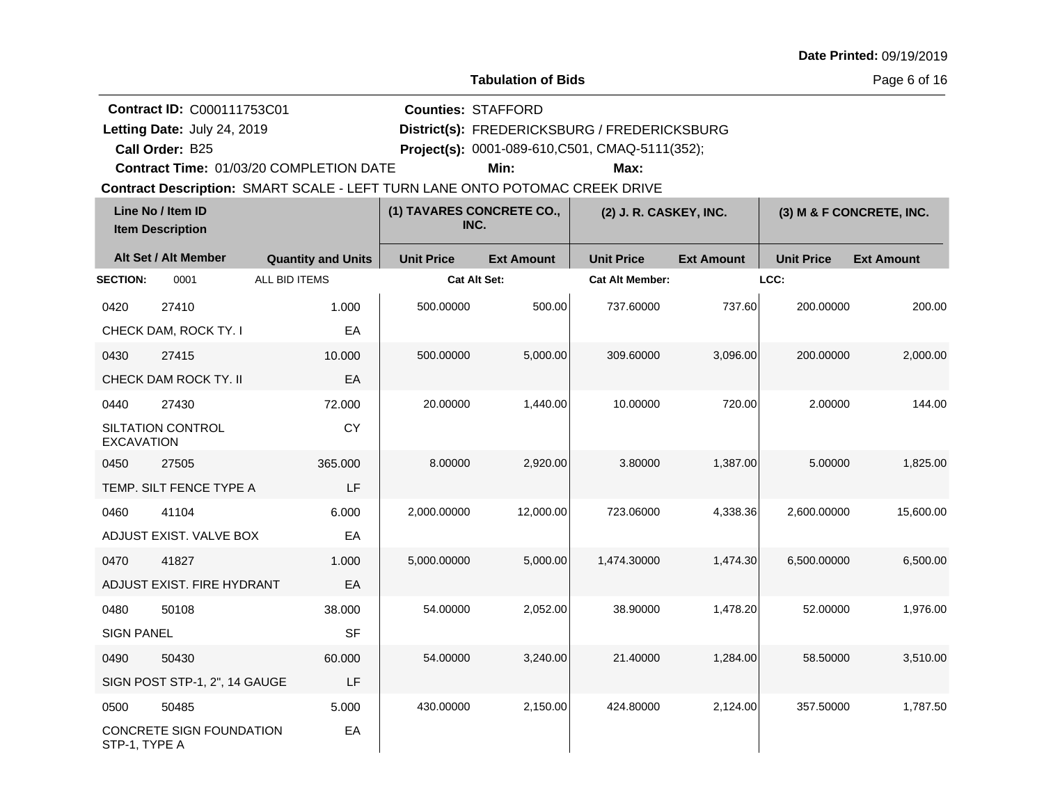**Date Printed:** 09/19/2019

**Tabulation of Bids**

**Contract ID:** C000111753C01
**Letting Date:** July 24, 2019
**Call Order:** B25
**Contract Time:** 01/03/20 COMPLETION DATE

**Counties:** STAFFORD
**District(s):** FREDERICKSBURG / FREDERICKSBURG
**Project(s):** 0001-089-610,C501, CMAQ-5111(352);
**Min:**
**Max:**

**Contract Description:** SMART SCALE - LEFT TURN LANE ONTO POTOMAC CREEK DRIVE

| Line No / Item ID | Item Description | Quantity and Units | (1) TAVARES CONCRETE CO., INC. Unit Price | (1) TAVARES CONCRETE CO., INC. Ext Amount | (2) J. R. CASKEY, INC. Unit Price | (2) J. R. CASKEY, INC. Ext Amount | (3) M & F CONCRETE, INC. Unit Price | (3) M & F CONCRETE, INC. Ext Amount |
|---|---|---|---|---|---|---|---|---|
| **SECTION:** 0001 | ALL BID ITEMS | | **Cat Alt Set:** | | **Cat Alt Member:** | | **LCC:** | |
| 0420 27410 | CHECK DAM, ROCK TY. I | 1.000 EA | 500.00000 | 500.00 | 737.60000 | 737.60 | 200.00000 | 200.00 |
| 0430 27415 | CHECK DAM ROCK TY. II | 10.000 EA | 500.00000 | 5,000.00 | 309.60000 | 3,096.00 | 200.00000 | 2,000.00 |
| 0440 27430 | SILTATION CONTROL EXCAVATION | 72.000 CY | 20.00000 | 1,440.00 | 10.00000 | 720.00 | 2.00000 | 144.00 |
| 0450 27505 | TEMP. SILT FENCE TYPE A | 365.000 LF | 8.00000 | 2,920.00 | 3.80000 | 1,387.00 | 5.00000 | 1,825.00 |
| 0460 41104 | ADJUST EXIST. VALVE BOX | 6.000 EA | 2,000.00000 | 12,000.00 | 723.06000 | 4,338.36 | 2,600.00000 | 15,600.00 |
| 0470 41827 | ADJUST EXIST. FIRE HYDRANT | 1.000 EA | 5,000.00000 | 5,000.00 | 1,474.30000 | 1,474.30 | 6,500.00000 | 6,500.00 |
| 0480 50108 | SIGN PANEL | 38.000 SF | 54.00000 | 2,052.00 | 38.90000 | 1,478.20 | 52.00000 | 1,976.00 |
| 0490 50430 | SIGN POST STP-1, 2", 14 GAUGE | 60.000 LF | 54.00000 | 3,240.00 | 21.40000 | 1,284.00 | 58.50000 | 3,510.00 |
| 0500 50485 | CONCRETE SIGN FOUNDATION STP-1, TYPE A | 5.000 EA | 430.00000 | 2,150.00 | 424.80000 | 2,124.00 | 357.50000 | 1,787.50 |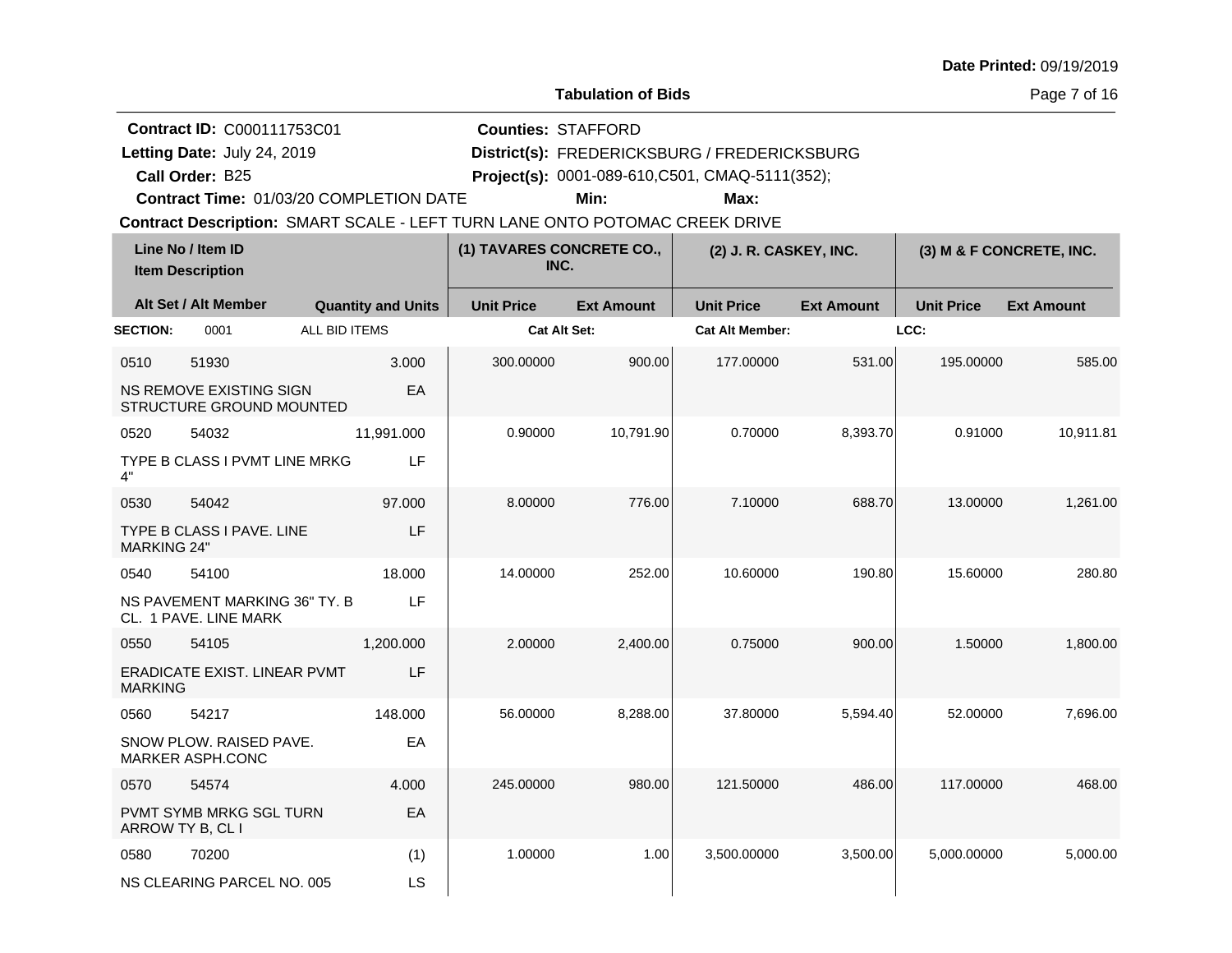**Date Printed:** 09/19/2019

## Tabulation of Bids

**Contract ID:** C000111753C01
**Letting Date:** July 24, 2019
**Call Order:** B25
**Contract Time:** 01/03/20 COMPLETION DATE

**Counties:** STAFFORD
**District(s):** FREDERICKSBURG / FREDERICKSBURG
**Project(s):** 0001-089-610,C501, CMAQ-5111(352);
**Min:** **Max:**

**Contract Description:** SMART SCALE - LEFT TURN LANE ONTO POTOMAC CREEK DRIVE

| Line No / Item ID / Item Description | Alt Set / Alt Member | Quantity and Units | (1) TAVARES CONCRETE CO., INC. Unit Price | (1) Ext Amount | (2) J. R. CASKEY, INC. Unit Price | (2) Ext Amount | (3) M & F CONCRETE, INC. Unit Price | (3) Ext Amount |
|---|---|---|---|---|---|---|---|---|
| **SECTION:** 0001 ALL BID ITEMS | | | **Cat Alt Set:** | | **Cat Alt Member:** | | **LCC:** | |
| 0510 51930 NS REMOVE EXISTING SIGN STRUCTURE GROUND MOUNTED | | 3.000 EA | 300.00000 | 900.00 | 177.00000 | 531.00 | 195.00000 | 585.00 |
| 0520 54032 TYPE B CLASS I PVMT LINE MRKG 4" | | 11,991.000 LF | 0.90000 | 10,791.90 | 0.70000 | 8,393.70 | 0.91000 | 10,911.81 |
| 0530 54042 TYPE B CLASS I PAVE. LINE MARKING 24" | | 97.000 LF | 8.00000 | 776.00 | 7.10000 | 688.70 | 13.00000 | 1,261.00 |
| 0540 54100 NS PAVEMENT MARKING 36" TY. B CL. 1 PAVE. LINE MARK | | 18.000 LF | 14.00000 | 252.00 | 10.60000 | 190.80 | 15.60000 | 280.80 |
| 0550 54105 ERADICATE EXIST. LINEAR PVMT MARKING | | 1,200.000 LF | 2.00000 | 2,400.00 | 0.75000 | 900.00 | 1.50000 | 1,800.00 |
| 0560 54217 SNOW PLOW. RAISED PAVE. MARKER ASPH.CONC | | 148.000 EA | 56.00000 | 8,288.00 | 37.80000 | 5,594.40 | 52.00000 | 7,696.00 |
| 0570 54574 PVMT SYMB MRKG SGL TURN ARROW TY B, CL I | | 4.000 EA | 245.00000 | 980.00 | 121.50000 | 486.00 | 117.00000 | 468.00 |
| 0580 70200 NS CLEARING PARCEL NO. 005 | | (1) LS | 1.00000 | 1.00 | 3,500.00000 | 3,500.00 | 5,000.00000 | 5,000.00 |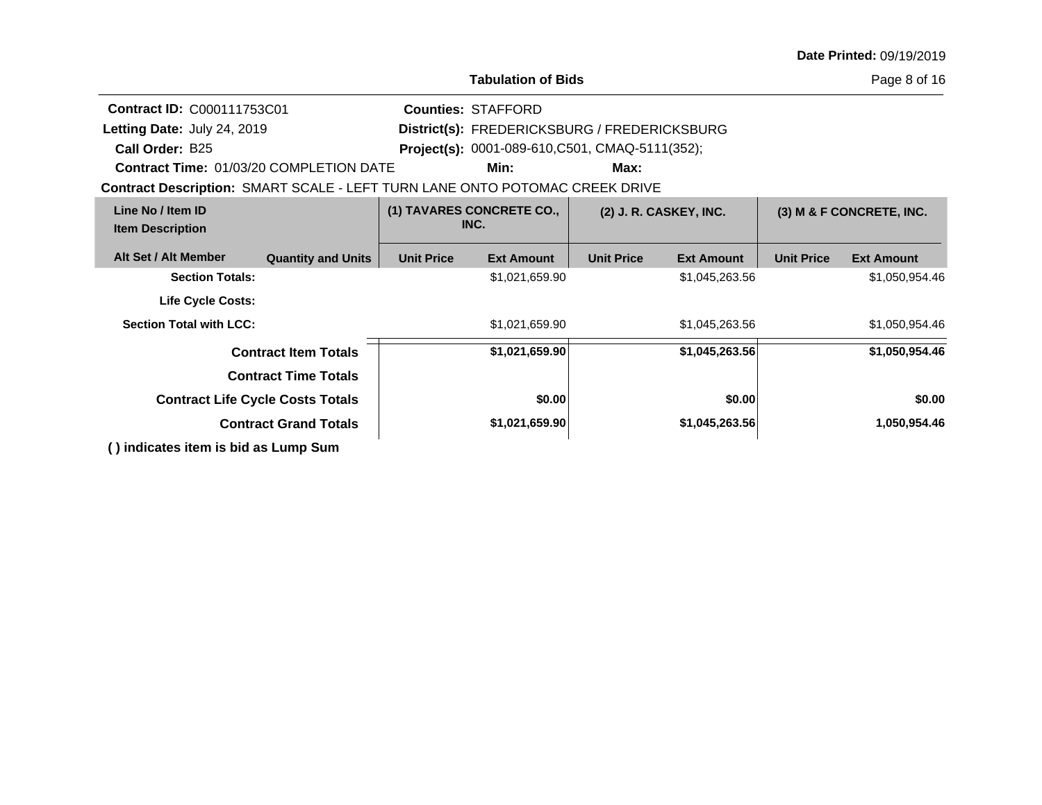**Date Printed:** 09/19/2019

## Tabulation of Bids

**Contract ID:** C000111753C01
**Letting Date:** July 24, 2019
**Call Order:** B25
**Contract Time:** 01/03/20 COMPLETION DATE

**Counties:** STAFFORD
**District(s):** FREDERICKSBURG / FREDERICKSBURG
**Project(s):** 0001-089-610,C501, CMAQ-5111(352);
**Min:** **Max:**

**Contract Description:** SMART SCALE - LEFT TURN LANE ONTO POTOMAC CREEK DRIVE

| Line No / Item ID<br>Item Description | | (1) TAVARES CONCRETE CO., INC. | | (2) J. R. CASKEY, INC. | | (3) M & F CONCRETE, INC. | |
|---|---|---|---|---|---|---|---|
| Alt Set / Alt Member | Quantity and Units | Unit Price | Ext Amount | Unit Price | Ext Amount | Unit Price | Ext Amount |
| **Section Totals:** | | | $1,021,659.90 | | $1,045,263.56 | | $1,050,954.46 |
| **Life Cycle Costs:** | | | | | | | |
| **Section Total with LCC:** | | | $1,021,659.90 | | $1,045,263.56 | | $1,050,954.46 |
| **Contract Item Totals** | | | **$1,021,659.90** | | **$1,045,263.56** | | **$1,050,954.46** |
| **Contract Time Totals** | | | | | | | |
| **Contract Life Cycle Costs Totals** | | | **$0.00** | | **$0.00** | | **$0.00** |
| **Contract Grand Totals** | | | **$1,021,659.90** | | **$1,045,263.56** | | **1,050,954.46** |

**( ) indicates item is bid as Lump Sum**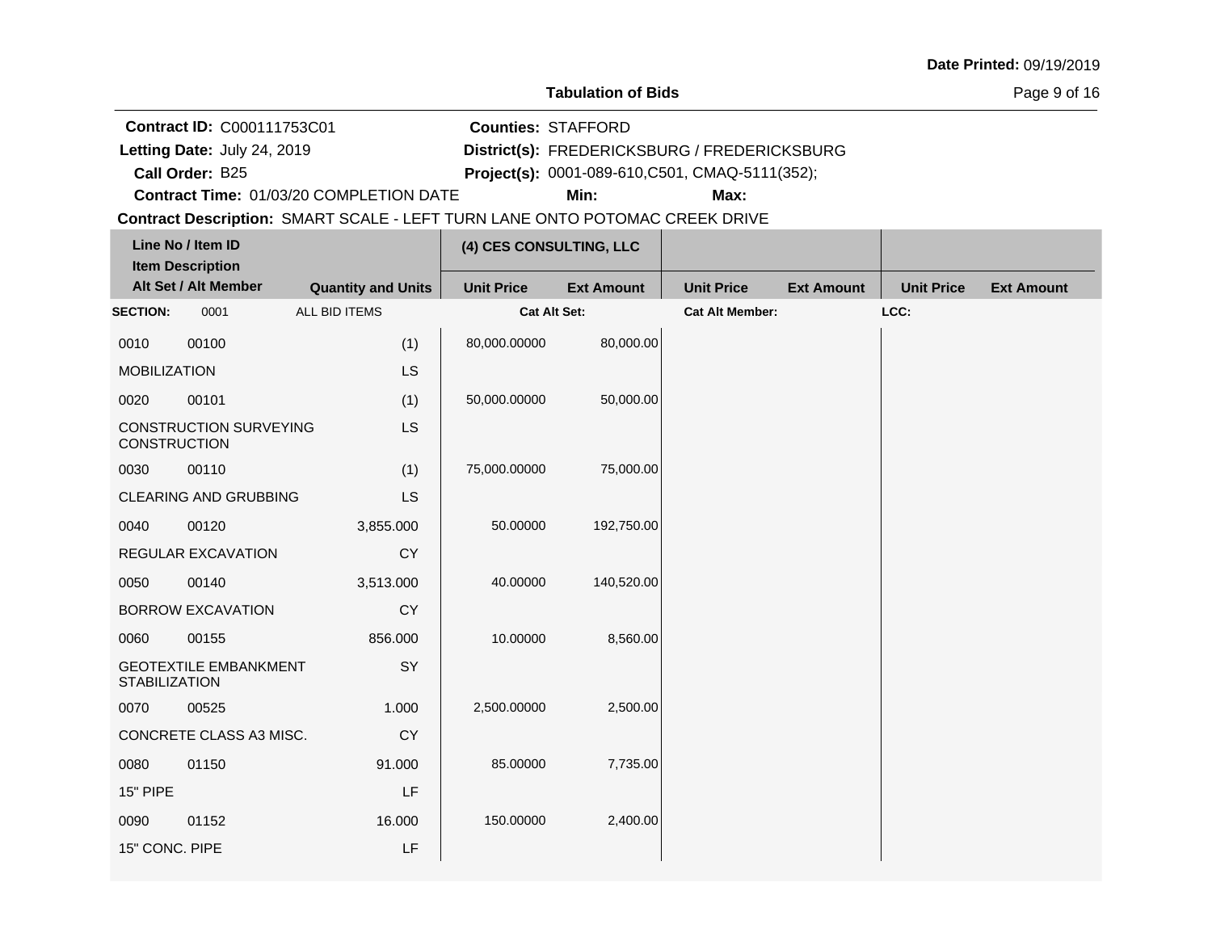**Date Printed:** 09/19/2019

**Tabulation of Bids**

**Contract ID:** C000111753C01
**Letting Date:** July 24, 2019
**Call Order:** B25
**Contract Time:** 01/03/20 COMPLETION DATE

**Counties:** STAFFORD
**District(s):** FREDERICKSBURG / FREDERICKSBURG
**Project(s):** 0001-089-610,C501, CMAQ-5111(352);
**Min:** **Max:**

**Contract Description:** SMART SCALE - LEFT TURN LANE ONTO POTOMAC CREEK DRIVE

| Line No / Item ID | Item Description / Alt Set / Alt Member | Quantity and Units | (4) CES CONSULTING, LLC Unit Price | (4) CES CONSULTING, LLC Ext Amount | Unit Price | Ext Amount | Unit Price | Ext Amount |
|---|---|---|---|---|---|---|---|---|
| **SECTION:** 0001 | ALL BID ITEMS | | **Cat Alt Set:** | | **Cat Alt Member:** | | **LCC:** | |
| 0010 00100 | MOBILIZATION | (1) LS | 80,000.00000 | 80,000.00 | | | | |
| 0020 00101 | CONSTRUCTION SURVEYING CONSTRUCTION | (1) LS | 50,000.00000 | 50,000.00 | | | | |
| 0030 00110 | CLEARING AND GRUBBING | (1) LS | 75,000.00000 | 75,000.00 | | | | |
| 0040 00120 | REGULAR EXCAVATION | 3,855.000 CY | 50.00000 | 192,750.00 | | | | |
| 0050 00140 | BORROW EXCAVATION | 3,513.000 CY | 40.00000 | 140,520.00 | | | | |
| 0060 00155 | GEOTEXTILE EMBANKMENT STABILIZATION | 856.000 SY | 10.00000 | 8,560.00 | | | | |
| 0070 00525 | CONCRETE CLASS A3 MISC. | 1.000 CY | 2,500.00000 | 2,500.00 | | | | |
| 0080 01150 | 15" PIPE | 91.000 LF | 85.00000 | 7,735.00 | | | | |
| 0090 01152 | 15" CONC. PIPE | 16.000 LF | 150.00000 | 2,400.00 | | | | |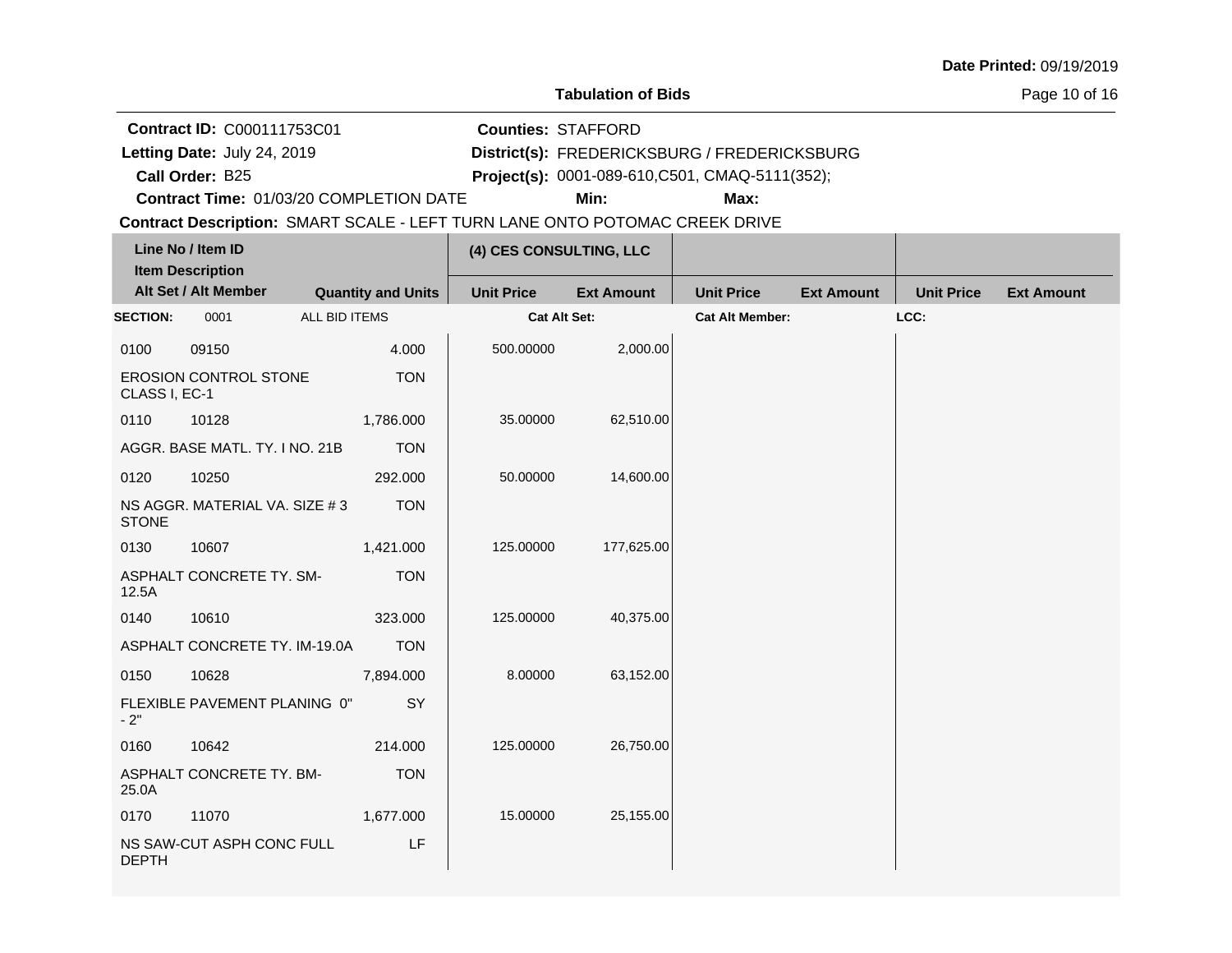**Date Printed:** 09/19/2019

## Tabulation of Bids

**Contract ID:** C000111753C01
**Letting Date:** July 24, 2019
**Call Order:** B25
**Contract Time:** 01/03/20 COMPLETION DATE

**Counties:** STAFFORD
**District(s):** FREDERICKSBURG / FREDERICKSBURG
**Project(s):** 0001-089-610,C501, CMAQ-5111(352);
**Min:**
**Max:**

**Contract Description:** SMART SCALE - LEFT TURN LANE ONTO POTOMAC CREEK DRIVE

| Line No / Item ID / Item Description / Alt Set / Alt Member | | Quantity and Units | (4) CES CONSULTING, LLC | | | | | |
|---|---|---|---|---|---|---|---|---|
| | | | Unit Price | Ext Amount | Unit Price | Ext Amount | Unit Price | Ext Amount |
| **SECTION:** 0001 | ALL BID ITEMS | | **Cat Alt Set:** | | **Cat Alt Member:** | | **LCC:** | |
| 0100 | 09150 | 4.000 | 500.00000 | 2,000.00 | | | | |
| EROSION CONTROL STONE CLASS I, EC-1 | | TON | | | | | | |
| 0110 | 10128 | 1,786.000 | 35.00000 | 62,510.00 | | | | |
| AGGR. BASE MATL. TY. I NO. 21B | | TON | | | | | | |
| 0120 | 10250 | 292.000 | 50.00000 | 14,600.00 | | | | |
| NS AGGR. MATERIAL VA. SIZE # 3 STONE | | TON | | | | | | |
| 0130 | 10607 | 1,421.000 | 125.00000 | 177,625.00 | | | | |
| ASPHALT CONCRETE TY. SM-12.5A | | TON | | | | | | |
| 0140 | 10610 | 323.000 | 125.00000 | 40,375.00 | | | | |
| ASPHALT CONCRETE TY. IM-19.0A | | TON | | | | | | |
| 0150 | 10628 | 7,894.000 | 8.00000 | 63,152.00 | | | | |
| FLEXIBLE PAVEMENT PLANING 0" - 2" | | SY | | | | | | |
| 0160 | 10642 | 214.000 | 125.00000 | 26,750.00 | | | | |
| ASPHALT CONCRETE TY. BM-25.0A | | TON | | | | | | |
| 0170 | 11070 | 1,677.000 | 15.00000 | 25,155.00 | | | | |
| NS SAW-CUT ASPH CONC FULL DEPTH | | LF | | | | | | |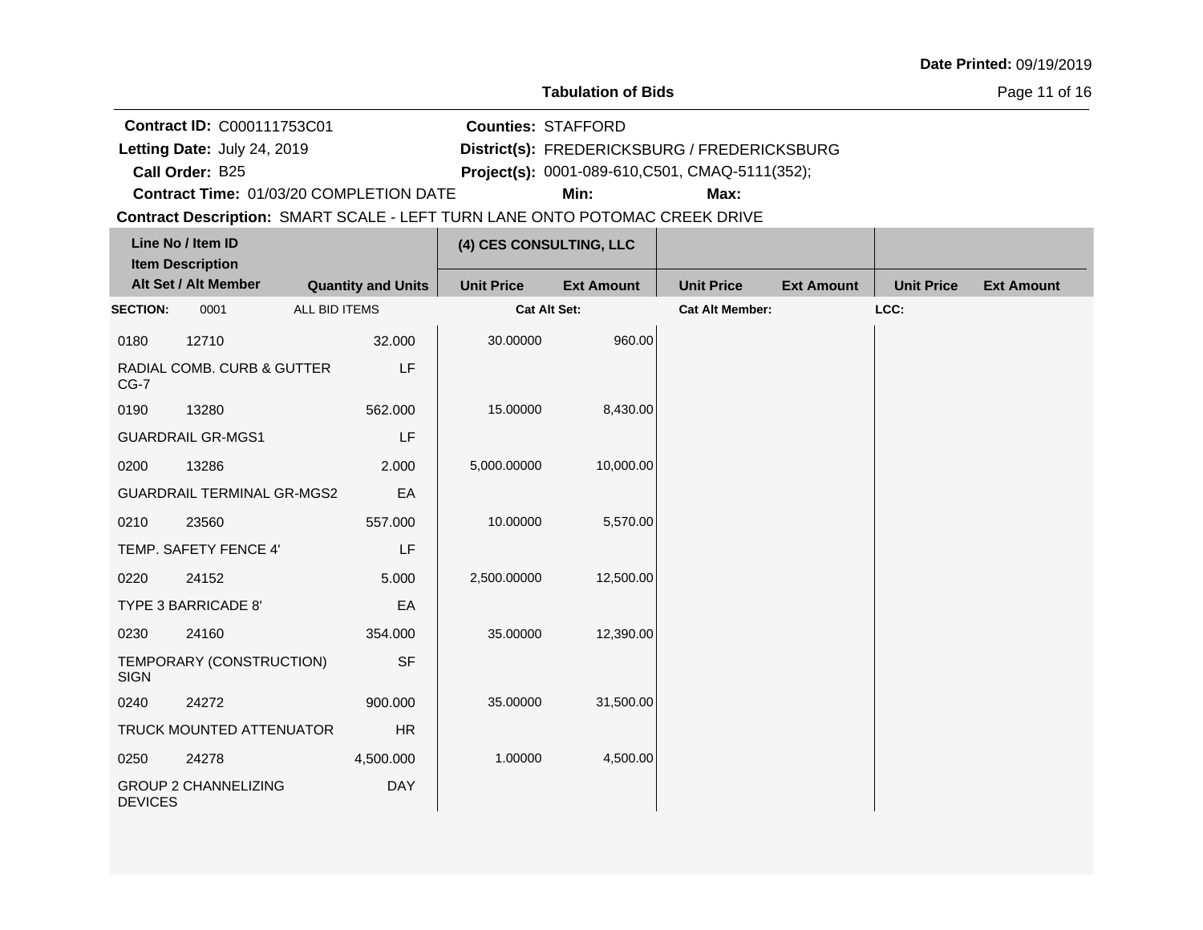**Date Printed:** 09/19/2019

## Tabulation of Bids

**Contract ID:** C000111753C01
**Letting Date:** July 24, 2019
**Call Order:** B25
**Contract Time:** 01/03/20 COMPLETION DATE

**Counties:** STAFFORD
**District(s):** FREDERICKSBURG / FREDERICKSBURG
**Project(s):** 0001-089-610,C501, CMAQ-5111(352);
**Min:**
**Max:**

**Contract Description:** SMART SCALE - LEFT TURN LANE ONTO POTOMAC CREEK DRIVE

| Line No / Item ID / Item Description / Alt Set / Alt Member | | Quantity and Units | (4) CES CONSULTING, LLC | | | | | |
|---|---|---|---|---|---|---|---|---|
| | | | Unit Price | Ext Amount | Unit Price | Ext Amount | Unit Price | Ext Amount |
| **SECTION:** 0001 | ALL BID ITEMS | | Cat Alt Set: | | Cat Alt Member: | | LCC: | |
| 0180 | 12710 | 32.000 | 30.00000 | 960.00 | | | | |
| RADIAL COMB. CURB & GUTTER CG-7 | | LF | | | | | | |
| 0190 | 13280 | 562.000 | 15.00000 | 8,430.00 | | | | |
| GUARDRAIL GR-MGS1 | | LF | | | | | | |
| 0200 | 13286 | 2.000 | 5,000.00000 | 10,000.00 | | | | |
| GUARDRAIL TERMINAL GR-MGS2 | | EA | | | | | | |
| 0210 | 23560 | 557.000 | 10.00000 | 5,570.00 | | | | |
| TEMP. SAFETY FENCE 4' | | LF | | | | | | |
| 0220 | 24152 | 5.000 | 2,500.00000 | 12,500.00 | | | | |
| TYPE 3 BARRICADE 8' | | EA | | | | | | |
| 0230 | 24160 | 354.000 | 35.00000 | 12,390.00 | | | | |
| TEMPORARY (CONSTRUCTION) SIGN | | SF | | | | | | |
| 0240 | 24272 | 900.000 | 35.00000 | 31,500.00 | | | | |
| TRUCK MOUNTED ATTENUATOR | | HR | | | | | | |
| 0250 | 24278 | 4,500.000 | 1.00000 | 4,500.00 | | | | |
| GROUP 2 CHANNELIZING DEVICES | | DAY | | | | | | |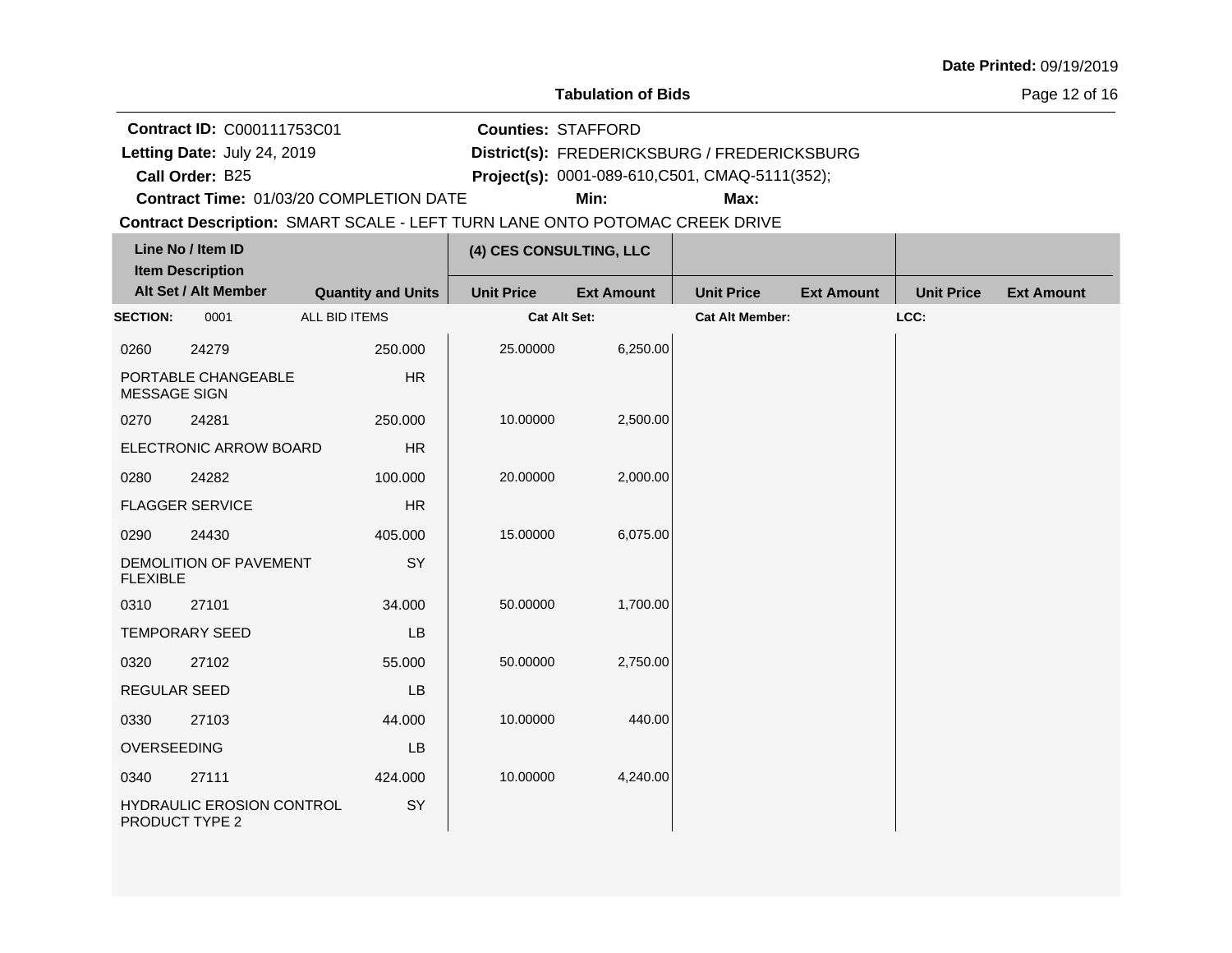**Date Printed:** 09/19/2019

**Tabulation of Bids**

**Contract ID:** C000111753C01
**Letting Date:** July 24, 2019
**Call Order:** B25
**Contract Time:** 01/03/20 COMPLETION DATE

**Counties:** STAFFORD
**District(s):** FREDERICKSBURG / FREDERICKSBURG
**Project(s):** 0001-089-610,C501, CMAQ-5111(352);
**Min:**
**Max:**

**Contract Description:** SMART SCALE - LEFT TURN LANE ONTO POTOMAC CREEK DRIVE

| Line No / Item ID / Item Description / Alt Set / Alt Member | | Quantity and Units | (4) CES CONSULTING, LLC Unit Price | Ext Amount | Unit Price | Ext Amount | Unit Price | Ext Amount |
|---|---|---|---|---|---|---|---|---|
| **SECTION:** 0001 | ALL BID ITEMS | | **Cat Alt Set:** | | **Cat Alt Member:** | | **LCC:** | |
| 0260 | 24279 | 250.000 | 25.00000 | 6,250.00 | | | | |
| PORTABLE CHANGEABLE MESSAGE SIGN | | HR | | | | | | |
| 0270 | 24281 | 250.000 | 10.00000 | 2,500.00 | | | | |
| ELECTRONIC ARROW BOARD | | HR | | | | | | |
| 0280 | 24282 | 100.000 | 20.00000 | 2,000.00 | | | | |
| FLAGGER SERVICE | | HR | | | | | | |
| 0290 | 24430 | 405.000 | 15.00000 | 6,075.00 | | | | |
| DEMOLITION OF PAVEMENT FLEXIBLE | | SY | | | | | | |
| 0310 | 27101 | 34.000 | 50.00000 | 1,700.00 | | | | |
| TEMPORARY SEED | | LB | | | | | | |
| 0320 | 27102 | 55.000 | 50.00000 | 2,750.00 | | | | |
| REGULAR SEED | | LB | | | | | | |
| 0330 | 27103 | 44.000 | 10.00000 | 440.00 | | | | |
| OVERSEEDING | | LB | | | | | | |
| 0340 | 27111 | 424.000 | 10.00000 | 4,240.00 | | | | |
| HYDRAULIC EROSION CONTROL PRODUCT TYPE 2 | | SY | | | | | | |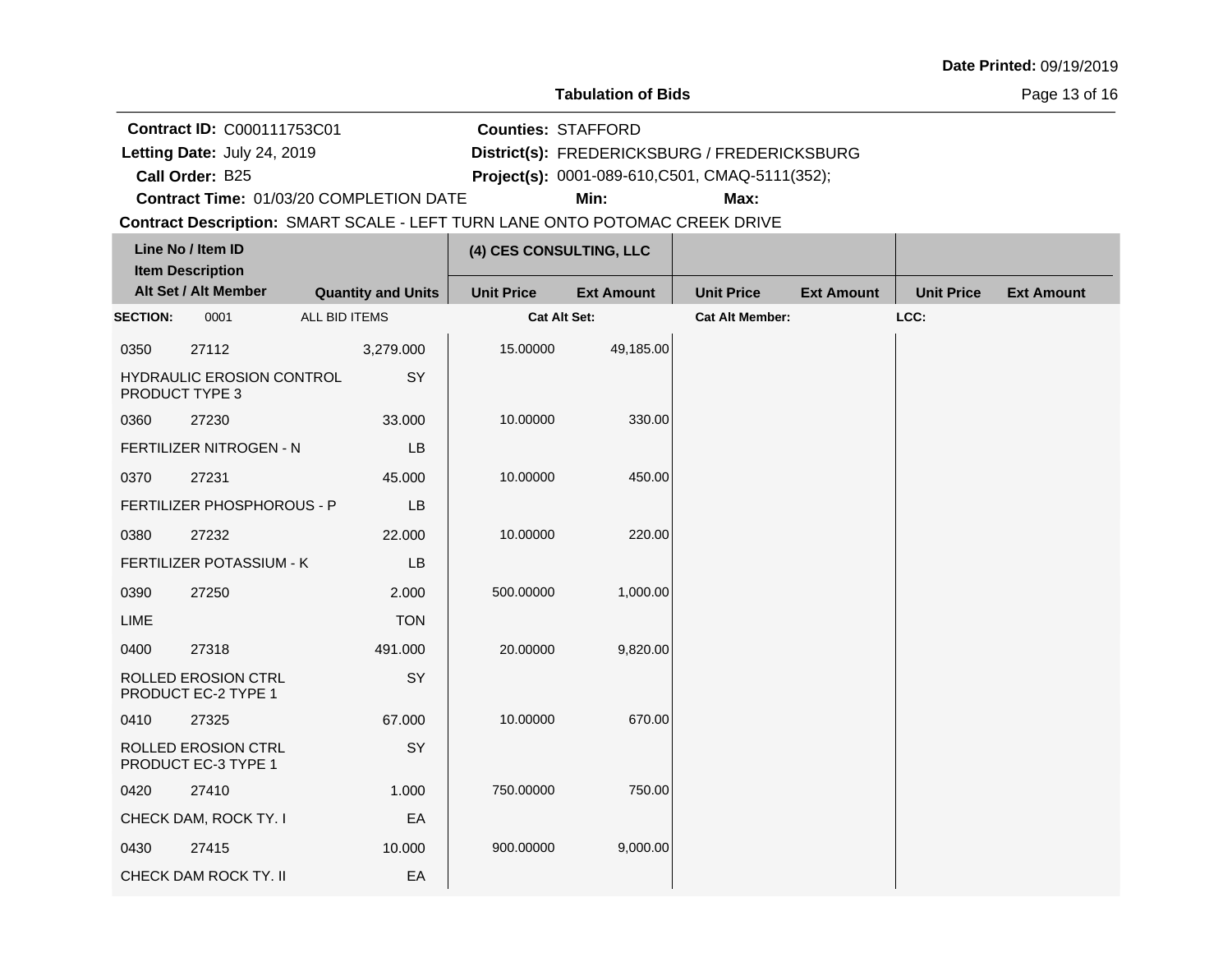**Date Printed:** 09/19/2019

**Tabulation of Bids**

**Contract ID:** C000111753C01
**Letting Date:** July 24, 2019
**Call Order:** B25
**Contract Time:** 01/03/20 COMPLETION DATE

**Counties:** STAFFORD
**District(s):** FREDERICKSBURG / FREDERICKSBURG
**Project(s):** 0001-089-610,C501, CMAQ-5111(352);
**Min:**  **Max:**

**Contract Description:** SMART SCALE - LEFT TURN LANE ONTO POTOMAC CREEK DRIVE

| Line No / Item ID | Item Description / Alt Set / Alt Member | Quantity and Units | (4) CES CONSULTING, LLC Unit Price | (4) CES CONSULTING, LLC Ext Amount | Unit Price | Ext Amount | Unit Price | Ext Amount |
|---|---|---|---|---|---|---|---|---|
| **SECTION:** 0001 | ALL BID ITEMS | | **Cat Alt Set:** | | **Cat Alt Member:** | | **LCC:** | |
| 0350 27112 | HYDRAULIC EROSION CONTROL PRODUCT TYPE 3 | 3,279.000 SY | 15.00000 | 49,185.00 | | | | |
| 0360 27230 | FERTILIZER NITROGEN - N | 33.000 LB | 10.00000 | 330.00 | | | | |
| 0370 27231 | FERTILIZER PHOSPHOROUS - P | 45.000 LB | 10.00000 | 450.00 | | | | |
| 0380 27232 | FERTILIZER POTASSIUM - K | 22.000 LB | 10.00000 | 220.00 | | | | |
| 0390 27250 | LIME | 2.000 TON | 500.00000 | 1,000.00 | | | | |
| 0400 27318 | ROLLED EROSION CTRL PRODUCT EC-2 TYPE 1 | 491.000 SY | 20.00000 | 9,820.00 | | | | |
| 0410 27325 | ROLLED EROSION CTRL PRODUCT EC-3 TYPE 1 | 67.000 SY | 10.00000 | 670.00 | | | | |
| 0420 27410 | CHECK DAM, ROCK TY. I | 1.000 EA | 750.00000 | 750.00 | | | | |
| 0430 27415 | CHECK DAM ROCK TY. II | 10.000 EA | 900.00000 | 9,000.00 | | | | |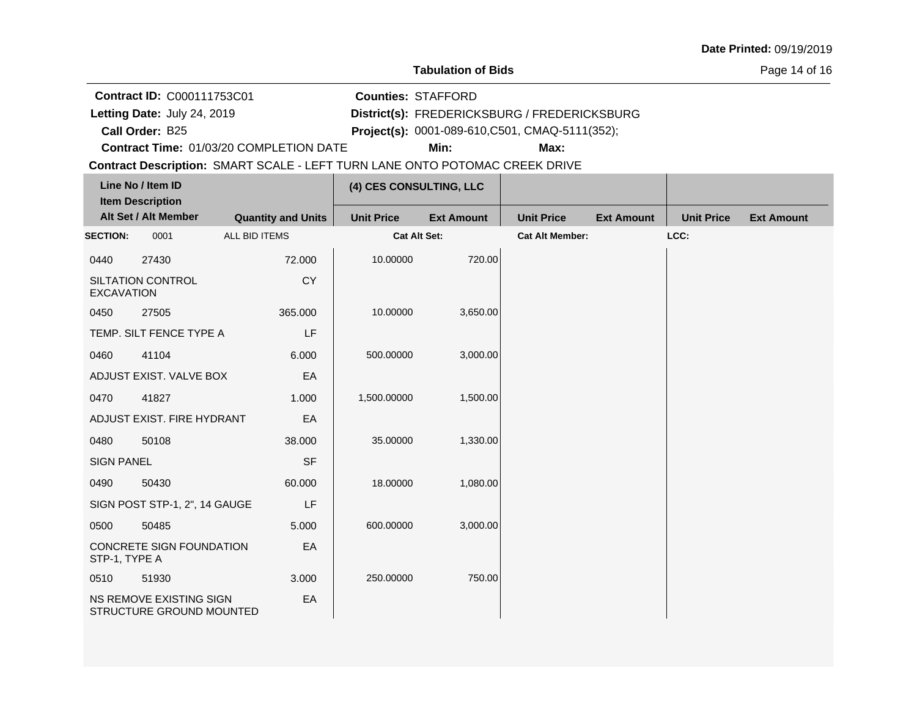**Date Printed:** 09/19/2019

**Tabulation of Bids**

**Contract ID:** C000111753C01
**Letting Date:** July 24, 2019
**Call Order:** B25
**Contract Time:** 01/03/20 COMPLETION DATE
**Counties:** STAFFORD
**District(s):** FREDERICKSBURG / FREDERICKSBURG
**Project(s):** 0001-089-610,C501, CMAQ-5111(352);
**Min:**
**Max:**
**Contract Description:** SMART SCALE - LEFT TURN LANE ONTO POTOMAC CREEK DRIVE

| Line No / Item ID | Item Description / Alt Set / Alt Member | Quantity and Units | (4) CES CONSULTING, LLC Unit Price | (4) CES CONSULTING, LLC Ext Amount | Unit Price | Ext Amount | Unit Price | Ext Amount |
|---|---|---|---|---|---|---|---|---|
| **SECTION:** 0001 | ALL BID ITEMS | | **Cat Alt Set:** | | **Cat Alt Member:** | | **LCC:** | |
| 0440 27430 | SILTATION CONTROL EXCAVATION | 72.000 CY | 10.00000 | 720.00 | | | | |
| 0450 27505 | TEMP. SILT FENCE TYPE A | 365.000 LF | 10.00000 | 3,650.00 | | | | |
| 0460 41104 | ADJUST EXIST. VALVE BOX | 6.000 EA | 500.00000 | 3,000.00 | | | | |
| 0470 41827 | ADJUST EXIST. FIRE HYDRANT | 1.000 EA | 1,500.00000 | 1,500.00 | | | | |
| 0480 50108 | SIGN PANEL | 38.000 SF | 35.00000 | 1,330.00 | | | | |
| 0490 50430 | SIGN POST STP-1, 2", 14 GAUGE | 60.000 LF | 18.00000 | 1,080.00 | | | | |
| 0500 50485 | CONCRETE SIGN FOUNDATION STP-1, TYPE A | 5.000 EA | 600.00000 | 3,000.00 | | | | |
| 0510 51930 | NS REMOVE EXISTING SIGN STRUCTURE GROUND MOUNTED | 3.000 EA | 250.00000 | 750.00 | | | | |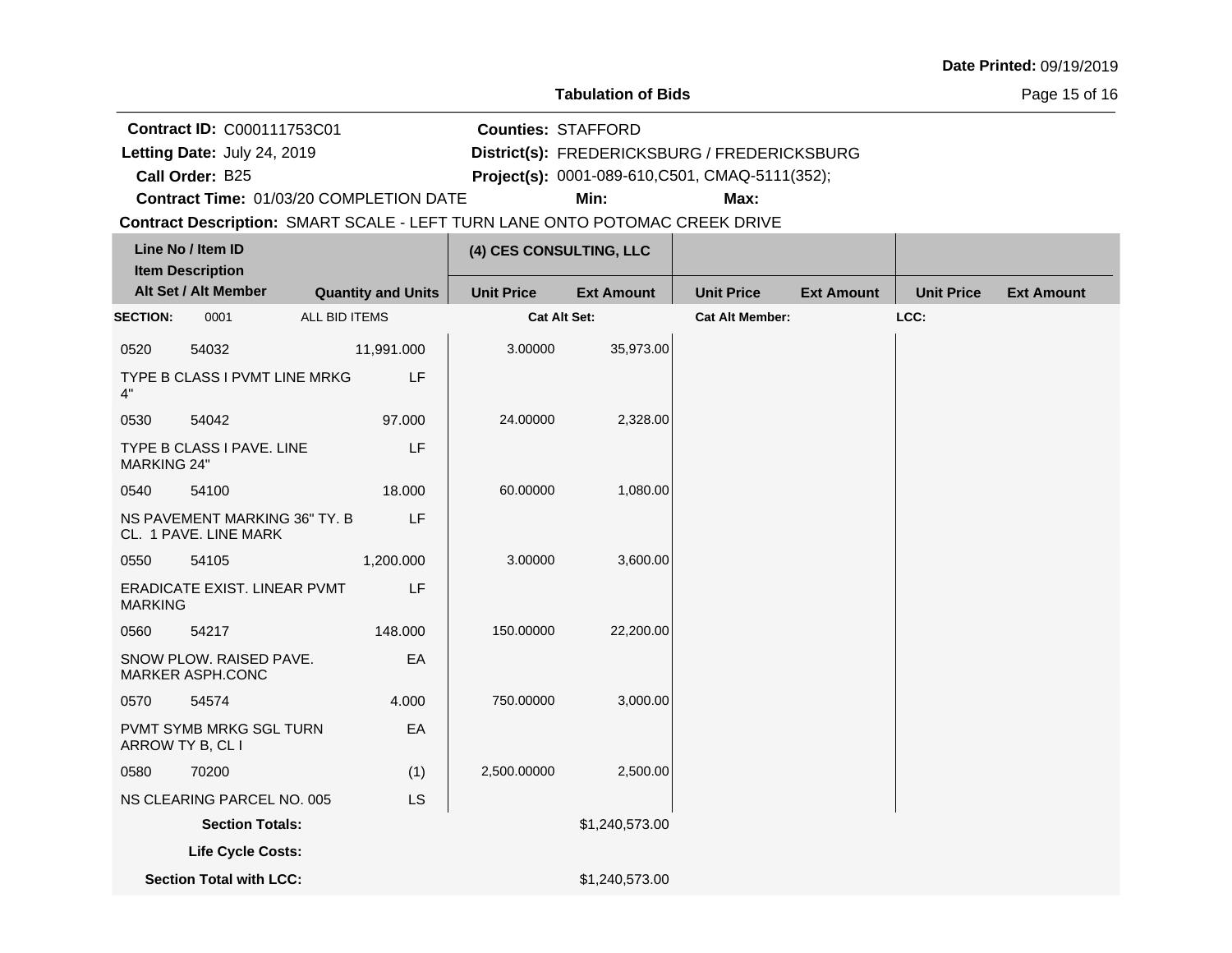**Date Printed:** 09/19/2019

**Tabulation of Bids**

**Contract ID:** C000111753C01
**Letting Date:** July 24, 2019
**Call Order:** B25
**Contract Time:** 01/03/20 COMPLETION DATE

**Counties:** STAFFORD
**District(s):** FREDERICKSBURG / FREDERICKSBURG
**Project(s):** 0001-089-610,C501, CMAQ-5111(352);
**Min:** **Max:**

**Contract Description:** SMART SCALE - LEFT TURN LANE ONTO POTOMAC CREEK DRIVE

| Line No / Item ID | Item Description | Quantity and Units | (4) CES CONSULTING, LLC Unit Price | (4) CES CONSULTING, LLC Ext Amount | Unit Price | Ext Amount | Unit Price | Ext Amount |
|---|---|---|---|---|---|---|---|---|
| **SECTION:** 0001 | ALL BID ITEMS | | **Cat Alt Set:** | | **Cat Alt Member:** | | **LCC:** | |
| 0520 54032 | TYPE B CLASS I PVMT LINE MRKG 4" | 11,991.000 LF | 3.00000 | 35,973.00 | | | | |
| 0530 54042 | TYPE B CLASS I PAVE. LINE MARKING 24" | 97.000 LF | 24.00000 | 2,328.00 | | | | |
| 0540 54100 | NS PAVEMENT MARKING 36" TY. B CL. 1 PAVE. LINE MARK | 18.000 LF | 60.00000 | 1,080.00 | | | | |
| 0550 54105 | ERADICATE EXIST. LINEAR PVMT MARKING | 1,200.000 LF | 3.00000 | 3,600.00 | | | | |
| 0560 54217 | SNOW PLOW. RAISED PAVE. MARKER ASPH.CONC | 148.000 EA | 150.00000 | 22,200.00 | | | | |
| 0570 54574 | PVMT SYMB MRKG SGL TURN ARROW TY B, CL I | 4.000 EA | 750.00000 | 3,000.00 | | | | |
| 0580 70200 | NS CLEARING PARCEL NO. 005 | (1) LS | 2,500.00000 | 2,500.00 | | | | |
| | **Section Totals:** | | | $1,240,573.00 | | | | |
| | **Life Cycle Costs:** | | | | | | | |
| | **Section Total with LCC:** | | | $1,240,573.00 | | | | |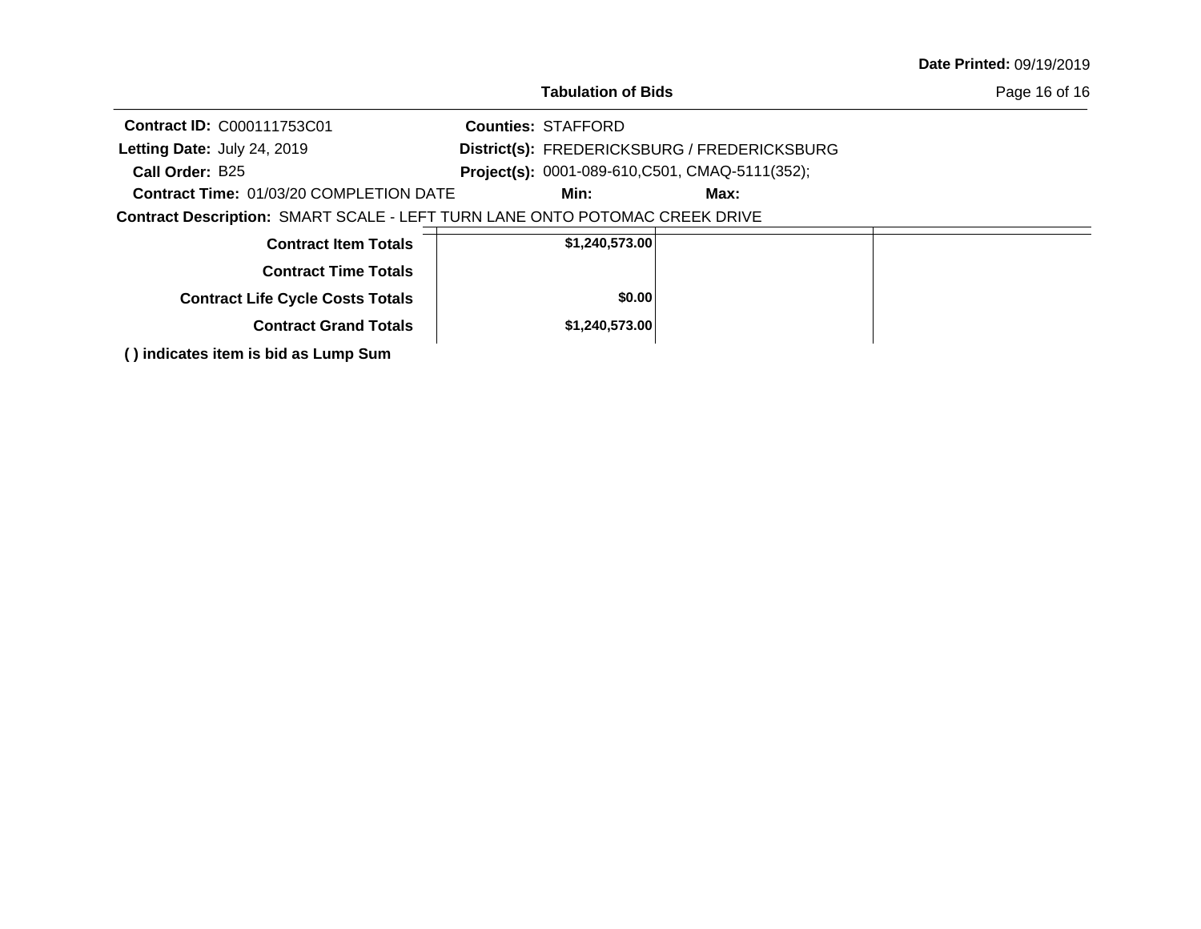**Date Printed:** 09/19/2019

**Tabulation of Bids**

**Contract ID:** C000111753C01
**Letting Date:** July 24, 2019
**Call Order:** B25
**Contract Time:** 01/03/20 COMPLETION DATE

**Counties:** STAFFORD
**District(s):** FREDERICKSBURG / FREDERICKSBURG
**Project(s):** 0001-089-610,C501, CMAQ-5111(352);
**Min:** **Max:**

**Contract Description:** SMART SCALE - LEFT TURN LANE ONTO POTOMAC CREEK DRIVE

| | | | |
|---|---|---|---|
| **Contract Item Totals** | **$1,240,573.00** | | |
| **Contract Time Totals** | | | |
| **Contract Life Cycle Costs Totals** | **$0.00** | | |
| **Contract Grand Totals** | **$1,240,573.00** | | |

**( ) indicates item is bid as Lump Sum**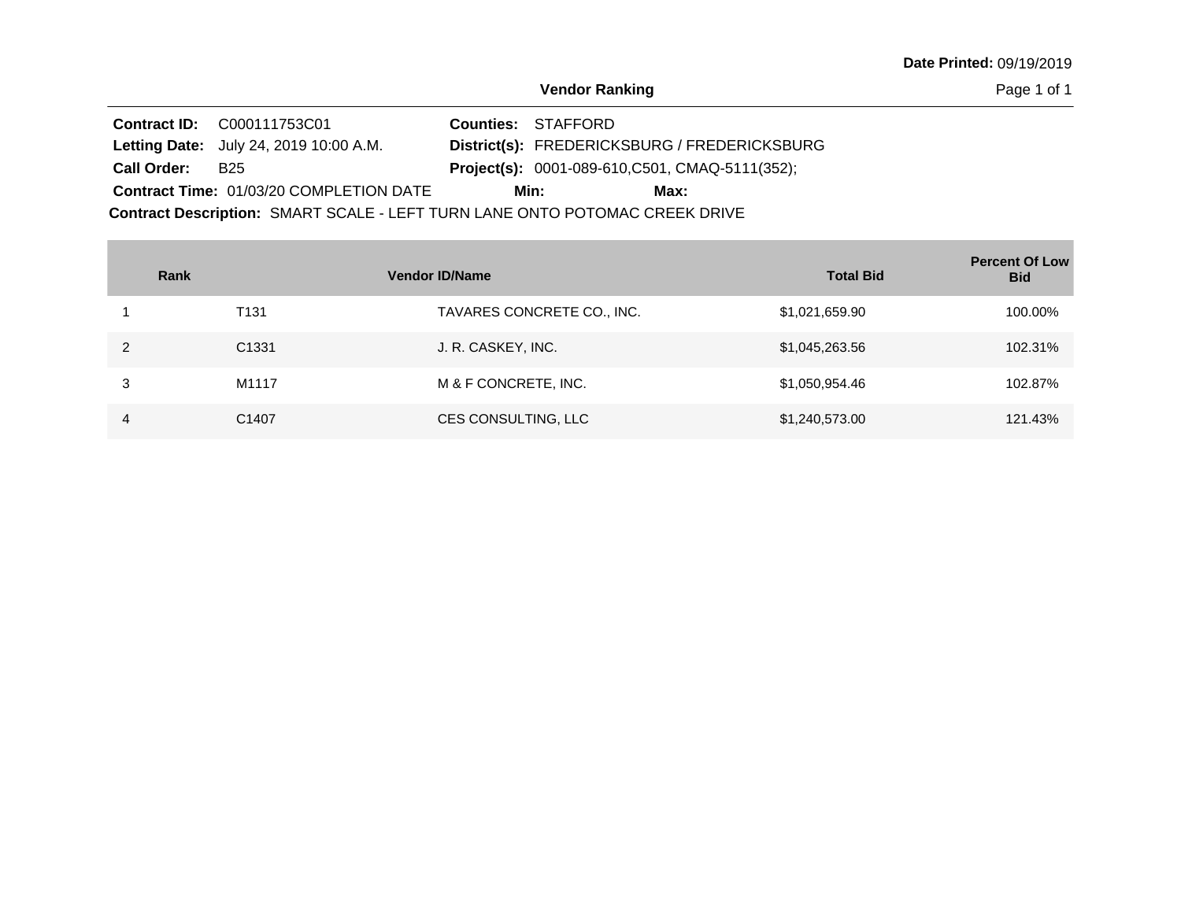**Date Printed:** 09/19/2019

## Vendor Ranking

**Contract ID:** C000111753C01
**Letting Date:** July 24, 2019 10:00 A.M.
**Call Order:** B25
**Contract Time:** 01/03/20 COMPLETION DATE

**Counties:** STAFFORD
**District(s):** FREDERICKSBURG / FREDERICKSBURG
**Project(s):** 0001-089-610,C501, CMAQ-5111(352);
**Min:** **Max:**

**Contract Description:** SMART SCALE - LEFT TURN LANE ONTO POTOMAC CREEK DRIVE

| Rank | Vendor ID/Name | | Total Bid | Percent Of Low Bid |
|---|---|---|---|---|
| 1 | T131 | TAVARES CONCRETE CO., INC. | $1,021,659.90 | 100.00% |
| 2 | C1331 | J. R. CASKEY, INC. | $1,045,263.56 | 102.31% |
| 3 | M1117 | M & F CONCRETE, INC. | $1,050,954.46 | 102.87% |
| 4 | C1407 | CES CONSULTING, LLC | $1,240,573.00 | 121.43% |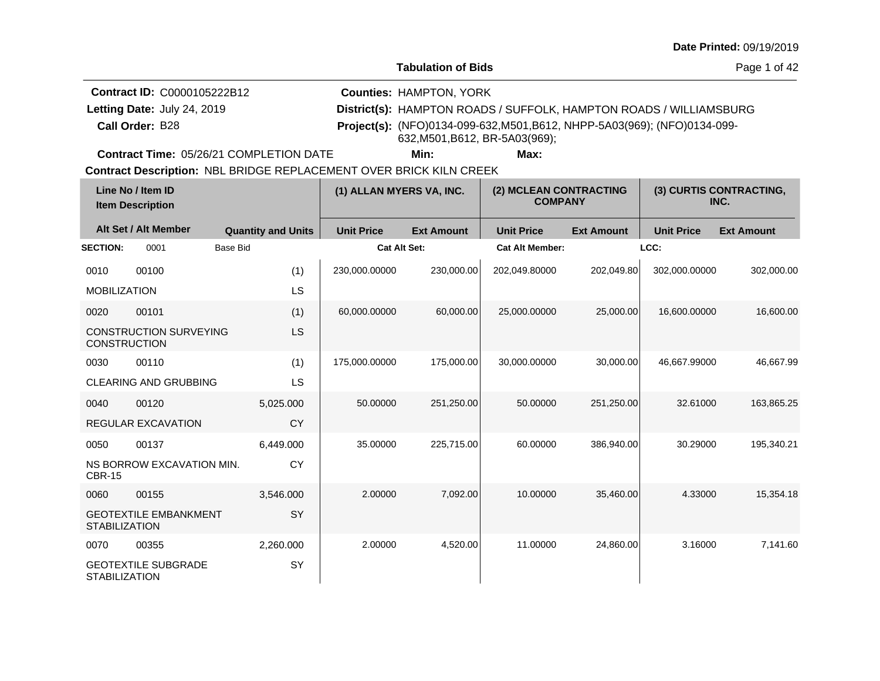Date Printed: 09/19/2019

# Tabulation of Bids

**Contract ID:** C0000105222B12
**Letting Date:** July 24, 2019
**Call Order:** B28
**Contract Time:** 05/26/21 COMPLETION DATE

**Counties:** HAMPTON, YORK
**District(s):** HAMPTON ROADS / SUFFOLK, HAMPTON ROADS / WILLIAMSBURG
**Project(s):** (NFO)0134-099-632,M501,B612, NHPP-5A03(969); (NFO)0134-099-632,M501,B612, BR-5A03(969);
**Min:**
**Max:**

**Contract Description:** NBL BRIDGE REPLACEMENT OVER BRICK KILN CREEK

| Line No / Item ID / Item Description | Alt Set / Alt Member | Quantity and Units | (1) ALLAN MYERS VA, INC. Unit Price | (1) ALLAN MYERS VA, INC. Ext Amount | (2) MCLEAN CONTRACTING COMPANY Unit Price | (2) MCLEAN CONTRACTING COMPANY Ext Amount | (3) CURTIS CONTRACTING, INC. Unit Price | (3) CURTIS CONTRACTING, INC. Ext Amount |
|---|---|---|---|---|---|---|---|---|
| **SECTION:** 0001 Base Bid | | | **Cat Alt Set:** | | **Cat Alt Member:** | | **LCC:** | |
| 0010 00100 MOBILIZATION | | (1) LS | 230,000.00000 | 230,000.00 | 202,049.80000 | 202,049.80 | 302,000.00000 | 302,000.00 |
| 0020 00101 CONSTRUCTION SURVEYING CONSTRUCTION | | (1) LS | 60,000.00000 | 60,000.00 | 25,000.00000 | 25,000.00 | 16,600.00000 | 16,600.00 |
| 0030 00110 CLEARING AND GRUBBING | | (1) LS | 175,000.00000 | 175,000.00 | 30,000.00000 | 30,000.00 | 46,667.99000 | 46,667.99 |
| 0040 00120 REGULAR EXCAVATION | | 5,025.000 CY | 50.00000 | 251,250.00 | 50.00000 | 251,250.00 | 32.61000 | 163,865.25 |
| 0050 00137 NS BORROW EXCAVATION MIN. CBR-15 | | 6,449.000 CY | 35.00000 | 225,715.00 | 60.00000 | 386,940.00 | 30.29000 | 195,340.21 |
| 0060 00155 GEOTEXTILE EMBANKMENT STABILIZATION | | 3,546.000 SY | 2.00000 | 7,092.00 | 10.00000 | 35,460.00 | 4.33000 | 15,354.18 |
| 0070 00355 GEOTEXTILE SUBGRADE STABILIZATION | | 2,260.000 SY | 2.00000 | 4,520.00 | 11.00000 | 24,860.00 | 3.16000 | 7,141.60 |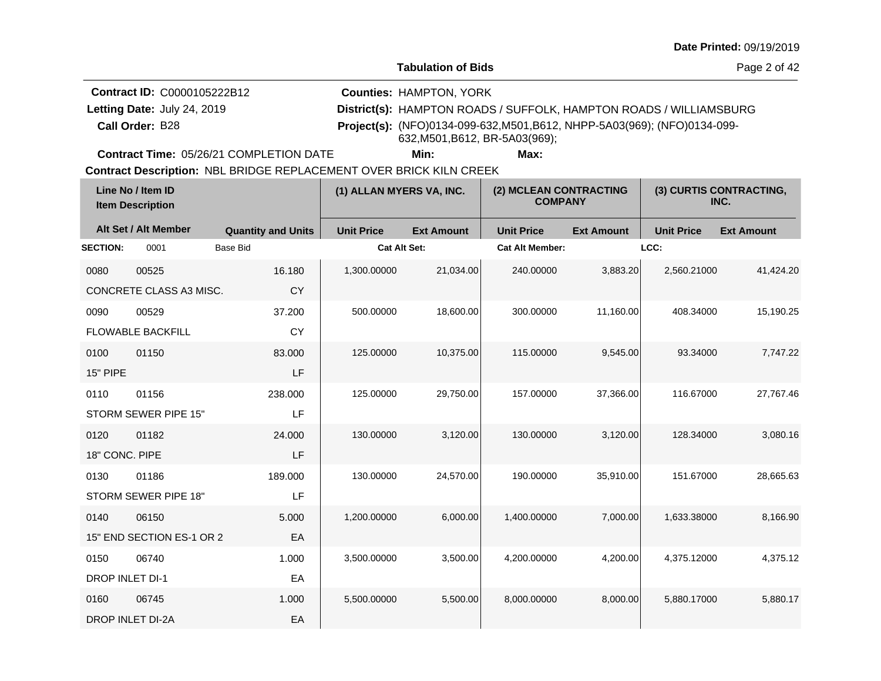**Date Printed:** 09/19/2019

**Tabulation of Bids**

**Contract ID:** C0000105222B12
**Letting Date:** July 24, 2019
**Call Order:** B28
**Contract Time:** 05/26/21 COMPLETION DATE

**Counties:** HAMPTON, YORK
**District(s):** HAMPTON ROADS / SUFFOLK, HAMPTON ROADS / WILLIAMSBURG
**Project(s):** (NFO)0134-099-632,M501,B612, NHPP-5A03(969); (NFO)0134-099-632,M501,B612, BR-5A03(969);
**Min:** **Max:**

**Contract Description:** NBL BRIDGE REPLACEMENT OVER BRICK KILN CREEK

| Line No / Item ID | Item Description | Quantity and Units | (1) ALLAN MYERS VA, INC. Unit Price | Ext Amount | (2) MCLEAN CONTRACTING COMPANY Unit Price | Ext Amount | (3) CURTIS CONTRACTING, INC. Unit Price | Ext Amount |
|---|---|---|---|---|---|---|---|---|
| **SECTION:** 0001 | Base Bid | | **Cat Alt Set:** | | **Cat Alt Member:** | | **LCC:** | |
| 0080 00525 | CONCRETE CLASS A3 MISC. | 16.180 CY | 1,300.00000 | 21,034.00 | 240.00000 | 3,883.20 | 2,560.21000 | 41,424.20 |
| 0090 00529 | FLOWABLE BACKFILL | 37.200 CY | 500.00000 | 18,600.00 | 300.00000 | 11,160.00 | 408.34000 | 15,190.25 |
| 0100 01150 | 15" PIPE | 83.000 LF | 125.00000 | 10,375.00 | 115.00000 | 9,545.00 | 93.34000 | 7,747.22 |
| 0110 01156 | STORM SEWER PIPE 15" | 238.000 LF | 125.00000 | 29,750.00 | 157.00000 | 37,366.00 | 116.67000 | 27,767.46 |
| 0120 01182 | 18" CONC. PIPE | 24.000 LF | 130.00000 | 3,120.00 | 130.00000 | 3,120.00 | 128.34000 | 3,080.16 |
| 0130 01186 | STORM SEWER PIPE 18" | 189.000 LF | 130.00000 | 24,570.00 | 190.00000 | 35,910.00 | 151.67000 | 28,665.63 |
| 0140 06150 | 15" END SECTION ES-1 OR 2 | 5.000 EA | 1,200.00000 | 6,000.00 | 1,400.00000 | 7,000.00 | 1,633.38000 | 8,166.90 |
| 0150 06740 | DROP INLET DI-1 | 1.000 EA | 3,500.00000 | 3,500.00 | 4,200.00000 | 4,200.00 | 4,375.12000 | 4,375.12 |
| 0160 06745 | DROP INLET DI-2A | 1.000 EA | 5,500.00000 | 5,500.00 | 8,000.00000 | 8,000.00 | 5,880.17000 | 5,880.17 |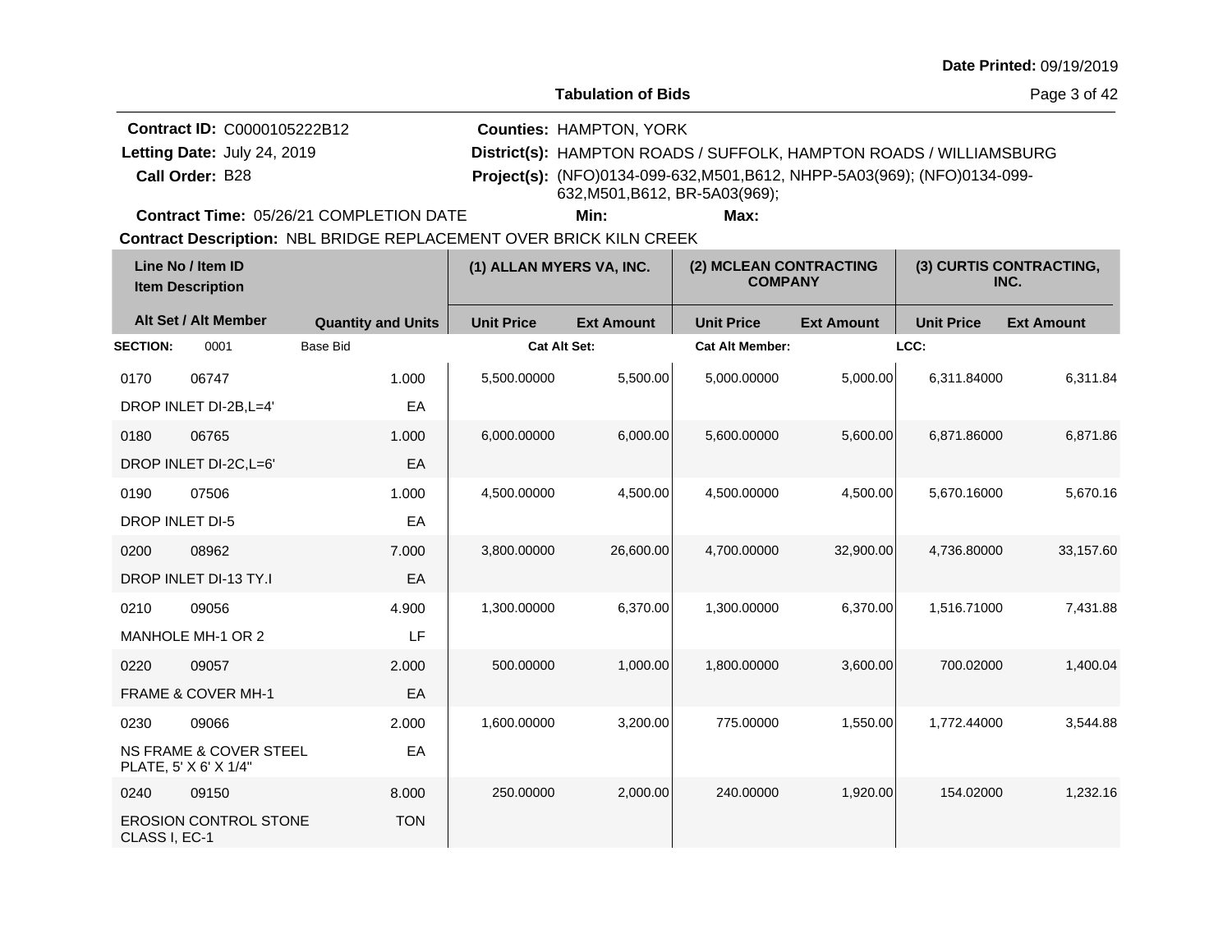**Date Printed:** 09/19/2019

**Tabulation of Bids**

**Contract ID:** C0000105222B12
**Letting Date:** July 24, 2019
**Call Order:** B28
**Contract Time:** 05/26/21 COMPLETION DATE

**Counties:** HAMPTON, YORK
**District(s):** HAMPTON ROADS / SUFFOLK, HAMPTON ROADS / WILLIAMSBURG
**Project(s):** (NFO)0134-099-632,M501,B612, NHPP-5A03(969); (NFO)0134-099-632,M501,B612, BR-5A03(969);
**Min:** **Max:**

**Contract Description:** NBL BRIDGE REPLACEMENT OVER BRICK KILN CREEK

| Line No / Item ID | Item Description | Quantity and Units | (1) ALLAN MYERS VA, INC. Unit Price | Ext Amount | (2) MCLEAN CONTRACTING COMPANY Unit Price | Ext Amount | (3) CURTIS CONTRACTING, INC. Unit Price | Ext Amount |
|---|---|---|---|---|---|---|---|---|
| **SECTION:** 0001 | Base Bid | | **Cat Alt Set:** | | **Cat Alt Member:** | | **LCC:** | |
| 0170 06747 | DROP INLET DI-2B,L=4' | 1.000 EA | 5,500.00000 | 5,500.00 | 5,000.00000 | 5,000.00 | 6,311.84000 | 6,311.84 |
| 0180 06765 | DROP INLET DI-2C,L=6' | 1.000 EA | 6,000.00000 | 6,000.00 | 5,600.00000 | 5,600.00 | 6,871.86000 | 6,871.86 |
| 0190 07506 | DROP INLET DI-5 | 1.000 EA | 4,500.00000 | 4,500.00 | 4,500.00000 | 4,500.00 | 5,670.16000 | 5,670.16 |
| 0200 08962 | DROP INLET DI-13 TY.I | 7.000 EA | 3,800.00000 | 26,600.00 | 4,700.00000 | 32,900.00 | 4,736.80000 | 33,157.60 |
| 0210 09056 | MANHOLE MH-1 OR 2 | 4.900 LF | 1,300.00000 | 6,370.00 | 1,300.00000 | 6,370.00 | 1,516.71000 | 7,431.88 |
| 0220 09057 | FRAME & COVER MH-1 | 2.000 EA | 500.00000 | 1,000.00 | 1,800.00000 | 3,600.00 | 700.02000 | 1,400.04 |
| 0230 09066 | NS FRAME & COVER STEEL PLATE, 5' X 6' X 1/4" | 2.000 EA | 1,600.00000 | 3,200.00 | 775.00000 | 1,550.00 | 1,772.44000 | 3,544.88 |
| 0240 09150 | EROSION CONTROL STONE CLASS I, EC-1 | 8.000 TON | 250.00000 | 2,000.00 | 240.00000 | 1,920.00 | 154.02000 | 1,232.16 |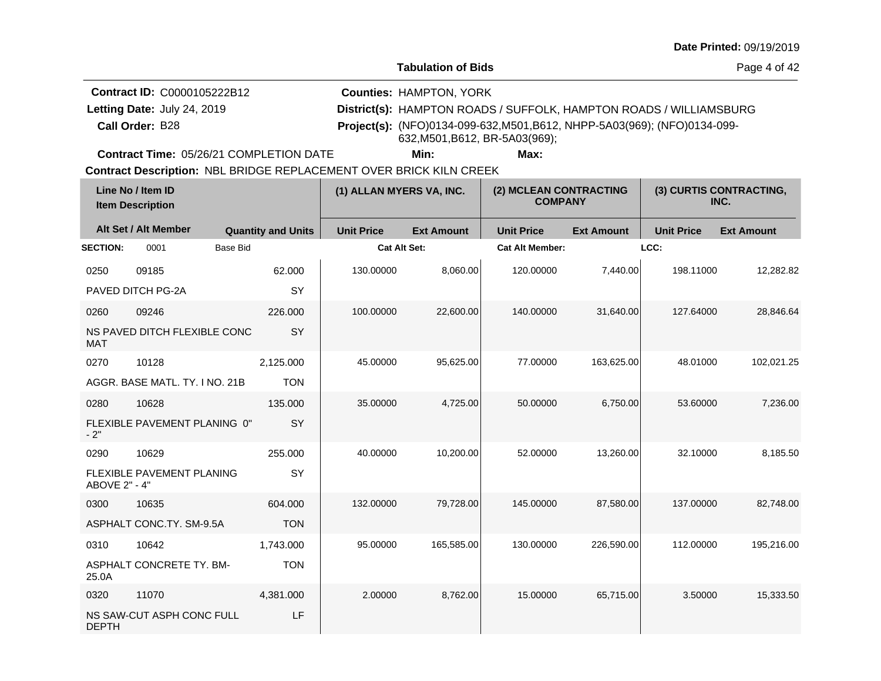**Date Printed:** 09/19/2019

**Tabulation of Bids**

**Contract ID:** C0000105222B12
**Letting Date:** July 24, 2019
**Call Order:** B28
**Contract Time:** 05/26/21 COMPLETION DATE

**Counties:** HAMPTON, YORK
**District(s):** HAMPTON ROADS / SUFFOLK, HAMPTON ROADS / WILLIAMSBURG
**Project(s):** (NFO)0134-099-632,M501,B612, NHPP-5A03(969); (NFO)0134-099-632,M501,B612, BR-5A03(969);
**Min:** **Max:**

**Contract Description:** NBL BRIDGE REPLACEMENT OVER BRICK KILN CREEK

| Line No / Item ID | Item Description | Quantity and Units | (1) ALLAN MYERS VA, INC. Unit Price | (1) ALLAN MYERS VA, INC. Ext Amount | (2) MCLEAN CONTRACTING COMPANY Unit Price | (2) MCLEAN CONTRACTING COMPANY Ext Amount | (3) CURTIS CONTRACTING, INC. Unit Price | (3) CURTIS CONTRACTING, INC. Ext Amount |
|---|---|---|---|---|---|---|---|---|
| **SECTION:** 0001 Base Bid | | | **Cat Alt Set:** | | **Cat Alt Member:** | | **LCC:** | |
| 0250 09185 | PAVED DITCH PG-2A | 62.000 SY | 130.00000 | 8,060.00 | 120.00000 | 7,440.00 | 198.11000 | 12,282.82 |
| 0260 09246 | NS PAVED DITCH FLEXIBLE CONC MAT | 226.000 SY | 100.00000 | 22,600.00 | 140.00000 | 31,640.00 | 127.64000 | 28,846.64 |
| 0270 10128 | AGGR. BASE MATL. TY. I NO. 21B | 2,125.000 TON | 45.00000 | 95,625.00 | 77.00000 | 163,625.00 | 48.01000 | 102,021.25 |
| 0280 10628 | FLEXIBLE PAVEMENT PLANING 0" - 2" | 135.000 SY | 35.00000 | 4,725.00 | 50.00000 | 6,750.00 | 53.60000 | 7,236.00 |
| 0290 10629 | FLEXIBLE PAVEMENT PLANING ABOVE 2" - 4" | 255.000 SY | 40.00000 | 10,200.00 | 52.00000 | 13,260.00 | 32.10000 | 8,185.50 |
| 0300 10635 | ASPHALT CONC.TY. SM-9.5A | 604.000 TON | 132.00000 | 79,728.00 | 145.00000 | 87,580.00 | 137.00000 | 82,748.00 |
| 0310 10642 | ASPHALT CONCRETE TY. BM-25.0A | 1,743.000 TON | 95.00000 | 165,585.00 | 130.00000 | 226,590.00 | 112.00000 | 195,216.00 |
| 0320 11070 | NS SAW-CUT ASPH CONC FULL DEPTH | 4,381.000 LF | 2.00000 | 8,762.00 | 15.00000 | 65,715.00 | 3.50000 | 15,333.50 |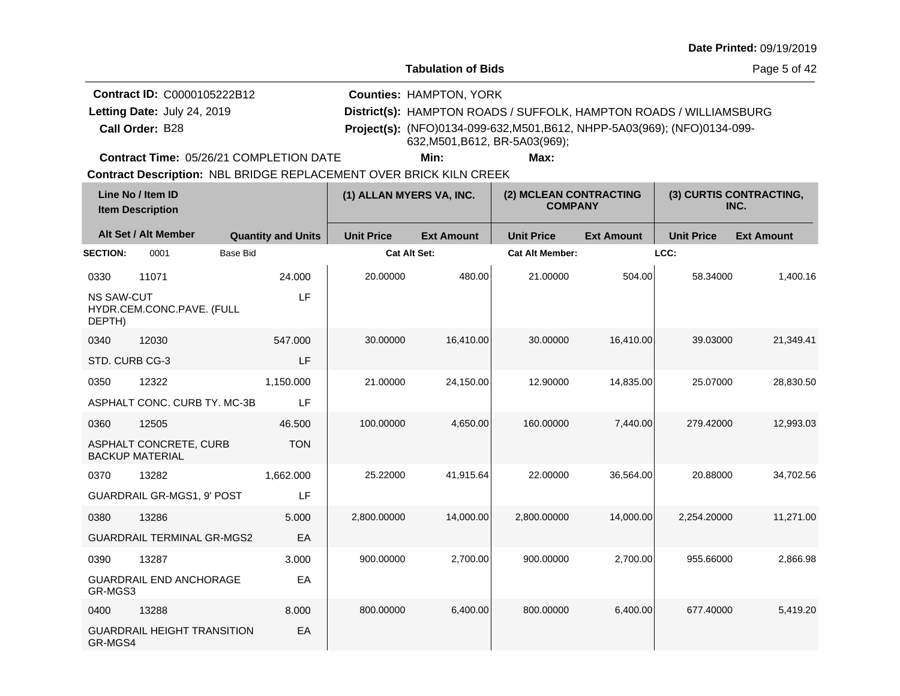Date Printed: 09/19/2019

**Tabulation of Bids**

**Contract ID:** C0000105222B12
**Letting Date:** July 24, 2019
**Call Order:** B28
**Counties:** HAMPTON, YORK
**District(s):** HAMPTON ROADS / SUFFOLK, HAMPTON ROADS / WILLIAMSBURG
**Project(s):** (NFO)0134-099-632,M501,B612, NHPP-5A03(969); (NFO)0134-099-632,M501,B612, BR-5A03(969);
**Contract Time:** 05/26/21 COMPLETION DATE **Min:** **Max:**
**Contract Description:** NBL BRIDGE REPLACEMENT OVER BRICK KILN CREEK

| Line No / Item ID / Item Description | Alt Set / Alt Member | Quantity and Units | (1) ALLAN MYERS VA, INC. Unit Price | (1) Ext Amount | (2) MCLEAN CONTRACTING COMPANY Unit Price | (2) Ext Amount | (3) CURTIS CONTRACTING, INC. Unit Price | (3) Ext Amount |
|---|---|---|---|---|---|---|---|---|
| **SECTION:** 0001 Base Bid | | | **Cat Alt Set:** | | **Cat Alt Member:** | | **LCC:** | |
| 0330 11071 NS SAW-CUT HYDR.CEM.CONC.PAVE. (FULL DEPTH) | | 24.000 LF | 20.00000 | 480.00 | 21.00000 | 504.00 | 58.34000 | 1,400.16 |
| 0340 12030 STD. CURB CG-3 | | 547.000 LF | 30.00000 | 16,410.00 | 30.00000 | 16,410.00 | 39.03000 | 21,349.41 |
| 0350 12322 ASPHALT CONC. CURB TY. MC-3B | | 1,150.000 LF | 21.00000 | 24,150.00 | 12.90000 | 14,835.00 | 25.07000 | 28,830.50 |
| 0360 12505 ASPHALT CONCRETE, CURB BACKUP MATERIAL | | 46.500 TON | 100.00000 | 4,650.00 | 160.00000 | 7,440.00 | 279.42000 | 12,993.03 |
| 0370 13282 GUARDRAIL GR-MGS1, 9' POST | | 1,662.000 LF | 25.22000 | 41,915.64 | 22.00000 | 36,564.00 | 20.88000 | 34,702.56 |
| 0380 13286 GUARDRAIL TERMINAL GR-MGS2 | | 5.000 EA | 2,800.00000 | 14,000.00 | 2,800.00000 | 14,000.00 | 2,254.20000 | 11,271.00 |
| 0390 13287 GUARDRAIL END ANCHORAGE GR-MGS3 | | 3.000 EA | 900.00000 | 2,700.00 | 900.00000 | 2,700.00 | 955.66000 | 2,866.98 |
| 0400 13288 GUARDRAIL HEIGHT TRANSITION GR-MGS4 | | 8.000 EA | 800.00000 | 6,400.00 | 800.00000 | 6,400.00 | 677.40000 | 5,419.20 |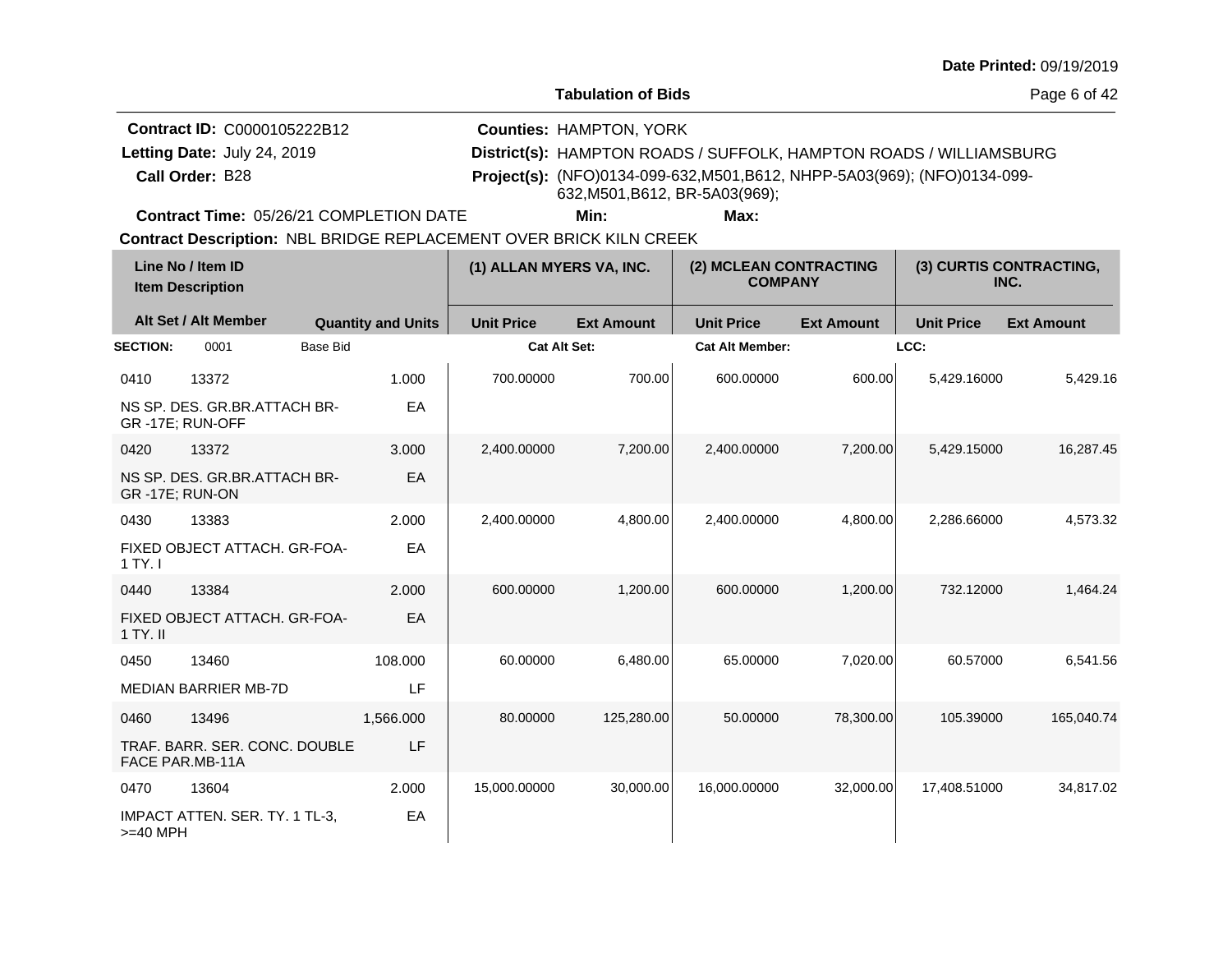Date Printed: 09/19/2019

**Tabulation of Bids**

**Contract ID:** C0000105222B12
**Letting Date:** July 24, 2019
**Call Order:** B28
**Contract Time:** 05/26/21 COMPLETION DATE

**Counties:** HAMPTON, YORK
**District(s):** HAMPTON ROADS / SUFFOLK, HAMPTON ROADS / WILLIAMSBURG
**Project(s):** (NFO)0134-099-632,M501,B612, NHPP-5A03(969); (NFO)0134-099-632,M501,B612, BR-5A03(969);
**Min:** **Max:**

**Contract Description:** NBL BRIDGE REPLACEMENT OVER BRICK KILN CREEK

| Line No / Item ID | Item Description | Quantity and Units | (1) ALLAN MYERS VA, INC. Unit Price | (1) ALLAN MYERS VA, INC. Ext Amount | (2) MCLEAN CONTRACTING COMPANY Unit Price | (2) MCLEAN CONTRACTING COMPANY Ext Amount | (3) CURTIS CONTRACTING, INC. Unit Price | (3) CURTIS CONTRACTING, INC. Ext Amount |
|---|---|---|---|---|---|---|---|---|
| **SECTION:** 0001 Base Bid | | | Cat Alt Set: | | Cat Alt Member: | | LCC: | |
| 0410 13372 | NS SP. DES. GR.BR.ATTACH BR-GR -17E; RUN-OFF | 1.000 EA | 700.00000 | 700.00 | 600.00000 | 600.00 | 5,429.16000 | 5,429.16 |
| 0420 13372 | NS SP. DES. GR.BR.ATTACH BR-GR -17E; RUN-ON | 3.000 EA | 2,400.00000 | 7,200.00 | 2,400.00000 | 7,200.00 | 5,429.15000 | 16,287.45 |
| 0430 13383 | FIXED OBJECT ATTACH. GR-FOA-1 TY. I | 2.000 EA | 2,400.00000 | 4,800.00 | 2,400.00000 | 4,800.00 | 2,286.66000 | 4,573.32 |
| 0440 13384 | FIXED OBJECT ATTACH. GR-FOA-1 TY. II | 2.000 EA | 600.00000 | 1,200.00 | 600.00000 | 1,200.00 | 732.12000 | 1,464.24 |
| 0450 13460 | MEDIAN BARRIER MB-7D | 108.000 LF | 60.00000 | 6,480.00 | 65.00000 | 7,020.00 | 60.57000 | 6,541.56 |
| 0460 13496 | TRAF. BARR. SER. CONC. DOUBLE FACE PAR.MB-11A | 1,566.000 LF | 80.00000 | 125,280.00 | 50.00000 | 78,300.00 | 105.39000 | 165,040.74 |
| 0470 13604 | IMPACT ATTEN. SER. TY. 1 TL-3, >=40 MPH | 2.000 EA | 15,000.00000 | 30,000.00 | 16,000.00000 | 32,000.00 | 17,408.51000 | 34,817.02 |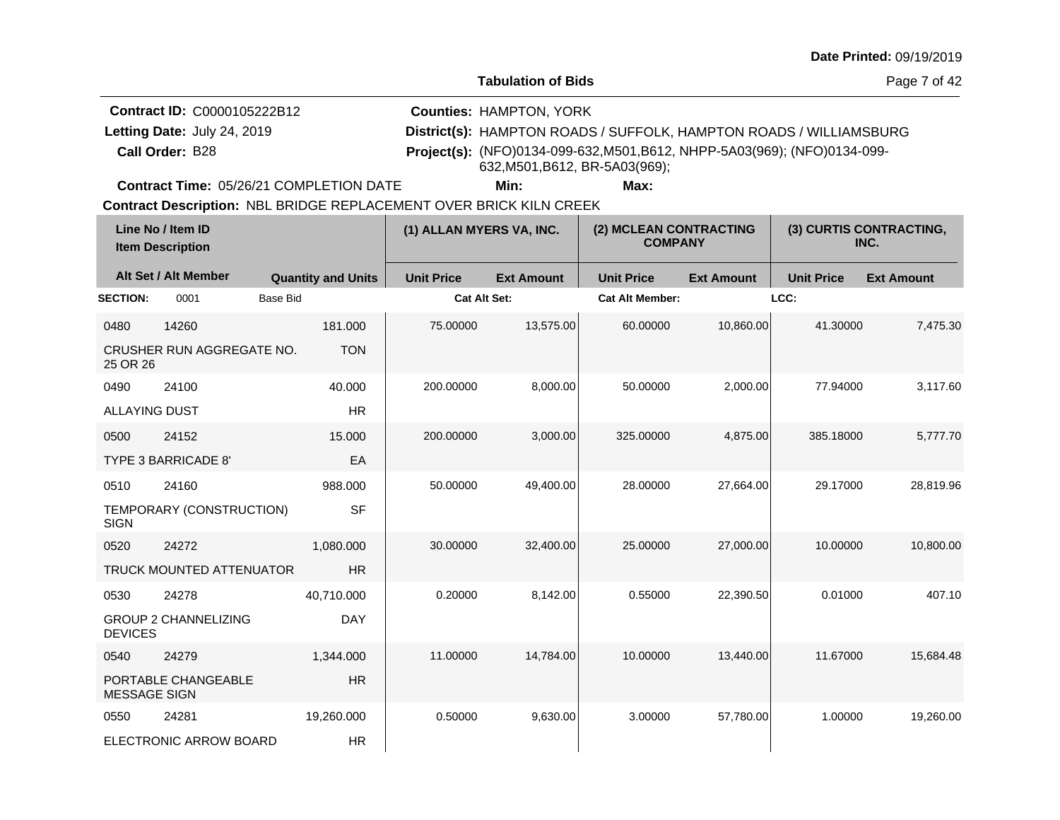**Date Printed:** 09/19/2019

**Tabulation of Bids**

**Contract ID:** C0000105222B12
**Letting Date:** July 24, 2019
**Call Order:** B28
**Contract Time:** 05/26/21 COMPLETION DATE

**Counties:** HAMPTON, YORK
**District(s):** HAMPTON ROADS / SUFFOLK, HAMPTON ROADS / WILLIAMSBURG
**Project(s):** (NFO)0134-099-632,M501,B612, NHPP-5A03(969); (NFO)0134-099-632,M501,B612, BR-5A03(969);
**Min:**
**Max:**

**Contract Description:** NBL BRIDGE REPLACEMENT OVER BRICK KILN CREEK

**SECTION:** 0001 Base Bid | **Cat Alt Set:** | **Cat Alt Member:** | **LCC:**

| Line No | Item ID | Item Description | Quantity | Units | (1) ALLAN MYERS VA, INC. Unit Price | (1) ALLAN MYERS VA, INC. Ext Amount | (2) MCLEAN CONTRACTING COMPANY Unit Price | (2) MCLEAN CONTRACTING COMPANY Ext Amount | (3) CURTIS CONTRACTING, INC. Unit Price | (3) CURTIS CONTRACTING, INC. Ext Amount |
|---|---|---|---|---|---|---|---|---|---|---|
| 0480 | 14260 | CRUSHER RUN AGGREGATE NO. 25 OR 26 | 181.000 | TON | 75.00000 | 13,575.00 | 60.00000 | 10,860.00 | 41.30000 | 7,475.30 |
| 0490 | 24100 | ALLAYING DUST | 40.000 | HR | 200.00000 | 8,000.00 | 50.00000 | 2,000.00 | 77.94000 | 3,117.60 |
| 0500 | 24152 | TYPE 3 BARRICADE 8' | 15.000 | EA | 200.00000 | 3,000.00 | 325.00000 | 4,875.00 | 385.18000 | 5,777.70 |
| 0510 | 24160 | TEMPORARY (CONSTRUCTION) SIGN | 988.000 | SF | 50.00000 | 49,400.00 | 28.00000 | 27,664.00 | 29.17000 | 28,819.96 |
| 0520 | 24272 | TRUCK MOUNTED ATTENUATOR | 1,080.000 | HR | 30.00000 | 32,400.00 | 25.00000 | 27,000.00 | 10.00000 | 10,800.00 |
| 0530 | 24278 | GROUP 2 CHANNELIZING DEVICES | 40,710.000 | DAY | 0.20000 | 8,142.00 | 0.55000 | 22,390.50 | 0.01000 | 407.10 |
| 0540 | 24279 | PORTABLE CHANGEABLE MESSAGE SIGN | 1,344.000 | HR | 11.00000 | 14,784.00 | 10.00000 | 13,440.00 | 11.67000 | 15,684.48 |
| 0550 | 24281 | ELECTRONIC ARROW BOARD | 19,260.000 | HR | 0.50000 | 9,630.00 | 3.00000 | 57,780.00 | 1.00000 | 19,260.00 |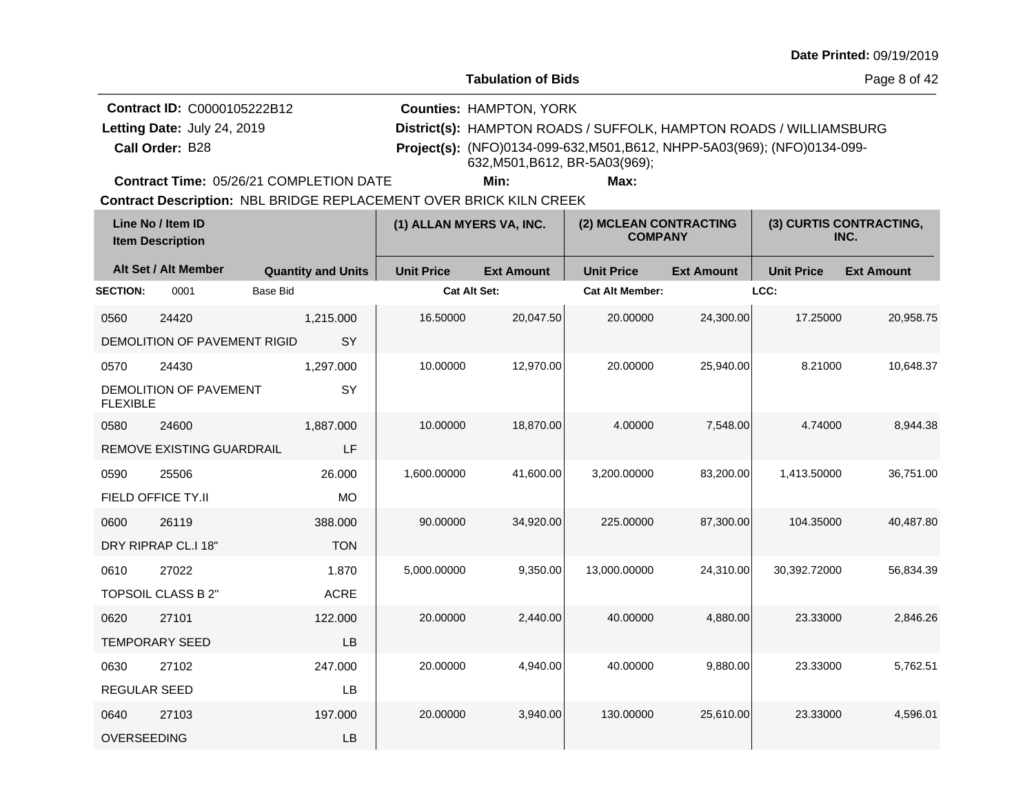**Date Printed:** 09/19/2019

## Tabulation of Bids

**Contract ID:** C0000105222B12
**Letting Date:** July 24, 2019
**Call Order:** B28

**Counties:** HAMPTON, YORK
**District(s):** HAMPTON ROADS / SUFFOLK, HAMPTON ROADS / WILLIAMSBURG
**Project(s):** (NFO)0134-099-632,M501,B612, NHPP-5A03(969); (NFO)0134-099-632,M501,B612, BR-5A03(969);

**Contract Time:** 05/26/21 COMPLETION DATE  **Min:**  **Max:**

**Contract Description:** NBL BRIDGE REPLACEMENT OVER BRICK KILN CREEK

| Line No / Item ID / Item Description | Alt Set / Alt Member | Quantity and Units | (1) ALLAN MYERS VA, INC. Unit Price | (1) ALLAN MYERS VA, INC. Ext Amount | (2) MCLEAN CONTRACTING COMPANY Unit Price | (2) MCLEAN CONTRACTING COMPANY Ext Amount | (3) CURTIS CONTRACTING, INC. Unit Price | (3) CURTIS CONTRACTING, INC. Ext Amount |
|---|---|---|---|---|---|---|---|---|
| **SECTION:** 0001 Base Bid | | | **Cat Alt Set:** | | **Cat Alt Member:** | | **LCC:** | |
| 0560 24420 DEMOLITION OF PAVEMENT RIGID | | 1,215.000 SY | 16.50000 | 20,047.50 | 20.00000 | 24,300.00 | 17.25000 | 20,958.75 |
| 0570 24430 DEMOLITION OF PAVEMENT FLEXIBLE | | 1,297.000 SY | 10.00000 | 12,970.00 | 20.00000 | 25,940.00 | 8.21000 | 10,648.37 |
| 0580 24600 REMOVE EXISTING GUARDRAIL | | 1,887.000 LF | 10.00000 | 18,870.00 | 4.00000 | 7,548.00 | 4.74000 | 8,944.38 |
| 0590 25506 FIELD OFFICE TY.II | | 26.000 MO | 1,600.00000 | 41,600.00 | 3,200.00000 | 83,200.00 | 1,413.50000 | 36,751.00 |
| 0600 26119 DRY RIPRAP CL.I 18" | | 388.000 TON | 90.00000 | 34,920.00 | 225.00000 | 87,300.00 | 104.35000 | 40,487.80 |
| 0610 27022 TOPSOIL CLASS B 2" | | 1.870 ACRE | 5,000.00000 | 9,350.00 | 13,000.00000 | 24,310.00 | 30,392.72000 | 56,834.39 |
| 0620 27101 TEMPORARY SEED | | 122.000 LB | 20.00000 | 2,440.00 | 40.00000 | 4,880.00 | 23.33000 | 2,846.26 |
| 0630 27102 REGULAR SEED | | 247.000 LB | 20.00000 | 4,940.00 | 40.00000 | 9,880.00 | 23.33000 | 5,762.51 |
| 0640 27103 OVERSEEDING | | 197.000 LB | 20.00000 | 3,940.00 | 130.00000 | 25,610.00 | 23.33000 | 4,596.01 |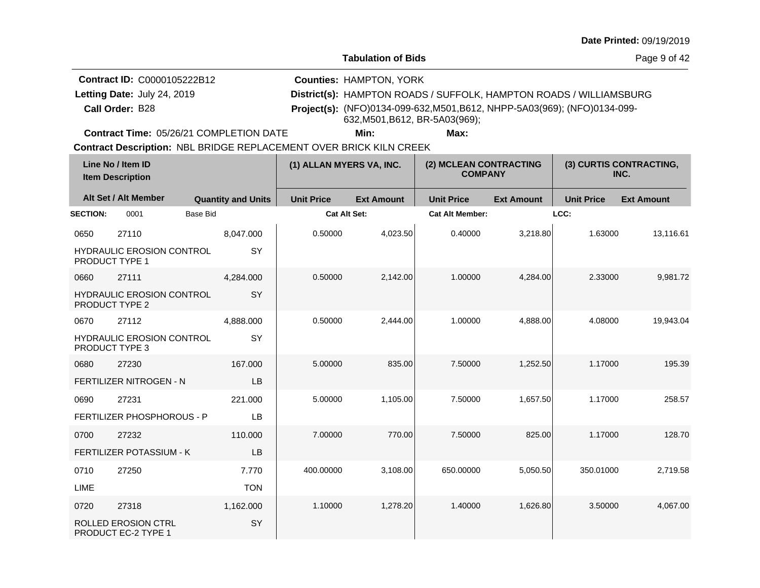**Date Printed:** 09/19/2019

**Tabulation of Bids**

**Contract ID:** C0000105222B12
**Letting Date:** July 24, 2019
**Call Order:** B28
**Contract Time:** 05/26/21 COMPLETION DATE

**Counties:** HAMPTON, YORK
**District(s):** HAMPTON ROADS / SUFFOLK, HAMPTON ROADS / WILLIAMSBURG
**Project(s):** (NFO)0134-099-632,M501,B612, NHPP-5A03(969); (NFO)0134-099-632,M501,B612, BR-5A03(969);
**Min:**
**Max:**

**Contract Description:** NBL BRIDGE REPLACEMENT OVER BRICK KILN CREEK

| Line No / Item ID / Item Description | Alt Set / Alt Member | Quantity and Units | (1) ALLAN MYERS VA, INC. Unit Price | Ext Amount | (2) MCLEAN CONTRACTING COMPANY Unit Price | Ext Amount | (3) CURTIS CONTRACTING, INC. Unit Price | Ext Amount |
|---|---|---|---|---|---|---|---|---|
| **SECTION:** 0001 Base Bid | | | **Cat Alt Set:** | | **Cat Alt Member:** | | **LCC:** | |
| 0650 27110 HYDRAULIC EROSION CONTROL PRODUCT TYPE 1 | | 8,047.000 SY | 0.50000 | 4,023.50 | 0.40000 | 3,218.80 | 1.63000 | 13,116.61 |
| 0660 27111 HYDRAULIC EROSION CONTROL PRODUCT TYPE 2 | | 4,284.000 SY | 0.50000 | 2,142.00 | 1.00000 | 4,284.00 | 2.33000 | 9,981.72 |
| 0670 27112 HYDRAULIC EROSION CONTROL PRODUCT TYPE 3 | | 4,888.000 SY | 0.50000 | 2,444.00 | 1.00000 | 4,888.00 | 4.08000 | 19,943.04 |
| 0680 27230 FERTILIZER NITROGEN - N | | 167.000 LB | 5.00000 | 835.00 | 7.50000 | 1,252.50 | 1.17000 | 195.39 |
| 0690 27231 FERTILIZER PHOSPHOROUS - P | | 221.000 LB | 5.00000 | 1,105.00 | 7.50000 | 1,657.50 | 1.17000 | 258.57 |
| 0700 27232 FERTILIZER POTASSIUM - K | | 110.000 LB | 7.00000 | 770.00 | 7.50000 | 825.00 | 1.17000 | 128.70 |
| 0710 27250 LIME | | 7.770 TON | 400.00000 | 3,108.00 | 650.00000 | 5,050.50 | 350.01000 | 2,719.58 |
| 0720 27318 ROLLED EROSION CTRL PRODUCT EC-2 TYPE 1 | | 1,162.000 SY | 1.10000 | 1,278.20 | 1.40000 | 1,626.80 | 3.50000 | 4,067.00 |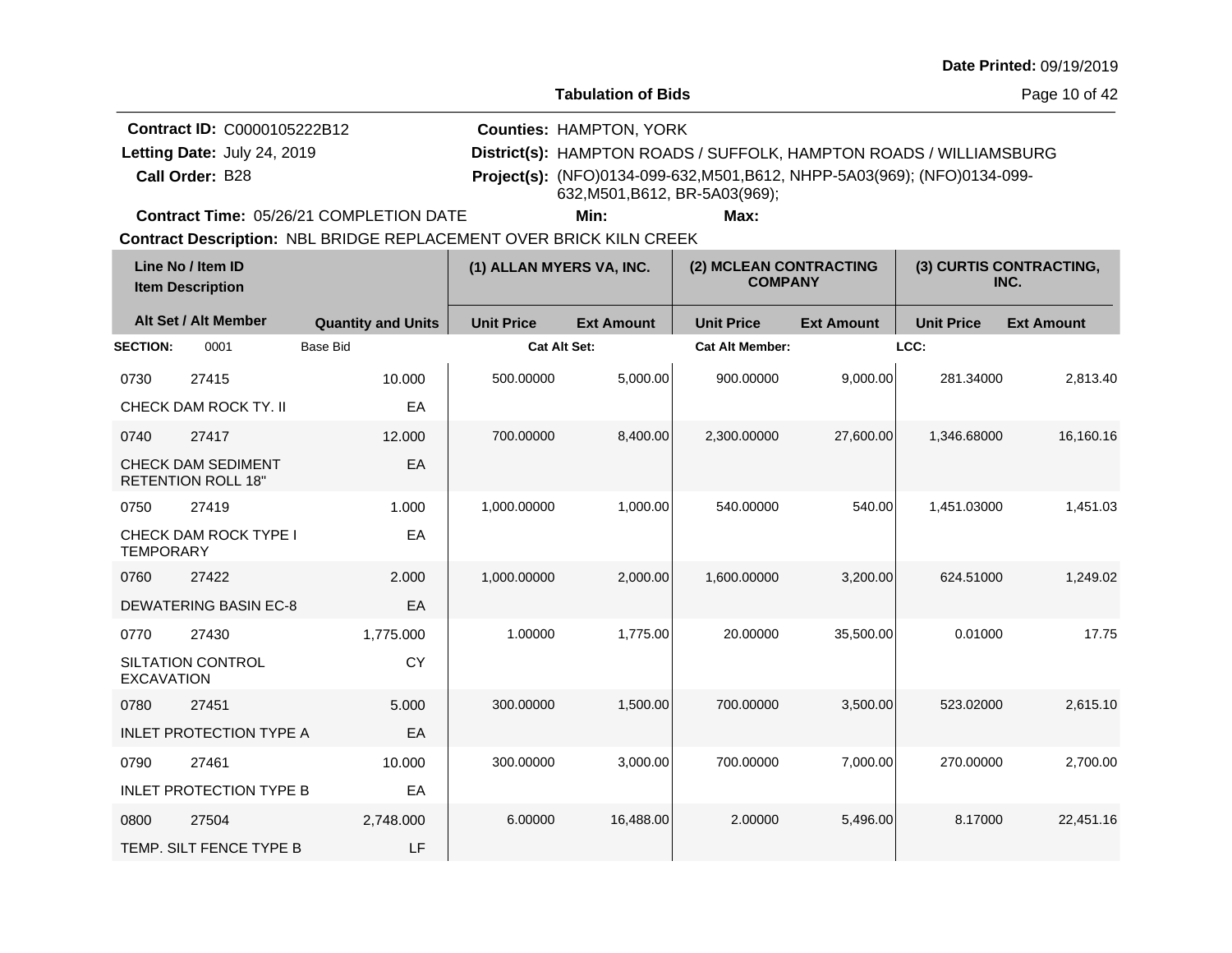**Date Printed:** 09/19/2019

**Tabulation of Bids**

**Contract ID:** C0000105222B12
**Letting Date:** July 24, 2019
**Call Order:** B28
**Contract Time:** 05/26/21 COMPLETION DATE

**Counties:** HAMPTON, YORK
**District(s):** HAMPTON ROADS / SUFFOLK, HAMPTON ROADS / WILLIAMSBURG
**Project(s):** (NFO)0134-099-632,M501,B612, NHPP-5A03(969); (NFO)0134-099-632,M501,B612, BR-5A03(969);
**Min:** **Max:**

**Contract Description:** NBL BRIDGE REPLACEMENT OVER BRICK KILN CREEK

| Line No / Item ID | Item Description | Quantity and Units | (1) ALLAN MYERS VA, INC. Unit Price | (1) ALLAN MYERS VA, INC. Ext Amount | (2) MCLEAN CONTRACTING COMPANY Unit Price | (2) MCLEAN CONTRACTING COMPANY Ext Amount | (3) CURTIS CONTRACTING, INC. Unit Price | (3) CURTIS CONTRACTING, INC. Ext Amount |
|---|---|---|---|---|---|---|---|---|
| **SECTION:** 0001 | Base Bid | | **Cat Alt Set:** | | **Cat Alt Member:** | | **LCC:** | |
| 0730 27415 | CHECK DAM ROCK TY. II | 10.000 EA | 500.00000 | 5,000.00 | 900.00000 | 9,000.00 | 281.34000 | 2,813.40 |
| 0740 27417 | CHECK DAM SEDIMENT RETENTION ROLL 18" | 12.000 EA | 700.00000 | 8,400.00 | 2,300.00000 | 27,600.00 | 1,346.68000 | 16,160.16 |
| 0750 27419 | CHECK DAM ROCK TYPE I TEMPORARY | 1.000 EA | 1,000.00000 | 1,000.00 | 540.00000 | 540.00 | 1,451.03000 | 1,451.03 |
| 0760 27422 | DEWATERING BASIN EC-8 | 2.000 EA | 1,000.00000 | 2,000.00 | 1,600.00000 | 3,200.00 | 624.51000 | 1,249.02 |
| 0770 27430 | SILTATION CONTROL EXCAVATION | 1,775.000 CY | 1.00000 | 1,775.00 | 20.00000 | 35,500.00 | 0.01000 | 17.75 |
| 0780 27451 | INLET PROTECTION TYPE A | 5.000 EA | 300.00000 | 1,500.00 | 700.00000 | 3,500.00 | 523.02000 | 2,615.10 |
| 0790 27461 | INLET PROTECTION TYPE B | 10.000 EA | 300.00000 | 3,000.00 | 700.00000 | 7,000.00 | 270.00000 | 2,700.00 |
| 0800 27504 | TEMP. SILT FENCE TYPE B | 2,748.000 LF | 6.00000 | 16,488.00 | 2.00000 | 5,496.00 | 8.17000 | 22,451.16 |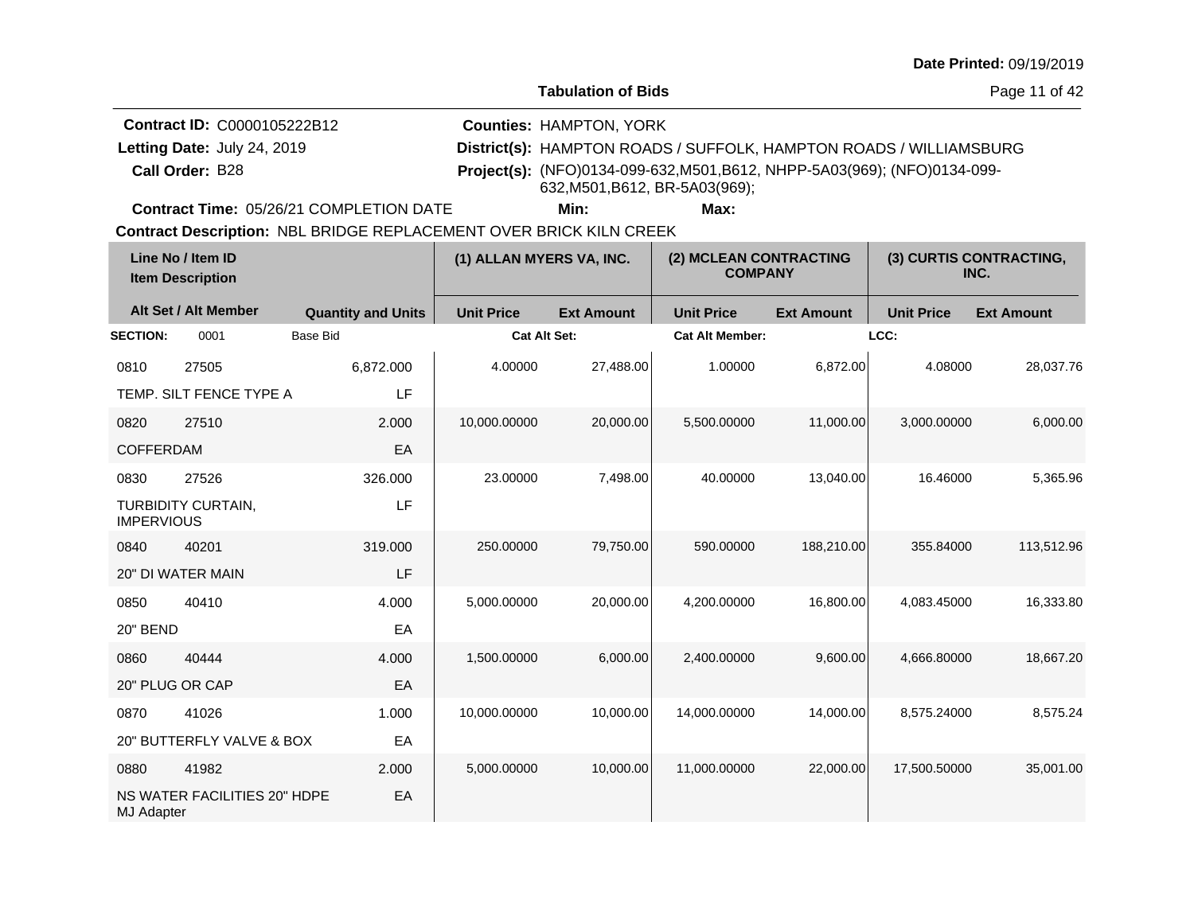Date Printed: 09/19/2019

**Tabulation of Bids**

**Contract ID:** C0000105222B12
**Letting Date:** July 24, 2019
**Call Order:** B28
**Contract Time:** 05/26/21 COMPLETION DATE

**Counties:** HAMPTON, YORK
**District(s):** HAMPTON ROADS / SUFFOLK, HAMPTON ROADS / WILLIAMSBURG
**Project(s):** (NFO)0134-099-632,M501,B612, NHPP-5A03(969); (NFO)0134-099-632,M501,B612, BR-5A03(969);
**Min:** **Max:**

**Contract Description:** NBL BRIDGE REPLACEMENT OVER BRICK KILN CREEK

| Line No / Item ID / Item Description | | Quantity and Units | (1) ALLAN MYERS VA, INC. Unit Price | (1) ALLAN MYERS VA, INC. Ext Amount | (2) MCLEAN CONTRACTING COMPANY Unit Price | (2) MCLEAN CONTRACTING COMPANY Ext Amount | (3) CURTIS CONTRACTING, INC. Unit Price | (3) CURTIS CONTRACTING, INC. Ext Amount |
|---|---|---|---|---|---|---|---|---|
| **SECTION:** 0001 | Base Bid | | Cat Alt Set: | | Cat Alt Member: | | LCC: | |
| 0810 | 27505 | 6,872.000 | 4.00000 | 27,488.00 | 1.00000 | 6,872.00 | 4.08000 | 28,037.76 |
| TEMP. SILT FENCE TYPE A | | LF | | | | | | |
| 0820 | 27510 | 2.000 | 10,000.00000 | 20,000.00 | 5,500.00000 | 11,000.00 | 3,000.00000 | 6,000.00 |
| COFFERDAM | | EA | | | | | | |
| 0830 | 27526 | 326.000 | 23.00000 | 7,498.00 | 40.00000 | 13,040.00 | 16.46000 | 5,365.96 |
| TURBIDITY CURTAIN, IMPERVIOUS | | LF | | | | | | |
| 0840 | 40201 | 319.000 | 250.00000 | 79,750.00 | 590.00000 | 188,210.00 | 355.84000 | 113,512.96 |
| 20" DI WATER MAIN | | LF | | | | | | |
| 0850 | 40410 | 4.000 | 5,000.00000 | 20,000.00 | 4,200.00000 | 16,800.00 | 4,083.45000 | 16,333.80 |
| 20" BEND | | EA | | | | | | |
| 0860 | 40444 | 4.000 | 1,500.00000 | 6,000.00 | 2,400.00000 | 9,600.00 | 4,666.80000 | 18,667.20 |
| 20" PLUG OR CAP | | EA | | | | | | |
| 0870 | 41026 | 1.000 | 10,000.00000 | 10,000.00 | 14,000.00000 | 14,000.00 | 8,575.24000 | 8,575.24 |
| 20" BUTTERFLY VALVE & BOX | | EA | | | | | | |
| 0880 | 41982 | 2.000 | 5,000.00000 | 10,000.00 | 11,000.00000 | 22,000.00 | 17,500.50000 | 35,001.00 |
| NS WATER FACILITIES 20" HDPE MJ Adapter | | EA | | | | | | |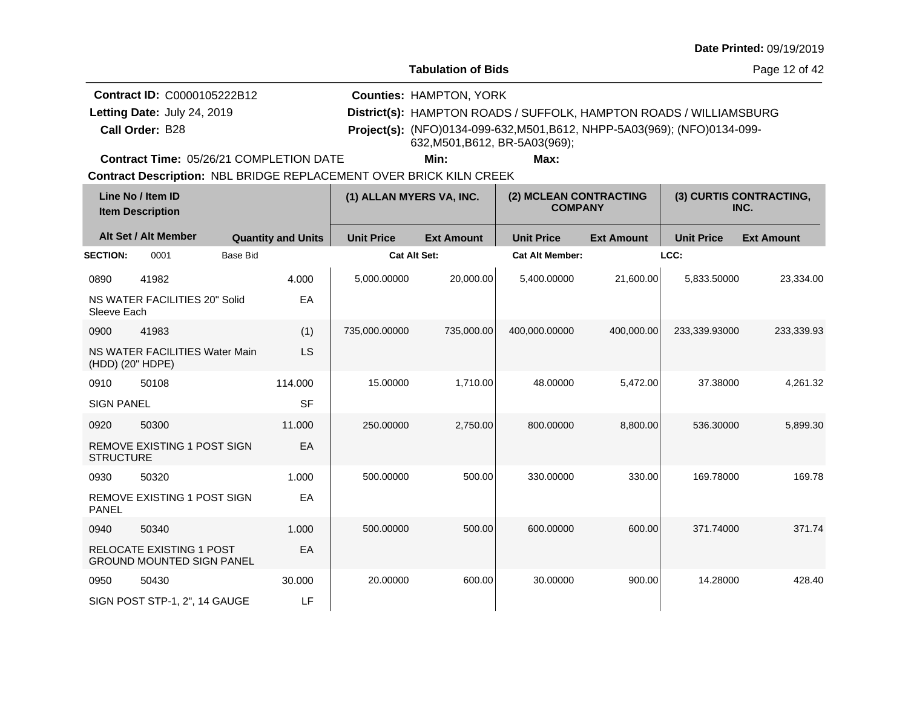Date Printed: 09/19/2019

**Tabulation of Bids**

**Contract ID:** C0000105222B12
**Letting Date:** July 24, 2019
**Call Order:** B28
**Contract Time:** 05/26/21 COMPLETION DATE

**Counties:** HAMPTON, YORK
**District(s):** HAMPTON ROADS / SUFFOLK, HAMPTON ROADS / WILLIAMSBURG
**Project(s):** (NFO)0134-099-632,M501,B612, NHPP-5A03(969); (NFO)0134-099-632,M501,B612, BR-5A03(969);
**Min:** **Max:**

**Contract Description:** NBL BRIDGE REPLACEMENT OVER BRICK KILN CREEK

| Line No / Item ID | Item Description | Quantity and Units | (1) ALLAN MYERS VA, INC. Unit Price | (1) ALLAN MYERS VA, INC. Ext Amount | (2) MCLEAN CONTRACTING COMPANY Unit Price | (2) MCLEAN CONTRACTING COMPANY Ext Amount | (3) CURTIS CONTRACTING, INC. Unit Price | (3) CURTIS CONTRACTING, INC. Ext Amount |
|---|---|---|---|---|---|---|---|---|
| **SECTION:** 0001 Base Bid | | | **Cat Alt Set:** | | **Cat Alt Member:** | | **LCC:** | |
| 0890 41982 | NS WATER FACILITIES 20" Solid Sleeve Each | 4.000 EA | 5,000.00000 | 20,000.00 | 5,400.00000 | 21,600.00 | 5,833.50000 | 23,334.00 |
| 0900 41983 | NS WATER FACILITIES Water Main (HDD) (20" HDPE) | (1) LS | 735,000.00000 | 735,000.00 | 400,000.00000 | 400,000.00 | 233,339.93000 | 233,339.93 |
| 0910 50108 | SIGN PANEL | 114.000 SF | 15.00000 | 1,710.00 | 48.00000 | 5,472.00 | 37.38000 | 4,261.32 |
| 0920 50300 | REMOVE EXISTING 1 POST SIGN STRUCTURE | 11.000 EA | 250.00000 | 2,750.00 | 800.00000 | 8,800.00 | 536.30000 | 5,899.30 |
| 0930 50320 | REMOVE EXISTING 1 POST SIGN PANEL | 1.000 EA | 500.00000 | 500.00 | 330.00000 | 330.00 | 169.78000 | 169.78 |
| 0940 50340 | RELOCATE EXISTING 1 POST GROUND MOUNTED SIGN PANEL | 1.000 EA | 500.00000 | 500.00 | 600.00000 | 600.00 | 371.74000 | 371.74 |
| 0950 50430 | SIGN POST STP-1, 2", 14 GAUGE | 30.000 LF | 20.00000 | 600.00 | 30.00000 | 900.00 | 14.28000 | 428.40 |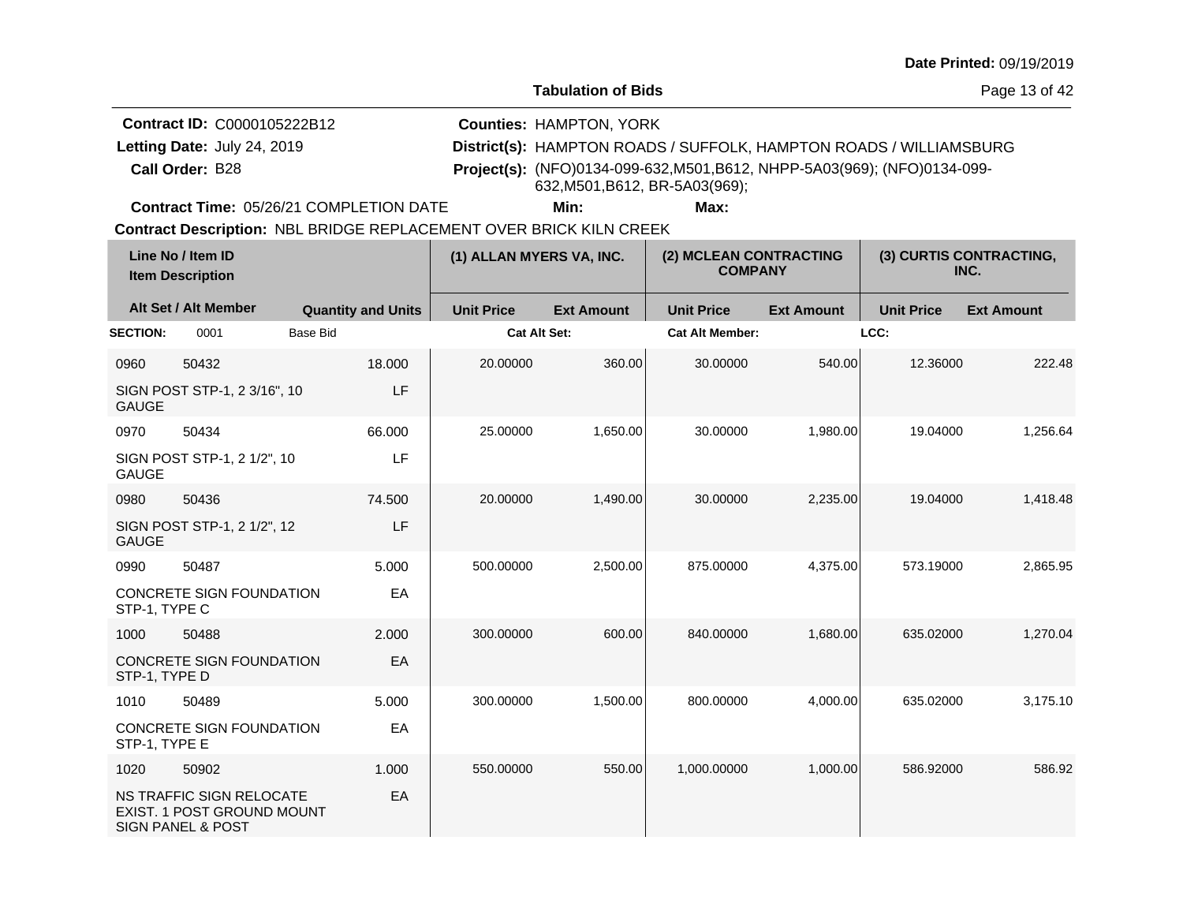Date Printed: 09/19/2019

**Tabulation of Bids**

**Contract ID:** C0000105222B12
**Letting Date:** July 24, 2019
**Call Order:** B28
**Contract Time:** 05/26/21 COMPLETION DATE

**Counties:** HAMPTON, YORK
**District(s):** HAMPTON ROADS / SUFFOLK, HAMPTON ROADS / WILLIAMSBURG
**Project(s):** (NFO)0134-099-632,M501,B612, NHPP-5A03(969); (NFO)0134-099-632,M501,B612, BR-5A03(969);
**Min:** **Max:**

**Contract Description:** NBL BRIDGE REPLACEMENT OVER BRICK KILN CREEK

| Line No / Item ID | Item Description | Quantity and Units | (1) ALLAN MYERS VA, INC. Unit Price | (1) ALLAN MYERS VA, INC. Ext Amount | (2) MCLEAN CONTRACTING COMPANY Unit Price | (2) MCLEAN CONTRACTING COMPANY Ext Amount | (3) CURTIS CONTRACTING, INC. Unit Price | (3) CURTIS CONTRACTING, INC. Ext Amount |
|---|---|---|---|---|---|---|---|---|
| **SECTION:** 0001 Base Bid | | | **Cat Alt Set:** | | **Cat Alt Member:** | | **LCC:** | |
| 0960 50432 | SIGN POST STP-1, 2 3/16", 10 GAUGE | 18.000 LF | 20.00000 | 360.00 | 30.00000 | 540.00 | 12.36000 | 222.48 |
| 0970 50434 | SIGN POST STP-1, 2 1/2", 10 GAUGE | 66.000 LF | 25.00000 | 1,650.00 | 30.00000 | 1,980.00 | 19.04000 | 1,256.64 |
| 0980 50436 | SIGN POST STP-1, 2 1/2", 12 GAUGE | 74.500 LF | 20.00000 | 1,490.00 | 30.00000 | 2,235.00 | 19.04000 | 1,418.48 |
| 0990 50487 | CONCRETE SIGN FOUNDATION STP-1, TYPE C | 5.000 EA | 500.00000 | 2,500.00 | 875.00000 | 4,375.00 | 573.19000 | 2,865.95 |
| 1000 50488 | CONCRETE SIGN FOUNDATION STP-1, TYPE D | 2.000 EA | 300.00000 | 600.00 | 840.00000 | 1,680.00 | 635.02000 | 1,270.04 |
| 1010 50489 | CONCRETE SIGN FOUNDATION STP-1, TYPE E | 5.000 EA | 300.00000 | 1,500.00 | 800.00000 | 4,000.00 | 635.02000 | 3,175.10 |
| 1020 50902 | NS TRAFFIC SIGN RELOCATE EXIST. 1 POST GROUND MOUNT SIGN PANEL & POST | 1.000 EA | 550.00000 | 550.00 | 1,000.00000 | 1,000.00 | 586.92000 | 586.92 |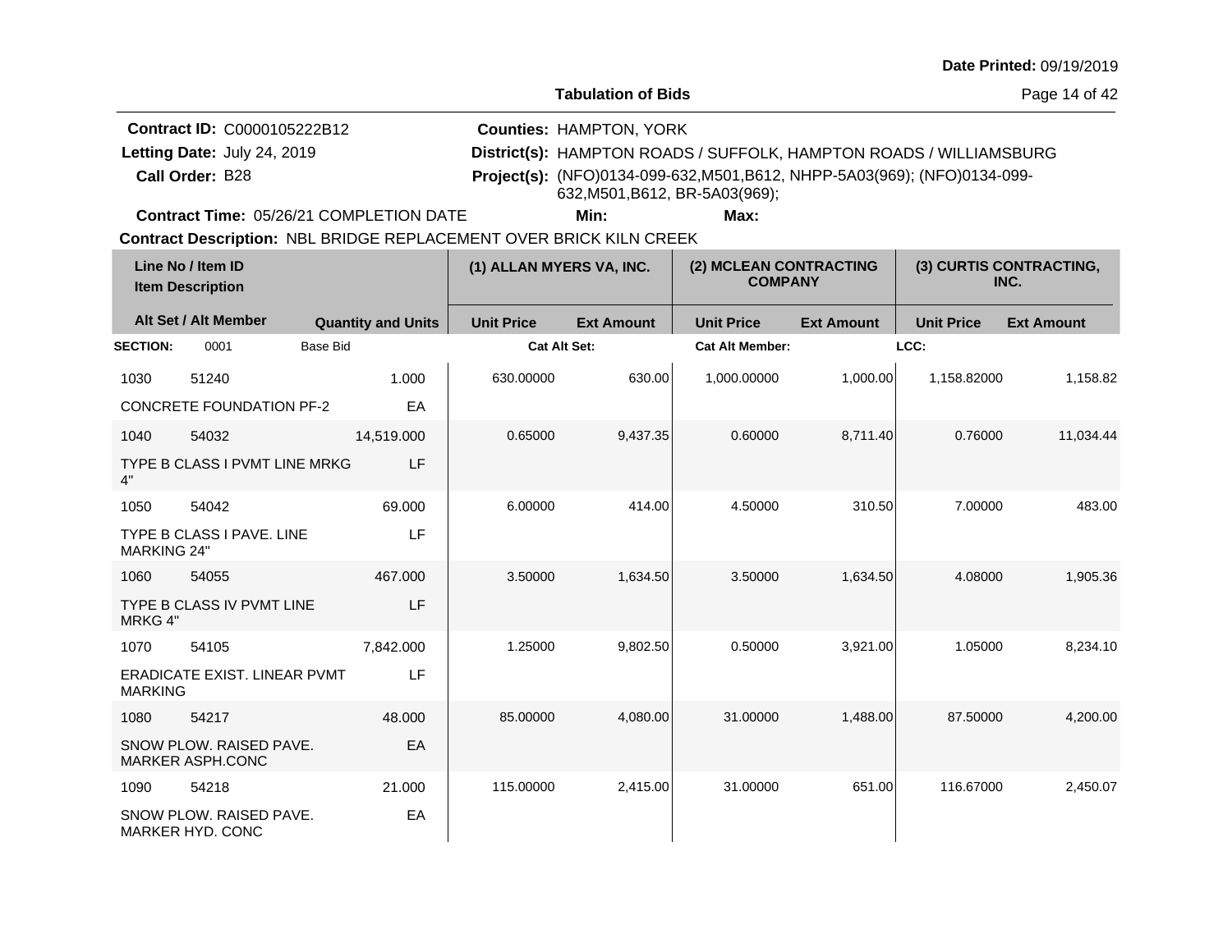Date Printed: 09/19/2019

**Tabulation of Bids**

**Contract ID:** C0000105222B12
**Letting Date:** July 24, 2019
**Call Order:** B28
**Counties:** HAMPTON, YORK
**District(s):** HAMPTON ROADS / SUFFOLK, HAMPTON ROADS / WILLIAMSBURG
**Project(s):** (NFO)0134-099-632,M501,B612, NHPP-5A03(969); (NFO)0134-099-632,M501,B612, BR-5A03(969);
**Contract Time:** 05/26/21 COMPLETION DATE **Min:** **Max:**
**Contract Description:** NBL BRIDGE REPLACEMENT OVER BRICK KILN CREEK

| Line No / Item ID / Item Description | Alt Set / Alt Member | Quantity and Units | (1) ALLAN MYERS VA, INC. Unit Price | (1) Ext Amount | (2) MCLEAN CONTRACTING COMPANY Unit Price | (2) Ext Amount | (3) CURTIS CONTRACTING, INC. Unit Price | (3) Ext Amount |
|---|---|---|---|---|---|---|---|---|
| **SECTION:** 0001 Base Bid | | | Cat Alt Set: | | Cat Alt Member: | | LCC: | |
| 1030 51240 CONCRETE FOUNDATION PF-2 | | 1.000 EA | 630.00000 | 630.00 | 1,000.00000 | 1,000.00 | 1,158.82000 | 1,158.82 |
| 1040 54032 TYPE B CLASS I PVMT LINE MRKG 4" | | 14,519.000 LF | 0.65000 | 9,437.35 | 0.60000 | 8,711.40 | 0.76000 | 11,034.44 |
| 1050 54042 TYPE B CLASS I PAVE. LINE MARKING 24" | | 69.000 LF | 6.00000 | 414.00 | 4.50000 | 310.50 | 7.00000 | 483.00 |
| 1060 54055 TYPE B CLASS IV PVMT LINE MRKG 4" | | 467.000 LF | 3.50000 | 1,634.50 | 3.50000 | 1,634.50 | 4.08000 | 1,905.36 |
| 1070 54105 ERADICATE EXIST. LINEAR PVMT MARKING | | 7,842.000 LF | 1.25000 | 9,802.50 | 0.50000 | 3,921.00 | 1.05000 | 8,234.10 |
| 1080 54217 SNOW PLOW. RAISED PAVE. MARKER ASPH.CONC | | 48.000 EA | 85.00000 | 4,080.00 | 31.00000 | 1,488.00 | 87.50000 | 4,200.00 |
| 1090 54218 SNOW PLOW. RAISED PAVE. MARKER HYD. CONC | | 21.000 EA | 115.00000 | 2,415.00 | 31.00000 | 651.00 | 116.67000 | 2,450.07 |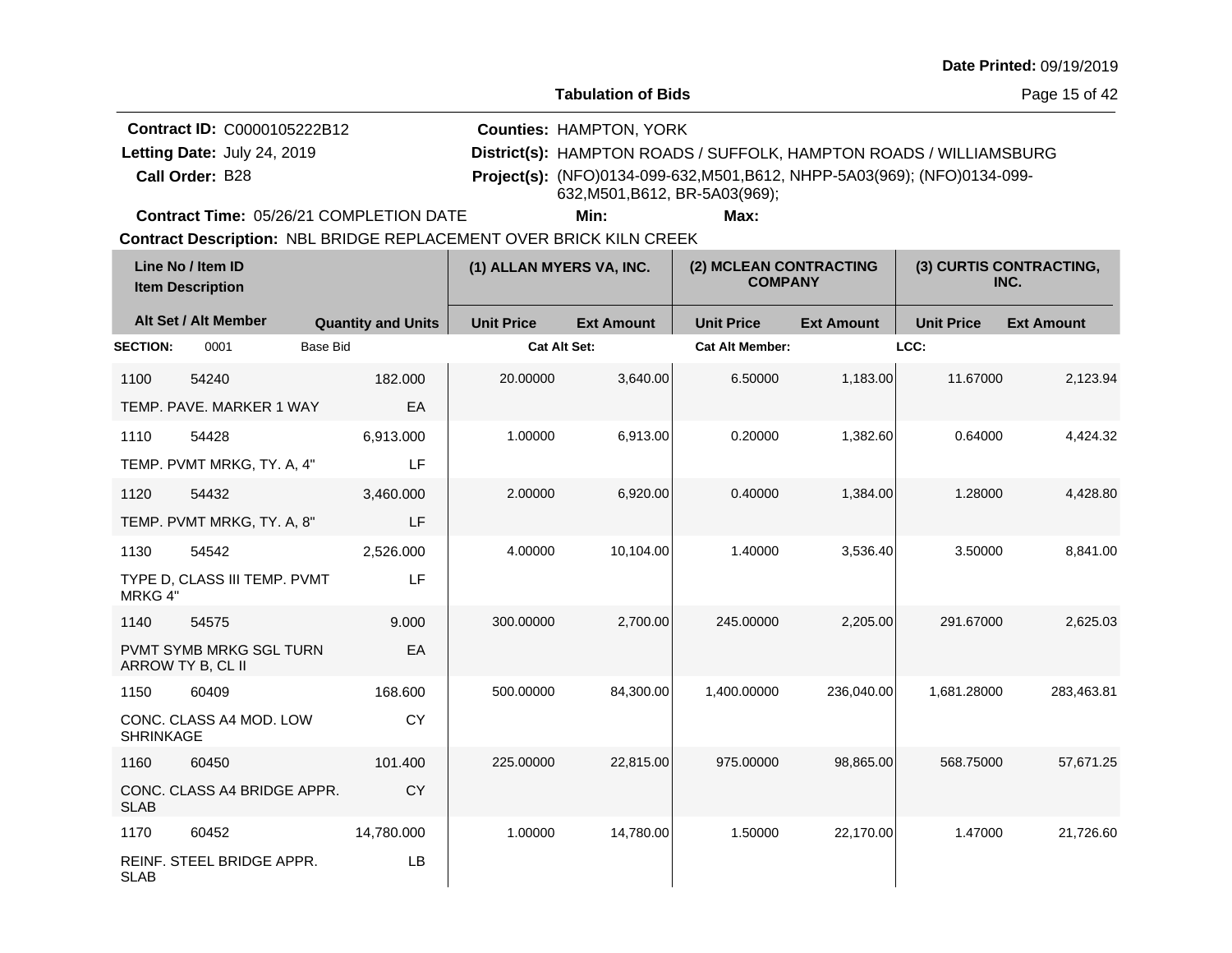Date Printed: 09/19/2019

**Tabulation of Bids**

**Contract ID:** C0000105222B12
**Letting Date:** July 24, 2019
**Call Order:** B28
**Counties:** HAMPTON, YORK
**District(s):** HAMPTON ROADS / SUFFOLK, HAMPTON ROADS / WILLIAMSBURG
**Project(s):** (NFO)0134-099-632,M501,B612, NHPP-5A03(969); (NFO)0134-099-632,M501,B612, BR-5A03(969);
**Contract Time:** 05/26/21 COMPLETION DATE
**Min:**
**Max:**
**Contract Description:** NBL BRIDGE REPLACEMENT OVER BRICK KILN CREEK

| Line No / Item ID / Item Description | Alt Set / Alt Member | Quantity and Units | (1) ALLAN MYERS VA, INC. Unit Price | (1) ALLAN MYERS VA, INC. Ext Amount | (2) MCLEAN CONTRACTING COMPANY Unit Price | (2) MCLEAN CONTRACTING COMPANY Ext Amount | (3) CURTIS CONTRACTING, INC. Unit Price | (3) CURTIS CONTRACTING, INC. Ext Amount |
|---|---|---|---|---|---|---|---|---|
| **SECTION:** 0001 Base Bid | | | **Cat Alt Set:** | | **Cat Alt Member:** | | **LCC:** | |
| 1100 54240 TEMP. PAVE. MARKER 1 WAY | | 182.000 EA | 20.00000 | 3,640.00 | 6.50000 | 1,183.00 | 11.67000 | 2,123.94 |
| 1110 54428 TEMP. PVMT MRKG, TY. A, 4" | | 6,913.000 LF | 1.00000 | 6,913.00 | 0.20000 | 1,382.60 | 0.64000 | 4,424.32 |
| 1120 54432 TEMP. PVMT MRKG, TY. A, 8" | | 3,460.000 LF | 2.00000 | 6,920.00 | 0.40000 | 1,384.00 | 1.28000 | 4,428.80 |
| 1130 54542 TYPE D, CLASS III TEMP. PVMT MRKG 4" | | 2,526.000 LF | 4.00000 | 10,104.00 | 1.40000 | 3,536.40 | 3.50000 | 8,841.00 |
| 1140 54575 PVMT SYMB MRKG SGL TURN ARROW TY B, CL II | | 9.000 EA | 300.00000 | 2,700.00 | 245.00000 | 2,205.00 | 291.67000 | 2,625.03 |
| 1150 60409 CONC. CLASS A4 MOD. LOW SHRINKAGE | | 168.600 CY | 500.00000 | 84,300.00 | 1,400.00000 | 236,040.00 | 1,681.28000 | 283,463.81 |
| 1160 60450 CONC. CLASS A4 BRIDGE APPR. SLAB | | 101.400 CY | 225.00000 | 22,815.00 | 975.00000 | 98,865.00 | 568.75000 | 57,671.25 |
| 1170 60452 REINF. STEEL BRIDGE APPR. SLAB | | 14,780.000 LB | 1.00000 | 14,780.00 | 1.50000 | 22,170.00 | 1.47000 | 21,726.60 |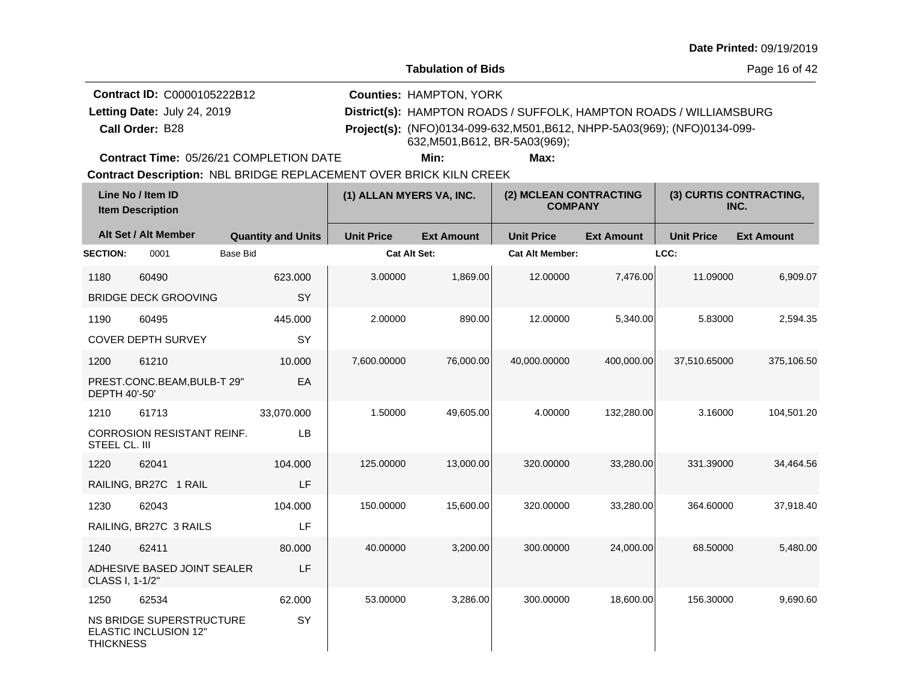Date Printed: 09/19/2019

**Tabulation of Bids**

**Contract ID:** C0000105222B12
**Letting Date:** July 24, 2019
**Call Order:** B28
**Contract Time:** 05/26/21 COMPLETION DATE

**Counties:** HAMPTON, YORK
**District(s):** HAMPTON ROADS / SUFFOLK, HAMPTON ROADS / WILLIAMSBURG
**Project(s):** (NFO)0134-099-632,M501,B612, NHPP-5A03(969); (NFO)0134-099-632,M501,B612, BR-5A03(969);
**Min:** **Max:**

**Contract Description:** NBL BRIDGE REPLACEMENT OVER BRICK KILN CREEK

| Line No / Item ID / Item Description | Alt Set / Alt Member | Quantity and Units | (1) ALLAN MYERS VA, INC. Unit Price | (1) ALLAN MYERS VA, INC. Ext Amount | (2) MCLEAN CONTRACTING COMPANY Unit Price | (2) MCLEAN CONTRACTING COMPANY Ext Amount | (3) CURTIS CONTRACTING, INC. Unit Price | (3) CURTIS CONTRACTING, INC. Ext Amount |
|---|---|---|---|---|---|---|---|---|
| **SECTION:** 0001 Base Bid | | | **Cat Alt Set:** | | **Cat Alt Member:** | | **LCC:** | |
| 1180 60490 BRIDGE DECK GROOVING | | 623.000 SY | 3.00000 | 1,869.00 | 12.00000 | 7,476.00 | 11.09000 | 6,909.07 |
| 1190 60495 COVER DEPTH SURVEY | | 445.000 SY | 2.00000 | 890.00 | 12.00000 | 5,340.00 | 5.83000 | 2,594.35 |
| 1200 61210 PREST.CONC.BEAM,BULB-T 29" DEPTH 40'-50' | | 10.000 EA | 7,600.00000 | 76,000.00 | 40,000.00000 | 400,000.00 | 37,510.65000 | 375,106.50 |
| 1210 61713 CORROSION RESISTANT REINF. STEEL CL. III | | 33,070.000 LB | 1.50000 | 49,605.00 | 4.00000 | 132,280.00 | 3.16000 | 104,501.20 |
| 1220 62041 RAILING, BR27C 1 RAIL | | 104.000 LF | 125.00000 | 13,000.00 | 320.00000 | 33,280.00 | 331.39000 | 34,464.56 |
| 1230 62043 RAILING, BR27C 3 RAILS | | 104.000 LF | 150.00000 | 15,600.00 | 320.00000 | 33,280.00 | 364.60000 | 37,918.40 |
| 1240 62411 ADHESIVE BASED JOINT SEALER CLASS I, 1-1/2" | | 80.000 LF | 40.00000 | 3,200.00 | 300.00000 | 24,000.00 | 68.50000 | 5,480.00 |
| 1250 62534 NS BRIDGE SUPERSTRUCTURE ELASTIC INCLUSION 12" THICKNESS | | 62.000 SY | 53.00000 | 3,286.00 | 300.00000 | 18,600.00 | 156.30000 | 9,690.60 |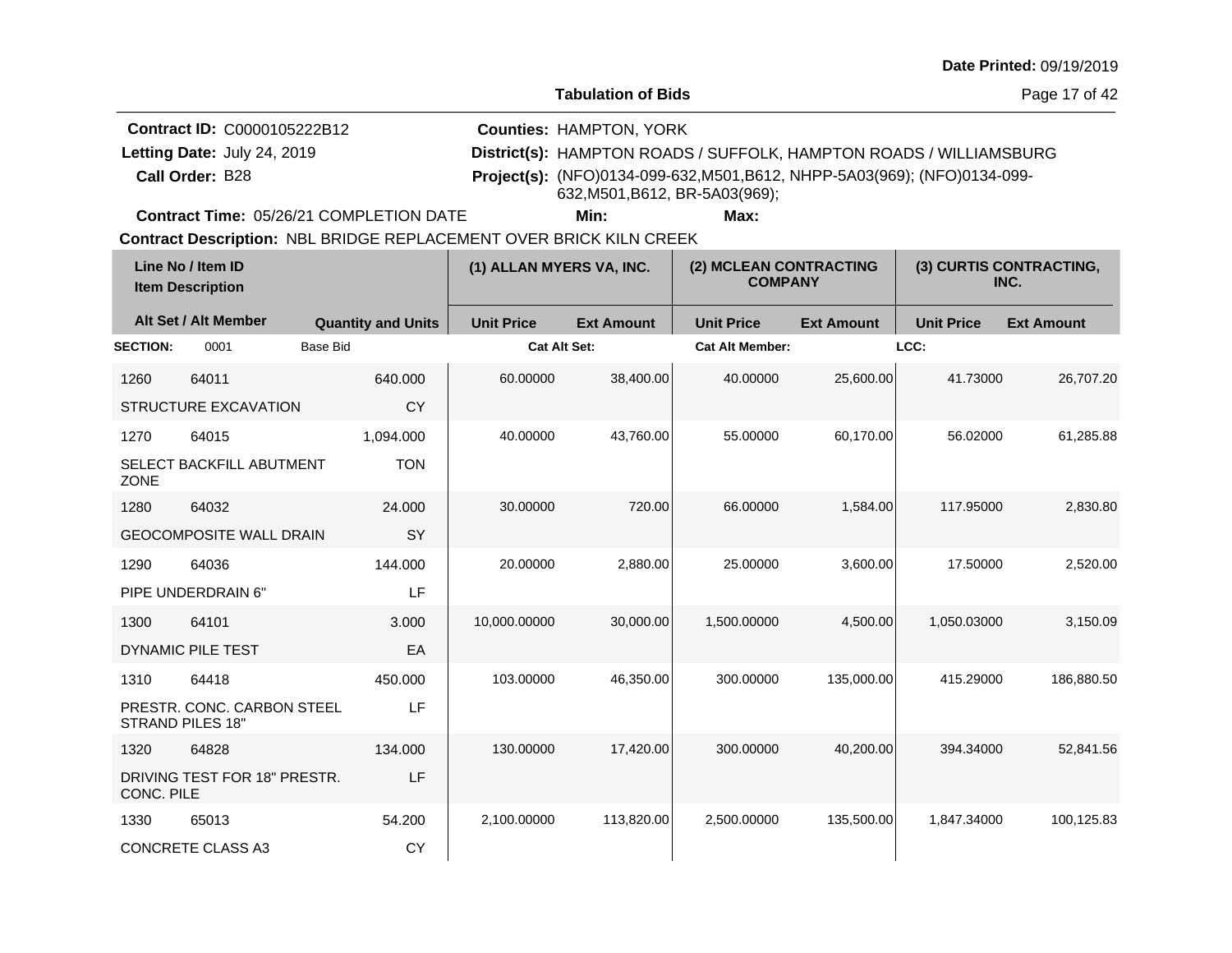**Date Printed:** 09/19/2019

**Tabulation of Bids**

**Contract ID:** C0000105222B12
**Letting Date:** July 24, 2019
**Call Order:** B28
**Contract Time:** 05/26/21 COMPLETION DATE

**Counties:** HAMPTON, YORK
**District(s):** HAMPTON ROADS / SUFFOLK, HAMPTON ROADS / WILLIAMSBURG
**Project(s):** (NFO)0134-099-632,M501,B612, NHPP-5A03(969); (NFO)0134-099-632,M501,B612, BR-5A03(969);
**Min:**
**Max:**

**Contract Description:** NBL BRIDGE REPLACEMENT OVER BRICK KILN CREEK

| Line No / Item ID | Item Description | Quantity and Units | (1) ALLAN MYERS VA, INC. Unit Price | (1) ALLAN MYERS VA, INC. Ext Amount | (2) MCLEAN CONTRACTING COMPANY Unit Price | (2) MCLEAN CONTRACTING COMPANY Ext Amount | (3) CURTIS CONTRACTING, INC. Unit Price | (3) CURTIS CONTRACTING, INC. Ext Amount |
|---|---|---|---|---|---|---|---|---|
| **SECTION:** 0001 Base Bid | | | **Cat Alt Set:** | | **Cat Alt Member:** | | **LCC:** | |
| 1260 64011 | STRUCTURE EXCAVATION | 640.000 CY | 60.00000 | 38,400.00 | 40.00000 | 25,600.00 | 41.73000 | 26,707.20 |
| 1270 64015 | SELECT BACKFILL ABUTMENT ZONE | 1,094.000 TON | 40.00000 | 43,760.00 | 55.00000 | 60,170.00 | 56.02000 | 61,285.88 |
| 1280 64032 | GEOCOMPOSITE WALL DRAIN | 24.000 SY | 30.00000 | 720.00 | 66.00000 | 1,584.00 | 117.95000 | 2,830.80 |
| 1290 64036 | PIPE UNDERDRAIN 6" | 144.000 LF | 20.00000 | 2,880.00 | 25.00000 | 3,600.00 | 17.50000 | 2,520.00 |
| 1300 64101 | DYNAMIC PILE TEST | 3.000 EA | 10,000.00000 | 30,000.00 | 1,500.00000 | 4,500.00 | 1,050.03000 | 3,150.09 |
| 1310 64418 | PRESTR. CONC. CARBON STEEL STRAND PILES 18" | 450.000 LF | 103.00000 | 46,350.00 | 300.00000 | 135,000.00 | 415.29000 | 186,880.50 |
| 1320 64828 | DRIVING TEST FOR 18" PRESTR. CONC. PILE | 134.000 LF | 130.00000 | 17,420.00 | 300.00000 | 40,200.00 | 394.34000 | 52,841.56 |
| 1330 65013 | CONCRETE CLASS A3 | 54.200 CY | 2,100.00000 | 113,820.00 | 2,500.00000 | 135,500.00 | 1,847.34000 | 100,125.83 |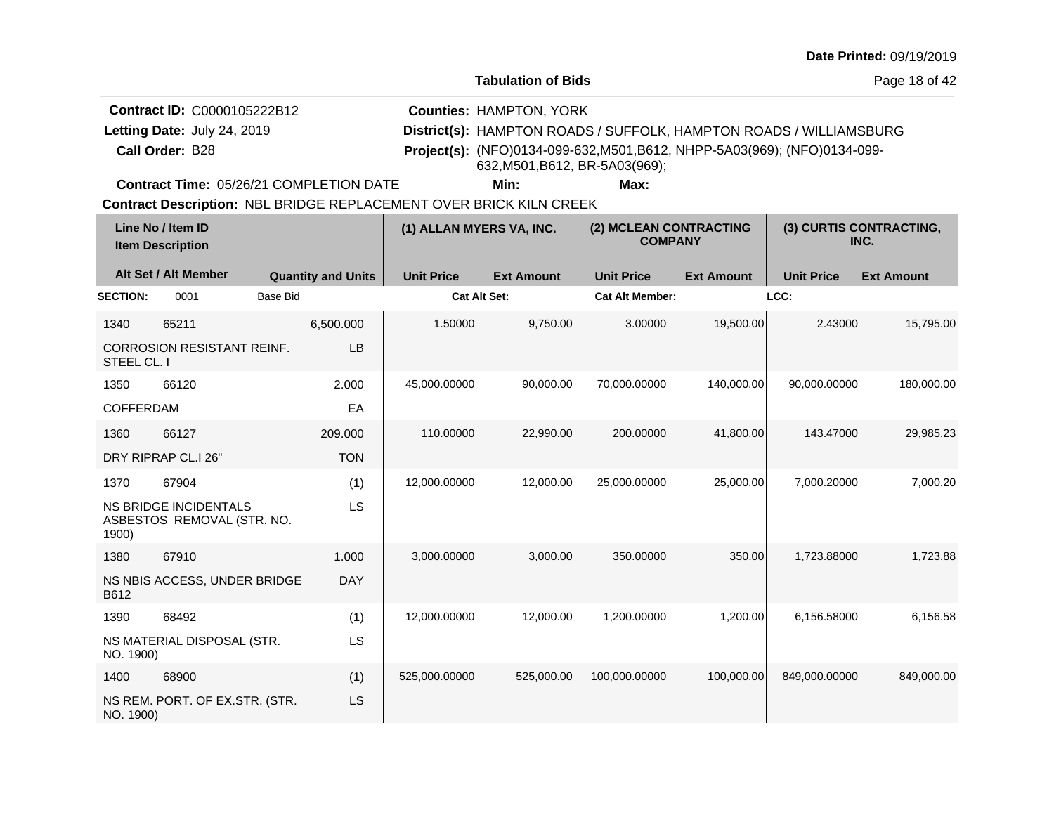**Date Printed:** 09/19/2019

**Tabulation of Bids**

**Contract ID:** C0000105222B12
**Letting Date:** July 24, 2019
**Call Order:** B28
**Contract Time:** 05/26/21 COMPLETION DATE

**Counties:** HAMPTON, YORK
**District(s):** HAMPTON ROADS / SUFFOLK, HAMPTON ROADS / WILLIAMSBURG
**Project(s):** (NFO)0134-099-632,M501,B612, NHPP-5A03(969); (NFO)0134-099-632,M501,B612, BR-5A03(969);
**Min:** **Max:**

**Contract Description:** NBL BRIDGE REPLACEMENT OVER BRICK KILN CREEK

| Line No / Item ID / Item Description | Quantity and Units | (1) ALLAN MYERS VA, INC. Unit Price | (1) ALLAN MYERS VA, INC. Ext Amount | (2) MCLEAN CONTRACTING COMPANY Unit Price | (2) MCLEAN CONTRACTING COMPANY Ext Amount | (3) CURTIS CONTRACTING, INC. Unit Price | (3) CURTIS CONTRACTING, INC. Ext Amount |
|---|---|---|---|---|---|---|---|
| **SECTION:** 0001 Base Bid | | **Cat Alt Set:** | | **Cat Alt Member:** | | **LCC:** | |
| 1340 65211 CORROSION RESISTANT REINF. STEEL CL. I | 6,500.000 LB | 1.50000 | 9,750.00 | 3.00000 | 19,500.00 | 2.43000 | 15,795.00 |
| 1350 66120 COFFERDAM | 2.000 EA | 45,000.00000 | 90,000.00 | 70,000.00000 | 140,000.00 | 90,000.00000 | 180,000.00 |
| 1360 66127 DRY RIPRAP CL.I 26" | 209.000 TON | 110.00000 | 22,990.00 | 200.00000 | 41,800.00 | 143.47000 | 29,985.23 |
| 1370 67904 NS BRIDGE INCIDENTALS ASBESTOS REMOVAL (STR. NO. 1900) | (1) LS | 12,000.00000 | 12,000.00 | 25,000.00000 | 25,000.00 | 7,000.20000 | 7,000.20 |
| 1380 67910 NS NBIS ACCESS, UNDER BRIDGE B612 | 1.000 DAY | 3,000.00000 | 3,000.00 | 350.00000 | 350.00 | 1,723.88000 | 1,723.88 |
| 1390 68492 NS MATERIAL DISPOSAL (STR. NO. 1900) | (1) LS | 12,000.00000 | 12,000.00 | 1,200.00000 | 1,200.00 | 6,156.58000 | 6,156.58 |
| 1400 68900 NS REM. PORT. OF EX.STR. (STR. NO. 1900) | (1) LS | 525,000.00000 | 525,000.00 | 100,000.00000 | 100,000.00 | 849,000.00000 | 849,000.00 |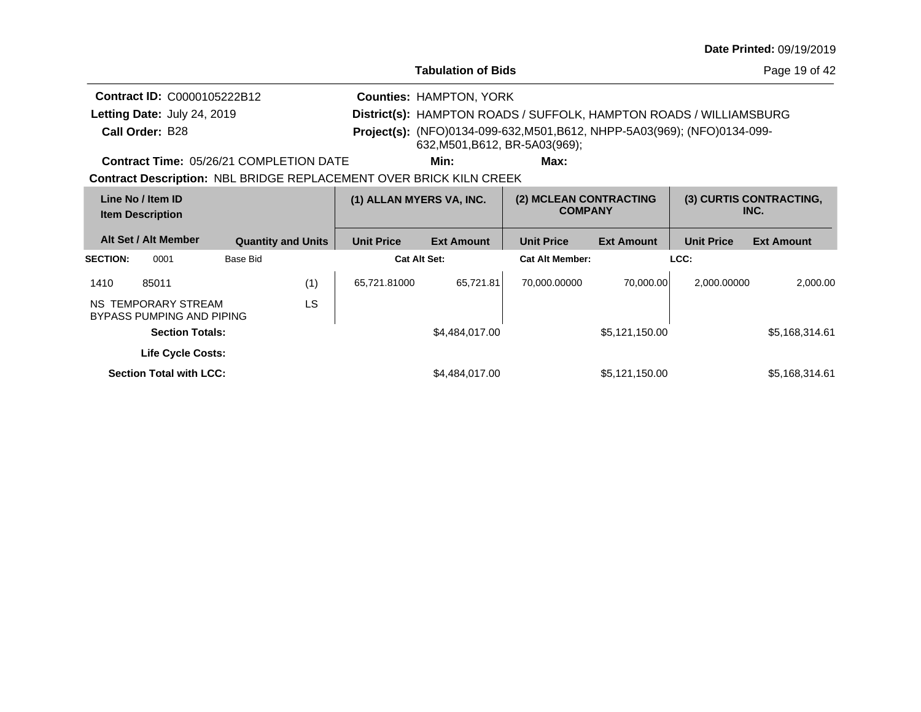**Date Printed:** 09/19/2019

**Tabulation of Bids**

**Contract ID:** C0000105222B12
**Letting Date:** July 24, 2019
**Call Order:** B28
**Contract Time:** 05/26/21 COMPLETION DATE

**Counties:** HAMPTON, YORK
**District(s):** HAMPTON ROADS / SUFFOLK, HAMPTON ROADS / WILLIAMSBURG
**Project(s):** (NFO)0134-099-632,M501,B612, NHPP-5A03(969); (NFO)0134-099-632,M501,B612, BR-5A03(969);
**Min:** **Max:**

**Contract Description:** NBL BRIDGE REPLACEMENT OVER BRICK KILN CREEK

| Line No / Item ID / Item Description | | Quantity and Units | (1) ALLAN MYERS VA, INC. | | (2) MCLEAN CONTRACTING COMPANY | | (3) CURTIS CONTRACTING, INC. | |
|---|---|---|---|---|---|---|---|---|
| Alt Set / Alt Member | | | Unit Price | Ext Amount | Unit Price | Ext Amount | Unit Price | Ext Amount |
| **SECTION:** 0001 | Base Bid | | **Cat Alt Set:** | | **Cat Alt Member:** | | **LCC:** | |
| 1410 | 85011 | (1) | 65,721.81000 | 65,721.81 | 70,000.00000 | 70,000.00 | 2,000.00000 | 2,000.00 |
| NS TEMPORARY STREAM BYPASS PUMPING AND PIPING | | LS | | | | | | |
| **Section Totals:** | | | | $4,484,017.00 | | $5,121,150.00 | | $5,168,314.61 |
| **Life Cycle Costs:** | | | | | | | | |
| **Section Total with LCC:** | | | | $4,484,017.00 | | $5,121,150.00 | | $5,168,314.61 |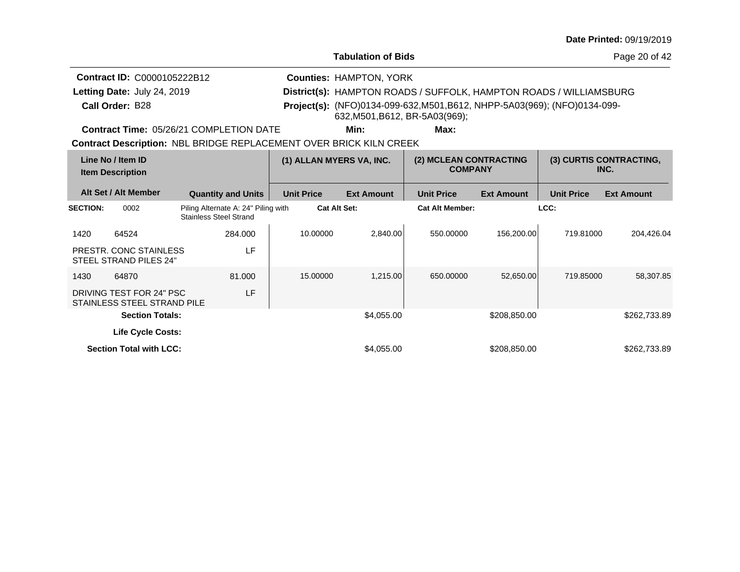**Date Printed:** 09/19/2019

## Tabulation of Bids

**Contract ID:** C0000105222B12
**Letting Date:** July 24, 2019
**Call Order:** B28
**Contract Time:** 05/26/21 COMPLETION DATE

**Counties:** HAMPTON, YORK
**District(s):** HAMPTON ROADS / SUFFOLK, HAMPTON ROADS / WILLIAMSBURG
**Project(s):** (NFO)0134-099-632,M501,B612, NHPP-5A03(969); (NFO)0134-099-632,M501,B612, BR-5A03(969);
**Min:** 
**Max:** 

**Contract Description:** NBL BRIDGE REPLACEMENT OVER BRICK KILN CREEK

| Line No / Item ID | Item Description / Alt Set / Alt Member | Quantity and Units | (1) ALLAN MYERS VA, INC. Unit Price | (1) ALLAN MYERS VA, INC. Ext Amount | (2) MCLEAN CONTRACTING COMPANY Unit Price | (2) MCLEAN CONTRACTING COMPANY Ext Amount | (3) CURTIS CONTRACTING, INC. Unit Price | (3) CURTIS CONTRACTING, INC. Ext Amount |
|---|---|---|---|---|---|---|---|---|
| **SECTION:** 0002 | Piling Alternate A: 24" Piling with Stainless Steel Strand | | **Cat Alt Set:** | | **Cat Alt Member:** | | **LCC:** | |
| 1420 64524 | PRESTR. CONC STAINLESS STEEL STRAND PILES 24" | 284.000 LF | 10.00000 | 2,840.00 | 550.00000 | 156,200.00 | 719.81000 | 204,426.04 |
| 1430 64870 | DRIVING TEST FOR 24" PSC STAINLESS STEEL STRAND PILE | 81.000 LF | 15.00000 | 1,215.00 | 650.00000 | 52,650.00 | 719.85000 | 58,307.85 |
| | **Section Totals:** | | | $4,055.00 | | $208,850.00 | | $262,733.89 |
| | **Life Cycle Costs:** | | | | | | | |
| | **Section Total with LCC:** | | | $4,055.00 | | $208,850.00 | | $262,733.89 |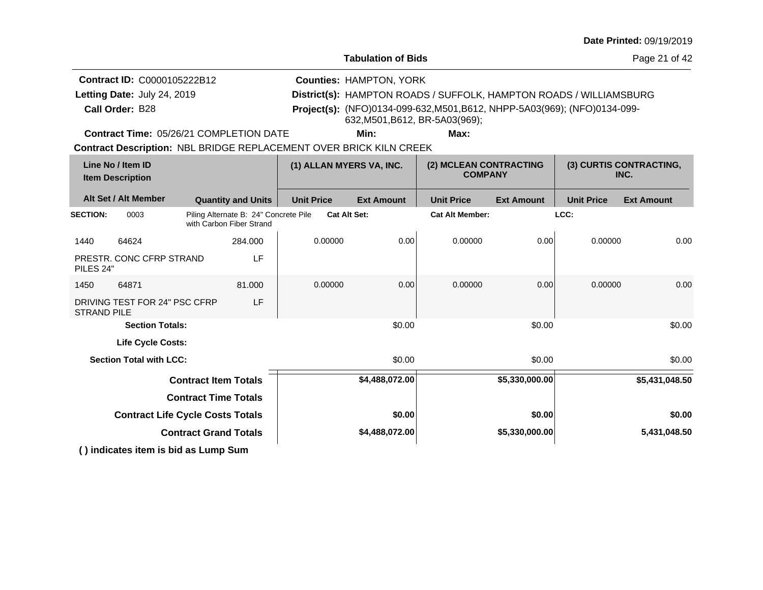Date Printed: 09/19/2019

**Tabulation of Bids**

**Contract ID:** C0000105222B12
**Letting Date:** July 24, 2019
**Call Order:** B28
**Contract Time:** 05/26/21 COMPLETION DATE

**Counties:** HAMPTON, YORK
**District(s):** HAMPTON ROADS / SUFFOLK, HAMPTON ROADS / WILLIAMSBURG
**Project(s):** (NFO)0134-099-632,M501,B612, NHPP-5A03(969); (NFO)0134-099-632,M501,B612, BR-5A03(969);
**Min:** **Max:**

**Contract Description:** NBL BRIDGE REPLACEMENT OVER BRICK KILN CREEK

| Line No / Item ID / Item Description | Alt Set / Alt Member | Quantity and Units | (1) ALLAN MYERS VA, INC. Unit Price | (1) ALLAN MYERS VA, INC. Ext Amount | (2) MCLEAN CONTRACTING COMPANY Unit Price | (2) MCLEAN CONTRACTING COMPANY Ext Amount | (3) CURTIS CONTRACTING, INC. Unit Price | (3) CURTIS CONTRACTING, INC. Ext Amount |
|---|---|---|---|---|---|---|---|---|
| **SECTION:** 0003 | Piling Alternate B: 24" Concrete Pile with Carbon Fiber Strand | | **Cat Alt Set:** | | **Cat Alt Member:** | | **LCC:** | |
| 1440 64624 PRESTR. CONC CFRP STRAND PILES 24" | | 284.000 LF | 0.00000 | 0.00 | 0.00000 | 0.00 | 0.00000 | 0.00 |
| 1450 64871 DRIVING TEST FOR 24" PSC CFRP STRAND PILE | | 81.000 LF | 0.00000 | 0.00 | 0.00000 | 0.00 | 0.00000 | 0.00 |
| **Section Totals:** | | | | $0.00 | | $0.00 | | $0.00 |
| **Life Cycle Costs:** | | | | | | | | |
| **Section Total with LCC:** | | | | $0.00 | | $0.00 | | $0.00 |
| **Contract Item Totals** | | | | **$4,488,072.00** | | **$5,330,000.00** | | **$5,431,048.50** |
| **Contract Time Totals** | | | | | | | | |
| **Contract Life Cycle Costs Totals** | | | | **$0.00** | | **$0.00** | | **$0.00** |
| **Contract Grand Totals** | | | | **$4,488,072.00** | | **$5,330,000.00** | | **5,431,048.50** |

**( ) indicates item is bid as Lump Sum**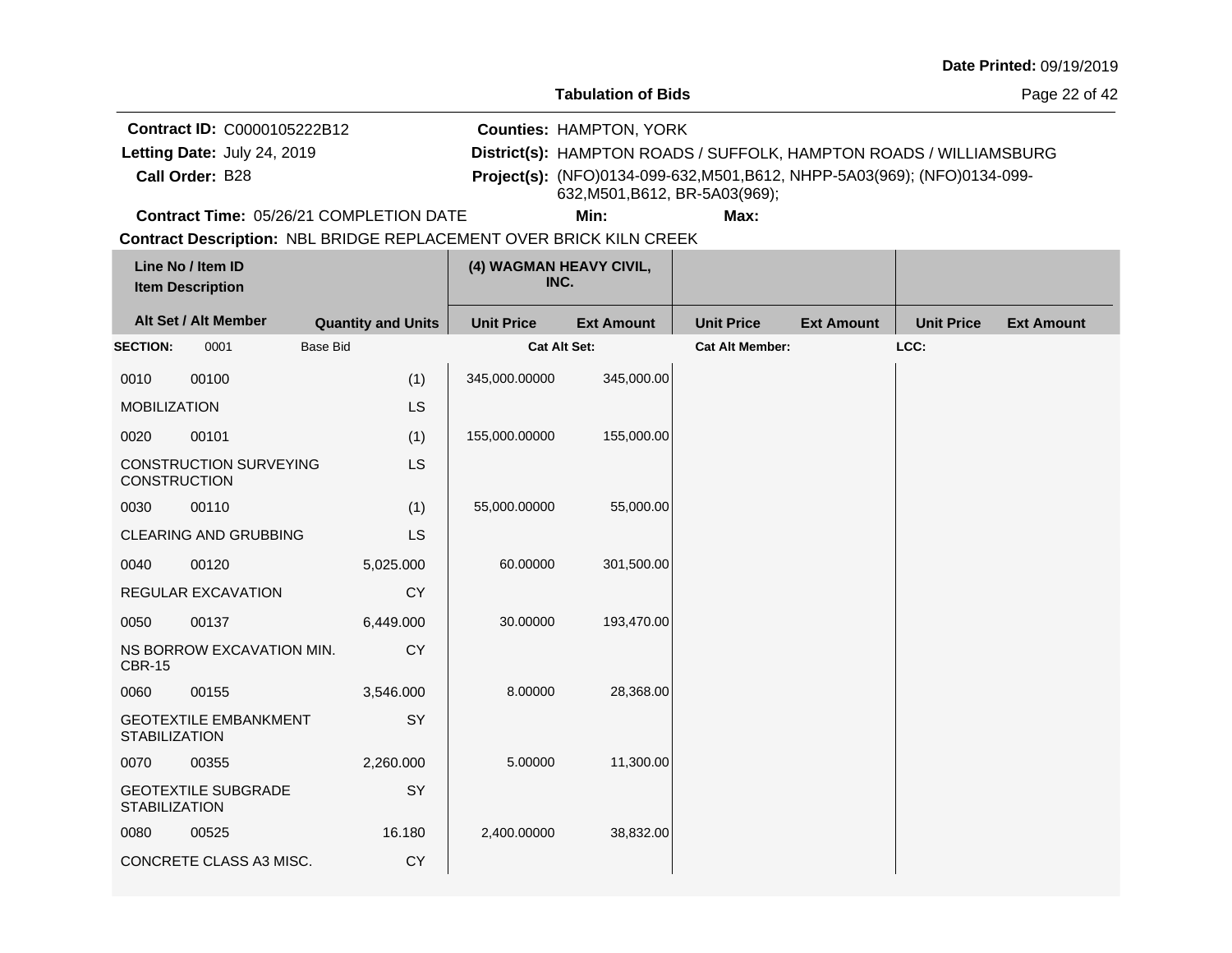**Date Printed:** 09/19/2019

**Tabulation of Bids**

**Contract ID:** C0000105222B12
**Letting Date:** July 24, 2019
**Call Order:** B28

**Counties:** HAMPTON, YORK
**District(s):** HAMPTON ROADS / SUFFOLK, HAMPTON ROADS / WILLIAMSBURG
**Project(s):** (NFO)0134-099-632,M501,B612, NHPP-5A03(969); (NFO)0134-099-632,M501,B612, BR-5A03(969);

**Contract Time:** 05/26/21 COMPLETION DATE **Min:** **Max:**

**Contract Description:** NBL BRIDGE REPLACEMENT OVER BRICK KILN CREEK

| Line No / Item ID<br>Item Description | Alt Set / Alt Member | Quantity and Units | (4) WAGMAN HEAVY CIVIL, INC.<br>Unit Price | Ext Amount | Unit Price | Ext Amount | Unit Price | Ext Amount |
|---|---|---|---|---|---|---|---|---|
| **SECTION:** 0001 | Base Bid | | **Cat Alt Set:** | | **Cat Alt Member:** | | **LCC:** | |
| 0010 00100<br>MOBILIZATION | | (1) LS | 345,000.00000 | 345,000.00 | | | | |
| 0020 00101<br>CONSTRUCTION SURVEYING CONSTRUCTION | | (1) LS | 155,000.00000 | 155,000.00 | | | | |
| 0030 00110<br>CLEARING AND GRUBBING | | (1) LS | 55,000.00000 | 55,000.00 | | | | |
| 0040 00120<br>REGULAR EXCAVATION | | 5,025.000 CY | 60.00000 | 301,500.00 | | | | |
| 0050 00137<br>NS BORROW EXCAVATION MIN. CBR-15 | | 6,449.000 CY | 30.00000 | 193,470.00 | | | | |
| 0060 00155<br>GEOTEXTILE EMBANKMENT STABILIZATION | | 3,546.000 SY | 8.00000 | 28,368.00 | | | | |
| 0070 00355<br>GEOTEXTILE SUBGRADE STABILIZATION | | 2,260.000 SY | 5.00000 | 11,300.00 | | | | |
| 0080 00525<br>CONCRETE CLASS A3 MISC. | | 16.180 CY | 2,400.00000 | 38,832.00 | | | | |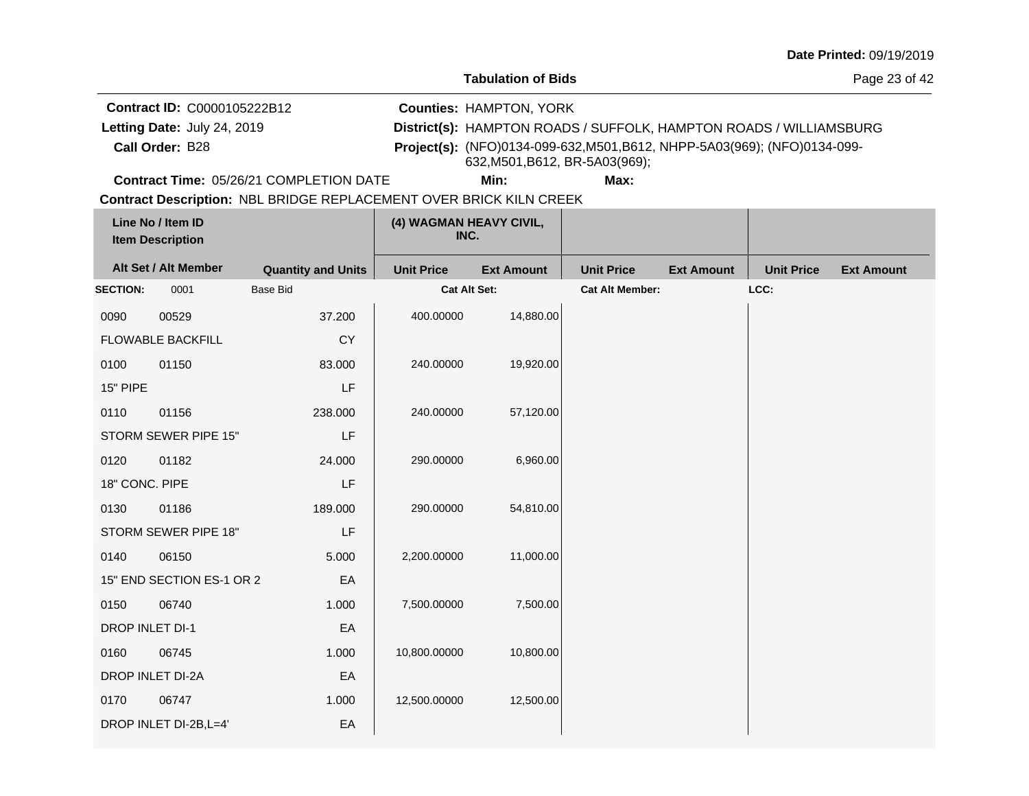**Date Printed:** 09/19/2019

**Tabulation of Bids**

**Contract ID:** C0000105222B12
**Letting Date:** July 24, 2019
**Call Order:** B28

**Counties:** HAMPTON, YORK
**District(s):** HAMPTON ROADS / SUFFOLK, HAMPTON ROADS / WILLIAMSBURG
**Project(s):** (NFO)0134-099-632,M501,B612, NHPP-5A03(969); (NFO)0134-099-632,M501,B612, BR-5A03(969);

**Contract Time:** 05/26/21 COMPLETION DATE **Min:** **Max:**

**Contract Description:** NBL BRIDGE REPLACEMENT OVER BRICK KILN CREEK

| Line No / Item ID | Item Description | Quantity and Units | (4) WAGMAN HEAVY CIVIL, INC. Unit Price | (4) WAGMAN HEAVY CIVIL, INC. Ext Amount | Unit Price | Ext Amount | Unit Price | Ext Amount |
|---|---|---|---|---|---|---|---|---|
| **SECTION:** 0001 | Base Bid | | **Cat Alt Set:** | | **Cat Alt Member:** | | **LCC:** | |
| 0090 00529 | FLOWABLE BACKFILL | 37.200 CY | 400.00000 | 14,880.00 | | | | |
| 0100 01150 | 15" PIPE | 83.000 LF | 240.00000 | 19,920.00 | | | | |
| 0110 01156 | STORM SEWER PIPE 15" | 238.000 LF | 240.00000 | 57,120.00 | | | | |
| 0120 01182 | 18" CONC. PIPE | 24.000 LF | 290.00000 | 6,960.00 | | | | |
| 0130 01186 | STORM SEWER PIPE 18" | 189.000 LF | 290.00000 | 54,810.00 | | | | |
| 0140 06150 | 15" END SECTION ES-1 OR 2 | 5.000 EA | 2,200.00000 | 11,000.00 | | | | |
| 0150 06740 | DROP INLET DI-1 | 1.000 EA | 7,500.00000 | 7,500.00 | | | | |
| 0160 06745 | DROP INLET DI-2A | 1.000 EA | 10,800.00000 | 10,800.00 | | | | |
| 0170 06747 | DROP INLET DI-2B,L=4' | 1.000 EA | 12,500.00000 | 12,500.00 | | | | |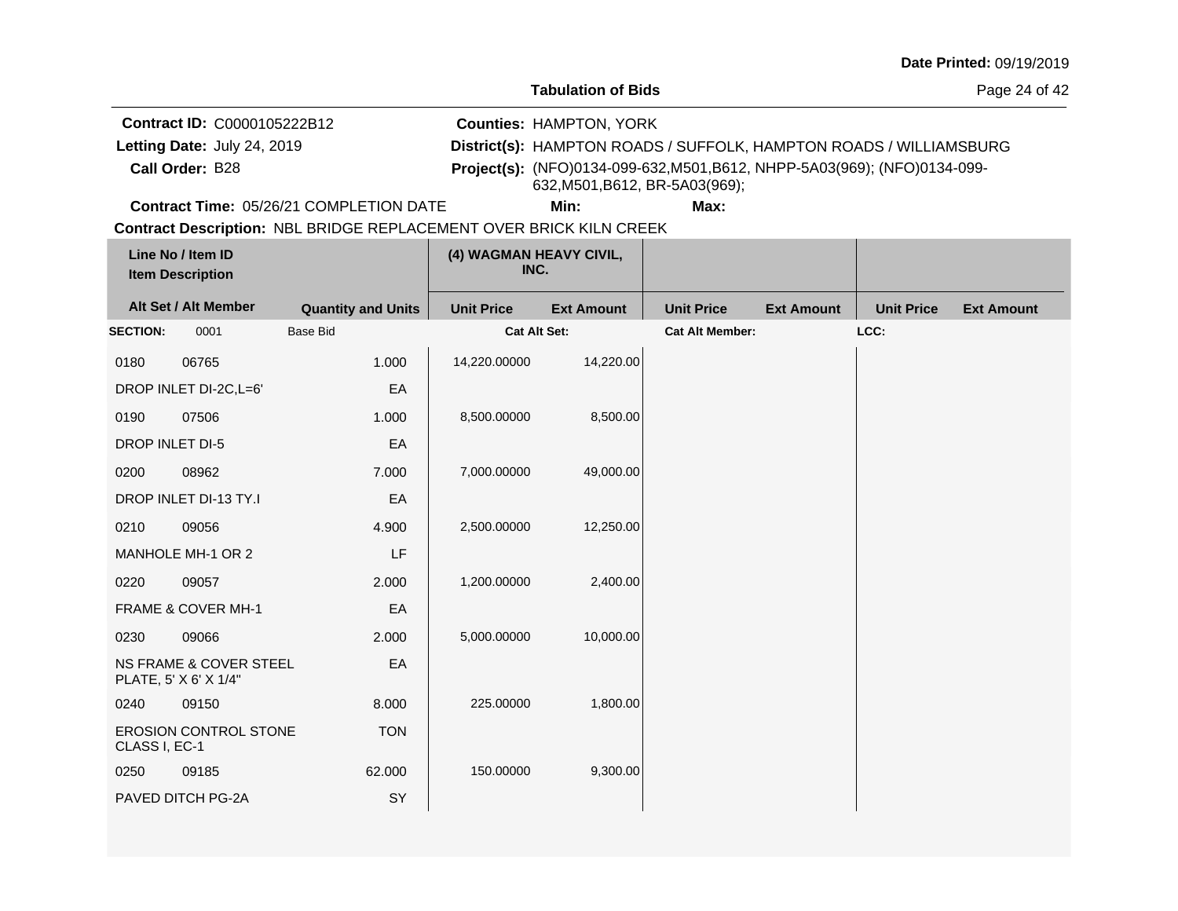**Date Printed:** 09/19/2019

**Tabulation of Bids**

**Contract ID:** C0000105222B12
**Letting Date:** July 24, 2019
**Call Order:** B28
**Contract Time:** 05/26/21 COMPLETION DATE

**Counties:** HAMPTON, YORK
**District(s):** HAMPTON ROADS / SUFFOLK, HAMPTON ROADS / WILLIAMSBURG
**Project(s):** (NFO)0134-099-632,M501,B612, NHPP-5A03(969); (NFO)0134-099-632,M501,B612, BR-5A03(969);
**Min:** **Max:**

**Contract Description:** NBL BRIDGE REPLACEMENT OVER BRICK KILN CREEK

| Line No / Item ID | Item Description | Quantity and Units | (4) WAGMAN HEAVY CIVIL, INC. Unit Price | Ext Amount | Unit Price | Ext Amount | Unit Price | Ext Amount |
|---|---|---|---|---|---|---|---|---|
| **SECTION:** 0001 | Base Bid | | **Cat Alt Set:** | | **Cat Alt Member:** | | **LCC:** | |
| 0180 06765 | DROP INLET DI-2C,L=6' | 1.000 EA | 14,220.00000 | 14,220.00 | | | | |
| 0190 07506 | DROP INLET DI-5 | 1.000 EA | 8,500.00000 | 8,500.00 | | | | |
| 0200 08962 | DROP INLET DI-13 TY.I | 7.000 EA | 7,000.00000 | 49,000.00 | | | | |
| 0210 09056 | MANHOLE MH-1 OR 2 | 4.900 LF | 2,500.00000 | 12,250.00 | | | | |
| 0220 09057 | FRAME & COVER MH-1 | 2.000 EA | 1,200.00000 | 2,400.00 | | | | |
| 0230 09066 | NS FRAME & COVER STEEL PLATE, 5' X 6' X 1/4" | 2.000 EA | 5,000.00000 | 10,000.00 | | | | |
| 0240 09150 | EROSION CONTROL STONE CLASS I, EC-1 | 8.000 TON | 225.00000 | 1,800.00 | | | | |
| 0250 09185 | PAVED DITCH PG-2A | 62.000 SY | 150.00000 | 9,300.00 | | | | |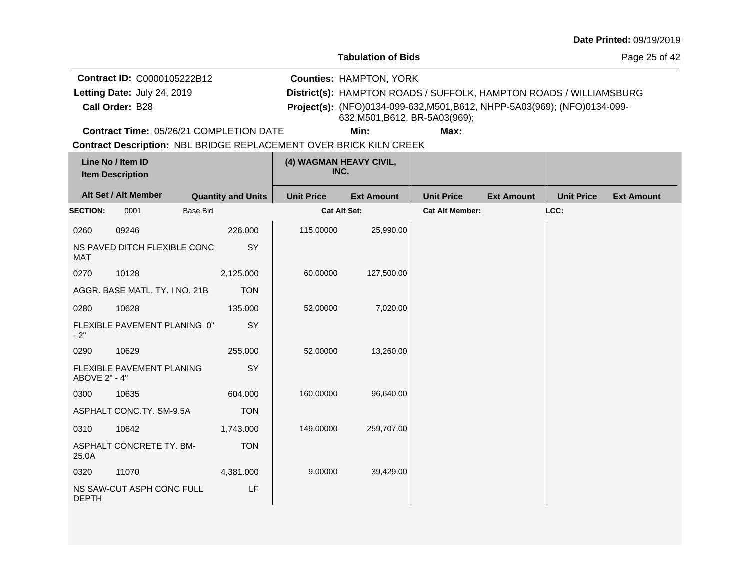**Date Printed:** 09/19/2019

**Tabulation of Bids**

**Contract ID:** C0000105222B12
**Letting Date:** July 24, 2019
**Call Order:** B28
**Contract Time:** 05/26/21 COMPLETION DATE

**Counties:** HAMPTON, YORK
**District(s):** HAMPTON ROADS / SUFFOLK, HAMPTON ROADS / WILLIAMSBURG
**Project(s):** (NFO)0134-099-632,M501,B612, NHPP-5A03(969); (NFO)0134-099-632,M501,B612, BR-5A03(969);
**Min:** **Max:**

**Contract Description:** NBL BRIDGE REPLACEMENT OVER BRICK KILN CREEK

| Line No / Item ID | Item Description | Quantity and Units | (4) WAGMAN HEAVY CIVIL, INC. Unit Price | Ext Amount | Unit Price | Ext Amount | Unit Price | Ext Amount |
|---|---|---|---|---|---|---|---|---|
| **SECTION:** 0001 | Base Bid | | Cat Alt Set: | | Cat Alt Member: | | LCC: | |
| 0260 09246 | NS PAVED DITCH FLEXIBLE CONC MAT | 226.000 SY | 115.00000 | 25,990.00 | | | | |
| 0270 10128 | AGGR. BASE MATL. TY. I NO. 21B | 2,125.000 TON | 60.00000 | 127,500.00 | | | | |
| 0280 10628 | FLEXIBLE PAVEMENT PLANING 0" - 2" | 135.000 SY | 52.00000 | 7,020.00 | | | | |
| 0290 10629 | FLEXIBLE PAVEMENT PLANING ABOVE 2" - 4" | 255.000 SY | 52.00000 | 13,260.00 | | | | |
| 0300 10635 | ASPHALT CONC.TY. SM-9.5A | 604.000 TON | 160.00000 | 96,640.00 | | | | |
| 0310 10642 | ASPHALT CONCRETE TY. BM-25.0A | 1,743.000 TON | 149.00000 | 259,707.00 | | | | |
| 0320 11070 | NS SAW-CUT ASPH CONC FULL DEPTH | 4,381.000 LF | 9.00000 | 39,429.00 | | | | |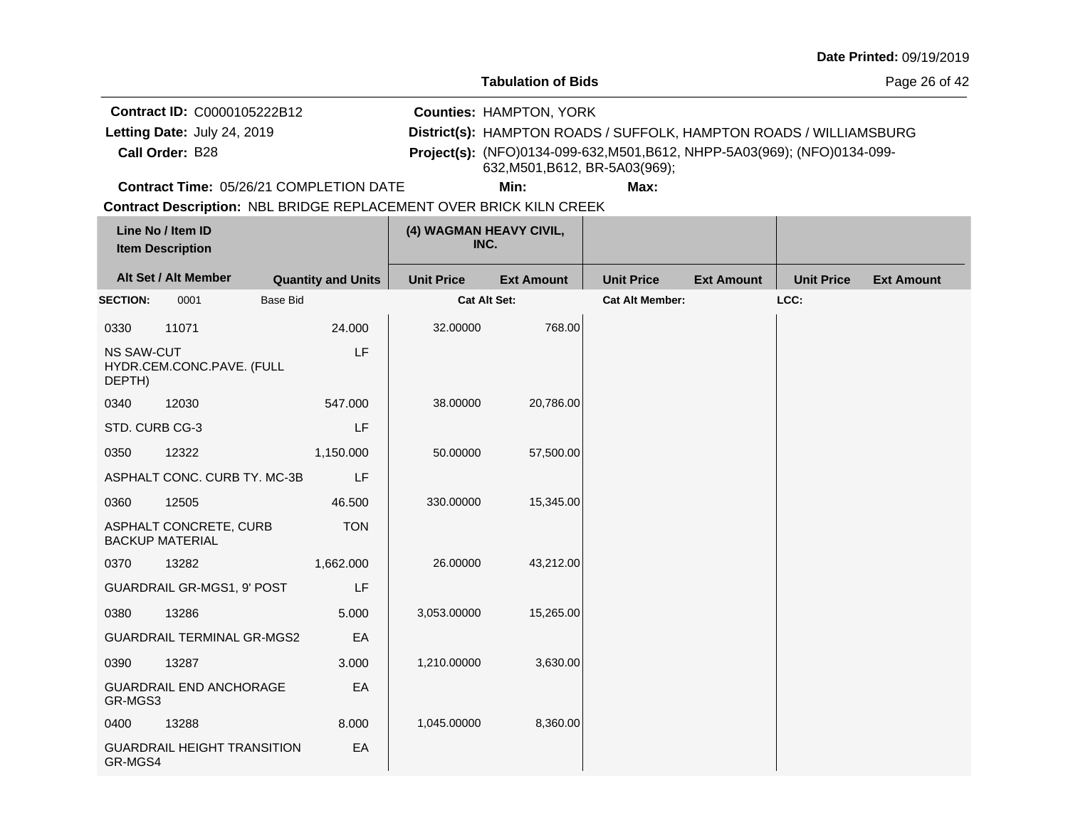**Date Printed:** 09/19/2019

**Tabulation of Bids**

**Contract ID:** C0000105222B12
**Letting Date:** July 24, 2019
**Call Order:** B28
**Contract Time:** 05/26/21 COMPLETION DATE

**Counties:** HAMPTON, YORK
**District(s):** HAMPTON ROADS / SUFFOLK, HAMPTON ROADS / WILLIAMSBURG
**Project(s):** (NFO)0134-099-632,M501,B612, NHPP-5A03(969); (NFO)0134-099-632,M501,B612, BR-5A03(969);
**Min:**
**Max:**

**Contract Description:** NBL BRIDGE REPLACEMENT OVER BRICK KILN CREEK

| Line No / Item ID / Item Description | Quantity and Units | (4) WAGMAN HEAVY CIVIL, INC. Unit Price | Ext Amount | Unit Price | Ext Amount | Unit Price | Ext Amount |
|---|---|---|---|---|---|---|---|
| **SECTION:** 0001 Base Bid | | **Cat Alt Set:** | | **Cat Alt Member:** | | **LCC:** | |
| 0330 11071 NS SAW-CUT HYDR.CEM.CONC.PAVE. (FULL DEPTH) | 24.000 LF | 32.00000 | 768.00 | | | | |
| 0340 12030 STD. CURB CG-3 | 547.000 LF | 38.00000 | 20,786.00 | | | | |
| 0350 12322 ASPHALT CONC. CURB TY. MC-3B | 1,150.000 LF | 50.00000 | 57,500.00 | | | | |
| 0360 12505 ASPHALT CONCRETE, CURB BACKUP MATERIAL | 46.500 TON | 330.00000 | 15,345.00 | | | | |
| 0370 13282 GUARDRAIL GR-MGS1, 9' POST | 1,662.000 LF | 26.00000 | 43,212.00 | | | | |
| 0380 13286 GUARDRAIL TERMINAL GR-MGS2 | 5.000 EA | 3,053.00000 | 15,265.00 | | | | |
| 0390 13287 GUARDRAIL END ANCHORAGE GR-MGS3 | 3.000 EA | 1,210.00000 | 3,630.00 | | | | |
| 0400 13288 GUARDRAIL HEIGHT TRANSITION GR-MGS4 | 8.000 EA | 1,045.00000 | 8,360.00 | | | | |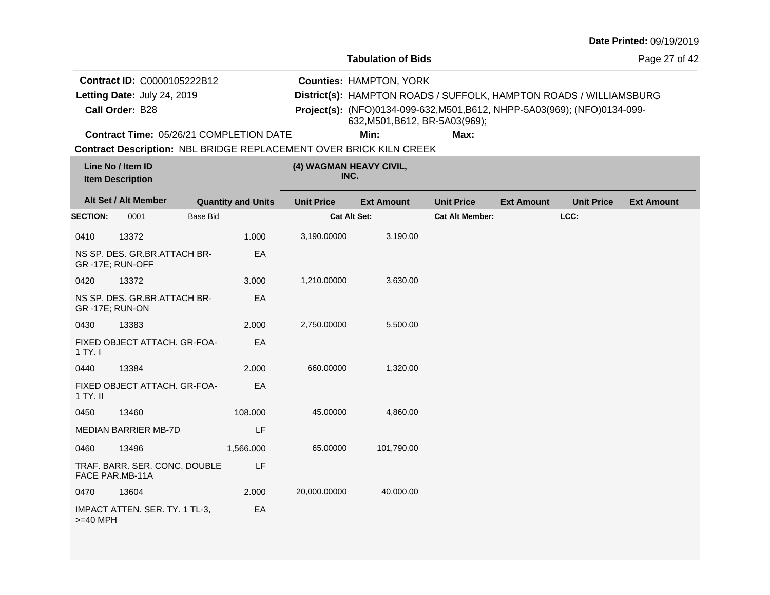Date Printed: 09/19/2019

**Tabulation of Bids**

**Contract ID:** C0000105222B12
**Letting Date:** July 24, 2019
**Call Order:** B28
**Counties:** HAMPTON, YORK
**District(s):** HAMPTON ROADS / SUFFOLK, HAMPTON ROADS / WILLIAMSBURG
**Project(s):** (NFO)0134-099-632,M501,B612, NHPP-5A03(969); (NFO)0134-099-632,M501,B612, BR-5A03(969);
**Contract Time:** 05/26/21 COMPLETION DATE **Min:** **Max:**
**Contract Description:** NBL BRIDGE REPLACEMENT OVER BRICK KILN CREEK

| Line No / Item ID / Item Description | | Quantity and Units | (4) WAGMAN HEAVY CIVIL, INC. Unit Price | Ext Amount | Unit Price | Ext Amount | Unit Price | Ext Amount |
|---|---|---|---|---|---|---|---|---|
| **SECTION:** 0001 | Base Bid | | **Cat Alt Set:** | | **Cat Alt Member:** | | **LCC:** | |
| 0410 | 13372 | 1.000 | 3,190.00000 | 3,190.00 | | | | |
| NS SP. DES. GR.BR.ATTACH BR-GR -17E; RUN-OFF | | EA | | | | | | |
| 0420 | 13372 | 3.000 | 1,210.00000 | 3,630.00 | | | | |
| NS SP. DES. GR.BR.ATTACH BR-GR -17E; RUN-ON | | EA | | | | | | |
| 0430 | 13383 | 2.000 | 2,750.00000 | 5,500.00 | | | | |
| FIXED OBJECT ATTACH. GR-FOA-1 TY. I | | EA | | | | | | |
| 0440 | 13384 | 2.000 | 660.00000 | 1,320.00 | | | | |
| FIXED OBJECT ATTACH. GR-FOA-1 TY. II | | EA | | | | | | |
| 0450 | 13460 | 108.000 | 45.00000 | 4,860.00 | | | | |
| MEDIAN BARRIER MB-7D | | LF | | | | | | |
| 0460 | 13496 | 1,566.000 | 65.00000 | 101,790.00 | | | | |
| TRAF. BARR. SER. CONC. DOUBLE FACE PAR.MB-11A | | LF | | | | | | |
| 0470 | 13604 | 2.000 | 20,000.00000 | 40,000.00 | | | | |
| IMPACT ATTEN. SER. TY. 1 TL-3, >=40 MPH | | EA | | | | | | |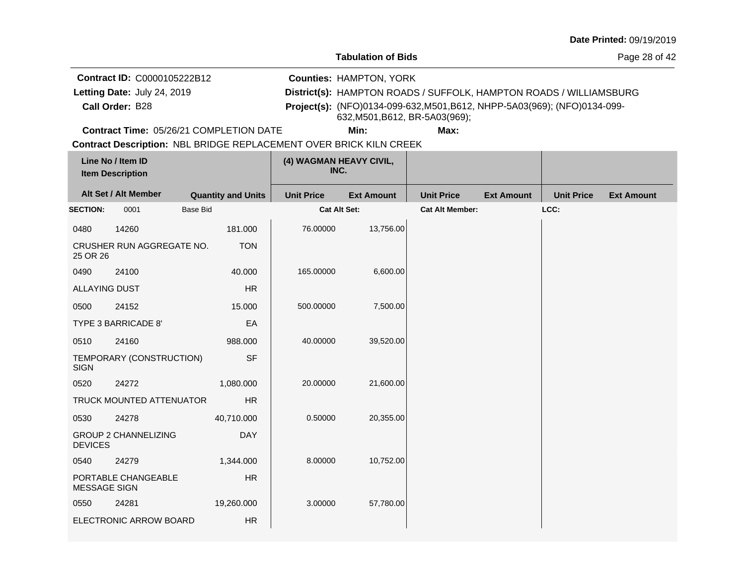**Date Printed:** 09/19/2019

**Tabulation of Bids**

**Contract ID:** C0000105222B12
**Letting Date:** July 24, 2019
**Call Order:** B28

**Counties:** HAMPTON, YORK
**District(s):** HAMPTON ROADS / SUFFOLK, HAMPTON ROADS / WILLIAMSBURG
**Project(s):** (NFO)0134-099-632,M501,B612, NHPP-5A03(969); (NFO)0134-099-632,M501,B612, BR-5A03(969);

**Contract Time:** 05/26/21 COMPLETION DATE **Min:** **Max:**

**Contract Description:** NBL BRIDGE REPLACEMENT OVER BRICK KILN CREEK

| Line No / Item ID<br>Item Description | | (4) WAGMAN HEAVY CIVIL, INC. | | | | | |
|---|---|---|---|---|---|---|---|
| **Alt Set / Alt Member** | **Quantity and Units** | **Unit Price** | **Ext Amount** | **Unit Price** | **Ext Amount** | **Unit Price** | **Ext Amount** |
| **SECTION:** 0001 Base Bid | | **Cat Alt Set:** | | **Cat Alt Member:** | | **LCC:** | |
| 0480 14260 | 181.000 | 76.00000 | 13,756.00 | | | | |
| CRUSHER RUN AGGREGATE NO. 25 OR 26 | TON | | | | | | |
| 0490 24100 | 40.000 | 165.00000 | 6,600.00 | | | | |
| ALLAYING DUST | HR | | | | | | |
| 0500 24152 | 15.000 | 500.00000 | 7,500.00 | | | | |
| TYPE 3 BARRICADE 8' | EA | | | | | | |
| 0510 24160 | 988.000 | 40.00000 | 39,520.00 | | | | |
| TEMPORARY (CONSTRUCTION) SIGN | SF | | | | | | |
| 0520 24272 | 1,080.000 | 20.00000 | 21,600.00 | | | | |
| TRUCK MOUNTED ATTENUATOR | HR | | | | | | |
| 0530 24278 | 40,710.000 | 0.50000 | 20,355.00 | | | | |
| GROUP 2 CHANNELIZING DEVICES | DAY | | | | | | |
| 0540 24279 | 1,344.000 | 8.00000 | 10,752.00 | | | | |
| PORTABLE CHANGEABLE MESSAGE SIGN | HR | | | | | | |
| 0550 24281 | 19,260.000 | 3.00000 | 57,780.00 | | | | |
| ELECTRONIC ARROW BOARD | HR | | | | | | |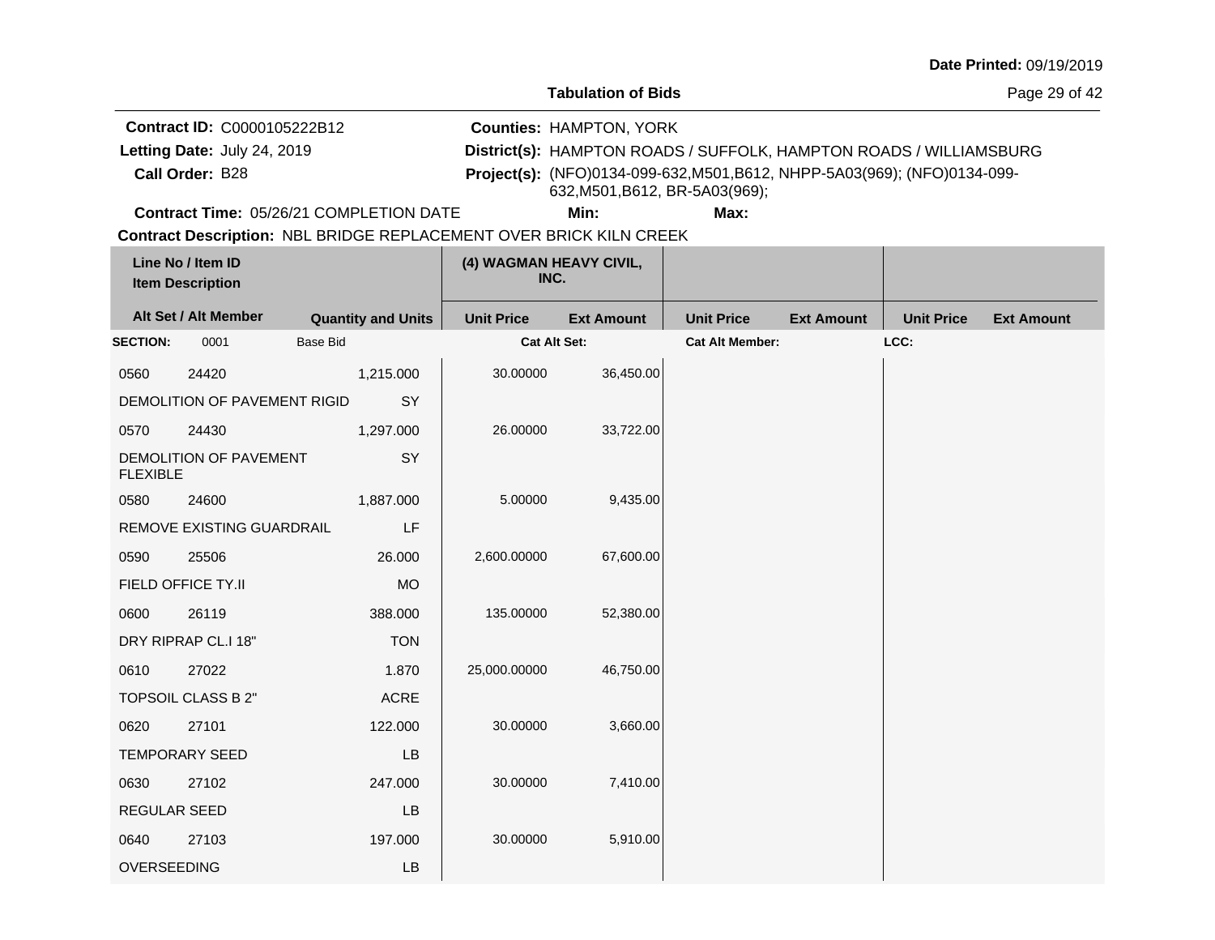Date Printed: 09/19/2019

**Tabulation of Bids**

**Contract ID:** C0000105222B12
**Letting Date:** July 24, 2019
**Call Order:** B28
**Contract Time:** 05/26/21 COMPLETION DATE

**Counties:** HAMPTON, YORK
**District(s):** HAMPTON ROADS / SUFFOLK, HAMPTON ROADS / WILLIAMSBURG
**Project(s):** (NFO)0134-099-632,M501,B612, NHPP-5A03(969); (NFO)0134-099-632,M501,B612, BR-5A03(969);
**Min:** **Max:**

**Contract Description:** NBL BRIDGE REPLACEMENT OVER BRICK KILN CREEK

| Line No / Item ID<br>Item Description | | | (4) WAGMAN HEAVY CIVIL, INC. | | | | | |
|---|---|---|---|---|---|---|---|---|
| **Alt Set / Alt Member** | | **Quantity and Units** | **Unit Price** | **Ext Amount** | **Unit Price** | **Ext Amount** | **Unit Price** | **Ext Amount** |
| **SECTION:** 0001 | Base Bid | | **Cat Alt Set:** | | **Cat Alt Member:** | | **LCC:** | |
| 0560 | 24420 | 1,215.000 | 30.00000 | 36,450.00 | | | | |
| DEMOLITION OF PAVEMENT RIGID | | SY | | | | | | |
| 0570 | 24430 | 1,297.000 | 26.00000 | 33,722.00 | | | | |
| DEMOLITION OF PAVEMENT FLEXIBLE | | SY | | | | | | |
| 0580 | 24600 | 1,887.000 | 5.00000 | 9,435.00 | | | | |
| REMOVE EXISTING GUARDRAIL | | LF | | | | | | |
| 0590 | 25506 | 26.000 | 2,600.00000 | 67,600.00 | | | | |
| FIELD OFFICE TY.II | | MO | | | | | | |
| 0600 | 26119 | 388.000 | 135.00000 | 52,380.00 | | | | |
| DRY RIPRAP CL.I 18" | | TON | | | | | | |
| 0610 | 27022 | 1.870 | 25,000.00000 | 46,750.00 | | | | |
| TOPSOIL CLASS B 2" | | ACRE | | | | | | |
| 0620 | 27101 | 122.000 | 30.00000 | 3,660.00 | | | | |
| TEMPORARY SEED | | LB | | | | | | |
| 0630 | 27102 | 247.000 | 30.00000 | 7,410.00 | | | | |
| REGULAR SEED | | LB | | | | | | |
| 0640 | 27103 | 197.000 | 30.00000 | 5,910.00 | | | | |
| OVERSEEDING | | LB | | | | | | |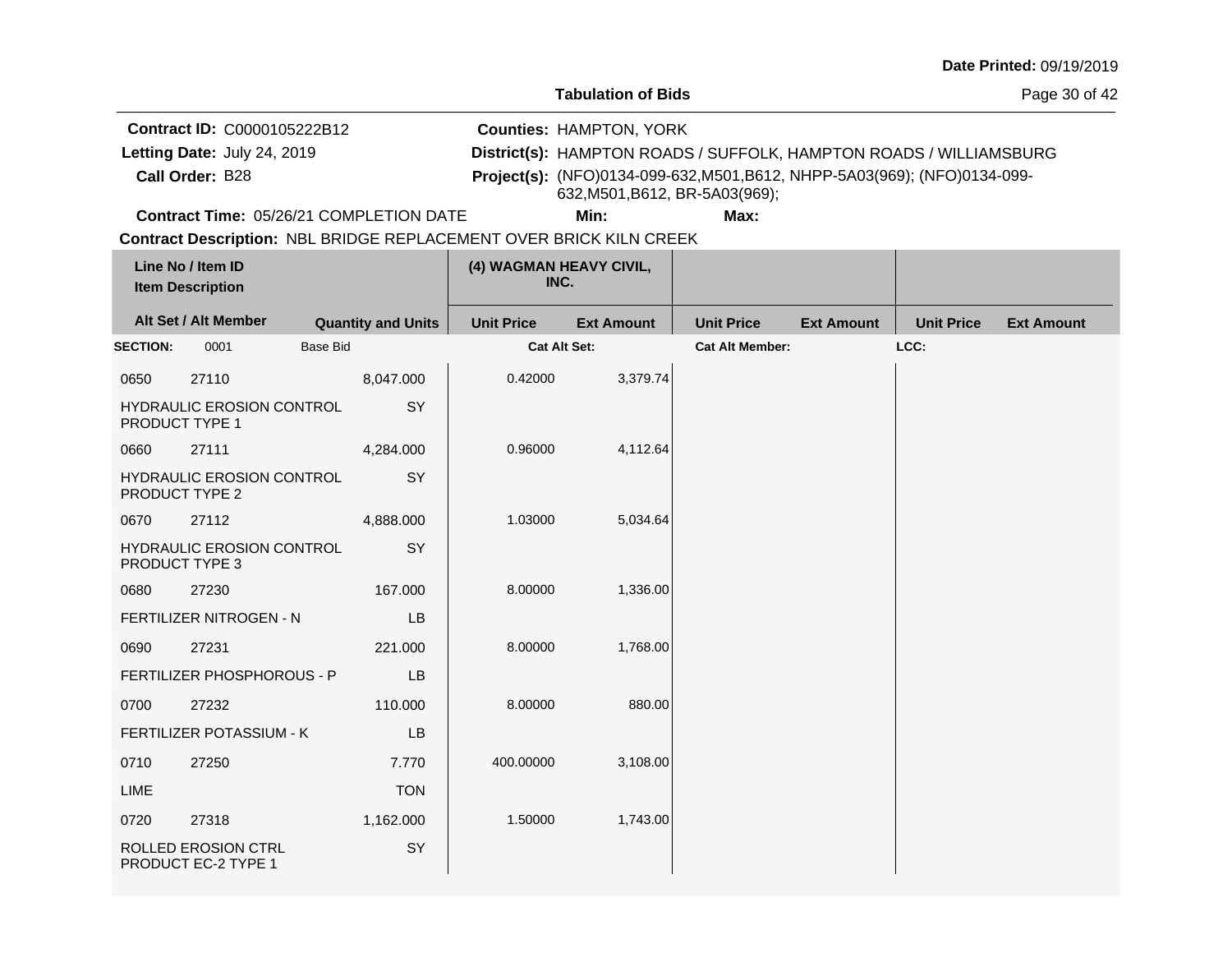Date Printed: 09/19/2019

## Tabulation of Bids

**Contract ID:** C0000105222B12
**Letting Date:** July 24, 2019
**Call Order:** B28
**Contract Time:** 05/26/21 COMPLETION DATE

**Counties:** HAMPTON, YORK
**District(s):** HAMPTON ROADS / SUFFOLK, HAMPTON ROADS / WILLIAMSBURG
**Project(s):** (NFO)0134-099-632,M501,B612, NHPP-5A03(969); (NFO)0134-099-632,M501,B612, BR-5A03(969);
**Min:**
**Max:**

**Contract Description:** NBL BRIDGE REPLACEMENT OVER BRICK KILN CREEK

| Line No / Item ID / Item Description | Alt Set / Alt Member | Quantity and Units | (4) WAGMAN HEAVY CIVIL, INC. Unit Price | (4) WAGMAN HEAVY CIVIL, INC. Ext Amount | Unit Price | Ext Amount | Unit Price | Ext Amount |
|---|---|---|---|---|---|---|---|---|
| **SECTION:** 0001 | Base Bid | | **Cat Alt Set:** | | **Cat Alt Member:** | | **LCC:** | |
| 0650 27110 HYDRAULIC EROSION CONTROL PRODUCT TYPE 1 | | 8,047.000 SY | 0.42000 | 3,379.74 | | | | |
| 0660 27111 HYDRAULIC EROSION CONTROL PRODUCT TYPE 2 | | 4,284.000 SY | 0.96000 | 4,112.64 | | | | |
| 0670 27112 HYDRAULIC EROSION CONTROL PRODUCT TYPE 3 | | 4,888.000 SY | 1.03000 | 5,034.64 | | | | |
| 0680 27230 FERTILIZER NITROGEN - N | | 167.000 LB | 8.00000 | 1,336.00 | | | | |
| 0690 27231 FERTILIZER PHOSPHOROUS - P | | 221.000 LB | 8.00000 | 1,768.00 | | | | |
| 0700 27232 FERTILIZER POTASSIUM - K | | 110.000 LB | 8.00000 | 880.00 | | | | |
| 0710 27250 LIME | | 7.770 TON | 400.00000 | 3,108.00 | | | | |
| 0720 27318 ROLLED EROSION CTRL PRODUCT EC-2 TYPE 1 | | 1,162.000 SY | 1.50000 | 1,743.00 | | | | |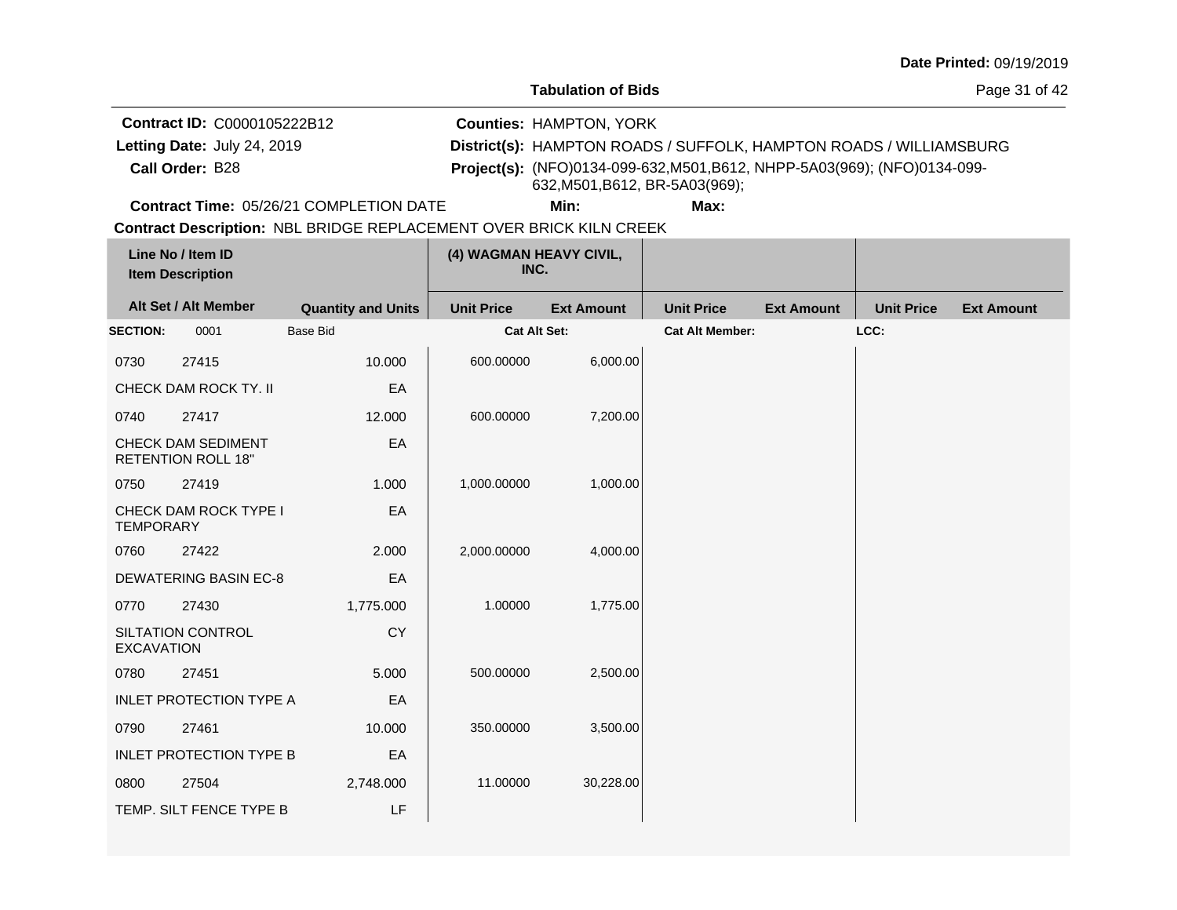**Date Printed:** 09/19/2019

**Tabulation of Bids**

**Contract ID:** C0000105222B12
**Letting Date:** July 24, 2019
**Call Order:** B28
**Contract Time:** 05/26/21 COMPLETION DATE

**Counties:** HAMPTON, YORK
**District(s):** HAMPTON ROADS / SUFFOLK, HAMPTON ROADS / WILLIAMSBURG
**Project(s):** (NFO)0134-099-632,M501,B612, NHPP-5A03(969); (NFO)0134-099-632,M501,B612, BR-5A03(969);
**Min:** **Max:**

**Contract Description:** NBL BRIDGE REPLACEMENT OVER BRICK KILN CREEK

| Line No / Item ID / Item Description | | Quantity and Units | (4) WAGMAN HEAVY CIVIL, INC. Unit Price | Ext Amount | Unit Price | Ext Amount | Unit Price | Ext Amount |
|---|---|---|---|---|---|---|---|---|
| **SECTION:** 0001 | Base Bid | | **Cat Alt Set:** | | **Cat Alt Member:** | | **LCC:** | |
| 0730 | 27415 | 10.000 | 600.00000 | 6,000.00 | | | | |
| CHECK DAM ROCK TY. II | | EA | | | | | | |
| 0740 | 27417 | 12.000 | 600.00000 | 7,200.00 | | | | |
| CHECK DAM SEDIMENT RETENTION ROLL 18" | | EA | | | | | | |
| 0750 | 27419 | 1.000 | 1,000.00000 | 1,000.00 | | | | |
| CHECK DAM ROCK TYPE I TEMPORARY | | EA | | | | | | |
| 0760 | 27422 | 2.000 | 2,000.00000 | 4,000.00 | | | | |
| DEWATERING BASIN EC-8 | | EA | | | | | | |
| 0770 | 27430 | 1,775.000 | 1.00000 | 1,775.00 | | | | |
| SILTATION CONTROL EXCAVATION | | CY | | | | | | |
| 0780 | 27451 | 5.000 | 500.00000 | 2,500.00 | | | | |
| INLET PROTECTION TYPE A | | EA | | | | | | |
| 0790 | 27461 | 10.000 | 350.00000 | 3,500.00 | | | | |
| INLET PROTECTION TYPE B | | EA | | | | | | |
| 0800 | 27504 | 2,748.000 | 11.00000 | 30,228.00 | | | | |
| TEMP. SILT FENCE TYPE B | | LF | | | | | | |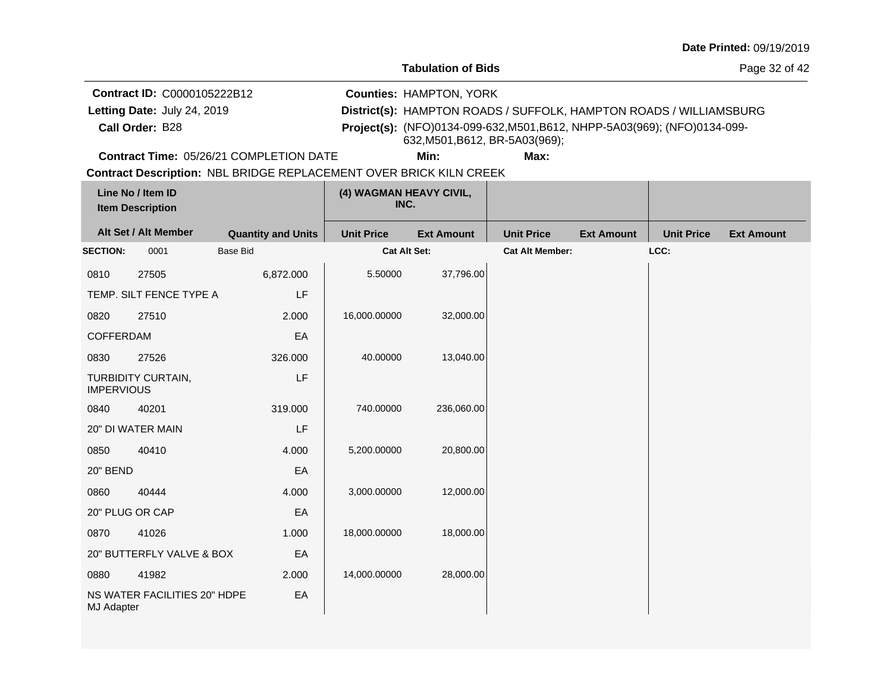Date Printed: 09/19/2019

## Tabulation of Bids

**Contract ID:** C0000105222B12
**Letting Date:** July 24, 2019
**Call Order:** B28
**Contract Time:** 05/26/21 COMPLETION DATE

**Counties:** HAMPTON, YORK
**District(s):** HAMPTON ROADS / SUFFOLK, HAMPTON ROADS / WILLIAMSBURG
**Project(s):** (NFO)0134-099-632,M501,B612, NHPP-5A03(969); (NFO)0134-099-632,M501,B612, BR-5A03(969);
**Min:**
**Max:**

**Contract Description:** NBL BRIDGE REPLACEMENT OVER BRICK KILN CREEK

| Line No / Item ID / Item Description | | Quantity and Units | (4) WAGMAN HEAVY CIVIL, INC. Unit Price | Ext Amount | Unit Price | Ext Amount | Unit Price | Ext Amount |
|---|---|---|---|---|---|---|---|---|
| **SECTION:** 0001 | Base Bid | | **Cat Alt Set:** | | **Cat Alt Member:** | | **LCC:** | |
| 0810 | 27505 | 6,872.000 | 5.50000 | 37,796.00 | | | | |
| TEMP. SILT FENCE TYPE A | | LF | | | | | | |
| 0820 | 27510 | 2.000 | 16,000.00000 | 32,000.00 | | | | |
| COFFERDAM | | EA | | | | | | |
| 0830 | 27526 | 326.000 | 40.00000 | 13,040.00 | | | | |
| TURBIDITY CURTAIN, IMPERVIOUS | | LF | | | | | | |
| 0840 | 40201 | 319.000 | 740.00000 | 236,060.00 | | | | |
| 20" DI WATER MAIN | | LF | | | | | | |
| 0850 | 40410 | 4.000 | 5,200.00000 | 20,800.00 | | | | |
| 20" BEND | | EA | | | | | | |
| 0860 | 40444 | 4.000 | 3,000.00000 | 12,000.00 | | | | |
| 20" PLUG OR CAP | | EA | | | | | | |
| 0870 | 41026 | 1.000 | 18,000.00000 | 18,000.00 | | | | |
| 20" BUTTERFLY VALVE & BOX | | EA | | | | | | |
| 0880 | 41982 | 2.000 | 14,000.00000 | 28,000.00 | | | | |
| NS WATER FACILITIES 20" HDPE MJ Adapter | | EA | | | | | | |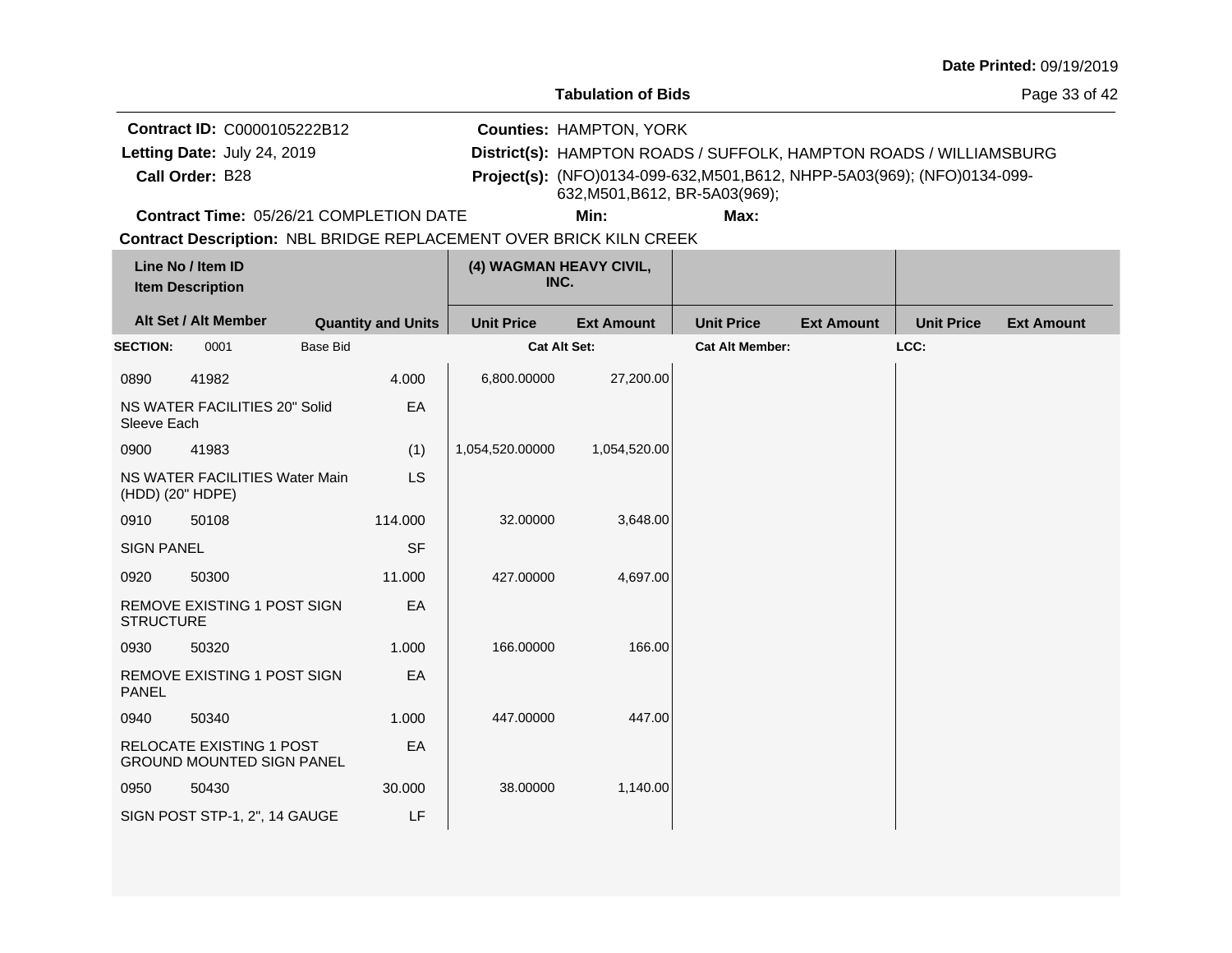**Date Printed:** 09/19/2019

**Tabulation of Bids**

**Contract ID:** C0000105222B12
**Letting Date:** July 24, 2019
**Call Order:** B28
**Contract Time:** 05/26/21 COMPLETION DATE

**Counties:** HAMPTON, YORK
**District(s):** HAMPTON ROADS / SUFFOLK, HAMPTON ROADS / WILLIAMSBURG
**Project(s):** (NFO)0134-099-632,M501,B612, NHPP-5A03(969); (NFO)0134-099-632,M501,B612, BR-5A03(969);
**Min:** **Max:**

**Contract Description:** NBL BRIDGE REPLACEMENT OVER BRICK KILN CREEK

| Line No / Item ID / Item Description | Alt Set / Alt Member | Quantity and Units | (4) WAGMAN HEAVY CIVIL, INC. Unit Price | Ext Amount | Unit Price | Ext Amount | Unit Price | Ext Amount |
|---|---|---|---|---|---|---|---|---|
| **SECTION:** 0001 | Base Bid | | **Cat Alt Set:** | | **Cat Alt Member:** | | **LCC:** | |
| 0890 41982 | | 4.000 | 6,800.00000 | 27,200.00 | | | | |
| NS WATER FACILITIES 20" Solid Sleeve Each | | EA | | | | | | |
| 0900 41983 | | (1) | 1,054,520.00000 | 1,054,520.00 | | | | |
| NS WATER FACILITIES Water Main (HDD) (20" HDPE) | | LS | | | | | | |
| 0910 50108 | | 114.000 | 32.00000 | 3,648.00 | | | | |
| SIGN PANEL | | SF | | | | | | |
| 0920 50300 | | 11.000 | 427.00000 | 4,697.00 | | | | |
| REMOVE EXISTING 1 POST SIGN STRUCTURE | | EA | | | | | | |
| 0930 50320 | | 1.000 | 166.00000 | 166.00 | | | | |
| REMOVE EXISTING 1 POST SIGN PANEL | | EA | | | | | | |
| 0940 50340 | | 1.000 | 447.00000 | 447.00 | | | | |
| RELOCATE EXISTING 1 POST GROUND MOUNTED SIGN PANEL | | EA | | | | | | |
| 0950 50430 | | 30.000 | 38.00000 | 1,140.00 | | | | |
| SIGN POST STP-1, 2", 14 GAUGE | | LF | | | | | | |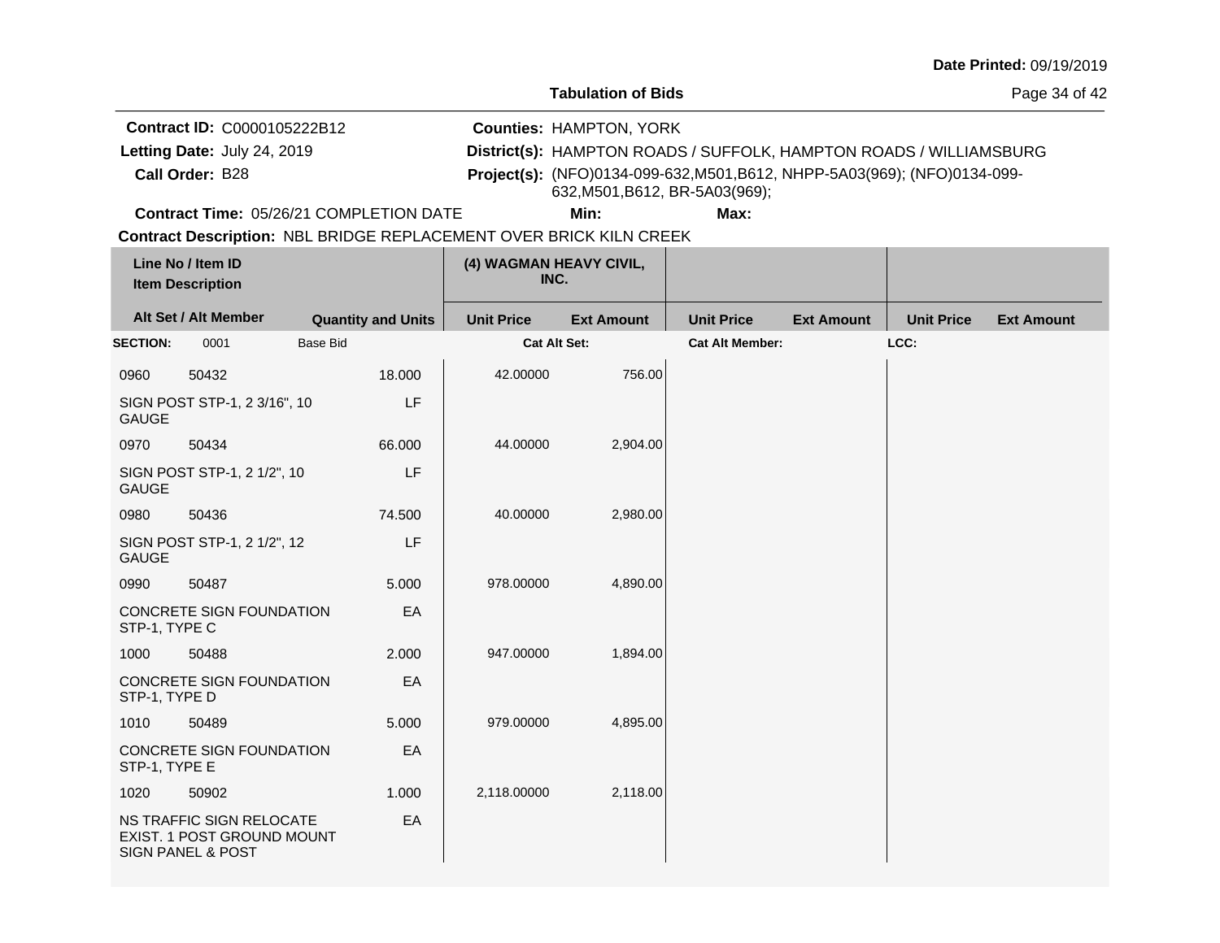**Date Printed:** 09/19/2019

**Tabulation of Bids**

**Contract ID:** C0000105222B12
**Letting Date:** July 24, 2019
**Call Order:** B28
**Contract Time:** 05/26/21 COMPLETION DATE

**Counties:** HAMPTON, YORK
**District(s):** HAMPTON ROADS / SUFFOLK, HAMPTON ROADS / WILLIAMSBURG
**Project(s):** (NFO)0134-099-632,M501,B612, NHPP-5A03(969); (NFO)0134-099-632,M501,B612, BR-5A03(969);
**Min:** **Max:**

**Contract Description:** NBL BRIDGE REPLACEMENT OVER BRICK KILN CREEK

| Line No / Item ID / Item Description | Alt Set / Alt Member | Quantity and Units | (4) WAGMAN HEAVY CIVIL, INC. Unit Price | (4) WAGMAN HEAVY CIVIL, INC. Ext Amount | Unit Price | Ext Amount | Unit Price | Ext Amount |
|---|---|---|---|---|---|---|---|---|
| **SECTION:** 0001 | Base Bid | | **Cat Alt Set:** | | **Cat Alt Member:** | | **LCC:** | |
| 0960 50432 SIGN POST STP-1, 2 3/16", 10 GAUGE | | 18.000 LF | 42.00000 | 756.00 | | | | |
| 0970 50434 SIGN POST STP-1, 2 1/2", 10 GAUGE | | 66.000 LF | 44.00000 | 2,904.00 | | | | |
| 0980 50436 SIGN POST STP-1, 2 1/2", 12 GAUGE | | 74.500 LF | 40.00000 | 2,980.00 | | | | |
| 0990 50487 CONCRETE SIGN FOUNDATION STP-1, TYPE C | | 5.000 EA | 978.00000 | 4,890.00 | | | | |
| 1000 50488 CONCRETE SIGN FOUNDATION STP-1, TYPE D | | 2.000 EA | 947.00000 | 1,894.00 | | | | |
| 1010 50489 CONCRETE SIGN FOUNDATION STP-1, TYPE E | | 5.000 EA | 979.00000 | 4,895.00 | | | | |
| 1020 50902 NS TRAFFIC SIGN RELOCATE EXIST. 1 POST GROUND MOUNT SIGN PANEL & POST | | 1.000 EA | 2,118.00000 | 2,118.00 | | | | |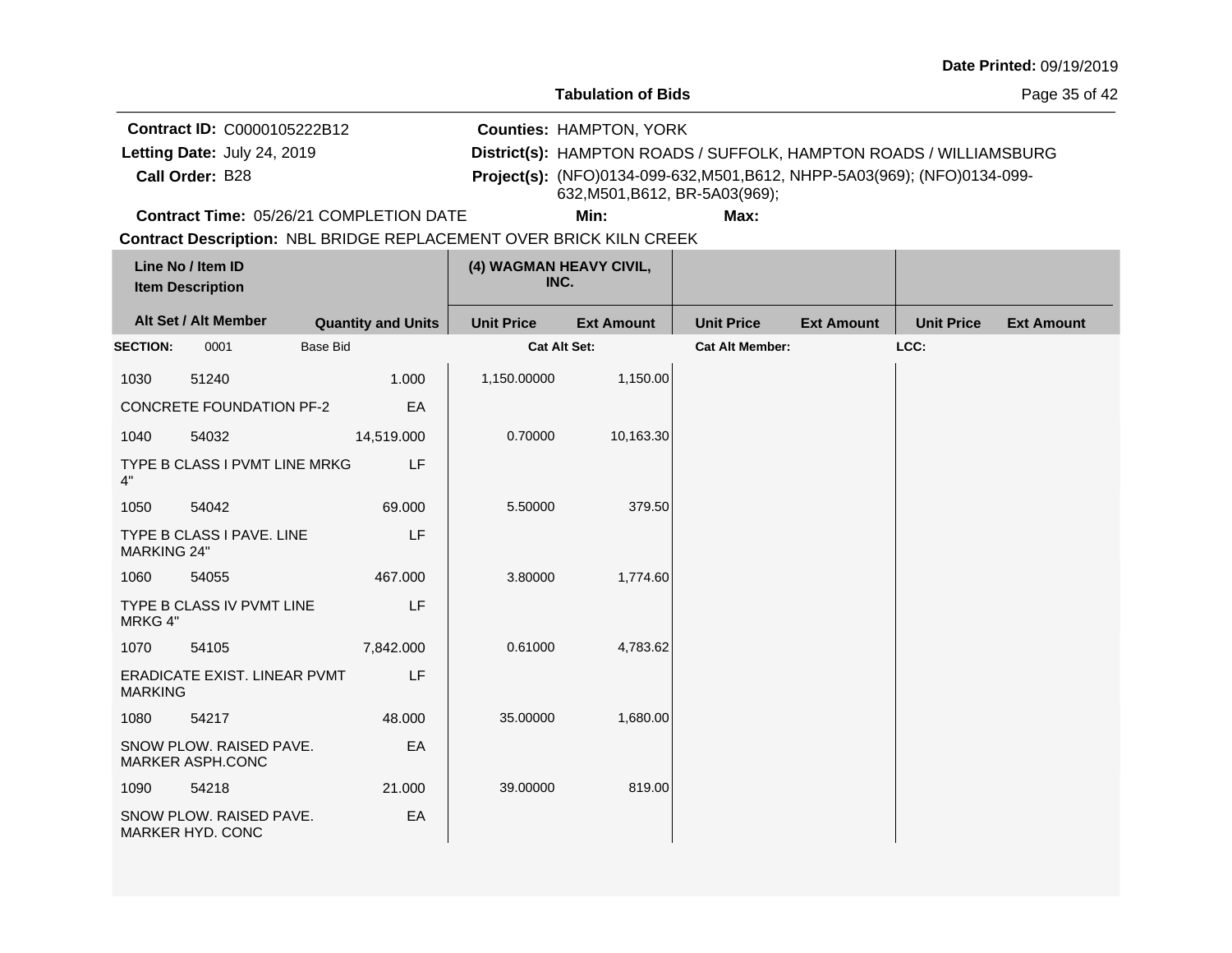Date Printed: 09/19/2019

**Tabulation of Bids**

**Contract ID:** C0000105222B12
**Letting Date:** July 24, 2019
**Call Order:** B28
**Counties:** HAMPTON, YORK
**District(s):** HAMPTON ROADS / SUFFOLK, HAMPTON ROADS / WILLIAMSBURG
**Project(s):** (NFO)0134-099-632,M501,B612, NHPP-5A03(969); (NFO)0134-099-632,M501,B612, BR-5A03(969);
**Contract Time:** 05/26/21 COMPLETION DATE
**Min:**
**Max:**
**Contract Description:** NBL BRIDGE REPLACEMENT OVER BRICK KILN CREEK

| Line No / Item ID / Item Description | | Quantity and Units | (4) WAGMAN HEAVY CIVIL, INC. Unit Price | Ext Amount | Unit Price | Ext Amount | Unit Price | Ext Amount |
|---|---|---|---|---|---|---|---|---|
| **SECTION:** 0001 | Base Bid | | Cat Alt Set: | | Cat Alt Member: | | LCC: | |
| 1030 | 51240 | 1.000 | 1,150.00000 | 1,150.00 | | | | |
| CONCRETE FOUNDATION PF-2 | | EA | | | | | | |
| 1040 | 54032 | 14,519.000 | 0.70000 | 10,163.30 | | | | |
| TYPE B CLASS I PVMT LINE MRKG 4" | | LF | | | | | | |
| 1050 | 54042 | 69.000 | 5.50000 | 379.50 | | | | |
| TYPE B CLASS I PAVE. LINE MARKING 24" | | LF | | | | | | |
| 1060 | 54055 | 467.000 | 3.80000 | 1,774.60 | | | | |
| TYPE B CLASS IV PVMT LINE MRKG 4" | | LF | | | | | | |
| 1070 | 54105 | 7,842.000 | 0.61000 | 4,783.62 | | | | |
| ERADICATE EXIST. LINEAR PVMT MARKING | | LF | | | | | | |
| 1080 | 54217 | 48.000 | 35.00000 | 1,680.00 | | | | |
| SNOW PLOW. RAISED PAVE. MARKER ASPH.CONC | | EA | | | | | | |
| 1090 | 54218 | 21.000 | 39.00000 | 819.00 | | | | |
| SNOW PLOW. RAISED PAVE. MARKER HYD. CONC | | EA | | | | | | |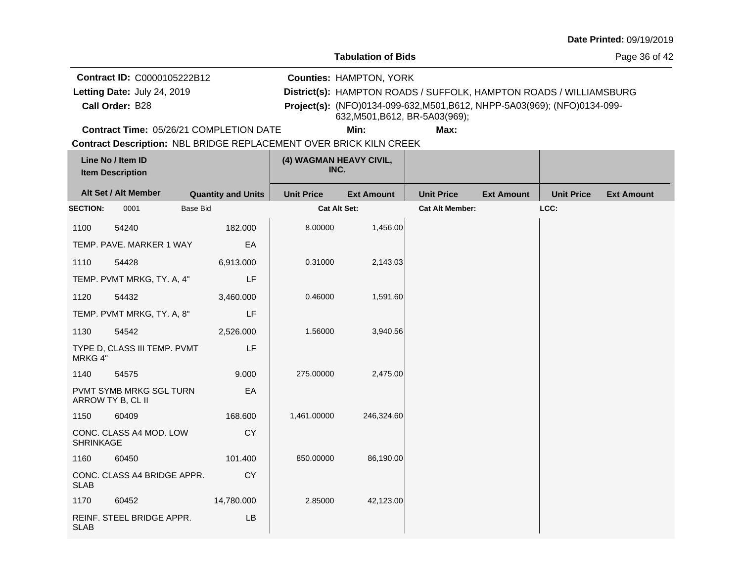Date Printed: 09/19/2019

**Tabulation of Bids**

**Contract ID:** C0000105222B12
**Letting Date:** July 24, 2019
**Call Order:** B28
**Contract Time:** 05/26/21 COMPLETION DATE

**Counties:** HAMPTON, YORK
**District(s):** HAMPTON ROADS / SUFFOLK, HAMPTON ROADS / WILLIAMSBURG
**Project(s):** (NFO)0134-099-632,M501,B612, NHPP-5A03(969); (NFO)0134-099-632,M501,B612, BR-5A03(969);
**Min:** **Max:**

**Contract Description:** NBL BRIDGE REPLACEMENT OVER BRICK KILN CREEK

| Line No / Item ID<br>Item Description | | Quantity and Units | (4) WAGMAN HEAVY CIVIL, INC.<br>Unit Price | Ext Amount | Unit Price | Ext Amount | Unit Price | Ext Amount |
|---|---|---|---|---|---|---|---|---|
| **SECTION:** 0001 | Base Bid | | **Cat Alt Set:** | | **Cat Alt Member:** | | **LCC:** | |
| 1100 | 54240 | 182.000 | 8.00000 | 1,456.00 | | | | |
| TEMP. PAVE. MARKER 1 WAY | | EA | | | | | | |
| 1110 | 54428 | 6,913.000 | 0.31000 | 2,143.03 | | | | |
| TEMP. PVMT MRKG, TY. A, 4" | | LF | | | | | | |
| 1120 | 54432 | 3,460.000 | 0.46000 | 1,591.60 | | | | |
| TEMP. PVMT MRKG, TY. A, 8" | | LF | | | | | | |
| 1130 | 54542 | 2,526.000 | 1.56000 | 3,940.56 | | | | |
| TYPE D, CLASS III TEMP. PVMT MRKG 4" | | LF | | | | | | |
| 1140 | 54575 | 9.000 | 275.00000 | 2,475.00 | | | | |
| PVMT SYMB MRKG SGL TURN ARROW TY B, CL II | | EA | | | | | | |
| 1150 | 60409 | 168.600 | 1,461.00000 | 246,324.60 | | | | |
| CONC. CLASS A4 MOD. LOW SHRINKAGE | | CY | | | | | | |
| 1160 | 60450 | 101.400 | 850.00000 | 86,190.00 | | | | |
| CONC. CLASS A4 BRIDGE APPR. SLAB | | CY | | | | | | |
| 1170 | 60452 | 14,780.000 | 2.85000 | 42,123.00 | | | | |
| REINF. STEEL BRIDGE APPR. SLAB | | LB | | | | | | |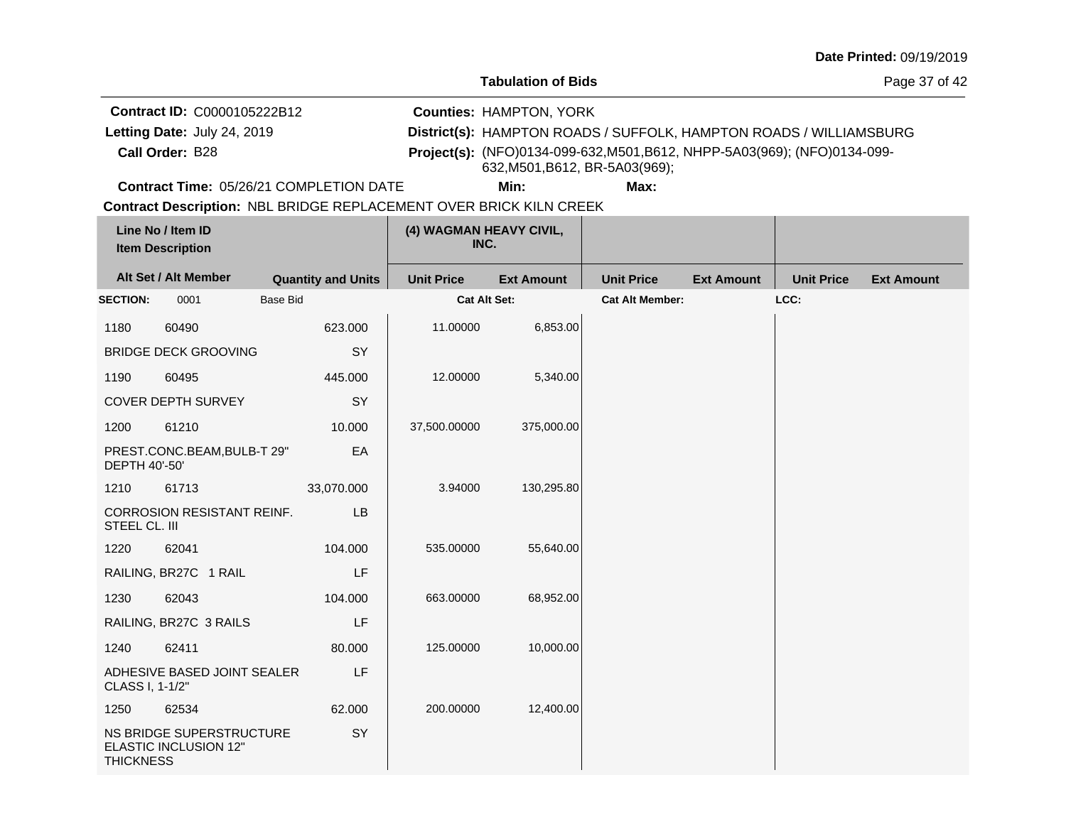**Date Printed:** 09/19/2019

**Tabulation of Bids**

**Contract ID:** C0000105222B12
**Letting Date:** July 24, 2019
**Call Order:** B28
**Contract Time:** 05/26/21 COMPLETION DATE

**Counties:** HAMPTON, YORK
**District(s):** HAMPTON ROADS / SUFFOLK, HAMPTON ROADS / WILLIAMSBURG
**Project(s):** (NFO)0134-099-632,M501,B612, NHPP-5A03(969); (NFO)0134-099-632,M501,B612, BR-5A03(969);
**Min:** **Max:**

**Contract Description:** NBL BRIDGE REPLACEMENT OVER BRICK KILN CREEK

| Line No / Item ID / Item Description | Quantity and Units | (4) WAGMAN HEAVY CIVIL, INC. Unit Price | Ext Amount | Unit Price | Ext Amount | Unit Price | Ext Amount |
|---|---|---|---|---|---|---|---|
| **SECTION:** 0001 Base Bid | | **Cat Alt Set:** | | **Cat Alt Member:** | | **LCC:** | |
| 1180 60490 BRIDGE DECK GROOVING | 623.000 SY | 11.00000 | 6,853.00 | | | | |
| 1190 60495 COVER DEPTH SURVEY | 445.000 SY | 12.00000 | 5,340.00 | | | | |
| 1200 61210 PREST.CONC.BEAM,BULB-T 29" DEPTH 40'-50' | 10.000 EA | 37,500.00000 | 375,000.00 | | | | |
| 1210 61713 CORROSION RESISTANT REINF. STEEL CL. III | 33,070.000 LB | 3.94000 | 130,295.80 | | | | |
| 1220 62041 RAILING, BR27C 1 RAIL | 104.000 LF | 535.00000 | 55,640.00 | | | | |
| 1230 62043 RAILING, BR27C 3 RAILS | 104.000 LF | 663.00000 | 68,952.00 | | | | |
| 1240 62411 ADHESIVE BASED JOINT SEALER CLASS I, 1-1/2" | 80.000 LF | 125.00000 | 10,000.00 | | | | |
| 1250 62534 NS BRIDGE SUPERSTRUCTURE ELASTIC INCLUSION 12" THICKNESS | 62.000 SY | 200.00000 | 12,400.00 | | | | |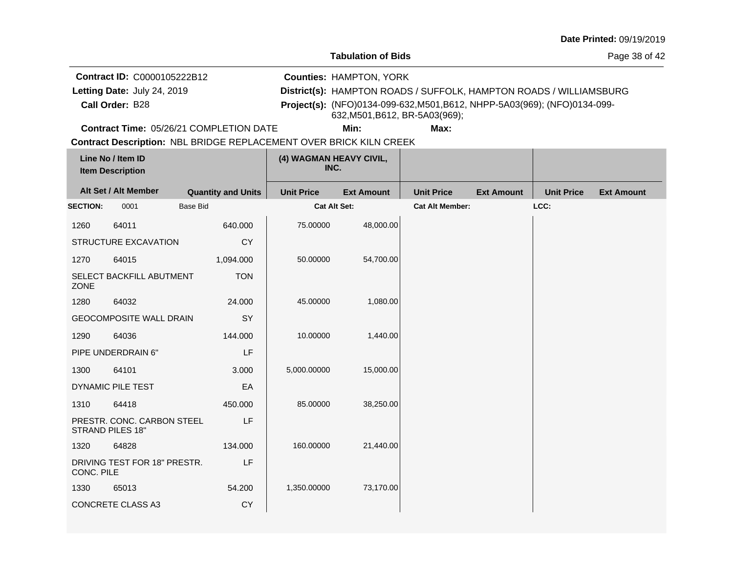**Date Printed:** 09/19/2019

**Tabulation of Bids**

**Contract ID:** C0000105222B12
**Letting Date:** July 24, 2019
**Call Order:** B28
**Contract Time:** 05/26/21 COMPLETION DATE

**Counties:** HAMPTON, YORK
**District(s):** HAMPTON ROADS / SUFFOLK, HAMPTON ROADS / WILLIAMSBURG
**Project(s):** (NFO)0134-099-632,M501,B612, NHPP-5A03(969); (NFO)0134-099-632,M501,B612, BR-5A03(969);
**Min:** **Max:**

**Contract Description:** NBL BRIDGE REPLACEMENT OVER BRICK KILN CREEK

| Line No / Item ID / Item Description | | Quantity and Units | (4) WAGMAN HEAVY CIVIL, INC. Unit Price | Ext Amount | Unit Price | Ext Amount | Unit Price | Ext Amount |
|---|---|---|---|---|---|---|---|---|
| **SECTION:** 0001 | Base Bid | | **Cat Alt Set:** | | **Cat Alt Member:** | | **LCC:** | |
| 1260 | 64011 | 640.000 | 75.00000 | 48,000.00 | | | | |
| STRUCTURE EXCAVATION | | CY | | | | | | |
| 1270 | 64015 | 1,094.000 | 50.00000 | 54,700.00 | | | | |
| SELECT BACKFILL ABUTMENT ZONE | | TON | | | | | | |
| 1280 | 64032 | 24.000 | 45.00000 | 1,080.00 | | | | |
| GEOCOMPOSITE WALL DRAIN | | SY | | | | | | |
| 1290 | 64036 | 144.000 | 10.00000 | 1,440.00 | | | | |
| PIPE UNDERDRAIN 6" | | LF | | | | | | |
| 1300 | 64101 | 3.000 | 5,000.00000 | 15,000.00 | | | | |
| DYNAMIC PILE TEST | | EA | | | | | | |
| 1310 | 64418 | 450.000 | 85.00000 | 38,250.00 | | | | |
| PRESTR. CONC. CARBON STEEL STRAND PILES 18" | | LF | | | | | | |
| 1320 | 64828 | 134.000 | 160.00000 | 21,440.00 | | | | |
| DRIVING TEST FOR 18" PRESTR. CONC. PILE | | LF | | | | | | |
| 1330 | 65013 | 54.200 | 1,350.00000 | 73,170.00 | | | | |
| CONCRETE CLASS A3 | | CY | | | | | | |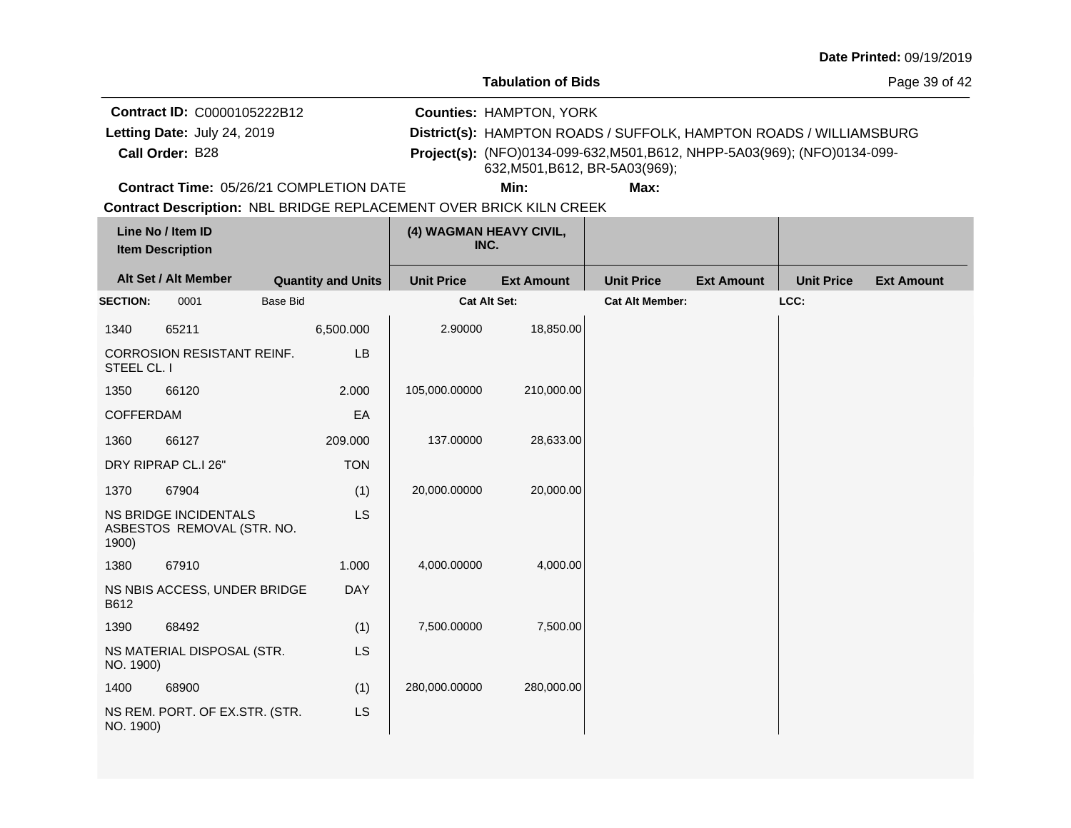**Date Printed:** 09/19/2019

**Tabulation of Bids**

**Contract ID:** C0000105222B12
**Letting Date:** July 24, 2019
**Call Order:** B28
**Contract Time:** 05/26/21 COMPLETION DATE

**Counties:** HAMPTON, YORK
**District(s):** HAMPTON ROADS / SUFFOLK, HAMPTON ROADS / WILLIAMSBURG
**Project(s):** (NFO)0134-099-632,M501,B612, NHPP-5A03(969); (NFO)0134-099-632,M501,B612, BR-5A03(969);
**Min:** **Max:**

**Contract Description:** NBL BRIDGE REPLACEMENT OVER BRICK KILN CREEK

| Line No / Item ID | Item Description | Quantity and Units | (4) WAGMAN HEAVY CIVIL, INC. Unit Price | (4) WAGMAN HEAVY CIVIL, INC. Ext Amount | Unit Price | Ext Amount | Unit Price | Ext Amount |
|---|---|---|---|---|---|---|---|---|
| **SECTION:** 0001 | Base Bid | | **Cat Alt Set:** | | **Cat Alt Member:** | | **LCC:** | |
| 1340 65211 | CORROSION RESISTANT REINF. STEEL CL. I | 6,500.000 LB | 2.90000 | 18,850.00 | | | | |
| 1350 66120 | COFFERDAM | 2.000 EA | 105,000.00000 | 210,000.00 | | | | |
| 1360 66127 | DRY RIPRAP CL.I 26" | 209.000 TON | 137.00000 | 28,633.00 | | | | |
| 1370 67904 | NS BRIDGE INCIDENTALS ASBESTOS REMOVAL (STR. NO. 1900) | (1) LS | 20,000.00000 | 20,000.00 | | | | |
| 1380 67910 | NS NBIS ACCESS, UNDER BRIDGE B612 | 1.000 DAY | 4,000.00000 | 4,000.00 | | | | |
| 1390 68492 | NS MATERIAL DISPOSAL (STR. NO. 1900) | (1) LS | 7,500.00000 | 7,500.00 | | | | |
| 1400 68900 | NS REM. PORT. OF EX.STR. (STR. NO. 1900) | (1) LS | 280,000.00000 | 280,000.00 | | | | |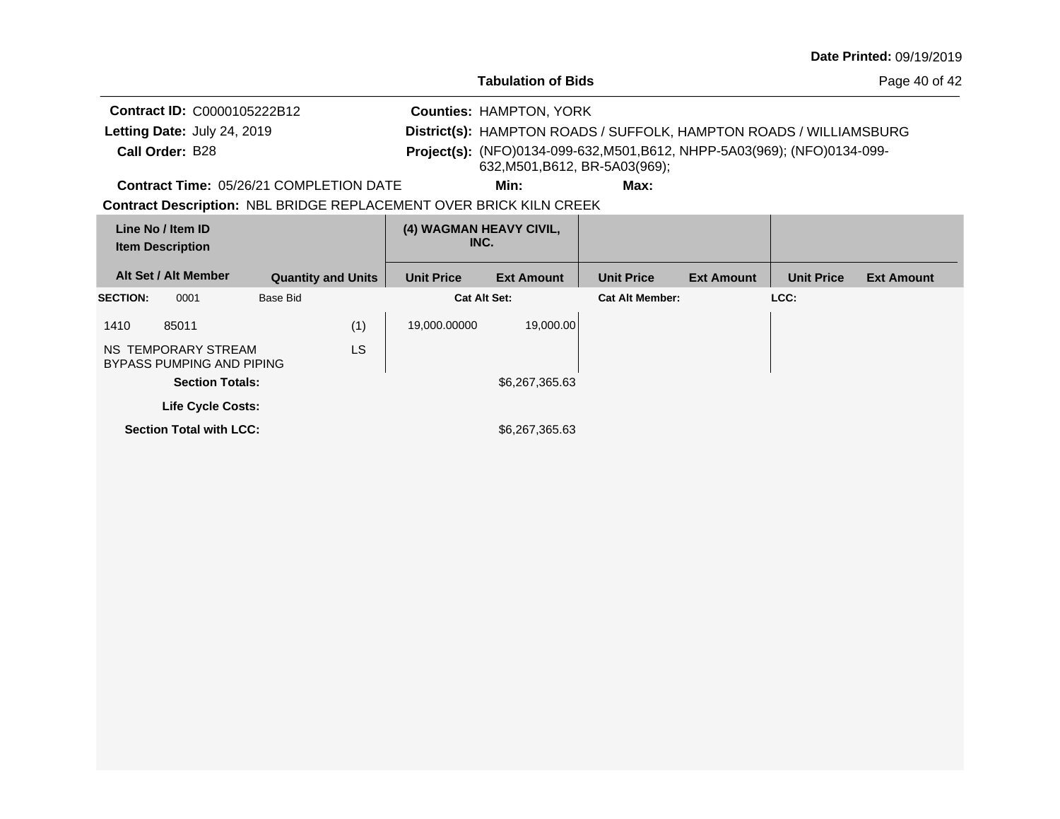**Date Printed:** 09/19/2019

**Tabulation of Bids**

**Contract ID:** C0000105222B12
**Letting Date:** July 24, 2019
**Call Order:** B28
**Contract Time:** 05/26/21 COMPLETION DATE

**Counties:** HAMPTON, YORK
**District(s):** HAMPTON ROADS / SUFFOLK, HAMPTON ROADS / WILLIAMSBURG
**Project(s):** (NFO)0134-099-632,M501,B612, NHPP-5A03(969); (NFO)0134-099-632,M501,B612, BR-5A03(969);
**Min:** **Max:**

**Contract Description:** NBL BRIDGE REPLACEMENT OVER BRICK KILN CREEK

| Line No / Item ID<br>Item Description | | | (4) WAGMAN HEAVY CIVIL, INC. | | | | | |
|---|---|---|---|---|---|---|---|---|
| **Alt Set / Alt Member** | | **Quantity and Units** | **Unit Price** | **Ext Amount** | **Unit Price** | **Ext Amount** | **Unit Price** | **Ext Amount** |
| **SECTION:** 0001 | Base Bid | | **Cat Alt Set:** | | **Cat Alt Member:** | | **LCC:** | |
| 1410 85011<br>NS TEMPORARY STREAM BYPASS PUMPING AND PIPING | | (1)<br>LS | 19,000.00000 | 19,000.00 | | | | |
| **Section Totals:** | | | | $6,267,365.63 | | | | |
| **Life Cycle Costs:** | | | | | | | | |
| **Section Total with LCC:** | | | | $6,267,365.63 | | | | |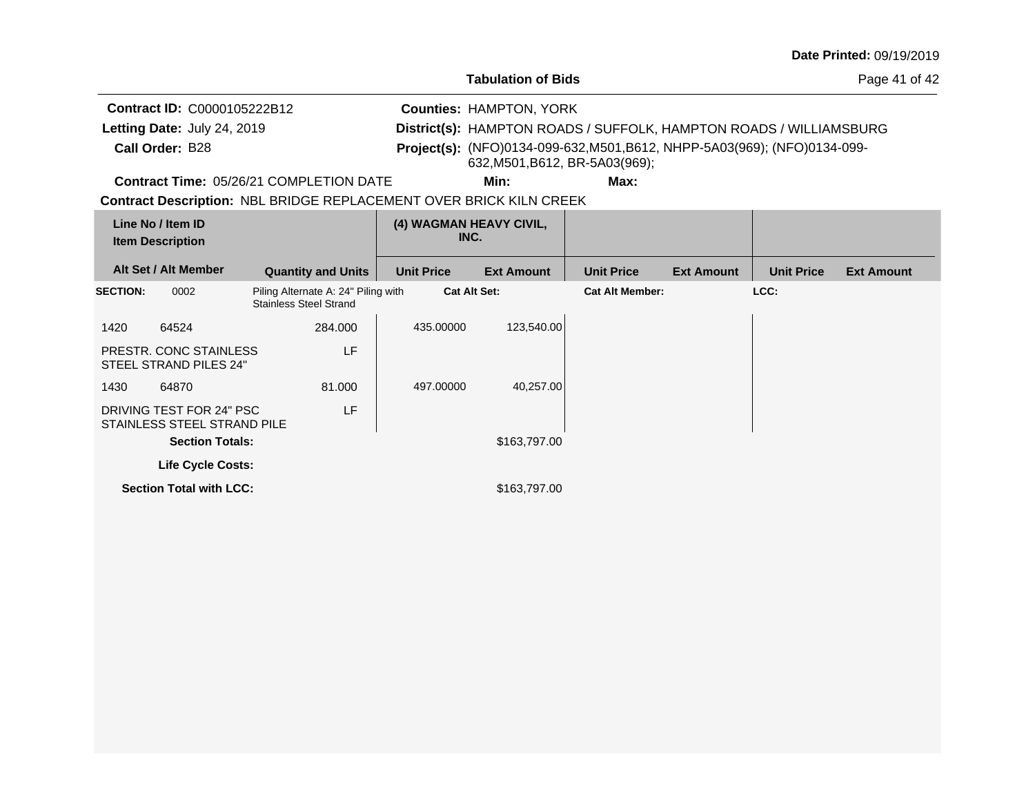Date Printed: 09/19/2019

**Tabulation of Bids**

**Contract ID:** C0000105222B12
**Letting Date:** July 24, 2019
**Call Order:** B28
**Contract Time:** 05/26/21 COMPLETION DATE

**Counties:** HAMPTON, YORK
**District(s):** HAMPTON ROADS / SUFFOLK, HAMPTON ROADS / WILLIAMSBURG
**Project(s):** (NFO)0134-099-632,M501,B612, NHPP-5A03(969); (NFO)0134-099-632,M501,B612, BR-5A03(969);
**Min:** **Max:**

**Contract Description:** NBL BRIDGE REPLACEMENT OVER BRICK KILN CREEK

| Line No / Item ID / Item Description | Alt Set / Alt Member | Quantity and Units | (4) WAGMAN HEAVY CIVIL, INC. Unit Price | (4) WAGMAN HEAVY CIVIL, INC. Ext Amount | Unit Price | Ext Amount | Unit Price | Ext Amount |
|---|---|---|---|---|---|---|---|---|
| **SECTION:** 0002 | | Piling Alternate A: 24" Piling with Stainless Steel Strand | **Cat Alt Set:** | | **Cat Alt Member:** | | **LCC:** | |
| 1420 64524 PRESTR. CONC STAINLESS STEEL STRAND PILES 24" | | 284.000 LF | 435.00000 | 123,540.00 | | | | |
| 1430 64870 DRIVING TEST FOR 24" PSC STAINLESS STEEL STRAND PILE | | 81.000 LF | 497.00000 | 40,257.00 | | | | |
| **Section Totals:** | | | | $163,797.00 | | | | |
| **Life Cycle Costs:** | | | | | | | | |
| **Section Total with LCC:** | | | | $163,797.00 | | | | |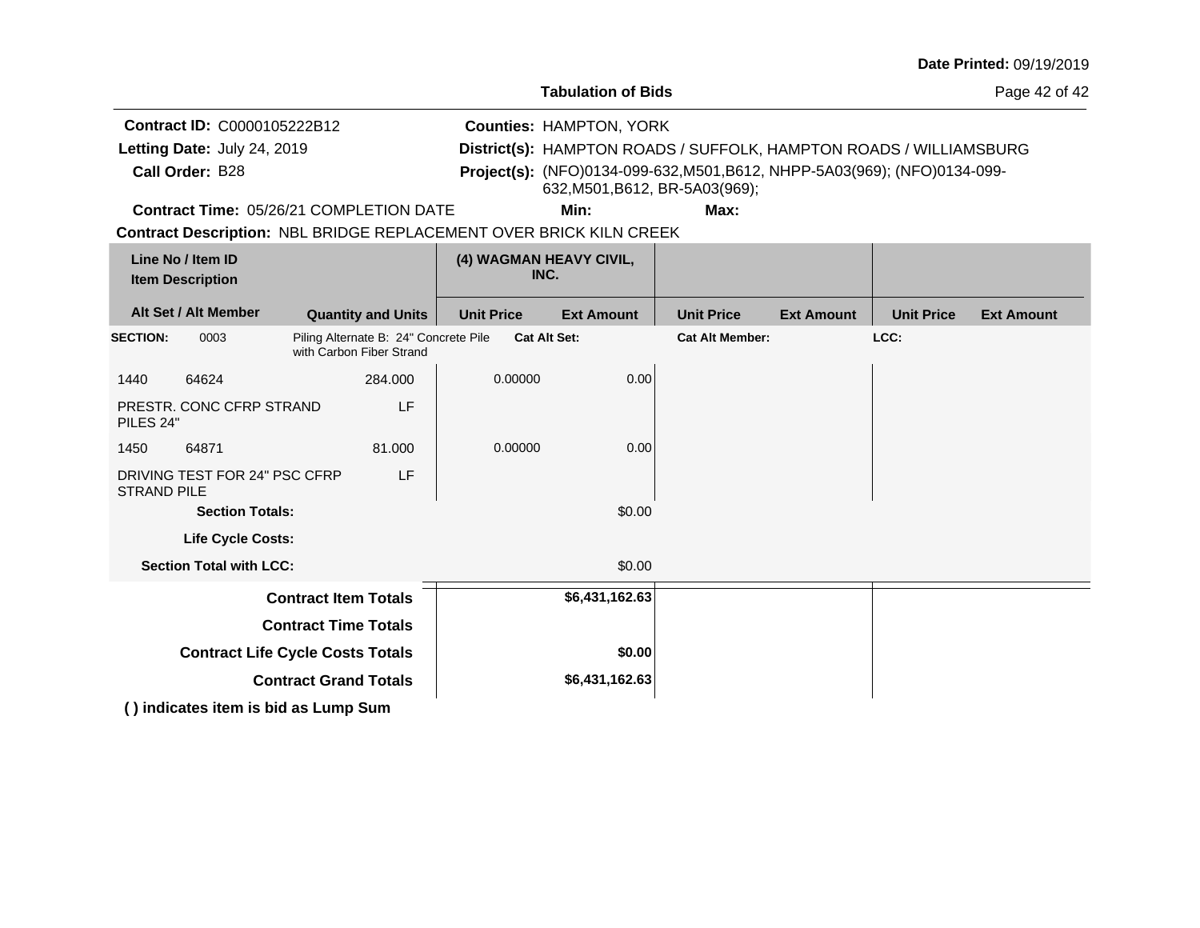**Date Printed:** 09/19/2019

## Tabulation of Bids

**Contract ID:** C0000105222B12
**Letting Date:** July 24, 2019
**Call Order:** B28
**Contract Time:** 05/26/21 COMPLETION DATE

**Counties:** HAMPTON, YORK
**District(s):** HAMPTON ROADS / SUFFOLK, HAMPTON ROADS / WILLIAMSBURG
**Project(s):** (NFO)0134-099-632,M501,B612, NHPP-5A03(969); (NFO)0134-099-632,M501,B612, BR-5A03(969);
**Min:** **Max:**

**Contract Description:** NBL BRIDGE REPLACEMENT OVER BRICK KILN CREEK

| Line No / Item ID / Item Description | Alt Set / Alt Member | Quantity and Units | (4) WAGMAN HEAVY CIVIL, INC. Unit Price | Ext Amount | Unit Price | Ext Amount | Unit Price | Ext Amount |
|---|---|---|---|---|---|---|---|---|
| **SECTION:** 0003 | | Piling Alternate B: 24" Concrete Pile with Carbon Fiber Strand | **Cat Alt Set:** | | **Cat Alt Member:** | | **LCC:** | |
| 1440 64624 PRESTR. CONC CFRP STRAND PILES 24" | | 284.000 LF | 0.00000 | 0.00 | | | | |
| 1450 64871 DRIVING TEST FOR 24" PSC CFRP STRAND PILE | | 81.000 LF | 0.00000 | 0.00 | | | | |
| **Section Totals:** | | | | $0.00 | | | | |
| **Life Cycle Costs:** | | | | | | | | |
| **Section Total with LCC:** | | | | $0.00 | | | | |
| **Contract Item Totals** | | | | **$6,431,162.63** | | | | |
| **Contract Time Totals** | | | | | | | | |
| **Contract Life Cycle Costs Totals** | | | | **$0.00** | | | | |
| **Contract Grand Totals** | | | | **$6,431,162.63** | | | | |

**( ) indicates item is bid as Lump Sum**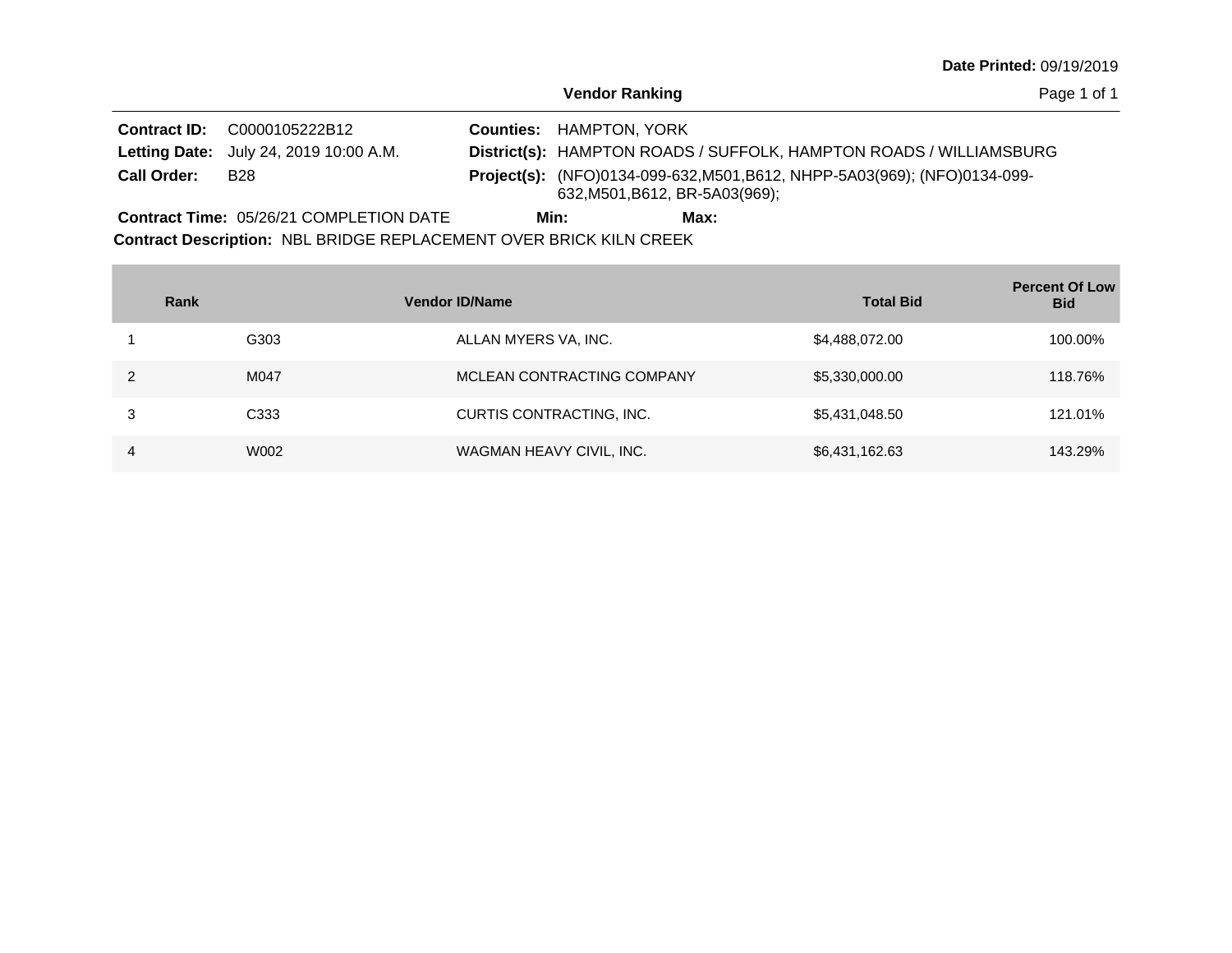**Date Printed:** 09/19/2019

## Vendor Ranking

**Contract ID:** C0000105222B12
**Letting Date:** July 24, 2019 10:00 A.M.
**Call Order:** B28

**Counties:** HAMPTON, YORK
**District(s):** HAMPTON ROADS / SUFFOLK, HAMPTON ROADS / WILLIAMSBURG
**Project(s):** (NFO)0134-099-632,M501,B612, NHPP-5A03(969); (NFO)0134-099-632,M501,B612, BR-5A03(969);

**Contract Time:** 05/26/21 COMPLETION DATE **Min:** **Max:**

**Contract Description:** NBL BRIDGE REPLACEMENT OVER BRICK KILN CREEK

| Rank | Vendor ID | Vendor Name | Total Bid | Percent Of Low Bid |
|---|---|---|---|---|
| 1 | G303 | ALLAN MYERS VA, INC. | $4,488,072.00 | 100.00% |
| 2 | M047 | MCLEAN CONTRACTING COMPANY | $5,330,000.00 | 118.76% |
| 3 | C333 | CURTIS CONTRACTING, INC. | $5,431,048.50 | 121.01% |
| 4 | W002 | WAGMAN HEAVY CIVIL, INC. | $6,431,162.63 | 143.29% |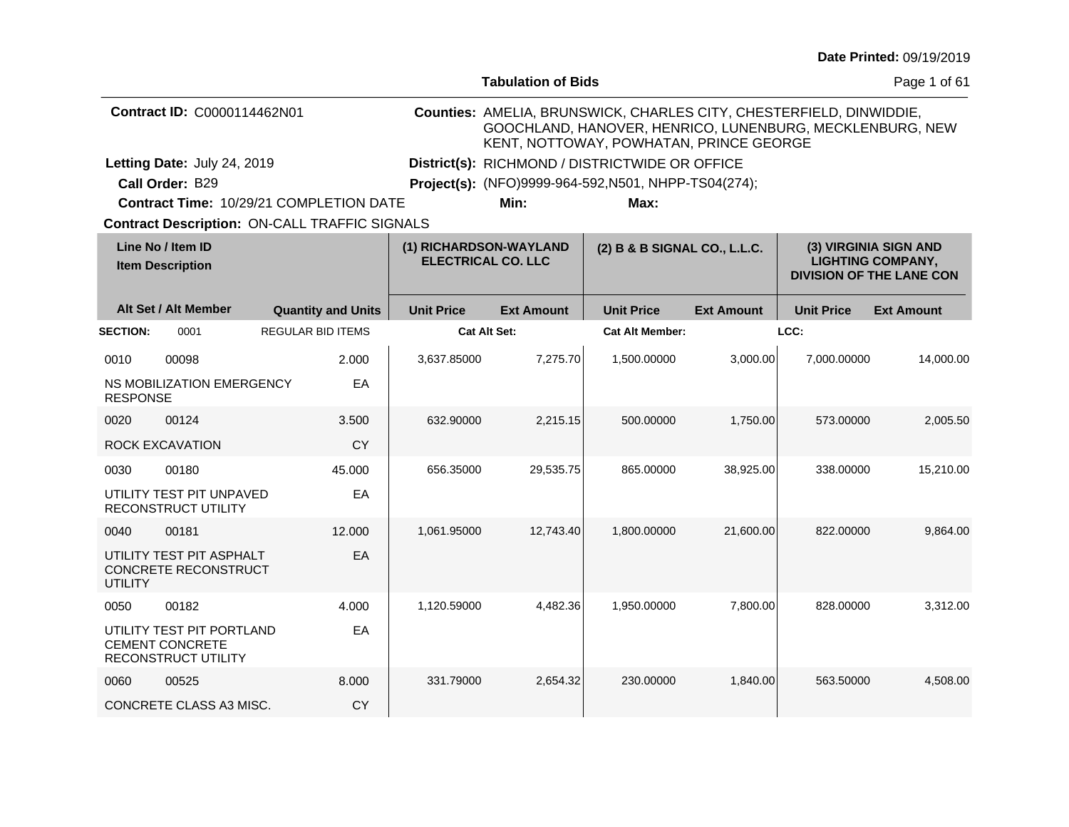Date Printed: 09/19/2019

**Tabulation of Bids**

**Contract ID:** C0000114462N01

**Counties:** AMELIA, BRUNSWICK, CHARLES CITY, CHESTERFIELD, DINWIDDIE, GOOCHLAND, HANOVER, HENRICO, LUNENBURG, MECKLENBURG, NEW KENT, NOTTOWAY, POWHATAN, PRINCE GEORGE

**Letting Date:** July 24, 2019

**District(s):** RICHMOND / DISTRICTWIDE OR OFFICE

**Call Order:** B29

**Project(s):** (NFO)9999-964-592,N501, NHPP-TS04(274);

**Contract Time:** 10/29/21 COMPLETION DATE

**Min:** 

**Max:** 

**Contract Description:** ON-CALL TRAFFIC SIGNALS

| Line No / Item ID / Item Description | Alt Set / Alt Member | Quantity and Units | (1) RICHARDSON-WAYLAND ELECTRICAL CO. LLC Unit Price | (1) Ext Amount | (2) B & B SIGNAL CO., L.L.C. Unit Price | (2) Ext Amount | (3) VIRGINIA SIGN AND LIGHTING COMPANY, DIVISION OF THE LANE CON Unit Price | (3) Ext Amount |
|---|---|---|---|---|---|---|---|---|
| **SECTION:** 0001 | REGULAR BID ITEMS | | **Cat Alt Set:** | | **Cat Alt Member:** | | **LCC:** | |
| 0010 00098 NS MOBILIZATION EMERGENCY RESPONSE | | 2.000 EA | 3,637.85000 | 7,275.70 | 1,500.00000 | 3,000.00 | 7,000.00000 | 14,000.00 |
| 0020 00124 ROCK EXCAVATION | | 3.500 CY | 632.90000 | 2,215.15 | 500.00000 | 1,750.00 | 573.00000 | 2,005.50 |
| 0030 00180 UTILITY TEST PIT UNPAVED RECONSTRUCT UTILITY | | 45.000 EA | 656.35000 | 29,535.75 | 865.00000 | 38,925.00 | 338.00000 | 15,210.00 |
| 0040 00181 UTILITY TEST PIT ASPHALT CONCRETE RECONSTRUCT UTILITY | | 12.000 EA | 1,061.95000 | 12,743.40 | 1,800.00000 | 21,600.00 | 822.00000 | 9,864.00 |
| 0050 00182 UTILITY TEST PIT PORTLAND CEMENT CONCRETE RECONSTRUCT UTILITY | | 4.000 EA | 1,120.59000 | 4,482.36 | 1,950.00000 | 7,800.00 | 828.00000 | 3,312.00 |
| 0060 00525 CONCRETE CLASS A3 MISC. | | 8.000 CY | 331.79000 | 2,654.32 | 230.00000 | 1,840.00 | 563.50000 | 4,508.00 |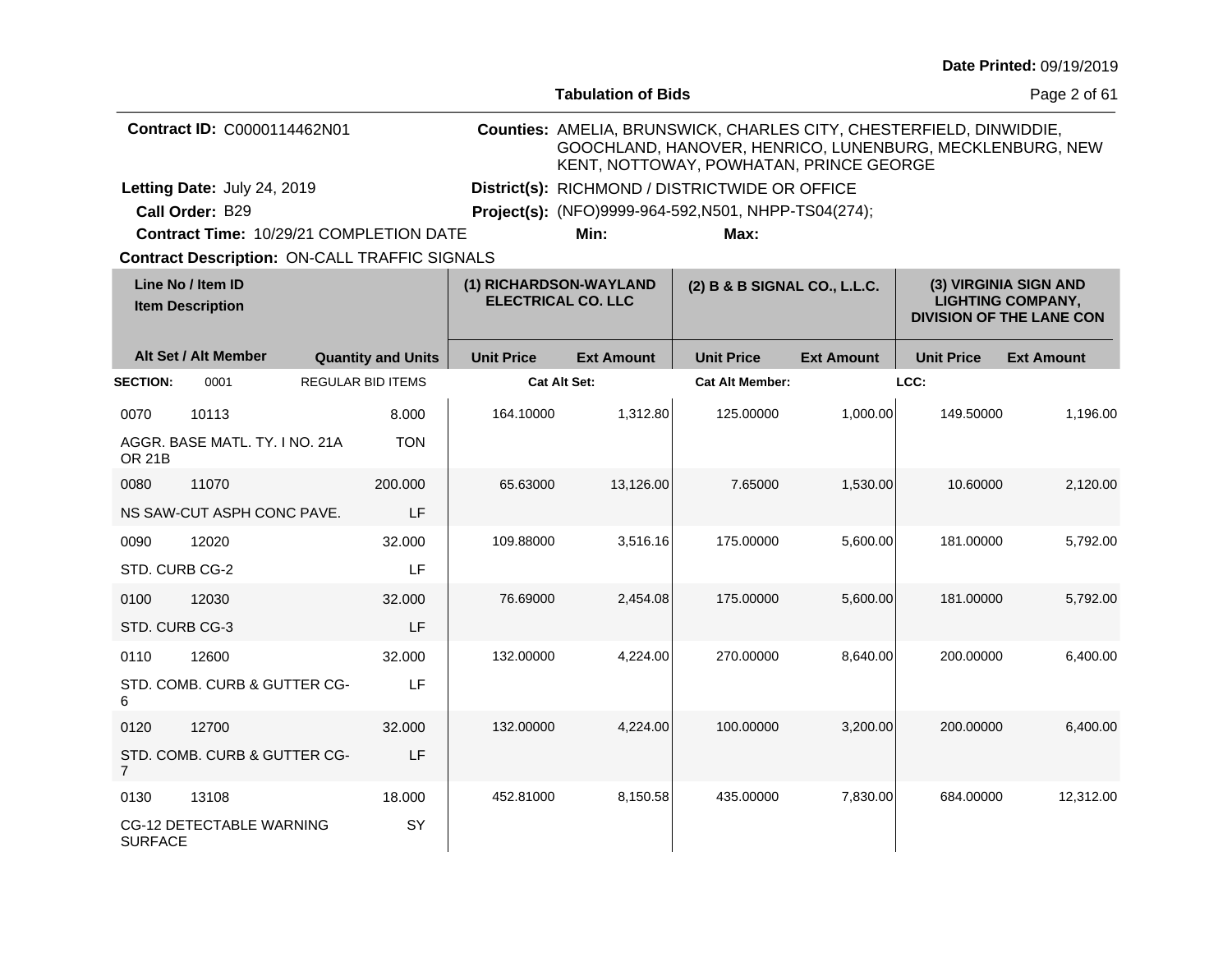**Date Printed:** 09/19/2019

**Tabulation of Bids**

**Contract ID:** C0000114462N01

**Counties:** AMELIA, BRUNSWICK, CHARLES CITY, CHESTERFIELD, DINWIDDIE, GOOCHLAND, HANOVER, HENRICO, LUNENBURG, MECKLENBURG, NEW KENT, NOTTOWAY, POWHATAN, PRINCE GEORGE

**Letting Date:** July 24, 2019

**District(s):** RICHMOND / DISTRICTWIDE OR OFFICE

**Call Order:** B29

**Project(s):** (NFO)9999-964-592,N501, NHPP-TS04(274);

**Contract Time:** 10/29/21 COMPLETION DATE

**Min:**

**Max:**

**Contract Description:** ON-CALL TRAFFIC SIGNALS

| Line No / Item ID / Item Description | | Quantity and Units | (1) RICHARDSON-WAYLAND ELECTRICAL CO. LLC | | (2) B & B SIGNAL CO., L.L.C. | | (3) VIRGINIA SIGN AND LIGHTING COMPANY, DIVISION OF THE LANE CON | |
|---|---|---|---|---|---|---|---|---|
| Alt Set / Alt Member | | | Unit Price | Ext Amount | Unit Price | Ext Amount | Unit Price | Ext Amount |
| **SECTION:** 0001 | REGULAR BID ITEMS | | **Cat Alt Set:** | | **Cat Alt Member:** | | **LCC:** | |
| 0070 | 10113 | 8.000 | 164.10000 | 1,312.80 | 125.00000 | 1,000.00 | 149.50000 | 1,196.00 |
| AGGR. BASE MATL. TY. I NO. 21A OR 21B | | TON | | | | | | |
| 0080 | 11070 | 200.000 | 65.63000 | 13,126.00 | 7.65000 | 1,530.00 | 10.60000 | 2,120.00 |
| NS SAW-CUT ASPH CONC PAVE. | | LF | | | | | | |
| 0090 | 12020 | 32.000 | 109.88000 | 3,516.16 | 175.00000 | 5,600.00 | 181.00000 | 5,792.00 |
| STD. CURB CG-2 | | LF | | | | | | |
| 0100 | 12030 | 32.000 | 76.69000 | 2,454.08 | 175.00000 | 5,600.00 | 181.00000 | 5,792.00 |
| STD. CURB CG-3 | | LF | | | | | | |
| 0110 | 12600 | 32.000 | 132.00000 | 4,224.00 | 270.00000 | 8,640.00 | 200.00000 | 6,400.00 |
| STD. COMB. CURB & GUTTER CG-6 | | LF | | | | | | |
| 0120 | 12700 | 32.000 | 132.00000 | 4,224.00 | 100.00000 | 3,200.00 | 200.00000 | 6,400.00 |
| STD. COMB. CURB & GUTTER CG-7 | | LF | | | | | | |
| 0130 | 13108 | 18.000 | 452.81000 | 8,150.58 | 435.00000 | 7,830.00 | 684.00000 | 12,312.00 |
| CG-12 DETECTABLE WARNING SURFACE | | SY | | | | | | |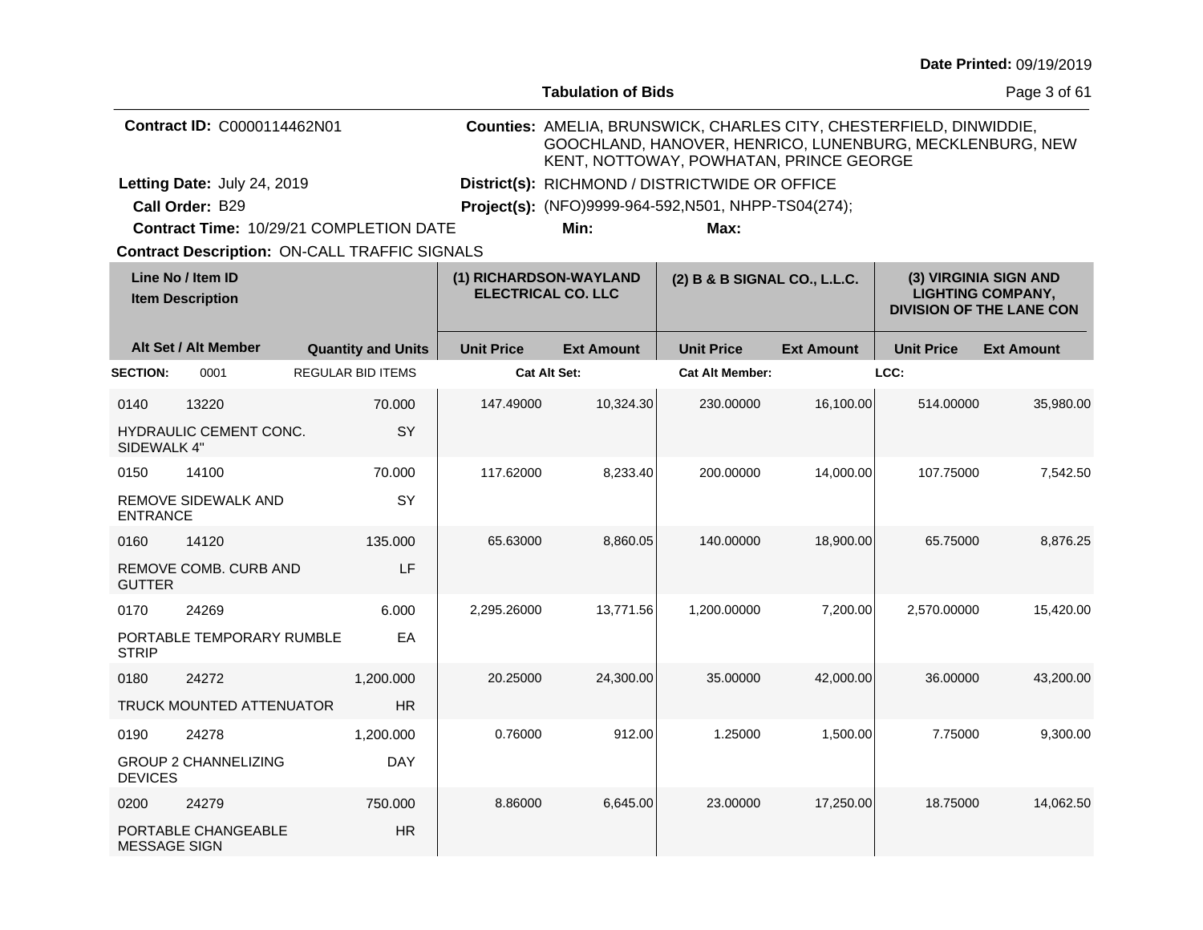**Date Printed:** 09/19/2019

**Tabulation of Bids**

**Contract ID:** C0000114462N01

**Counties:** AMELIA, BRUNSWICK, CHARLES CITY, CHESTERFIELD, DINWIDDIE, GOOCHLAND, HANOVER, HENRICO, LUNENBURG, MECKLENBURG, NEW KENT, NOTTOWAY, POWHATAN, PRINCE GEORGE

**Letting Date:** July 24, 2019

**District(s):** RICHMOND / DISTRICTWIDE OR OFFICE

**Call Order:** B29

**Project(s):** (NFO)9999-964-592,N501, NHPP-TS04(274);

**Contract Time:** 10/29/21 COMPLETION DATE

**Min:**

**Max:**

**Contract Description:** ON-CALL TRAFFIC SIGNALS

| Line No / Item ID | Item Description | Quantity and Units | (1) RICHARDSON-WAYLAND ELECTRICAL CO. LLC Unit Price | (1) Ext Amount | (2) B & B SIGNAL CO., L.L.C. Unit Price | (2) Ext Amount | (3) VIRGINIA SIGN AND LIGHTING COMPANY, DIVISION OF THE LANE CON Unit Price | (3) Ext Amount |
|---|---|---|---|---|---|---|---|---|
| **SECTION:** 0001 | REGULAR BID ITEMS | | **Cat Alt Set:** | | **Cat Alt Member:** | | **LCC:** | |
| 0140 13220 | HYDRAULIC CEMENT CONC. SIDEWALK 4" | 70.000 SY | 147.49000 | 10,324.30 | 230.00000 | 16,100.00 | 514.00000 | 35,980.00 |
| 0150 14100 | REMOVE SIDEWALK AND ENTRANCE | 70.000 SY | 117.62000 | 8,233.40 | 200.00000 | 14,000.00 | 107.75000 | 7,542.50 |
| 0160 14120 | REMOVE COMB. CURB AND GUTTER | 135.000 LF | 65.63000 | 8,860.05 | 140.00000 | 18,900.00 | 65.75000 | 8,876.25 |
| 0170 24269 | PORTABLE TEMPORARY RUMBLE STRIP | 6.000 EA | 2,295.26000 | 13,771.56 | 1,200.00000 | 7,200.00 | 2,570.00000 | 15,420.00 |
| 0180 24272 | TRUCK MOUNTED ATTENUATOR | 1,200.000 HR | 20.25000 | 24,300.00 | 35.00000 | 42,000.00 | 36.00000 | 43,200.00 |
| 0190 24278 | GROUP 2 CHANNELIZING DEVICES | 1,200.000 DAY | 0.76000 | 912.00 | 1.25000 | 1,500.00 | 7.75000 | 9,300.00 |
| 0200 24279 | PORTABLE CHANGEABLE MESSAGE SIGN | 750.000 HR | 8.86000 | 6,645.00 | 23.00000 | 17,250.00 | 18.75000 | 14,062.50 |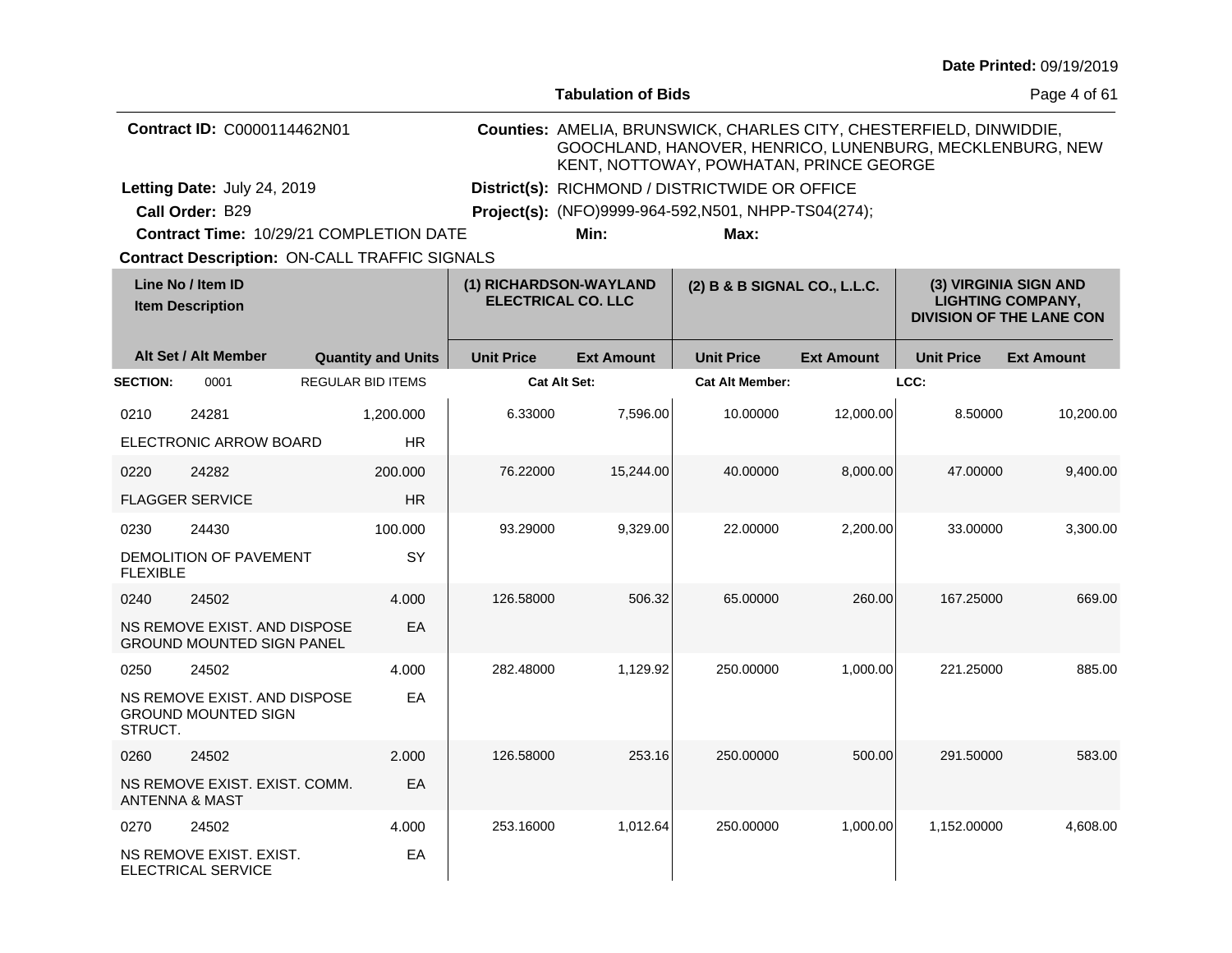Date Printed: 09/19/2019

**Tabulation of Bids**

**Contract ID:** C0000114462N01

**Counties:** AMELIA, BRUNSWICK, CHARLES CITY, CHESTERFIELD, DINWIDDIE, GOOCHLAND, HANOVER, HENRICO, LUNENBURG, MECKLENBURG, NEW KENT, NOTTOWAY, POWHATAN, PRINCE GEORGE

**Letting Date:** July 24, 2019

**District(s):** RICHMOND / DISTRICTWIDE OR OFFICE

**Call Order:** B29

**Project(s):** (NFO)9999-964-592,N501, NHPP-TS04(274);

**Contract Time:** 10/29/21 COMPLETION DATE

**Min:**

**Max:**

**Contract Description:** ON-CALL TRAFFIC SIGNALS

| Line No / Item ID | Item Description | Quantity and Units | (1) RICHARDSON-WAYLAND ELECTRICAL CO. LLC Unit Price | (1) Ext Amount | (2) B & B SIGNAL CO., L.L.C. Unit Price | (2) Ext Amount | (3) VIRGINIA SIGN AND LIGHTING COMPANY, DIVISION OF THE LANE CON Unit Price | (3) Ext Amount |
|---|---|---|---|---|---|---|---|---|
| **SECTION:** 0001 | REGULAR BID ITEMS | | Cat Alt Set: | | Cat Alt Member: | | LCC: | |
| 0210 24281 | ELECTRONIC ARROW BOARD | 1,200.000 HR | 6.33000 | 7,596.00 | 10.00000 | 12,000.00 | 8.50000 | 10,200.00 |
| 0220 24282 | FLAGGER SERVICE | 200.000 HR | 76.22000 | 15,244.00 | 40.00000 | 8,000.00 | 47.00000 | 9,400.00 |
| 0230 24430 | DEMOLITION OF PAVEMENT FLEXIBLE | 100.000 SY | 93.29000 | 9,329.00 | 22.00000 | 2,200.00 | 33.00000 | 3,300.00 |
| 0240 24502 | NS REMOVE EXIST. AND DISPOSE GROUND MOUNTED SIGN PANEL | 4.000 EA | 126.58000 | 506.32 | 65.00000 | 260.00 | 167.25000 | 669.00 |
| 0250 24502 | NS REMOVE EXIST. AND DISPOSE GROUND MOUNTED SIGN STRUCT. | 4.000 EA | 282.48000 | 1,129.92 | 250.00000 | 1,000.00 | 221.25000 | 885.00 |
| 0260 24502 | NS REMOVE EXIST. EXIST. COMM. ANTENNA & MAST | 2.000 EA | 126.58000 | 253.16 | 250.00000 | 500.00 | 291.50000 | 583.00 |
| 0270 24502 | NS REMOVE EXIST. EXIST. ELECTRICAL SERVICE | 4.000 EA | 253.16000 | 1,012.64 | 250.00000 | 1,000.00 | 1,152.00000 | 4,608.00 |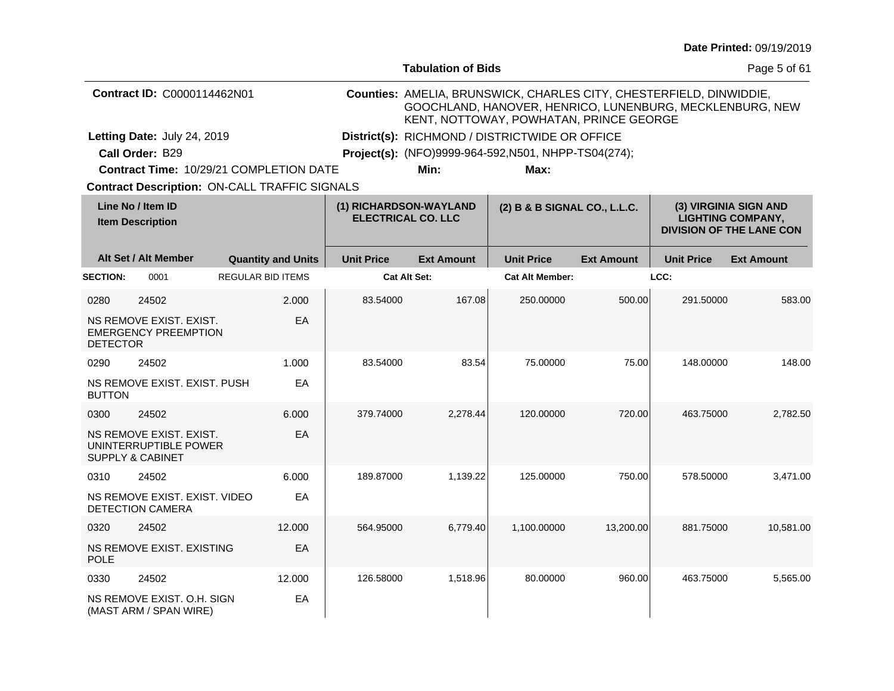**Date Printed:** 09/19/2019

**Tabulation of Bids**

**Contract ID:** C0000114462N01

**Counties:** AMELIA, BRUNSWICK, CHARLES CITY, CHESTERFIELD, DINWIDDIE, GOOCHLAND, HANOVER, HENRICO, LUNENBURG, MECKLENBURG, NEW KENT, NOTTOWAY, POWHATAN, PRINCE GEORGE

**Letting Date:** July 24, 2019

**District(s):** RICHMOND / DISTRICTWIDE OR OFFICE

**Call Order:** B29

**Project(s):** (NFO)9999-964-592,N501, NHPP-TS04(274);

**Contract Time:** 10/29/21 COMPLETION DATE

**Min:**

**Max:**

**Contract Description:** ON-CALL TRAFFIC SIGNALS

| Line No / Item ID | | Quantity and Units | (1) RICHARDSON-WAYLAND ELECTRICAL CO. LLC | | (2) B & B SIGNAL CO., L.L.C. | | (3) VIRGINIA SIGN AND LIGHTING COMPANY, DIVISION OF THE LANE CON | |
|---|---|---|---|---|---|---|---|---|
| Item Description / Alt Set / Alt Member | | | Unit Price | Ext Amount | Unit Price | Ext Amount | Unit Price | Ext Amount |
| **SECTION:** 0001 | REGULAR BID ITEMS | | **Cat Alt Set:** | | **Cat Alt Member:** | | **LCC:** | |
| 0280 | 24502 | 2.000 | 83.54000 | 167.08 | 250.00000 | 500.00 | 291.50000 | 583.00 |
| NS REMOVE EXIST. EXIST. EMERGENCY PREEMPTION DETECTOR | | EA | | | | | | |
| 0290 | 24502 | 1.000 | 83.54000 | 83.54 | 75.00000 | 75.00 | 148.00000 | 148.00 |
| NS REMOVE EXIST. EXIST. PUSH BUTTON | | EA | | | | | | |
| 0300 | 24502 | 6.000 | 379.74000 | 2,278.44 | 120.00000 | 720.00 | 463.75000 | 2,782.50 |
| NS REMOVE EXIST. EXIST. UNINTERRUPTIBLE POWER SUPPLY & CABINET | | EA | | | | | | |
| 0310 | 24502 | 6.000 | 189.87000 | 1,139.22 | 125.00000 | 750.00 | 578.50000 | 3,471.00 |
| NS REMOVE EXIST. EXIST. VIDEO DETECTION CAMERA | | EA | | | | | | |
| 0320 | 24502 | 12.000 | 564.95000 | 6,779.40 | 1,100.00000 | 13,200.00 | 881.75000 | 10,581.00 |
| NS REMOVE EXIST. EXISTING POLE | | EA | | | | | | |
| 0330 | 24502 | 12.000 | 126.58000 | 1,518.96 | 80.00000 | 960.00 | 463.75000 | 5,565.00 |
| NS REMOVE EXIST. O.H. SIGN (MAST ARM / SPAN WIRE) | | EA | | | | | | |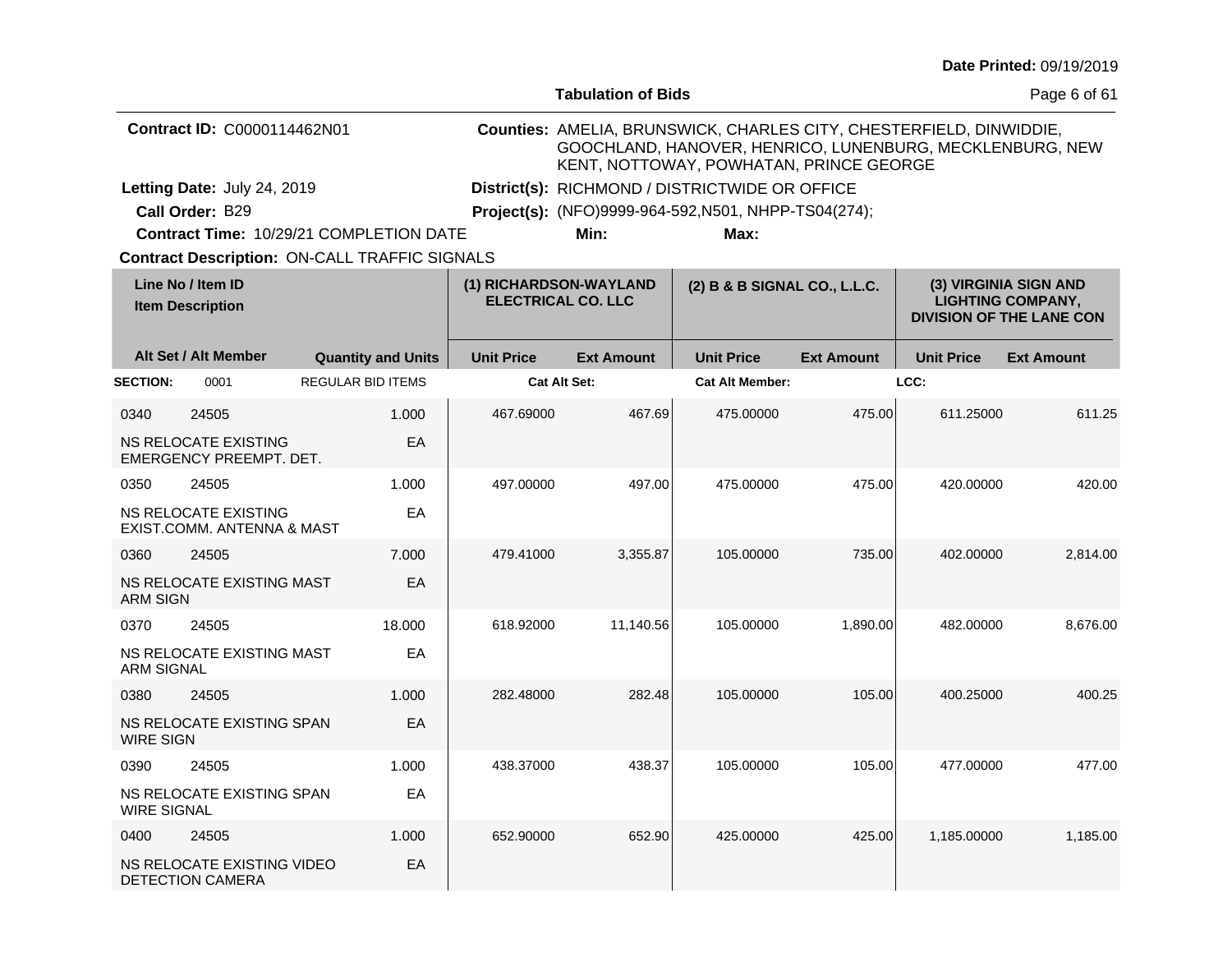Date Printed: 09/19/2019

**Tabulation of Bids**

**Contract ID:** C0000114462N01

**Counties:** AMELIA, BRUNSWICK, CHARLES CITY, CHESTERFIELD, DINWIDDIE, GOOCHLAND, HANOVER, HENRICO, LUNENBURG, MECKLENBURG, NEW KENT, NOTTOWAY, POWHATAN, PRINCE GEORGE

**Letting Date:** July 24, 2019

**District(s):** RICHMOND / DISTRICTWIDE OR OFFICE

**Call Order:** B29

**Project(s):** (NFO)9999-964-592,N501, NHPP-TS04(274);

**Contract Time:** 10/29/21 COMPLETION DATE

**Min:**

**Max:**

**Contract Description:** ON-CALL TRAFFIC SIGNALS

| Line No / Item ID / Item Description | Alt Set / Alt Member | Quantity and Units | (1) RICHARDSON-WAYLAND ELECTRICAL CO. LLC Unit Price | (1) Ext Amount | (2) B & B SIGNAL CO., L.L.C. Unit Price | (2) Ext Amount | (3) VIRGINIA SIGN AND LIGHTING COMPANY, DIVISION OF THE LANE CON Unit Price | (3) Ext Amount |
|---|---|---|---|---|---|---|---|---|
| **SECTION:** 0001 | REGULAR BID ITEMS | | Cat Alt Set: | | Cat Alt Member: | | LCC: | |
| 0340 24505 NS RELOCATE EXISTING EMERGENCY PREEMPT. DET. | | 1.000 EA | 467.69000 | 467.69 | 475.00000 | 475.00 | 611.25000 | 611.25 |
| 0350 24505 NS RELOCATE EXISTING EXIST.COMM. ANTENNA & MAST | | 1.000 EA | 497.00000 | 497.00 | 475.00000 | 475.00 | 420.00000 | 420.00 |
| 0360 24505 NS RELOCATE EXISTING MAST ARM SIGN | | 7.000 EA | 479.41000 | 3,355.87 | 105.00000 | 735.00 | 402.00000 | 2,814.00 |
| 0370 24505 NS RELOCATE EXISTING MAST ARM SIGNAL | | 18.000 EA | 618.92000 | 11,140.56 | 105.00000 | 1,890.00 | 482.00000 | 8,676.00 |
| 0380 24505 NS RELOCATE EXISTING SPAN WIRE SIGN | | 1.000 EA | 282.48000 | 282.48 | 105.00000 | 105.00 | 400.25000 | 400.25 |
| 0390 24505 NS RELOCATE EXISTING SPAN WIRE SIGNAL | | 1.000 EA | 438.37000 | 438.37 | 105.00000 | 105.00 | 477.00000 | 477.00 |
| 0400 24505 NS RELOCATE EXISTING VIDEO DETECTION CAMERA | | 1.000 EA | 652.90000 | 652.90 | 425.00000 | 425.00 | 1,185.00000 | 1,185.00 |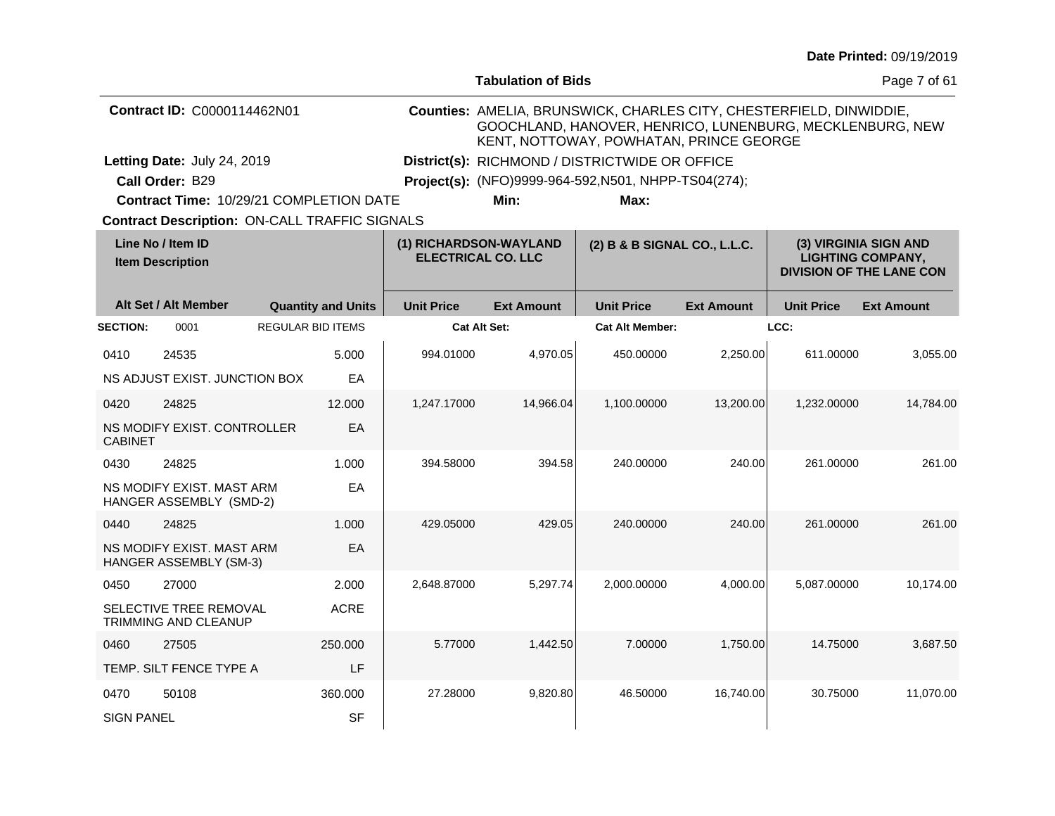Date Printed: 09/19/2019

**Tabulation of Bids**

**Contract ID:** C0000114462N01

**Counties:** AMELIA, BRUNSWICK, CHARLES CITY, CHESTERFIELD, DINWIDDIE, GOOCHLAND, HANOVER, HENRICO, LUNENBURG, MECKLENBURG, NEW KENT, NOTTOWAY, POWHATAN, PRINCE GEORGE

**Letting Date:** July 24, 2019

**District(s):** RICHMOND / DISTRICTWIDE OR OFFICE

**Call Order:** B29

**Project(s):** (NFO)9999-964-592,N501, NHPP-TS04(274);

**Contract Time:** 10/29/21 COMPLETION DATE

**Min:**

**Max:**

**Contract Description:** ON-CALL TRAFFIC SIGNALS

| Line No / Item ID / Item Description | Alt Set / Alt Member | Quantity and Units | (1) RICHARDSON-WAYLAND ELECTRICAL CO. LLC Unit Price | (1) Ext Amount | (2) B & B SIGNAL CO., L.L.C. Unit Price | (2) Ext Amount | (3) VIRGINIA SIGN AND LIGHTING COMPANY, DIVISION OF THE LANE CON Unit Price | (3) Ext Amount |
|---|---|---|---|---|---|---|---|---|
| **SECTION:** 0001 | REGULAR BID ITEMS | | **Cat Alt Set:** | | **Cat Alt Member:** | | **LCC:** | |
| 0410 24535 NS ADJUST EXIST. JUNCTION BOX | | 5.000 EA | 994.01000 | 4,970.05 | 450.00000 | 2,250.00 | 611.00000 | 3,055.00 |
| 0420 24825 NS MODIFY EXIST. CONTROLLER CABINET | | 12.000 EA | 1,247.17000 | 14,966.04 | 1,100.00000 | 13,200.00 | 1,232.00000 | 14,784.00 |
| 0430 24825 NS MODIFY EXIST. MAST ARM HANGER ASSEMBLY (SMD-2) | | 1.000 EA | 394.58000 | 394.58 | 240.00000 | 240.00 | 261.00000 | 261.00 |
| 0440 24825 NS MODIFY EXIST. MAST ARM HANGER ASSEMBLY (SM-3) | | 1.000 EA | 429.05000 | 429.05 | 240.00000 | 240.00 | 261.00000 | 261.00 |
| 0450 27000 SELECTIVE TREE REMOVAL TRIMMING AND CLEANUP | | 2.000 ACRE | 2,648.87000 | 5,297.74 | 2,000.00000 | 4,000.00 | 5,087.00000 | 10,174.00 |
| 0460 27505 TEMP. SILT FENCE TYPE A | | 250.000 LF | 5.77000 | 1,442.50 | 7.00000 | 1,750.00 | 14.75000 | 3,687.50 |
| 0470 50108 SIGN PANEL | | 360.000 SF | 27.28000 | 9,820.80 | 46.50000 | 16,740.00 | 30.75000 | 11,070.00 |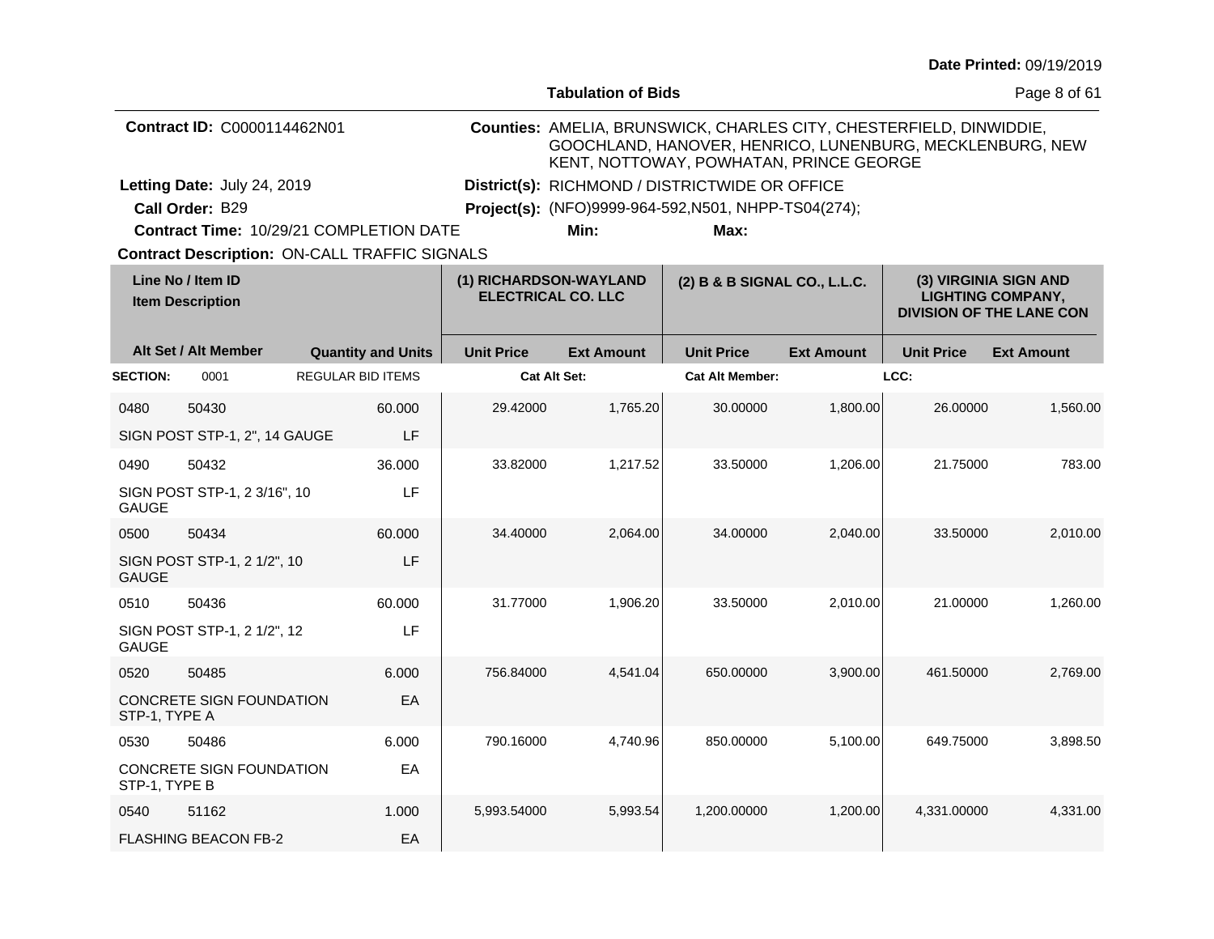Date Printed: 09/19/2019

**Tabulation of Bids**

**Contract ID:** C0000114462N01

**Counties:** AMELIA, BRUNSWICK, CHARLES CITY, CHESTERFIELD, DINWIDDIE, GOOCHLAND, HANOVER, HENRICO, LUNENBURG, MECKLENBURG, NEW KENT, NOTTOWAY, POWHATAN, PRINCE GEORGE

**Letting Date:** July 24, 2019

**District(s):** RICHMOND / DISTRICTWIDE OR OFFICE

**Call Order:** B29

**Project(s):** (NFO)9999-964-592,N501, NHPP-TS04(274);

**Contract Time:** 10/29/21 COMPLETION DATE

**Min:**

**Max:**

**Contract Description:** ON-CALL TRAFFIC SIGNALS

| Line No / Item ID | Item Description | Quantity and Units | (1) RICHARDSON-WAYLAND ELECTRICAL CO. LLC | | (2) B & B SIGNAL CO., L.L.C. | | (3) VIRGINIA SIGN AND LIGHTING COMPANY, DIVISION OF THE LANE CON | |
|---|---|---|---|---|---|---|---|---|
| Alt Set / Alt Member | | | Unit Price | Ext Amount | Unit Price | Ext Amount | Unit Price | Ext Amount |
| **SECTION:** 0001 | REGULAR BID ITEMS | | Cat Alt Set: | | Cat Alt Member: | | LCC: | |
| 0480 / 50430 | SIGN POST STP-1, 2", 14 GAUGE | 60.000 LF | 29.42000 | 1,765.20 | 30.00000 | 1,800.00 | 26.00000 | 1,560.00 |
| 0490 / 50432 | SIGN POST STP-1, 2 3/16", 10 GAUGE | 36.000 LF | 33.82000 | 1,217.52 | 33.50000 | 1,206.00 | 21.75000 | 783.00 |
| 0500 / 50434 | SIGN POST STP-1, 2 1/2", 10 GAUGE | 60.000 LF | 34.40000 | 2,064.00 | 34.00000 | 2,040.00 | 33.50000 | 2,010.00 |
| 0510 / 50436 | SIGN POST STP-1, 2 1/2", 12 GAUGE | 60.000 LF | 31.77000 | 1,906.20 | 33.50000 | 2,010.00 | 21.00000 | 1,260.00 |
| 0520 / 50485 | CONCRETE SIGN FOUNDATION STP-1, TYPE A | 6.000 EA | 756.84000 | 4,541.04 | 650.00000 | 3,900.00 | 461.50000 | 2,769.00 |
| 0530 / 50486 | CONCRETE SIGN FOUNDATION STP-1, TYPE B | 6.000 EA | 790.16000 | 4,740.96 | 850.00000 | 5,100.00 | 649.75000 | 3,898.50 |
| 0540 / 51162 | FLASHING BEACON FB-2 | 1.000 EA | 5,993.54000 | 5,993.54 | 1,200.00000 | 1,200.00 | 4,331.00000 | 4,331.00 |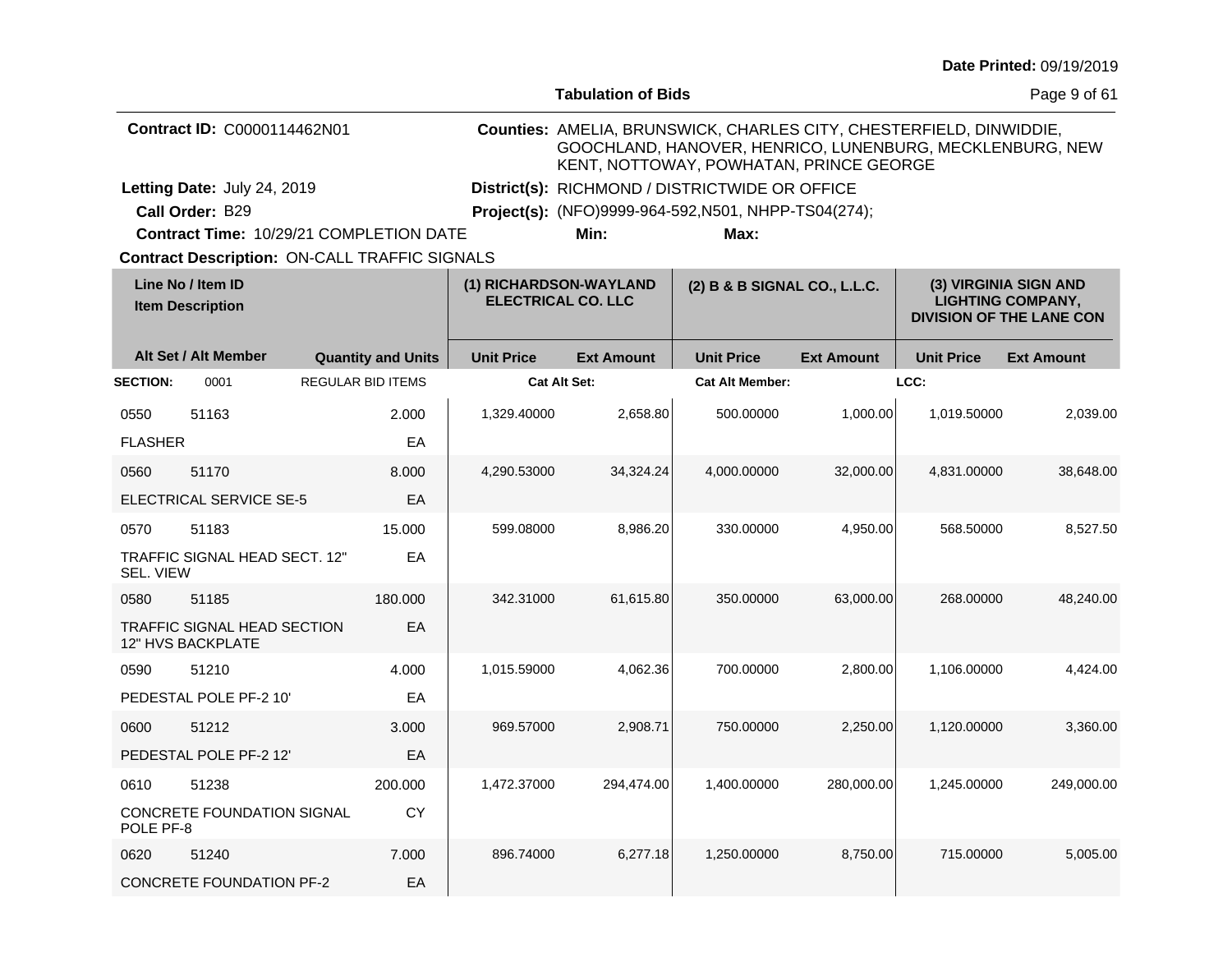**Date Printed:** 09/19/2019

**Tabulation of Bids**

**Contract ID:** C0000114462N01

**Counties:** AMELIA, BRUNSWICK, CHARLES CITY, CHESTERFIELD, DINWIDDIE, GOOCHLAND, HANOVER, HENRICO, LUNENBURG, MECKLENBURG, NEW KENT, NOTTOWAY, POWHATAN, PRINCE GEORGE

**Letting Date:** July 24, 2019

**District(s):** RICHMOND / DISTRICTWIDE OR OFFICE

**Call Order:** B29

**Project(s):** (NFO)9999-964-592,N501, NHPP-TS04(274);

**Contract Time:** 10/29/21 COMPLETION DATE

**Min:**

**Max:**

**Contract Description:** ON-CALL TRAFFIC SIGNALS

| Line No / Item ID / Item Description | | Alt Set / Alt Member | Quantity and Units | (1) RICHARDSON-WAYLAND ELECTRICAL CO. LLC Unit Price | (1) Ext Amount | (2) B & B SIGNAL CO., L.L.C. Unit Price | (2) Ext Amount | (3) VIRGINIA SIGN AND LIGHTING COMPANY, DIVISION OF THE LANE CON Unit Price | (3) Ext Amount |
|---|---|---|---|---|---|---|---|---|---|
| **SECTION:** 0001 | REGULAR BID ITEMS | | | **Cat Alt Set:** | | **Cat Alt Member:** | | **LCC:** | |
| 0550 | 51163 | | 2.000 | 1,329.40000 | 2,658.80 | 500.00000 | 1,000.00 | 1,019.50000 | 2,039.00 |
| FLASHER | | | EA | | | | | | |
| 0560 | 51170 | | 8.000 | 4,290.53000 | 34,324.24 | 4,000.00000 | 32,000.00 | 4,831.00000 | 38,648.00 |
| ELECTRICAL SERVICE SE-5 | | | EA | | | | | | |
| 0570 | 51183 | | 15.000 | 599.08000 | 8,986.20 | 330.00000 | 4,950.00 | 568.50000 | 8,527.50 |
| TRAFFIC SIGNAL HEAD SECT. 12" SEL. VIEW | | | EA | | | | | | |
| 0580 | 51185 | | 180.000 | 342.31000 | 61,615.80 | 350.00000 | 63,000.00 | 268.00000 | 48,240.00 |
| TRAFFIC SIGNAL HEAD SECTION 12" HVS BACKPLATE | | | EA | | | | | | |
| 0590 | 51210 | | 4.000 | 1,015.59000 | 4,062.36 | 700.00000 | 2,800.00 | 1,106.00000 | 4,424.00 |
| PEDESTAL POLE PF-2 10' | | | EA | | | | | | |
| 0600 | 51212 | | 3.000 | 969.57000 | 2,908.71 | 750.00000 | 2,250.00 | 1,120.00000 | 3,360.00 |
| PEDESTAL POLE PF-2 12' | | | EA | | | | | | |
| 0610 | 51238 | | 200.000 | 1,472.37000 | 294,474.00 | 1,400.00000 | 280,000.00 | 1,245.00000 | 249,000.00 |
| CONCRETE FOUNDATION SIGNAL POLE PF-8 | | | CY | | | | | | |
| 0620 | 51240 | | 7.000 | 896.74000 | 6,277.18 | 1,250.00000 | 8,750.00 | 715.00000 | 5,005.00 |
| CONCRETE FOUNDATION PF-2 | | | EA | | | | | | |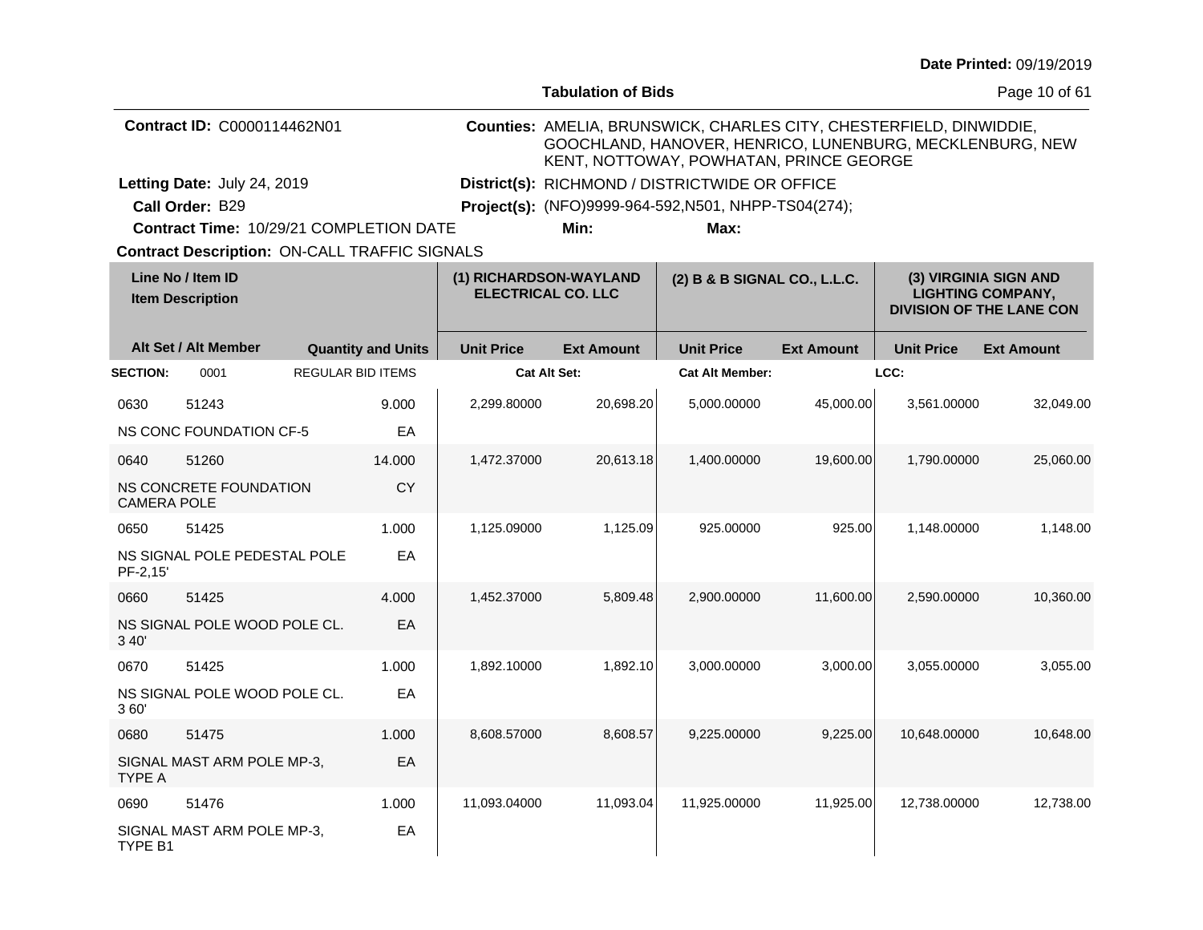Date Printed: 09/19/2019

**Tabulation of Bids**

**Contract ID:** C0000114462N01

**Counties:** AMELIA, BRUNSWICK, CHARLES CITY, CHESTERFIELD, DINWIDDIE, GOOCHLAND, HANOVER, HENRICO, LUNENBURG, MECKLENBURG, NEW KENT, NOTTOWAY, POWHATAN, PRINCE GEORGE

**Letting Date:** July 24, 2019

**District(s):** RICHMOND / DISTRICTWIDE OR OFFICE

**Call Order:** B29

**Project(s):** (NFO)9999-964-592,N501, NHPP-TS04(274);

**Contract Time:** 10/29/21 COMPLETION DATE

**Min:**

**Max:**

**Contract Description:** ON-CALL TRAFFIC SIGNALS

| Line No / Item ID / Item Description | | | | (1) RICHARDSON-WAYLAND ELECTRICAL CO. LLC | | (2) B & B SIGNAL CO., L.L.C. | | (3) VIRGINIA SIGN AND LIGHTING COMPANY, DIVISION OF THE LANE CON | |
|---|---|---|---|---|---|---|---|---|---|
| Alt Set / Alt Member | | Quantity and Units | | Unit Price | Ext Amount | Unit Price | Ext Amount | Unit Price | Ext Amount |
| **SECTION:** | 0001 | REGULAR BID ITEMS | | Cat Alt Set: | | Cat Alt Member: | | LCC: | |
| 0630 | 51243 | 9.000 | | 2,299.80000 | 20,698.20 | 5,000.00000 | 45,000.00 | 3,561.00000 | 32,049.00 |
| NS CONC FOUNDATION CF-5 | | EA | | | | | | | |
| 0640 | 51260 | 14.000 | | 1,472.37000 | 20,613.18 | 1,400.00000 | 19,600.00 | 1,790.00000 | 25,060.00 |
| NS CONCRETE FOUNDATION CAMERA POLE | | CY | | | | | | | |
| 0650 | 51425 | 1.000 | | 1,125.09000 | 1,125.09 | 925.00000 | 925.00 | 1,148.00000 | 1,148.00 |
| NS SIGNAL POLE PEDESTAL POLE PF-2,15' | | EA | | | | | | | |
| 0660 | 51425 | 4.000 | | 1,452.37000 | 5,809.48 | 2,900.00000 | 11,600.00 | 2,590.00000 | 10,360.00 |
| NS SIGNAL POLE WOOD POLE CL. 3 40' | | EA | | | | | | | |
| 0670 | 51425 | 1.000 | | 1,892.10000 | 1,892.10 | 3,000.00000 | 3,000.00 | 3,055.00000 | 3,055.00 |
| NS SIGNAL POLE WOOD POLE CL. 3 60' | | EA | | | | | | | |
| 0680 | 51475 | 1.000 | | 8,608.57000 | 8,608.57 | 9,225.00000 | 9,225.00 | 10,648.00000 | 10,648.00 |
| SIGNAL MAST ARM POLE MP-3, TYPE A | | EA | | | | | | | |
| 0690 | 51476 | 1.000 | | 11,093.04000 | 11,093.04 | 11,925.00000 | 11,925.00 | 12,738.00000 | 12,738.00 |
| SIGNAL MAST ARM POLE MP-3, TYPE B1 | | EA | | | | | | | |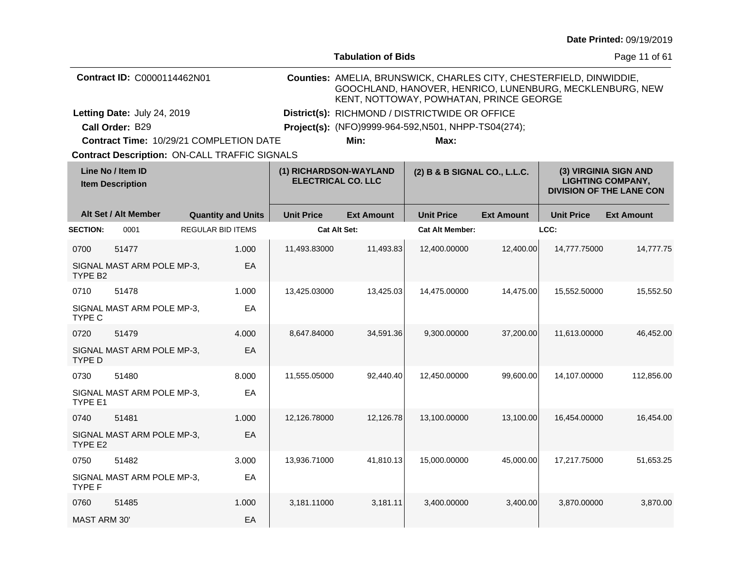Date Printed: 09/19/2019

## Tabulation of Bids

**Contract ID:** C0000114462N01

**Counties:** AMELIA, BRUNSWICK, CHARLES CITY, CHESTERFIELD, DINWIDDIE, GOOCHLAND, HANOVER, HENRICO, LUNENBURG, MECKLENBURG, NEW KENT, NOTTOWAY, POWHATAN, PRINCE GEORGE

**Letting Date:** July 24, 2019

**District(s):** RICHMOND / DISTRICTWIDE OR OFFICE

**Call Order:** B29

**Project(s):** (NFO)9999-964-592,N501, NHPP-TS04(274);

**Contract Time:** 10/29/21 COMPLETION DATE

**Min:**

**Max:**

**Contract Description:** ON-CALL TRAFFIC SIGNALS

| Line No / Item ID | Item Description | Alt Set / Alt Member | Quantity and Units | (1) RICHARDSON-WAYLAND ELECTRICAL CO. LLC | | (2) B & B SIGNAL CO., L.L.C. | | (3) VIRGINIA SIGN AND LIGHTING COMPANY, DIVISION OF THE LANE CON | |
|---|---|---|---|---|---|---|---|---|---|
| | | | | Unit Price | Ext Amount | Unit Price | Ext Amount | Unit Price | Ext Amount |
| **SECTION:** 0001 | REGULAR BID ITEMS | | | Cat Alt Set: | | Cat Alt Member: | | LCC: | |
| 0700 51477 | SIGNAL MAST ARM POLE MP-3, TYPE B2 | | 1.000 EA | 11,493.83000 | 11,493.83 | 12,400.00000 | 12,400.00 | 14,777.75000 | 14,777.75 |
| 0710 51478 | SIGNAL MAST ARM POLE MP-3, TYPE C | | 1.000 EA | 13,425.03000 | 13,425.03 | 14,475.00000 | 14,475.00 | 15,552.50000 | 15,552.50 |
| 0720 51479 | SIGNAL MAST ARM POLE MP-3, TYPE D | | 4.000 EA | 8,647.84000 | 34,591.36 | 9,300.00000 | 37,200.00 | 11,613.00000 | 46,452.00 |
| 0730 51480 | SIGNAL MAST ARM POLE MP-3, TYPE E1 | | 8.000 EA | 11,555.05000 | 92,440.40 | 12,450.00000 | 99,600.00 | 14,107.00000 | 112,856.00 |
| 0740 51481 | SIGNAL MAST ARM POLE MP-3, TYPE E2 | | 1.000 EA | 12,126.78000 | 12,126.78 | 13,100.00000 | 13,100.00 | 16,454.00000 | 16,454.00 |
| 0750 51482 | SIGNAL MAST ARM POLE MP-3, TYPE F | | 3.000 EA | 13,936.71000 | 41,810.13 | 15,000.00000 | 45,000.00 | 17,217.75000 | 51,653.25 |
| 0760 51485 | MAST ARM 30' | | 1.000 EA | 3,181.11000 | 3,181.11 | 3,400.00000 | 3,400.00 | 3,870.00000 | 3,870.00 |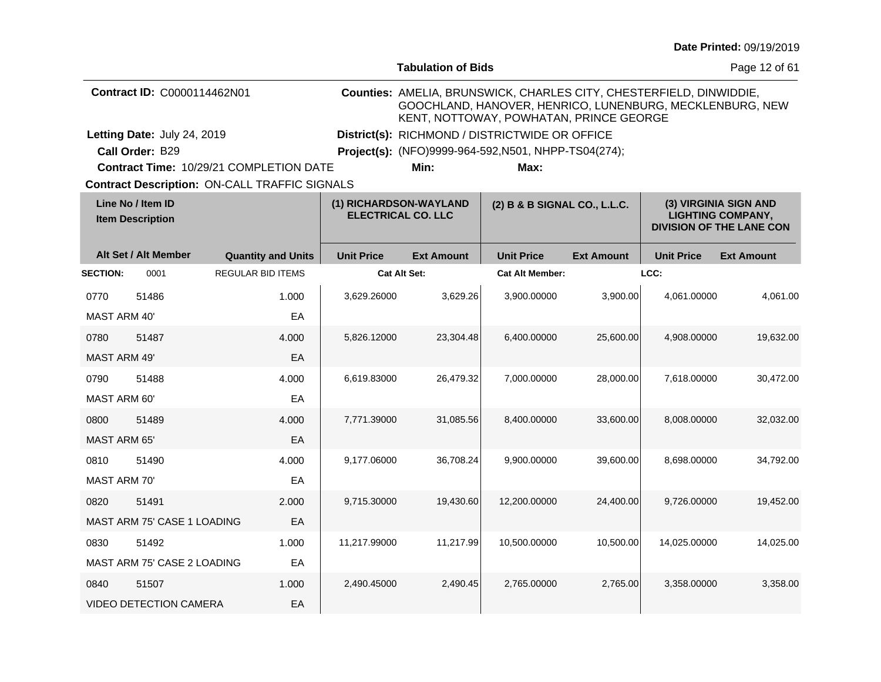Date Printed: 09/19/2019

**Tabulation of Bids**

**Contract ID:** C0000114462N01

**Counties:** AMELIA, BRUNSWICK, CHARLES CITY, CHESTERFIELD, DINWIDDIE, GOOCHLAND, HANOVER, HENRICO, LUNENBURG, MECKLENBURG, NEW KENT, NOTTOWAY, POWHATAN, PRINCE GEORGE

**Letting Date:** July 24, 2019

**District(s):** RICHMOND / DISTRICTWIDE OR OFFICE

**Call Order:** B29

**Project(s):** (NFO)9999-964-592,N501, NHPP-TS04(274);

**Contract Time:** 10/29/21 COMPLETION DATE

**Min:**

**Max:**

**Contract Description:** ON-CALL TRAFFIC SIGNALS

| Line No / Item ID<br>Item Description | | | | (1) RICHARDSON-WAYLAND ELECTRICAL CO. LLC | | (2) B & B SIGNAL CO., L.L.C. | | (3) VIRGINIA SIGN AND LIGHTING COMPANY, DIVISION OF THE LANE CON | |
|---|---|---|---|---|---|---|---|---|---|
| Alt Set / Alt Member | | | Quantity and Units | Unit Price | Ext Amount | Unit Price | Ext Amount | Unit Price | Ext Amount |
| **SECTION:** | 0001 | REGULAR BID ITEMS | | **Cat Alt Set:** | | **Cat Alt Member:** | | **LCC:** | |
| 0770 | 51486 | | 1.000 | 3,629.26000 | 3,629.26 | 3,900.00000 | 3,900.00 | 4,061.00000 | 4,061.00 |
| MAST ARM 40' | | | EA | | | | | | |
| 0780 | 51487 | | 4.000 | 5,826.12000 | 23,304.48 | 6,400.00000 | 25,600.00 | 4,908.00000 | 19,632.00 |
| MAST ARM 49' | | | EA | | | | | | |
| 0790 | 51488 | | 4.000 | 6,619.83000 | 26,479.32 | 7,000.00000 | 28,000.00 | 7,618.00000 | 30,472.00 |
| MAST ARM 60' | | | EA | | | | | | |
| 0800 | 51489 | | 4.000 | 7,771.39000 | 31,085.56 | 8,400.00000 | 33,600.00 | 8,008.00000 | 32,032.00 |
| MAST ARM 65' | | | EA | | | | | | |
| 0810 | 51490 | | 4.000 | 9,177.06000 | 36,708.24 | 9,900.00000 | 39,600.00 | 8,698.00000 | 34,792.00 |
| MAST ARM 70' | | | EA | | | | | | |
| 0820 | 51491 | | 2.000 | 9,715.30000 | 19,430.60 | 12,200.00000 | 24,400.00 | 9,726.00000 | 19,452.00 |
| MAST ARM 75' CASE 1 LOADING | | | EA | | | | | | |
| 0830 | 51492 | | 1.000 | 11,217.99000 | 11,217.99 | 10,500.00000 | 10,500.00 | 14,025.00000 | 14,025.00 |
| MAST ARM 75' CASE 2 LOADING | | | EA | | | | | | |
| 0840 | 51507 | | 1.000 | 2,490.45000 | 2,490.45 | 2,765.00000 | 2,765.00 | 3,358.00000 | 3,358.00 |
| VIDEO DETECTION CAMERA | | | EA | | | | | | |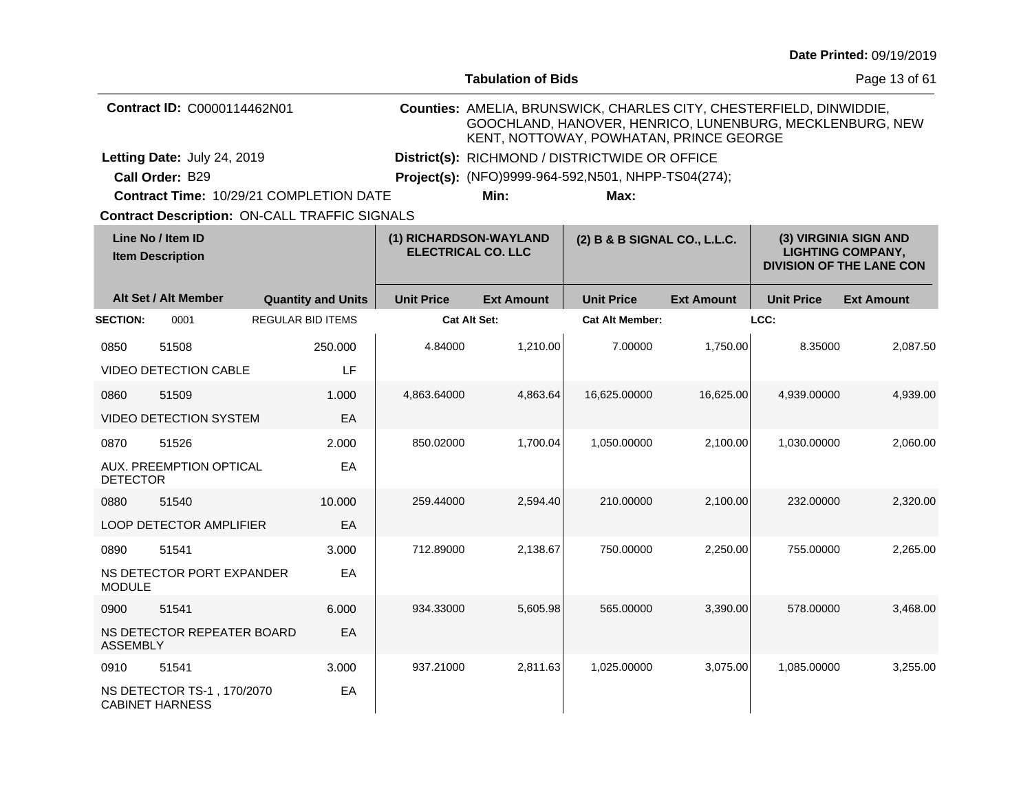Date Printed: 09/19/2019

**Tabulation of Bids**

**Contract ID:** C0000114462N01

**Counties:** AMELIA, BRUNSWICK, CHARLES CITY, CHESTERFIELD, DINWIDDIE, GOOCHLAND, HANOVER, HENRICO, LUNENBURG, MECKLENBURG, NEW KENT, NOTTOWAY, POWHATAN, PRINCE GEORGE

**Letting Date:** July 24, 2019

**District(s):** RICHMOND / DISTRICTWIDE OR OFFICE

**Call Order:** B29

**Project(s):** (NFO)9999-964-592,N501, NHPP-TS04(274);

**Contract Time:** 10/29/21 COMPLETION DATE

**Min:**

**Max:**

**Contract Description:** ON-CALL TRAFFIC SIGNALS

| Line No / Item ID / Item Description | Alt Set / Alt Member | Quantity and Units | (1) RICHARDSON-WAYLAND ELECTRICAL CO. LLC Unit Price | (1) Ext Amount | (2) B & B SIGNAL CO., L.L.C. Unit Price | (2) Ext Amount | (3) VIRGINIA SIGN AND LIGHTING COMPANY, DIVISION OF THE LANE CON Unit Price | (3) Ext Amount |
|---|---|---|---|---|---|---|---|---|
| **SECTION:** 0001 | REGULAR BID ITEMS | | **Cat Alt Set:** | | **Cat Alt Member:** | | **LCC:** | |
| 0850 51508 VIDEO DETECTION CABLE | | 250.000 LF | 4.84000 | 1,210.00 | 7.00000 | 1,750.00 | 8.35000 | 2,087.50 |
| 0860 51509 VIDEO DETECTION SYSTEM | | 1.000 EA | 4,863.64000 | 4,863.64 | 16,625.00000 | 16,625.00 | 4,939.00000 | 4,939.00 |
| 0870 51526 AUX. PREEMPTION OPTICAL DETECTOR | | 2.000 EA | 850.02000 | 1,700.04 | 1,050.00000 | 2,100.00 | 1,030.00000 | 2,060.00 |
| 0880 51540 LOOP DETECTOR AMPLIFIER | | 10.000 EA | 259.44000 | 2,594.40 | 210.00000 | 2,100.00 | 232.00000 | 2,320.00 |
| 0890 51541 NS DETECTOR PORT EXPANDER MODULE | | 3.000 EA | 712.89000 | 2,138.67 | 750.00000 | 2,250.00 | 755.00000 | 2,265.00 |
| 0900 51541 NS DETECTOR REPEATER BOARD ASSEMBLY | | 6.000 EA | 934.33000 | 5,605.98 | 565.00000 | 3,390.00 | 578.00000 | 3,468.00 |
| 0910 51541 NS DETECTOR TS-1 , 170/2070 CABINET HARNESS | | 3.000 EA | 937.21000 | 2,811.63 | 1,025.00000 | 3,075.00 | 1,085.00000 | 3,255.00 |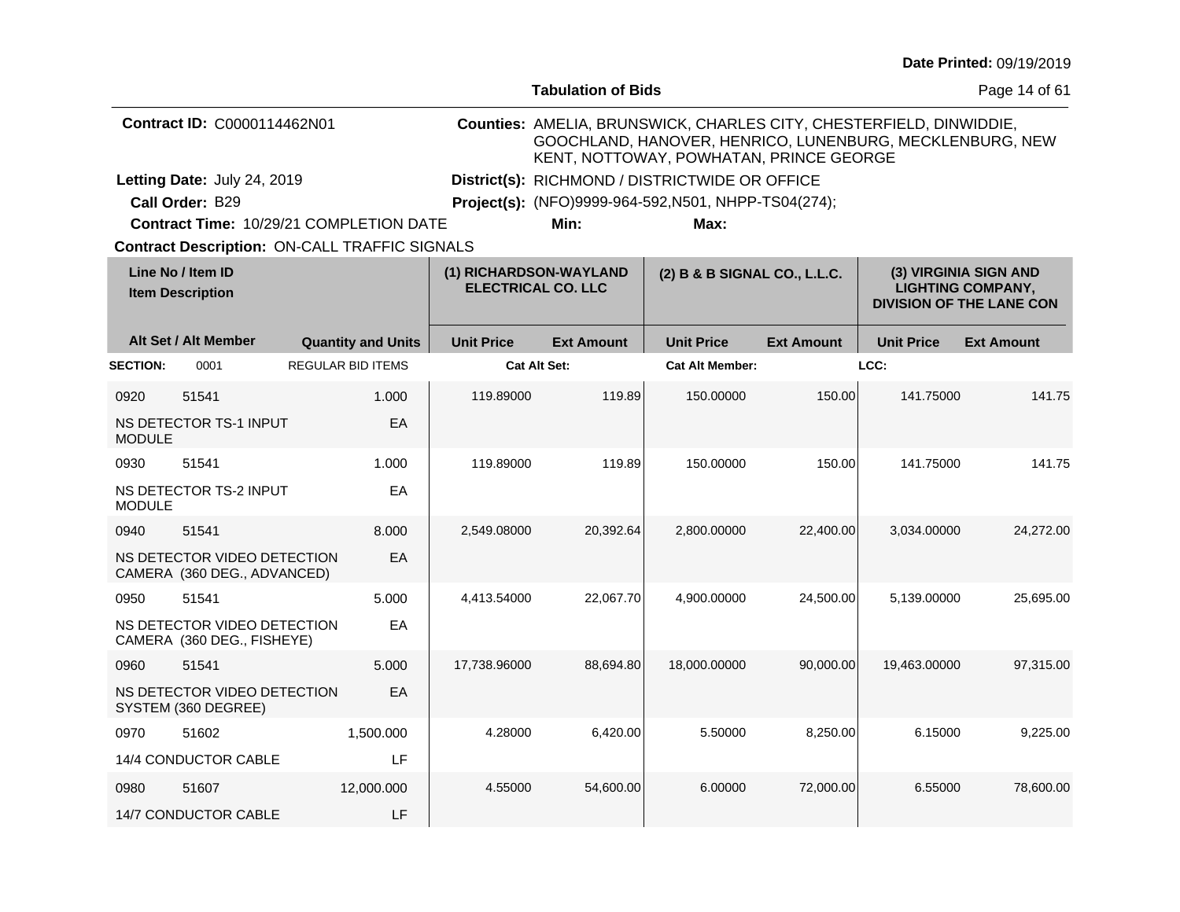Date Printed: 09/19/2019

**Tabulation of Bids**

**Contract ID:** C0000114462N01

**Counties:** AMELIA, BRUNSWICK, CHARLES CITY, CHESTERFIELD, DINWIDDIE, GOOCHLAND, HANOVER, HENRICO, LUNENBURG, MECKLENBURG, NEW KENT, NOTTOWAY, POWHATAN, PRINCE GEORGE

**Letting Date:** July 24, 2019

**District(s):** RICHMOND / DISTRICTWIDE OR OFFICE

**Call Order:** B29

**Project(s):** (NFO)9999-964-592,N501, NHPP-TS04(274);

**Contract Time:** 10/29/21 COMPLETION DATE

**Min:**

**Max:**

**Contract Description:** ON-CALL TRAFFIC SIGNALS

| Line No / Item ID | | | (1) RICHARDSON-WAYLAND ELECTRICAL CO. LLC | | (2) B & B SIGNAL CO., L.L.C. | | (3) VIRGINIA SIGN AND LIGHTING COMPANY, DIVISION OF THE LANE CON | |
|---|---|---|---|---|---|---|---|---|
| Item Description / Alt Set / Alt Member | | Quantity and Units | Unit Price | Ext Amount | Unit Price | Ext Amount | Unit Price | Ext Amount |
| **SECTION:** | 0001 | REGULAR BID ITEMS | Cat Alt Set: | | Cat Alt Member: | | LCC: | |
| 0920 | 51541 | 1.000 | 119.89000 | 119.89 | 150.00000 | 150.00 | 141.75000 | 141.75 |
| NS DETECTOR TS-1 INPUT MODULE | | EA | | | | | | |
| 0930 | 51541 | 1.000 | 119.89000 | 119.89 | 150.00000 | 150.00 | 141.75000 | 141.75 |
| NS DETECTOR TS-2 INPUT MODULE | | EA | | | | | | |
| 0940 | 51541 | 8.000 | 2,549.08000 | 20,392.64 | 2,800.00000 | 22,400.00 | 3,034.00000 | 24,272.00 |
| NS DETECTOR VIDEO DETECTION CAMERA (360 DEG., ADVANCED) | | EA | | | | | | |
| 0950 | 51541 | 5.000 | 4,413.54000 | 22,067.70 | 4,900.00000 | 24,500.00 | 5,139.00000 | 25,695.00 |
| NS DETECTOR VIDEO DETECTION CAMERA (360 DEG., FISHEYE) | | EA | | | | | | |
| 0960 | 51541 | 5.000 | 17,738.96000 | 88,694.80 | 18,000.00000 | 90,000.00 | 19,463.00000 | 97,315.00 |
| NS DETECTOR VIDEO DETECTION SYSTEM (360 DEGREE) | | EA | | | | | | |
| 0970 | 51602 | 1,500.000 | 4.28000 | 6,420.00 | 5.50000 | 8,250.00 | 6.15000 | 9,225.00 |
| 14/4 CONDUCTOR CABLE | | LF | | | | | | |
| 0980 | 51607 | 12,000.000 | 4.55000 | 54,600.00 | 6.00000 | 72,000.00 | 6.55000 | 78,600.00 |
| 14/7 CONDUCTOR CABLE | | LF | | | | | | |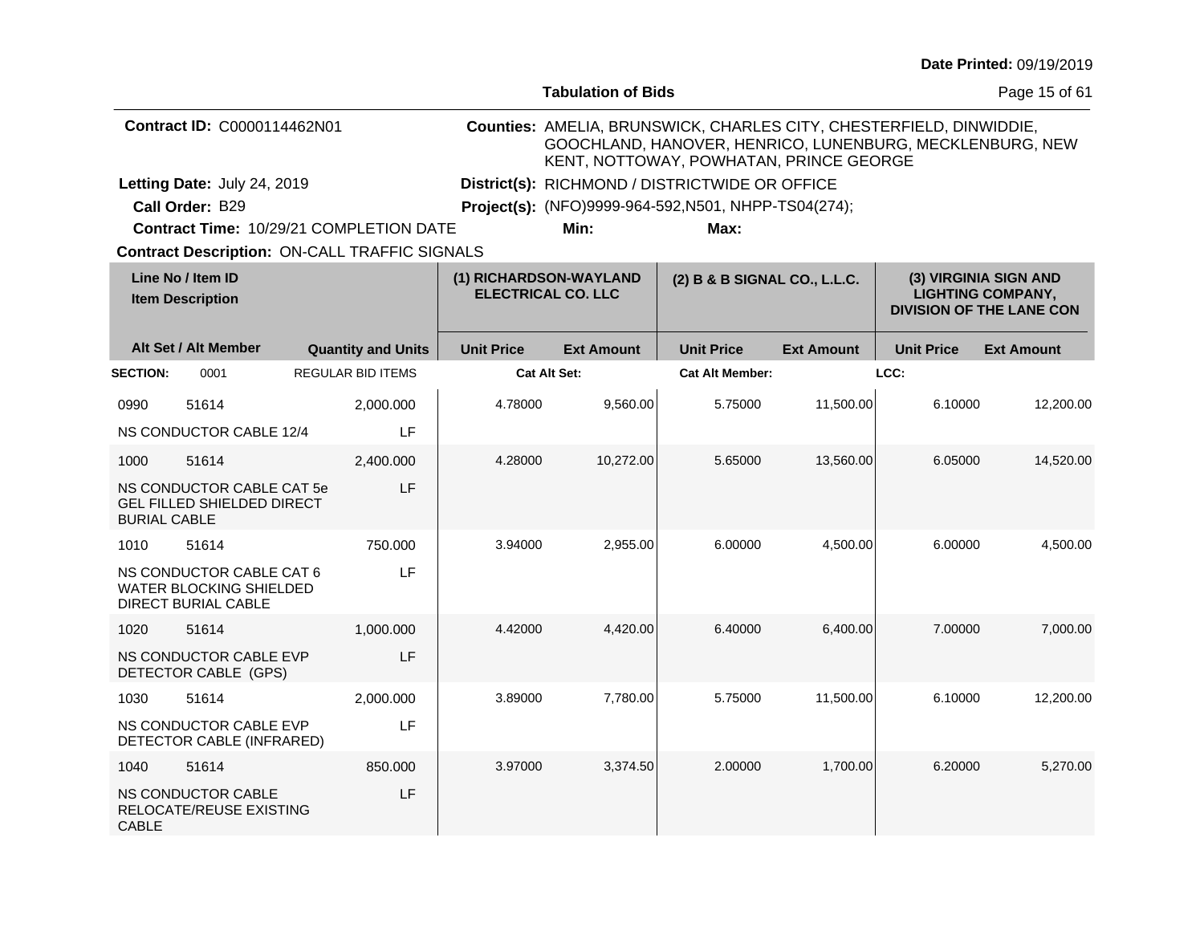Date Printed: 09/19/2019

**Tabulation of Bids**

**Contract ID:** C0000114462N01

**Counties:** AMELIA, BRUNSWICK, CHARLES CITY, CHESTERFIELD, DINWIDDIE, GOOCHLAND, HANOVER, HENRICO, LUNENBURG, MECKLENBURG, NEW KENT, NOTTOWAY, POWHATAN, PRINCE GEORGE

**Letting Date:** July 24, 2019

**District(s):** RICHMOND / DISTRICTWIDE OR OFFICE

**Call Order:** B29

**Project(s):** (NFO)9999-964-592,N501, NHPP-TS04(274);

**Contract Time:** 10/29/21 COMPLETION DATE

**Min:**

**Max:**

**Contract Description:** ON-CALL TRAFFIC SIGNALS

| Line No / Item ID / Item Description | | Quantity and Units | (1) RICHARDSON-WAYLAND ELECTRICAL CO. LLC | | (2) B & B SIGNAL CO., L.L.C. | | (3) VIRGINIA SIGN AND LIGHTING COMPANY, DIVISION OF THE LANE CON | |
|---|---|---|---|---|---|---|---|---|
| Alt Set / Alt Member | | | Unit Price | Ext Amount | Unit Price | Ext Amount | Unit Price | Ext Amount |
| **SECTION:** 0001 | | REGULAR BID ITEMS | **Cat Alt Set:** | | **Cat Alt Member:** | | **LCC:** | |
| 0990 | 51614 | 2,000.000 | 4.78000 | 9,560.00 | 5.75000 | 11,500.00 | 6.10000 | 12,200.00 |
| NS CONDUCTOR CABLE 12/4 | | LF | | | | | | |
| 1000 | 51614 | 2,400.000 | 4.28000 | 10,272.00 | 5.65000 | 13,560.00 | 6.05000 | 14,520.00 |
| NS CONDUCTOR CABLE CAT 5e GEL FILLED SHIELDED DIRECT BURIAL CABLE | | LF | | | | | | |
| 1010 | 51614 | 750.000 | 3.94000 | 2,955.00 | 6.00000 | 4,500.00 | 6.00000 | 4,500.00 |
| NS CONDUCTOR CABLE CAT 6 WATER BLOCKING SHIELDED DIRECT BURIAL CABLE | | LF | | | | | | |
| 1020 | 51614 | 1,000.000 | 4.42000 | 4,420.00 | 6.40000 | 6,400.00 | 7.00000 | 7,000.00 |
| NS CONDUCTOR CABLE EVP DETECTOR CABLE (GPS) | | LF | | | | | | |
| 1030 | 51614 | 2,000.000 | 3.89000 | 7,780.00 | 5.75000 | 11,500.00 | 6.10000 | 12,200.00 |
| NS CONDUCTOR CABLE EVP DETECTOR CABLE (INFRARED) | | LF | | | | | | |
| 1040 | 51614 | 850.000 | 3.97000 | 3,374.50 | 2.00000 | 1,700.00 | 6.20000 | 5,270.00 |
| NS CONDUCTOR CABLE RELOCATE/REUSE EXISTING CABLE | | LF | | | | | | |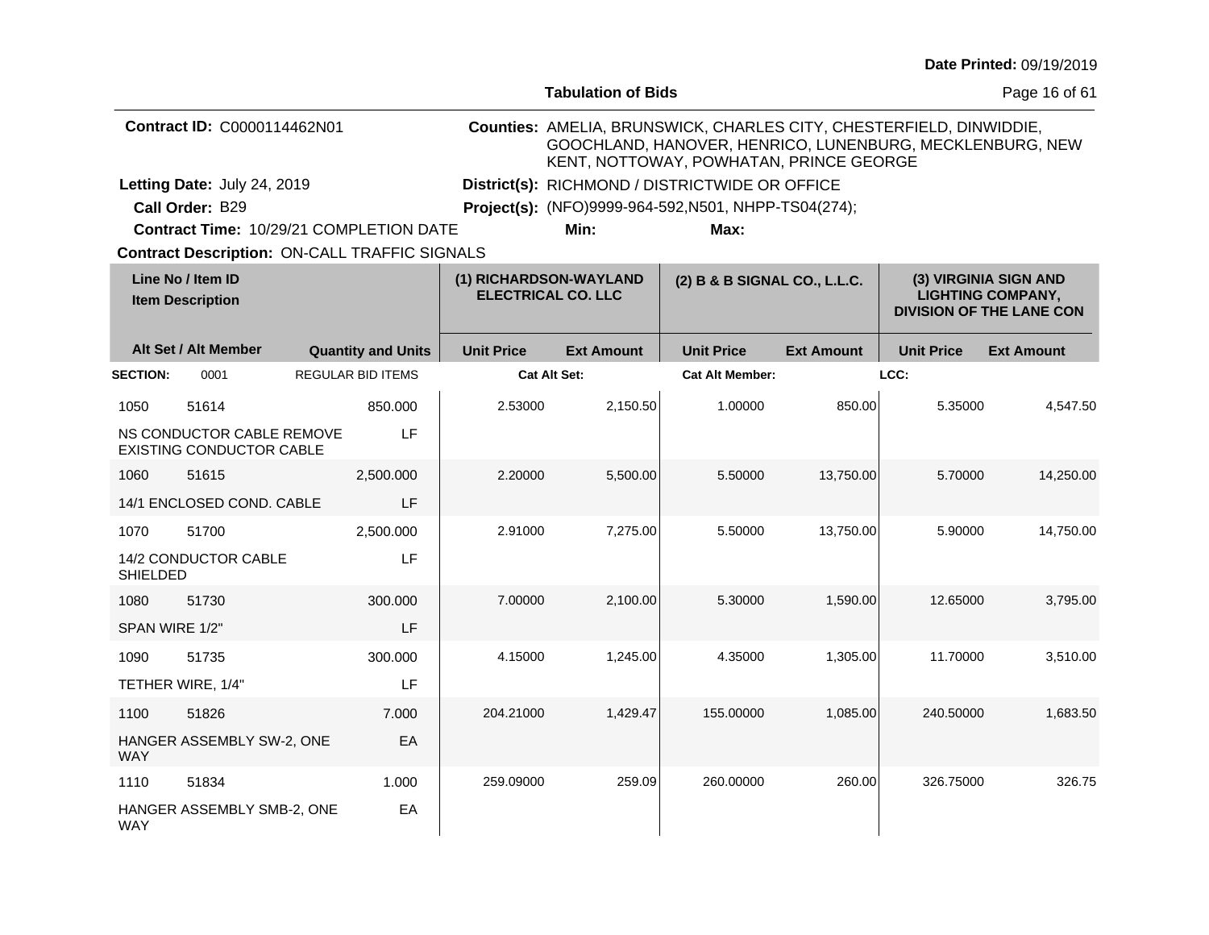Date Printed: 09/19/2019

**Tabulation of Bids**

**Contract ID:** C0000114462N01

**Counties:** AMELIA, BRUNSWICK, CHARLES CITY, CHESTERFIELD, DINWIDDIE, GOOCHLAND, HANOVER, HENRICO, LUNENBURG, MECKLENBURG, NEW KENT, NOTTOWAY, POWHATAN, PRINCE GEORGE

**Letting Date:** July 24, 2019

**District(s):** RICHMOND / DISTRICTWIDE OR OFFICE

**Call Order:** B29

**Project(s):** (NFO)9999-964-592,N501, NHPP-TS04(274);

**Contract Time:** 10/29/21 COMPLETION DATE

**Min:**

**Max:**

**Contract Description:** ON-CALL TRAFFIC SIGNALS

| Line No / Item ID / Item Description | Alt Set / Alt Member | Quantity and Units | (1) RICHARDSON-WAYLAND ELECTRICAL CO. LLC Unit Price | (1) Ext Amount | (2) B & B SIGNAL CO., L.L.C. Unit Price | (2) Ext Amount | (3) VIRGINIA SIGN AND LIGHTING COMPANY, DIVISION OF THE LANE CON Unit Price | (3) Ext Amount |
|---|---|---|---|---|---|---|---|---|
| **SECTION:** 0001 | REGULAR BID ITEMS | | Cat Alt Set: | | Cat Alt Member: | | LCC: | |
| 1050 51614 NS CONDUCTOR CABLE REMOVE EXISTING CONDUCTOR CABLE | | 850.000 LF | 2.53000 | 2,150.50 | 1.00000 | 850.00 | 5.35000 | 4,547.50 |
| 1060 51615 14/1 ENCLOSED COND. CABLE | | 2,500.000 LF | 2.20000 | 5,500.00 | 5.50000 | 13,750.00 | 5.70000 | 14,250.00 |
| 1070 51700 14/2 CONDUCTOR CABLE SHIELDED | | 2,500.000 LF | 2.91000 | 7,275.00 | 5.50000 | 13,750.00 | 5.90000 | 14,750.00 |
| 1080 51730 SPAN WIRE 1/2" | | 300.000 LF | 7.00000 | 2,100.00 | 5.30000 | 1,590.00 | 12.65000 | 3,795.00 |
| 1090 51735 TETHER WIRE, 1/4" | | 300.000 LF | 4.15000 | 1,245.00 | 4.35000 | 1,305.00 | 11.70000 | 3,510.00 |
| 1100 51826 HANGER ASSEMBLY SW-2, ONE WAY | | 7.000 EA | 204.21000 | 1,429.47 | 155.00000 | 1,085.00 | 240.50000 | 1,683.50 |
| 1110 51834 HANGER ASSEMBLY SMB-2, ONE WAY | | 1.000 EA | 259.09000 | 259.09 | 260.00000 | 260.00 | 326.75000 | 326.75 |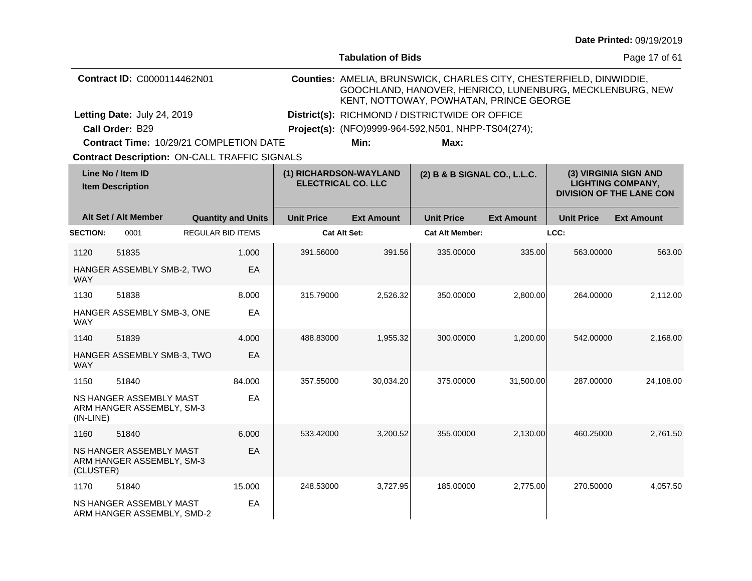Date Printed: 09/19/2019

**Tabulation of Bids**

**Contract ID:** C0000114462N01

**Counties:** AMELIA, BRUNSWICK, CHARLES CITY, CHESTERFIELD, DINWIDDIE, GOOCHLAND, HANOVER, HENRICO, LUNENBURG, MECKLENBURG, NEW KENT, NOTTOWAY, POWHATAN, PRINCE GEORGE

**Letting Date:** July 24, 2019

**District(s):** RICHMOND / DISTRICTWIDE OR OFFICE

**Call Order:** B29

**Project(s):** (NFO)9999-964-592,N501, NHPP-TS04(274);

**Contract Time:** 10/29/21 COMPLETION DATE

**Min:** **Max:**

**Contract Description:** ON-CALL TRAFFIC SIGNALS

| Line No / Item ID / Item Description | Alt Set / Alt Member | Quantity and Units | (1) RICHARDSON-WAYLAND ELECTRICAL CO. LLC Unit Price | (1) Ext Amount | (2) B & B SIGNAL CO., L.L.C. Unit Price | (2) Ext Amount | (3) VIRGINIA SIGN AND LIGHTING COMPANY, DIVISION OF THE LANE CON Unit Price | (3) Ext Amount |
|---|---|---|---|---|---|---|---|---|
| **SECTION:** 0001 REGULAR BID ITEMS | | | **Cat Alt Set:** | | **Cat Alt Member:** | | **LCC:** | |
| 1120 51835 HANGER ASSEMBLY SMB-2, TWO WAY | | 1.000 EA | 391.56000 | 391.56 | 335.00000 | 335.00 | 563.00000 | 563.00 |
| 1130 51838 HANGER ASSEMBLY SMB-3, ONE WAY | | 8.000 EA | 315.79000 | 2,526.32 | 350.00000 | 2,800.00 | 264.00000 | 2,112.00 |
| 1140 51839 HANGER ASSEMBLY SMB-3, TWO WAY | | 4.000 EA | 488.83000 | 1,955.32 | 300.00000 | 1,200.00 | 542.00000 | 2,168.00 |
| 1150 51840 NS HANGER ASSEMBLY MAST ARM HANGER ASSEMBLY, SM-3 (IN-LINE) | | 84.000 EA | 357.55000 | 30,034.20 | 375.00000 | 31,500.00 | 287.00000 | 24,108.00 |
| 1160 51840 NS HANGER ASSEMBLY MAST ARM HANGER ASSEMBLY, SM-3 (CLUSTER) | | 6.000 EA | 533.42000 | 3,200.52 | 355.00000 | 2,130.00 | 460.25000 | 2,761.50 |
| 1170 51840 NS HANGER ASSEMBLY MAST ARM HANGER ASSEMBLY, SMD-2 | | 15.000 EA | 248.53000 | 3,727.95 | 185.00000 | 2,775.00 | 270.50000 | 4,057.50 |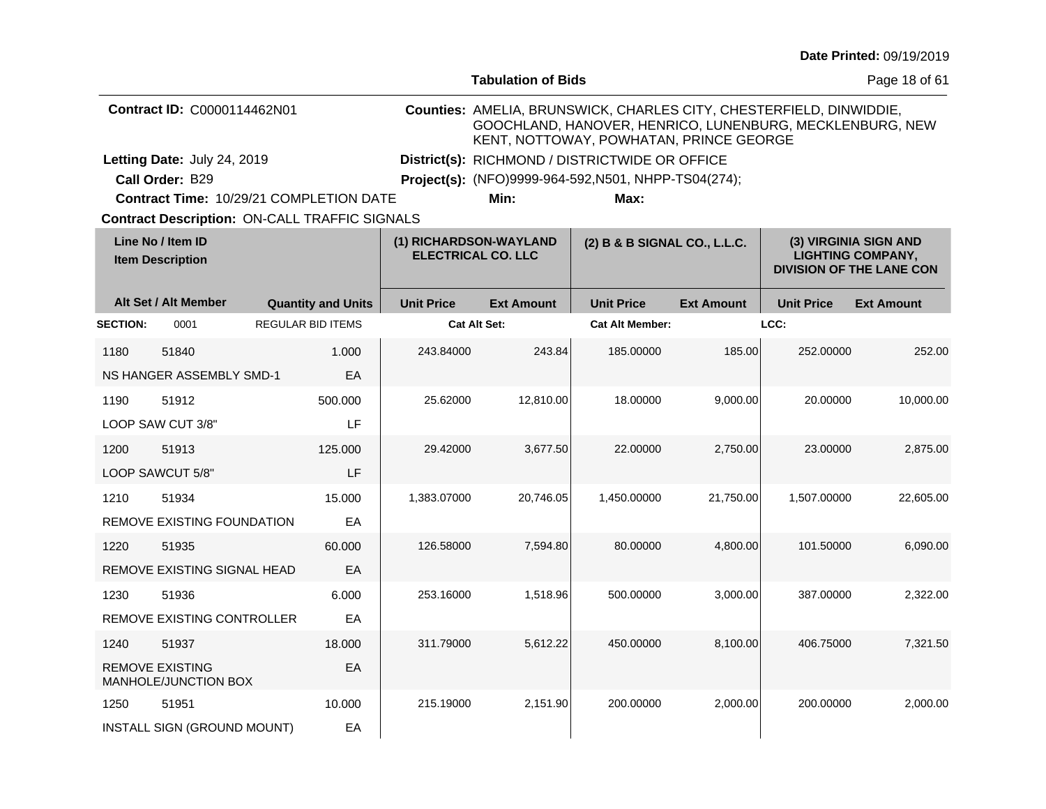Date Printed: 09/19/2019

**Tabulation of Bids**

**Contract ID:** C0000114462N01

**Counties:** AMELIA, BRUNSWICK, CHARLES CITY, CHESTERFIELD, DINWIDDIE, GOOCHLAND, HANOVER, HENRICO, LUNENBURG, MECKLENBURG, NEW KENT, NOTTOWAY, POWHATAN, PRINCE GEORGE

**Letting Date:** July 24, 2019

**District(s):** RICHMOND / DISTRICTWIDE OR OFFICE

**Call Order:** B29

**Project(s):** (NFO)9999-964-592,N501, NHPP-TS04(274);

**Contract Time:** 10/29/21 COMPLETION DATE

**Min:**

**Max:**

**Contract Description:** ON-CALL TRAFFIC SIGNALS

| Line No / Item ID / Item Description | Alt Set / Alt Member | Quantity and Units | (1) RICHARDSON-WAYLAND ELECTRICAL CO. LLC Unit Price | (1) Ext Amount | (2) B & B SIGNAL CO., L.L.C. Unit Price | (2) Ext Amount | (3) VIRGINIA SIGN AND LIGHTING COMPANY, DIVISION OF THE LANE CON Unit Price | (3) Ext Amount |
|---|---|---|---|---|---|---|---|---|
| **SECTION:** 0001 | REGULAR BID ITEMS | | **Cat Alt Set:** | | **Cat Alt Member:** | | **LCC:** | |
| 1180 51840 NS HANGER ASSEMBLY SMD-1 | | 1.000 EA | 243.84000 | 243.84 | 185.00000 | 185.00 | 252.00000 | 252.00 |
| 1190 51912 LOOP SAW CUT 3/8" | | 500.000 LF | 25.62000 | 12,810.00 | 18.00000 | 9,000.00 | 20.00000 | 10,000.00 |
| 1200 51913 LOOP SAWCUT 5/8" | | 125.000 LF | 29.42000 | 3,677.50 | 22.00000 | 2,750.00 | 23.00000 | 2,875.00 |
| 1210 51934 REMOVE EXISTING FOUNDATION | | 15.000 EA | 1,383.07000 | 20,746.05 | 1,450.00000 | 21,750.00 | 1,507.00000 | 22,605.00 |
| 1220 51935 REMOVE EXISTING SIGNAL HEAD | | 60.000 EA | 126.58000 | 7,594.80 | 80.00000 | 4,800.00 | 101.50000 | 6,090.00 |
| 1230 51936 REMOVE EXISTING CONTROLLER | | 6.000 EA | 253.16000 | 1,518.96 | 500.00000 | 3,000.00 | 387.00000 | 2,322.00 |
| 1240 51937 REMOVE EXISTING MANHOLE/JUNCTION BOX | | 18.000 EA | 311.79000 | 5,612.22 | 450.00000 | 8,100.00 | 406.75000 | 7,321.50 |
| 1250 51951 INSTALL SIGN (GROUND MOUNT) | | 10.000 EA | 215.19000 | 2,151.90 | 200.00000 | 2,000.00 | 200.00000 | 2,000.00 |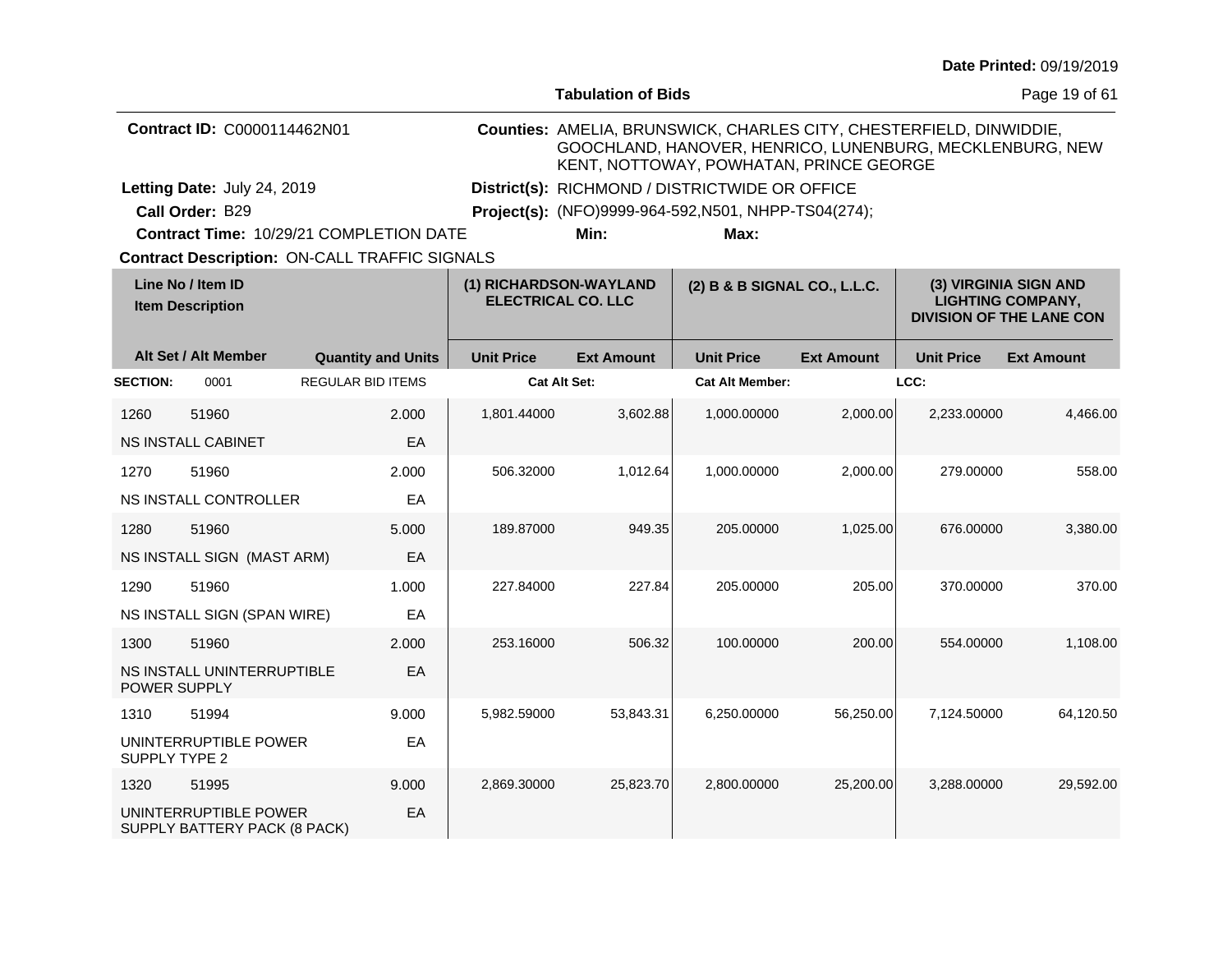**Date Printed:** 09/19/2019

**Tabulation of Bids**

**Contract ID:** C0000114462N01

**Counties:** AMELIA, BRUNSWICK, CHARLES CITY, CHESTERFIELD, DINWIDDIE, GOOCHLAND, HANOVER, HENRICO, LUNENBURG, MECKLENBURG, NEW KENT, NOTTOWAY, POWHATAN, PRINCE GEORGE

**Letting Date:** July 24, 2019

**District(s):** RICHMOND / DISTRICTWIDE OR OFFICE

**Call Order:** B29

**Project(s):** (NFO)9999-964-592,N501, NHPP-TS04(274);

**Contract Time:** 10/29/21 COMPLETION DATE

**Min:**

**Max:**

**Contract Description:** ON-CALL TRAFFIC SIGNALS

| Line No / Item ID / Item Description | | Quantity and Units | (1) RICHARDSON-WAYLAND ELECTRICAL CO. LLC | | (2) B & B SIGNAL CO., L.L.C. | | (3) VIRGINIA SIGN AND LIGHTING COMPANY, DIVISION OF THE LANE CON | |
|---|---|---|---|---|---|---|---|---|
| Alt Set / Alt Member | | | Unit Price | Ext Amount | Unit Price | Ext Amount | Unit Price | Ext Amount |
| **SECTION:** 0001 | | REGULAR BID ITEMS | **Cat Alt Set:** | | **Cat Alt Member:** | | **LCC:** | |
| 1260 | 51960 | 2.000 | 1,801.44000 | 3,602.88 | 1,000.00000 | 2,000.00 | 2,233.00000 | 4,466.00 |
| NS INSTALL CABINET | | EA | | | | | | |
| 1270 | 51960 | 2.000 | 506.32000 | 1,012.64 | 1,000.00000 | 2,000.00 | 279.00000 | 558.00 |
| NS INSTALL CONTROLLER | | EA | | | | | | |
| 1280 | 51960 | 5.000 | 189.87000 | 949.35 | 205.00000 | 1,025.00 | 676.00000 | 3,380.00 |
| NS INSTALL SIGN (MAST ARM) | | EA | | | | | | |
| 1290 | 51960 | 1.000 | 227.84000 | 227.84 | 205.00000 | 205.00 | 370.00000 | 370.00 |
| NS INSTALL SIGN (SPAN WIRE) | | EA | | | | | | |
| 1300 | 51960 | 2.000 | 253.16000 | 506.32 | 100.00000 | 200.00 | 554.00000 | 1,108.00 |
| NS INSTALL UNINTERRUPTIBLE POWER SUPPLY | | EA | | | | | | |
| 1310 | 51994 | 9.000 | 5,982.59000 | 53,843.31 | 6,250.00000 | 56,250.00 | 7,124.50000 | 64,120.50 |
| UNINTERRUPTIBLE POWER SUPPLY TYPE 2 | | EA | | | | | | |
| 1320 | 51995 | 9.000 | 2,869.30000 | 25,823.70 | 2,800.00000 | 25,200.00 | 3,288.00000 | 29,592.00 |
| UNINTERRUPTIBLE POWER SUPPLY BATTERY PACK (8 PACK) | | EA | | | | | | |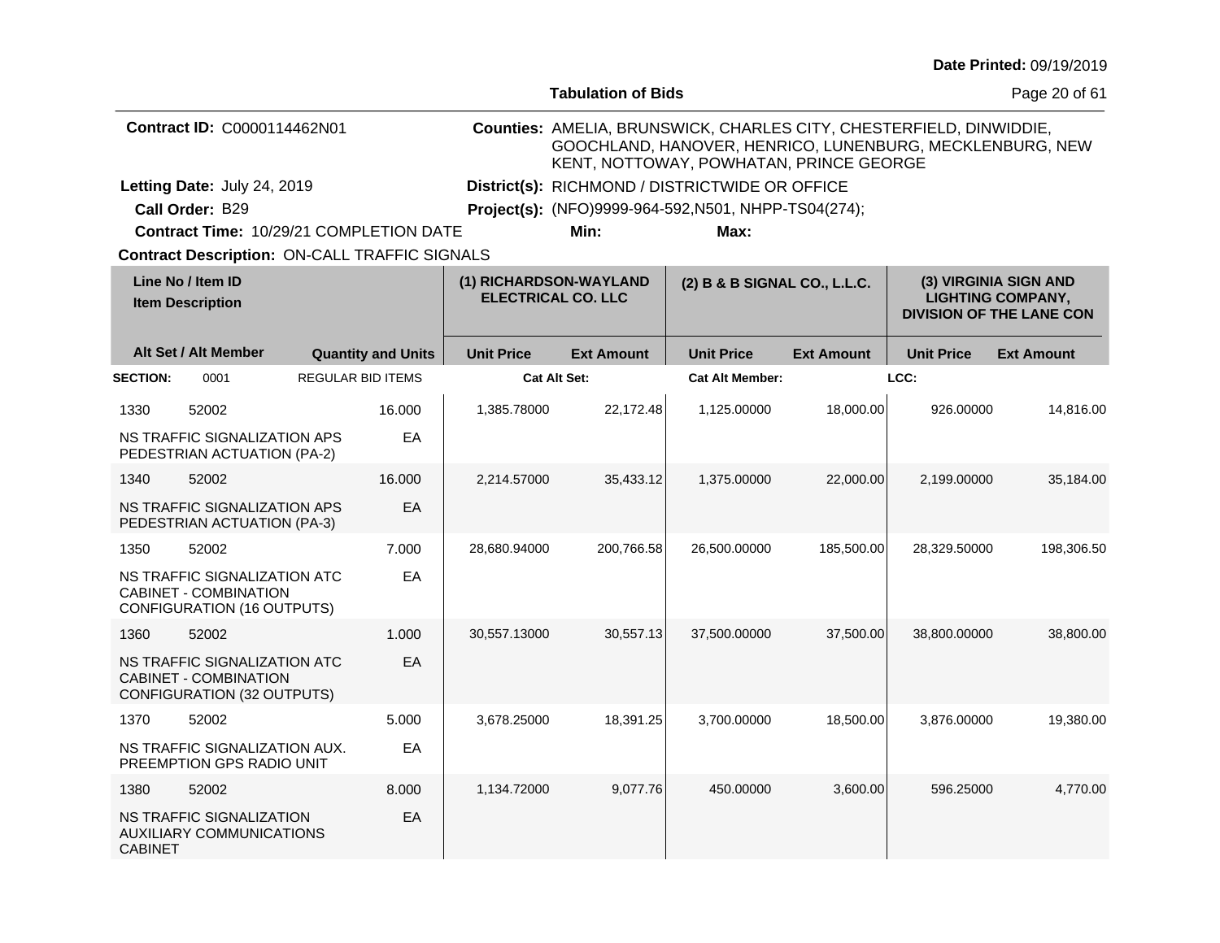Date Printed: 09/19/2019

**Tabulation of Bids**

**Contract ID:** C0000114462N01

**Counties:** AMELIA, BRUNSWICK, CHARLES CITY, CHESTERFIELD, DINWIDDIE, GOOCHLAND, HANOVER, HENRICO, LUNENBURG, MECKLENBURG, NEW KENT, NOTTOWAY, POWHATAN, PRINCE GEORGE

**Letting Date:** July 24, 2019

**District(s):** RICHMOND / DISTRICTWIDE OR OFFICE

**Call Order:** B29

**Project(s):** (NFO)9999-964-592,N501, NHPP-TS04(274);

**Contract Time:** 10/29/21 COMPLETION DATE

**Min:**

**Max:**

**Contract Description:** ON-CALL TRAFFIC SIGNALS

| Line No / Item ID | Item Description | Alt Set / Alt Member | Quantity and Units | (1) RICHARDSON-WAYLAND ELECTRICAL CO. LLC Unit Price | (1) Ext Amount | (2) B & B SIGNAL CO., L.L.C. Unit Price | (2) Ext Amount | (3) VIRGINIA SIGN AND LIGHTING COMPANY, DIVISION OF THE LANE CON Unit Price | (3) Ext Amount |
|---|---|---|---|---|---|---|---|---|---|
| **SECTION:** 0001 | REGULAR BID ITEMS | | | **Cat Alt Set:** | | **Cat Alt Member:** | | **LCC:** | |
| 1330 52002 | NS TRAFFIC SIGNALIZATION APS PEDESTRIAN ACTUATION (PA-2) | | 16.000 EA | 1,385.78000 | 22,172.48 | 1,125.00000 | 18,000.00 | 926.00000 | 14,816.00 |
| 1340 52002 | NS TRAFFIC SIGNALIZATION APS PEDESTRIAN ACTUATION (PA-3) | | 16.000 EA | 2,214.57000 | 35,433.12 | 1,375.00000 | 22,000.00 | 2,199.00000 | 35,184.00 |
| 1350 52002 | NS TRAFFIC SIGNALIZATION ATC CABINET - COMBINATION CONFIGURATION (16 OUTPUTS) | | 7.000 EA | 28,680.94000 | 200,766.58 | 26,500.00000 | 185,500.00 | 28,329.50000 | 198,306.50 |
| 1360 52002 | NS TRAFFIC SIGNALIZATION ATC CABINET - COMBINATION CONFIGURATION (32 OUTPUTS) | | 1.000 EA | 30,557.13000 | 30,557.13 | 37,500.00000 | 37,500.00 | 38,800.00000 | 38,800.00 |
| 1370 52002 | NS TRAFFIC SIGNALIZATION AUX. PREEMPTION GPS RADIO UNIT | | 5.000 EA | 3,678.25000 | 18,391.25 | 3,700.00000 | 18,500.00 | 3,876.00000 | 19,380.00 |
| 1380 52002 | NS TRAFFIC SIGNALIZATION AUXILIARY COMMUNICATIONS CABINET | | 8.000 EA | 1,134.72000 | 9,077.76 | 450.00000 | 3,600.00 | 596.25000 | 4,770.00 |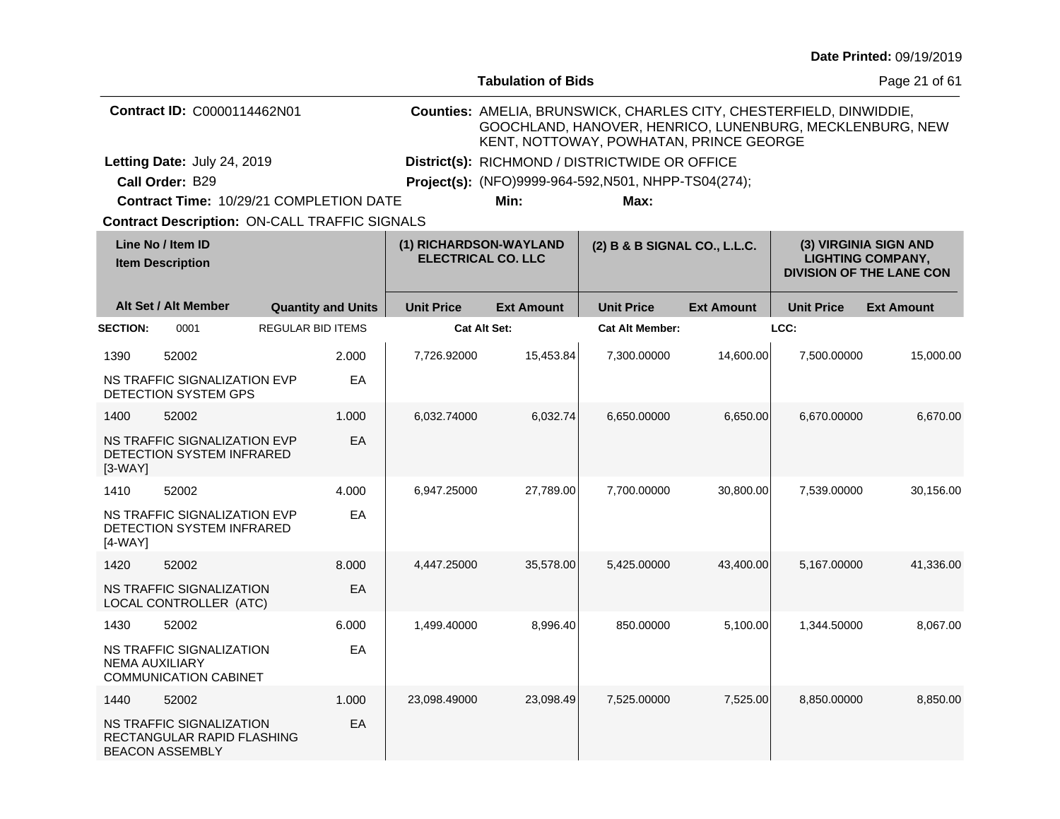**Date Printed:** 09/19/2019

**Tabulation of Bids**

**Contract ID:** C0000114462N01

**Counties:** AMELIA, BRUNSWICK, CHARLES CITY, CHESTERFIELD, DINWIDDIE, GOOCHLAND, HANOVER, HENRICO, LUNENBURG, MECKLENBURG, NEW KENT, NOTTOWAY, POWHATAN, PRINCE GEORGE

**Letting Date:** July 24, 2019

**District(s):** RICHMOND / DISTRICTWIDE OR OFFICE

**Call Order:** B29

**Project(s):** (NFO)9999-964-592,N501, NHPP-TS04(274);

**Contract Time:** 10/29/21 COMPLETION DATE

**Min:**

**Max:**

**Contract Description:** ON-CALL TRAFFIC SIGNALS

| Line No / Item ID | Item Description | Quantity and Units | (1) RICHARDSON-WAYLAND ELECTRICAL CO. LLC | | (2) B & B SIGNAL CO., L.L.C. | | (3) VIRGINIA SIGN AND LIGHTING COMPANY, DIVISION OF THE LANE CON | |
|---|---|---|---|---|---|---|---|---|
| Alt Set / Alt Member | | | Unit Price | Ext Amount | Unit Price | Ext Amount | Unit Price | Ext Amount |
| **SECTION:** 0001 | REGULAR BID ITEMS | | **Cat Alt Set:** | | **Cat Alt Member:** | | **LCC:** | |
| 1390 52002 | NS TRAFFIC SIGNALIZATION EVP DETECTION SYSTEM GPS | 2.000 EA | 7,726.92000 | 15,453.84 | 7,300.00000 | 14,600.00 | 7,500.00000 | 15,000.00 |
| 1400 52002 | NS TRAFFIC SIGNALIZATION EVP DETECTION SYSTEM INFRARED [3-WAY] | 1.000 EA | 6,032.74000 | 6,032.74 | 6,650.00000 | 6,650.00 | 6,670.00000 | 6,670.00 |
| 1410 52002 | NS TRAFFIC SIGNALIZATION EVP DETECTION SYSTEM INFRARED [4-WAY] | 4.000 EA | 6,947.25000 | 27,789.00 | 7,700.00000 | 30,800.00 | 7,539.00000 | 30,156.00 |
| 1420 52002 | NS TRAFFIC SIGNALIZATION LOCAL CONTROLLER (ATC) | 8.000 EA | 4,447.25000 | 35,578.00 | 5,425.00000 | 43,400.00 | 5,167.00000 | 41,336.00 |
| 1430 52002 | NS TRAFFIC SIGNALIZATION NEMA AUXILIARY COMMUNICATION CABINET | 6.000 EA | 1,499.40000 | 8,996.40 | 850.00000 | 5,100.00 | 1,344.50000 | 8,067.00 |
| 1440 52002 | NS TRAFFIC SIGNALIZATION RECTANGULAR RAPID FLASHING BEACON ASSEMBLY | 1.000 EA | 23,098.49000 | 23,098.49 | 7,525.00000 | 7,525.00 | 8,850.00000 | 8,850.00 |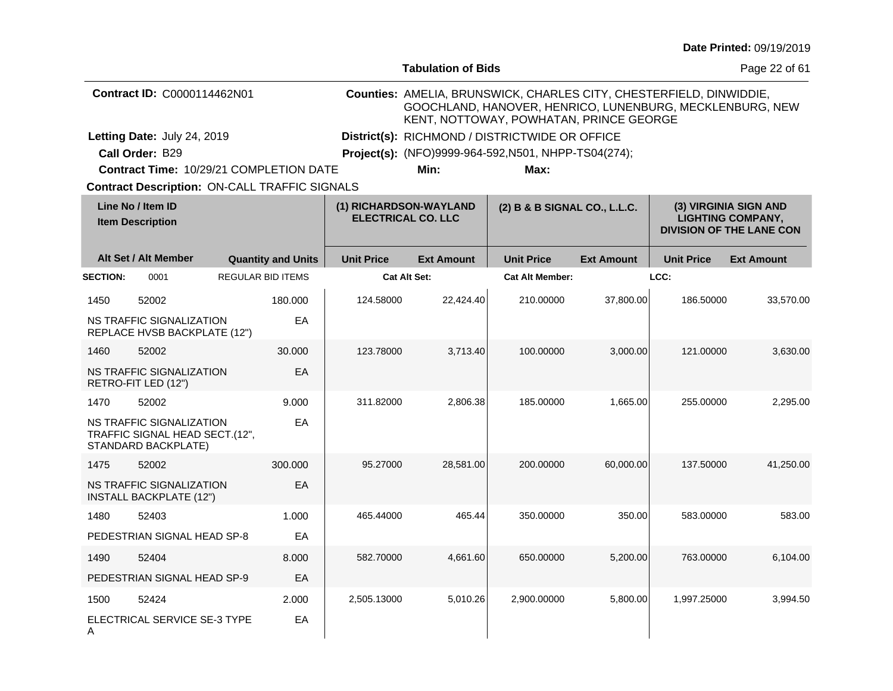Date Printed: 09/19/2019

**Tabulation of Bids**

**Contract ID:** C0000114462N01

**Counties:** AMELIA, BRUNSWICK, CHARLES CITY, CHESTERFIELD, DINWIDDIE, GOOCHLAND, HANOVER, HENRICO, LUNENBURG, MECKLENBURG, NEW KENT, NOTTOWAY, POWHATAN, PRINCE GEORGE

**Letting Date:** July 24, 2019

**District(s):** RICHMOND / DISTRICTWIDE OR OFFICE

**Call Order:** B29

**Project(s):** (NFO)9999-964-592,N501, NHPP-TS04(274);

**Contract Time:** 10/29/21 COMPLETION DATE

**Min:**

**Max:**

**Contract Description:** ON-CALL TRAFFIC SIGNALS

| Line No / Item ID / Item Description | | Quantity and Units | (1) RICHARDSON-WAYLAND ELECTRICAL CO. LLC | | (2) B & B SIGNAL CO., L.L.C. | | (3) VIRGINIA SIGN AND LIGHTING COMPANY, DIVISION OF THE LANE CON | |
|---|---|---|---|---|---|---|---|---|
| Alt Set / Alt Member | | | Unit Price | Ext Amount | Unit Price | Ext Amount | Unit Price | Ext Amount |
| **SECTION:** 0001 | REGULAR BID ITEMS | | **Cat Alt Set:** | | **Cat Alt Member:** | | **LCC:** | |
| 1450 | 52002 | 180.000 | 124.58000 | 22,424.40 | 210.00000 | 37,800.00 | 186.50000 | 33,570.00 |
| NS TRAFFIC SIGNALIZATION REPLACE HVSB BACKPLATE (12") | | EA | | | | | | |
| 1460 | 52002 | 30.000 | 123.78000 | 3,713.40 | 100.00000 | 3,000.00 | 121.00000 | 3,630.00 |
| NS TRAFFIC SIGNALIZATION RETRO-FIT LED (12") | | EA | | | | | | |
| 1470 | 52002 | 9.000 | 311.82000 | 2,806.38 | 185.00000 | 1,665.00 | 255.00000 | 2,295.00 |
| NS TRAFFIC SIGNALIZATION TRAFFIC SIGNAL HEAD SECT.(12", STANDARD BACKPLATE) | | EA | | | | | | |
| 1475 | 52002 | 300.000 | 95.27000 | 28,581.00 | 200.00000 | 60,000.00 | 137.50000 | 41,250.00 |
| NS TRAFFIC SIGNALIZATION INSTALL BACKPLATE (12") | | EA | | | | | | |
| 1480 | 52403 | 1.000 | 465.44000 | 465.44 | 350.00000 | 350.00 | 583.00000 | 583.00 |
| PEDESTRIAN SIGNAL HEAD SP-8 | | EA | | | | | | |
| 1490 | 52404 | 8.000 | 582.70000 | 4,661.60 | 650.00000 | 5,200.00 | 763.00000 | 6,104.00 |
| PEDESTRIAN SIGNAL HEAD SP-9 | | EA | | | | | | |
| 1500 | 52424 | 2.000 | 2,505.13000 | 5,010.26 | 2,900.00000 | 5,800.00 | 1,997.25000 | 3,994.50 |
| ELECTRICAL SERVICE SE-3 TYPE A | | EA | | | | | | |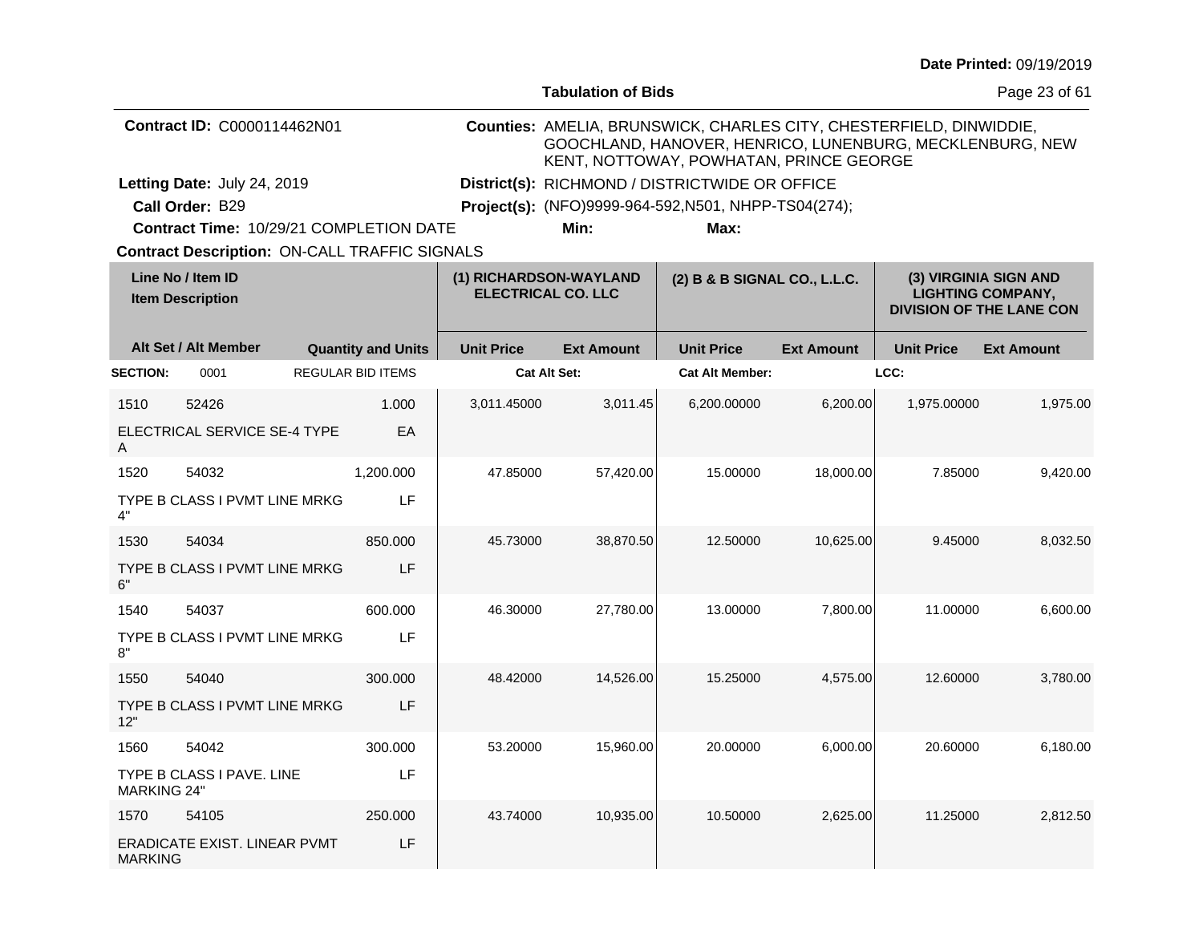Date Printed: 09/19/2019

**Tabulation of Bids**

**Contract ID:** C0000114462N01

**Counties:** AMELIA, BRUNSWICK, CHARLES CITY, CHESTERFIELD, DINWIDDIE, GOOCHLAND, HANOVER, HENRICO, LUNENBURG, MECKLENBURG, NEW KENT, NOTTOWAY, POWHATAN, PRINCE GEORGE

**Letting Date:** July 24, 2019

**District(s):** RICHMOND / DISTRICTWIDE OR OFFICE

**Call Order:** B29

**Project(s):** (NFO)9999-964-592,N501, NHPP-TS04(274);

**Contract Time:** 10/29/21 COMPLETION DATE

**Min:**

**Max:**

**Contract Description:** ON-CALL TRAFFIC SIGNALS

| Line No / Item ID | Item Description | Quantity and Units | (1) RICHARDSON-WAYLAND ELECTRICAL CO. LLC Unit Price | (1) Ext Amount | (2) B & B SIGNAL CO., L.L.C. Unit Price | (2) Ext Amount | (3) VIRGINIA SIGN AND LIGHTING COMPANY, DIVISION OF THE LANE CON Unit Price | (3) Ext Amount |
|---|---|---|---|---|---|---|---|---|
| **SECTION:** 0001 | REGULAR BID ITEMS | | Cat Alt Set: | | Cat Alt Member: | | LCC: | |
| 1510 52426 | ELECTRICAL SERVICE SE-4 TYPE A | 1.000 EA | 3,011.45000 | 3,011.45 | 6,200.00000 | 6,200.00 | 1,975.00000 | 1,975.00 |
| 1520 54032 | TYPE B CLASS I PVMT LINE MRKG 4" | 1,200.000 LF | 47.85000 | 57,420.00 | 15.00000 | 18,000.00 | 7.85000 | 9,420.00 |
| 1530 54034 | TYPE B CLASS I PVMT LINE MRKG 6" | 850.000 LF | 45.73000 | 38,870.50 | 12.50000 | 10,625.00 | 9.45000 | 8,032.50 |
| 1540 54037 | TYPE B CLASS I PVMT LINE MRKG 8" | 600.000 LF | 46.30000 | 27,780.00 | 13.00000 | 7,800.00 | 11.00000 | 6,600.00 |
| 1550 54040 | TYPE B CLASS I PVMT LINE MRKG 12" | 300.000 LF | 48.42000 | 14,526.00 | 15.25000 | 4,575.00 | 12.60000 | 3,780.00 |
| 1560 54042 | TYPE B CLASS I PAVE. LINE MARKING 24" | 300.000 LF | 53.20000 | 15,960.00 | 20.00000 | 6,000.00 | 20.60000 | 6,180.00 |
| 1570 54105 | ERADICATE EXIST. LINEAR PVMT MARKING | 250.000 LF | 43.74000 | 10,935.00 | 10.50000 | 2,625.00 | 11.25000 | 2,812.50 |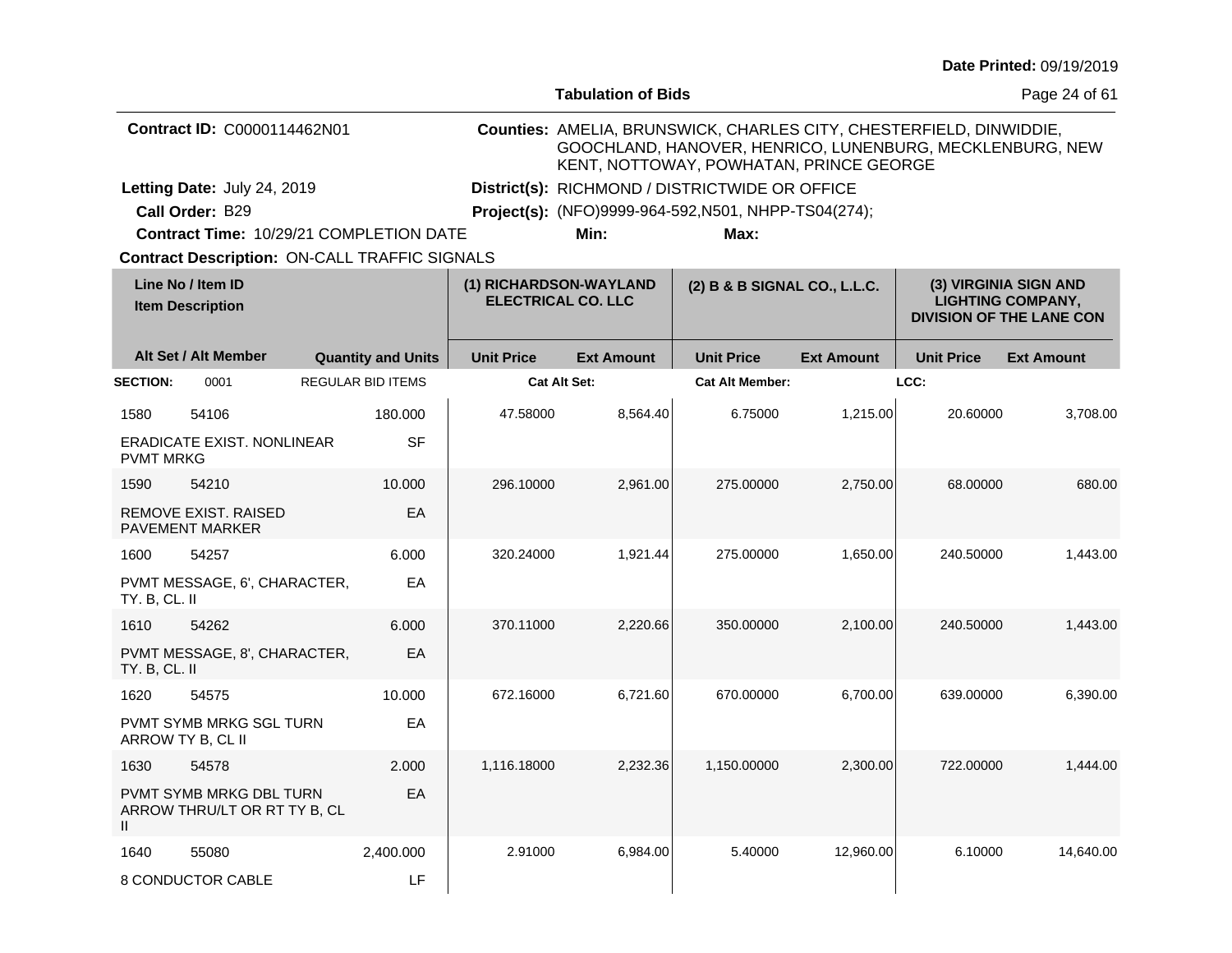Date Printed: 09/19/2019

**Tabulation of Bids**

**Contract ID:** C0000114462N01

**Counties:** AMELIA, BRUNSWICK, CHARLES CITY, CHESTERFIELD, DINWIDDIE, GOOCHLAND, HANOVER, HENRICO, LUNENBURG, MECKLENBURG, NEW KENT, NOTTOWAY, POWHATAN, PRINCE GEORGE

**Letting Date:** July 24, 2019

**District(s):** RICHMOND / DISTRICTWIDE OR OFFICE

**Call Order:** B29

**Project(s):** (NFO)9999-964-592,N501, NHPP-TS04(274);

**Contract Time:** 10/29/21 COMPLETION DATE

**Min:**

**Max:**

**Contract Description:** ON-CALL TRAFFIC SIGNALS

| Line No / Item ID / Item Description | Alt Set / Alt Member | Quantity and Units | (1) RICHARDSON-WAYLAND ELECTRICAL CO. LLC Unit Price | (1) Ext Amount | (2) B & B SIGNAL CO., L.L.C. Unit Price | (2) Ext Amount | (3) VIRGINIA SIGN AND LIGHTING COMPANY, DIVISION OF THE LANE CON Unit Price | (3) Ext Amount |
|---|---|---|---|---|---|---|---|---|
| **SECTION:** 0001 | REGULAR BID ITEMS | | Cat Alt Set: | | Cat Alt Member: | | LCC: | |
| 1580 54106 ERADICATE EXIST. NONLINEAR PVMT MRKG | | 180.000 SF | 47.58000 | 8,564.40 | 6.75000 | 1,215.00 | 20.60000 | 3,708.00 |
| 1590 54210 REMOVE EXIST. RAISED PAVEMENT MARKER | | 10.000 EA | 296.10000 | 2,961.00 | 275.00000 | 2,750.00 | 68.00000 | 680.00 |
| 1600 54257 PVMT MESSAGE, 6', CHARACTER, TY. B, CL. II | | 6.000 EA | 320.24000 | 1,921.44 | 275.00000 | 1,650.00 | 240.50000 | 1,443.00 |
| 1610 54262 PVMT MESSAGE, 8', CHARACTER, TY. B, CL. II | | 6.000 EA | 370.11000 | 2,220.66 | 350.00000 | 2,100.00 | 240.50000 | 1,443.00 |
| 1620 54575 PVMT SYMB MRKG SGL TURN ARROW TY B, CL II | | 10.000 EA | 672.16000 | 6,721.60 | 670.00000 | 6,700.00 | 639.00000 | 6,390.00 |
| 1630 54578 PVMT SYMB MRKG DBL TURN ARROW THRU/LT OR RT TY B, CL II | | 2.000 EA | 1,116.18000 | 2,232.36 | 1,150.00000 | 2,300.00 | 722.00000 | 1,444.00 |
| 1640 55080 8 CONDUCTOR CABLE | | 2,400.000 LF | 2.91000 | 6,984.00 | 5.40000 | 12,960.00 | 6.10000 | 14,640.00 |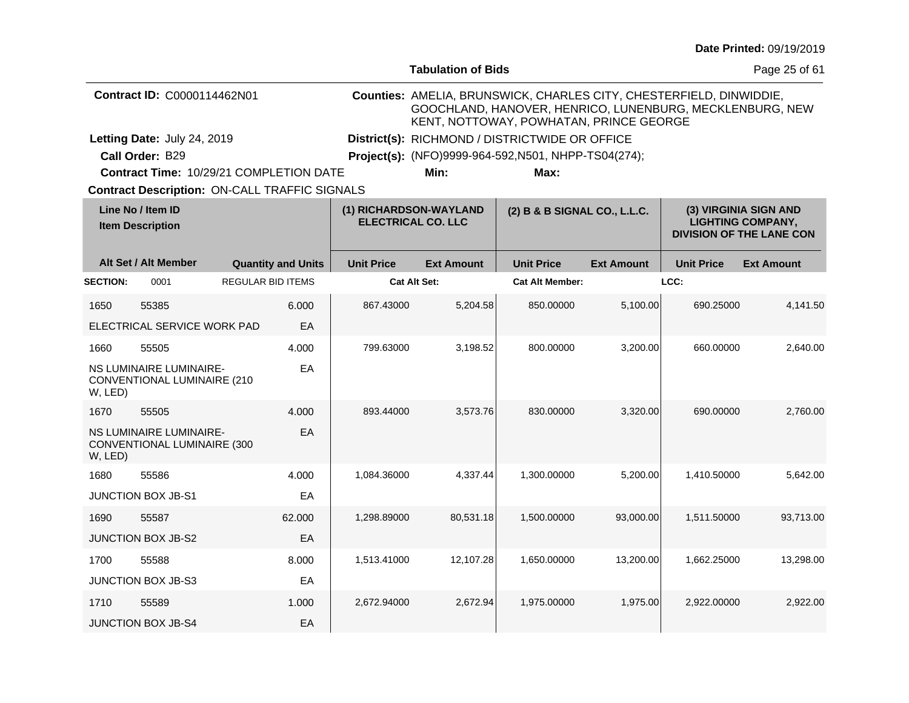Date Printed: 09/19/2019

**Tabulation of Bids**

**Contract ID:** C0000114462N01

**Counties:** AMELIA, BRUNSWICK, CHARLES CITY, CHESTERFIELD, DINWIDDIE, GOOCHLAND, HANOVER, HENRICO, LUNENBURG, MECKLENBURG, NEW KENT, NOTTOWAY, POWHATAN, PRINCE GEORGE

**Letting Date:** July 24, 2019

**District(s):** RICHMOND / DISTRICTWIDE OR OFFICE

**Call Order:** B29

**Project(s):** (NFO)9999-964-592,N501, NHPP-TS04(274);

**Contract Time:** 10/29/21 COMPLETION DATE

**Min:**

**Max:**

**Contract Description:** ON-CALL TRAFFIC SIGNALS

| Line No / Item ID / Item Description | Alt Set / Alt Member | Quantity and Units | (1) RICHARDSON-WAYLAND ELECTRICAL CO. LLC Unit Price | (1) Ext Amount | (2) B & B SIGNAL CO., L.L.C. Unit Price | (2) Ext Amount | (3) VIRGINIA SIGN AND LIGHTING COMPANY, DIVISION OF THE LANE CON Unit Price | (3) Ext Amount |
|---|---|---|---|---|---|---|---|---|
| **SECTION:** 0001 | REGULAR BID ITEMS | | **Cat Alt Set:** | | **Cat Alt Member:** | | **LCC:** | |
| 1650 55385 ELECTRICAL SERVICE WORK PAD | | 6.000 EA | 867.43000 | 5,204.58 | 850.00000 | 5,100.00 | 690.25000 | 4,141.50 |
| 1660 55505 NS LUMINAIRE LUMINAIRE-CONVENTIONAL LUMINAIRE (210 W, LED) | | 4.000 EA | 799.63000 | 3,198.52 | 800.00000 | 3,200.00 | 660.00000 | 2,640.00 |
| 1670 55505 NS LUMINAIRE LUMINAIRE-CONVENTIONAL LUMINAIRE (300 W, LED) | | 4.000 EA | 893.44000 | 3,573.76 | 830.00000 | 3,320.00 | 690.00000 | 2,760.00 |
| 1680 55586 JUNCTION BOX JB-S1 | | 4.000 EA | 1,084.36000 | 4,337.44 | 1,300.00000 | 5,200.00 | 1,410.50000 | 5,642.00 |
| 1690 55587 JUNCTION BOX JB-S2 | | 62.000 EA | 1,298.89000 | 80,531.18 | 1,500.00000 | 93,000.00 | 1,511.50000 | 93,713.00 |
| 1700 55588 JUNCTION BOX JB-S3 | | 8.000 EA | 1,513.41000 | 12,107.28 | 1,650.00000 | 13,200.00 | 1,662.25000 | 13,298.00 |
| 1710 55589 JUNCTION BOX JB-S4 | | 1.000 EA | 2,672.94000 | 2,672.94 | 1,975.00000 | 1,975.00 | 2,922.00000 | 2,922.00 |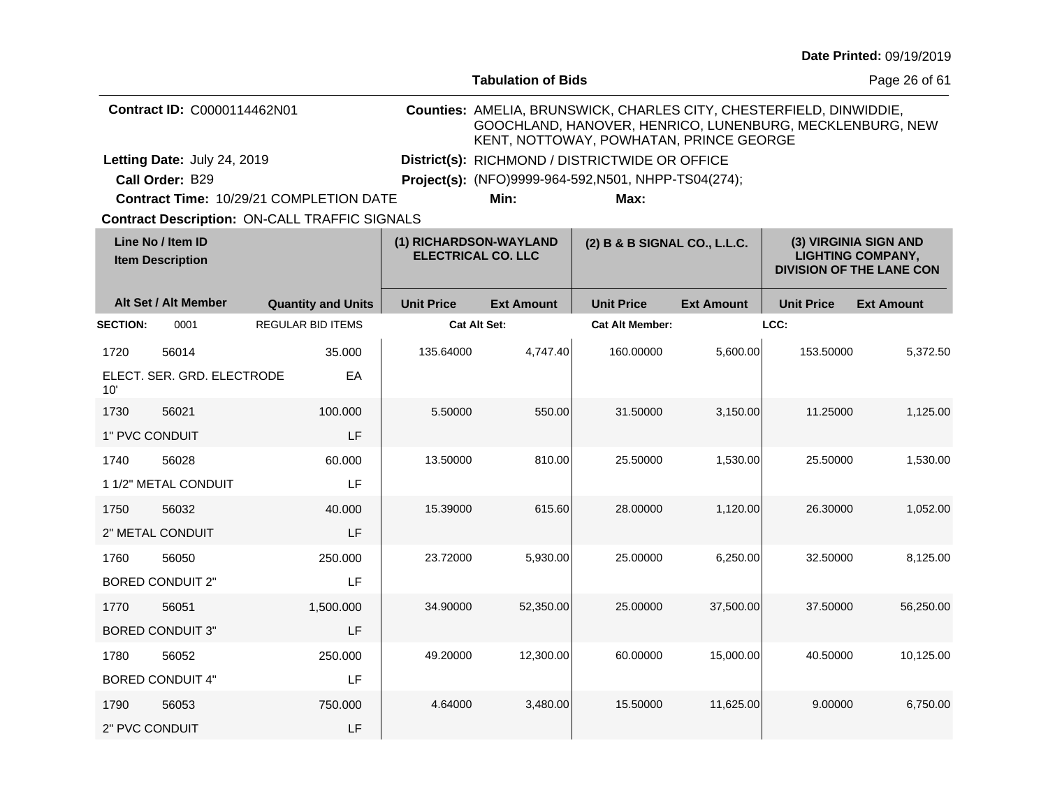Date Printed: 09/19/2019

## Tabulation of Bids

**Contract ID:** C0000114462N01

**Counties:** AMELIA, BRUNSWICK, CHARLES CITY, CHESTERFIELD, DINWIDDIE, GOOCHLAND, HANOVER, HENRICO, LUNENBURG, MECKLENBURG, NEW KENT, NOTTOWAY, POWHATAN, PRINCE GEORGE

**Letting Date:** July 24, 2019

**District(s):** RICHMOND / DISTRICTWIDE OR OFFICE

**Call Order:** B29

**Project(s):** (NFO)9999-964-592,N501, NHPP-TS04(274);

**Contract Time:** 10/29/21 COMPLETION DATE

**Min:**

**Max:**

**Contract Description:** ON-CALL TRAFFIC SIGNALS

| Line No / Item ID / Item Description | Alt Set / Alt Member | Quantity and Units | (1) RICHARDSON-WAYLAND ELECTRICAL CO. LLC Unit Price | (1) Ext Amount | (2) B & B SIGNAL CO., L.L.C. Unit Price | (2) Ext Amount | (3) VIRGINIA SIGN AND LIGHTING COMPANY, DIVISION OF THE LANE CON Unit Price | (3) Ext Amount |
|---|---|---|---|---|---|---|---|---|
| **SECTION:** 0001 | | REGULAR BID ITEMS | **Cat Alt Set:** | | **Cat Alt Member:** | | **LCC:** | |
| 1720 56014 ELECT. SER. GRD. ELECTRODE 10' | | 35.000 EA | 135.64000 | 4,747.40 | 160.00000 | 5,600.00 | 153.50000 | 5,372.50 |
| 1730 56021 1" PVC CONDUIT | | 100.000 LF | 5.50000 | 550.00 | 31.50000 | 3,150.00 | 11.25000 | 1,125.00 |
| 1740 56028 1 1/2" METAL CONDUIT | | 60.000 LF | 13.50000 | 810.00 | 25.50000 | 1,530.00 | 25.50000 | 1,530.00 |
| 1750 56032 2" METAL CONDUIT | | 40.000 LF | 15.39000 | 615.60 | 28.00000 | 1,120.00 | 26.30000 | 1,052.00 |
| 1760 56050 BORED CONDUIT 2" | | 250.000 LF | 23.72000 | 5,930.00 | 25.00000 | 6,250.00 | 32.50000 | 8,125.00 |
| 1770 56051 BORED CONDUIT 3" | | 1,500.000 LF | 34.90000 | 52,350.00 | 25.00000 | 37,500.00 | 37.50000 | 56,250.00 |
| 1780 56052 BORED CONDUIT 4" | | 250.000 LF | 49.20000 | 12,300.00 | 60.00000 | 15,000.00 | 40.50000 | 10,125.00 |
| 1790 56053 2" PVC CONDUIT | | 750.000 LF | 4.64000 | 3,480.00 | 15.50000 | 11,625.00 | 9.00000 | 6,750.00 |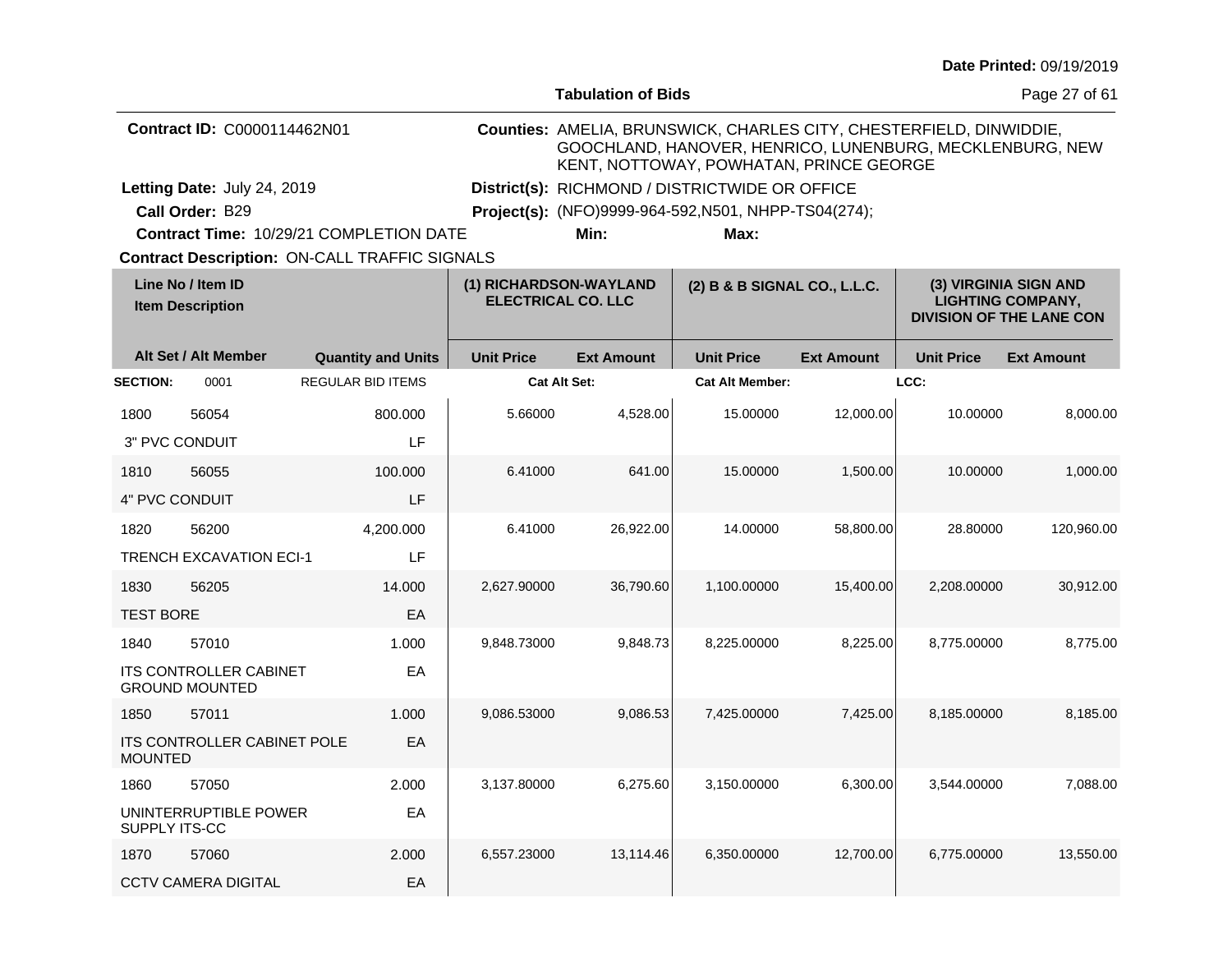Date Printed: 09/19/2019

**Tabulation of Bids**

**Contract ID:** C0000114462N01

**Counties:** AMELIA, BRUNSWICK, CHARLES CITY, CHESTERFIELD, DINWIDDIE, GOOCHLAND, HANOVER, HENRICO, LUNENBURG, MECKLENBURG, NEW KENT, NOTTOWAY, POWHATAN, PRINCE GEORGE

**Letting Date:** July 24, 2019

**District(s):** RICHMOND / DISTRICTWIDE OR OFFICE

**Call Order:** B29

**Project(s):** (NFO)9999-964-592,N501, NHPP-TS04(274);

**Contract Time:** 10/29/21 COMPLETION DATE

**Min:** **Max:**

**Contract Description:** ON-CALL TRAFFIC SIGNALS

| Line No / Item ID / Item Description | | Quantity and Units | (1) RICHARDSON-WAYLAND ELECTRICAL CO. LLC | | (2) B & B SIGNAL CO., L.L.C. | | (3) VIRGINIA SIGN AND LIGHTING COMPANY, DIVISION OF THE LANE CON | |
|---|---|---|---|---|---|---|---|---|
| **Alt Set / Alt Member** | | | **Unit Price** | **Ext Amount** | **Unit Price** | **Ext Amount** | **Unit Price** | **Ext Amount** |
| **SECTION:** 0001 | | REGULAR BID ITEMS | **Cat Alt Set:** | | **Cat Alt Member:** | | **LCC:** | |
| 1800 | 56054 | 800.000 | 5.66000 | 4,528.00 | 15.00000 | 12,000.00 | 10.00000 | 8,000.00 |
| 3" PVC CONDUIT | | LF | | | | | | |
| 1810 | 56055 | 100.000 | 6.41000 | 641.00 | 15.00000 | 1,500.00 | 10.00000 | 1,000.00 |
| 4" PVC CONDUIT | | LF | | | | | | |
| 1820 | 56200 | 4,200.000 | 6.41000 | 26,922.00 | 14.00000 | 58,800.00 | 28.80000 | 120,960.00 |
| TRENCH EXCAVATION ECI-1 | | LF | | | | | | |
| 1830 | 56205 | 14.000 | 2,627.90000 | 36,790.60 | 1,100.00000 | 15,400.00 | 2,208.00000 | 30,912.00 |
| TEST BORE | | EA | | | | | | |
| 1840 | 57010 | 1.000 | 9,848.73000 | 9,848.73 | 8,225.00000 | 8,225.00 | 8,775.00000 | 8,775.00 |
| ITS CONTROLLER CABINET GROUND MOUNTED | | EA | | | | | | |
| 1850 | 57011 | 1.000 | 9,086.53000 | 9,086.53 | 7,425.00000 | 7,425.00 | 8,185.00000 | 8,185.00 |
| ITS CONTROLLER CABINET POLE MOUNTED | | EA | | | | | | |
| 1860 | 57050 | 2.000 | 3,137.80000 | 6,275.60 | 3,150.00000 | 6,300.00 | 3,544.00000 | 7,088.00 |
| UNINTERRUPTIBLE POWER SUPPLY ITS-CC | | EA | | | | | | |
| 1870 | 57060 | 2.000 | 6,557.23000 | 13,114.46 | 6,350.00000 | 12,700.00 | 6,775.00000 | 13,550.00 |
| CCTV CAMERA DIGITAL | | EA | | | | | | |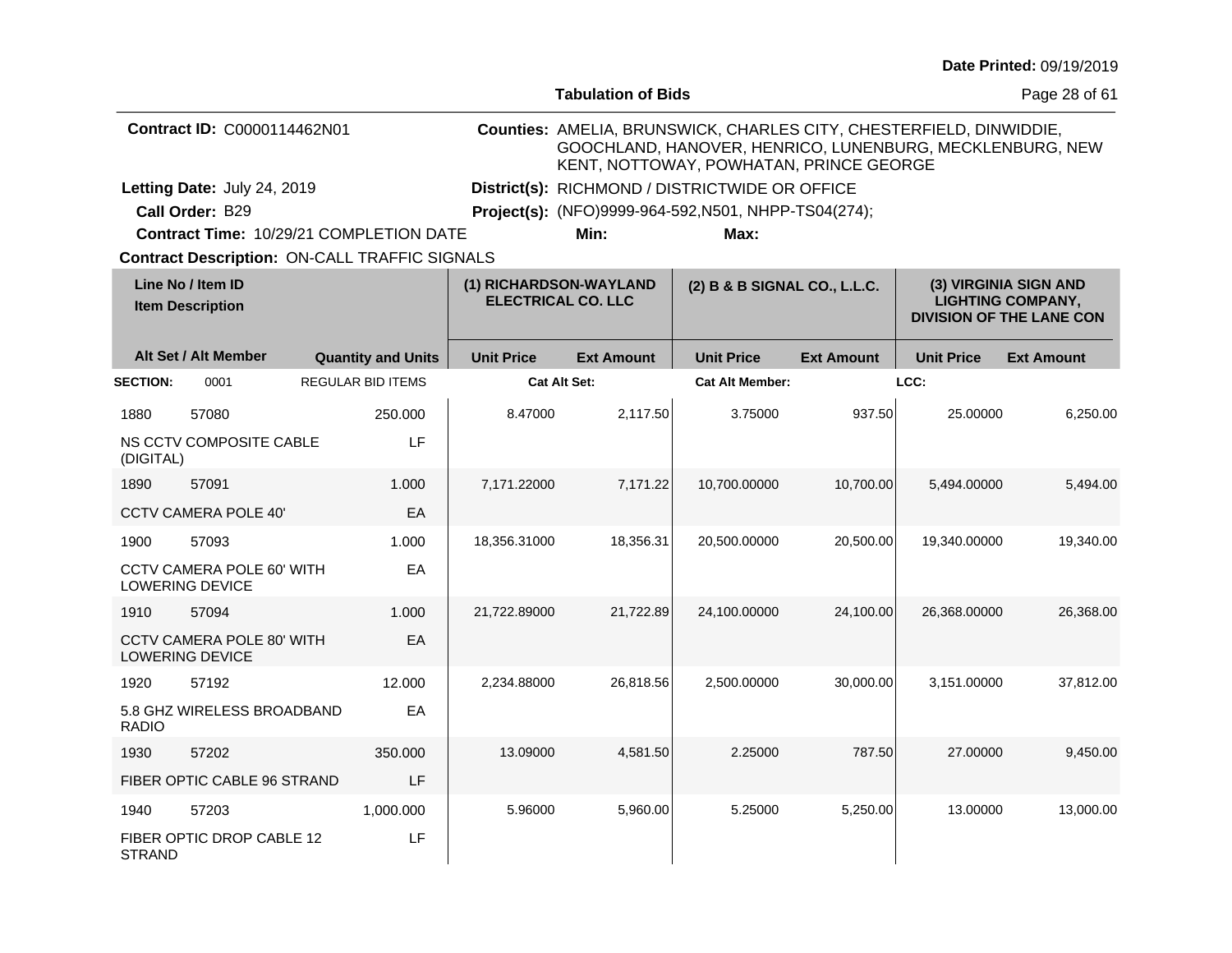**Date Printed:** 09/19/2019

**Tabulation of Bids**

**Contract ID:** C0000114462N01

**Counties:** AMELIA, BRUNSWICK, CHARLES CITY, CHESTERFIELD, DINWIDDIE, GOOCHLAND, HANOVER, HENRICO, LUNENBURG, MECKLENBURG, NEW KENT, NOTTOWAY, POWHATAN, PRINCE GEORGE

**Letting Date:** July 24, 2019

**District(s):** RICHMOND / DISTRICTWIDE OR OFFICE

**Call Order:** B29

**Project(s):** (NFO)9999-964-592,N501, NHPP-TS04(274);

**Contract Time:** 10/29/21 COMPLETION DATE

**Min:**

**Max:**

**Contract Description:** ON-CALL TRAFFIC SIGNALS

| Line No / Item ID / Item Description | | Quantity and Units | (1) RICHARDSON-WAYLAND ELECTRICAL CO. LLC | | (2) B & B SIGNAL CO., L.L.C. | | (3) VIRGINIA SIGN AND LIGHTING COMPANY, DIVISION OF THE LANE CON | |
|---|---|---|---|---|---|---|---|---|
| Alt Set / Alt Member | | | Unit Price | Ext Amount | Unit Price | Ext Amount | Unit Price | Ext Amount |
| **SECTION:** 0001 | | REGULAR BID ITEMS | **Cat Alt Set:** | | **Cat Alt Member:** | | **LCC:** | |
| 1880 | 57080 | 250.000 | 8.47000 | 2,117.50 | 3.75000 | 937.50 | 25.00000 | 6,250.00 |
| NS CCTV COMPOSITE CABLE (DIGITAL) | | LF | | | | | | |
| 1890 | 57091 | 1.000 | 7,171.22000 | 7,171.22 | 10,700.00000 | 10,700.00 | 5,494.00000 | 5,494.00 |
| CCTV CAMERA POLE 40' | | EA | | | | | | |
| 1900 | 57093 | 1.000 | 18,356.31000 | 18,356.31 | 20,500.00000 | 20,500.00 | 19,340.00000 | 19,340.00 |
| CCTV CAMERA POLE 60' WITH LOWERING DEVICE | | EA | | | | | | |
| 1910 | 57094 | 1.000 | 21,722.89000 | 21,722.89 | 24,100.00000 | 24,100.00 | 26,368.00000 | 26,368.00 |
| CCTV CAMERA POLE 80' WITH LOWERING DEVICE | | EA | | | | | | |
| 1920 | 57192 | 12.000 | 2,234.88000 | 26,818.56 | 2,500.00000 | 30,000.00 | 3,151.00000 | 37,812.00 |
| 5.8 GHZ WIRELESS BROADBAND RADIO | | EA | | | | | | |
| 1930 | 57202 | 350.000 | 13.09000 | 4,581.50 | 2.25000 | 787.50 | 27.00000 | 9,450.00 |
| FIBER OPTIC CABLE 96 STRAND | | LF | | | | | | |
| 1940 | 57203 | 1,000.000 | 5.96000 | 5,960.00 | 5.25000 | 5,250.00 | 13.00000 | 13,000.00 |
| FIBER OPTIC DROP CABLE 12 STRAND | | LF | | | | | | |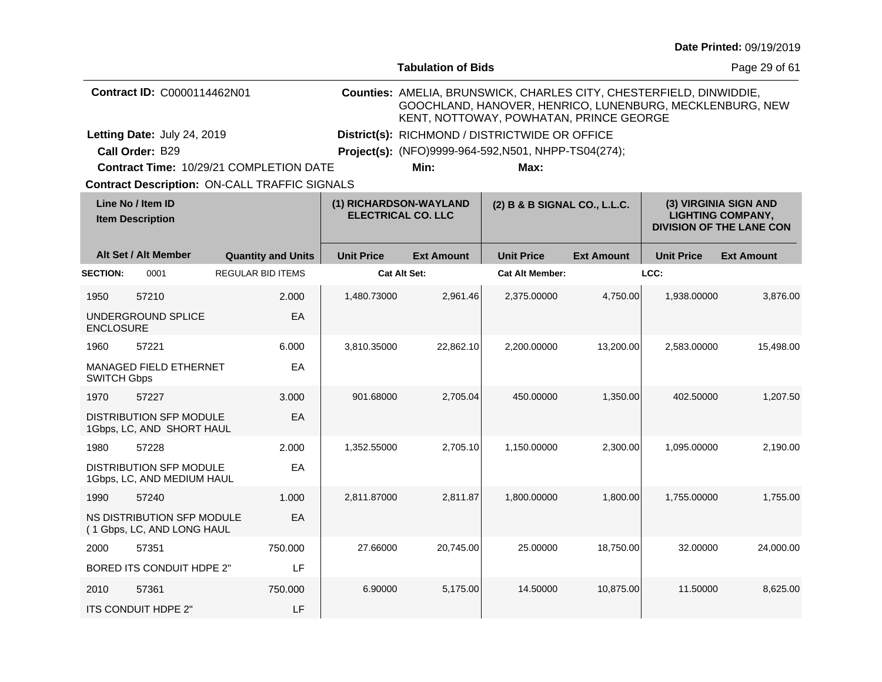Date Printed: 09/19/2019

**Tabulation of Bids**

**Contract ID:** C0000114462N01

**Counties:** AMELIA, BRUNSWICK, CHARLES CITY, CHESTERFIELD, DINWIDDIE, GOOCHLAND, HANOVER, HENRICO, LUNENBURG, MECKLENBURG, NEW KENT, NOTTOWAY, POWHATAN, PRINCE GEORGE

**Letting Date:** July 24, 2019

**District(s):** RICHMOND / DISTRICTWIDE OR OFFICE

**Call Order:** B29

**Project(s):** (NFO)9999-964-592,N501, NHPP-TS04(274);

**Contract Time:** 10/29/21 COMPLETION DATE

**Min:**

**Max:**

**Contract Description:** ON-CALL TRAFFIC SIGNALS

| Line No / Item ID / Item Description | Alt Set / Alt Member | Quantity and Units | (1) RICHARDSON-WAYLAND ELECTRICAL CO. LLC Unit Price | (1) Ext Amount | (2) B & B SIGNAL CO., L.L.C. Unit Price | (2) Ext Amount | (3) VIRGINIA SIGN AND LIGHTING COMPANY, DIVISION OF THE LANE CON Unit Price | (3) Ext Amount |
|---|---|---|---|---|---|---|---|---|
| **SECTION:** 0001 | REGULAR BID ITEMS | | Cat Alt Set: | | Cat Alt Member: | | LCC: | |
| 1950 57210 UNDERGROUND SPLICE ENCLOSURE | | 2.000 EA | 1,480.73000 | 2,961.46 | 2,375.00000 | 4,750.00 | 1,938.00000 | 3,876.00 |
| 1960 57221 MANAGED FIELD ETHERNET SWITCH Gbps | | 6.000 EA | 3,810.35000 | 22,862.10 | 2,200.00000 | 13,200.00 | 2,583.00000 | 15,498.00 |
| 1970 57227 DISTRIBUTION SFP MODULE 1Gbps, LC, AND SHORT HAUL | | 3.000 EA | 901.68000 | 2,705.04 | 450.00000 | 1,350.00 | 402.50000 | 1,207.50 |
| 1980 57228 DISTRIBUTION SFP MODULE 1Gbps, LC, AND MEDIUM HAUL | | 2.000 EA | 1,352.55000 | 2,705.10 | 1,150.00000 | 2,300.00 | 1,095.00000 | 2,190.00 |
| 1990 57240 NS DISTRIBUTION SFP MODULE ( 1 Gbps, LC, AND LONG HAUL | | 1.000 EA | 2,811.87000 | 2,811.87 | 1,800.00000 | 1,800.00 | 1,755.00000 | 1,755.00 |
| 2000 57351 BORED ITS CONDUIT HDPE 2" | | 750.000 LF | 27.66000 | 20,745.00 | 25.00000 | 18,750.00 | 32.00000 | 24,000.00 |
| 2010 57361 ITS CONDUIT HDPE 2" | | 750.000 LF | 6.90000 | 5,175.00 | 14.50000 | 10,875.00 | 11.50000 | 8,625.00 |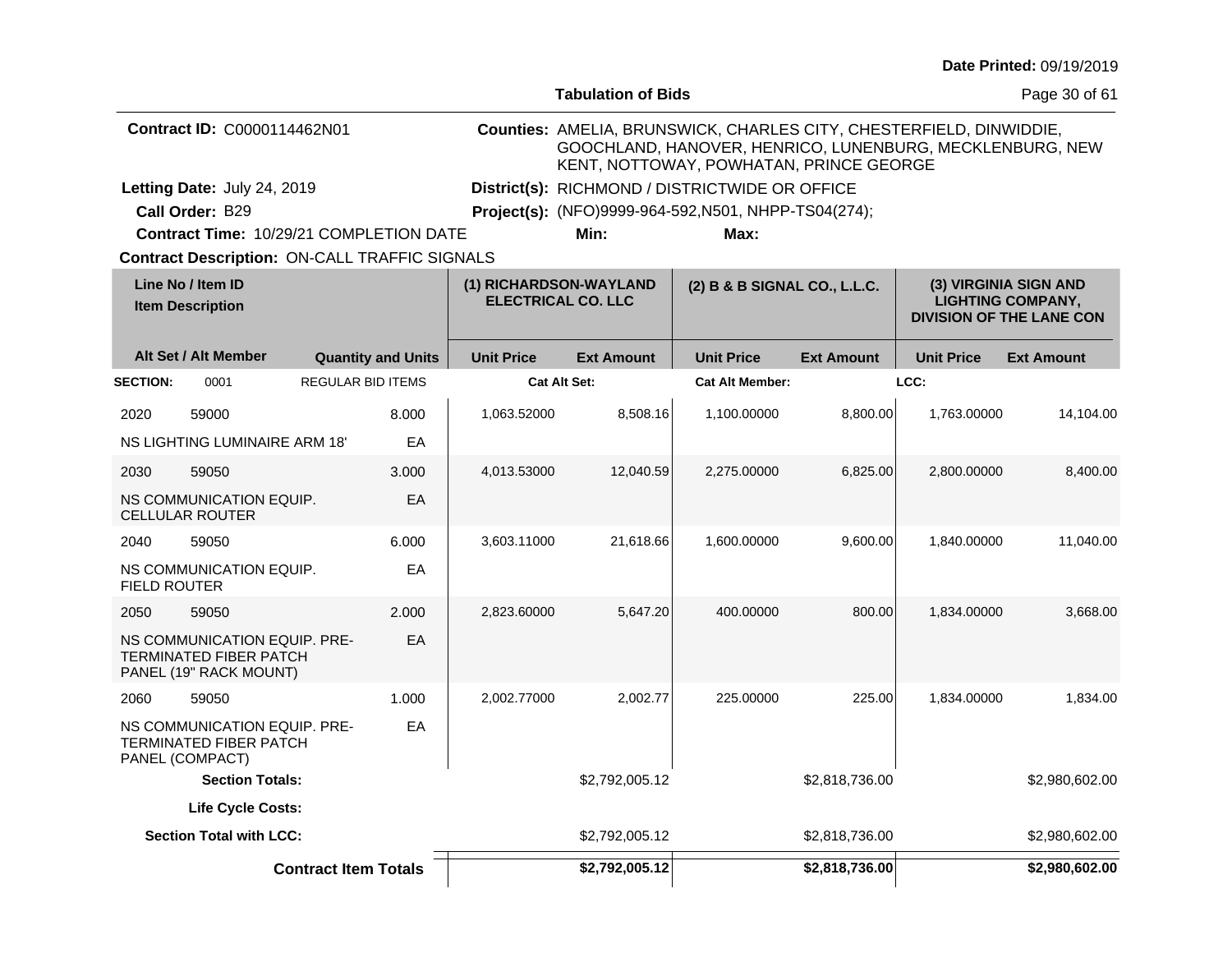Date Printed: 09/19/2019

**Tabulation of Bids**

**Contract ID:** C0000114462N01

**Counties:** AMELIA, BRUNSWICK, CHARLES CITY, CHESTERFIELD, DINWIDDIE, GOOCHLAND, HANOVER, HENRICO, LUNENBURG, MECKLENBURG, NEW KENT, NOTTOWAY, POWHATAN, PRINCE GEORGE

**Letting Date:** July 24, 2019

**District(s):** RICHMOND / DISTRICTWIDE OR OFFICE

**Call Order:** B29

**Project(s):** (NFO)9999-964-592,N501, NHPP-TS04(274);

**Contract Time:** 10/29/21 COMPLETION DATE

**Min:**

**Max:**

**Contract Description:** ON-CALL TRAFFIC SIGNALS

| Line No / Item ID / Item Description | Alt Set / Alt Member | Quantity and Units | (1) RICHARDSON-WAYLAND ELECTRICAL CO. LLC Unit Price | (1) Ext Amount | (2) B & B SIGNAL CO., L.L.C. Unit Price | (2) Ext Amount | (3) VIRGINIA SIGN AND LIGHTING COMPANY, DIVISION OF THE LANE CON Unit Price | (3) Ext Amount |
|---|---|---|---|---|---|---|---|---|
| **SECTION:** 0001 | REGULAR BID ITEMS | | **Cat Alt Set:** | | **Cat Alt Member:** | | **LCC:** | |
| 2020 59000 NS LIGHTING LUMINAIRE ARM 18' | | 8.000 EA | 1,063.52000 | 8,508.16 | 1,100.00000 | 8,800.00 | 1,763.00000 | 14,104.00 |
| 2030 59050 NS COMMUNICATION EQUIP. CELLULAR ROUTER | | 3.000 EA | 4,013.53000 | 12,040.59 | 2,275.00000 | 6,825.00 | 2,800.00000 | 8,400.00 |
| 2040 59050 NS COMMUNICATION EQUIP. FIELD ROUTER | | 6.000 EA | 3,603.11000 | 21,618.66 | 1,600.00000 | 9,600.00 | 1,840.00000 | 11,040.00 |
| 2050 59050 NS COMMUNICATION EQUIP. PRE-TERMINATED FIBER PATCH PANEL (19" RACK MOUNT) | | 2.000 EA | 2,823.60000 | 5,647.20 | 400.00000 | 800.00 | 1,834.00000 | 3,668.00 |
| 2060 59050 NS COMMUNICATION EQUIP. PRE-TERMINATED FIBER PATCH PANEL (COMPACT) | | 1.000 EA | 2,002.77000 | 2,002.77 | 225.00000 | 225.00 | 1,834.00000 | 1,834.00 |
| **Section Totals:** | | | | $2,792,005.12 | | $2,818,736.00 | | $2,980,602.00 |
| **Life Cycle Costs:** | | | | | | | | |
| **Section Total with LCC:** | | | | $2,792,005.12 | | $2,818,736.00 | | $2,980,602.00 |
| **Contract Item Totals** | | | | **$2,792,005.12** | | **$2,818,736.00** | | **$2,980,602.00** |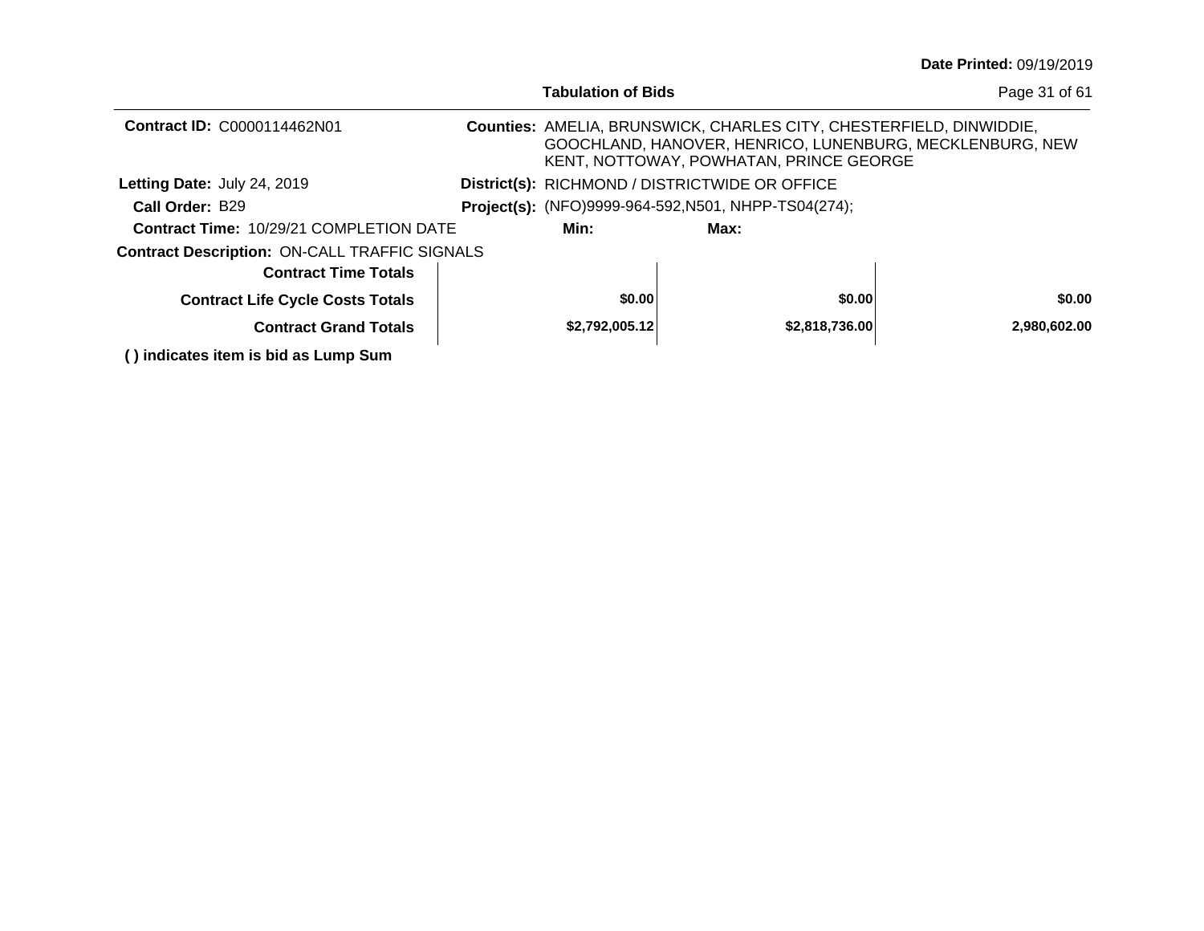**Date Printed:** 09/19/2019

**Tabulation of Bids**

**Contract ID:** C0000114462N01

**Counties:** AMELIA, BRUNSWICK, CHARLES CITY, CHESTERFIELD, DINWIDDIE, GOOCHLAND, HANOVER, HENRICO, LUNENBURG, MECKLENBURG, NEW KENT, NOTTOWAY, POWHATAN, PRINCE GEORGE

**Letting Date:** July 24, 2019

**District(s):** RICHMOND / DISTRICTWIDE OR OFFICE

**Call Order:** B29

**Project(s):** (NFO)9999-964-592,N501, NHPP-TS04(274);

**Contract Time:** 10/29/21 COMPLETION DATE

**Min:**

**Max:**

**Contract Description:** ON-CALL TRAFFIC SIGNALS

| | | | |
|---|---|---|---|
| **Contract Time Totals** | | | |
| **Contract Life Cycle Costs Totals** | **$0.00** | **$0.00** | **$0.00** |
| **Contract Grand Totals** | **$2,792,005.12** | **$2,818,736.00** | **2,980,602.00** |

**( ) indicates item is bid as Lump Sum**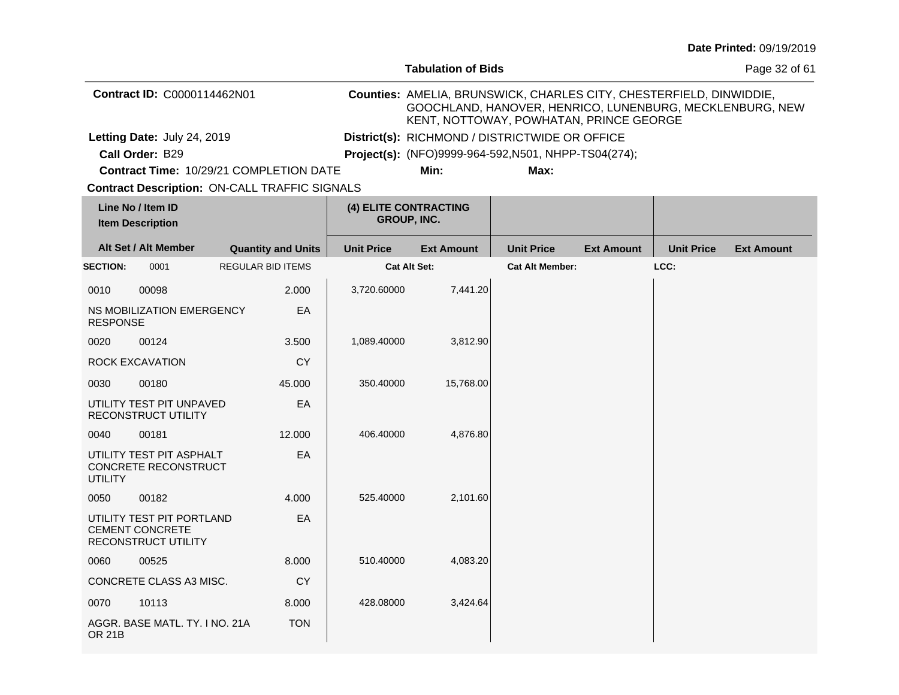Date Printed: 09/19/2019

**Tabulation of Bids**

**Contract ID:** C0000114462N01

**Counties:** AMELIA, BRUNSWICK, CHARLES CITY, CHESTERFIELD, DINWIDDIE, GOOCHLAND, HANOVER, HENRICO, LUNENBURG, MECKLENBURG, NEW KENT, NOTTOWAY, POWHATAN, PRINCE GEORGE

**Letting Date:** July 24, 2019

**District(s):** RICHMOND / DISTRICTWIDE OR OFFICE

**Call Order:** B29

**Project(s):** (NFO)9999-964-592,N501, NHPP-TS04(274);

**Contract Time:** 10/29/21 COMPLETION DATE

**Min:**

**Max:**

**Contract Description:** ON-CALL TRAFFIC SIGNALS

| Line No / Item ID | Item Description | Quantity and Units | (4) ELITE CONTRACTING GROUP, INC. Unit Price | Ext Amount | Unit Price | Ext Amount | Unit Price | Ext Amount |
|---|---|---|---|---|---|---|---|---|
| **SECTION:** 0001 | REGULAR BID ITEMS | | Cat Alt Set: | | Cat Alt Member: | | LCC: | |
| 0010 00098 | NS MOBILIZATION EMERGENCY RESPONSE | 2.000 EA | 3,720.60000 | 7,441.20 | | | | |
| 0020 00124 | ROCK EXCAVATION | 3.500 CY | 1,089.40000 | 3,812.90 | | | | |
| 0030 00180 | UTILITY TEST PIT UNPAVED RECONSTRUCT UTILITY | 45.000 EA | 350.40000 | 15,768.00 | | | | |
| 0040 00181 | UTILITY TEST PIT ASPHALT CONCRETE RECONSTRUCT UTILITY | 12.000 EA | 406.40000 | 4,876.80 | | | | |
| 0050 00182 | UTILITY TEST PIT PORTLAND CEMENT CONCRETE RECONSTRUCT UTILITY | 4.000 EA | 525.40000 | 2,101.60 | | | | |
| 0060 00525 | CONCRETE CLASS A3 MISC. | 8.000 CY | 510.40000 | 4,083.20 | | | | |
| 0070 10113 | AGGR. BASE MATL. TY. I NO. 21A OR 21B | 8.000 TON | 428.08000 | 3,424.64 | | | | |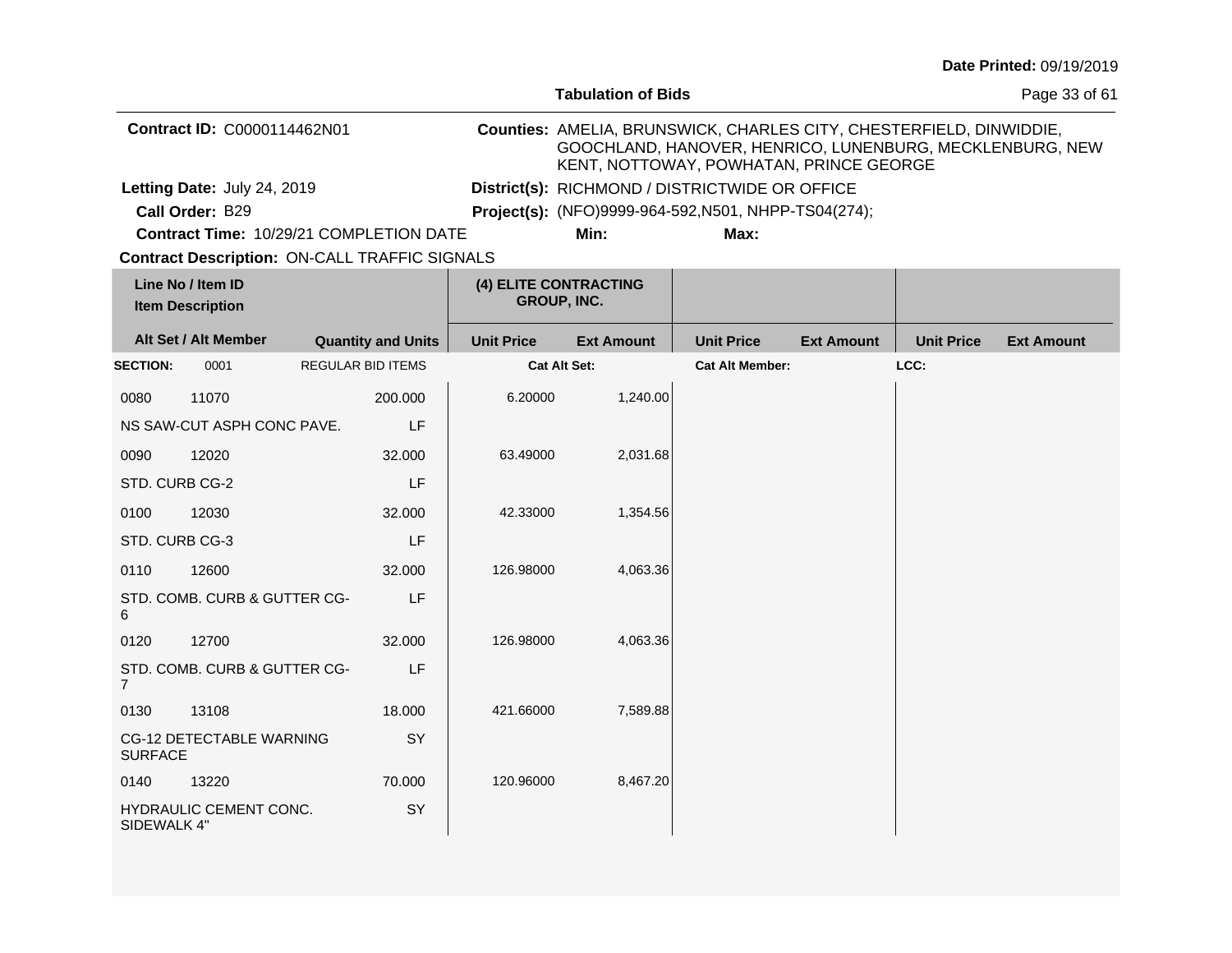Date Printed: 09/19/2019

**Tabulation of Bids**

**Contract ID:** C0000114462N01

**Counties:** AMELIA, BRUNSWICK, CHARLES CITY, CHESTERFIELD, DINWIDDIE, GOOCHLAND, HANOVER, HENRICO, LUNENBURG, MECKLENBURG, NEW KENT, NOTTOWAY, POWHATAN, PRINCE GEORGE

**Letting Date:** July 24, 2019

**District(s):** RICHMOND / DISTRICTWIDE OR OFFICE

**Call Order:** B29

**Project(s):** (NFO)9999-964-592,N501, NHPP-TS04(274);

**Contract Time:** 10/29/21 COMPLETION DATE

**Min:**

**Max:**

**Contract Description:** ON-CALL TRAFFIC SIGNALS

| Line No / Item ID | Item Description | Alt Set / Alt Member | Quantity and Units | (4) ELITE CONTRACTING GROUP, INC. Unit Price | Ext Amount | Unit Price | Ext Amount | Unit Price | Ext Amount |
|---|---|---|---|---|---|---|---|---|---|
| **SECTION:** 0001 | REGULAR BID ITEMS | | | **Cat Alt Set:** | | **Cat Alt Member:** | | **LCC:** | |
| 0080 11070 | NS SAW-CUT ASPH CONC PAVE. | | 200.000 LF | 6.20000 | 1,240.00 | | | | |
| 0090 12020 | STD. CURB CG-2 | | 32.000 LF | 63.49000 | 2,031.68 | | | | |
| 0100 12030 | STD. CURB CG-3 | | 32.000 LF | 42.33000 | 1,354.56 | | | | |
| 0110 12600 | STD. COMB. CURB & GUTTER CG-6 | | 32.000 LF | 126.98000 | 4,063.36 | | | | |
| 0120 12700 | STD. COMB. CURB & GUTTER CG-7 | | 32.000 LF | 126.98000 | 4,063.36 | | | | |
| 0130 13108 | CG-12 DETECTABLE WARNING SURFACE | | 18.000 SY | 421.66000 | 7,589.88 | | | | |
| 0140 13220 | HYDRAULIC CEMENT CONC. SIDEWALK 4" | | 70.000 SY | 120.96000 | 8,467.20 | | | | |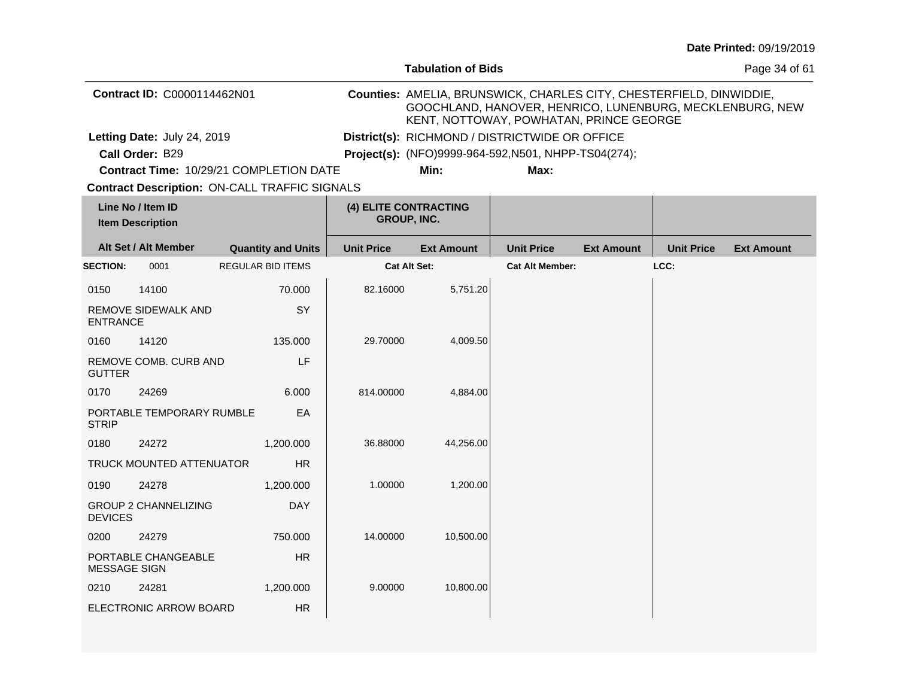Date Printed: 09/19/2019

**Tabulation of Bids**

**Contract ID:** C0000114462N01

**Counties:** AMELIA, BRUNSWICK, CHARLES CITY, CHESTERFIELD, DINWIDDIE, GOOCHLAND, HANOVER, HENRICO, LUNENBURG, MECKLENBURG, NEW KENT, NOTTOWAY, POWHATAN, PRINCE GEORGE

**Letting Date:** July 24, 2019

**District(s):** RICHMOND / DISTRICTWIDE OR OFFICE

**Call Order:** B29

**Project(s):** (NFO)9999-964-592,N501, NHPP-TS04(274);

**Contract Time:** 10/29/21 COMPLETION DATE

**Min:**

**Max:**

**Contract Description:** ON-CALL TRAFFIC SIGNALS

| Line No / Item ID | Item Description | Alt Set / Alt Member | Quantity and Units | (4) ELITE CONTRACTING GROUP, INC. Unit Price | (4) ELITE CONTRACTING GROUP, INC. Ext Amount | Unit Price | Ext Amount | Unit Price | Ext Amount |
|---|---|---|---|---|---|---|---|---|---|
| **SECTION:** 0001 | REGULAR BID ITEMS | | | **Cat Alt Set:** | | **Cat Alt Member:** | | **LCC:** | |
| 0150 14100 | REMOVE SIDEWALK AND ENTRANCE | | 70.000 SY | 82.16000 | 5,751.20 | | | | |
| 0160 14120 | REMOVE COMB. CURB AND GUTTER | | 135.000 LF | 29.70000 | 4,009.50 | | | | |
| 0170 24269 | PORTABLE TEMPORARY RUMBLE STRIP | | 6.000 EA | 814.00000 | 4,884.00 | | | | |
| 0180 24272 | TRUCK MOUNTED ATTENUATOR | | 1,200.000 HR | 36.88000 | 44,256.00 | | | | |
| 0190 24278 | GROUP 2 CHANNELIZING DEVICES | | 1,200.000 DAY | 1.00000 | 1,200.00 | | | | |
| 0200 24279 | PORTABLE CHANGEABLE MESSAGE SIGN | | 750.000 HR | 14.00000 | 10,500.00 | | | | |
| 0210 24281 | ELECTRONIC ARROW BOARD | | 1,200.000 HR | 9.00000 | 10,800.00 | | | | |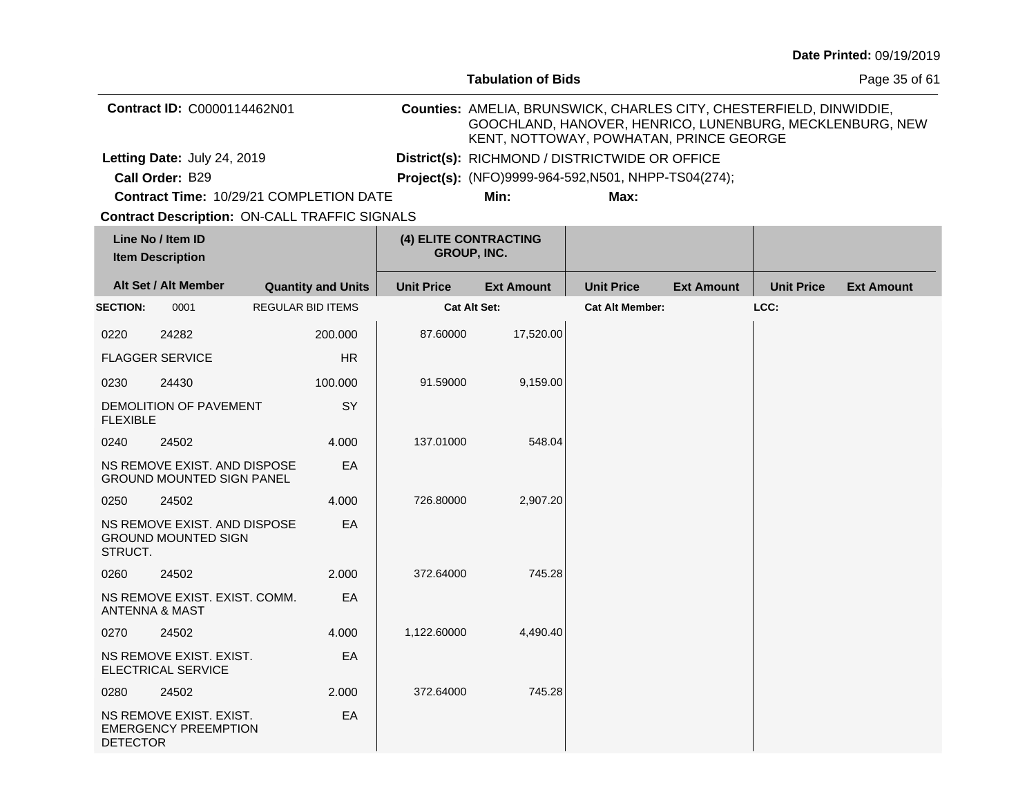**Tabulation of Bids**

**Date Printed:** 09/19/2019

**Contract ID:** C0000114462N01

**Counties:** AMELIA, BRUNSWICK, CHARLES CITY, CHESTERFIELD, DINWIDDIE, GOOCHLAND, HANOVER, HENRICO, LUNENBURG, MECKLENBURG, NEW KENT, NOTTOWAY, POWHATAN, PRINCE GEORGE

**Letting Date:** July 24, 2019

**District(s):** RICHMOND / DISTRICTWIDE OR OFFICE

**Call Order:** B29

**Project(s):** (NFO)9999-964-592,N501, NHPP-TS04(274);

**Contract Time:** 10/29/21 COMPLETION DATE

**Min:**

**Max:**

**Contract Description:** ON-CALL TRAFFIC SIGNALS

| Line No / Item ID / Item Description | Alt Set / Alt Member | Quantity and Units | (4) ELITE CONTRACTING GROUP, INC. Unit Price | Ext Amount | Unit Price | Ext Amount | Unit Price | Ext Amount |
|---|---|---|---|---|---|---|---|---|
| **SECTION:** 0001 | | REGULAR BID ITEMS | **Cat Alt Set:** | | **Cat Alt Member:** | | **LCC:** | |
| 0220 24282 FLAGGER SERVICE | | 200.000 HR | 87.60000 | 17,520.00 | | | | |
| 0230 24430 DEMOLITION OF PAVEMENT FLEXIBLE | | 100.000 SY | 91.59000 | 9,159.00 | | | | |
| 0240 24502 NS REMOVE EXIST. AND DISPOSE GROUND MOUNTED SIGN PANEL | | 4.000 EA | 137.01000 | 548.04 | | | | |
| 0250 24502 NS REMOVE EXIST. AND DISPOSE GROUND MOUNTED SIGN STRUCT. | | 4.000 EA | 726.80000 | 2,907.20 | | | | |
| 0260 24502 NS REMOVE EXIST. EXIST. COMM. ANTENNA & MAST | | 2.000 EA | 372.64000 | 745.28 | | | | |
| 0270 24502 NS REMOVE EXIST. EXIST. ELECTRICAL SERVICE | | 4.000 EA | 1,122.60000 | 4,490.40 | | | | |
| 0280 24502 NS REMOVE EXIST. EXIST. EMERGENCY PREEMPTION DETECTOR | | 2.000 EA | 372.64000 | 745.28 | | | | |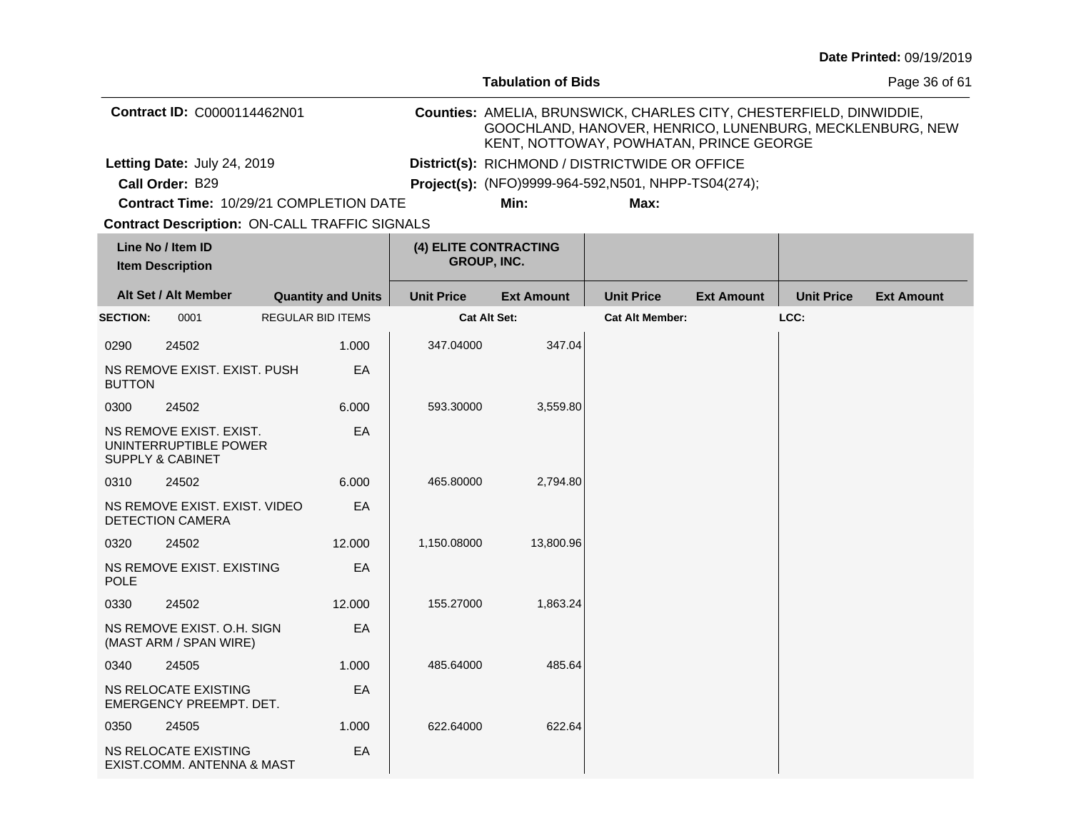**Date Printed:** 09/19/2019

**Tabulation of Bids**

**Contract ID:** C0000114462N01

**Counties:** AMELIA, BRUNSWICK, CHARLES CITY, CHESTERFIELD, DINWIDDIE, GOOCHLAND, HANOVER, HENRICO, LUNENBURG, MECKLENBURG, NEW KENT, NOTTOWAY, POWHATAN, PRINCE GEORGE

**Letting Date:** July 24, 2019

**District(s):** RICHMOND / DISTRICTWIDE OR OFFICE

**Call Order:** B29

**Project(s):** (NFO)9999-964-592,N501, NHPP-TS04(274);

**Contract Time:** 10/29/21 COMPLETION DATE

**Min:**

**Max:**

**Contract Description:** ON-CALL TRAFFIC SIGNALS

| Line No / Item ID / Item Description | Alt Set / Alt Member | Quantity and Units | (4) ELITE CONTRACTING GROUP, INC. Unit Price | (4) ELITE CONTRACTING GROUP, INC. Ext Amount | Unit Price | Ext Amount | Unit Price | Ext Amount |
|---|---|---|---|---|---|---|---|---|
| **SECTION:** 0001 | REGULAR BID ITEMS | | Cat Alt Set: | | Cat Alt Member: | | LCC: | |
| 0290 24502 NS REMOVE EXIST. EXIST. PUSH BUTTON | | 1.000 EA | 347.04000 | 347.04 | | | | |
| 0300 24502 NS REMOVE EXIST. EXIST. UNINTERRUPTIBLE POWER SUPPLY & CABINET | | 6.000 EA | 593.30000 | 3,559.80 | | | | |
| 0310 24502 NS REMOVE EXIST. EXIST. VIDEO DETECTION CAMERA | | 6.000 EA | 465.80000 | 2,794.80 | | | | |
| 0320 24502 NS REMOVE EXIST. EXISTING POLE | | 12.000 EA | 1,150.08000 | 13,800.96 | | | | |
| 0330 24502 NS REMOVE EXIST. O.H. SIGN (MAST ARM / SPAN WIRE) | | 12.000 EA | 155.27000 | 1,863.24 | | | | |
| 0340 24505 NS RELOCATE EXISTING EMERGENCY PREEMPT. DET. | | 1.000 EA | 485.64000 | 485.64 | | | | |
| 0350 24505 NS RELOCATE EXISTING EXIST.COMM. ANTENNA & MAST | | 1.000 EA | 622.64000 | 622.64 | | | | |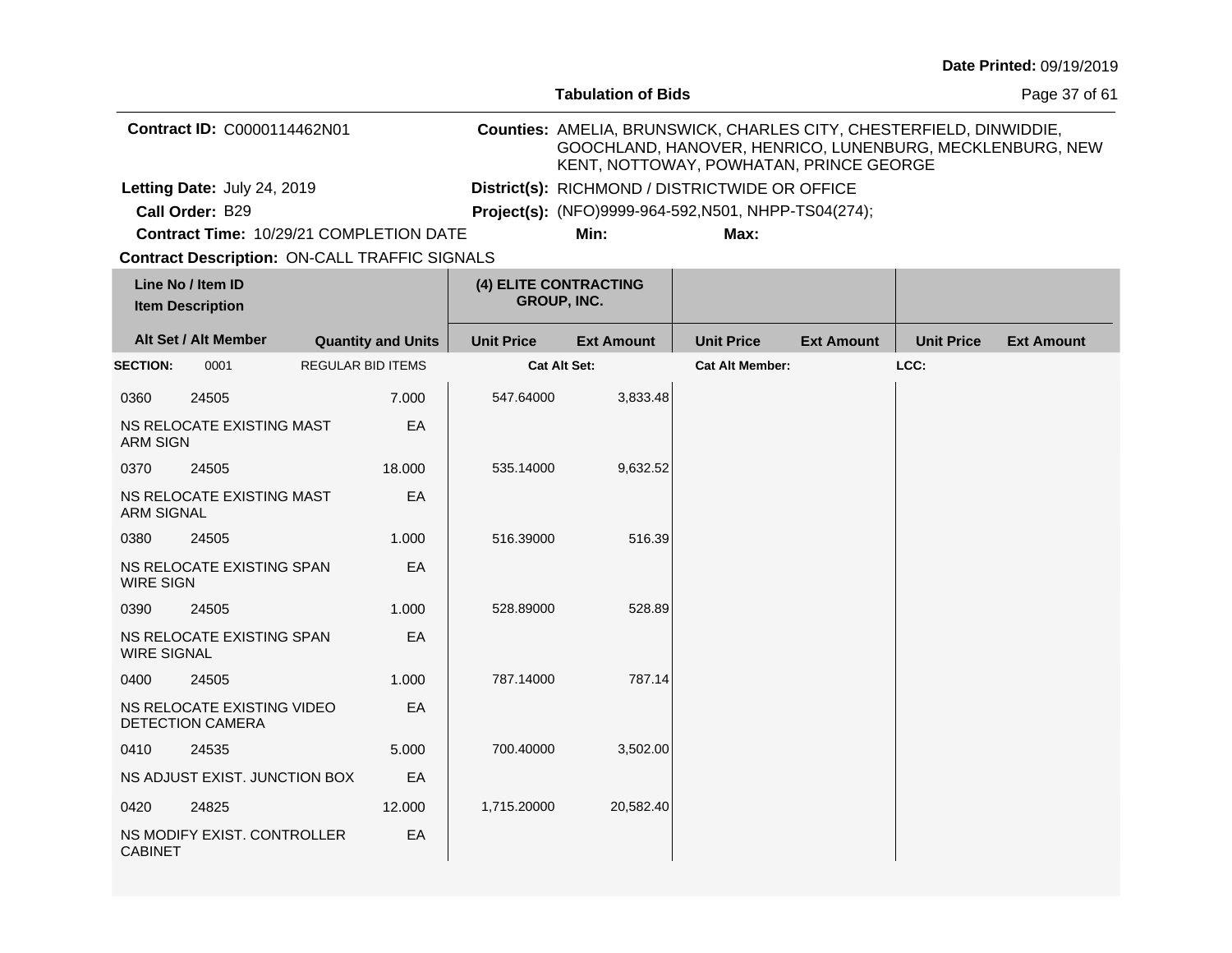Date Printed: 09/19/2019

**Tabulation of Bids**

**Contract ID:** C0000114462N01

**Counties:** AMELIA, BRUNSWICK, CHARLES CITY, CHESTERFIELD, DINWIDDIE, GOOCHLAND, HANOVER, HENRICO, LUNENBURG, MECKLENBURG, NEW KENT, NOTTOWAY, POWHATAN, PRINCE GEORGE

**Letting Date:** July 24, 2019

**District(s):** RICHMOND / DISTRICTWIDE OR OFFICE

**Call Order:** B29

**Project(s):** (NFO)9999-964-592,N501, NHPP-TS04(274);

**Contract Time:** 10/29/21 COMPLETION DATE

**Min:**

**Max:**

**Contract Description:** ON-CALL TRAFFIC SIGNALS

| Line No / Item ID | Item Description | Quantity and Units | (4) ELITE CONTRACTING GROUP, INC. Unit Price | Ext Amount | Unit Price | Ext Amount | Unit Price | Ext Amount |
|---|---|---|---|---|---|---|---|---|
| **SECTION:** 0001 | REGULAR BID ITEMS | | **Cat Alt Set:** | | **Cat Alt Member:** | | **LCC:** | |
| 0360 24505 | NS RELOCATE EXISTING MAST ARM SIGN | 7.000 EA | 547.64000 | 3,833.48 | | | | |
| 0370 24505 | NS RELOCATE EXISTING MAST ARM SIGNAL | 18.000 EA | 535.14000 | 9,632.52 | | | | |
| 0380 24505 | NS RELOCATE EXISTING SPAN WIRE SIGN | 1.000 EA | 516.39000 | 516.39 | | | | |
| 0390 24505 | NS RELOCATE EXISTING SPAN WIRE SIGNAL | 1.000 EA | 528.89000 | 528.89 | | | | |
| 0400 24505 | NS RELOCATE EXISTING VIDEO DETECTION CAMERA | 1.000 EA | 787.14000 | 787.14 | | | | |
| 0410 24535 | NS ADJUST EXIST. JUNCTION BOX | 5.000 EA | 700.40000 | 3,502.00 | | | | |
| 0420 24825 | NS MODIFY EXIST. CONTROLLER CABINET | 12.000 EA | 1,715.20000 | 20,582.40 | | | | |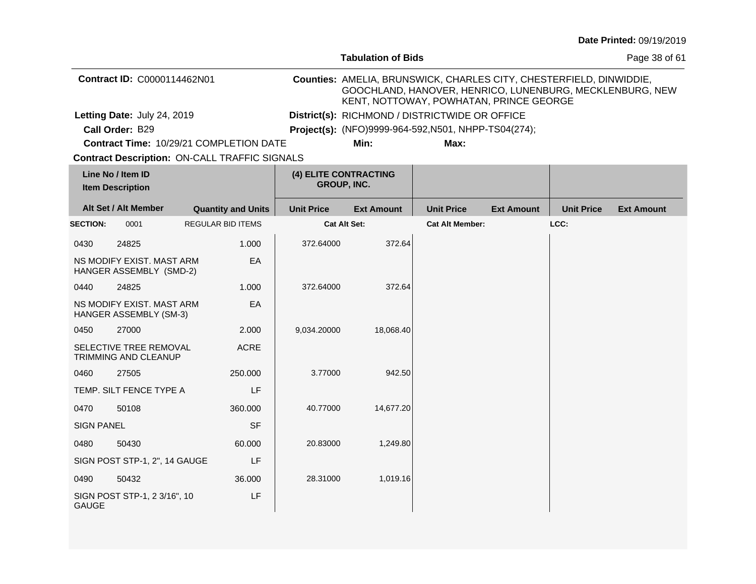Date Printed: 09/19/2019

**Tabulation of Bids**

**Contract ID:** C0000114462N01

**Counties:** AMELIA, BRUNSWICK, CHARLES CITY, CHESTERFIELD, DINWIDDIE, GOOCHLAND, HANOVER, HENRICO, LUNENBURG, MECKLENBURG, NEW KENT, NOTTOWAY, POWHATAN, PRINCE GEORGE

**Letting Date:** July 24, 2019

**District(s):** RICHMOND / DISTRICTWIDE OR OFFICE

**Call Order:** B29

**Project(s):** (NFO)9999-964-592,N501, NHPP-TS04(274);

**Contract Time:** 10/29/21 COMPLETION DATE

**Min:**

**Max:**

**Contract Description:** ON-CALL TRAFFIC SIGNALS

| Line No / Item ID<br>Item Description | | | (4) ELITE CONTRACTING GROUP, INC. | | | | | |
|---|---|---|---|---|---|---|---|---|
| **Alt Set / Alt Member** | | **Quantity and Units** | **Unit Price** | **Ext Amount** | **Unit Price** | **Ext Amount** | **Unit Price** | **Ext Amount** |
| **SECTION:** | 0001 | REGULAR BID ITEMS | **Cat Alt Set:** | | **Cat Alt Member:** | | **LCC:** | |
| 0430 | 24825 | 1.000 | 372.64000 | 372.64 | | | | |
| NS MODIFY EXIST. MAST ARM HANGER ASSEMBLY (SMD-2) | | EA | | | | | | |
| 0440 | 24825 | 1.000 | 372.64000 | 372.64 | | | | |
| NS MODIFY EXIST. MAST ARM HANGER ASSEMBLY (SM-3) | | EA | | | | | | |
| 0450 | 27000 | 2.000 | 9,034.20000 | 18,068.40 | | | | |
| SELECTIVE TREE REMOVAL TRIMMING AND CLEANUP | | ACRE | | | | | | |
| 0460 | 27505 | 250.000 | 3.77000 | 942.50 | | | | |
| TEMP. SILT FENCE TYPE A | | LF | | | | | | |
| 0470 | 50108 | 360.000 | 40.77000 | 14,677.20 | | | | |
| SIGN PANEL | | SF | | | | | | |
| 0480 | 50430 | 60.000 | 20.83000 | 1,249.80 | | | | |
| SIGN POST STP-1, 2", 14 GAUGE | | LF | | | | | | |
| 0490 | 50432 | 36.000 | 28.31000 | 1,019.16 | | | | |
| SIGN POST STP-1, 2 3/16", 10 GAUGE | | LF | | | | | | |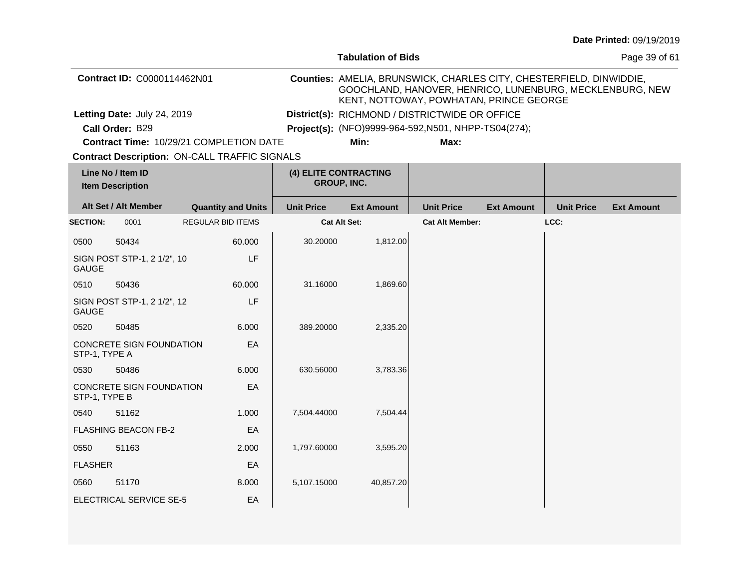Date Printed: 09/19/2019

**Tabulation of Bids**

**Contract ID:** C0000114462N01

**Counties:** AMELIA, BRUNSWICK, CHARLES CITY, CHESTERFIELD, DINWIDDIE, GOOCHLAND, HANOVER, HENRICO, LUNENBURG, MECKLENBURG, NEW KENT, NOTTOWAY, POWHATAN, PRINCE GEORGE

**Letting Date:** July 24, 2019

**District(s):** RICHMOND / DISTRICTWIDE OR OFFICE

**Call Order:** B29

**Project(s):** (NFO)9999-964-592,N501, NHPP-TS04(274);

**Contract Time:** 10/29/21 COMPLETION DATE

**Min:**

**Max:**

**Contract Description:** ON-CALL TRAFFIC SIGNALS

| Line No / Item ID<br>Item Description | | | (4) ELITE CONTRACTING GROUP, INC. | | | | | |
|---|---|---|---|---|---|---|---|---|
| **Alt Set / Alt Member** | | **Quantity and Units** | **Unit Price** | **Ext Amount** | **Unit Price** | **Ext Amount** | **Unit Price** | **Ext Amount** |
| **SECTION:** | 0001 | REGULAR BID ITEMS | **Cat Alt Set:** | | **Cat Alt Member:** | | **LCC:** | |
| 0500 | 50434 | 60.000 | 30.20000 | 1,812.00 | | | | |
| SIGN POST STP-1, 2 1/2", 10 GAUGE | | LF | | | | | | |
| 0510 | 50436 | 60.000 | 31.16000 | 1,869.60 | | | | |
| SIGN POST STP-1, 2 1/2", 12 GAUGE | | LF | | | | | | |
| 0520 | 50485 | 6.000 | 389.20000 | 2,335.20 | | | | |
| CONCRETE SIGN FOUNDATION STP-1, TYPE A | | EA | | | | | | |
| 0530 | 50486 | 6.000 | 630.56000 | 3,783.36 | | | | |
| CONCRETE SIGN FOUNDATION STP-1, TYPE B | | EA | | | | | | |
| 0540 | 51162 | 1.000 | 7,504.44000 | 7,504.44 | | | | |
| FLASHING BEACON FB-2 | | EA | | | | | | |
| 0550 | 51163 | 2.000 | 1,797.60000 | 3,595.20 | | | | |
| FLASHER | | EA | | | | | | |
| 0560 | 51170 | 8.000 | 5,107.15000 | 40,857.20 | | | | |
| ELECTRICAL SERVICE SE-5 | | EA | | | | | | |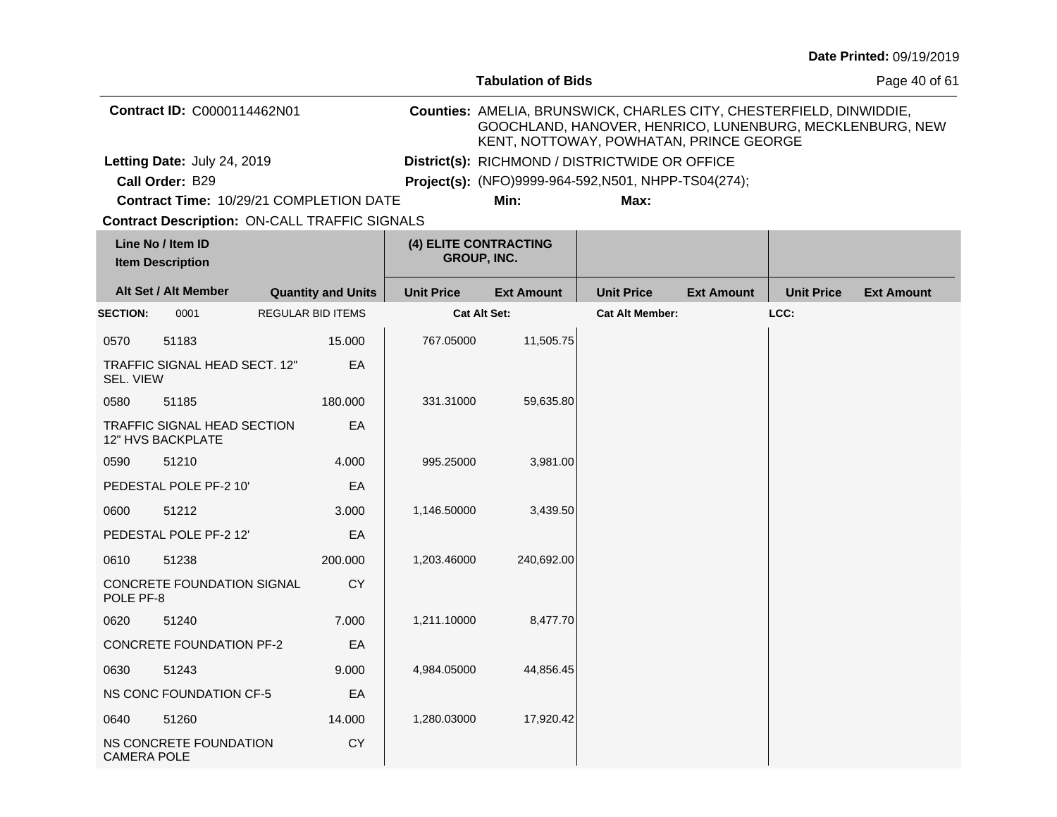Date Printed: 09/19/2019

## Tabulation of Bids

**Contract ID:** C0000114462N01

**Counties:** AMELIA, BRUNSWICK, CHARLES CITY, CHESTERFIELD, DINWIDDIE, GOOCHLAND, HANOVER, HENRICO, LUNENBURG, MECKLENBURG, NEW KENT, NOTTOWAY, POWHATAN, PRINCE GEORGE

**Letting Date:** July 24, 2019

**District(s):** RICHMOND / DISTRICTWIDE OR OFFICE

**Call Order:** B29

**Project(s):** (NFO)9999-964-592,N501, NHPP-TS04(274);

**Contract Time:** 10/29/21 COMPLETION DATE

**Min:** **Max:**

**Contract Description:** ON-CALL TRAFFIC SIGNALS

| Line No / Item ID<br>Item Description | | | (4) ELITE CONTRACTING GROUP, INC. | | | | | |
|---|---|---|---|---|---|---|---|---|
| **Alt Set / Alt Member** | | **Quantity and Units** | **Unit Price** | **Ext Amount** | **Unit Price** | **Ext Amount** | **Unit Price** | **Ext Amount** |
| **SECTION:** | 0001 | REGULAR BID ITEMS | **Cat Alt Set:** | | **Cat Alt Member:** | | **LCC:** | |
| 0570 | 51183 | 15.000 | 767.05000 | 11,505.75 | | | | |
| TRAFFIC SIGNAL HEAD SECT. 12" SEL. VIEW | | EA | | | | | | |
| 0580 | 51185 | 180.000 | 331.31000 | 59,635.80 | | | | |
| TRAFFIC SIGNAL HEAD SECTION 12" HVS BACKPLATE | | EA | | | | | | |
| 0590 | 51210 | 4.000 | 995.25000 | 3,981.00 | | | | |
| PEDESTAL POLE PF-2 10' | | EA | | | | | | |
| 0600 | 51212 | 3.000 | 1,146.50000 | 3,439.50 | | | | |
| PEDESTAL POLE PF-2 12' | | EA | | | | | | |
| 0610 | 51238 | 200.000 | 1,203.46000 | 240,692.00 | | | | |
| CONCRETE FOUNDATION SIGNAL POLE PF-8 | | CY | | | | | | |
| 0620 | 51240 | 7.000 | 1,211.10000 | 8,477.70 | | | | |
| CONCRETE FOUNDATION PF-2 | | EA | | | | | | |
| 0630 | 51243 | 9.000 | 4,984.05000 | 44,856.45 | | | | |
| NS CONC FOUNDATION CF-5 | | EA | | | | | | |
| 0640 | 51260 | 14.000 | 1,280.03000 | 17,920.42 | | | | |
| NS CONCRETE FOUNDATION CAMERA POLE | | CY | | | | | | |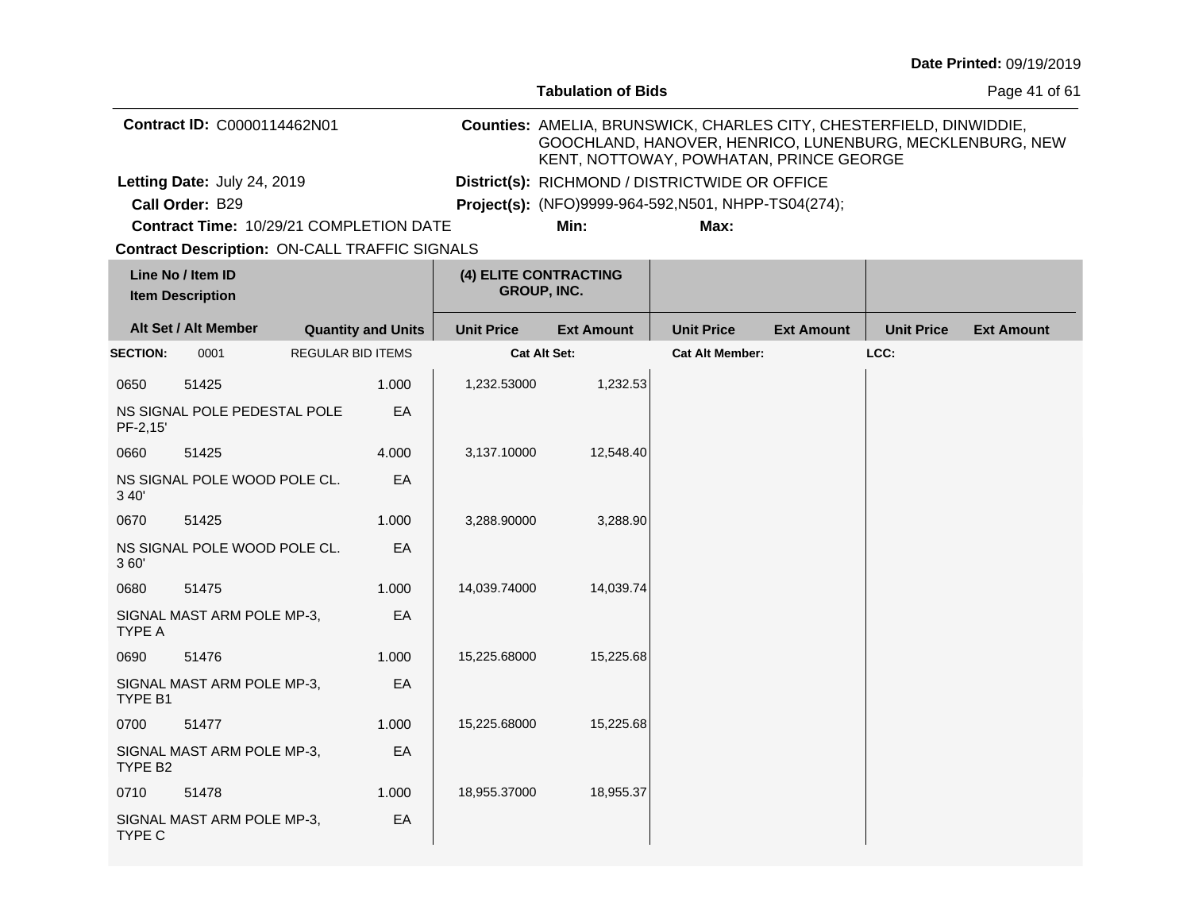**Date Printed:** 09/19/2019

**Tabulation of Bids**

**Contract ID:** C0000114462N01

**Counties:** AMELIA, BRUNSWICK, CHARLES CITY, CHESTERFIELD, DINWIDDIE, GOOCHLAND, HANOVER, HENRICO, LUNENBURG, MECKLENBURG, NEW KENT, NOTTOWAY, POWHATAN, PRINCE GEORGE

**Letting Date:** July 24, 2019

**District(s):** RICHMOND / DISTRICTWIDE OR OFFICE

**Call Order:** B29

**Project(s):** (NFO)9999-964-592,N501, NHPP-TS04(274);

**Contract Time:** 10/29/21 COMPLETION DATE

**Min:**

**Max:**

**Contract Description:** ON-CALL TRAFFIC SIGNALS

| Line No / Item ID / Item Description | Alt Set / Alt Member | Quantity and Units | (4) ELITE CONTRACTING GROUP, INC. Unit Price | Ext Amount | Unit Price | Ext Amount | Unit Price | Ext Amount |
|---|---|---|---|---|---|---|---|---|
| **SECTION:** 0001 | REGULAR BID ITEMS | | Cat Alt Set: | | Cat Alt Member: | | LCC: | |
| 0650 51425 NS SIGNAL POLE PEDESTAL POLE PF-2,15' | | 1.000 EA | 1,232.53000 | 1,232.53 | | | | |
| 0660 51425 NS SIGNAL POLE WOOD POLE CL. 3 40' | | 4.000 EA | 3,137.10000 | 12,548.40 | | | | |
| 0670 51425 NS SIGNAL POLE WOOD POLE CL. 3 60' | | 1.000 EA | 3,288.90000 | 3,288.90 | | | | |
| 0680 51475 SIGNAL MAST ARM POLE MP-3, TYPE A | | 1.000 EA | 14,039.74000 | 14,039.74 | | | | |
| 0690 51476 SIGNAL MAST ARM POLE MP-3, TYPE B1 | | 1.000 EA | 15,225.68000 | 15,225.68 | | | | |
| 0700 51477 SIGNAL MAST ARM POLE MP-3, TYPE B2 | | 1.000 EA | 15,225.68000 | 15,225.68 | | | | |
| 0710 51478 SIGNAL MAST ARM POLE MP-3, TYPE C | | 1.000 EA | 18,955.37000 | 18,955.37 | | | | |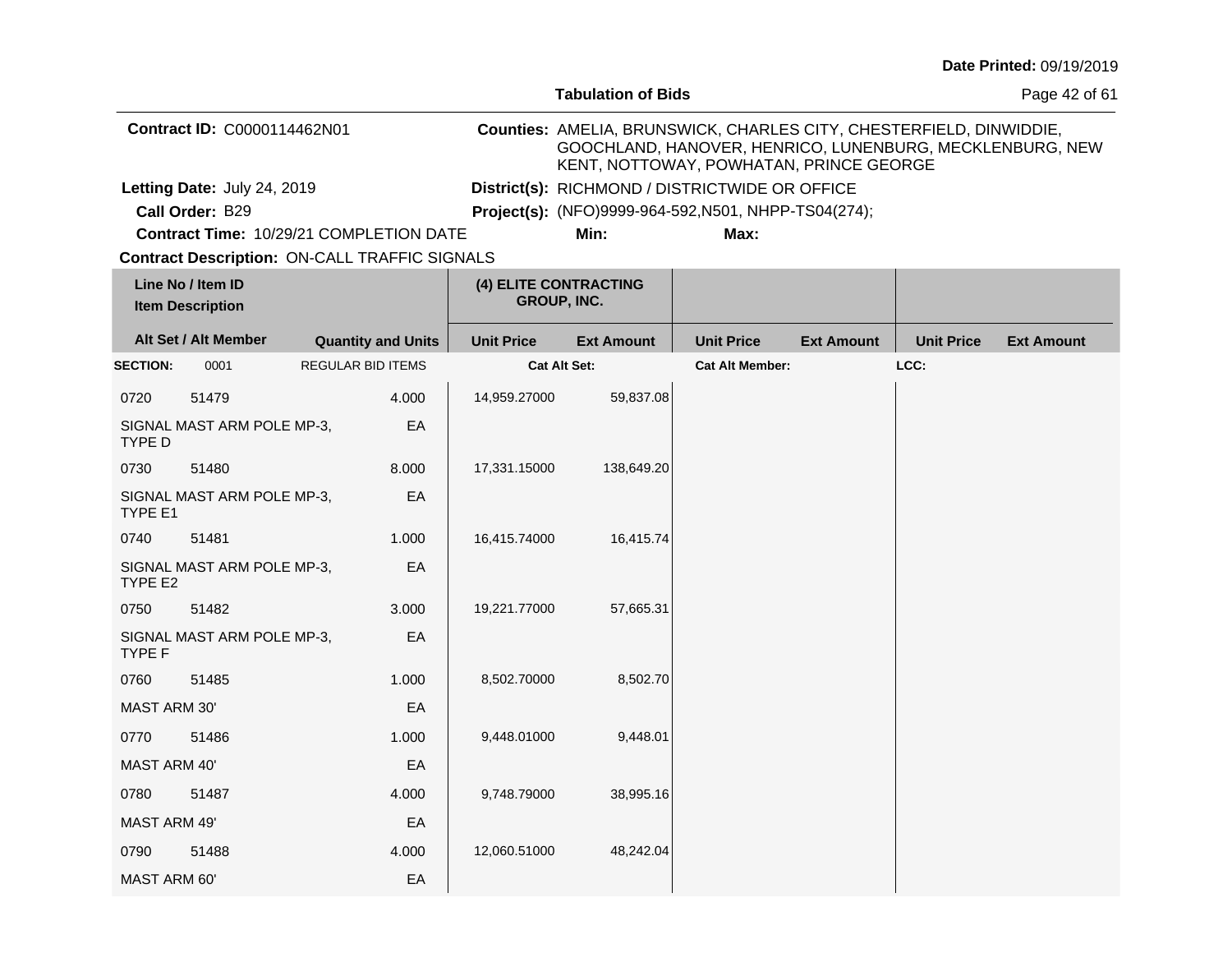Date Printed: 09/19/2019

**Tabulation of Bids**

**Contract ID:** C0000114462N01

**Counties:** AMELIA, BRUNSWICK, CHARLES CITY, CHESTERFIELD, DINWIDDIE, GOOCHLAND, HANOVER, HENRICO, LUNENBURG, MECKLENBURG, NEW KENT, NOTTOWAY, POWHATAN, PRINCE GEORGE

**Letting Date:** July 24, 2019

**District(s):** RICHMOND / DISTRICTWIDE OR OFFICE

**Call Order:** B29

**Project(s):** (NFO)9999-964-592,N501, NHPP-TS04(274);

**Contract Time:** 10/29/21 COMPLETION DATE

**Min:**

**Max:**

**Contract Description:** ON-CALL TRAFFIC SIGNALS

| Line No / Item ID / Item Description | | Quantity and Units | (4) ELITE CONTRACTING GROUP, INC. Unit Price | (4) ELITE CONTRACTING GROUP, INC. Ext Amount | Unit Price | Ext Amount | Unit Price | Ext Amount |
|---|---|---|---|---|---|---|---|---|
| **Alt Set / Alt Member** | | | | | | | | |
| **SECTION:** 0001 | REGULAR BID ITEMS | | Cat Alt Set: | | Cat Alt Member: | | LCC: | |
| 0720 | 51479 | 4.000 | 14,959.27000 | 59,837.08 | | | | |
| SIGNAL MAST ARM POLE MP-3, TYPE D | | EA | | | | | | |
| 0730 | 51480 | 8.000 | 17,331.15000 | 138,649.20 | | | | |
| SIGNAL MAST ARM POLE MP-3, TYPE E1 | | EA | | | | | | |
| 0740 | 51481 | 1.000 | 16,415.74000 | 16,415.74 | | | | |
| SIGNAL MAST ARM POLE MP-3, TYPE E2 | | EA | | | | | | |
| 0750 | 51482 | 3.000 | 19,221.77000 | 57,665.31 | | | | |
| SIGNAL MAST ARM POLE MP-3, TYPE F | | EA | | | | | | |
| 0760 | 51485 | 1.000 | 8,502.70000 | 8,502.70 | | | | |
| MAST ARM 30' | | EA | | | | | | |
| 0770 | 51486 | 1.000 | 9,448.01000 | 9,448.01 | | | | |
| MAST ARM 40' | | EA | | | | | | |
| 0780 | 51487 | 4.000 | 9,748.79000 | 38,995.16 | | | | |
| MAST ARM 49' | | EA | | | | | | |
| 0790 | 51488 | 4.000 | 12,060.51000 | 48,242.04 | | | | |
| MAST ARM 60' | | EA | | | | | | |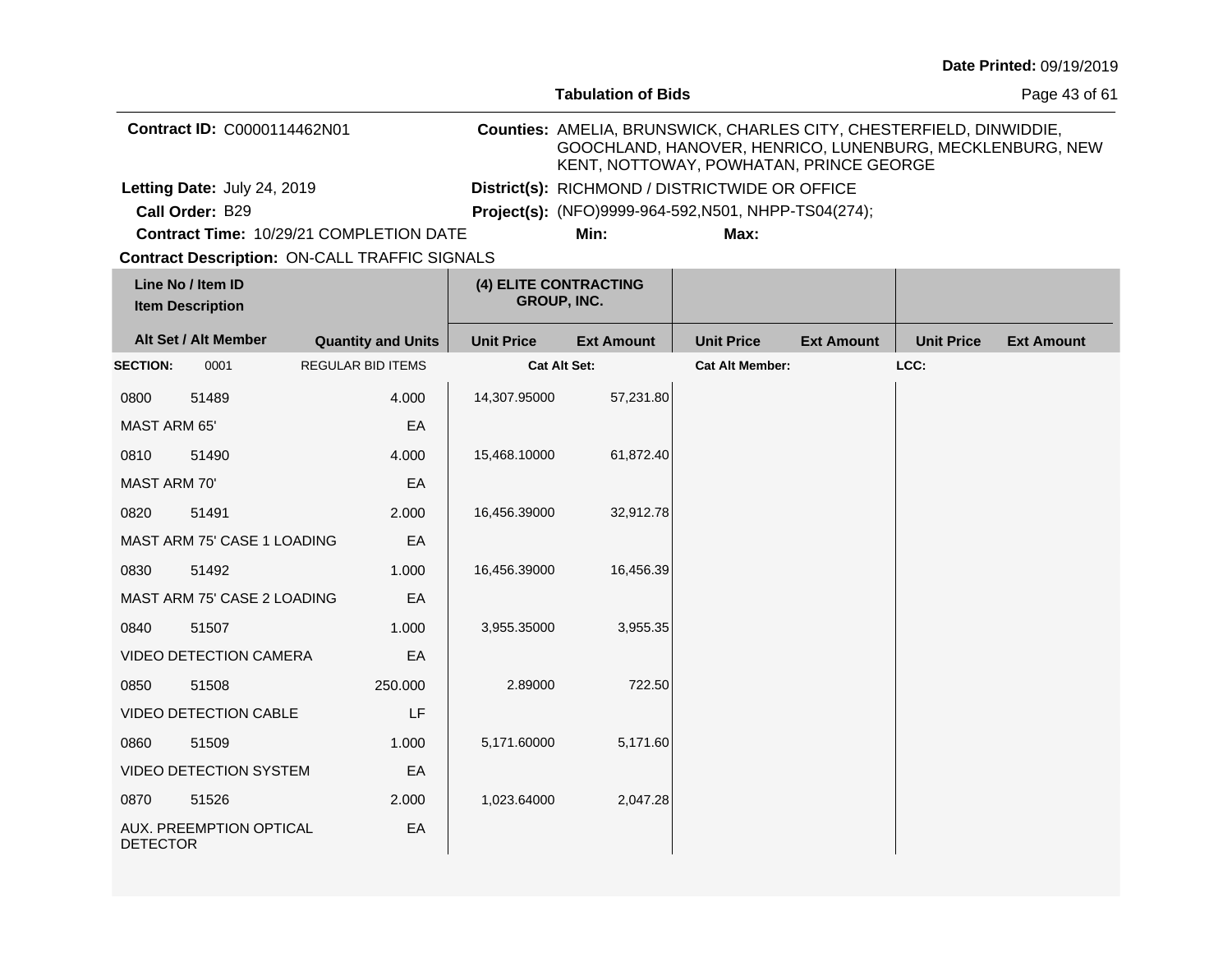Date Printed: 09/19/2019

**Tabulation of Bids**

**Contract ID:** C0000114462N01

**Counties:** AMELIA, BRUNSWICK, CHARLES CITY, CHESTERFIELD, DINWIDDIE, GOOCHLAND, HANOVER, HENRICO, LUNENBURG, MECKLENBURG, NEW KENT, NOTTOWAY, POWHATAN, PRINCE GEORGE

**Letting Date:** July 24, 2019

**District(s):** RICHMOND / DISTRICTWIDE OR OFFICE

**Call Order:** B29

**Project(s):** (NFO)9999-964-592,N501, NHPP-TS04(274);

**Contract Time:** 10/29/21 COMPLETION DATE

**Min:**

**Max:**

**Contract Description:** ON-CALL TRAFFIC SIGNALS

| Line No / Item ID | Item Description | Quantity and Units | (4) ELITE CONTRACTING GROUP, INC. Unit Price | Ext Amount | Unit Price | Ext Amount | Unit Price | Ext Amount |
|---|---|---|---|---|---|---|---|---|
| **SECTION:** 0001 | REGULAR BID ITEMS | | Cat Alt Set: | | Cat Alt Member: | | LCC: | |
| 0800 51489 | MAST ARM 65' | 4.000 EA | 14,307.95000 | 57,231.80 | | | | |
| 0810 51490 | MAST ARM 70' | 4.000 EA | 15,468.10000 | 61,872.40 | | | | |
| 0820 51491 | MAST ARM 75' CASE 1 LOADING | 2.000 EA | 16,456.39000 | 32,912.78 | | | | |
| 0830 51492 | MAST ARM 75' CASE 2 LOADING | 1.000 EA | 16,456.39000 | 16,456.39 | | | | |
| 0840 51507 | VIDEO DETECTION CAMERA | 1.000 EA | 3,955.35000 | 3,955.35 | | | | |
| 0850 51508 | VIDEO DETECTION CABLE | 250.000 LF | 2.89000 | 722.50 | | | | |
| 0860 51509 | VIDEO DETECTION SYSTEM | 1.000 EA | 5,171.60000 | 5,171.60 | | | | |
| 0870 51526 | AUX. PREEMPTION OPTICAL DETECTOR | 2.000 EA | 1,023.64000 | 2,047.28 | | | | |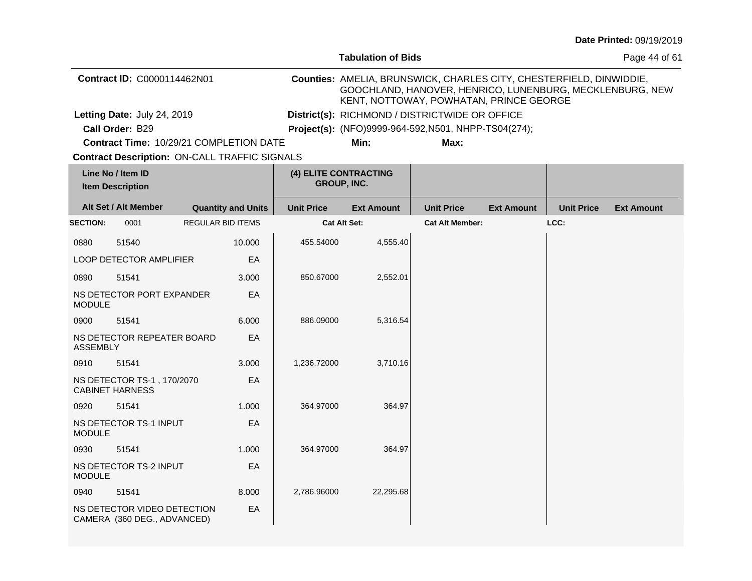**Date Printed:** 09/19/2019

**Tabulation of Bids**

**Contract ID:** C0000114462N01

**Counties:** AMELIA, BRUNSWICK, CHARLES CITY, CHESTERFIELD, DINWIDDIE, GOOCHLAND, HANOVER, HENRICO, LUNENBURG, MECKLENBURG, NEW KENT, NOTTOWAY, POWHATAN, PRINCE GEORGE

**Letting Date:** July 24, 2019

**District(s):** RICHMOND / DISTRICTWIDE OR OFFICE

**Call Order:** B29

**Project(s):** (NFO)9999-964-592,N501, NHPP-TS04(274);

**Contract Time:** 10/29/21 COMPLETION DATE

**Min:**

**Max:**

**Contract Description:** ON-CALL TRAFFIC SIGNALS

| Line No / Item ID<br>Item Description | | | (4) ELITE CONTRACTING GROUP, INC. | | | | | |
|---|---|---|---|---|---|---|---|---|
| **Alt Set / Alt Member** | | **Quantity and Units** | **Unit Price** | **Ext Amount** | **Unit Price** | **Ext Amount** | **Unit Price** | **Ext Amount** |
| **SECTION:** | 0001 | REGULAR BID ITEMS | **Cat Alt Set:** | | **Cat Alt Member:** | | **LCC:** | |
| 0880 | 51540 | 10.000 | 455.54000 | 4,555.40 | | | | |
| LOOP DETECTOR AMPLIFIER | | EA | | | | | | |
| 0890 | 51541 | 3.000 | 850.67000 | 2,552.01 | | | | |
| NS DETECTOR PORT EXPANDER MODULE | | EA | | | | | | |
| 0900 | 51541 | 6.000 | 886.09000 | 5,316.54 | | | | |
| NS DETECTOR REPEATER BOARD ASSEMBLY | | EA | | | | | | |
| 0910 | 51541 | 3.000 | 1,236.72000 | 3,710.16 | | | | |
| NS DETECTOR TS-1 , 170/2070 CABINET HARNESS | | EA | | | | | | |
| 0920 | 51541 | 1.000 | 364.97000 | 364.97 | | | | |
| NS DETECTOR TS-1 INPUT MODULE | | EA | | | | | | |
| 0930 | 51541 | 1.000 | 364.97000 | 364.97 | | | | |
| NS DETECTOR TS-2 INPUT MODULE | | EA | | | | | | |
| 0940 | 51541 | 8.000 | 2,786.96000 | 22,295.68 | | | | |
| NS DETECTOR VIDEO DETECTION CAMERA (360 DEG., ADVANCED) | | EA | | | | | | |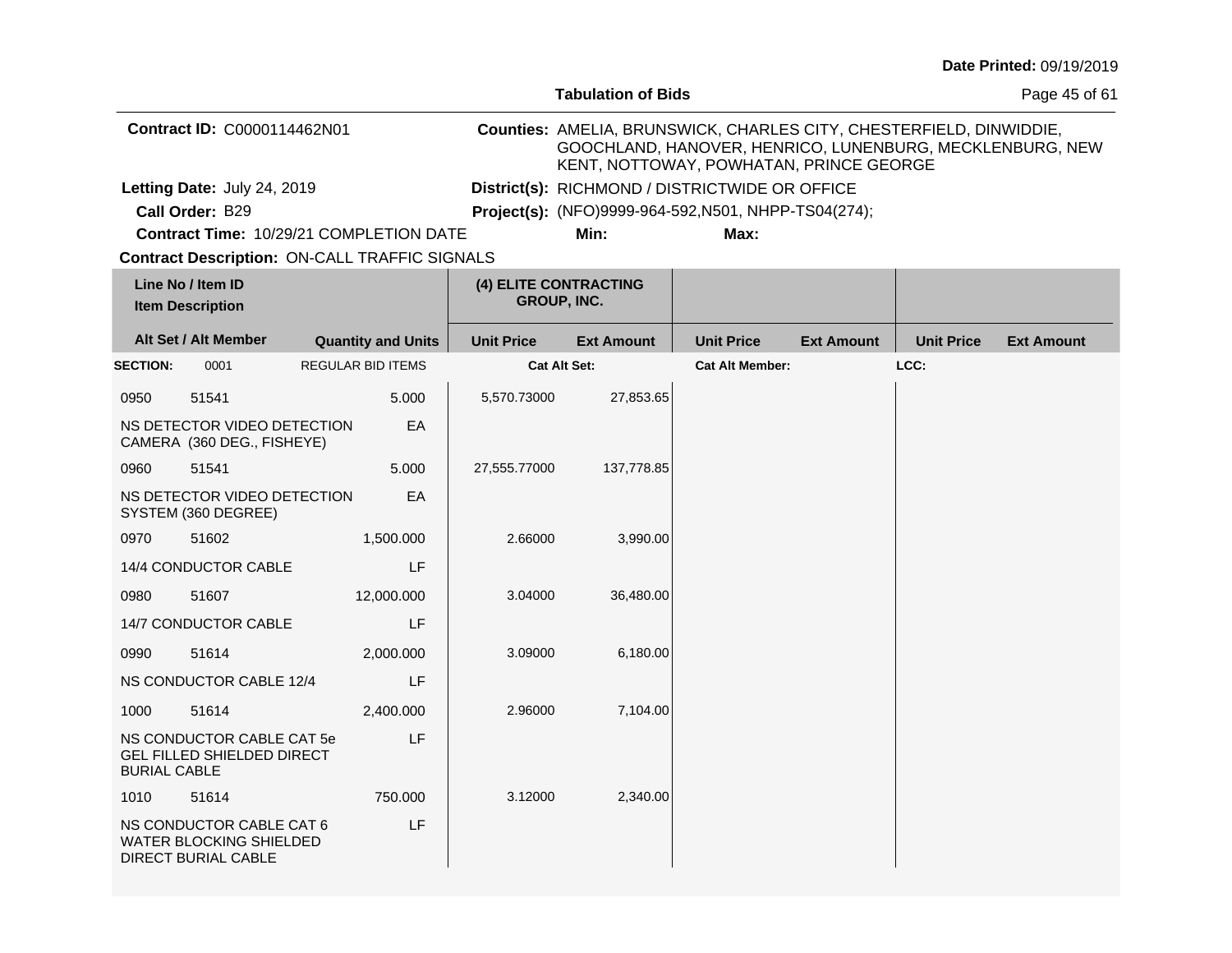**Date Printed:** 09/19/2019

**Tabulation of Bids**

**Contract ID:** C0000114462N01

**Counties:** AMELIA, BRUNSWICK, CHARLES CITY, CHESTERFIELD, DINWIDDIE, GOOCHLAND, HANOVER, HENRICO, LUNENBURG, MECKLENBURG, NEW KENT, NOTTOWAY, POWHATAN, PRINCE GEORGE

**Letting Date:** July 24, 2019

**District(s):** RICHMOND / DISTRICTWIDE OR OFFICE

**Call Order:** B29

**Project(s):** (NFO)9999-964-592,N501, NHPP-TS04(274);

**Contract Time:** 10/29/21 COMPLETION DATE

**Min:**

**Max:**

**Contract Description:** ON-CALL TRAFFIC SIGNALS

| Line No / Item ID | | Item Description / Quantity and Units | (4) ELITE CONTRACTING GROUP, INC. Unit Price | Ext Amount | Unit Price | Ext Amount | Unit Price | Ext Amount |
|---|---|---|---|---|---|---|---|---|
| **SECTION:** | 0001 | REGULAR BID ITEMS | **Cat Alt Set:** | | **Cat Alt Member:** | | **LCC:** | |
| 0950 | 51541 | 5.000 | 5,570.73000 | 27,853.65 | | | | |
| NS DETECTOR VIDEO DETECTION CAMERA (360 DEG., FISHEYE) | | EA | | | | | | |
| 0960 | 51541 | 5.000 | 27,555.77000 | 137,778.85 | | | | |
| NS DETECTOR VIDEO DETECTION SYSTEM (360 DEGREE) | | EA | | | | | | |
| 0970 | 51602 | 1,500.000 | 2.66000 | 3,990.00 | | | | |
| 14/4 CONDUCTOR CABLE | | LF | | | | | | |
| 0980 | 51607 | 12,000.000 | 3.04000 | 36,480.00 | | | | |
| 14/7 CONDUCTOR CABLE | | LF | | | | | | |
| 0990 | 51614 | 2,000.000 | 3.09000 | 6,180.00 | | | | |
| NS CONDUCTOR CABLE 12/4 | | LF | | | | | | |
| 1000 | 51614 | 2,400.000 | 2.96000 | 7,104.00 | | | | |
| NS CONDUCTOR CABLE CAT 5e GEL FILLED SHIELDED DIRECT BURIAL CABLE | | LF | | | | | | |
| 1010 | 51614 | 750.000 | 3.12000 | 2,340.00 | | | | |
| NS CONDUCTOR CABLE CAT 6 WATER BLOCKING SHIELDED DIRECT BURIAL CABLE | | LF | | | | | | |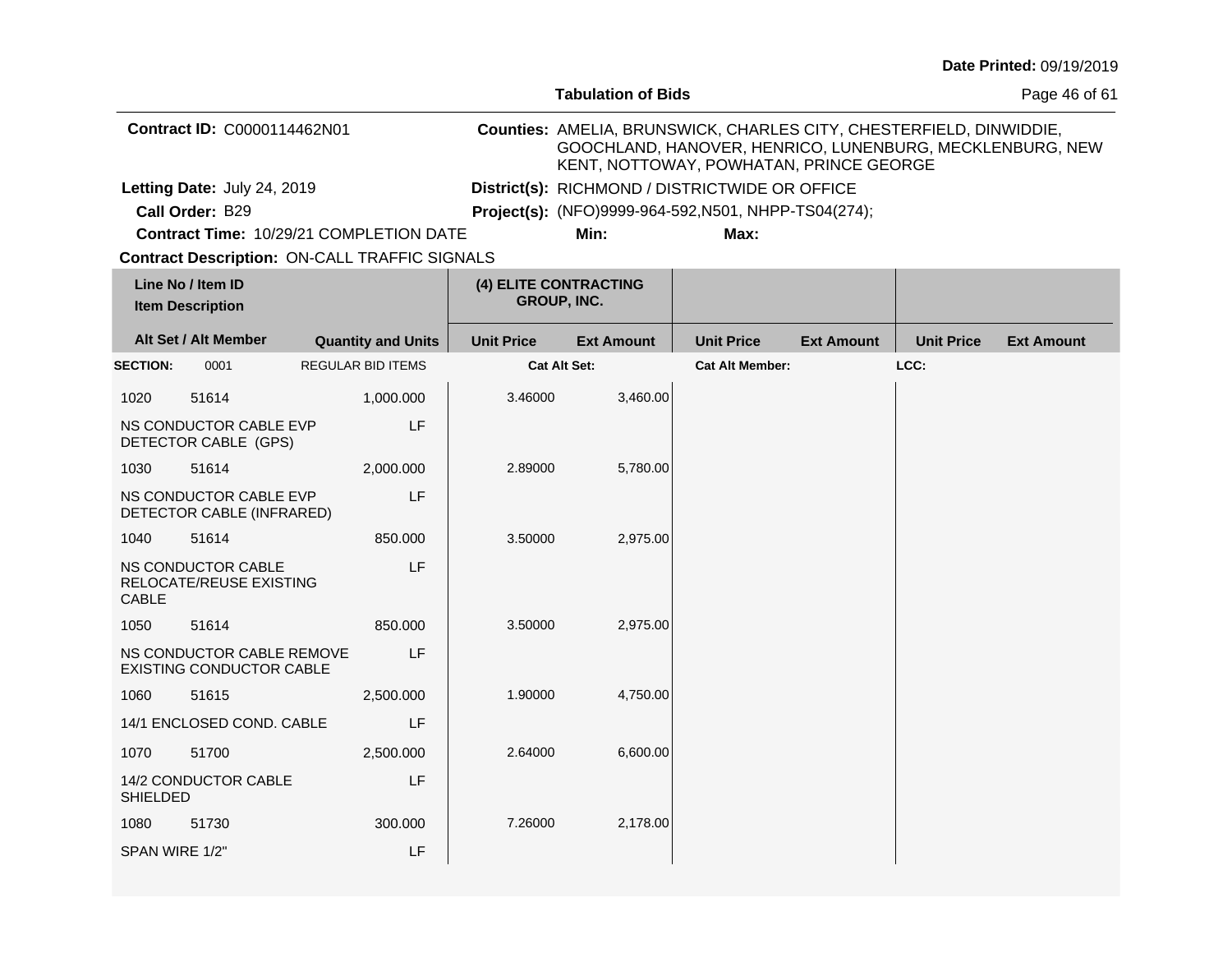**Date Printed:** 09/19/2019

**Tabulation of Bids**

**Contract ID:** C0000114462N01

**Counties:** AMELIA, BRUNSWICK, CHARLES CITY, CHESTERFIELD, DINWIDDIE, GOOCHLAND, HANOVER, HENRICO, LUNENBURG, MECKLENBURG, NEW KENT, NOTTOWAY, POWHATAN, PRINCE GEORGE

**Letting Date:** July 24, 2019

**District(s):** RICHMOND / DISTRICTWIDE OR OFFICE

**Call Order:** B29

**Project(s):** (NFO)9999-964-592,N501, NHPP-TS04(274);

**Contract Time:** 10/29/21 COMPLETION DATE

**Min:**

**Max:**

**Contract Description:** ON-CALL TRAFFIC SIGNALS

| Line No / Item ID / Item Description | Alt Set / Alt Member | Quantity and Units | (4) ELITE CONTRACTING GROUP, INC. Unit Price | Ext Amount | Unit Price | Ext Amount | Unit Price | Ext Amount |
|---|---|---|---|---|---|---|---|---|
| **SECTION:** 0001 | | REGULAR BID ITEMS | Cat Alt Set: | | Cat Alt Member: | | LCC: | |
| 1020 51614 NS CONDUCTOR CABLE EVP DETECTOR CABLE (GPS) | | 1,000.000 LF | 3.46000 | 3,460.00 | | | | |
| 1030 51614 NS CONDUCTOR CABLE EVP DETECTOR CABLE (INFRARED) | | 2,000.000 LF | 2.89000 | 5,780.00 | | | | |
| 1040 51614 NS CONDUCTOR CABLE RELOCATE/REUSE EXISTING CABLE | | 850.000 LF | 3.50000 | 2,975.00 | | | | |
| 1050 51614 NS CONDUCTOR CABLE REMOVE EXISTING CONDUCTOR CABLE | | 850.000 LF | 3.50000 | 2,975.00 | | | | |
| 1060 51615 14/1 ENCLOSED COND. CABLE | | 2,500.000 LF | 1.90000 | 4,750.00 | | | | |
| 1070 51700 14/2 CONDUCTOR CABLE SHIELDED | | 2,500.000 LF | 2.64000 | 6,600.00 | | | | |
| 1080 51730 SPAN WIRE 1/2" | | 300.000 LF | 7.26000 | 2,178.00 | | | | |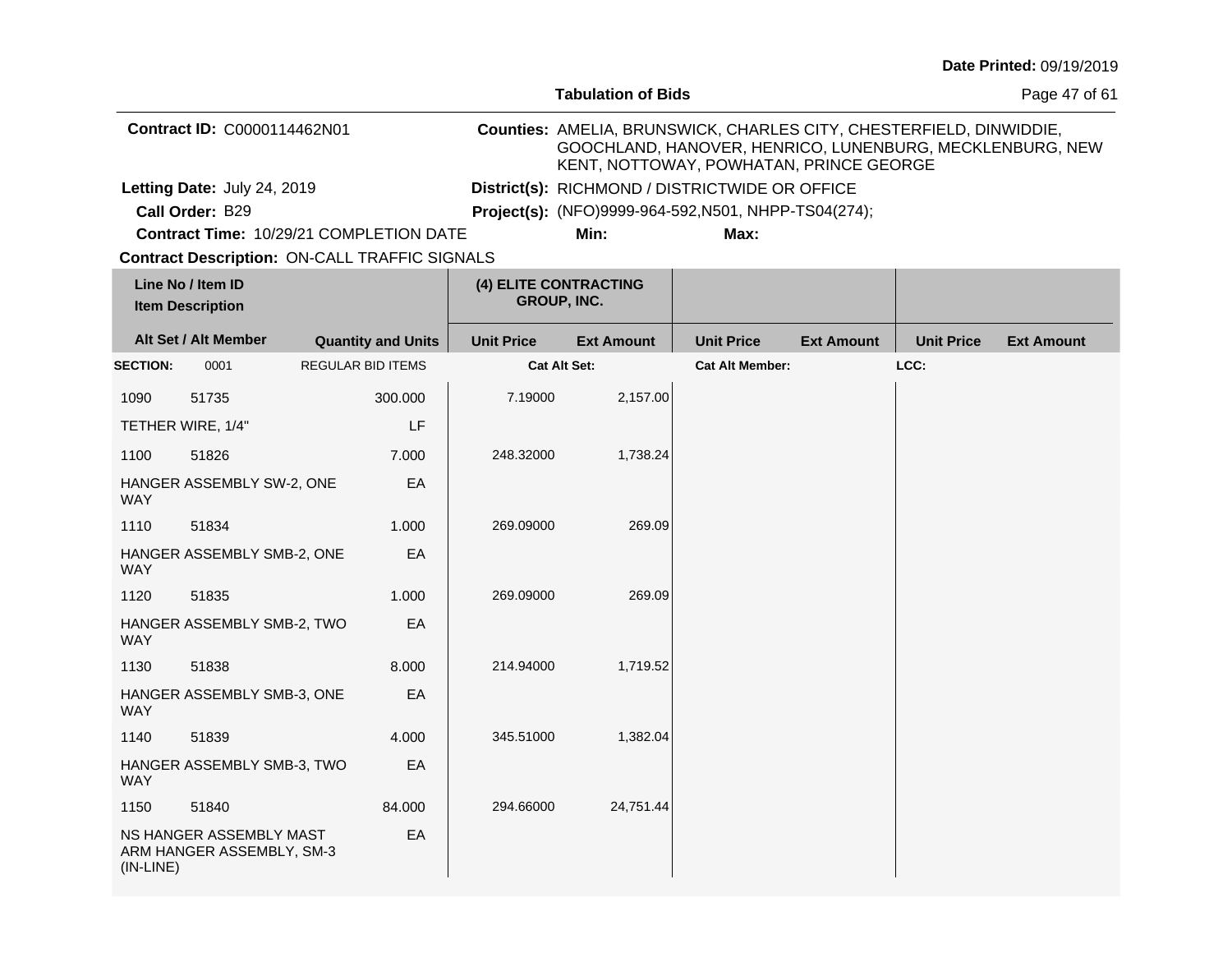Date Printed: 09/19/2019

**Tabulation of Bids**

**Contract ID:** C0000114462N01

**Counties:** AMELIA, BRUNSWICK, CHARLES CITY, CHESTERFIELD, DINWIDDIE, GOOCHLAND, HANOVER, HENRICO, LUNENBURG, MECKLENBURG, NEW KENT, NOTTOWAY, POWHATAN, PRINCE GEORGE

**Letting Date:** July 24, 2019

**District(s):** RICHMOND / DISTRICTWIDE OR OFFICE

**Call Order:** B29

**Project(s):** (NFO)9999-964-592,N501, NHPP-TS04(274);

**Contract Time:** 10/29/21 COMPLETION DATE

**Min:**

**Max:**

**Contract Description:** ON-CALL TRAFFIC SIGNALS

| Line No / Item ID | Item Description | Quantity and Units | (4) ELITE CONTRACTING GROUP, INC. Unit Price | Ext Amount | Unit Price | Ext Amount | Unit Price | Ext Amount |
|---|---|---|---|---|---|---|---|---|
| **SECTION:** 0001 | REGULAR BID ITEMS | | Cat Alt Set: | | Cat Alt Member: | | LCC: | |
| 1090 51735 | TETHER WIRE, 1/4" | 300.000 LF | 7.19000 | 2,157.00 | | | | |
| 1100 51826 | HANGER ASSEMBLY SW-2, ONE WAY | 7.000 EA | 248.32000 | 1,738.24 | | | | |
| 1110 51834 | HANGER ASSEMBLY SMB-2, ONE WAY | 1.000 EA | 269.09000 | 269.09 | | | | |
| 1120 51835 | HANGER ASSEMBLY SMB-2, TWO WAY | 1.000 EA | 269.09000 | 269.09 | | | | |
| 1130 51838 | HANGER ASSEMBLY SMB-3, ONE WAY | 8.000 EA | 214.94000 | 1,719.52 | | | | |
| 1140 51839 | HANGER ASSEMBLY SMB-3, TWO WAY | 4.000 EA | 345.51000 | 1,382.04 | | | | |
| 1150 51840 | NS HANGER ASSEMBLY MAST ARM HANGER ASSEMBLY, SM-3 (IN-LINE) | 84.000 EA | 294.66000 | 24,751.44 | | | | |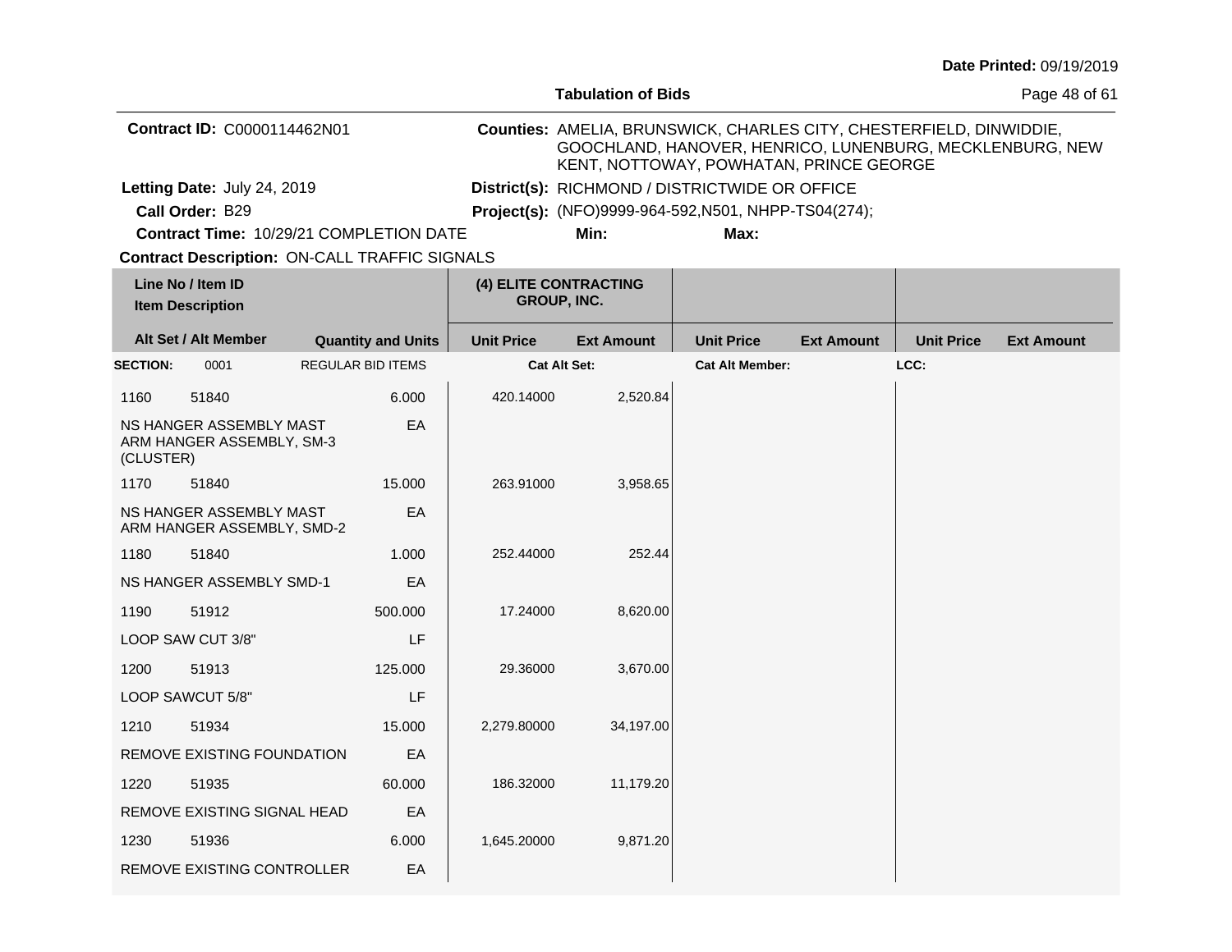**Date Printed:** 09/19/2019

**Tabulation of Bids**

**Contract ID:** C0000114462N01

**Counties:** AMELIA, BRUNSWICK, CHARLES CITY, CHESTERFIELD, DINWIDDIE, GOOCHLAND, HANOVER, HENRICO, LUNENBURG, MECKLENBURG, NEW KENT, NOTTOWAY, POWHATAN, PRINCE GEORGE

**Letting Date:** July 24, 2019

**District(s):** RICHMOND / DISTRICTWIDE OR OFFICE

**Call Order:** B29

**Project(s):** (NFO)9999-964-592,N501, NHPP-TS04(274);

**Contract Time:** 10/29/21 COMPLETION DATE

**Min:** **Max:**

**Contract Description:** ON-CALL TRAFFIC SIGNALS

| Line No / Item ID | Item Description | Quantity and Units | (4) ELITE CONTRACTING GROUP, INC. Unit Price | Ext Amount | Unit Price | Ext Amount | Unit Price | Ext Amount |
|---|---|---|---|---|---|---|---|---|
| **SECTION:** 0001 | REGULAR BID ITEMS | | **Cat Alt Set:** | | **Cat Alt Member:** | | **LCC:** | |
| 1160 51840 | NS HANGER ASSEMBLY MAST ARM HANGER ASSEMBLY, SM-3 (CLUSTER) | 6.000 EA | 420.14000 | 2,520.84 | | | | |
| 1170 51840 | NS HANGER ASSEMBLY MAST ARM HANGER ASSEMBLY, SMD-2 | 15.000 EA | 263.91000 | 3,958.65 | | | | |
| 1180 51840 | NS HANGER ASSEMBLY SMD-1 | 1.000 EA | 252.44000 | 252.44 | | | | |
| 1190 51912 | LOOP SAW CUT 3/8" | 500.000 LF | 17.24000 | 8,620.00 | | | | |
| 1200 51913 | LOOP SAWCUT 5/8" | 125.000 LF | 29.36000 | 3,670.00 | | | | |
| 1210 51934 | REMOVE EXISTING FOUNDATION | 15.000 EA | 2,279.80000 | 34,197.00 | | | | |
| 1220 51935 | REMOVE EXISTING SIGNAL HEAD | 60.000 EA | 186.32000 | 11,179.20 | | | | |
| 1230 51936 | REMOVE EXISTING CONTROLLER | 6.000 EA | 1,645.20000 | 9,871.20 | | | | |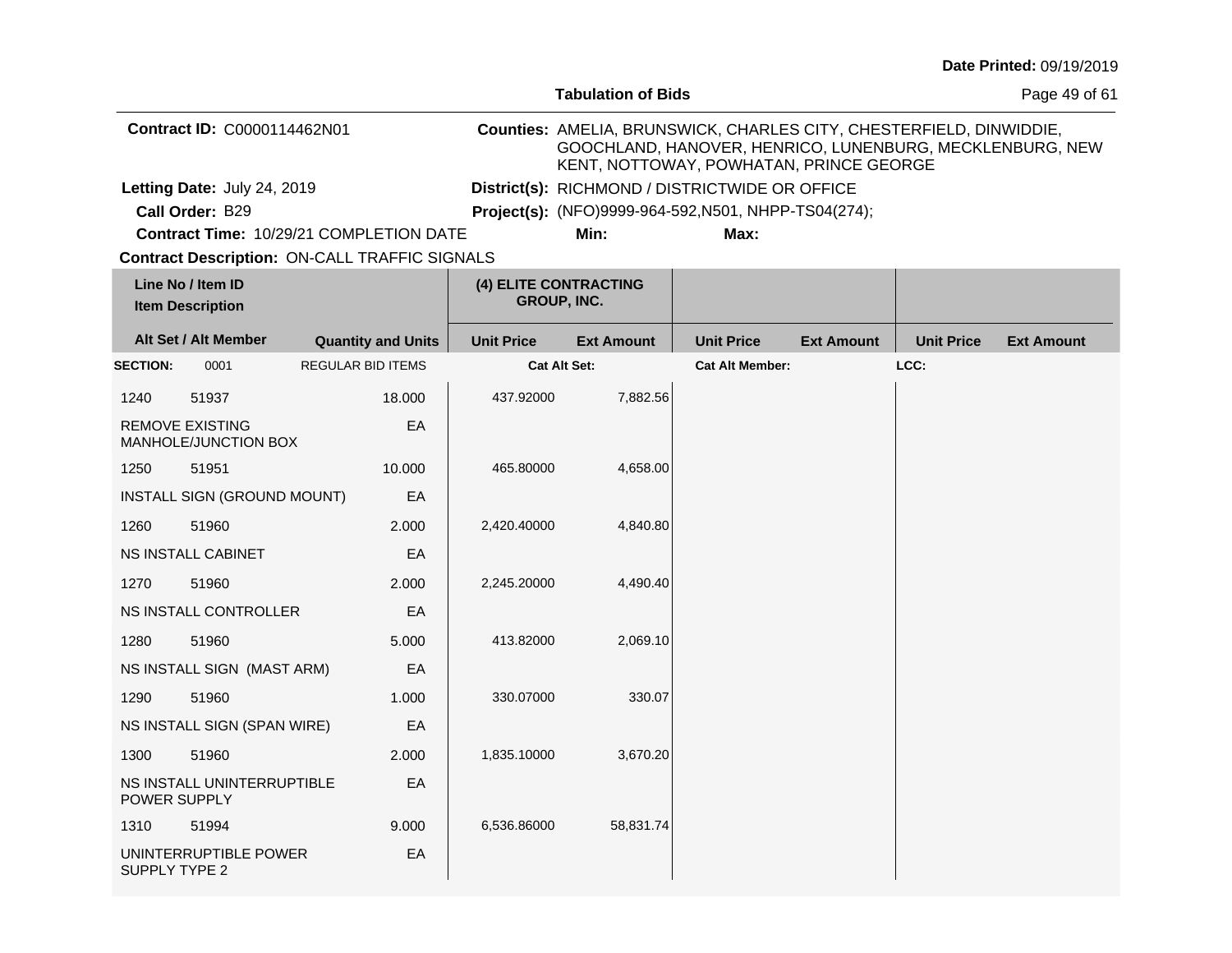Date Printed: 09/19/2019

**Tabulation of Bids**

**Contract ID:** C0000114462N01

**Counties:** AMELIA, BRUNSWICK, CHARLES CITY, CHESTERFIELD, DINWIDDIE, GOOCHLAND, HANOVER, HENRICO, LUNENBURG, MECKLENBURG, NEW KENT, NOTTOWAY, POWHATAN, PRINCE GEORGE

**Letting Date:** July 24, 2019

**District(s):** RICHMOND / DISTRICTWIDE OR OFFICE

**Call Order:** B29

**Project(s):** (NFO)9999-964-592,N501, NHPP-TS04(274);

**Contract Time:** 10/29/21 COMPLETION DATE

**Min:**

**Max:**

**Contract Description:** ON-CALL TRAFFIC SIGNALS

| Line No / Item ID / Item Description | Alt Set / Alt Member | Quantity and Units | (4) ELITE CONTRACTING GROUP, INC. Unit Price | Ext Amount | Unit Price | Ext Amount | Unit Price | Ext Amount |
|---|---|---|---|---|---|---|---|---|
| **SECTION:** 0001 | REGULAR BID ITEMS | | Cat Alt Set: | | Cat Alt Member: | | LCC: | |
| 1240 51937 | | 18.000 | 437.92000 | 7,882.56 | | | | |
| REMOVE EXISTING MANHOLE/JUNCTION BOX | | EA | | | | | | |
| 1250 51951 | | 10.000 | 465.80000 | 4,658.00 | | | | |
| INSTALL SIGN (GROUND MOUNT) | | EA | | | | | | |
| 1260 51960 | | 2.000 | 2,420.40000 | 4,840.80 | | | | |
| NS INSTALL CABINET | | EA | | | | | | |
| 1270 51960 | | 2.000 | 2,245.20000 | 4,490.40 | | | | |
| NS INSTALL CONTROLLER | | EA | | | | | | |
| 1280 51960 | | 5.000 | 413.82000 | 2,069.10 | | | | |
| NS INSTALL SIGN (MAST ARM) | | EA | | | | | | |
| 1290 51960 | | 1.000 | 330.07000 | 330.07 | | | | |
| NS INSTALL SIGN (SPAN WIRE) | | EA | | | | | | |
| 1300 51960 | | 2.000 | 1,835.10000 | 3,670.20 | | | | |
| NS INSTALL UNINTERRUPTIBLE POWER SUPPLY | | EA | | | | | | |
| 1310 51994 | | 9.000 | 6,536.86000 | 58,831.74 | | | | |
| UNINTERRUPTIBLE POWER SUPPLY TYPE 2 | | EA | | | | | | |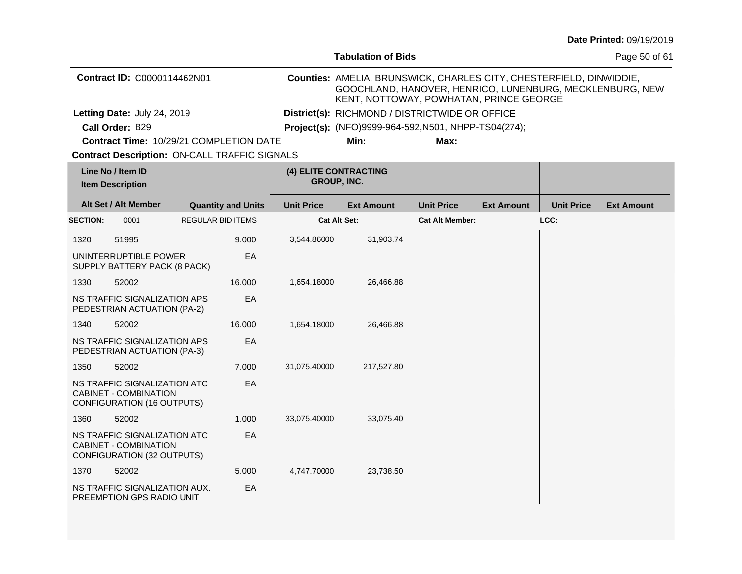**Tabulation of Bids**

**Contract ID:** C0000114462N01

**Counties:** AMELIA, BRUNSWICK, CHARLES CITY, CHESTERFIELD, DINWIDDIE, GOOCHLAND, HANOVER, HENRICO, LUNENBURG, MECKLENBURG, NEW KENT, NOTTOWAY, POWHATAN, PRINCE GEORGE

**Letting Date:** July 24, 2019

**District(s):** RICHMOND / DISTRICTWIDE OR OFFICE

**Call Order:** B29

**Project(s):** (NFO)9999-964-592,N501, NHPP-TS04(274);

**Contract Time:** 10/29/21 COMPLETION DATE

**Min:**

**Max:**

**Contract Description:** ON-CALL TRAFFIC SIGNALS

| Line No / Item ID / Item Description | | | (4) ELITE CONTRACTING GROUP, INC. | | | | | |
|---|---|---|---|---|---|---|---|---|
| **Alt Set / Alt Member** | | **Quantity and Units** | **Unit Price** | **Ext Amount** | **Unit Price** | **Ext Amount** | **Unit Price** | **Ext Amount** |
| **SECTION:** 0001 | REGULAR BID ITEMS | | **Cat Alt Set:** | | **Cat Alt Member:** | | **LCC:** | |
| 1320 | 51995 | 9.000 | 3,544.86000 | 31,903.74 | | | | |
| UNINTERRUPTIBLE POWER SUPPLY BATTERY PACK (8 PACK) | | EA | | | | | | |
| 1330 | 52002 | 16.000 | 1,654.18000 | 26,466.88 | | | | |
| NS TRAFFIC SIGNALIZATION APS PEDESTRIAN ACTUATION (PA-2) | | EA | | | | | | |
| 1340 | 52002 | 16.000 | 1,654.18000 | 26,466.88 | | | | |
| NS TRAFFIC SIGNALIZATION APS PEDESTRIAN ACTUATION (PA-3) | | EA | | | | | | |
| 1350 | 52002 | 7.000 | 31,075.40000 | 217,527.80 | | | | |
| NS TRAFFIC SIGNALIZATION ATC CABINET - COMBINATION CONFIGURATION (16 OUTPUTS) | | EA | | | | | | |
| 1360 | 52002 | 1.000 | 33,075.40000 | 33,075.40 | | | | |
| NS TRAFFIC SIGNALIZATION ATC CABINET - COMBINATION CONFIGURATION (32 OUTPUTS) | | EA | | | | | | |
| 1370 | 52002 | 5.000 | 4,747.70000 | 23,738.50 | | | | |
| NS TRAFFIC SIGNALIZATION AUX. PREEMPTION GPS RADIO UNIT | | EA | | | | | | |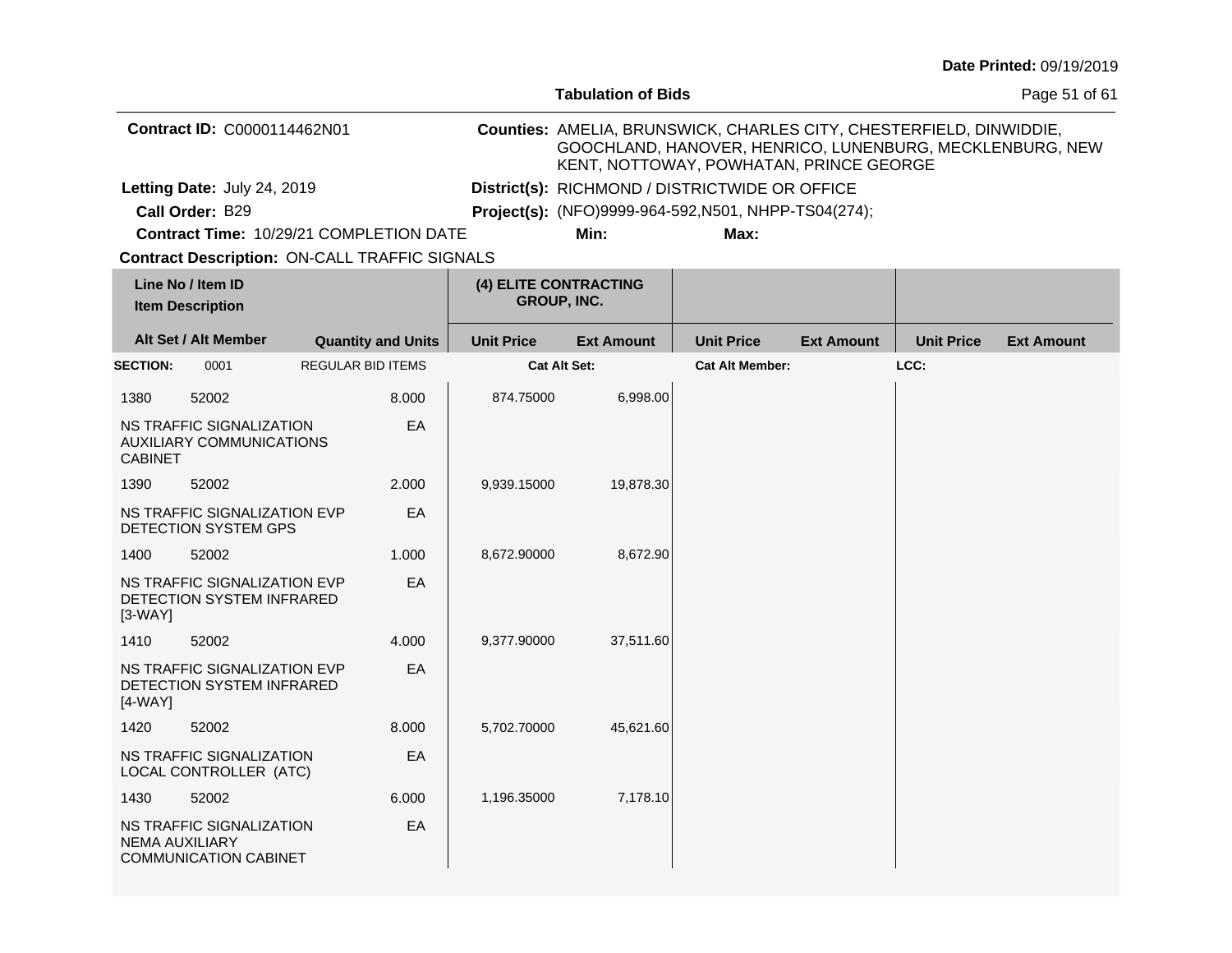Date Printed: 09/19/2019

**Tabulation of Bids**

**Contract ID:** C0000114462N01

**Counties:** AMELIA, BRUNSWICK, CHARLES CITY, CHESTERFIELD, DINWIDDIE, GOOCHLAND, HANOVER, HENRICO, LUNENBURG, MECKLENBURG, NEW KENT, NOTTOWAY, POWHATAN, PRINCE GEORGE

**Letting Date:** July 24, 2019

**District(s):** RICHMOND / DISTRICTWIDE OR OFFICE

**Call Order:** B29

**Project(s):** (NFO)9999-964-592,N501, NHPP-TS04(274);

**Contract Time:** 10/29/21 COMPLETION DATE

**Min:**

**Max:**

**Contract Description:** ON-CALL TRAFFIC SIGNALS

| Line No / Item ID | Item Description | Quantity and Units | (4) ELITE CONTRACTING GROUP, INC. Unit Price | Ext Amount | Unit Price | Ext Amount | Unit Price | Ext Amount |
|---|---|---|---|---|---|---|---|---|
| **SECTION:** 0001 | REGULAR BID ITEMS | | Cat Alt Set: | | Cat Alt Member: | | LCC: | |
| 1380 52002 | NS TRAFFIC SIGNALIZATION AUXILIARY COMMUNICATIONS CABINET | 8.000 EA | 874.75000 | 6,998.00 | | | | |
| 1390 52002 | NS TRAFFIC SIGNALIZATION EVP DETECTION SYSTEM GPS | 2.000 EA | 9,939.15000 | 19,878.30 | | | | |
| 1400 52002 | NS TRAFFIC SIGNALIZATION EVP DETECTION SYSTEM INFRARED [3-WAY] | 1.000 EA | 8,672.90000 | 8,672.90 | | | | |
| 1410 52002 | NS TRAFFIC SIGNALIZATION EVP DETECTION SYSTEM INFRARED [4-WAY] | 4.000 EA | 9,377.90000 | 37,511.60 | | | | |
| 1420 52002 | NS TRAFFIC SIGNALIZATION LOCAL CONTROLLER (ATC) | 8.000 EA | 5,702.70000 | 45,621.60 | | | | |
| 1430 52002 | NS TRAFFIC SIGNALIZATION NEMA AUXILIARY COMMUNICATION CABINET | 6.000 EA | 1,196.35000 | 7,178.10 | | | | |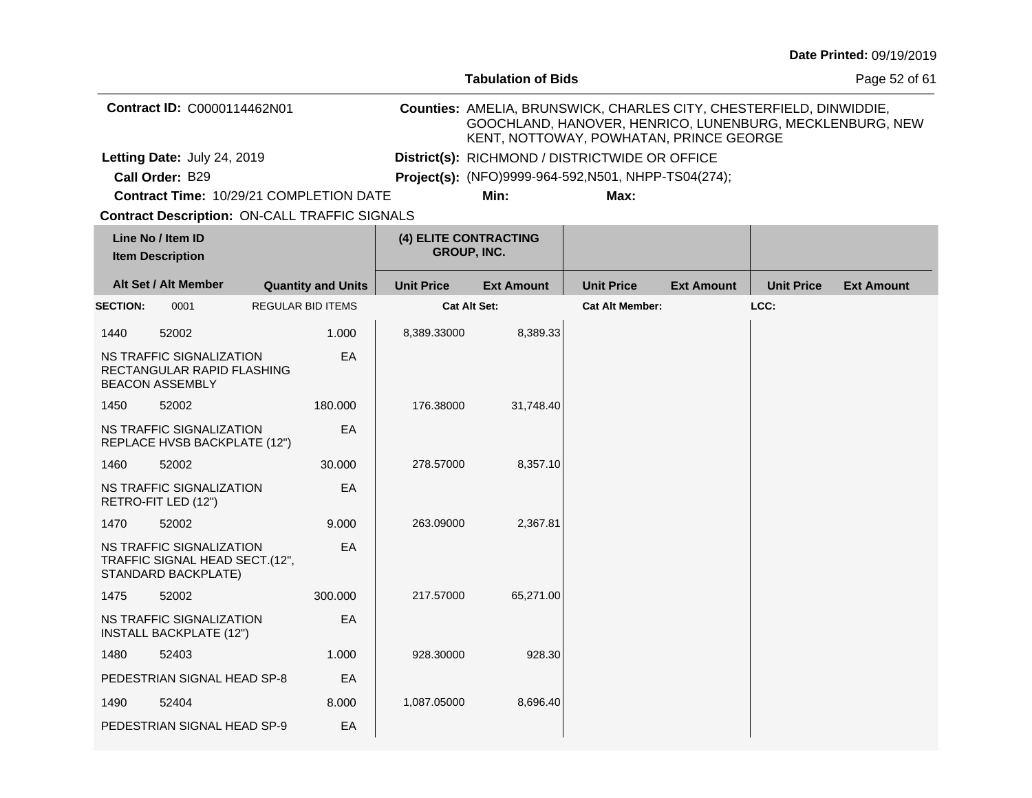Date Printed: 09/19/2019

**Tabulation of Bids**

**Contract ID:** C0000114462N01

**Counties:** AMELIA, BRUNSWICK, CHARLES CITY, CHESTERFIELD, DINWIDDIE, GOOCHLAND, HANOVER, HENRICO, LUNENBURG, MECKLENBURG, NEW KENT, NOTTOWAY, POWHATAN, PRINCE GEORGE

**Letting Date:** July 24, 2019

**District(s):** RICHMOND / DISTRICTWIDE OR OFFICE

**Call Order:** B29

**Project(s):** (NFO)9999-964-592,N501, NHPP-TS04(274);

**Contract Time:** 10/29/21 COMPLETION DATE

**Min:**

**Max:**

**Contract Description:** ON-CALL TRAFFIC SIGNALS

| Line No / Item ID | | Quantity and Units | (4) ELITE CONTRACTING GROUP, INC. | | | | | |
|---|---|---|---|---|---|---|---|---|
| Item Description | | | | | | | | |
| Alt Set / Alt Member | | | Unit Price | Ext Amount | Unit Price | Ext Amount | Unit Price | Ext Amount |
| **SECTION:** | 0001 | REGULAR BID ITEMS | **Cat Alt Set:** | | **Cat Alt Member:** | | **LCC:** | |
| 1440 | 52002 | 1.000 | 8,389.33000 | 8,389.33 | | | | |
| NS TRAFFIC SIGNALIZATION RECTANGULAR RAPID FLASHING BEACON ASSEMBLY | | EA | | | | | | |
| 1450 | 52002 | 180.000 | 176.38000 | 31,748.40 | | | | |
| NS TRAFFIC SIGNALIZATION REPLACE HVSB BACKPLATE (12") | | EA | | | | | | |
| 1460 | 52002 | 30.000 | 278.57000 | 8,357.10 | | | | |
| NS TRAFFIC SIGNALIZATION RETRO-FIT LED (12") | | EA | | | | | | |
| 1470 | 52002 | 9.000 | 263.09000 | 2,367.81 | | | | |
| NS TRAFFIC SIGNALIZATION TRAFFIC SIGNAL HEAD SECT.(12", STANDARD BACKPLATE) | | EA | | | | | | |
| 1475 | 52002 | 300.000 | 217.57000 | 65,271.00 | | | | |
| NS TRAFFIC SIGNALIZATION INSTALL BACKPLATE (12") | | EA | | | | | | |
| 1480 | 52403 | 1.000 | 928.30000 | 928.30 | | | | |
| PEDESTRIAN SIGNAL HEAD SP-8 | | EA | | | | | | |
| 1490 | 52404 | 8.000 | 1,087.05000 | 8,696.40 | | | | |
| PEDESTRIAN SIGNAL HEAD SP-9 | | EA | | | | | | |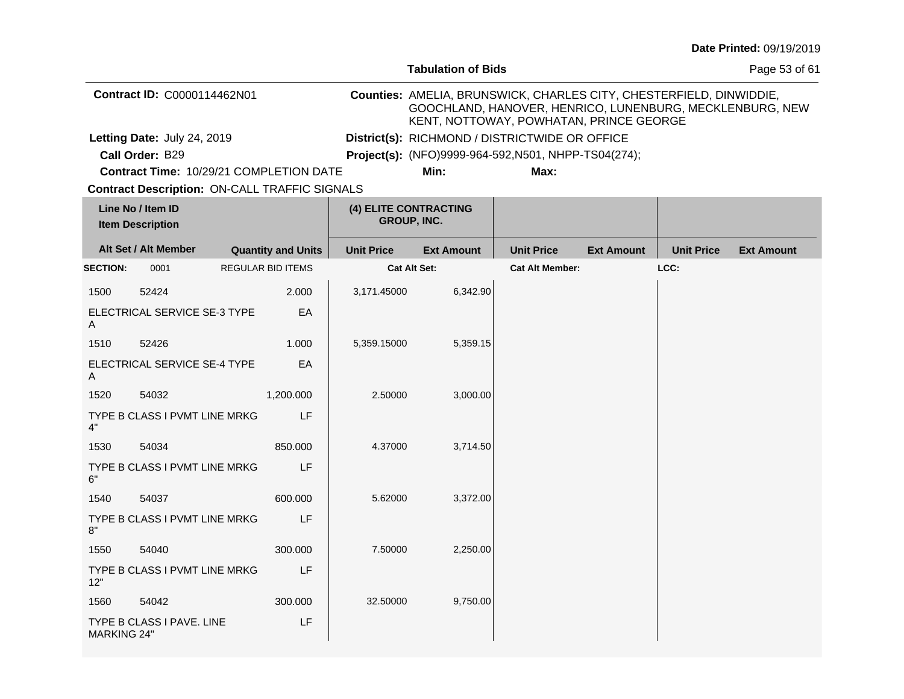Date Printed: 09/19/2019

Tabulation of Bids

**Contract ID:** C0000114462N01

**Counties:** AMELIA, BRUNSWICK, CHARLES CITY, CHESTERFIELD, DINWIDDIE, GOOCHLAND, HANOVER, HENRICO, LUNENBURG, MECKLENBURG, NEW KENT, NOTTOWAY, POWHATAN, PRINCE GEORGE

**Letting Date:** July 24, 2019

**District(s):** RICHMOND / DISTRICTWIDE OR OFFICE

**Call Order:** B29

**Project(s):** (NFO)9999-964-592,N501, NHPP-TS04(274);

**Contract Time:** 10/29/21 COMPLETION DATE

**Min:** **Max:**

**Contract Description:** ON-CALL TRAFFIC SIGNALS

| Line No / Item ID | Item Description | Alt Set / Alt Member | Quantity and Units | (4) ELITE CONTRACTING GROUP, INC. Unit Price | Ext Amount | Unit Price | Ext Amount | Unit Price | Ext Amount |
|---|---|---|---|---|---|---|---|---|---|
| **SECTION:** 0001 | REGULAR BID ITEMS | | | Cat Alt Set: | | Cat Alt Member: | | LCC: | |
| 1500 52424 | ELECTRICAL SERVICE SE-3 TYPE A | | 2.000 EA | 3,171.45000 | 6,342.90 | | | | |
| 1510 52426 | ELECTRICAL SERVICE SE-4 TYPE A | | 1.000 EA | 5,359.15000 | 5,359.15 | | | | |
| 1520 54032 | TYPE B CLASS I PVMT LINE MRKG 4" | | 1,200.000 LF | 2.50000 | 3,000.00 | | | | |
| 1530 54034 | TYPE B CLASS I PVMT LINE MRKG 6" | | 850.000 LF | 4.37000 | 3,714.50 | | | | |
| 1540 54037 | TYPE B CLASS I PVMT LINE MRKG 8" | | 600.000 LF | 5.62000 | 3,372.00 | | | | |
| 1550 54040 | TYPE B CLASS I PVMT LINE MRKG 12" | | 300.000 LF | 7.50000 | 2,250.00 | | | | |
| 1560 54042 | TYPE B CLASS I PAVE. LINE MARKING 24" | | 300.000 LF | 32.50000 | 9,750.00 | | | | |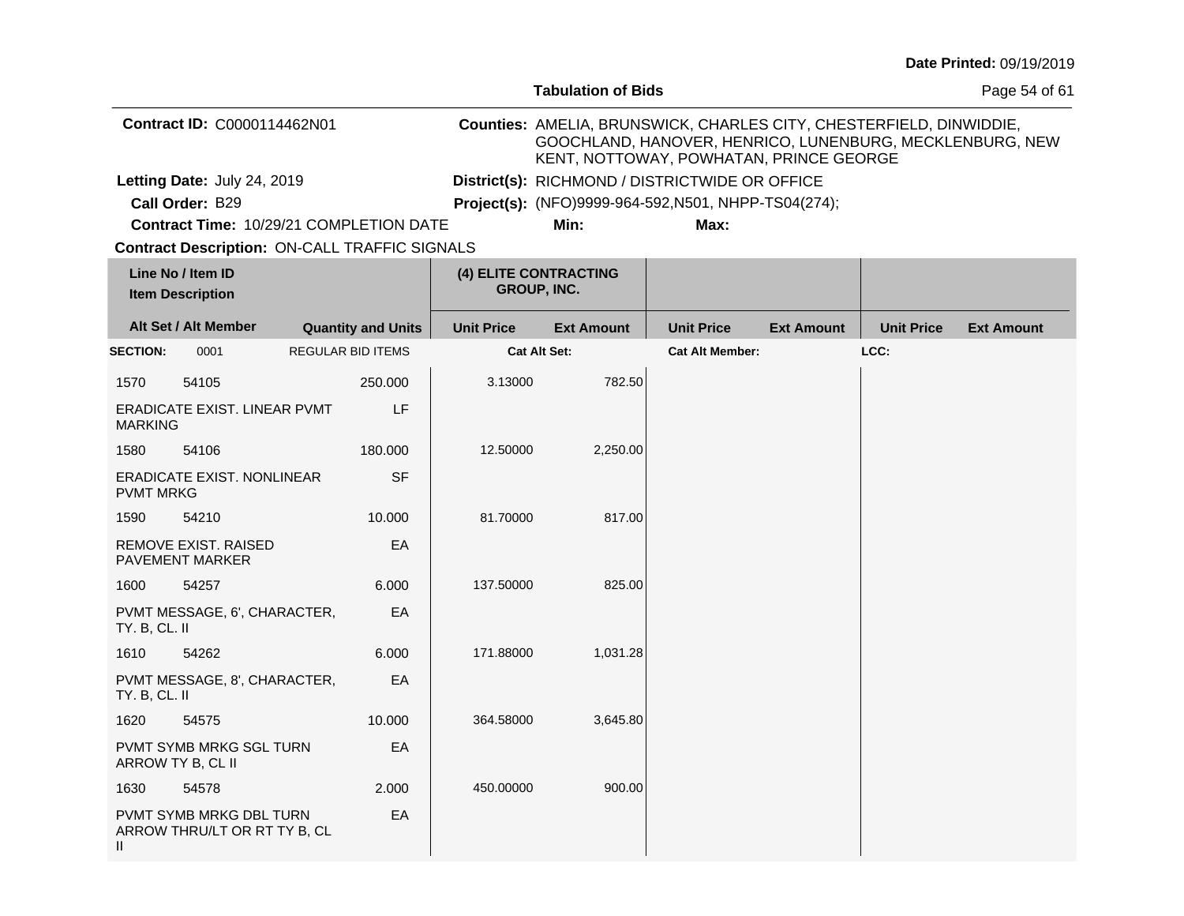**Date Printed:** 09/19/2019

**Tabulation of Bids**

**Contract ID:** C0000114462N01

**Counties:** AMELIA, BRUNSWICK, CHARLES CITY, CHESTERFIELD, DINWIDDIE, GOOCHLAND, HANOVER, HENRICO, LUNENBURG, MECKLENBURG, NEW KENT, NOTTOWAY, POWHATAN, PRINCE GEORGE

**Letting Date:** July 24, 2019

**District(s):** RICHMOND / DISTRICTWIDE OR OFFICE

**Call Order:** B29

**Project(s):** (NFO)9999-964-592,N501, NHPP-TS04(274);

**Contract Time:** 10/29/21 COMPLETION DATE

**Min:** 

**Max:** 

**Contract Description:** ON-CALL TRAFFIC SIGNALS

| Line No / Item ID / Item Description | | Quantity and Units | (4) ELITE CONTRACTING GROUP, INC. Unit Price | Ext Amount | Unit Price | Ext Amount | Unit Price | Ext Amount |
|---|---|---|---|---|---|---|---|---|
| **Alt Set / Alt Member** | | | | | | | | |
| **SECTION:** 0001 | REGULAR BID ITEMS | | **Cat Alt Set:** | | **Cat Alt Member:** | | **LCC:** | |
| 1570 | 54105 | 250.000 | 3.13000 | 782.50 | | | | |
| ERADICATE EXIST. LINEAR PVMT MARKING | | LF | | | | | | |
| 1580 | 54106 | 180.000 | 12.50000 | 2,250.00 | | | | |
| ERADICATE EXIST. NONLINEAR PVMT MRKG | | SF | | | | | | |
| 1590 | 54210 | 10.000 | 81.70000 | 817.00 | | | | |
| REMOVE EXIST. RAISED PAVEMENT MARKER | | EA | | | | | | |
| 1600 | 54257 | 6.000 | 137.50000 | 825.00 | | | | |
| PVMT MESSAGE, 6', CHARACTER, TY. B, CL. II | | EA | | | | | | |
| 1610 | 54262 | 6.000 | 171.88000 | 1,031.28 | | | | |
| PVMT MESSAGE, 8', CHARACTER, TY. B, CL. II | | EA | | | | | | |
| 1620 | 54575 | 10.000 | 364.58000 | 3,645.80 | | | | |
| PVMT SYMB MRKG SGL TURN ARROW TY B, CL II | | EA | | | | | | |
| 1630 | 54578 | 2.000 | 450.00000 | 900.00 | | | | |
| PVMT SYMB MRKG DBL TURN ARROW THRU/LT OR RT TY B, CL II | | EA | | | | | | |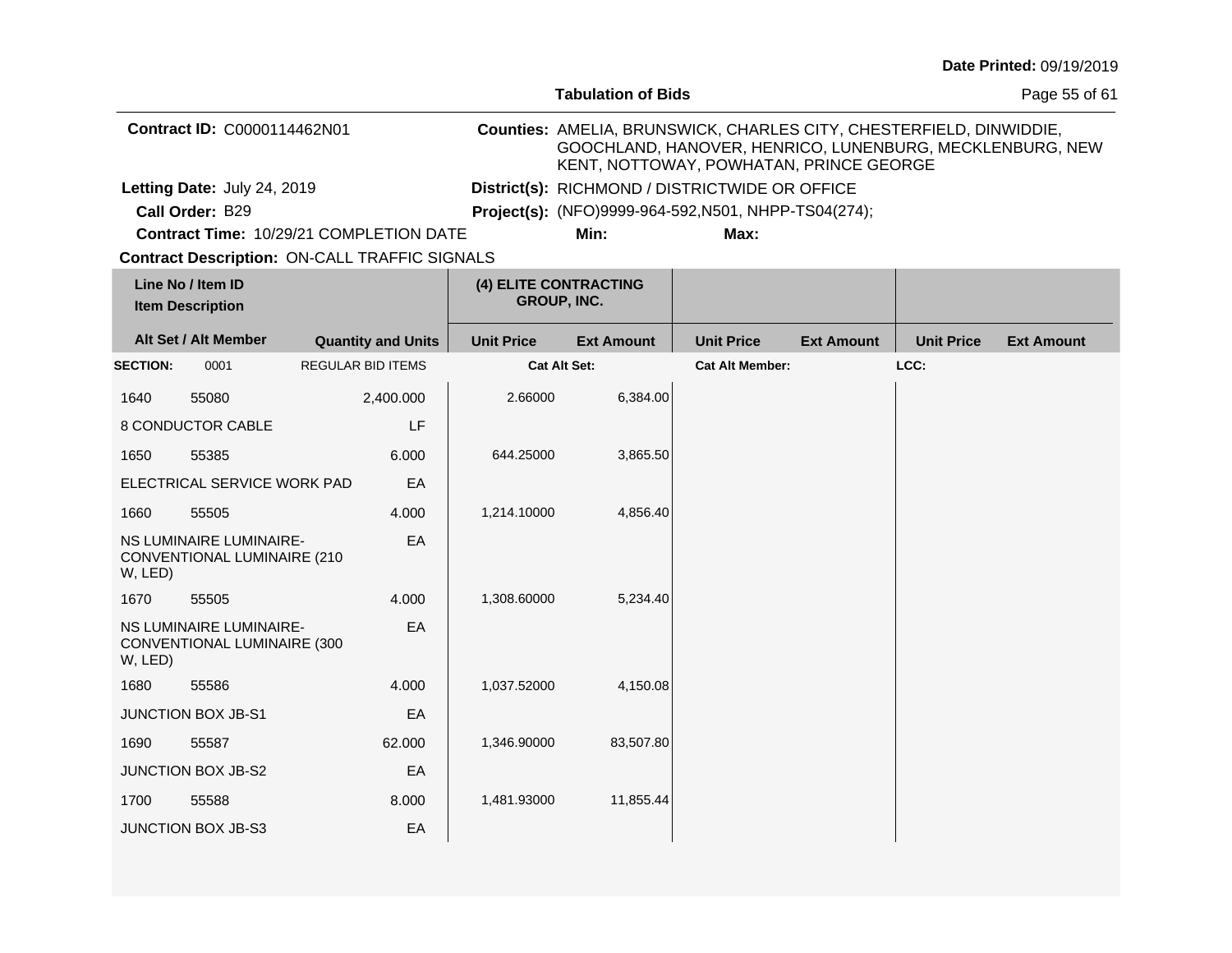**Date Printed:** 09/19/2019

**Tabulation of Bids**

**Contract ID:** C0000114462N01

**Counties:** AMELIA, BRUNSWICK, CHARLES CITY, CHESTERFIELD, DINWIDDIE, GOOCHLAND, HANOVER, HENRICO, LUNENBURG, MECKLENBURG, NEW KENT, NOTTOWAY, POWHATAN, PRINCE GEORGE

**Letting Date:** July 24, 2019

**District(s):** RICHMOND / DISTRICTWIDE OR OFFICE

**Call Order:** B29

**Project(s):** (NFO)9999-964-592,N501, NHPP-TS04(274);

**Contract Time:** 10/29/21 COMPLETION DATE

**Min:**

**Max:**

**Contract Description:** ON-CALL TRAFFIC SIGNALS

| Line No / Item ID | | | (4) ELITE CONTRACTING GROUP, INC. | | | | | |
|---|---|---|---|---|---|---|---|---|
| Item Description | | | | | | | | |
| Alt Set / Alt Member | | Quantity and Units | Unit Price | Ext Amount | Unit Price | Ext Amount | Unit Price | Ext Amount |
| **SECTION:** | 0001 | REGULAR BID ITEMS | **Cat Alt Set:** | | **Cat Alt Member:** | | **LCC:** | |
| 1640 | 55080 | 2,400.000 | 2.66000 | 6,384.00 | | | | |
| 8 CONDUCTOR CABLE | | LF | | | | | | |
| 1650 | 55385 | 6.000 | 644.25000 | 3,865.50 | | | | |
| ELECTRICAL SERVICE WORK PAD | | EA | | | | | | |
| 1660 | 55505 | 4.000 | 1,214.10000 | 4,856.40 | | | | |
| NS LUMINAIRE LUMINAIRE-CONVENTIONAL LUMINAIRE (210 W, LED) | | EA | | | | | | |
| 1670 | 55505 | 4.000 | 1,308.60000 | 5,234.40 | | | | |
| NS LUMINAIRE LUMINAIRE-CONVENTIONAL LUMINAIRE (300 W, LED) | | EA | | | | | | |
| 1680 | 55586 | 4.000 | 1,037.52000 | 4,150.08 | | | | |
| JUNCTION BOX JB-S1 | | EA | | | | | | |
| 1690 | 55587 | 62.000 | 1,346.90000 | 83,507.80 | | | | |
| JUNCTION BOX JB-S2 | | EA | | | | | | |
| 1700 | 55588 | 8.000 | 1,481.93000 | 11,855.44 | | | | |
| JUNCTION BOX JB-S3 | | EA | | | | | | |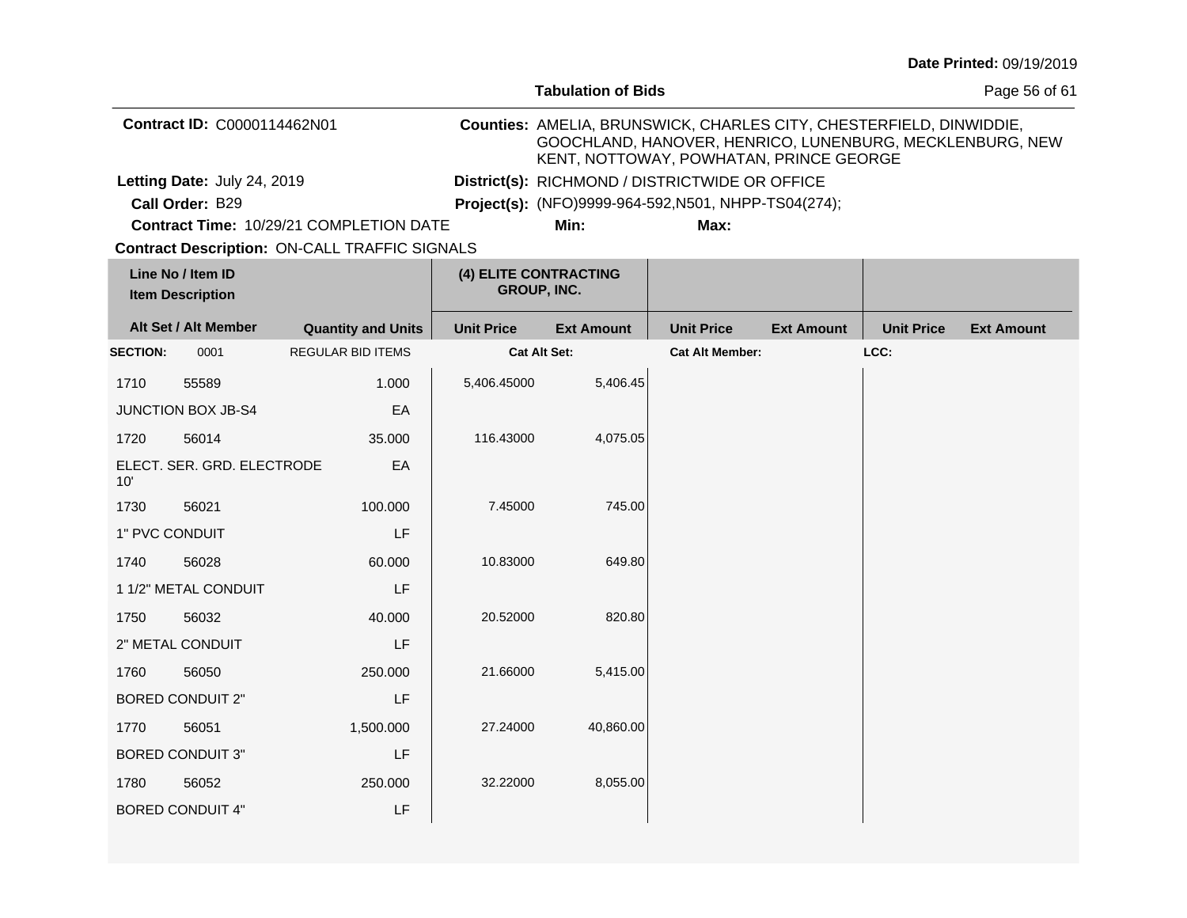**Date Printed:** 09/19/2019

**Tabulation of Bids**

**Contract ID:** C0000114462N01

**Counties:** AMELIA, BRUNSWICK, CHARLES CITY, CHESTERFIELD, DINWIDDIE, GOOCHLAND, HANOVER, HENRICO, LUNENBURG, MECKLENBURG, NEW KENT, NOTTOWAY, POWHATAN, PRINCE GEORGE

**Letting Date:** July 24, 2019

**District(s):** RICHMOND / DISTRICTWIDE OR OFFICE

**Call Order:** B29

**Project(s):** (NFO)9999-964-592,N501, NHPP-TS04(274);

**Contract Time:** 10/29/21 COMPLETION DATE

**Min:** **Max:**

**Contract Description:** ON-CALL TRAFFIC SIGNALS

| Line No / Item ID / Item Description | Alt Set / Alt Member | Quantity and Units | (4) ELITE CONTRACTING GROUP, INC. Unit Price | Ext Amount | Unit Price | Ext Amount | Unit Price | Ext Amount |
|---|---|---|---|---|---|---|---|---|
| **SECTION:** 0001 | REGULAR BID ITEMS | | **Cat Alt Set:** | | **Cat Alt Member:** | | **LCC:** | |
| 1710 55589 JUNCTION BOX JB-S4 | | 1.000 EA | 5,406.45000 | 5,406.45 | | | | |
| 1720 56014 ELECT. SER. GRD. ELECTRODE 10' | | 35.000 EA | 116.43000 | 4,075.05 | | | | |
| 1730 56021 1" PVC CONDUIT | | 100.000 LF | 7.45000 | 745.00 | | | | |
| 1740 56028 1 1/2" METAL CONDUIT | | 60.000 LF | 10.83000 | 649.80 | | | | |
| 1750 56032 2" METAL CONDUIT | | 40.000 LF | 20.52000 | 820.80 | | | | |
| 1760 56050 BORED CONDUIT 2" | | 250.000 LF | 21.66000 | 5,415.00 | | | | |
| 1770 56051 BORED CONDUIT 3" | | 1,500.000 LF | 27.24000 | 40,860.00 | | | | |
| 1780 56052 BORED CONDUIT 4" | | 250.000 LF | 32.22000 | 8,055.00 | | | | |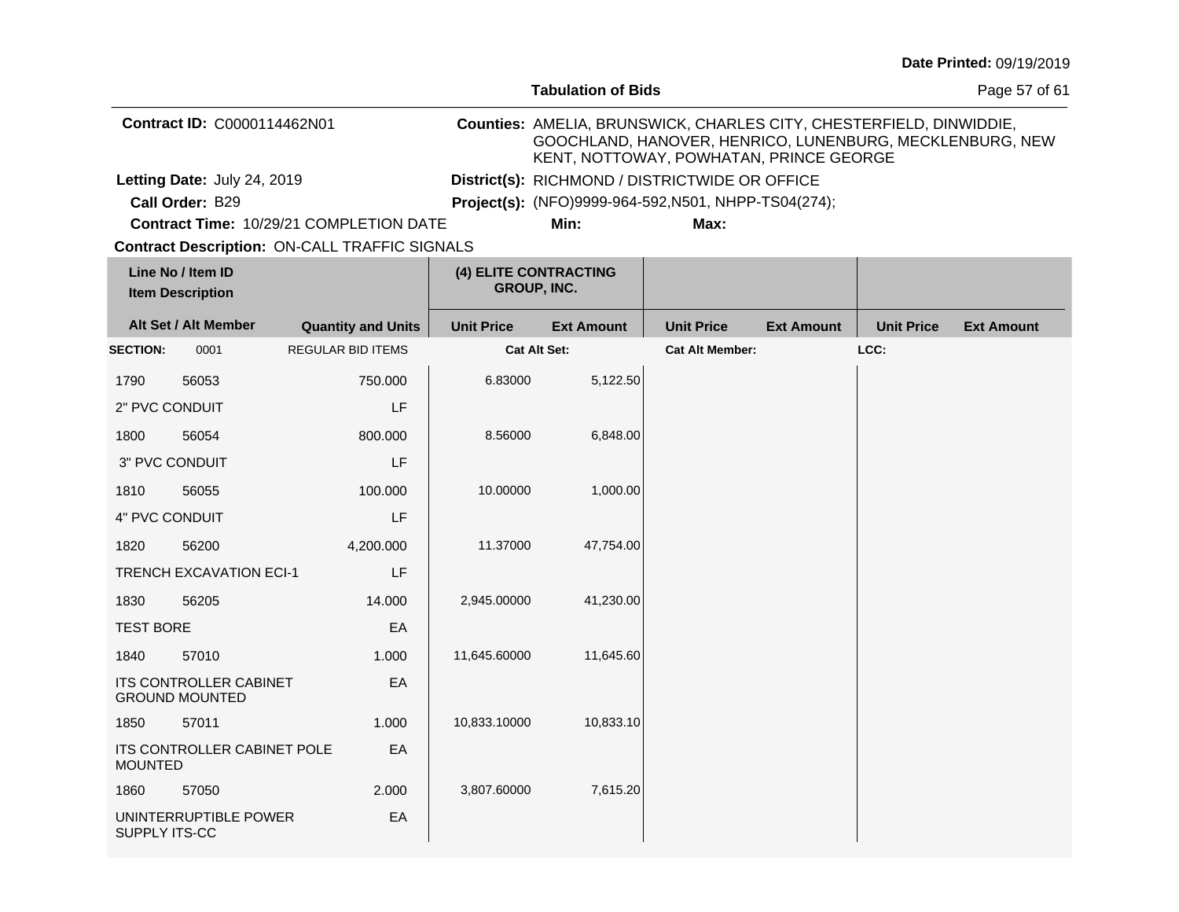**Date Printed:** 09/19/2019

**Tabulation of Bids**

**Contract ID:** C0000114462N01

**Counties:** AMELIA, BRUNSWICK, CHARLES CITY, CHESTERFIELD, DINWIDDIE, GOOCHLAND, HANOVER, HENRICO, LUNENBURG, MECKLENBURG, NEW KENT, NOTTOWAY, POWHATAN, PRINCE GEORGE

**Letting Date:** July 24, 2019

**District(s):** RICHMOND / DISTRICTWIDE OR OFFICE

**Call Order:** B29

**Project(s):** (NFO)9999-964-592,N501, NHPP-TS04(274);

**Contract Time:** 10/29/21 COMPLETION DATE

**Min:**

**Max:**

**Contract Description:** ON-CALL TRAFFIC SIGNALS

| Line No / Item ID | | Quantity and Units | (4) ELITE CONTRACTING GROUP, INC. Unit Price | Ext Amount | Unit Price | Ext Amount | Unit Price | Ext Amount |
|---|---|---|---|---|---|---|---|---|
| **SECTION:** | 0001 | REGULAR BID ITEMS | Cat Alt Set: | | Cat Alt Member: | | LCC: | |
| 1790 | 56053 | 750.000 | 6.83000 | 5,122.50 | | | | |
| 2" PVC CONDUIT | | LF | | | | | | |
| 1800 | 56054 | 800.000 | 8.56000 | 6,848.00 | | | | |
| 3" PVC CONDUIT | | LF | | | | | | |
| 1810 | 56055 | 100.000 | 10.00000 | 1,000.00 | | | | |
| 4" PVC CONDUIT | | LF | | | | | | |
| 1820 | 56200 | 4,200.000 | 11.37000 | 47,754.00 | | | | |
| TRENCH EXCAVATION ECI-1 | | LF | | | | | | |
| 1830 | 56205 | 14.000 | 2,945.00000 | 41,230.00 | | | | |
| TEST BORE | | EA | | | | | | |
| 1840 | 57010 | 1.000 | 11,645.60000 | 11,645.60 | | | | |
| ITS CONTROLLER CABINET GROUND MOUNTED | | EA | | | | | | |
| 1850 | 57011 | 1.000 | 10,833.10000 | 10,833.10 | | | | |
| ITS CONTROLLER CABINET POLE MOUNTED | | EA | | | | | | |
| 1860 | 57050 | 2.000 | 3,807.60000 | 7,615.20 | | | | |
| UNINTERRUPTIBLE POWER SUPPLY ITS-CC | | EA | | | | | | |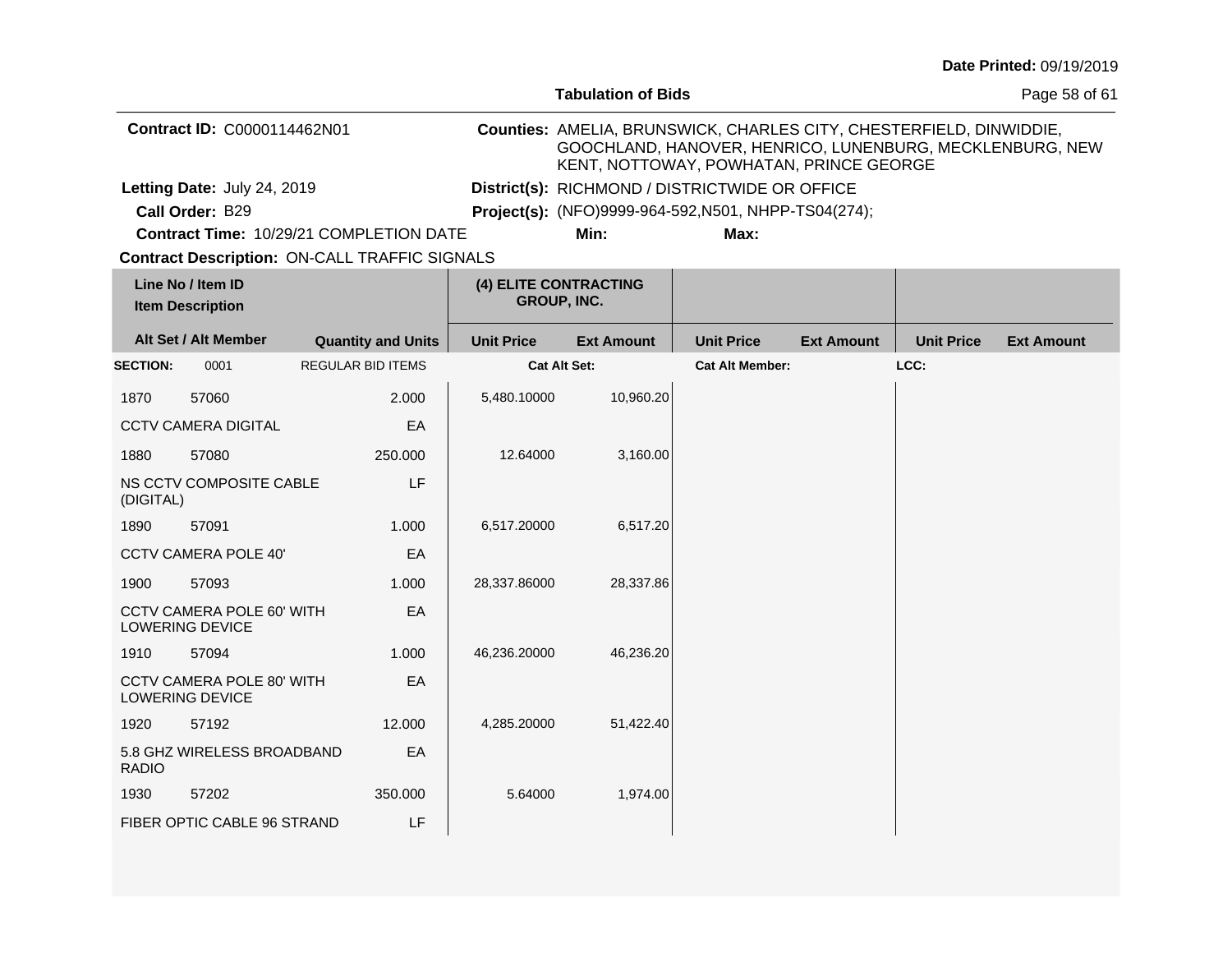**Date Printed:** 09/19/2019

**Tabulation of Bids**

**Contract ID:** C0000114462N01

**Counties:** AMELIA, BRUNSWICK, CHARLES CITY, CHESTERFIELD, DINWIDDIE, GOOCHLAND, HANOVER, HENRICO, LUNENBURG, MECKLENBURG, NEW KENT, NOTTOWAY, POWHATAN, PRINCE GEORGE

**Letting Date:** July 24, 2019

**District(s):** RICHMOND / DISTRICTWIDE OR OFFICE

**Call Order:** B29

**Project(s):** (NFO)9999-964-592,N501, NHPP-TS04(274);

**Contract Time:** 10/29/21 COMPLETION DATE

**Min:** **Max:**

**Contract Description:** ON-CALL TRAFFIC SIGNALS

| Line No / Item ID | | Quantity and Units | (4) ELITE CONTRACTING GROUP, INC. | | | | | |
|---|---|---|---|---|---|---|---|---|
| Item Description / Alt Set / Alt Member | | | Unit Price | Ext Amount | Unit Price | Ext Amount | Unit Price | Ext Amount |
| **SECTION:** 0001 | REGULAR BID ITEMS | | **Cat Alt Set:** | | **Cat Alt Member:** | | **LCC:** | |
| 1870 | 57060 | 2.000 | 5,480.10000 | 10,960.20 | | | | |
| CCTV CAMERA DIGITAL | | EA | | | | | | |
| 1880 | 57080 | 250.000 | 12.64000 | 3,160.00 | | | | |
| NS CCTV COMPOSITE CABLE (DIGITAL) | | LF | | | | | | |
| 1890 | 57091 | 1.000 | 6,517.20000 | 6,517.20 | | | | |
| CCTV CAMERA POLE 40' | | EA | | | | | | |
| 1900 | 57093 | 1.000 | 28,337.86000 | 28,337.86 | | | | |
| CCTV CAMERA POLE 60' WITH LOWERING DEVICE | | EA | | | | | | |
| 1910 | 57094 | 1.000 | 46,236.20000 | 46,236.20 | | | | |
| CCTV CAMERA POLE 80' WITH LOWERING DEVICE | | EA | | | | | | |
| 1920 | 57192 | 12.000 | 4,285.20000 | 51,422.40 | | | | |
| 5.8 GHZ WIRELESS BROADBAND RADIO | | EA | | | | | | |
| 1930 | 57202 | 350.000 | 5.64000 | 1,974.00 | | | | |
| FIBER OPTIC CABLE 96 STRAND | | LF | | | | | | |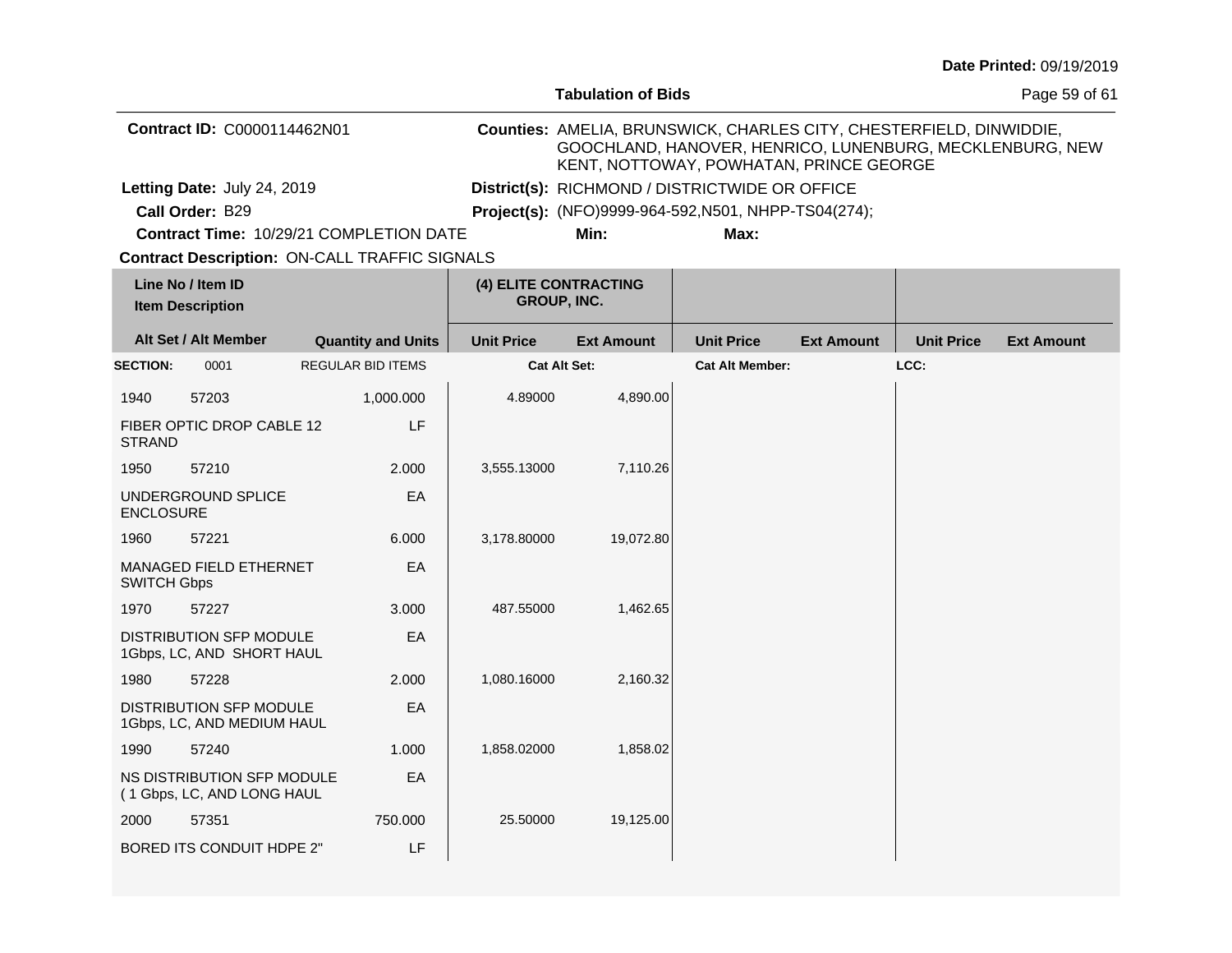**Date Printed:** 09/19/2019

**Tabulation of Bids**

**Contract ID:** C0000114462N01

**Counties:** AMELIA, BRUNSWICK, CHARLES CITY, CHESTERFIELD, DINWIDDIE, GOOCHLAND, HANOVER, HENRICO, LUNENBURG, MECKLENBURG, NEW KENT, NOTTOWAY, POWHATAN, PRINCE GEORGE

**Letting Date:** July 24, 2019

**District(s):** RICHMOND / DISTRICTWIDE OR OFFICE

**Call Order:** B29

**Project(s):** (NFO)9999-964-592,N501, NHPP-TS04(274);

**Contract Time:** 10/29/21 COMPLETION DATE

**Min:**

**Max:**

**Contract Description:** ON-CALL TRAFFIC SIGNALS

| Line No / Item ID / Item Description | Alt Set / Alt Member | Quantity and Units | (4) ELITE CONTRACTING GROUP, INC. Unit Price | Ext Amount | Unit Price | Ext Amount | Unit Price | Ext Amount |
|---|---|---|---|---|---|---|---|---|
| **SECTION:** 0001 | REGULAR BID ITEMS | | **Cat Alt Set:** | | **Cat Alt Member:** | | **LCC:** | |
| 1940 57203 FIBER OPTIC DROP CABLE 12 STRAND | | 1,000.000 LF | 4.89000 | 4,890.00 | | | | |
| 1950 57210 UNDERGROUND SPLICE ENCLOSURE | | 2.000 EA | 3,555.13000 | 7,110.26 | | | | |
| 1960 57221 MANAGED FIELD ETHERNET SWITCH Gbps | | 6.000 EA | 3,178.80000 | 19,072.80 | | | | |
| 1970 57227 DISTRIBUTION SFP MODULE 1Gbps, LC, AND SHORT HAUL | | 3.000 EA | 487.55000 | 1,462.65 | | | | |
| 1980 57228 DISTRIBUTION SFP MODULE 1Gbps, LC, AND MEDIUM HAUL | | 2.000 EA | 1,080.16000 | 2,160.32 | | | | |
| 1990 57240 NS DISTRIBUTION SFP MODULE ( 1 Gbps, LC, AND LONG HAUL | | 1.000 EA | 1,858.02000 | 1,858.02 | | | | |
| 2000 57351 BORED ITS CONDUIT HDPE 2" | | 750.000 LF | 25.50000 | 19,125.00 | | | | |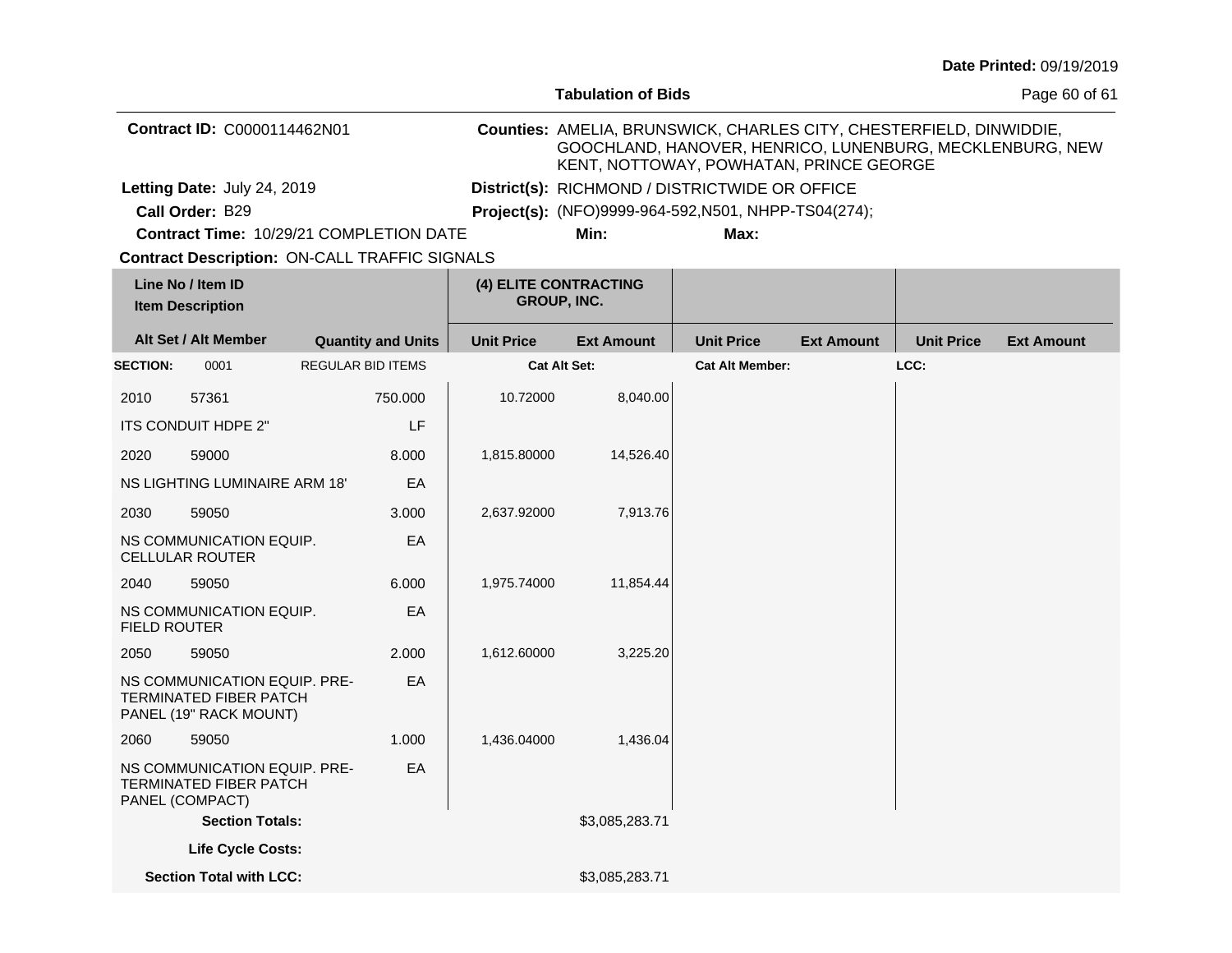**Date Printed:** 09/19/2019

**Tabulation of Bids**

**Contract ID:** C0000114462N01

**Counties:** AMELIA, BRUNSWICK, CHARLES CITY, CHESTERFIELD, DINWIDDIE, GOOCHLAND, HANOVER, HENRICO, LUNENBURG, MECKLENBURG, NEW KENT, NOTTOWAY, POWHATAN, PRINCE GEORGE

**Letting Date:** July 24, 2019

**District(s):** RICHMOND / DISTRICTWIDE OR OFFICE

**Call Order:** B29

**Project(s):** (NFO)9999-964-592,N501, NHPP-TS04(274);

**Contract Time:** 10/29/21 COMPLETION DATE

**Min:** **Max:**

**Contract Description:** ON-CALL TRAFFIC SIGNALS

| Line No / Item ID<br>Item Description | | | (4) ELITE CONTRACTING GROUP, INC. | | | | | |
|---|---|---|---|---|---|---|---|---|
| **Alt Set / Alt Member** | | **Quantity and Units** | **Unit Price** | **Ext Amount** | **Unit Price** | **Ext Amount** | **Unit Price** | **Ext Amount** |
| **SECTION:** | 0001 | REGULAR BID ITEMS | **Cat Alt Set:** | | **Cat Alt Member:** | | **LCC:** | |
| 2010 | 57361 | 750.000 | 10.72000 | 8,040.00 | | | | |
| ITS CONDUIT HDPE 2" | | LF | | | | | | |
| 2020 | 59000 | 8.000 | 1,815.80000 | 14,526.40 | | | | |
| NS LIGHTING LUMINAIRE ARM 18' | | EA | | | | | | |
| 2030 | 59050 | 3.000 | 2,637.92000 | 7,913.76 | | | | |
| NS COMMUNICATION EQUIP. CELLULAR ROUTER | | EA | | | | | | |
| 2040 | 59050 | 6.000 | 1,975.74000 | 11,854.44 | | | | |
| NS COMMUNICATION EQUIP. FIELD ROUTER | | EA | | | | | | |
| 2050 | 59050 | 2.000 | 1,612.60000 | 3,225.20 | | | | |
| NS COMMUNICATION EQUIP. PRE-TERMINATED FIBER PATCH PANEL (19" RACK MOUNT) | | EA | | | | | | |
| 2060 | 59050 | 1.000 | 1,436.04000 | 1,436.04 | | | | |
| NS COMMUNICATION EQUIP. PRE-TERMINATED FIBER PATCH PANEL (COMPACT) | | EA | | | | | | |
| **Section Totals:** | | | | $3,085,283.71 | | | | |
| **Life Cycle Costs:** | | | | | | | | |
| **Section Total with LCC:** | | | | $3,085,283.71 | | | | |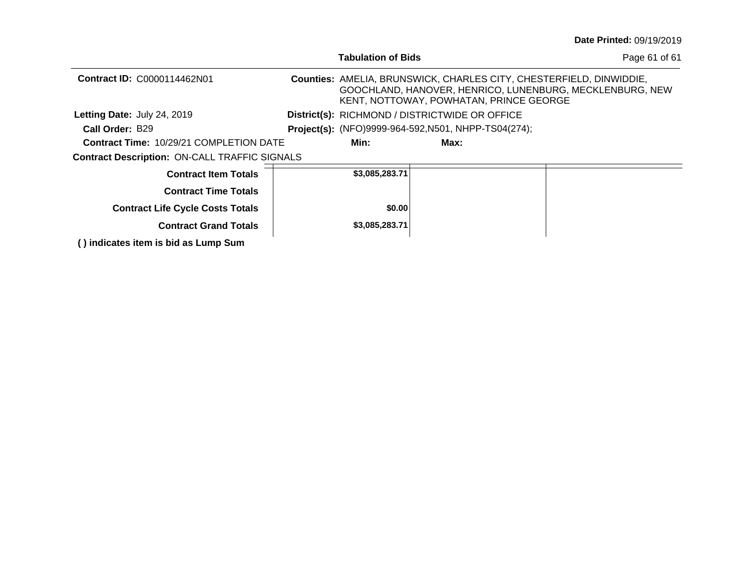**Date Printed:** 09/19/2019

**Tabulation of Bids**

**Contract ID:** C0000114462N01

**Counties:** AMELIA, BRUNSWICK, CHARLES CITY, CHESTERFIELD, DINWIDDIE, GOOCHLAND, HANOVER, HENRICO, LUNENBURG, MECKLENBURG, NEW KENT, NOTTOWAY, POWHATAN, PRINCE GEORGE

**Letting Date:** July 24, 2019

**District(s):** RICHMOND / DISTRICTWIDE OR OFFICE

**Call Order:** B29

**Project(s):** (NFO)9999-964-592,N501, NHPP-TS04(274);

**Contract Time:** 10/29/21 COMPLETION DATE

**Min:** **Max:**

**Contract Description:** ON-CALL TRAFFIC SIGNALS

| | | | |
|---|---|---|---|
| **Contract Item Totals** | **$3,085,283.71** | | |
| **Contract Time Totals** | | | |
| **Contract Life Cycle Costs Totals** | **$0.00** | | |
| **Contract Grand Totals** | **$3,085,283.71** | | |

**( ) indicates item is bid as Lump Sum**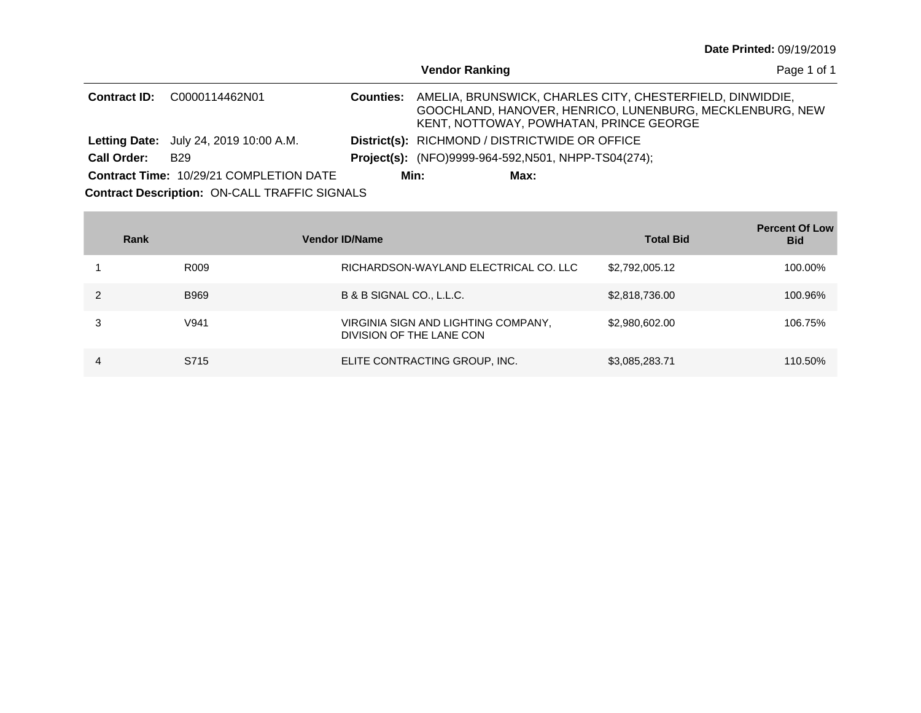**Date Printed:** 09/19/2019

**Vendor Ranking**

**Contract ID:** C0000114462N01

**Counties:** AMELIA, BRUNSWICK, CHARLES CITY, CHESTERFIELD, DINWIDDIE, GOOCHLAND, HANOVER, HENRICO, LUNENBURG, MECKLENBURG, NEW KENT, NOTTOWAY, POWHATAN, PRINCE GEORGE

**Letting Date:** July 24, 2019 10:00 A.M.

**District(s):** RICHMOND / DISTRICTWIDE OR OFFICE

**Call Order:** B29

**Project(s):** (NFO)9999-964-592,N501, NHPP-TS04(274);

**Contract Time:** 10/29/21 COMPLETION DATE

**Min:** **Max:**

**Contract Description:** ON-CALL TRAFFIC SIGNALS

| Rank | Vendor ID/Name | | Total Bid | Percent Of Low Bid |
|---|---|---|---|---|
| 1 | R009 | RICHARDSON-WAYLAND ELECTRICAL CO. LLC | $2,792,005.12 | 100.00% |
| 2 | B969 | B & B SIGNAL CO., L.L.C. | $2,818,736.00 | 100.96% |
| 3 | V941 | VIRGINIA SIGN AND LIGHTING COMPANY, DIVISION OF THE LANE CON | $2,980,602.00 | 106.75% |
| 4 | S715 | ELITE CONTRACTING GROUP, INC. | $3,085,283.71 | 110.50% |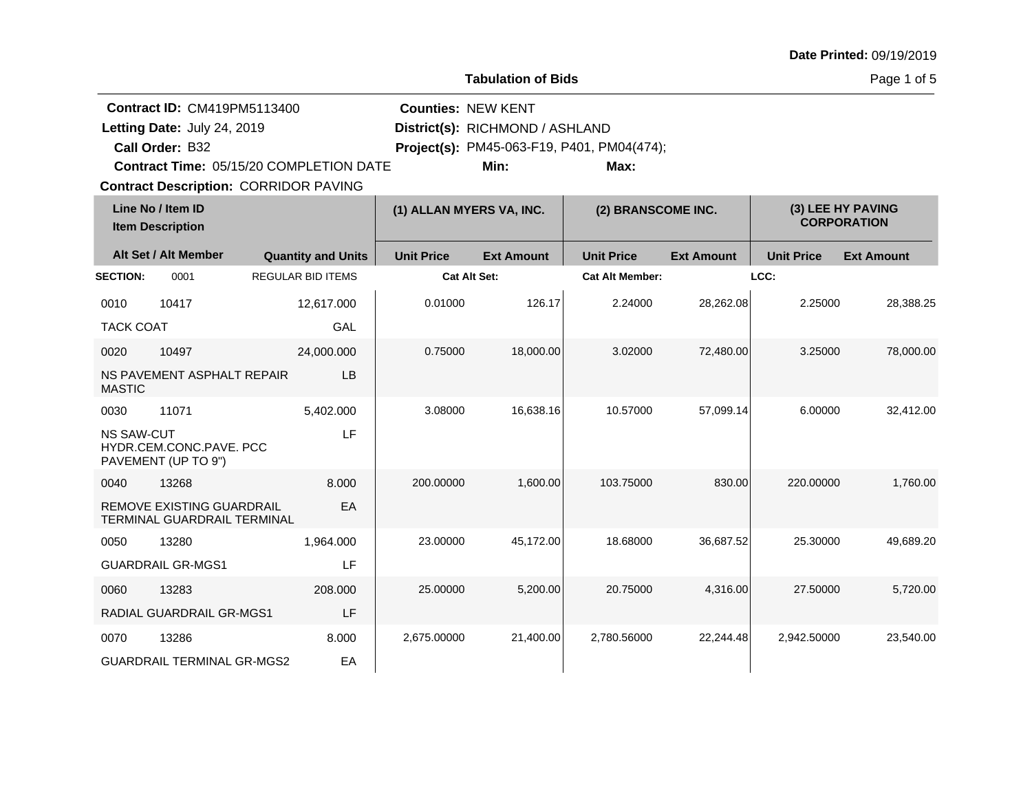Date Printed: 09/19/2019

## Tabulation of Bids

**Contract ID:** CM419PM5113400
**Letting Date:** July 24, 2019
**Call Order:** B32
**Contract Time:** 05/15/20 COMPLETION DATE
**Contract Description:** CORRIDOR PAVING

**Counties:** NEW KENT
**District(s):** RICHMOND / ASHLAND
**Project(s):** PM45-063-F19, P401, PM04(474);
**Min:**
**Max:**

| Line No / Item ID / Item Description | Alt Set / Alt Member | Quantity and Units | (1) ALLAN MYERS VA, INC. Unit Price | (1) ALLAN MYERS VA, INC. Ext Amount | (2) BRANSCOME INC. Unit Price | (2) BRANSCOME INC. Ext Amount | (3) LEE HY PAVING CORPORATION Unit Price | (3) LEE HY PAVING CORPORATION Ext Amount |
|---|---|---|---|---|---|---|---|---|
| **SECTION:** 0001 | | REGULAR BID ITEMS | Cat Alt Set: | | Cat Alt Member: | | LCC: | |
| 0010 10417 TACK COAT | | 12,617.000 GAL | 0.01000 | 126.17 | 2.24000 | 28,262.08 | 2.25000 | 28,388.25 |
| 0020 10497 NS PAVEMENT ASPHALT REPAIR MASTIC | | 24,000.000 LB | 0.75000 | 18,000.00 | 3.02000 | 72,480.00 | 3.25000 | 78,000.00 |
| 0030 11071 NS SAW-CUT HYDR.CEM.CONC.PAVE. PCC PAVEMENT (UP TO 9") | | 5,402.000 LF | 3.08000 | 16,638.16 | 10.57000 | 57,099.14 | 6.00000 | 32,412.00 |
| 0040 13268 REMOVE EXISTING GUARDRAIL TERMINAL GUARDRAIL TERMINAL | | 8.000 EA | 200.00000 | 1,600.00 | 103.75000 | 830.00 | 220.00000 | 1,760.00 |
| 0050 13280 GUARDRAIL GR-MGS1 | | 1,964.000 LF | 23.00000 | 45,172.00 | 18.68000 | 36,687.52 | 25.30000 | 49,689.20 |
| 0060 13283 RADIAL GUARDRAIL GR-MGS1 | | 208.000 LF | 25.00000 | 5,200.00 | 20.75000 | 4,316.00 | 27.50000 | 5,720.00 |
| 0070 13286 GUARDRAIL TERMINAL GR-MGS2 | | 8.000 EA | 2,675.00000 | 21,400.00 | 2,780.56000 | 22,244.48 | 2,942.50000 | 23,540.00 |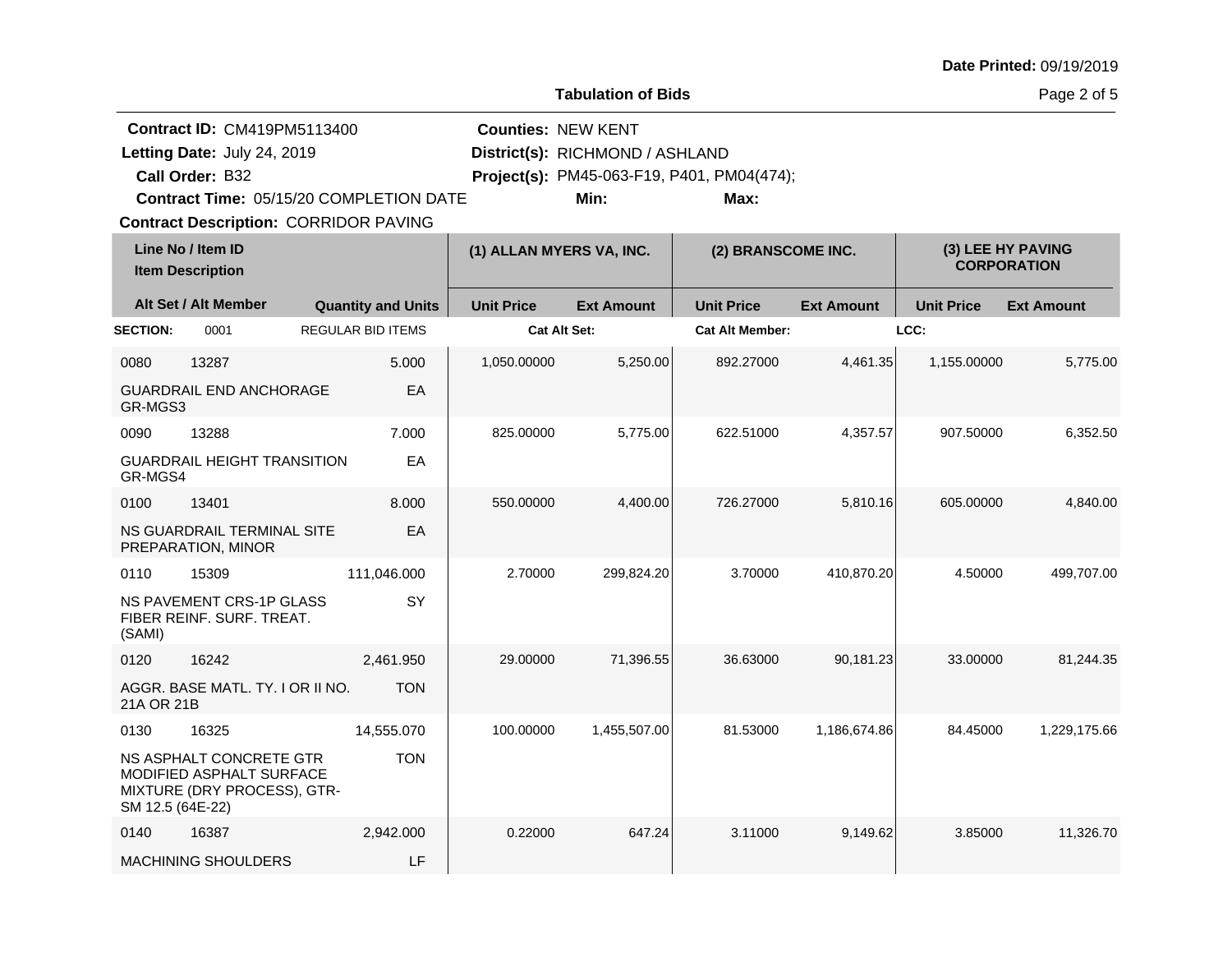Date Printed: 09/19/2019

## Tabulation of Bids

**Contract ID:** CM419PM5113400
**Letting Date:** July 24, 2019
**Call Order:** B32
**Contract Time:** 05/15/20 COMPLETION DATE
**Contract Description:** CORRIDOR PAVING

**Counties:** NEW KENT
**District(s):** RICHMOND / ASHLAND
**Project(s):** PM45-063-F19, P401, PM04(474);
**Min:**
**Max:**

| Line No / Item ID | Item Description | Quantity and Units | (1) ALLAN MYERS VA, INC. Unit Price | Ext Amount | (2) BRANSCOME INC. Unit Price | Ext Amount | (3) LEE HY PAVING CORPORATION Unit Price | Ext Amount |
|---|---|---|---|---|---|---|---|---|
| **SECTION:** 0001 | REGULAR BID ITEMS | | Cat Alt Set: | | Cat Alt Member: | | LCC: | |
| 0080 13287 | GUARDRAIL END ANCHORAGE GR-MGS3 | 5.000 EA | 1,050.00000 | 5,250.00 | 892.27000 | 4,461.35 | 1,155.00000 | 5,775.00 |
| 0090 13288 | GUARDRAIL HEIGHT TRANSITION GR-MGS4 | 7.000 EA | 825.00000 | 5,775.00 | 622.51000 | 4,357.57 | 907.50000 | 6,352.50 |
| 0100 13401 | NS GUARDRAIL TERMINAL SITE PREPARATION, MINOR | 8.000 EA | 550.00000 | 4,400.00 | 726.27000 | 5,810.16 | 605.00000 | 4,840.00 |
| 0110 15309 | NS PAVEMENT CRS-1P GLASS FIBER REINF. SURF. TREAT. (SAMI) | 111,046.000 SY | 2.70000 | 299,824.20 | 3.70000 | 410,870.20 | 4.50000 | 499,707.00 |
| 0120 16242 | AGGR. BASE MATL. TY. I OR II NO. 21A OR 21B | 2,461.950 TON | 29.00000 | 71,396.55 | 36.63000 | 90,181.23 | 33.00000 | 81,244.35 |
| 0130 16325 | NS ASPHALT CONCRETE GTR MODIFIED ASPHALT SURFACE MIXTURE (DRY PROCESS), GTR-SM 12.5 (64E-22) | 14,555.070 TON | 100.00000 | 1,455,507.00 | 81.53000 | 1,186,674.86 | 84.45000 | 1,229,175.66 |
| 0140 16387 | MACHINING SHOULDERS | 2,942.000 LF | 0.22000 | 647.24 | 3.11000 | 9,149.62 | 3.85000 | 11,326.70 |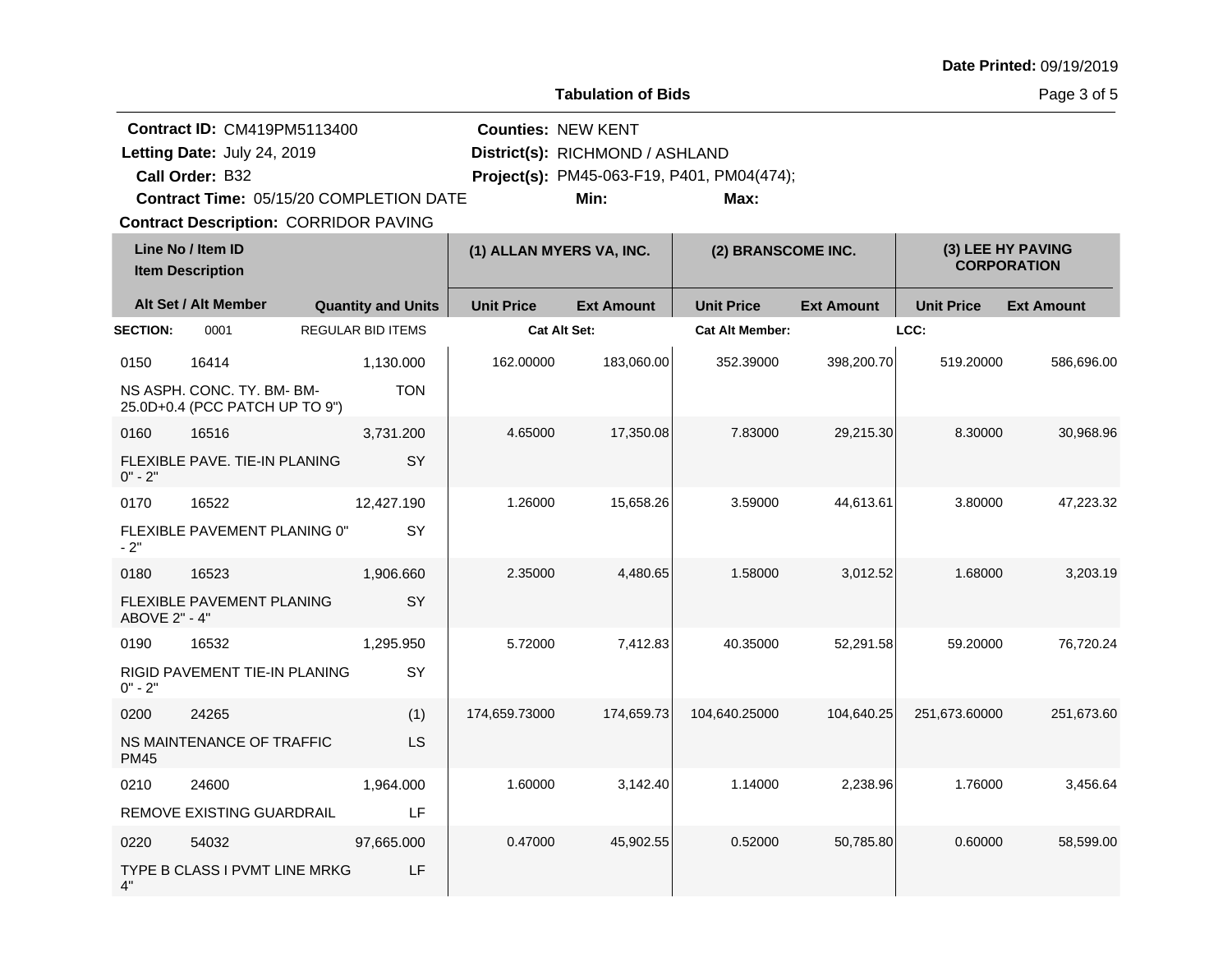Date Printed: 09/19/2019

**Tabulation of Bids**

**Contract ID:** CM419PM5113400
**Letting Date:** July 24, 2019
**Call Order:** B32
**Contract Time:** 05/15/20 COMPLETION DATE
**Contract Description:** CORRIDOR PAVING

**Counties:** NEW KENT
**District(s):** RICHMOND / ASHLAND
**Project(s):** PM45-063-F19, P401, PM04(474);
**Min:**
**Max:**

| Line No / Item ID | Item Description / Alt Set / Alt Member | Quantity and Units | (1) ALLAN MYERS VA, INC. Unit Price | (1) ALLAN MYERS VA, INC. Ext Amount | (2) BRANSCOME INC. Unit Price | (2) BRANSCOME INC. Ext Amount | (3) LEE HY PAVING CORPORATION Unit Price | (3) LEE HY PAVING CORPORATION Ext Amount |
|---|---|---|---|---|---|---|---|---|
| **SECTION:** 0001 | REGULAR BID ITEMS | | **Cat Alt Set:** | | **Cat Alt Member:** | | **LCC:** | |
| 0150 16414 | NS ASPH. CONC. TY. BM- BM-25.0D+0.4 (PCC PATCH UP TO 9") | 1,130.000 TON | 162.00000 | 183,060.00 | 352.39000 | 398,200.70 | 519.20000 | 586,696.00 |
| 0160 16516 | FLEXIBLE PAVE. TIE-IN PLANING 0" - 2" | 3,731.200 SY | 4.65000 | 17,350.08 | 7.83000 | 29,215.30 | 8.30000 | 30,968.96 |
| 0170 16522 | FLEXIBLE PAVEMENT PLANING 0" - 2" | 12,427.190 SY | 1.26000 | 15,658.26 | 3.59000 | 44,613.61 | 3.80000 | 47,223.32 |
| 0180 16523 | FLEXIBLE PAVEMENT PLANING ABOVE 2" - 4" | 1,906.660 SY | 2.35000 | 4,480.65 | 1.58000 | 3,012.52 | 1.68000 | 3,203.19 |
| 0190 16532 | RIGID PAVEMENT TIE-IN PLANING 0" - 2" | 1,295.950 SY | 5.72000 | 7,412.83 | 40.35000 | 52,291.58 | 59.20000 | 76,720.24 |
| 0200 24265 | NS MAINTENANCE OF TRAFFIC PM45 | (1) LS | 174,659.73000 | 174,659.73 | 104,640.25000 | 104,640.25 | 251,673.60000 | 251,673.60 |
| 0210 24600 | REMOVE EXISTING GUARDRAIL | 1,964.000 LF | 1.60000 | 3,142.40 | 1.14000 | 2,238.96 | 1.76000 | 3,456.64 |
| 0220 54032 | TYPE B CLASS I PVMT LINE MRKG 4" | 97,665.000 LF | 0.47000 | 45,902.55 | 0.52000 | 50,785.80 | 0.60000 | 58,599.00 |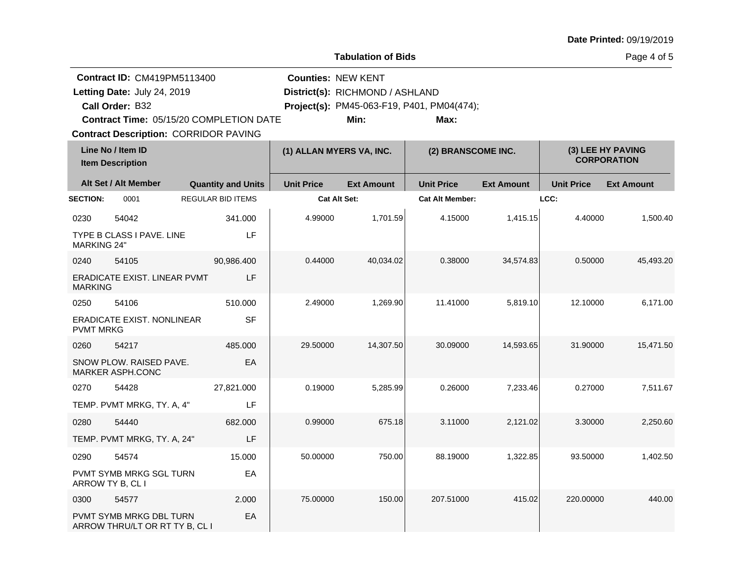**Date Printed:** 09/19/2019

**Tabulation of Bids**

**Contract ID:** CM419PM5113400
**Letting Date:** July 24, 2019
**Call Order:** B32
**Contract Time:** 05/15/20 COMPLETION DATE
**Contract Description:** CORRIDOR PAVING

**Counties:** NEW KENT
**District(s):** RICHMOND / ASHLAND
**Project(s):** PM45-063-F19, P401, PM04(474);
**Min:**
**Max:**

| Line No / Item ID / Item Description | Alt Set / Alt Member | Quantity and Units | (1) ALLAN MYERS VA, INC. Unit Price | (1) ALLAN MYERS VA, INC. Ext Amount | (2) BRANSCOME INC. Unit Price | (2) BRANSCOME INC. Ext Amount | (3) LEE HY PAVING CORPORATION Unit Price | (3) LEE HY PAVING CORPORATION Ext Amount |
|---|---|---|---|---|---|---|---|---|
| **SECTION:** 0001 | REGULAR BID ITEMS | | **Cat Alt Set:** | | **Cat Alt Member:** | | **LCC:** | |
| 0230 54042 TYPE B CLASS I PAVE. LINE MARKING 24" | | 341.000 LF | 4.99000 | 1,701.59 | 4.15000 | 1,415.15 | 4.40000 | 1,500.40 |
| 0240 54105 ERADICATE EXIST. LINEAR PVMT MARKING | | 90,986.400 LF | 0.44000 | 40,034.02 | 0.38000 | 34,574.83 | 0.50000 | 45,493.20 |
| 0250 54106 ERADICATE EXIST. NONLINEAR PVMT MRKG | | 510.000 SF | 2.49000 | 1,269.90 | 11.41000 | 5,819.10 | 12.10000 | 6,171.00 |
| 0260 54217 SNOW PLOW. RAISED PAVE. MARKER ASPH.CONC | | 485.000 EA | 29.50000 | 14,307.50 | 30.09000 | 14,593.65 | 31.90000 | 15,471.50 |
| 0270 54428 TEMP. PVMT MRKG, TY. A, 4" | | 27,821.000 LF | 0.19000 | 5,285.99 | 0.26000 | 7,233.46 | 0.27000 | 7,511.67 |
| 0280 54440 TEMP. PVMT MRKG, TY. A, 24" | | 682.000 LF | 0.99000 | 675.18 | 3.11000 | 2,121.02 | 3.30000 | 2,250.60 |
| 0290 54574 PVMT SYMB MRKG SGL TURN ARROW TY B, CL I | | 15.000 EA | 50.00000 | 750.00 | 88.19000 | 1,322.85 | 93.50000 | 1,402.50 |
| 0300 54577 PVMT SYMB MRKG DBL TURN ARROW THRU/LT OR RT TY B, CL I | | 2.000 EA | 75.00000 | 150.00 | 207.51000 | 415.02 | 220.00000 | 440.00 |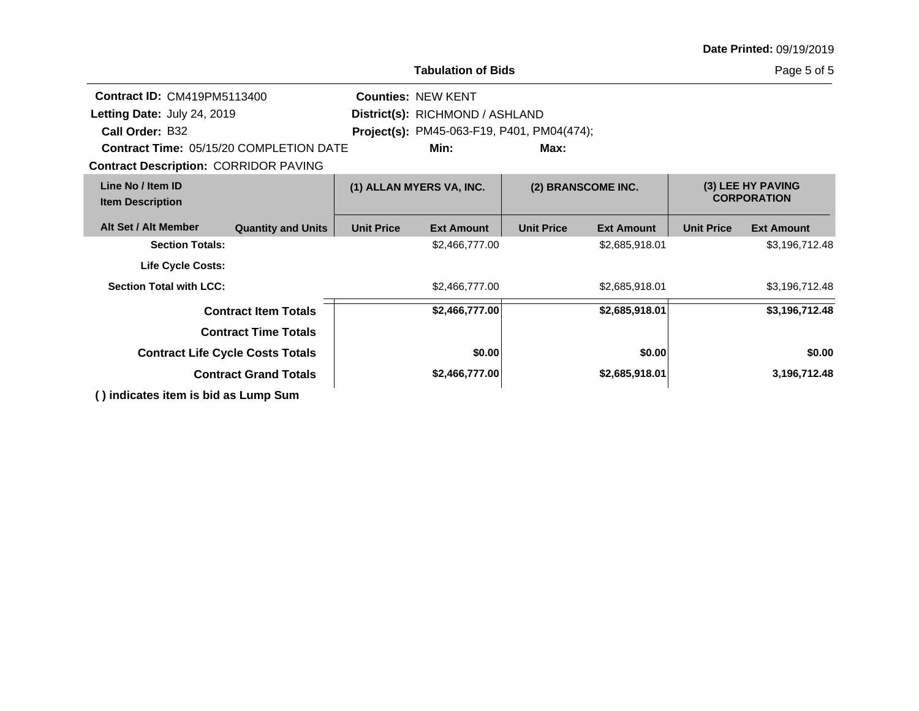**Date Printed:** 09/19/2019

**Tabulation of Bids**

**Contract ID:** CM419PM5113400
**Letting Date:** July 24, 2019
**Call Order:** B32
**Contract Time:** 05/15/20 COMPLETION DATE
**Contract Description:** CORRIDOR PAVING

**Counties:** NEW KENT
**District(s):** RICHMOND / ASHLAND
**Project(s):** PM45-063-F19, P401, PM04(474);
**Min:** **Max:**

| Line No / Item ID<br>Item Description | | (1) ALLAN MYERS VA, INC. | | (2) BRANSCOME INC. | | (3) LEE HY PAVING CORPORATION | |
|---|---|---|---|---|---|---|---|
| **Alt Set / Alt Member** | **Quantity and Units** | **Unit Price** | **Ext Amount** | **Unit Price** | **Ext Amount** | **Unit Price** | **Ext Amount** |
| **Section Totals:** | | | $2,466,777.00 | | $2,685,918.01 | | $3,196,712.48 |
| **Life Cycle Costs:** | | | | | | | |
| **Section Total with LCC:** | | | $2,466,777.00 | | $2,685,918.01 | | $3,196,712.48 |
| **Contract Item Totals** | | | **$2,466,777.00** | | **$2,685,918.01** | | **$3,196,712.48** |
| **Contract Time Totals** | | | | | | | |
| **Contract Life Cycle Costs Totals** | | | **$0.00** | | **$0.00** | | **$0.00** |
| **Contract Grand Totals** | | | **$2,466,777.00** | | **$2,685,918.01** | | **3,196,712.48** |

**( ) indicates item is bid as Lump Sum**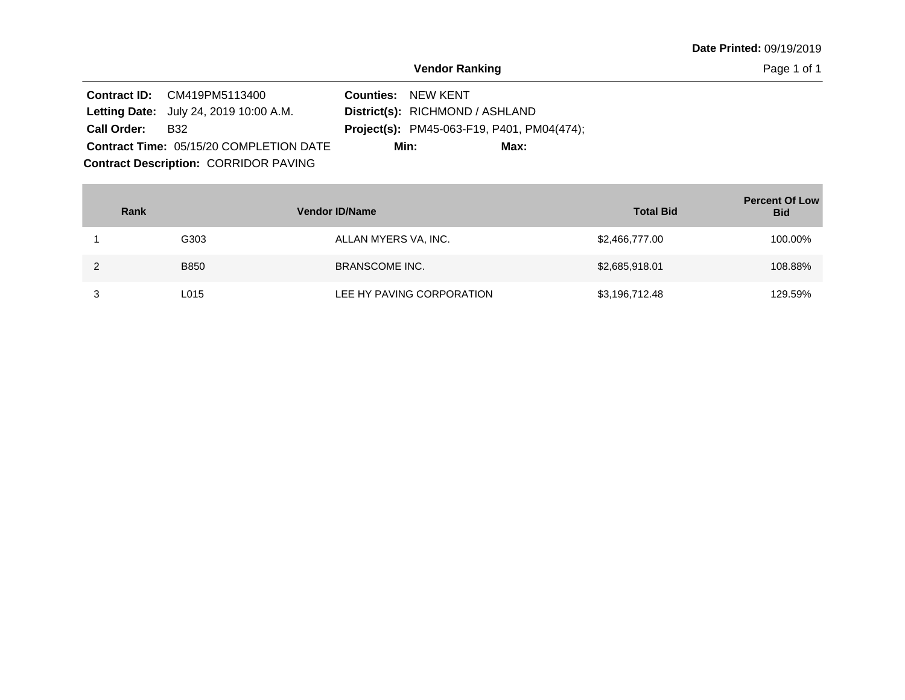**Date Printed:** 09/19/2019

## Vendor Ranking

**Contract ID:** CM419PM5113400
**Letting Date:** July 24, 2019 10:00 A.M.
**Call Order:** B32
**Contract Time:** 05/15/20 COMPLETION DATE
**Contract Description:** CORRIDOR PAVING

**Counties:** NEW KENT
**District(s):** RICHMOND / ASHLAND
**Project(s):** PM45-063-F19, P401, PM04(474);
**Min:** **Max:**

| Rank | Vendor ID/Name | | Total Bid | Percent Of Low Bid |
|---|---|---|---|---|
| 1 | G303 | ALLAN MYERS VA, INC. | $2,466,777.00 | 100.00% |
| 2 | B850 | BRANSCOME INC. | $2,685,918.01 | 108.88% |
| 3 | L015 | LEE HY PAVING CORPORATION | $3,196,712.48 | 129.59% |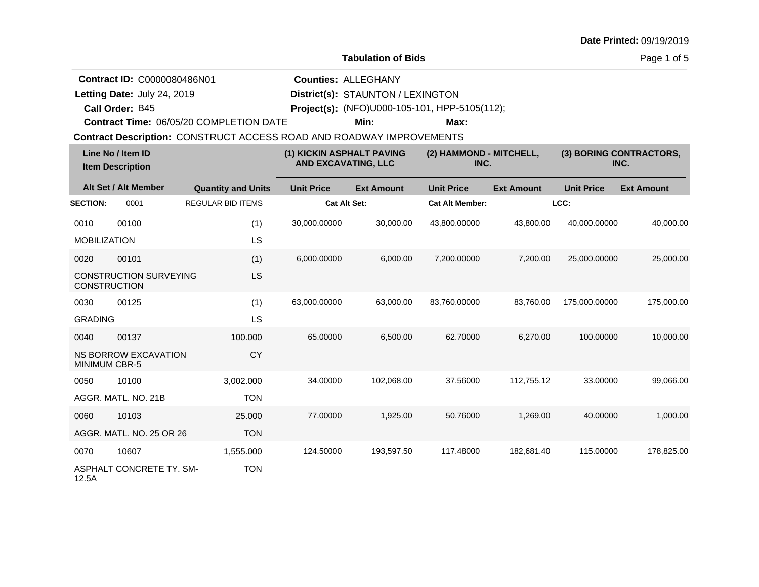**Date Printed:** 09/19/2019

**Tabulation of Bids**

**Contract ID:** C0000080486N01
**Letting Date:** July 24, 2019
**Call Order:** B45
**Contract Time:** 06/05/20 COMPLETION DATE

**Counties:** ALLEGHANY
**District(s):** STAUNTON / LEXINGTON
**Project(s):** (NFO)U000-105-101, HPP-5105(112);
**Min:**
**Max:**

**Contract Description:** CONSTRUCT ACCESS ROAD AND ROADWAY IMPROVEMENTS

| Line No / Item ID / Item Description | Alt Set / Alt Member | Quantity and Units | (1) KICKIN ASPHALT PAVING AND EXCAVATING, LLC | | (2) HAMMOND - MITCHELL, INC. | | (3) BORING CONTRACTORS, INC. | |
|---|---|---|---|---|---|---|---|---|
| | | | Unit Price | Ext Amount | Unit Price | Ext Amount | Unit Price | Ext Amount |
| **SECTION:** 0001 | | REGULAR BID ITEMS | **Cat Alt Set:** | | **Cat Alt Member:** | | **LCC:** | |
| 0010 00100 MOBILIZATION | | (1) LS | 30,000.00000 | 30,000.00 | 43,800.00000 | 43,800.00 | 40,000.00000 | 40,000.00 |
| 0020 00101 CONSTRUCTION SURVEYING CONSTRUCTION | | (1) LS | 6,000.00000 | 6,000.00 | 7,200.00000 | 7,200.00 | 25,000.00000 | 25,000.00 |
| 0030 00125 GRADING | | (1) LS | 63,000.00000 | 63,000.00 | 83,760.00000 | 83,760.00 | 175,000.00000 | 175,000.00 |
| 0040 00137 NS BORROW EXCAVATION MINIMUM CBR-5 | | 100.000 CY | 65.00000 | 6,500.00 | 62.70000 | 6,270.00 | 100.00000 | 10,000.00 |
| 0050 10100 AGGR. MATL. NO. 21B | | 3,002.000 TON | 34.00000 | 102,068.00 | 37.56000 | 112,755.12 | 33.00000 | 99,066.00 |
| 0060 10103 AGGR. MATL. NO. 25 OR 26 | | 25.000 TON | 77.00000 | 1,925.00 | 50.76000 | 1,269.00 | 40.00000 | 1,000.00 |
| 0070 10607 ASPHALT CONCRETE TY. SM-12.5A | | 1,555.000 TON | 124.50000 | 193,597.50 | 117.48000 | 182,681.40 | 115.00000 | 178,825.00 |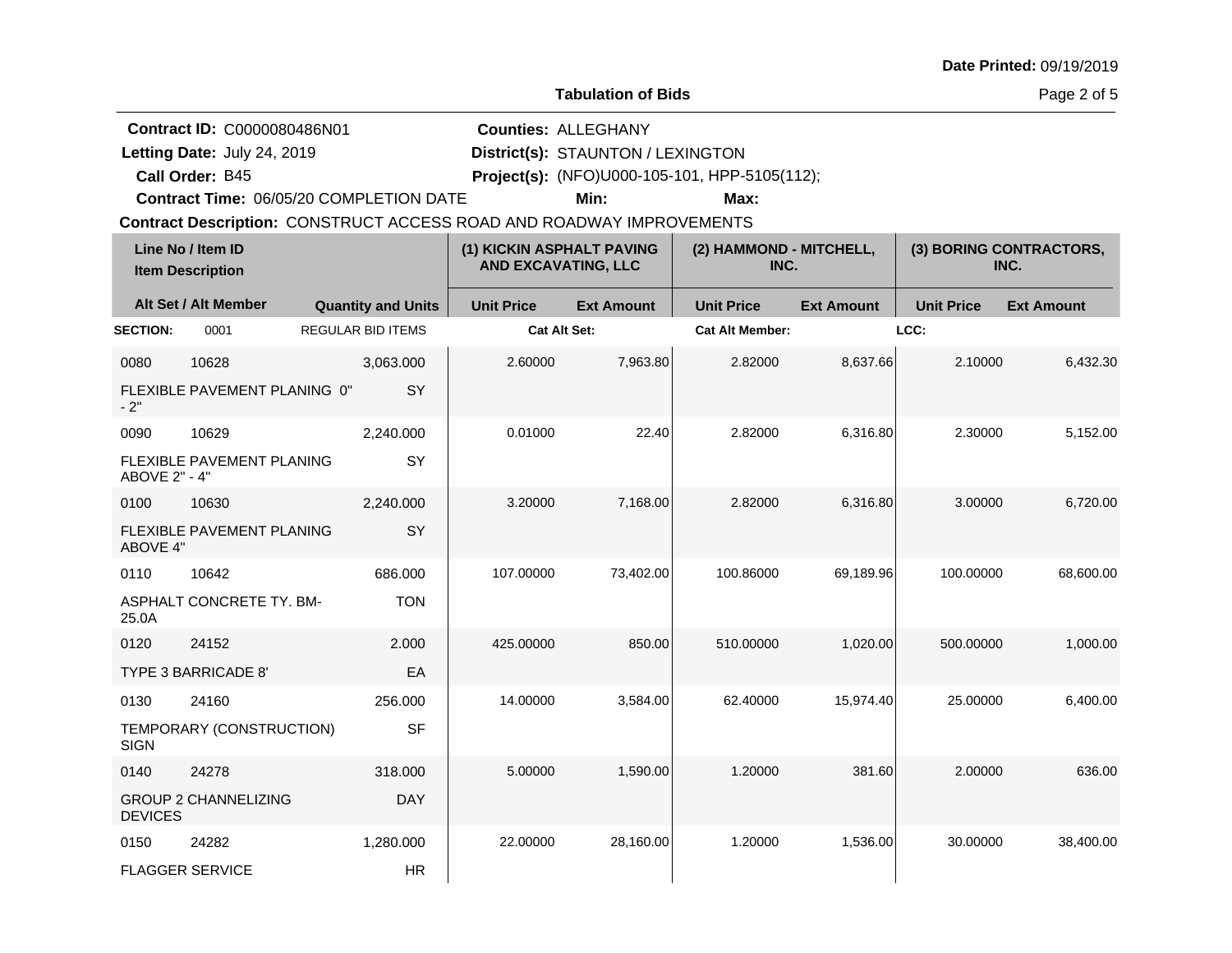**Date Printed:** 09/19/2019

**Tabulation of Bids**

**Contract ID:** C0000080486N01
**Letting Date:** July 24, 2019
**Call Order:** B45
**Contract Time:** 06/05/20 COMPLETION DATE

**Counties:** ALLEGHANY
**District(s):** STAUNTON / LEXINGTON
**Project(s):** (NFO)U000-105-101, HPP-5105(112);
**Min:**
**Max:**

**Contract Description:** CONSTRUCT ACCESS ROAD AND ROADWAY IMPROVEMENTS

| Line No / Item ID | Item Description | Quantity and Units | (1) KICKIN ASPHALT PAVING AND EXCAVATING, LLC Unit Price | (1) Ext Amount | (2) HAMMOND - MITCHELL, INC. Unit Price | (2) Ext Amount | (3) BORING CONTRACTORS, INC. Unit Price | (3) Ext Amount |
|---|---|---|---|---|---|---|---|---|
| **SECTION:** 0001 | REGULAR BID ITEMS | | **Cat Alt Set:** | | **Cat Alt Member:** | | **LCC:** | |
| 0080 10628 | FLEXIBLE PAVEMENT PLANING 0" - 2" | 3,063.000 SY | 2.60000 | 7,963.80 | 2.82000 | 8,637.66 | 2.10000 | 6,432.30 |
| 0090 10629 | FLEXIBLE PAVEMENT PLANING ABOVE 2" - 4" | 2,240.000 SY | 0.01000 | 22.40 | 2.82000 | 6,316.80 | 2.30000 | 5,152.00 |
| 0100 10630 | FLEXIBLE PAVEMENT PLANING ABOVE 4" | 2,240.000 SY | 3.20000 | 7,168.00 | 2.82000 | 6,316.80 | 3.00000 | 6,720.00 |
| 0110 10642 | ASPHALT CONCRETE TY. BM-25.0A | 686.000 TON | 107.00000 | 73,402.00 | 100.86000 | 69,189.96 | 100.00000 | 68,600.00 |
| 0120 24152 | TYPE 3 BARRICADE 8' | 2.000 EA | 425.00000 | 850.00 | 510.00000 | 1,020.00 | 500.00000 | 1,000.00 |
| 0130 24160 | TEMPORARY (CONSTRUCTION) SIGN | 256.000 SF | 14.00000 | 3,584.00 | 62.40000 | 15,974.40 | 25.00000 | 6,400.00 |
| 0140 24278 | GROUP 2 CHANNELIZING DEVICES | 318.000 DAY | 5.00000 | 1,590.00 | 1.20000 | 381.60 | 2.00000 | 636.00 |
| 0150 24282 | FLAGGER SERVICE | 1,280.000 HR | 22.00000 | 28,160.00 | 1.20000 | 1,536.00 | 30.00000 | 38,400.00 |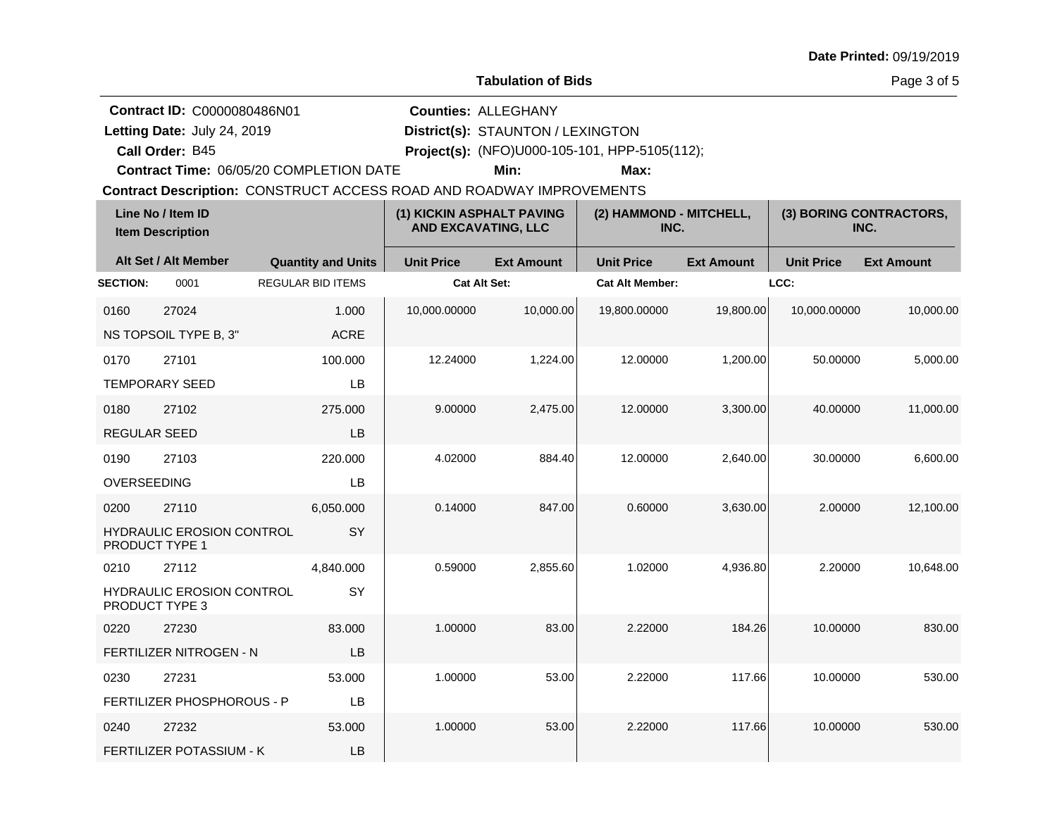**Tabulation of Bids**

**Date Printed:** 09/19/2019

**Contract ID:** C0000080486N01
**Letting Date:** July 24, 2019
**Call Order:** B45
**Contract Time:** 06/05/20 COMPLETION DATE

**Counties:** ALLEGHANY
**District(s):** STAUNTON / LEXINGTON
**Project(s):** (NFO)U000-105-101, HPP-5105(112);
**Min:** **Max:**

**Contract Description:** CONSTRUCT ACCESS ROAD AND ROADWAY IMPROVEMENTS

| Line No / Item ID | Item Description | Quantity and Units | (1) KICKIN ASPHALT PAVING AND EXCAVATING, LLC Unit Price | (1) Ext Amount | (2) HAMMOND - MITCHELL, INC. Unit Price | (2) Ext Amount | (3) BORING CONTRACTORS, INC. Unit Price | (3) Ext Amount |
|---|---|---|---|---|---|---|---|---|
| **SECTION:** 0001 | REGULAR BID ITEMS | | **Cat Alt Set:** | | **Cat Alt Member:** | | **LCC:** | |
| 0160 27024 | NS TOPSOIL TYPE B, 3" | 1.000 ACRE | 10,000.00000 | 10,000.00 | 19,800.00000 | 19,800.00 | 10,000.00000 | 10,000.00 |
| 0170 27101 | TEMPORARY SEED | 100.000 LB | 12.24000 | 1,224.00 | 12.00000 | 1,200.00 | 50.00000 | 5,000.00 |
| 0180 27102 | REGULAR SEED | 275.000 LB | 9.00000 | 2,475.00 | 12.00000 | 3,300.00 | 40.00000 | 11,000.00 |
| 0190 27103 | OVERSEEDING | 220.000 LB | 4.02000 | 884.40 | 12.00000 | 2,640.00 | 30.00000 | 6,600.00 |
| 0200 27110 | HYDRAULIC EROSION CONTROL PRODUCT TYPE 1 | 6,050.000 SY | 0.14000 | 847.00 | 0.60000 | 3,630.00 | 2.00000 | 12,100.00 |
| 0210 27112 | HYDRAULIC EROSION CONTROL PRODUCT TYPE 3 | 4,840.000 SY | 0.59000 | 2,855.60 | 1.02000 | 4,936.80 | 2.20000 | 10,648.00 |
| 0220 27230 | FERTILIZER NITROGEN - N | 83.000 LB | 1.00000 | 83.00 | 2.22000 | 184.26 | 10.00000 | 830.00 |
| 0230 27231 | FERTILIZER PHOSPHOROUS - P | 53.000 LB | 1.00000 | 53.00 | 2.22000 | 117.66 | 10.00000 | 530.00 |
| 0240 27232 | FERTILIZER POTASSIUM - K | 53.000 LB | 1.00000 | 53.00 | 2.22000 | 117.66 | 10.00000 | 530.00 |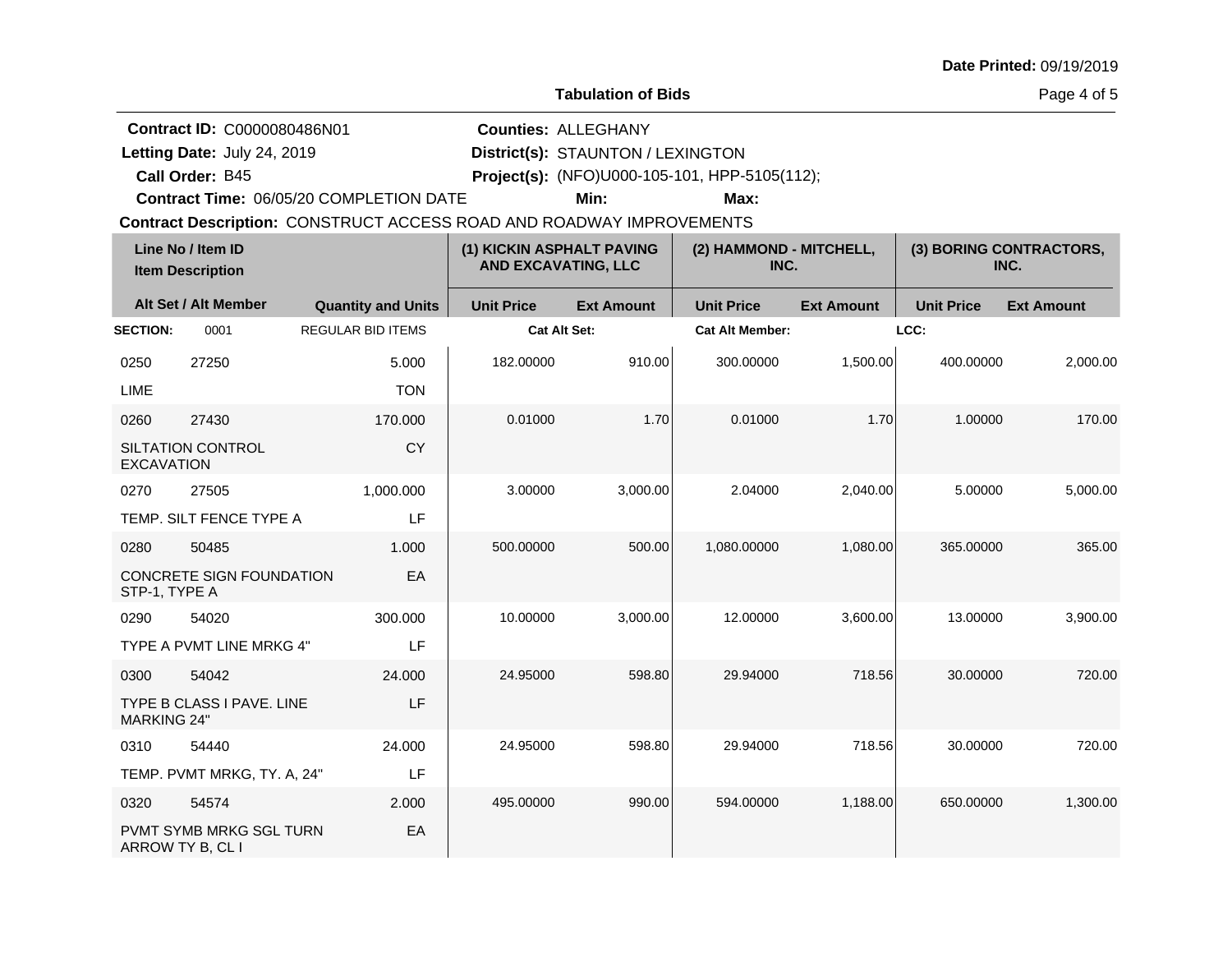Date Printed: 09/19/2019

**Tabulation of Bids**

**Contract ID:** C0000080486N01
**Letting Date:** July 24, 2019
**Call Order:** B45
**Contract Time:** 06/05/20 COMPLETION DATE

**Counties:** ALLEGHANY
**District(s):** STAUNTON / LEXINGTON
**Project(s):** (NFO)U000-105-101, HPP-5105(112);
**Min:**
**Max:**

**Contract Description:** CONSTRUCT ACCESS ROAD AND ROADWAY IMPROVEMENTS

| Line No / Item ID / Item Description | Alt Set / Alt Member | Quantity and Units | (1) KICKIN ASPHALT PAVING AND EXCAVATING, LLC Unit Price | (1) Ext Amount | (2) HAMMOND - MITCHELL, INC. Unit Price | (2) Ext Amount | (3) BORING CONTRACTORS, INC. Unit Price | (3) Ext Amount |
|---|---|---|---|---|---|---|---|---|
| **SECTION:** 0001 | | REGULAR BID ITEMS | **Cat Alt Set:** | | **Cat Alt Member:** | | **LCC:** | |
| 0250 27250 LIME | | 5.000 TON | 182.00000 | 910.00 | 300.00000 | 1,500.00 | 400.00000 | 2,000.00 |
| 0260 27430 SILTATION CONTROL EXCAVATION | | 170.000 CY | 0.01000 | 1.70 | 0.01000 | 1.70 | 1.00000 | 170.00 |
| 0270 27505 TEMP. SILT FENCE TYPE A | | 1,000.000 LF | 3.00000 | 3,000.00 | 2.04000 | 2,040.00 | 5.00000 | 5,000.00 |
| 0280 50485 CONCRETE SIGN FOUNDATION STP-1, TYPE A | | 1.000 EA | 500.00000 | 500.00 | 1,080.00000 | 1,080.00 | 365.00000 | 365.00 |
| 0290 54020 TYPE A PVMT LINE MRKG 4" | | 300.000 LF | 10.00000 | 3,000.00 | 12.00000 | 3,600.00 | 13.00000 | 3,900.00 |
| 0300 54042 TYPE B CLASS I PAVE. LINE MARKING 24" | | 24.000 LF | 24.95000 | 598.80 | 29.94000 | 718.56 | 30.00000 | 720.00 |
| 0310 54440 TEMP. PVMT MRKG, TY. A, 24" | | 24.000 LF | 24.95000 | 598.80 | 29.94000 | 718.56 | 30.00000 | 720.00 |
| 0320 54574 PVMT SYMB MRKG SGL TURN ARROW TY B, CL I | | 2.000 EA | 495.00000 | 990.00 | 594.00000 | 1,188.00 | 650.00000 | 1,300.00 |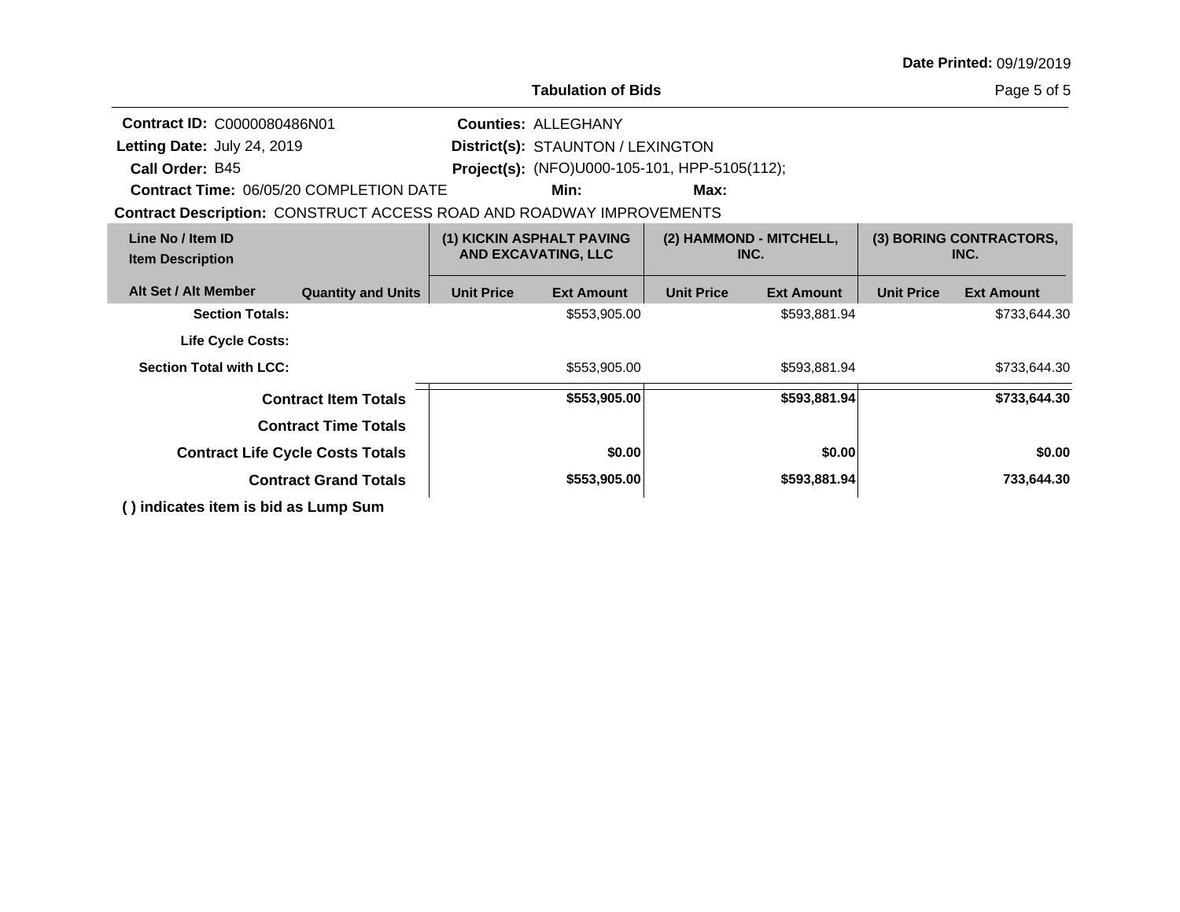**Date Printed:** 09/19/2019

## Tabulation of Bids

**Contract ID:** C0000080486N01
**Letting Date:** July 24, 2019
**Call Order:** B45
**Contract Time:** 06/05/20 COMPLETION DATE

**Counties:** ALLEGHANY
**District(s):** STAUNTON / LEXINGTON
**Project(s):** (NFO)U000-105-101, HPP-5105(112);
**Min:** **Max:**

**Contract Description:** CONSTRUCT ACCESS ROAD AND ROADWAY IMPROVEMENTS

| Line No / Item ID<br>Item Description | | (1) KICKIN ASPHALT PAVING AND EXCAVATING, LLC | | (2) HAMMOND - MITCHELL, INC. | | (3) BORING CONTRACTORS, INC. | |
|---|---|---|---|---|---|---|---|
| Alt Set / Alt Member | Quantity and Units | Unit Price | Ext Amount | Unit Price | Ext Amount | Unit Price | Ext Amount |
| **Section Totals:** | | | $553,905.00 | | $593,881.94 | | $733,644.30 |
| **Life Cycle Costs:** | | | | | | | |
| **Section Total with LCC:** | | | $553,905.00 | | $593,881.94 | | $733,644.30 |
| **Contract Item Totals** | | | **$553,905.00** | | **$593,881.94** | | **$733,644.30** |
| **Contract Time Totals** | | | | | | | |
| **Contract Life Cycle Costs Totals** | | | **$0.00** | | **$0.00** | | **$0.00** |
| **Contract Grand Totals** | | | **$553,905.00** | | **$593,881.94** | | **733,644.30** |

**( ) indicates item is bid as Lump Sum**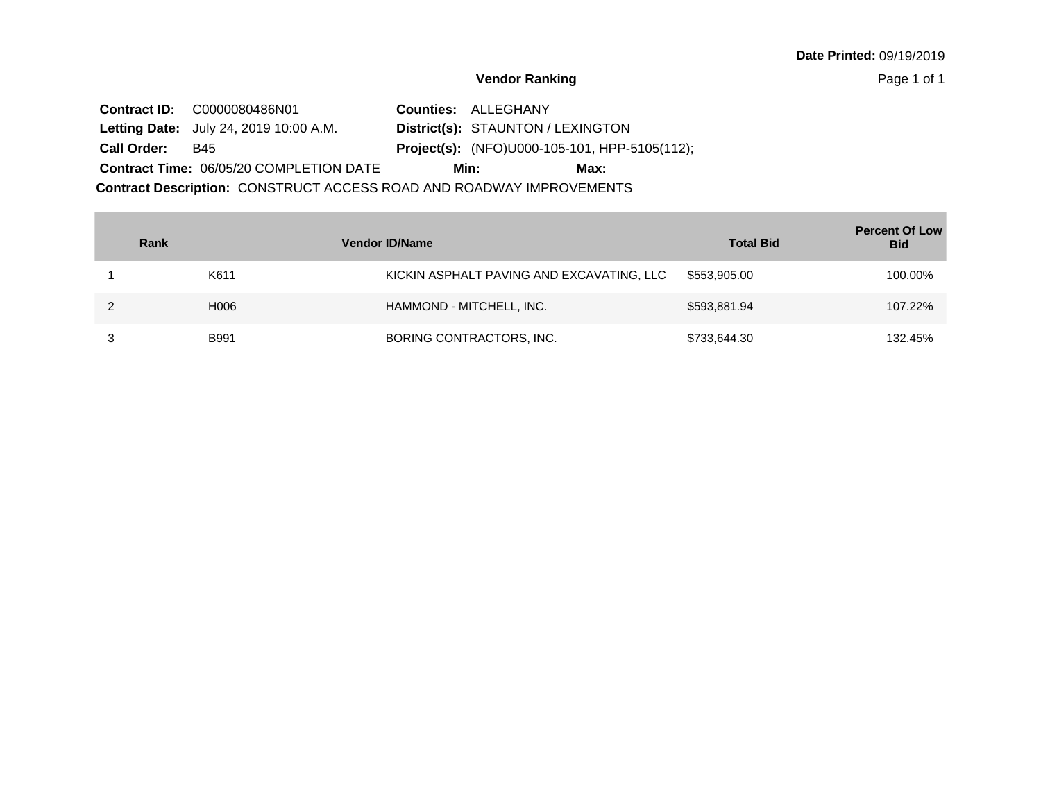Date Printed: 09/19/2019

# Vendor Ranking

**Contract ID:** C0000080486N01
**Letting Date:** July 24, 2019 10:00 A.M.
**Call Order:** B45
**Contract Time:** 06/05/20 COMPLETION DATE
**Counties:** ALLEGHANY
**District(s):** STAUNTON / LEXINGTON
**Project(s):** (NFO)U000-105-101, HPP-5105(112);
**Min:** **Max:**
**Contract Description:** CONSTRUCT ACCESS ROAD AND ROADWAY IMPROVEMENTS

| Rank | Vendor ID/Name | | Total Bid | Percent Of Low Bid |
|---|---|---|---|---|
| 1 | K611 | KICKIN ASPHALT PAVING AND EXCAVATING, LLC | $553,905.00 | 100.00% |
| 2 | H006 | HAMMOND - MITCHELL, INC. | $593,881.94 | 107.22% |
| 3 | B991 | BORING CONTRACTORS, INC. | $733,644.30 | 132.45% |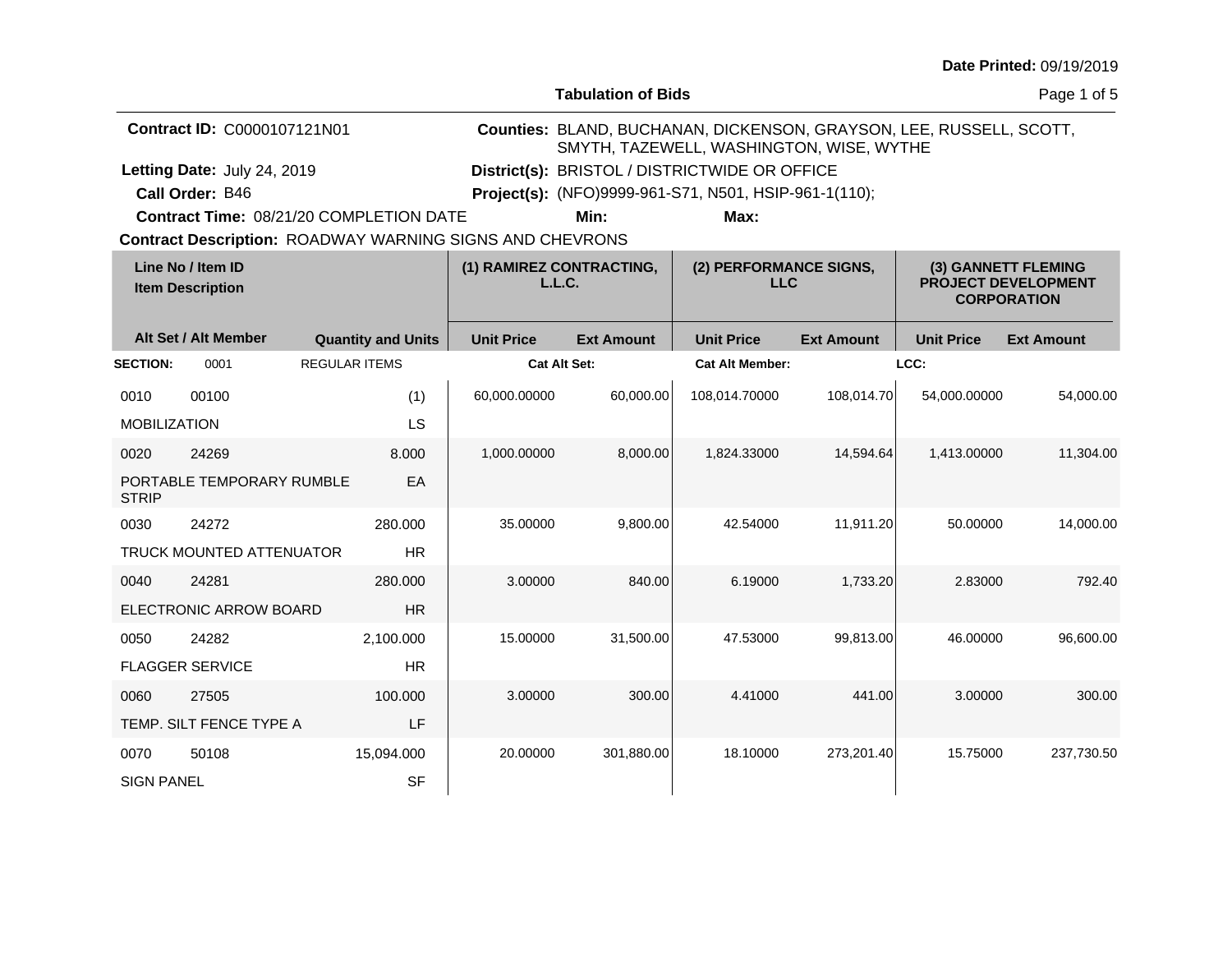Date Printed: 09/19/2019

## Tabulation of Bids

**Contract ID:** C0000107121N01

**Letting Date:** July 24, 2019

**Call Order:** B46

**Contract Time:** 08/21/20 COMPLETION DATE

**Counties:** BLAND, BUCHANAN, DICKENSON, GRAYSON, LEE, RUSSELL, SCOTT, SMYTH, TAZEWELL, WASHINGTON, WISE, WYTHE

**District(s):** BRISTOL / DISTRICTWIDE OR OFFICE

**Project(s):** (NFO)9999-961-S71, N501, HSIP-961-1(110);

**Min:** **Max:**

**Contract Description:** ROADWAY WARNING SIGNS AND CHEVRONS

| Line No / Item ID | Item Description | Quantity and Units | (1) RAMIREZ CONTRACTING, L.L.C. | | (2) PERFORMANCE SIGNS, LLC | | (3) GANNETT FLEMING PROJECT DEVELOPMENT CORPORATION | |
|---|---|---|---|---|---|---|---|---|
| Alt Set / Alt Member | | | Unit Price | Ext Amount | Unit Price | Ext Amount | Unit Price | Ext Amount |
| SECTION: 0001 | REGULAR ITEMS | | Cat Alt Set: | | Cat Alt Member: | | LCC: | |
| 0010 00100 | MOBILIZATION | (1) LS | 60,000.00000 | 60,000.00 | 108,014.70000 | 108,014.70 | 54,000.00000 | 54,000.00 |
| 0020 24269 | PORTABLE TEMPORARY RUMBLE STRIP | 8.000 EA | 1,000.00000 | 8,000.00 | 1,824.33000 | 14,594.64 | 1,413.00000 | 11,304.00 |
| 0030 24272 | TRUCK MOUNTED ATTENUATOR | 280.000 HR | 35.00000 | 9,800.00 | 42.54000 | 11,911.20 | 50.00000 | 14,000.00 |
| 0040 24281 | ELECTRONIC ARROW BOARD | 280.000 HR | 3.00000 | 840.00 | 6.19000 | 1,733.20 | 2.83000 | 792.40 |
| 0050 24282 | FLAGGER SERVICE | 2,100.000 HR | 15.00000 | 31,500.00 | 47.53000 | 99,813.00 | 46.00000 | 96,600.00 |
| 0060 27505 | TEMP. SILT FENCE TYPE A | 100.000 LF | 3.00000 | 300.00 | 4.41000 | 441.00 | 3.00000 | 300.00 |
| 0070 50108 | SIGN PANEL | 15,094.000 SF | 20.00000 | 301,880.00 | 18.10000 | 273,201.40 | 15.75000 | 237,730.50 |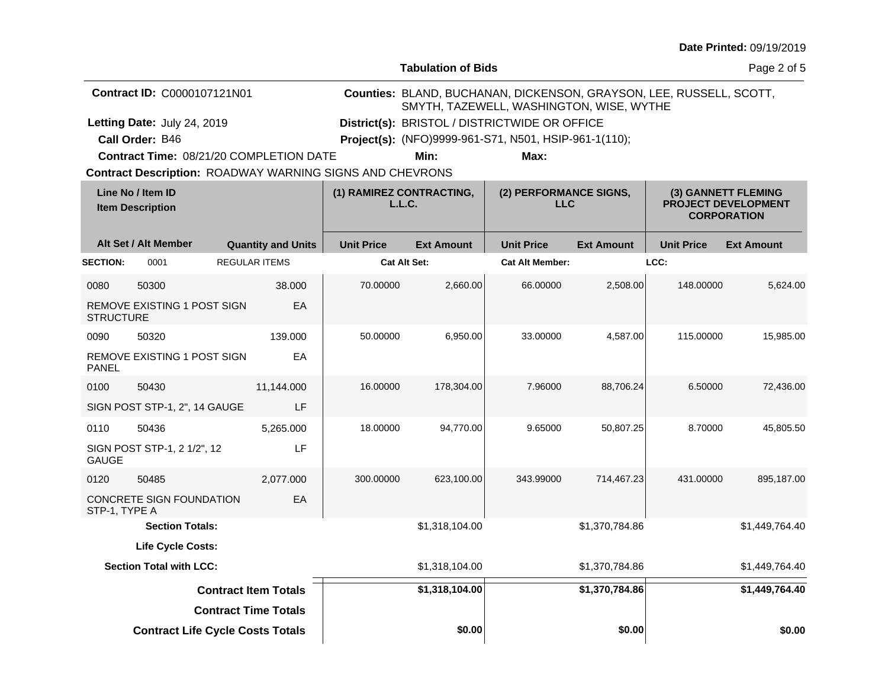Date Printed: 09/19/2019

**Tabulation of Bids**

**Contract ID:** C0000107121N01

**Counties:** BLAND, BUCHANAN, DICKENSON, GRAYSON, LEE, RUSSELL, SCOTT, SMYTH, TAZEWELL, WASHINGTON, WISE, WYTHE

**Letting Date:** July 24, 2019

**District(s):** BRISTOL / DISTRICTWIDE OR OFFICE

**Call Order:** B46

**Project(s):** (NFO)9999-961-S71, N501, HSIP-961-1(110);

**Contract Time:** 08/21/20 COMPLETION DATE

**Min:**

**Max:**

**Contract Description:** ROADWAY WARNING SIGNS AND CHEVRONS

| Line No / Item ID | Item Description | Quantity and Units | (1) RAMIREZ CONTRACTING, L.L.C. Unit Price | (1) Ext Amount | (2) PERFORMANCE SIGNS, LLC Unit Price | (2) Ext Amount | (3) GANNETT FLEMING PROJECT DEVELOPMENT CORPORATION Unit Price | (3) Ext Amount |
|---|---|---|---|---|---|---|---|---|
| **SECTION:** 0001 | REGULAR ITEMS | | **Cat Alt Set:** | | **Cat Alt Member:** | | **LCC:** | |
| 0080 50300 | REMOVE EXISTING 1 POST SIGN STRUCTURE | 38.000 EA | 70.00000 | 2,660.00 | 66.00000 | 2,508.00 | 148.00000 | 5,624.00 |
| 0090 50320 | REMOVE EXISTING 1 POST SIGN PANEL | 139.000 EA | 50.00000 | 6,950.00 | 33.00000 | 4,587.00 | 115.00000 | 15,985.00 |
| 0100 50430 | SIGN POST STP-1, 2", 14 GAUGE | 11,144.000 LF | 16.00000 | 178,304.00 | 7.96000 | 88,706.24 | 6.50000 | 72,436.00 |
| 0110 50436 | SIGN POST STP-1, 2 1/2", 12 GAUGE | 5,265.000 LF | 18.00000 | 94,770.00 | 9.65000 | 50,807.25 | 8.70000 | 45,805.50 |
| 0120 50485 | CONCRETE SIGN FOUNDATION STP-1, TYPE A | 2,077.000 EA | 300.00000 | 623,100.00 | 343.99000 | 714,467.23 | 431.00000 | 895,187.00 |
| **Section Totals:** | | | | $1,318,104.00 | | $1,370,784.86 | | $1,449,764.40 |
| **Life Cycle Costs:** | | | | | | | | |
| **Section Total with LCC:** | | | | $1,318,104.00 | | $1,370,784.86 | | $1,449,764.40 |
| **Contract Item Totals** | | | | **$1,318,104.00** | | **$1,370,784.86** | | **$1,449,764.40** |
| **Contract Time Totals** | | | | | | | | |
| **Contract Life Cycle Costs Totals** | | | | **$0.00** | | **$0.00** | | **$0.00** |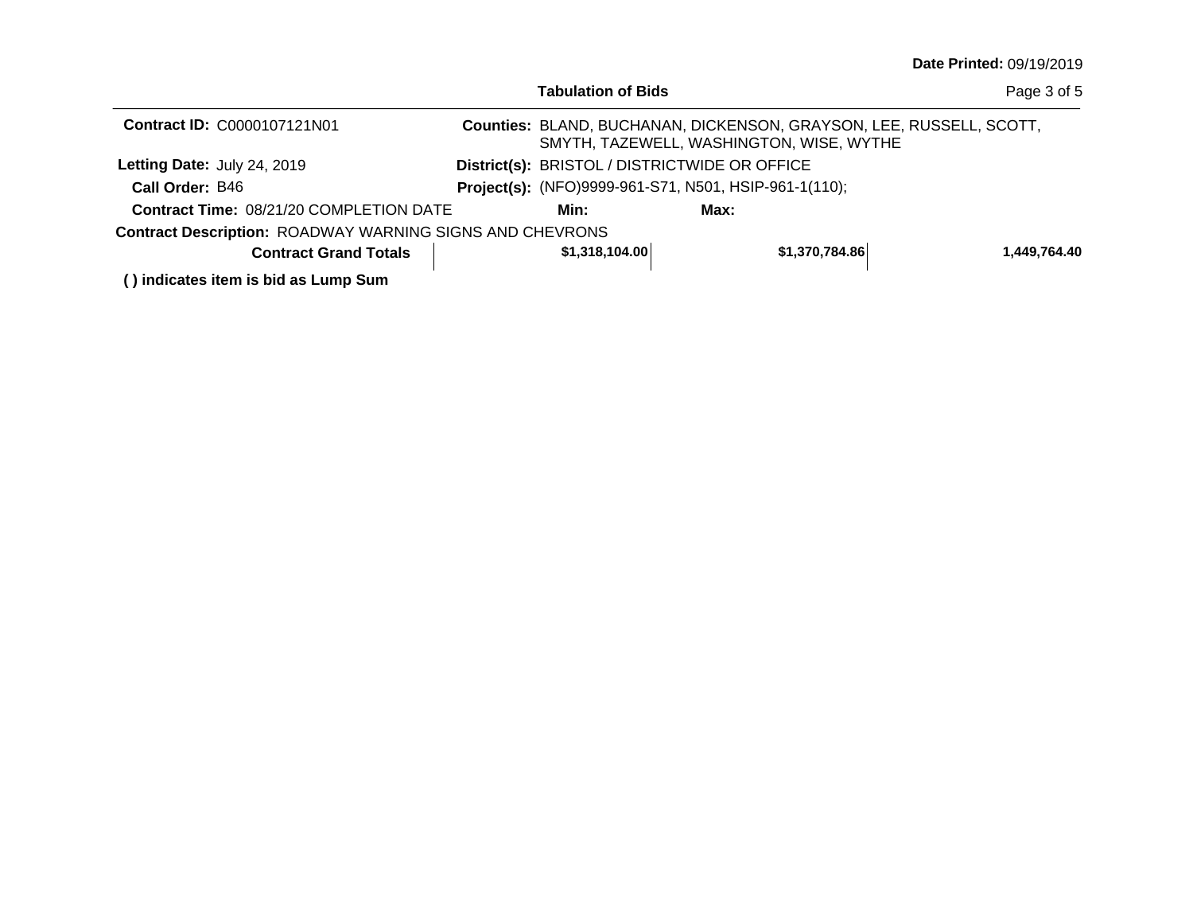**Date Printed:** 09/19/2019

**Tabulation of Bids**

**Contract ID:** C0000107121N01

**Counties:** BLAND, BUCHANAN, DICKENSON, GRAYSON, LEE, RUSSELL, SCOTT, SMYTH, TAZEWELL, WASHINGTON, WISE, WYTHE

**Letting Date:** July 24, 2019

**District(s):** BRISTOL / DISTRICTWIDE OR OFFICE

**Call Order:** B46

**Project(s):** (NFO)9999-961-S71, N501, HSIP-961-1(110);

**Contract Time:** 08/21/20 COMPLETION DATE

**Min:**

**Max:**

**Contract Description:** ROADWAY WARNING SIGNS AND CHEVRONS

| | | | |
|---|---|---|---|
| **Contract Grand Totals** | **$1,318,104.00** | **$1,370,784.86** | **1,449,764.40** |

**( ) indicates item is bid as Lump Sum**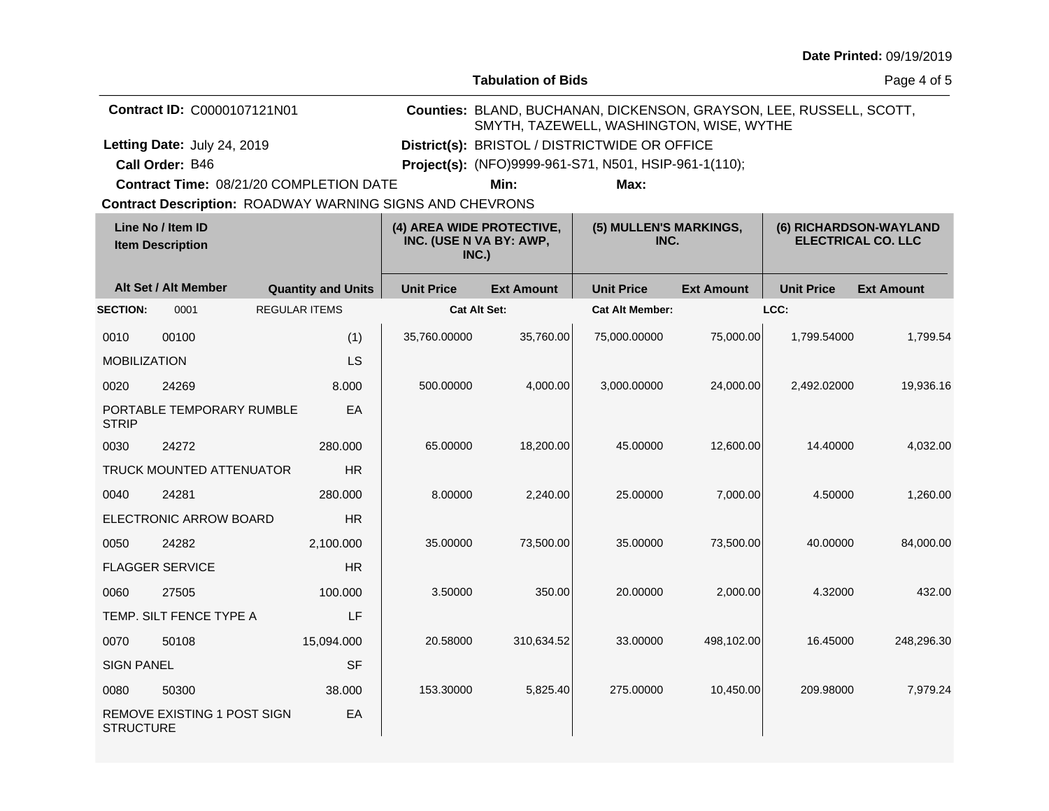**Date Printed:** 09/19/2019

**Tabulation of Bids**

**Contract ID:** C0000107121N01

**Counties:** BLAND, BUCHANAN, DICKENSON, GRAYSON, LEE, RUSSELL, SCOTT, SMYTH, TAZEWELL, WASHINGTON, WISE, WYTHE

**Letting Date:** July 24, 2019

**District(s):** BRISTOL / DISTRICTWIDE OR OFFICE

**Call Order:** B46

**Project(s):** (NFO)9999-961-S71, N501, HSIP-961-1(110);

**Contract Time:** 08/21/20 COMPLETION DATE

**Min:**

**Max:**

**Contract Description:** ROADWAY WARNING SIGNS AND CHEVRONS

| Line No / Item ID | Item Description | Quantity and Units | (4) AREA WIDE PROTECTIVE, INC. (USE N VA BY: AWP, INC.) | | (5) MULLEN'S MARKINGS, INC. | | (6) RICHARDSON-WAYLAND ELECTRICAL CO. LLC | |
|---|---|---|---|---|---|---|---|---|
| Alt Set / Alt Member | | | Unit Price | Ext Amount | Unit Price | Ext Amount | Unit Price | Ext Amount |
| **SECTION:** 0001 | REGULAR ITEMS | | **Cat Alt Set:** | | **Cat Alt Member:** | | **LCC:** | |
| 0010 00100 | MOBILIZATION | (1) LS | 35,760.00000 | 35,760.00 | 75,000.00000 | 75,000.00 | 1,799.54000 | 1,799.54 |
| 0020 24269 | PORTABLE TEMPORARY RUMBLE STRIP | 8.000 EA | 500.00000 | 4,000.00 | 3,000.00000 | 24,000.00 | 2,492.02000 | 19,936.16 |
| 0030 24272 | TRUCK MOUNTED ATTENUATOR | 280.000 HR | 65.00000 | 18,200.00 | 45.00000 | 12,600.00 | 14.40000 | 4,032.00 |
| 0040 24281 | ELECTRONIC ARROW BOARD | 280.000 HR | 8.00000 | 2,240.00 | 25.00000 | 7,000.00 | 4.50000 | 1,260.00 |
| 0050 24282 | FLAGGER SERVICE | 2,100.000 HR | 35.00000 | 73,500.00 | 35.00000 | 73,500.00 | 40.00000 | 84,000.00 |
| 0060 27505 | TEMP. SILT FENCE TYPE A | 100.000 LF | 3.50000 | 350.00 | 20.00000 | 2,000.00 | 4.32000 | 432.00 |
| 0070 50108 | SIGN PANEL | 15,094.000 SF | 20.58000 | 310,634.52 | 33.00000 | 498,102.00 | 16.45000 | 248,296.30 |
| 0080 50300 | REMOVE EXISTING 1 POST SIGN STRUCTURE | 38.000 EA | 153.30000 | 5,825.40 | 275.00000 | 10,450.00 | 209.98000 | 7,979.24 |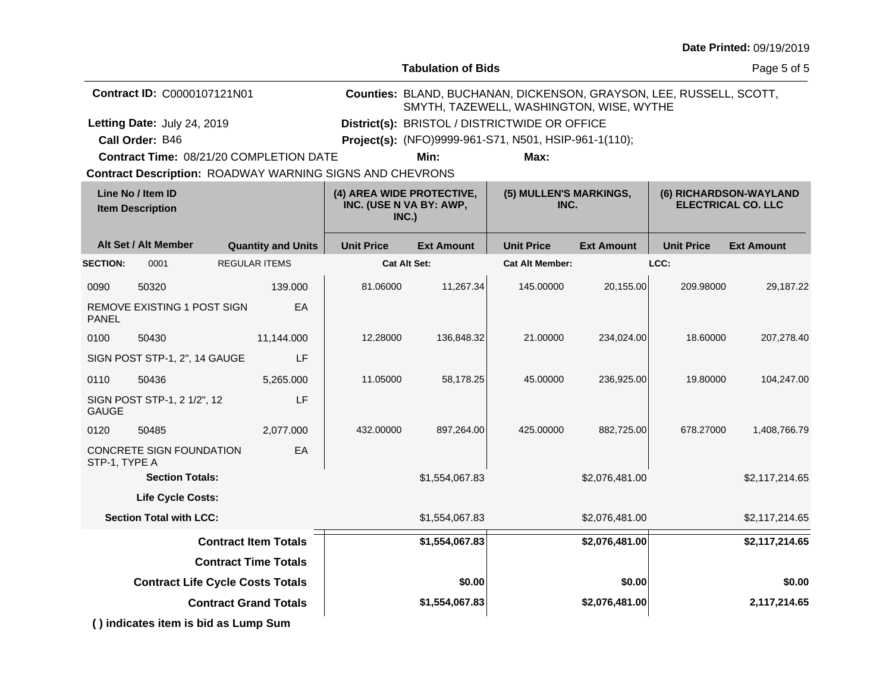**Date Printed:** 09/19/2019

**Tabulation of Bids**

**Contract ID:** C0000107121N01

**Counties:** BLAND, BUCHANAN, DICKENSON, GRAYSON, LEE, RUSSELL, SCOTT, SMYTH, TAZEWELL, WASHINGTON, WISE, WYTHE

**Letting Date:** July 24, 2019

**District(s):** BRISTOL / DISTRICTWIDE OR OFFICE

**Call Order:** B46

**Project(s):** (NFO)9999-961-S71, N501, HSIP-961-1(110);

**Contract Time:** 08/21/20 COMPLETION DATE

**Min:**

**Max:**

**Contract Description:** ROADWAY WARNING SIGNS AND CHEVRONS

| Line No / Item ID | Item Description | Alt Set / Alt Member | Quantity and Units | (4) AREA WIDE PROTECTIVE, INC. (USE N VA BY: AWP, INC.) Unit Price | (4) Ext Amount | (5) MULLEN'S MARKINGS, INC. Unit Price | (5) Ext Amount | (6) RICHARDSON-WAYLAND ELECTRICAL CO. LLC Unit Price | (6) Ext Amount |
|---|---|---|---|---|---|---|---|---|---|
| **SECTION:** 0001 | REGULAR ITEMS | | | **Cat Alt Set:** | | **Cat Alt Member:** | | **LCC:** | |
| 0090 50320 | REMOVE EXISTING 1 POST SIGN PANEL | | 139.000 EA | 81.06000 | 11,267.34 | 145.00000 | 20,155.00 | 209.98000 | 29,187.22 |
| 0100 50430 | SIGN POST STP-1, 2", 14 GAUGE | | 11,144.000 LF | 12.28000 | 136,848.32 | 21.00000 | 234,024.00 | 18.60000 | 207,278.40 |
| 0110 50436 | SIGN POST STP-1, 2 1/2", 12 GAUGE | | 5,265.000 LF | 11.05000 | 58,178.25 | 45.00000 | 236,925.00 | 19.80000 | 104,247.00 |
| 0120 50485 | CONCRETE SIGN FOUNDATION STP-1, TYPE A | | 2,077.000 EA | 432.00000 | 897,264.00 | 425.00000 | 882,725.00 | 678.27000 | 1,408,766.79 |
| **Section Totals:** | | | | | $1,554,067.83 | | $2,076,481.00 | | $2,117,214.65 |
| **Life Cycle Costs:** | | | | | | | | | |
| **Section Total with LCC:** | | | | | $1,554,067.83 | | $2,076,481.00 | | $2,117,214.65 |
| **Contract Item Totals** | | | | | **$1,554,067.83** | | **$2,076,481.00** | | **$2,117,214.65** |
| **Contract Time Totals** | | | | | | | | | |
| **Contract Life Cycle Costs Totals** | | | | | **$0.00** | | **$0.00** | | **$0.00** |
| **Contract Grand Totals** | | | | | **$1,554,067.83** | | **$2,076,481.00** | | **2,117,214.65** |

**( ) indicates item is bid as Lump Sum**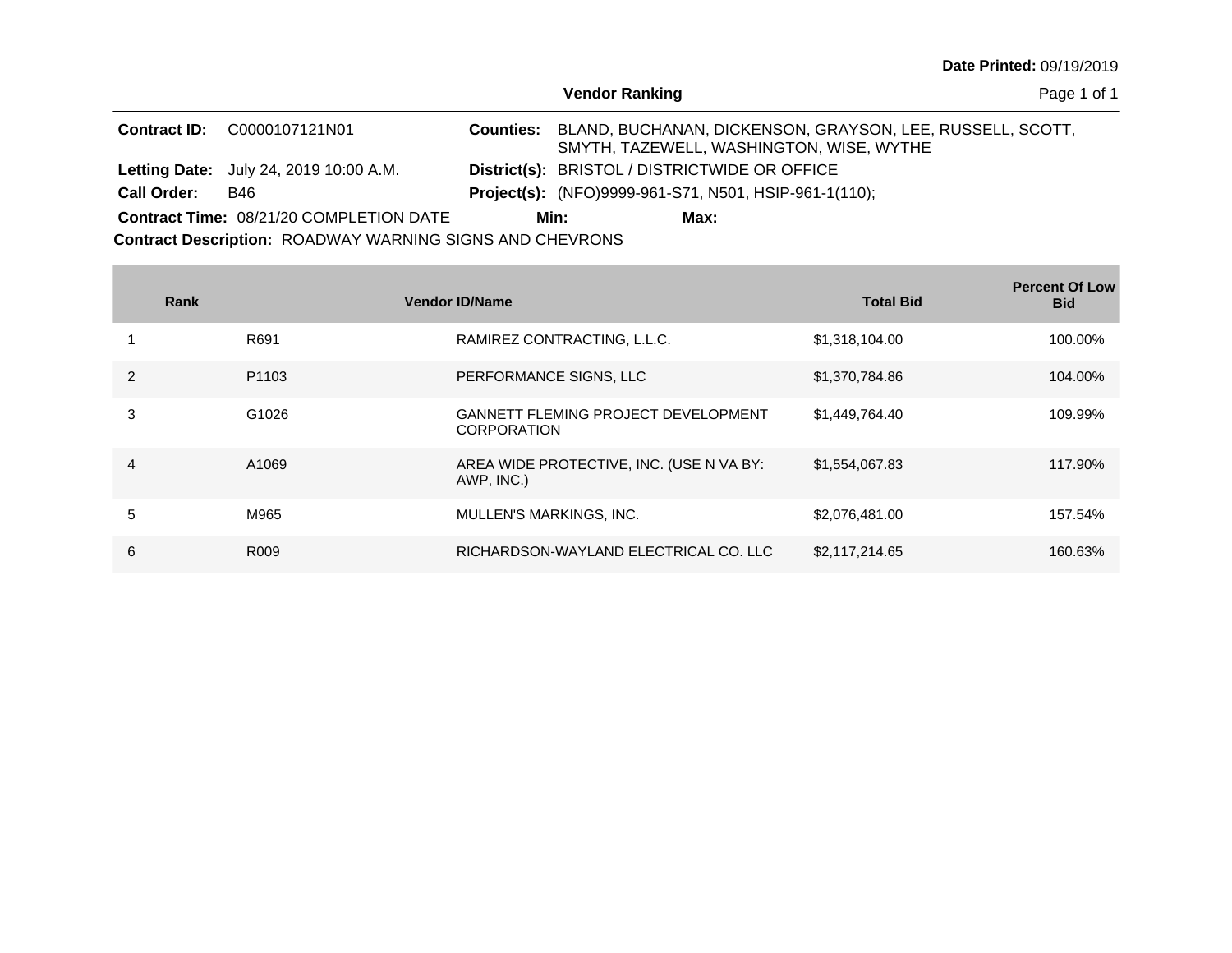**Date Printed:** 09/19/2019

**Vendor Ranking**

**Contract ID:** C0000107121N01

**Counties:** BLAND, BUCHANAN, DICKENSON, GRAYSON, LEE, RUSSELL, SCOTT, SMYTH, TAZEWELL, WASHINGTON, WISE, WYTHE

**Letting Date:** July 24, 2019 10:00 A.M.

**District(s):** BRISTOL / DISTRICTWIDE OR OFFICE

**Call Order:** B46

**Project(s):** (NFO)9999-961-S71, N501, HSIP-961-1(110);

**Contract Time:** 08/21/20 COMPLETION DATE **Min:** **Max:**

**Contract Description:** ROADWAY WARNING SIGNS AND CHEVRONS

| Rank | Vendor ID/Name | | Total Bid | Percent Of Low Bid |
|---|---|---|---|---|
| 1 | R691 | RAMIREZ CONTRACTING, L.L.C. | $1,318,104.00 | 100.00% |
| 2 | P1103 | PERFORMANCE SIGNS, LLC | $1,370,784.86 | 104.00% |
| 3 | G1026 | GANNETT FLEMING PROJECT DEVELOPMENT CORPORATION | $1,449,764.40 | 109.99% |
| 4 | A1069 | AREA WIDE PROTECTIVE, INC. (USE N VA BY: AWP, INC.) | $1,554,067.83 | 117.90% |
| 5 | M965 | MULLEN'S MARKINGS, INC. | $2,076,481.00 | 157.54% |
| 6 | R009 | RICHARDSON-WAYLAND ELECTRICAL CO. LLC | $2,117,214.65 | 160.63% |